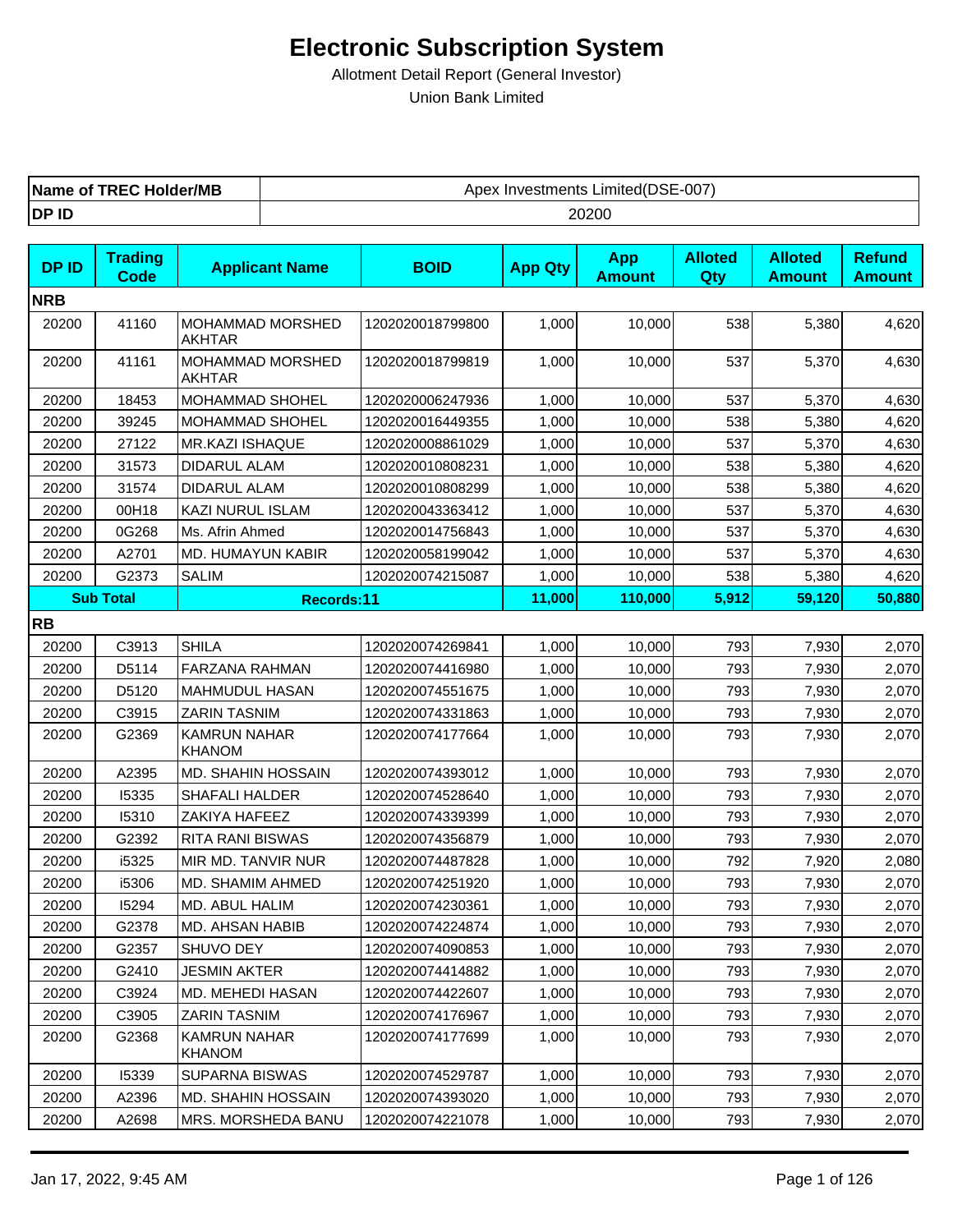# Electronic Subscription System

Allotment Detail Report (General Investor)

Union Bank Limited

| Name of TREC Holder/MB | Apex Investments Limited(DSE-007) |
|---|---|
| DP ID | 20200 |

| DP ID | Trading Code | Applicant Name | BOID | App Qty | App Amount | Alloted Qty | Alloted Amount | Refund Amount |
|---|---|---|---|---|---|---|---|---|
| **NRB** | | | | | | | | |
| 20200 | 41160 | MOHAMMAD MORSHED AKHTAR | 1202020018799800 | 1,000 | 10,000 | 538 | 5,380 | 4,620 |
| 20200 | 41161 | MOHAMMAD MORSHED AKHTAR | 1202020018799819 | 1,000 | 10,000 | 537 | 5,370 | 4,630 |
| 20200 | 18453 | MOHAMMAD SHOHEL | 1202020006247936 | 1,000 | 10,000 | 537 | 5,370 | 4,630 |
| 20200 | 39245 | MOHAMMAD SHOHEL | 1202020016449355 | 1,000 | 10,000 | 538 | 5,380 | 4,620 |
| 20200 | 27122 | MR.KAZI ISHAQUE | 1202020008861029 | 1,000 | 10,000 | 537 | 5,370 | 4,630 |
| 20200 | 31573 | DIDARUL ALAM | 1202020010808231 | 1,000 | 10,000 | 538 | 5,380 | 4,620 |
| 20200 | 31574 | DIDARUL ALAM | 1202020010808299 | 1,000 | 10,000 | 538 | 5,380 | 4,620 |
| 20200 | 00H18 | KAZI NURUL ISLAM | 1202020043363412 | 1,000 | 10,000 | 537 | 5,370 | 4,630 |
| 20200 | 0G268 | Ms. Afrin Ahmed | 1202020014756843 | 1,000 | 10,000 | 537 | 5,370 | 4,630 |
| 20200 | A2701 | MD. HUMAYUN KABIR | 1202020058199042 | 1,000 | 10,000 | 537 | 5,370 | 4,630 |
| 20200 | G2373 | SALIM | 1202020074215087 | 1,000 | 10,000 | 538 | 5,380 | 4,620 |
| **Sub Total** | | **Records:11** | | **11,000** | **110,000** | **5,912** | **59,120** | **50,880** |
| **RB** | | | | | | | | |
| 20200 | C3913 | SHILA | 1202020074269841 | 1,000 | 10,000 | 793 | 7,930 | 2,070 |
| 20200 | D5114 | FARZANA RAHMAN | 1202020074416980 | 1,000 | 10,000 | 793 | 7,930 | 2,070 |
| 20200 | D5120 | MAHMUDUL HASAN | 1202020074551675 | 1,000 | 10,000 | 793 | 7,930 | 2,070 |
| 20200 | C3915 | ZARIN TASNIM | 1202020074331863 | 1,000 | 10,000 | 793 | 7,930 | 2,070 |
| 20200 | G2369 | KAMRUN NAHAR KHANOM | 1202020074177664 | 1,000 | 10,000 | 793 | 7,930 | 2,070 |
| 20200 | A2395 | MD. SHAHIN HOSSAIN | 1202020074393012 | 1,000 | 10,000 | 793 | 7,930 | 2,070 |
| 20200 | I5335 | SHAFALI HALDER | 1202020074528640 | 1,000 | 10,000 | 793 | 7,930 | 2,070 |
| 20200 | I5310 | ZAKIYA HAFEEZ | 1202020074339399 | 1,000 | 10,000 | 793 | 7,930 | 2,070 |
| 20200 | G2392 | RITA RANI BISWAS | 1202020074356879 | 1,000 | 10,000 | 793 | 7,930 | 2,070 |
| 20200 | i5325 | MIR MD. TANVIR NUR | 1202020074487828 | 1,000 | 10,000 | 792 | 7,920 | 2,080 |
| 20200 | i5306 | MD. SHAMIM AHMED | 1202020074251920 | 1,000 | 10,000 | 793 | 7,930 | 2,070 |
| 20200 | I5294 | MD. ABUL HALIM | 1202020074230361 | 1,000 | 10,000 | 793 | 7,930 | 2,070 |
| 20200 | G2378 | MD. AHSAN HABIB | 1202020074224874 | 1,000 | 10,000 | 793 | 7,930 | 2,070 |
| 20200 | G2357 | SHUVO DEY | 1202020074090853 | 1,000 | 10,000 | 793 | 7,930 | 2,070 |
| 20200 | G2410 | JESMIN AKTER | 1202020074414882 | 1,000 | 10,000 | 793 | 7,930 | 2,070 |
| 20200 | C3924 | MD. MEHEDI HASAN | 1202020074422607 | 1,000 | 10,000 | 793 | 7,930 | 2,070 |
| 20200 | C3905 | ZARIN TASNIM | 1202020074176967 | 1,000 | 10,000 | 793 | 7,930 | 2,070 |
| 20200 | G2368 | KAMRUN NAHAR KHANOM | 1202020074177699 | 1,000 | 10,000 | 793 | 7,930 | 2,070 |
| 20200 | I5339 | SUPARNA BISWAS | 1202020074529787 | 1,000 | 10,000 | 793 | 7,930 | 2,070 |
| 20200 | A2396 | MD. SHAHIN HOSSAIN | 1202020074393020 | 1,000 | 10,000 | 793 | 7,930 | 2,070 |
| 20200 | A2698 | MRS. MORSHEDA BANU | 1202020074221078 | 1,000 | 10,000 | 793 | 7,930 | 2,070 |

Jan 17, 2022, 9:45 AM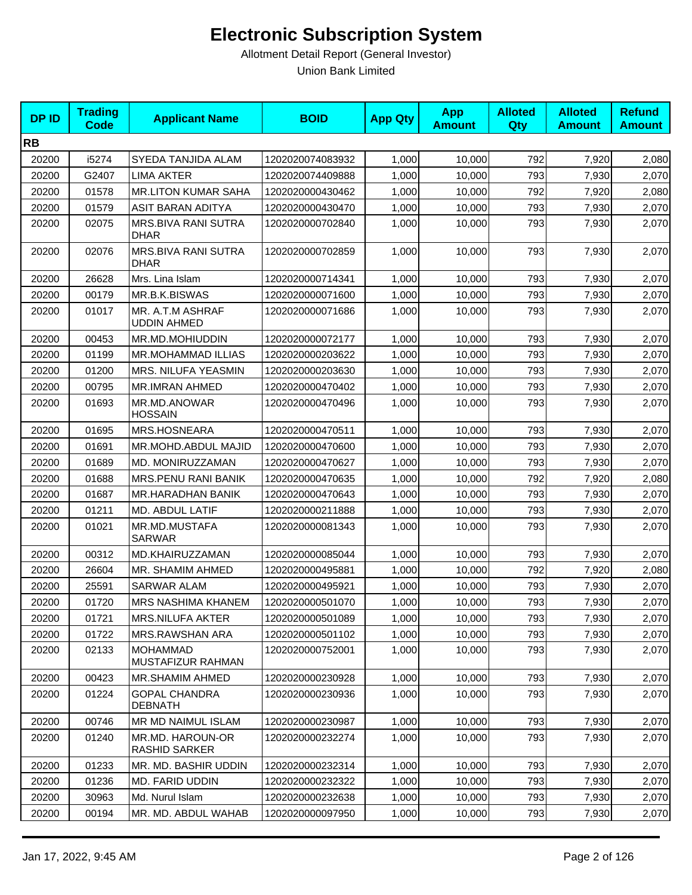# Electronic Subscription System

Allotment Detail Report (General Investor)

Union Bank Limited

| DP ID | Trading Code | Applicant Name | BOID | App Qty | App Amount | Alloted Qty | Alloted Amount | Refund Amount |
|---|---|---|---|---|---|---|---|---|
| **RB** | | | | | | | | |
| 20200 | i5274 | SYEDA TANJIDA ALAM | 1202020074083932 | 1,000 | 10,000 | 792 | 7,920 | 2,080 |
| 20200 | G2407 | LIMA AKTER | 1202020074409888 | 1,000 | 10,000 | 793 | 7,930 | 2,070 |
| 20200 | 01578 | MR.LITON KUMAR SAHA | 1202020000430462 | 1,000 | 10,000 | 792 | 7,920 | 2,080 |
| 20200 | 01579 | ASIT BARAN ADITYA | 1202020000430470 | 1,000 | 10,000 | 793 | 7,930 | 2,070 |
| 20200 | 02075 | MRS.BIVA RANI SUTRA DHAR | 1202020000702840 | 1,000 | 10,000 | 793 | 7,930 | 2,070 |
| 20200 | 02076 | MRS.BIVA RANI SUTRA DHAR | 1202020000702859 | 1,000 | 10,000 | 793 | 7,930 | 2,070 |
| 20200 | 26628 | Mrs. Lina Islam | 1202020000714341 | 1,000 | 10,000 | 793 | 7,930 | 2,070 |
| 20200 | 00179 | MR.B.K.BISWAS | 1202020000071600 | 1,000 | 10,000 | 793 | 7,930 | 2,070 |
| 20200 | 01017 | MR. A.T.M ASHRAF UDDIN AHMED | 1202020000071686 | 1,000 | 10,000 | 793 | 7,930 | 2,070 |
| 20200 | 00453 | MR.MD.MOHIUDDIN | 1202020000072177 | 1,000 | 10,000 | 793 | 7,930 | 2,070 |
| 20200 | 01199 | MR.MOHAMMAD ILLIAS | 1202020000203622 | 1,000 | 10,000 | 793 | 7,930 | 2,070 |
| 20200 | 01200 | MRS. NILUFA YEASMIN | 1202020000203630 | 1,000 | 10,000 | 793 | 7,930 | 2,070 |
| 20200 | 00795 | MR.IMRAN AHMED | 1202020000470402 | 1,000 | 10,000 | 793 | 7,930 | 2,070 |
| 20200 | 01693 | MR.MD.ANOWAR HOSSAIN | 1202020000470496 | 1,000 | 10,000 | 793 | 7,930 | 2,070 |
| 20200 | 01695 | MRS.HOSNEARA | 1202020000470511 | 1,000 | 10,000 | 793 | 7,930 | 2,070 |
| 20200 | 01691 | MR.MOHD.ABDUL MAJID | 1202020000470600 | 1,000 | 10,000 | 793 | 7,930 | 2,070 |
| 20200 | 01689 | MD. MONIRUZZAMAN | 1202020000470627 | 1,000 | 10,000 | 793 | 7,930 | 2,070 |
| 20200 | 01688 | MRS.PENU RANI BANIK | 1202020000470635 | 1,000 | 10,000 | 792 | 7,920 | 2,080 |
| 20200 | 01687 | MR.HARADHAN BANIK | 1202020000470643 | 1,000 | 10,000 | 793 | 7,930 | 2,070 |
| 20200 | 01211 | MD. ABDUL LATIF | 1202020000211888 | 1,000 | 10,000 | 793 | 7,930 | 2,070 |
| 20200 | 01021 | MR.MD.MUSTAFA SARWAR | 1202020000081343 | 1,000 | 10,000 | 793 | 7,930 | 2,070 |
| 20200 | 00312 | MD.KHAIRUZZAMAN | 1202020000085044 | 1,000 | 10,000 | 793 | 7,930 | 2,070 |
| 20200 | 26604 | MR. SHAMIM AHMED | 1202020000495881 | 1,000 | 10,000 | 792 | 7,920 | 2,080 |
| 20200 | 25591 | SARWAR ALAM | 1202020000495921 | 1,000 | 10,000 | 793 | 7,930 | 2,070 |
| 20200 | 01720 | MRS NASHIMA KHANEM | 1202020000501070 | 1,000 | 10,000 | 793 | 7,930 | 2,070 |
| 20200 | 01721 | MRS.NILUFA AKTER | 1202020000501089 | 1,000 | 10,000 | 793 | 7,930 | 2,070 |
| 20200 | 01722 | MRS.RAWSHAN ARA | 1202020000501102 | 1,000 | 10,000 | 793 | 7,930 | 2,070 |
| 20200 | 02133 | MOHAMMAD MUSTAFIZUR RAHMAN | 1202020000752001 | 1,000 | 10,000 | 793 | 7,930 | 2,070 |
| 20200 | 00423 | MR.SHAMIM AHMED | 1202020000230928 | 1,000 | 10,000 | 793 | 7,930 | 2,070 |
| 20200 | 01224 | GOPAL CHANDRA DEBNATH | 1202020000230936 | 1,000 | 10,000 | 793 | 7,930 | 2,070 |
| 20200 | 00746 | MR MD NAIMUL ISLAM | 1202020000230987 | 1,000 | 10,000 | 793 | 7,930 | 2,070 |
| 20200 | 01240 | MR.MD. HAROUN-OR RASHID SARKER | 1202020000232274 | 1,000 | 10,000 | 793 | 7,930 | 2,070 |
| 20200 | 01233 | MR. MD. BASHIR UDDIN | 1202020000232314 | 1,000 | 10,000 | 793 | 7,930 | 2,070 |
| 20200 | 01236 | MD. FARID UDDIN | 1202020000232322 | 1,000 | 10,000 | 793 | 7,930 | 2,070 |
| 20200 | 30963 | Md. Nurul Islam | 1202020000232638 | 1,000 | 10,000 | 793 | 7,930 | 2,070 |
| 20200 | 00194 | MR. MD. ABDUL WAHAB | 1202020000097950 | 1,000 | 10,000 | 793 | 7,930 | 2,070 |

Jan 17, 2022, 9:45 AM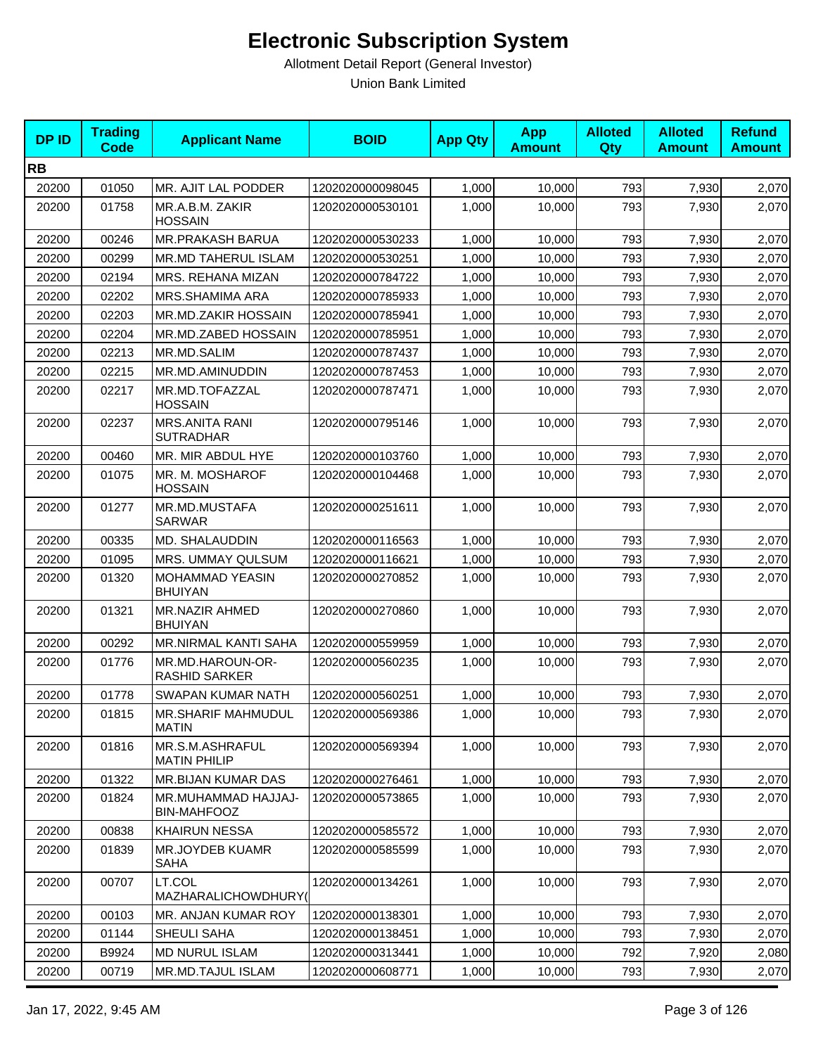# Electronic Subscription System

Allotment Detail Report (General Investor)

Union Bank Limited

| DP ID | Trading Code | Applicant Name | BOID | App Qty | App Amount | Alloted Qty | Alloted Amount | Refund Amount |
|---|---|---|---|---|---|---|---|---|
| **RB** | | | | | | | | |
| 20200 | 01050 | MR. AJIT LAL PODDER | 1202020000098045 | 1,000 | 10,000 | 793 | 7,930 | 2,070 |
| 20200 | 01758 | MR.A.B.M. ZAKIR HOSSAIN | 1202020000530101 | 1,000 | 10,000 | 793 | 7,930 | 2,070 |
| 20200 | 00246 | MR.PRAKASH BARUA | 1202020000530233 | 1,000 | 10,000 | 793 | 7,930 | 2,070 |
| 20200 | 00299 | MR.MD TAHERUL ISLAM | 1202020000530251 | 1,000 | 10,000 | 793 | 7,930 | 2,070 |
| 20200 | 02194 | MRS. REHANA MIZAN | 1202020000784722 | 1,000 | 10,000 | 793 | 7,930 | 2,070 |
| 20200 | 02202 | MRS.SHAMIMA ARA | 1202020000785933 | 1,000 | 10,000 | 793 | 7,930 | 2,070 |
| 20200 | 02203 | MR.MD.ZAKIR HOSSAIN | 1202020000785941 | 1,000 | 10,000 | 793 | 7,930 | 2,070 |
| 20200 | 02204 | MR.MD.ZABED HOSSAIN | 1202020000785951 | 1,000 | 10,000 | 793 | 7,930 | 2,070 |
| 20200 | 02213 | MR.MD.SALIM | 1202020000787437 | 1,000 | 10,000 | 793 | 7,930 | 2,070 |
| 20200 | 02215 | MR.MD.AMINUDDIN | 1202020000787453 | 1,000 | 10,000 | 793 | 7,930 | 2,070 |
| 20200 | 02217 | MR.MD.TOFAZZAL HOSSAIN | 1202020000787471 | 1,000 | 10,000 | 793 | 7,930 | 2,070 |
| 20200 | 02237 | MRS.ANITA RANI SUTRADHAR | 1202020000795146 | 1,000 | 10,000 | 793 | 7,930 | 2,070 |
| 20200 | 00460 | MR. MIR ABDUL HYE | 1202020000103760 | 1,000 | 10,000 | 793 | 7,930 | 2,070 |
| 20200 | 01075 | MR. M. MOSHAROF HOSSAIN | 1202020000104468 | 1,000 | 10,000 | 793 | 7,930 | 2,070 |
| 20200 | 01277 | MR.MD.MUSTAFA SARWAR | 1202020000251611 | 1,000 | 10,000 | 793 | 7,930 | 2,070 |
| 20200 | 00335 | MD. SHALAUDDIN | 1202020000116563 | 1,000 | 10,000 | 793 | 7,930 | 2,070 |
| 20200 | 01095 | MRS. UMMAY QULSUM | 1202020000116621 | 1,000 | 10,000 | 793 | 7,930 | 2,070 |
| 20200 | 01320 | MOHAMMAD YEASIN BHUIYAN | 1202020000270852 | 1,000 | 10,000 | 793 | 7,930 | 2,070 |
| 20200 | 01321 | MR.NAZIR AHMED BHUIYAN | 1202020000270860 | 1,000 | 10,000 | 793 | 7,930 | 2,070 |
| 20200 | 00292 | MR.NIRMAL KANTI SAHA | 1202020000559959 | 1,000 | 10,000 | 793 | 7,930 | 2,070 |
| 20200 | 01776 | MR.MD.HAROUN-OR-RASHID SARKER | 1202020000560235 | 1,000 | 10,000 | 793 | 7,930 | 2,070 |
| 20200 | 01778 | SWAPAN KUMAR NATH | 1202020000560251 | 1,000 | 10,000 | 793 | 7,930 | 2,070 |
| 20200 | 01815 | MR.SHARIF MAHMUDUL MATIN | 1202020000569386 | 1,000 | 10,000 | 793 | 7,930 | 2,070 |
| 20200 | 01816 | MR.S.M.ASHRAFUL MATIN PHILIP | 1202020000569394 | 1,000 | 10,000 | 793 | 7,930 | 2,070 |
| 20200 | 01322 | MR.BIJAN KUMAR DAS | 1202020000276461 | 1,000 | 10,000 | 793 | 7,930 | 2,070 |
| 20200 | 01824 | MR.MUHAMMAD HAJJAJ-BIN-MAHFOOZ | 1202020000573865 | 1,000 | 10,000 | 793 | 7,930 | 2,070 |
| 20200 | 00838 | KHAIRUN NESSA | 1202020000585572 | 1,000 | 10,000 | 793 | 7,930 | 2,070 |
| 20200 | 01839 | MR.JOYDEB KUAMR SAHA | 1202020000585599 | 1,000 | 10,000 | 793 | 7,930 | 2,070 |
| 20200 | 00707 | LT.COL MAZHARALICHOWDHURY( | 1202020000134261 | 1,000 | 10,000 | 793 | 7,930 | 2,070 |
| 20200 | 00103 | MR. ANJAN KUMAR ROY | 1202020000138301 | 1,000 | 10,000 | 793 | 7,930 | 2,070 |
| 20200 | 01144 | SHEULI SAHA | 1202020000138451 | 1,000 | 10,000 | 793 | 7,930 | 2,070 |
| 20200 | B9924 | MD NURUL ISLAM | 1202020000313441 | 1,000 | 10,000 | 792 | 7,920 | 2,080 |
| 20200 | 00719 | MR.MD.TAJUL ISLAM | 1202020000608771 | 1,000 | 10,000 | 793 | 7,930 | 2,070 |

Jan 17, 2022, 9:45 AM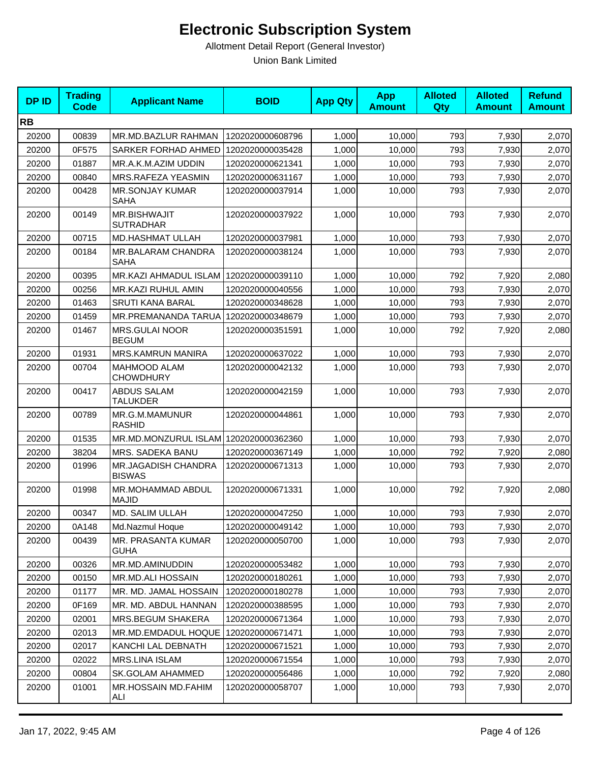# Electronic Subscription System

Allotment Detail Report (General Investor)

Union Bank Limited

| DP ID | Trading Code | Applicant Name | BOID | App Qty | App Amount | Alloted Qty | Alloted Amount | Refund Amount |
|---|---|---|---|---|---|---|---|---|
| **RB** | | | | | | | | |
| 20200 | 00839 | MR.MD.BAZLUR RAHMAN | 1202020000608796 | 1,000 | 10,000 | 793 | 7,930 | 2,070 |
| 20200 | 0F575 | SARKER FORHAD AHMED | 1202020000035428 | 1,000 | 10,000 | 793 | 7,930 | 2,070 |
| 20200 | 01887 | MR.A.K.M.AZIM UDDIN | 1202020000621341 | 1,000 | 10,000 | 793 | 7,930 | 2,070 |
| 20200 | 00840 | MRS.RAFEZA YEASMIN | 1202020000631167 | 1,000 | 10,000 | 793 | 7,930 | 2,070 |
| 20200 | 00428 | MR.SONJAY KUMAR SAHA | 1202020000037914 | 1,000 | 10,000 | 793 | 7,930 | 2,070 |
| 20200 | 00149 | MR.BISHWAJIT SUTRADHAR | 1202020000037922 | 1,000 | 10,000 | 793 | 7,930 | 2,070 |
| 20200 | 00715 | MD.HASHMAT ULLAH | 1202020000037981 | 1,000 | 10,000 | 793 | 7,930 | 2,070 |
| 20200 | 00184 | MR.BALARAM CHANDRA SAHA | 1202020000038124 | 1,000 | 10,000 | 793 | 7,930 | 2,070 |
| 20200 | 00395 | MR.KAZI AHMADUL ISLAM | 1202020000039110 | 1,000 | 10,000 | 792 | 7,920 | 2,080 |
| 20200 | 00256 | MR.KAZI RUHUL AMIN | 1202020000040556 | 1,000 | 10,000 | 793 | 7,930 | 2,070 |
| 20200 | 01463 | SRUTI KANA BARAL | 1202020000348628 | 1,000 | 10,000 | 793 | 7,930 | 2,070 |
| 20200 | 01459 | MR.PREMANANDA TARUA | 1202020000348679 | 1,000 | 10,000 | 793 | 7,930 | 2,070 |
| 20200 | 01467 | MRS.GULAI NOOR BEGUM | 1202020000351591 | 1,000 | 10,000 | 792 | 7,920 | 2,080 |
| 20200 | 01931 | MRS.KAMRUN MANIRA | 1202020000637022 | 1,000 | 10,000 | 793 | 7,930 | 2,070 |
| 20200 | 00704 | MAHMOOD ALAM CHOWDHURY | 1202020000042132 | 1,000 | 10,000 | 793 | 7,930 | 2,070 |
| 20200 | 00417 | ABDUS SALAM TALUKDER | 1202020000042159 | 1,000 | 10,000 | 793 | 7,930 | 2,070 |
| 20200 | 00789 | MR.G.M.MAMUNUR RASHID | 1202020000044861 | 1,000 | 10,000 | 793 | 7,930 | 2,070 |
| 20200 | 01535 | MR.MD.MONZURUL ISLAM | 1202020000362360 | 1,000 | 10,000 | 793 | 7,930 | 2,070 |
| 20200 | 38204 | MRS. SADEKA BANU | 1202020000367149 | 1,000 | 10,000 | 792 | 7,920 | 2,080 |
| 20200 | 01996 | MR.JAGADISH CHANDRA BISWAS | 1202020000671313 | 1,000 | 10,000 | 793 | 7,930 | 2,070 |
| 20200 | 01998 | MR.MOHAMMAD ABDUL MAJID | 1202020000671331 | 1,000 | 10,000 | 792 | 7,920 | 2,080 |
| 20200 | 00347 | MD. SALIM ULLAH | 1202020000047250 | 1,000 | 10,000 | 793 | 7,930 | 2,070 |
| 20200 | 0A148 | Md.Nazmul Hoque | 1202020000049142 | 1,000 | 10,000 | 793 | 7,930 | 2,070 |
| 20200 | 00439 | MR. PRASANTA KUMAR GUHA | 1202020000050700 | 1,000 | 10,000 | 793 | 7,930 | 2,070 |
| 20200 | 00326 | MR.MD.AMINUDDIN | 1202020000053482 | 1,000 | 10,000 | 793 | 7,930 | 2,070 |
| 20200 | 00150 | MR.MD.ALI HOSSAIN | 1202020000180261 | 1,000 | 10,000 | 793 | 7,930 | 2,070 |
| 20200 | 01177 | MR. MD. JAMAL HOSSAIN | 1202020000180278 | 1,000 | 10,000 | 793 | 7,930 | 2,070 |
| 20200 | 0F169 | MR. MD. ABDUL HANNAN | 1202020000388595 | 1,000 | 10,000 | 793 | 7,930 | 2,070 |
| 20200 | 02001 | MRS.BEGUM SHAKERA | 1202020000671364 | 1,000 | 10,000 | 793 | 7,930 | 2,070 |
| 20200 | 02013 | MR.MD.EMDADUL HOQUE | 1202020000671471 | 1,000 | 10,000 | 793 | 7,930 | 2,070 |
| 20200 | 02017 | KANCHI LAL DEBNATH | 1202020000671521 | 1,000 | 10,000 | 793 | 7,930 | 2,070 |
| 20200 | 02022 | MRS.LINA ISLAM | 1202020000671554 | 1,000 | 10,000 | 793 | 7,930 | 2,070 |
| 20200 | 00804 | SK.GOLAM AHAMMED | 1202020000056486 | 1,000 | 10,000 | 792 | 7,920 | 2,080 |
| 20200 | 01001 | MR.HOSSAIN MD.FAHIM ALI | 1202020000058707 | 1,000 | 10,000 | 793 | 7,930 | 2,070 |

Jan 17, 2022, 9:45 AM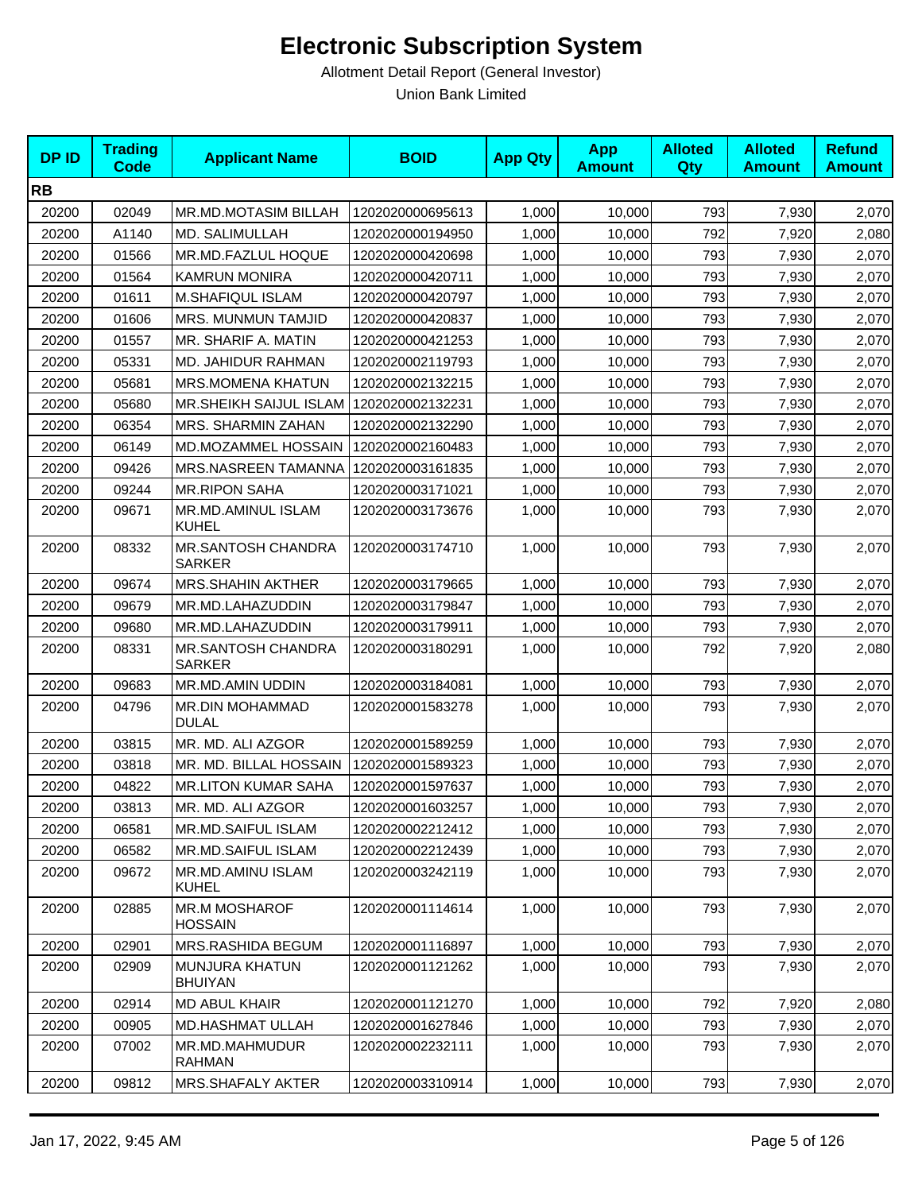# Electronic Subscription System

Allotment Detail Report (General Investor)

Union Bank Limited

| DP ID | Trading Code | Applicant Name | BOID | App Qty | App Amount | Alloted Qty | Alloted Amount | Refund Amount |
|---|---|---|---|---|---|---|---|---|
| **RB** | | | | | | | | |
| 20200 | 02049 | MR.MD.MOTASIM BILLAH | 1202020000695613 | 1,000 | 10,000 | 793 | 7,930 | 2,070 |
| 20200 | A1140 | MD. SALIMULLAH | 1202020000194950 | 1,000 | 10,000 | 792 | 7,920 | 2,080 |
| 20200 | 01566 | MR.MD.FAZLUL HOQUE | 1202020000420698 | 1,000 | 10,000 | 793 | 7,930 | 2,070 |
| 20200 | 01564 | KAMRUN MONIRA | 1202020000420711 | 1,000 | 10,000 | 793 | 7,930 | 2,070 |
| 20200 | 01611 | M.SHAFIQUL ISLAM | 1202020000420797 | 1,000 | 10,000 | 793 | 7,930 | 2,070 |
| 20200 | 01606 | MRS. MUNMUN TAMJID | 1202020000420837 | 1,000 | 10,000 | 793 | 7,930 | 2,070 |
| 20200 | 01557 | MR. SHARIF A. MATIN | 1202020000421253 | 1,000 | 10,000 | 793 | 7,930 | 2,070 |
| 20200 | 05331 | MD. JAHIDUR RAHMAN | 1202020002119793 | 1,000 | 10,000 | 793 | 7,930 | 2,070 |
| 20200 | 05681 | MRS.MOMENA KHATUN | 1202020002132215 | 1,000 | 10,000 | 793 | 7,930 | 2,070 |
| 20200 | 05680 | MR.SHEIKH SAIJUL ISLAM | 1202020002132231 | 1,000 | 10,000 | 793 | 7,930 | 2,070 |
| 20200 | 06354 | MRS. SHARMIN ZAHAN | 1202020002132290 | 1,000 | 10,000 | 793 | 7,930 | 2,070 |
| 20200 | 06149 | MD.MOZAMMEL HOSSAIN | 1202020002160483 | 1,000 | 10,000 | 793 | 7,930 | 2,070 |
| 20200 | 09426 | MRS.NASREEN TAMANNA | 1202020003161835 | 1,000 | 10,000 | 793 | 7,930 | 2,070 |
| 20200 | 09244 | MR.RIPON SAHA | 1202020003171021 | 1,000 | 10,000 | 793 | 7,930 | 2,070 |
| 20200 | 09671 | MR.MD.AMINUL ISLAM KUHEL | 1202020003173676 | 1,000 | 10,000 | 793 | 7,930 | 2,070 |
| 20200 | 08332 | MR.SANTOSH CHANDRA SARKER | 1202020003174710 | 1,000 | 10,000 | 793 | 7,930 | 2,070 |
| 20200 | 09674 | MRS.SHAHIN AKTHER | 1202020003179665 | 1,000 | 10,000 | 793 | 7,930 | 2,070 |
| 20200 | 09679 | MR.MD.LAHAZUDDIN | 1202020003179847 | 1,000 | 10,000 | 793 | 7,930 | 2,070 |
| 20200 | 09680 | MR.MD.LAHAZUDDIN | 1202020003179911 | 1,000 | 10,000 | 793 | 7,930 | 2,070 |
| 20200 | 08331 | MR.SANTOSH CHANDRA SARKER | 1202020003180291 | 1,000 | 10,000 | 792 | 7,920 | 2,080 |
| 20200 | 09683 | MR.MD.AMIN UDDIN | 1202020003184081 | 1,000 | 10,000 | 793 | 7,930 | 2,070 |
| 20200 | 04796 | MR.DIN MOHAMMAD DULAL | 1202020001583278 | 1,000 | 10,000 | 793 | 7,930 | 2,070 |
| 20200 | 03815 | MR. MD. ALI AZGOR | 1202020001589259 | 1,000 | 10,000 | 793 | 7,930 | 2,070 |
| 20200 | 03818 | MR. MD. BILLAL HOSSAIN | 1202020001589323 | 1,000 | 10,000 | 793 | 7,930 | 2,070 |
| 20200 | 04822 | MR.LITON KUMAR SAHA | 1202020001597637 | 1,000 | 10,000 | 793 | 7,930 | 2,070 |
| 20200 | 03813 | MR. MD. ALI AZGOR | 1202020001603257 | 1,000 | 10,000 | 793 | 7,930 | 2,070 |
| 20200 | 06581 | MR.MD.SAIFUL ISLAM | 1202020002212412 | 1,000 | 10,000 | 793 | 7,930 | 2,070 |
| 20200 | 06582 | MR.MD.SAIFUL ISLAM | 1202020002212439 | 1,000 | 10,000 | 793 | 7,930 | 2,070 |
| 20200 | 09672 | MR.MD.AMINU ISLAM KUHEL | 1202020003242119 | 1,000 | 10,000 | 793 | 7,930 | 2,070 |
| 20200 | 02885 | MR.M MOSHAROF HOSSAIN | 1202020001114614 | 1,000 | 10,000 | 793 | 7,930 | 2,070 |
| 20200 | 02901 | MRS.RASHIDA BEGUM | 1202020001116897 | 1,000 | 10,000 | 793 | 7,930 | 2,070 |
| 20200 | 02909 | MUNJURA KHATUN BHUIYAN | 1202020001121262 | 1,000 | 10,000 | 793 | 7,930 | 2,070 |
| 20200 | 02914 | MD ABUL KHAIR | 1202020001121270 | 1,000 | 10,000 | 792 | 7,920 | 2,080 |
| 20200 | 00905 | MD.HASHMAT ULLAH | 1202020001627846 | 1,000 | 10,000 | 793 | 7,930 | 2,070 |
| 20200 | 07002 | MR.MD.MAHMUDUR RAHMAN | 1202020002232111 | 1,000 | 10,000 | 793 | 7,930 | 2,070 |
| 20200 | 09812 | MRS.SHAFALY AKTER | 1202020003310914 | 1,000 | 10,000 | 793 | 7,930 | 2,070 |

Jan 17, 2022, 9:45 AM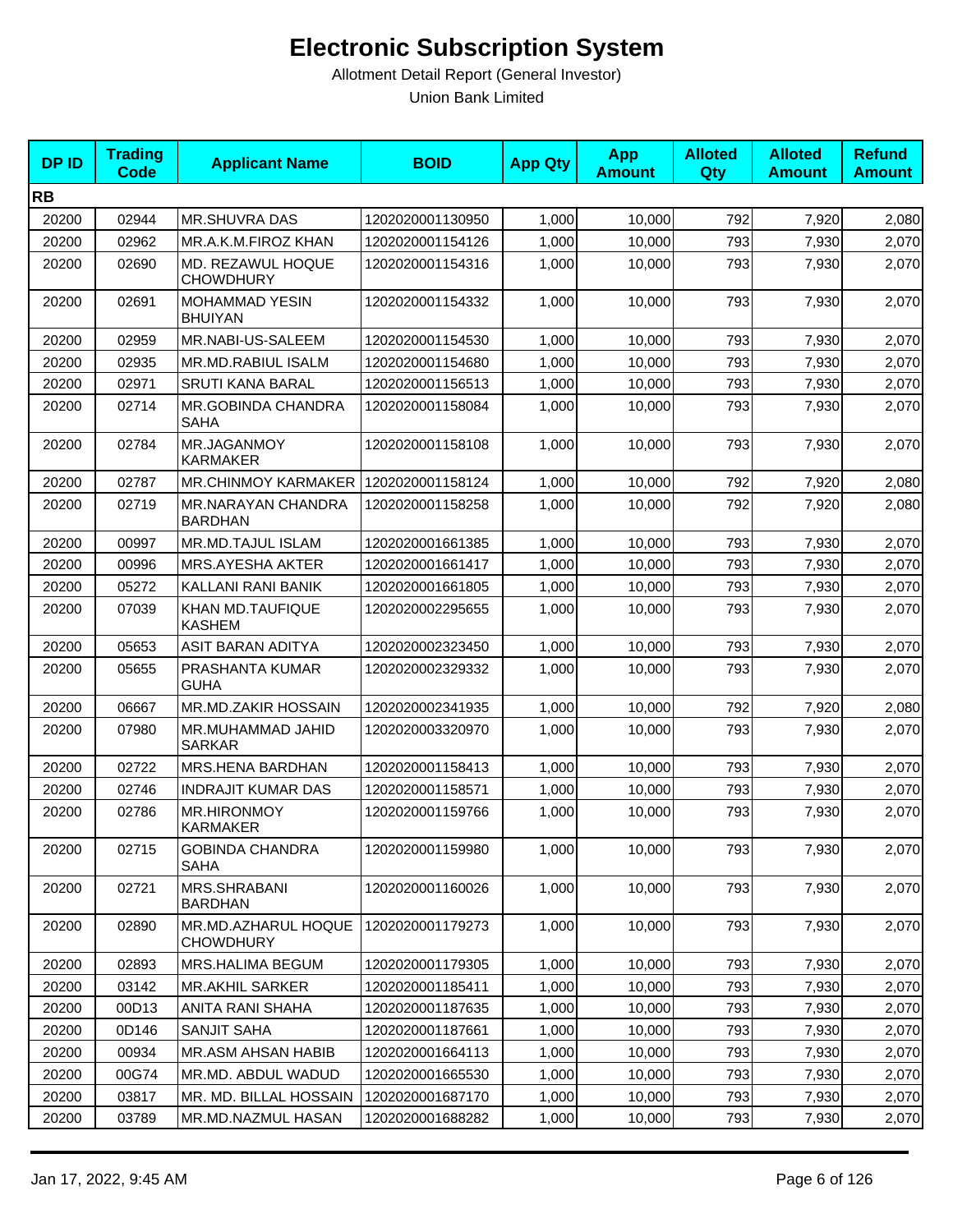# Electronic Subscription System

Allotment Detail Report (General Investor)

Union Bank Limited

| DP ID | Trading Code | Applicant Name | BOID | App Qty | App Amount | Alloted Qty | Alloted Amount | Refund Amount |
|---|---|---|---|---|---|---|---|---|
| **RB** | | | | | | | | |
| 20200 | 02944 | MR.SHUVRA DAS | 1202020001130950 | 1,000 | 10,000 | 792 | 7,920 | 2,080 |
| 20200 | 02962 | MR.A.K.M.FIROZ KHAN | 1202020001154126 | 1,000 | 10,000 | 793 | 7,930 | 2,070 |
| 20200 | 02690 | MD. REZAWUL HOQUE CHOWDHURY | 1202020001154316 | 1,000 | 10,000 | 793 | 7,930 | 2,070 |
| 20200 | 02691 | MOHAMMAD YESIN BHUIYAN | 1202020001154332 | 1,000 | 10,000 | 793 | 7,930 | 2,070 |
| 20200 | 02959 | MR.NABI-US-SALEEM | 1202020001154530 | 1,000 | 10,000 | 793 | 7,930 | 2,070 |
| 20200 | 02935 | MR.MD.RABIUL ISALM | 1202020001154680 | 1,000 | 10,000 | 793 | 7,930 | 2,070 |
| 20200 | 02971 | SRUTI KANA BARAL | 1202020001156513 | 1,000 | 10,000 | 793 | 7,930 | 2,070 |
| 20200 | 02714 | MR.GOBINDA CHANDRA SAHA | 1202020001158084 | 1,000 | 10,000 | 793 | 7,930 | 2,070 |
| 20200 | 02784 | MR.JAGANMOY KARMAKER | 1202020001158108 | 1,000 | 10,000 | 793 | 7,930 | 2,070 |
| 20200 | 02787 | MR.CHINMOY KARMAKER | 1202020001158124 | 1,000 | 10,000 | 792 | 7,920 | 2,080 |
| 20200 | 02719 | MR.NARAYAN CHANDRA BARDHAN | 1202020001158258 | 1,000 | 10,000 | 792 | 7,920 | 2,080 |
| 20200 | 00997 | MR.MD.TAJUL ISLAM | 1202020001661385 | 1,000 | 10,000 | 793 | 7,930 | 2,070 |
| 20200 | 00996 | MRS.AYESHA AKTER | 1202020001661417 | 1,000 | 10,000 | 793 | 7,930 | 2,070 |
| 20200 | 05272 | KALLANI RANI BANIK | 1202020001661805 | 1,000 | 10,000 | 793 | 7,930 | 2,070 |
| 20200 | 07039 | KHAN MD.TAUFIQUE KASHEM | 1202020002295655 | 1,000 | 10,000 | 793 | 7,930 | 2,070 |
| 20200 | 05653 | ASIT BARAN ADITYA | 1202020002323450 | 1,000 | 10,000 | 793 | 7,930 | 2,070 |
| 20200 | 05655 | PRASHANTA KUMAR GUHA | 1202020002329332 | 1,000 | 10,000 | 793 | 7,930 | 2,070 |
| 20200 | 06667 | MR.MD.ZAKIR HOSSAIN | 1202020002341935 | 1,000 | 10,000 | 792 | 7,920 | 2,080 |
| 20200 | 07980 | MR.MUHAMMAD JAHID SARKAR | 1202020003320970 | 1,000 | 10,000 | 793 | 7,930 | 2,070 |
| 20200 | 02722 | MRS.HENA BARDHAN | 1202020001158413 | 1,000 | 10,000 | 793 | 7,930 | 2,070 |
| 20200 | 02746 | INDRAJIT KUMAR DAS | 1202020001158571 | 1,000 | 10,000 | 793 | 7,930 | 2,070 |
| 20200 | 02786 | MR.HIRONMOY KARMAKER | 1202020001159766 | 1,000 | 10,000 | 793 | 7,930 | 2,070 |
| 20200 | 02715 | GOBINDA CHANDRA SAHA | 1202020001159980 | 1,000 | 10,000 | 793 | 7,930 | 2,070 |
| 20200 | 02721 | MRS.SHRABANI BARDHAN | 1202020001160026 | 1,000 | 10,000 | 793 | 7,930 | 2,070 |
| 20200 | 02890 | MR.MD.AZHARUL HOQUE CHOWDHURY | 1202020001179273 | 1,000 | 10,000 | 793 | 7,930 | 2,070 |
| 20200 | 02893 | MRS.HALIMA BEGUM | 1202020001179305 | 1,000 | 10,000 | 793 | 7,930 | 2,070 |
| 20200 | 03142 | MR.AKHIL SARKER | 1202020001185411 | 1,000 | 10,000 | 793 | 7,930 | 2,070 |
| 20200 | 00D13 | ANITA RANI SHAHA | 1202020001187635 | 1,000 | 10,000 | 793 | 7,930 | 2,070 |
| 20200 | 0D146 | SANJIT SAHA | 1202020001187661 | 1,000 | 10,000 | 793 | 7,930 | 2,070 |
| 20200 | 00934 | MR.ASM AHSAN HABIB | 1202020001664113 | 1,000 | 10,000 | 793 | 7,930 | 2,070 |
| 20200 | 00G74 | MR.MD. ABDUL WADUD | 1202020001665530 | 1,000 | 10,000 | 793 | 7,930 | 2,070 |
| 20200 | 03817 | MR. MD. BILLAL HOSSAIN | 1202020001687170 | 1,000 | 10,000 | 793 | 7,930 | 2,070 |
| 20200 | 03789 | MR.MD.NAZMUL HASAN | 1202020001688282 | 1,000 | 10,000 | 793 | 7,930 | 2,070 |

Jan 17, 2022, 9:45 AM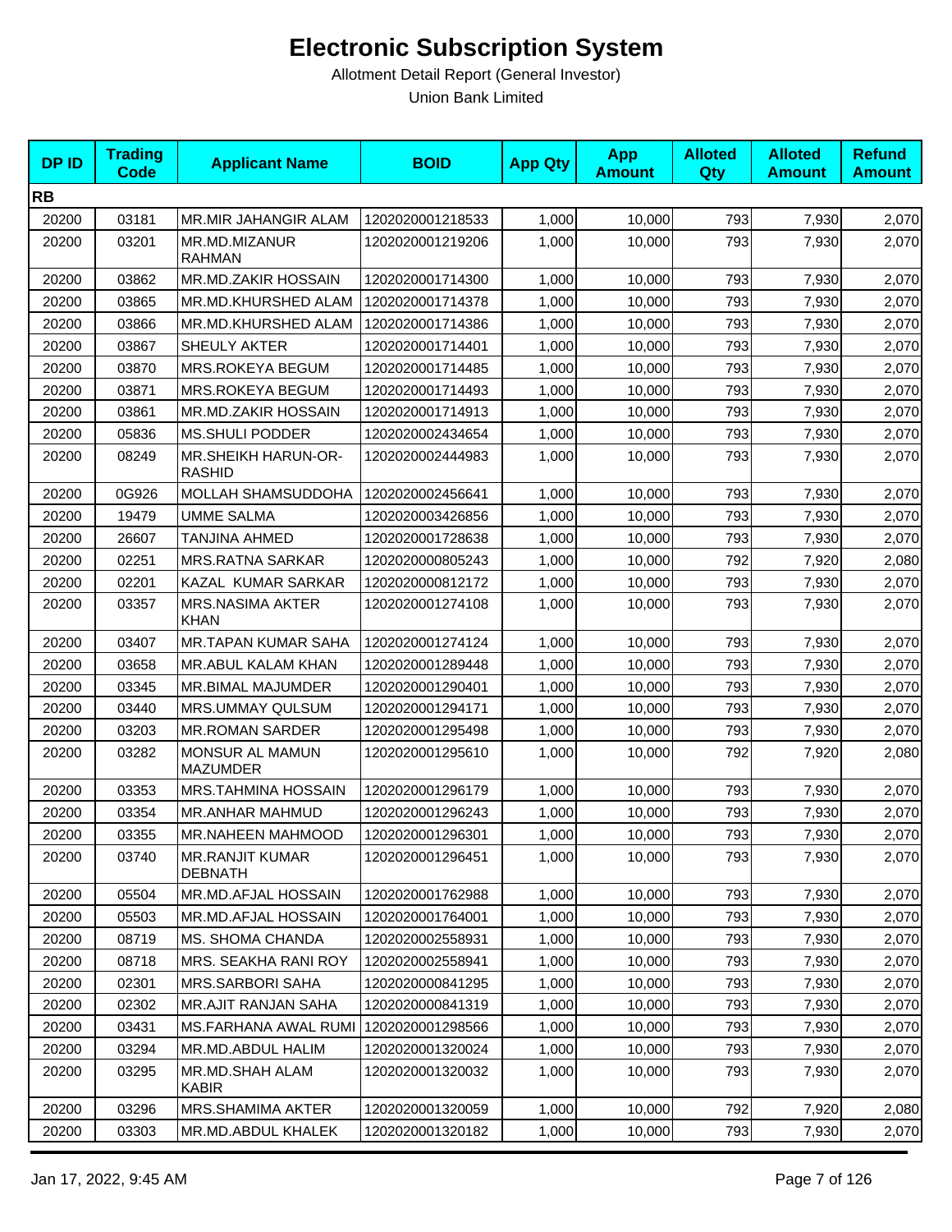# Electronic Subscription System

Allotment Detail Report (General Investor)

Union Bank Limited

| DP ID | Trading Code | Applicant Name | BOID | App Qty | App Amount | Alloted Qty | Alloted Amount | Refund Amount |
|---|---|---|---|---|---|---|---|---|
| **RB** | | | | | | | | |
| 20200 | 03181 | MR.MIR JAHANGIR ALAM | 1202020001218533 | 1,000 | 10,000 | 793 | 7,930 | 2,070 |
| 20200 | 03201 | MR.MD.MIZANUR RAHMAN | 1202020001219206 | 1,000 | 10,000 | 793 | 7,930 | 2,070 |
| 20200 | 03862 | MR.MD.ZAKIR HOSSAIN | 1202020001714300 | 1,000 | 10,000 | 793 | 7,930 | 2,070 |
| 20200 | 03865 | MR.MD.KHURSHED ALAM | 1202020001714378 | 1,000 | 10,000 | 793 | 7,930 | 2,070 |
| 20200 | 03866 | MR.MD.KHURSHED ALAM | 1202020001714386 | 1,000 | 10,000 | 793 | 7,930 | 2,070 |
| 20200 | 03867 | SHEULY AKTER | 1202020001714401 | 1,000 | 10,000 | 793 | 7,930 | 2,070 |
| 20200 | 03870 | MRS.ROKEYA BEGUM | 1202020001714485 | 1,000 | 10,000 | 793 | 7,930 | 2,070 |
| 20200 | 03871 | MRS.ROKEYA BEGUM | 1202020001714493 | 1,000 | 10,000 | 793 | 7,930 | 2,070 |
| 20200 | 03861 | MR.MD.ZAKIR HOSSAIN | 1202020001714913 | 1,000 | 10,000 | 793 | 7,930 | 2,070 |
| 20200 | 05836 | MS.SHULI PODDER | 1202020002434654 | 1,000 | 10,000 | 793 | 7,930 | 2,070 |
| 20200 | 08249 | MR.SHEIKH HARUN-OR-RASHID | 1202020002444983 | 1,000 | 10,000 | 793 | 7,930 | 2,070 |
| 20200 | 0G926 | MOLLAH SHAMSUDDOHA | 1202020002456641 | 1,000 | 10,000 | 793 | 7,930 | 2,070 |
| 20200 | 19479 | UMME SALMA | 1202020003426856 | 1,000 | 10,000 | 793 | 7,930 | 2,070 |
| 20200 | 26607 | TANJINA AHMED | 1202020001728638 | 1,000 | 10,000 | 793 | 7,930 | 2,070 |
| 20200 | 02251 | MRS.RATNA SARKAR | 1202020000805243 | 1,000 | 10,000 | 792 | 7,920 | 2,080 |
| 20200 | 02201 | KAZAL KUMAR SARKAR | 1202020000812172 | 1,000 | 10,000 | 793 | 7,930 | 2,070 |
| 20200 | 03357 | MRS.NASIMA AKTER KHAN | 1202020001274108 | 1,000 | 10,000 | 793 | 7,930 | 2,070 |
| 20200 | 03407 | MR.TAPAN KUMAR SAHA | 1202020001274124 | 1,000 | 10,000 | 793 | 7,930 | 2,070 |
| 20200 | 03658 | MR.ABUL KALAM KHAN | 1202020001289448 | 1,000 | 10,000 | 793 | 7,930 | 2,070 |
| 20200 | 03345 | MR.BIMAL MAJUMDER | 1202020001290401 | 1,000 | 10,000 | 793 | 7,930 | 2,070 |
| 20200 | 03440 | MRS.UMMAY QULSUM | 1202020001294171 | 1,000 | 10,000 | 793 | 7,930 | 2,070 |
| 20200 | 03203 | MR.ROMAN SARDER | 1202020001295498 | 1,000 | 10,000 | 793 | 7,930 | 2,070 |
| 20200 | 03282 | MONSUR AL MAMUN MAZUMDER | 1202020001295610 | 1,000 | 10,000 | 792 | 7,920 | 2,080 |
| 20200 | 03353 | MRS.TAHMINA HOSSAIN | 1202020001296179 | 1,000 | 10,000 | 793 | 7,930 | 2,070 |
| 20200 | 03354 | MR.ANHAR MAHMUD | 1202020001296243 | 1,000 | 10,000 | 793 | 7,930 | 2,070 |
| 20200 | 03355 | MR.NAHEEN MAHMOOD | 1202020001296301 | 1,000 | 10,000 | 793 | 7,930 | 2,070 |
| 20200 | 03740 | MR.RANJIT KUMAR DEBNATH | 1202020001296451 | 1,000 | 10,000 | 793 | 7,930 | 2,070 |
| 20200 | 05504 | MR.MD.AFJAL HOSSAIN | 1202020001762988 | 1,000 | 10,000 | 793 | 7,930 | 2,070 |
| 20200 | 05503 | MR.MD.AFJAL HOSSAIN | 1202020001764001 | 1,000 | 10,000 | 793 | 7,930 | 2,070 |
| 20200 | 08719 | MS. SHOMA CHANDA | 1202020002558931 | 1,000 | 10,000 | 793 | 7,930 | 2,070 |
| 20200 | 08718 | MRS. SEAKHA RANI ROY | 1202020002558941 | 1,000 | 10,000 | 793 | 7,930 | 2,070 |
| 20200 | 02301 | MRS.SARBORI SAHA | 1202020000841295 | 1,000 | 10,000 | 793 | 7,930 | 2,070 |
| 20200 | 02302 | MR.AJIT RANJAN SAHA | 1202020000841319 | 1,000 | 10,000 | 793 | 7,930 | 2,070 |
| 20200 | 03431 | MS.FARHANA AWAL RUMI | 1202020001298566 | 1,000 | 10,000 | 793 | 7,930 | 2,070 |
| 20200 | 03294 | MR.MD.ABDUL HALIM | 1202020001320024 | 1,000 | 10,000 | 793 | 7,930 | 2,070 |
| 20200 | 03295 | MR.MD.SHAH ALAM KABIR | 1202020001320032 | 1,000 | 10,000 | 793 | 7,930 | 2,070 |
| 20200 | 03296 | MRS.SHAMIMA AKTER | 1202020001320059 | 1,000 | 10,000 | 792 | 7,920 | 2,080 |
| 20200 | 03303 | MR.MD.ABDUL KHALEK | 1202020001320182 | 1,000 | 10,000 | 793 | 7,930 | 2,070 |

Jan 17, 2022, 9:45 AM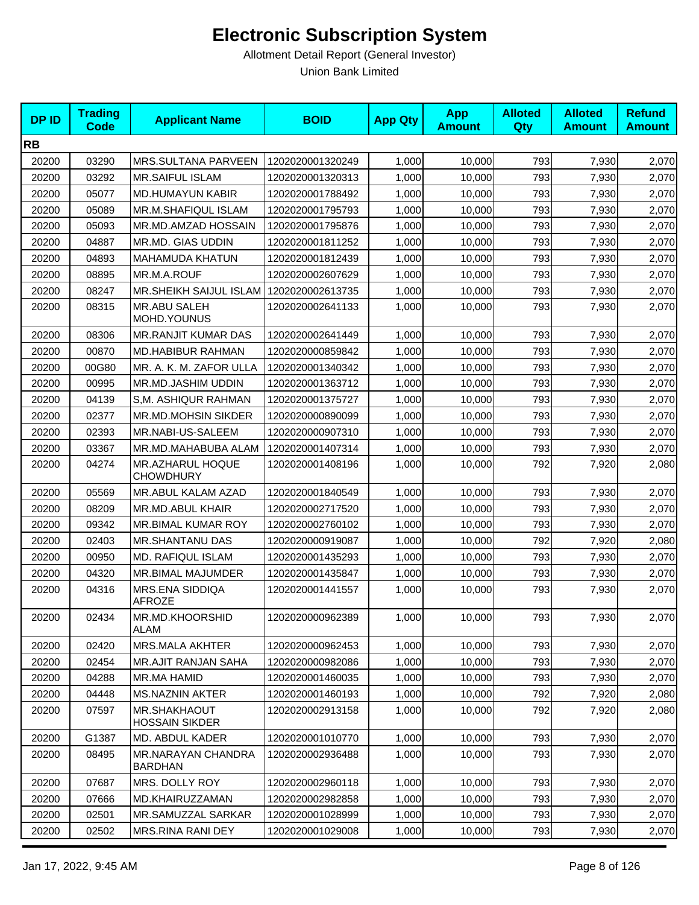# Electronic Subscription System

Allotment Detail Report (General Investor)

Union Bank Limited

| DP ID | Trading Code | Applicant Name | BOID | App Qty | App Amount | Alloted Qty | Alloted Amount | Refund Amount |
|---|---|---|---|---|---|---|---|---|
| **RB** | | | | | | | | |
| 20200 | 03290 | MRS.SULTANA PARVEEN | 1202020001320249 | 1,000 | 10,000 | 793 | 7,930 | 2,070 |
| 20200 | 03292 | MR.SAIFUL ISLAM | 1202020001320313 | 1,000 | 10,000 | 793 | 7,930 | 2,070 |
| 20200 | 05077 | MD.HUMAYUN KABIR | 1202020001788492 | 1,000 | 10,000 | 793 | 7,930 | 2,070 |
| 20200 | 05089 | MR.M.SHAFIQUL ISLAM | 1202020001795793 | 1,000 | 10,000 | 793 | 7,930 | 2,070 |
| 20200 | 05093 | MR.MD.AMZAD HOSSAIN | 1202020001795876 | 1,000 | 10,000 | 793 | 7,930 | 2,070 |
| 20200 | 04887 | MR.MD. GIAS UDDIN | 1202020001811252 | 1,000 | 10,000 | 793 | 7,930 | 2,070 |
| 20200 | 04893 | MAHAMUDA KHATUN | 1202020001812439 | 1,000 | 10,000 | 793 | 7,930 | 2,070 |
| 20200 | 08895 | MR.M.A.ROUF | 1202020002607629 | 1,000 | 10,000 | 793 | 7,930 | 2,070 |
| 20200 | 08247 | MR.SHEIKH SAIJUL ISLAM | 1202020002613735 | 1,000 | 10,000 | 793 | 7,930 | 2,070 |
| 20200 | 08315 | MR.ABU SALEH MOHD.YOUNUS | 1202020002641133 | 1,000 | 10,000 | 793 | 7,930 | 2,070 |
| 20200 | 08306 | MR.RANJIT KUMAR DAS | 1202020002641449 | 1,000 | 10,000 | 793 | 7,930 | 2,070 |
| 20200 | 00870 | MD.HABIBUR RAHMAN | 1202020000859842 | 1,000 | 10,000 | 793 | 7,930 | 2,070 |
| 20200 | 00G80 | MR. A. K. M. ZAFOR ULLA | 1202020001340342 | 1,000 | 10,000 | 793 | 7,930 | 2,070 |
| 20200 | 00995 | MR.MD.JASHIM UDDIN | 1202020001363712 | 1,000 | 10,000 | 793 | 7,930 | 2,070 |
| 20200 | 04139 | S,M. ASHIQUR RAHMAN | 1202020001375727 | 1,000 | 10,000 | 793 | 7,930 | 2,070 |
| 20200 | 02377 | MR.MD.MOHSIN SIKDER | 1202020000890099 | 1,000 | 10,000 | 793 | 7,930 | 2,070 |
| 20200 | 02393 | MR.NABI-US-SALEEM | 1202020000907310 | 1,000 | 10,000 | 793 | 7,930 | 2,070 |
| 20200 | 03367 | MR.MD.MAHABUBA ALAM | 1202020001407314 | 1,000 | 10,000 | 793 | 7,930 | 2,070 |
| 20200 | 04274 | MR.AZHARUL HOQUE CHOWDHURY | 1202020001408196 | 1,000 | 10,000 | 792 | 7,920 | 2,080 |
| 20200 | 05569 | MR.ABUL KALAM AZAD | 1202020001840549 | 1,000 | 10,000 | 793 | 7,930 | 2,070 |
| 20200 | 08209 | MR.MD.ABUL KHAIR | 1202020002717520 | 1,000 | 10,000 | 793 | 7,930 | 2,070 |
| 20200 | 09342 | MR.BIMAL KUMAR ROY | 1202020002760102 | 1,000 | 10,000 | 793 | 7,930 | 2,070 |
| 20200 | 02403 | MR.SHANTANU DAS | 1202020000919087 | 1,000 | 10,000 | 792 | 7,920 | 2,080 |
| 20200 | 00950 | MD. RAFIQUL ISLAM | 1202020001435293 | 1,000 | 10,000 | 793 | 7,930 | 2,070 |
| 20200 | 04320 | MR.BIMAL MAJUMDER | 1202020001435847 | 1,000 | 10,000 | 793 | 7,930 | 2,070 |
| 20200 | 04316 | MRS.ENA SIDDIQA AFROZE | 1202020001441557 | 1,000 | 10,000 | 793 | 7,930 | 2,070 |
| 20200 | 02434 | MR.MD.KHOORSHID ALAM | 1202020000962389 | 1,000 | 10,000 | 793 | 7,930 | 2,070 |
| 20200 | 02420 | MRS.MALA AKHTER | 1202020000962453 | 1,000 | 10,000 | 793 | 7,930 | 2,070 |
| 20200 | 02454 | MR.AJIT RANJAN SAHA | 1202020000982086 | 1,000 | 10,000 | 793 | 7,930 | 2,070 |
| 20200 | 04288 | MR.MA HAMID | 1202020001460035 | 1,000 | 10,000 | 793 | 7,930 | 2,070 |
| 20200 | 04448 | MS.NAZNIN AKTER | 1202020001460193 | 1,000 | 10,000 | 792 | 7,920 | 2,080 |
| 20200 | 07597 | MR.SHAKHAOUT HOSSAIN SIKDER | 1202020002913158 | 1,000 | 10,000 | 792 | 7,920 | 2,080 |
| 20200 | G1387 | MD. ABDUL KADER | 1202020001010770 | 1,000 | 10,000 | 793 | 7,930 | 2,070 |
| 20200 | 08495 | MR.NARAYAN CHANDRA BARDHAN | 1202020002936488 | 1,000 | 10,000 | 793 | 7,930 | 2,070 |
| 20200 | 07687 | MRS. DOLLY ROY | 1202020002960118 | 1,000 | 10,000 | 793 | 7,930 | 2,070 |
| 20200 | 07666 | MD.KHAIRUZZAMAN | 1202020002982858 | 1,000 | 10,000 | 793 | 7,930 | 2,070 |
| 20200 | 02501 | MR.SAMUZZAL SARKAR | 1202020001028999 | 1,000 | 10,000 | 793 | 7,930 | 2,070 |
| 20200 | 02502 | MRS.RINA RANI DEY | 1202020001029008 | 1,000 | 10,000 | 793 | 7,930 | 2,070 |

Jan 17, 2022, 9:45 AM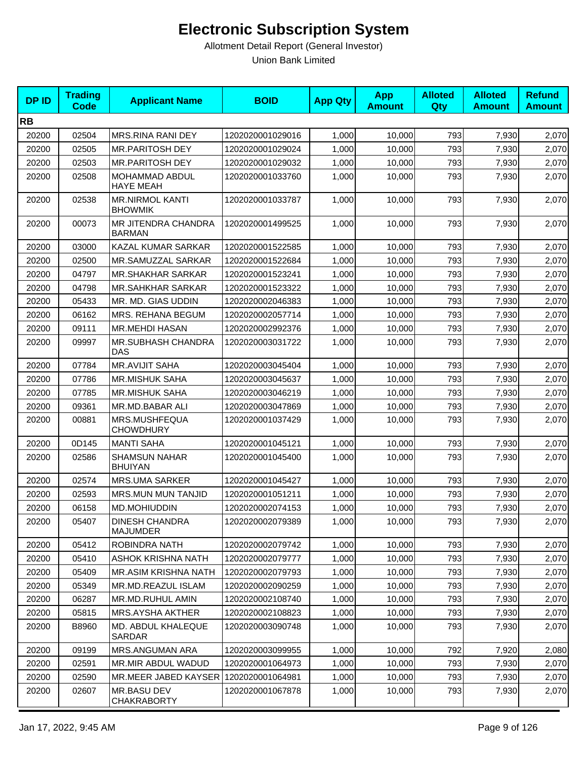# Electronic Subscription System

Allotment Detail Report (General Investor)

Union Bank Limited

| DP ID | Trading Code | Applicant Name | BOID | App Qty | App Amount | Alloted Qty | Alloted Amount | Refund Amount |
|---|---|---|---|---|---|---|---|---|
| **RB** | | | | | | | | |
| 20200 | 02504 | MRS.RINA RANI DEY | 1202020001029016 | 1,000 | 10,000 | 793 | 7,930 | 2,070 |
| 20200 | 02505 | MR.PARITOSH DEY | 1202020001029024 | 1,000 | 10,000 | 793 | 7,930 | 2,070 |
| 20200 | 02503 | MR.PARITOSH DEY | 1202020001029032 | 1,000 | 10,000 | 793 | 7,930 | 2,070 |
| 20200 | 02508 | MOHAMMAD ABDUL HAYE MEAH | 1202020001033760 | 1,000 | 10,000 | 793 | 7,930 | 2,070 |
| 20200 | 02538 | MR.NIRMOL KANTI BHOWMIK | 1202020001033787 | 1,000 | 10,000 | 793 | 7,930 | 2,070 |
| 20200 | 00073 | MR JITENDRA CHANDRA BARMAN | 1202020001499525 | 1,000 | 10,000 | 793 | 7,930 | 2,070 |
| 20200 | 03000 | KAZAL KUMAR SARKAR | 1202020001522585 | 1,000 | 10,000 | 793 | 7,930 | 2,070 |
| 20200 | 02500 | MR.SAMUZZAL SARKAR | 1202020001522684 | 1,000 | 10,000 | 793 | 7,930 | 2,070 |
| 20200 | 04797 | MR.SHAKHAR SARKAR | 1202020001523241 | 1,000 | 10,000 | 793 | 7,930 | 2,070 |
| 20200 | 04798 | MR.SAHKHAR SARKAR | 1202020001523322 | 1,000 | 10,000 | 793 | 7,930 | 2,070 |
| 20200 | 05433 | MR. MD. GIAS UDDIN | 1202020002046383 | 1,000 | 10,000 | 793 | 7,930 | 2,070 |
| 20200 | 06162 | MRS. REHANA BEGUM | 1202020002057714 | 1,000 | 10,000 | 793 | 7,930 | 2,070 |
| 20200 | 09111 | MR.MEHDI HASAN | 1202020002992376 | 1,000 | 10,000 | 793 | 7,930 | 2,070 |
| 20200 | 09997 | MR.SUBHASH CHANDRA DAS | 1202020003031722 | 1,000 | 10,000 | 793 | 7,930 | 2,070 |
| 20200 | 07784 | MR.AVIJIT SAHA | 1202020003045404 | 1,000 | 10,000 | 793 | 7,930 | 2,070 |
| 20200 | 07786 | MR.MISHUK SAHA | 1202020003045637 | 1,000 | 10,000 | 793 | 7,930 | 2,070 |
| 20200 | 07785 | MR.MISHUK SAHA | 1202020003046219 | 1,000 | 10,000 | 793 | 7,930 | 2,070 |
| 20200 | 09361 | MR.MD.BABAR ALI | 1202020003047869 | 1,000 | 10,000 | 793 | 7,930 | 2,070 |
| 20200 | 00881 | MRS.MUSHFEQUA CHOWDHURY | 1202020001037429 | 1,000 | 10,000 | 793 | 7,930 | 2,070 |
| 20200 | 0D145 | MANTI SAHA | 1202020001045121 | 1,000 | 10,000 | 793 | 7,930 | 2,070 |
| 20200 | 02586 | SHAMSUN NAHAR BHUIYAN | 1202020001045400 | 1,000 | 10,000 | 793 | 7,930 | 2,070 |
| 20200 | 02574 | MRS.UMA SARKER | 1202020001045427 | 1,000 | 10,000 | 793 | 7,930 | 2,070 |
| 20200 | 02593 | MRS.MUN MUN TANJID | 1202020001051211 | 1,000 | 10,000 | 793 | 7,930 | 2,070 |
| 20200 | 06158 | MD.MOHIUDDIN | 1202020002074153 | 1,000 | 10,000 | 793 | 7,930 | 2,070 |
| 20200 | 05407 | DINESH CHANDRA MAJUMDER | 1202020002079389 | 1,000 | 10,000 | 793 | 7,930 | 2,070 |
| 20200 | 05412 | ROBINDRA NATH | 1202020002079742 | 1,000 | 10,000 | 793 | 7,930 | 2,070 |
| 20200 | 05410 | ASHOK KRISHNA NATH | 1202020002079777 | 1,000 | 10,000 | 793 | 7,930 | 2,070 |
| 20200 | 05409 | MR.ASIM KRISHNA NATH | 1202020002079793 | 1,000 | 10,000 | 793 | 7,930 | 2,070 |
| 20200 | 05349 | MR.MD.REAZUL ISLAM | 1202020002090259 | 1,000 | 10,000 | 793 | 7,930 | 2,070 |
| 20200 | 06287 | MR.MD.RUHUL AMIN | 1202020002108740 | 1,000 | 10,000 | 793 | 7,930 | 2,070 |
| 20200 | 05815 | MRS.AYSHA AKTHER | 1202020002108823 | 1,000 | 10,000 | 793 | 7,930 | 2,070 |
| 20200 | B8960 | MD. ABDUL KHALEQUE SARDAR | 1202020003090748 | 1,000 | 10,000 | 793 | 7,930 | 2,070 |
| 20200 | 09199 | MRS.ANGUMAN ARA | 1202020003099955 | 1,000 | 10,000 | 792 | 7,920 | 2,080 |
| 20200 | 02591 | MR.MIR ABDUL WADUD | 1202020001064973 | 1,000 | 10,000 | 793 | 7,930 | 2,070 |
| 20200 | 02590 | MR.MEER JABED KAYSER | 1202020001064981 | 1,000 | 10,000 | 793 | 7,930 | 2,070 |
| 20200 | 02607 | MR.BASU DEV CHAKRABORTY | 1202020001067878 | 1,000 | 10,000 | 793 | 7,930 | 2,070 |

Jan 17, 2022, 9:45 AM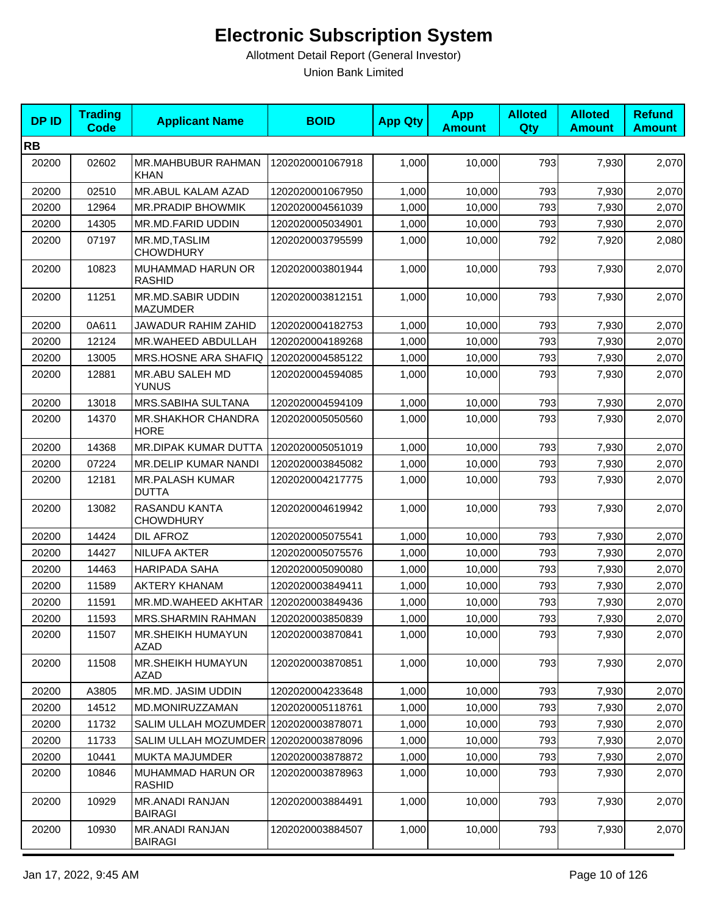# Electronic Subscription System

Allotment Detail Report (General Investor)

Union Bank Limited

| DP ID | Trading Code | Applicant Name | BOID | App Qty | App Amount | Alloted Qty | Alloted Amount | Refund Amount |
|---|---|---|---|---|---|---|---|---|
| **RB** | | | | | | | | |
| 20200 | 02602 | MR.MAHBUBUR RAHMAN KHAN | 1202020001067918 | 1,000 | 10,000 | 793 | 7,930 | 2,070 |
| 20200 | 02510 | MR.ABUL KALAM AZAD | 1202020001067950 | 1,000 | 10,000 | 793 | 7,930 | 2,070 |
| 20200 | 12964 | MR.PRADIP BHOWMIK | 1202020004561039 | 1,000 | 10,000 | 793 | 7,930 | 2,070 |
| 20200 | 14305 | MR.MD.FARID UDDIN | 1202020005034901 | 1,000 | 10,000 | 793 | 7,930 | 2,070 |
| 20200 | 07197 | MR.MD,TASLIM CHOWDHURY | 1202020003795599 | 1,000 | 10,000 | 792 | 7,920 | 2,080 |
| 20200 | 10823 | MUHAMMAD HARUN OR RASHID | 1202020003801944 | 1,000 | 10,000 | 793 | 7,930 | 2,070 |
| 20200 | 11251 | MR.MD.SABIR UDDIN MAZUMDER | 1202020003812151 | 1,000 | 10,000 | 793 | 7,930 | 2,070 |
| 20200 | 0A611 | JAWADUR RAHIM ZAHID | 1202020004182753 | 1,000 | 10,000 | 793 | 7,930 | 2,070 |
| 20200 | 12124 | MR.WAHEED ABDULLAH | 1202020004189268 | 1,000 | 10,000 | 793 | 7,930 | 2,070 |
| 20200 | 13005 | MRS.HOSNE ARA SHAFIQ | 1202020004585122 | 1,000 | 10,000 | 793 | 7,930 | 2,070 |
| 20200 | 12881 | MR.ABU SALEH MD YUNUS | 1202020004594085 | 1,000 | 10,000 | 793 | 7,930 | 2,070 |
| 20200 | 13018 | MRS.SABIHA SULTANA | 1202020004594109 | 1,000 | 10,000 | 793 | 7,930 | 2,070 |
| 20200 | 14370 | MR.SHAKHOR CHANDRA HORE | 1202020005050560 | 1,000 | 10,000 | 793 | 7,930 | 2,070 |
| 20200 | 14368 | MR.DIPAK KUMAR DUTTA | 1202020005051019 | 1,000 | 10,000 | 793 | 7,930 | 2,070 |
| 20200 | 07224 | MR.DELIP KUMAR NANDI | 1202020003845082 | 1,000 | 10,000 | 793 | 7,930 | 2,070 |
| 20200 | 12181 | MR.PALASH KUMAR DUTTA | 1202020004217775 | 1,000 | 10,000 | 793 | 7,930 | 2,070 |
| 20200 | 13082 | RASANDU KANTA CHOWDHURY | 1202020004619942 | 1,000 | 10,000 | 793 | 7,930 | 2,070 |
| 20200 | 14424 | DIL AFROZ | 1202020005075541 | 1,000 | 10,000 | 793 | 7,930 | 2,070 |
| 20200 | 14427 | NILUFA AKTER | 1202020005075576 | 1,000 | 10,000 | 793 | 7,930 | 2,070 |
| 20200 | 14463 | HARIPADA SAHA | 1202020005090080 | 1,000 | 10,000 | 793 | 7,930 | 2,070 |
| 20200 | 11589 | AKTERY KHANAM | 1202020003849411 | 1,000 | 10,000 | 793 | 7,930 | 2,070 |
| 20200 | 11591 | MR.MD.WAHEED AKHTAR | 1202020003849436 | 1,000 | 10,000 | 793 | 7,930 | 2,070 |
| 20200 | 11593 | MRS.SHARMIN RAHMAN | 1202020003850839 | 1,000 | 10,000 | 793 | 7,930 | 2,070 |
| 20200 | 11507 | MR.SHEIKH HUMAYUN AZAD | 1202020003870841 | 1,000 | 10,000 | 793 | 7,930 | 2,070 |
| 20200 | 11508 | MR.SHEIKH HUMAYUN AZAD | 1202020003870851 | 1,000 | 10,000 | 793 | 7,930 | 2,070 |
| 20200 | A3805 | MR.MD. JASIM UDDIN | 1202020004233648 | 1,000 | 10,000 | 793 | 7,930 | 2,070 |
| 20200 | 14512 | MD.MONIRUZZAMAN | 1202020005118761 | 1,000 | 10,000 | 793 | 7,930 | 2,070 |
| 20200 | 11732 | SALIM ULLAH MOZUMDER | 1202020003878071 | 1,000 | 10,000 | 793 | 7,930 | 2,070 |
| 20200 | 11733 | SALIM ULLAH MOZUMDER | 1202020003878096 | 1,000 | 10,000 | 793 | 7,930 | 2,070 |
| 20200 | 10441 | MUKTA MAJUMDER | 1202020003878872 | 1,000 | 10,000 | 793 | 7,930 | 2,070 |
| 20200 | 10846 | MUHAMMAD HARUN OR RASHID | 1202020003878963 | 1,000 | 10,000 | 793 | 7,930 | 2,070 |
| 20200 | 10929 | MR.ANADI RANJAN BAIRAGI | 1202020003884491 | 1,000 | 10,000 | 793 | 7,930 | 2,070 |
| 20200 | 10930 | MR.ANADI RANJAN BAIRAGI | 1202020003884507 | 1,000 | 10,000 | 793 | 7,930 | 2,070 |

Jan 17, 2022, 9:45 AM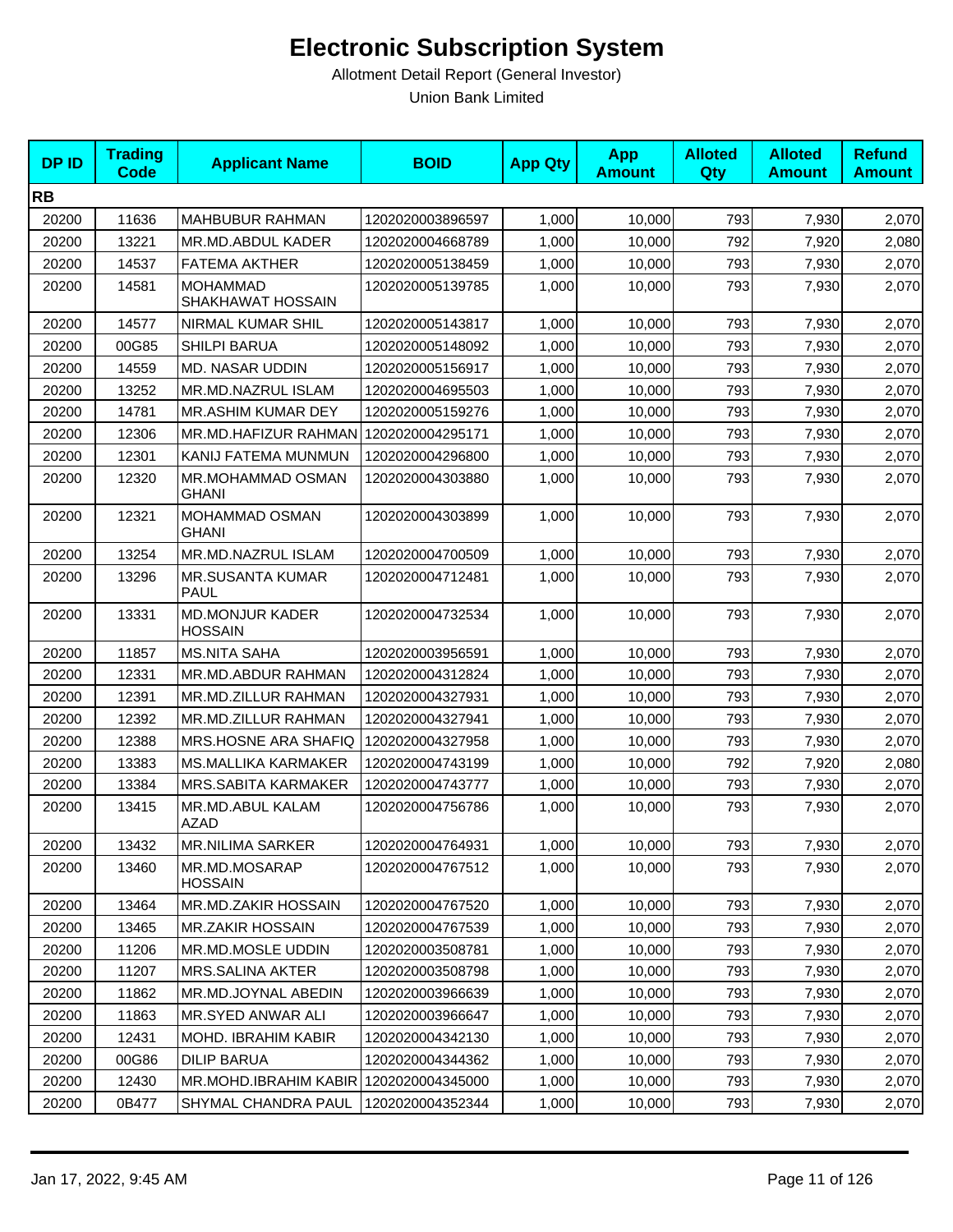# Electronic Subscription System

Allotment Detail Report (General Investor)

Union Bank Limited

| DP ID | Trading Code | Applicant Name | BOID | App Qty | App Amount | Alloted Qty | Alloted Amount | Refund Amount |
|---|---|---|---|---|---|---|---|---|
| **RB** | | | | | | | | |
| 20200 | 11636 | MAHBUBUR RAHMAN | 1202020003896597 | 1,000 | 10,000 | 793 | 7,930 | 2,070 |
| 20200 | 13221 | MR.MD.ABDUL KADER | 1202020004668789 | 1,000 | 10,000 | 792 | 7,920 | 2,080 |
| 20200 | 14537 | FATEMA AKTHER | 1202020005138459 | 1,000 | 10,000 | 793 | 7,930 | 2,070 |
| 20200 | 14581 | MOHAMMAD SHAKHAWAT HOSSAIN | 1202020005139785 | 1,000 | 10,000 | 793 | 7,930 | 2,070 |
| 20200 | 14577 | NIRMAL KUMAR SHIL | 1202020005143817 | 1,000 | 10,000 | 793 | 7,930 | 2,070 |
| 20200 | 00G85 | SHILPI BARUA | 1202020005148092 | 1,000 | 10,000 | 793 | 7,930 | 2,070 |
| 20200 | 14559 | MD. NASAR UDDIN | 1202020005156917 | 1,000 | 10,000 | 793 | 7,930 | 2,070 |
| 20200 | 13252 | MR.MD.NAZRUL ISLAM | 1202020004695503 | 1,000 | 10,000 | 793 | 7,930 | 2,070 |
| 20200 | 14781 | MR.ASHIM KUMAR DEY | 1202020005159276 | 1,000 | 10,000 | 793 | 7,930 | 2,070 |
| 20200 | 12306 | MR.MD.HAFIZUR RAHMAN | 1202020004295171 | 1,000 | 10,000 | 793 | 7,930 | 2,070 |
| 20200 | 12301 | KANIJ FATEMA MUNMUN | 1202020004296800 | 1,000 | 10,000 | 793 | 7,930 | 2,070 |
| 20200 | 12320 | MR.MOHAMMAD OSMAN GHANI | 1202020004303880 | 1,000 | 10,000 | 793 | 7,930 | 2,070 |
| 20200 | 12321 | MOHAMMAD OSMAN GHANI | 1202020004303899 | 1,000 | 10,000 | 793 | 7,930 | 2,070 |
| 20200 | 13254 | MR.MD.NAZRUL ISLAM | 1202020004700509 | 1,000 | 10,000 | 793 | 7,930 | 2,070 |
| 20200 | 13296 | MR.SUSANTA KUMAR PAUL | 1202020004712481 | 1,000 | 10,000 | 793 | 7,930 | 2,070 |
| 20200 | 13331 | MD.MONJUR KADER HOSSAIN | 1202020004732534 | 1,000 | 10,000 | 793 | 7,930 | 2,070 |
| 20200 | 11857 | MS.NITA SAHA | 1202020003956591 | 1,000 | 10,000 | 793 | 7,930 | 2,070 |
| 20200 | 12331 | MR.MD.ABDUR RAHMAN | 1202020004312824 | 1,000 | 10,000 | 793 | 7,930 | 2,070 |
| 20200 | 12391 | MR.MD.ZILLUR RAHMAN | 1202020004327931 | 1,000 | 10,000 | 793 | 7,930 | 2,070 |
| 20200 | 12392 | MR.MD.ZILLUR RAHMAN | 1202020004327941 | 1,000 | 10,000 | 793 | 7,930 | 2,070 |
| 20200 | 12388 | MRS.HOSNE ARA SHAFIQ | 1202020004327958 | 1,000 | 10,000 | 793 | 7,930 | 2,070 |
| 20200 | 13383 | MS.MALLIKA KARMAKER | 1202020004743199 | 1,000 | 10,000 | 792 | 7,920 | 2,080 |
| 20200 | 13384 | MRS.SABITA KARMAKER | 1202020004743777 | 1,000 | 10,000 | 793 | 7,930 | 2,070 |
| 20200 | 13415 | MR.MD.ABUL KALAM AZAD | 1202020004756786 | 1,000 | 10,000 | 793 | 7,930 | 2,070 |
| 20200 | 13432 | MR.NILIMA SARKER | 1202020004764931 | 1,000 | 10,000 | 793 | 7,930 | 2,070 |
| 20200 | 13460 | MR.MD.MOSARAP HOSSAIN | 1202020004767512 | 1,000 | 10,000 | 793 | 7,930 | 2,070 |
| 20200 | 13464 | MR.MD.ZAKIR HOSSAIN | 1202020004767520 | 1,000 | 10,000 | 793 | 7,930 | 2,070 |
| 20200 | 13465 | MR.ZAKIR HOSSAIN | 1202020004767539 | 1,000 | 10,000 | 793 | 7,930 | 2,070 |
| 20200 | 11206 | MR.MD.MOSLE UDDIN | 1202020003508781 | 1,000 | 10,000 | 793 | 7,930 | 2,070 |
| 20200 | 11207 | MRS.SALINA AKTER | 1202020003508798 | 1,000 | 10,000 | 793 | 7,930 | 2,070 |
| 20200 | 11862 | MR.MD.JOYNAL ABEDIN | 1202020003966639 | 1,000 | 10,000 | 793 | 7,930 | 2,070 |
| 20200 | 11863 | MR.SYED ANWAR ALI | 1202020003966647 | 1,000 | 10,000 | 793 | 7,930 | 2,070 |
| 20200 | 12431 | MOHD. IBRAHIM KABIR | 1202020004342130 | 1,000 | 10,000 | 793 | 7,930 | 2,070 |
| 20200 | 00G86 | DILIP BARUA | 1202020004344362 | 1,000 | 10,000 | 793 | 7,930 | 2,070 |
| 20200 | 12430 | MR.MOHD.IBRAHIM KABIR | 1202020004345000 | 1,000 | 10,000 | 793 | 7,930 | 2,070 |
| 20200 | 0B477 | SHYMAL CHANDRA PAUL | 1202020004352344 | 1,000 | 10,000 | 793 | 7,930 | 2,070 |

Jan 17, 2022, 9:45 AM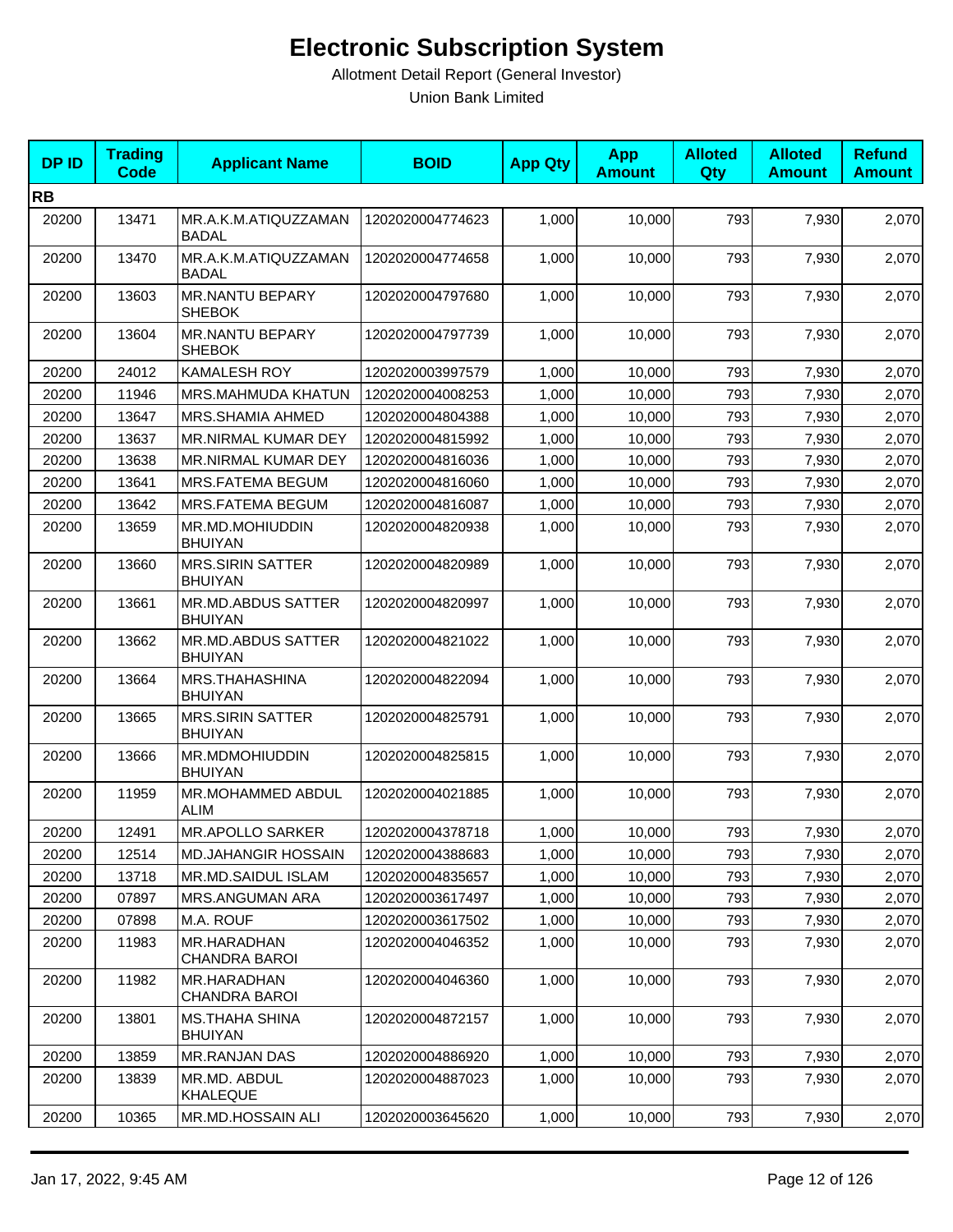# Electronic Subscription System

Allotment Detail Report (General Investor)

Union Bank Limited

| DP ID | Trading Code | Applicant Name | BOID | App Qty | App Amount | Alloted Qty | Alloted Amount | Refund Amount |
|---|---|---|---|---|---|---|---|---|
| **RB** | | | | | | | | |
| 20200 | 13471 | MR.A.K.M.ATIQUZZAMAN BADAL | 1202020004774623 | 1,000 | 10,000 | 793 | 7,930 | 2,070 |
| 20200 | 13470 | MR.A.K.M.ATIQUZZAMAN BADAL | 1202020004774658 | 1,000 | 10,000 | 793 | 7,930 | 2,070 |
| 20200 | 13603 | MR.NANTU BEPARY SHEBOK | 1202020004797680 | 1,000 | 10,000 | 793 | 7,930 | 2,070 |
| 20200 | 13604 | MR.NANTU BEPARY SHEBOK | 1202020004797739 | 1,000 | 10,000 | 793 | 7,930 | 2,070 |
| 20200 | 24012 | KAMALESH ROY | 1202020003997579 | 1,000 | 10,000 | 793 | 7,930 | 2,070 |
| 20200 | 11946 | MRS.MAHMUDA KHATUN | 1202020004008253 | 1,000 | 10,000 | 793 | 7,930 | 2,070 |
| 20200 | 13647 | MRS.SHAMIA AHMED | 1202020004804388 | 1,000 | 10,000 | 793 | 7,930 | 2,070 |
| 20200 | 13637 | MR.NIRMAL KUMAR DEY | 1202020004815992 | 1,000 | 10,000 | 793 | 7,930 | 2,070 |
| 20200 | 13638 | MR.NIRMAL KUMAR DEY | 1202020004816036 | 1,000 | 10,000 | 793 | 7,930 | 2,070 |
| 20200 | 13641 | MRS.FATEMA BEGUM | 1202020004816060 | 1,000 | 10,000 | 793 | 7,930 | 2,070 |
| 20200 | 13642 | MRS.FATEMA BEGUM | 1202020004816087 | 1,000 | 10,000 | 793 | 7,930 | 2,070 |
| 20200 | 13659 | MR.MD.MOHIUDDIN BHUIYAN | 1202020004820938 | 1,000 | 10,000 | 793 | 7,930 | 2,070 |
| 20200 | 13660 | MRS.SIRIN SATTER BHUIYAN | 1202020004820989 | 1,000 | 10,000 | 793 | 7,930 | 2,070 |
| 20200 | 13661 | MR.MD.ABDUS SATTER BHUIYAN | 1202020004820997 | 1,000 | 10,000 | 793 | 7,930 | 2,070 |
| 20200 | 13662 | MR.MD.ABDUS SATTER BHUIYAN | 1202020004821022 | 1,000 | 10,000 | 793 | 7,930 | 2,070 |
| 20200 | 13664 | MRS.THAHASHINA BHUIYAN | 1202020004822094 | 1,000 | 10,000 | 793 | 7,930 | 2,070 |
| 20200 | 13665 | MRS.SIRIN SATTER BHUIYAN | 1202020004825791 | 1,000 | 10,000 | 793 | 7,930 | 2,070 |
| 20200 | 13666 | MR.MDMOHIUDDIN BHUIYAN | 1202020004825815 | 1,000 | 10,000 | 793 | 7,930 | 2,070 |
| 20200 | 11959 | MR.MOHAMMED ABDUL ALIM | 1202020004021885 | 1,000 | 10,000 | 793 | 7,930 | 2,070 |
| 20200 | 12491 | MR.APOLLO SARKER | 1202020004378718 | 1,000 | 10,000 | 793 | 7,930 | 2,070 |
| 20200 | 12514 | MD.JAHANGIR HOSSAIN | 1202020004388683 | 1,000 | 10,000 | 793 | 7,930 | 2,070 |
| 20200 | 13718 | MR.MD.SAIDUL ISLAM | 1202020004835657 | 1,000 | 10,000 | 793 | 7,930 | 2,070 |
| 20200 | 07897 | MRS.ANGUMAN ARA | 1202020003617497 | 1,000 | 10,000 | 793 | 7,930 | 2,070 |
| 20200 | 07898 | M.A. ROUF | 1202020003617502 | 1,000 | 10,000 | 793 | 7,930 | 2,070 |
| 20200 | 11983 | MR.HARADHAN CHANDRA BAROI | 1202020004046352 | 1,000 | 10,000 | 793 | 7,930 | 2,070 |
| 20200 | 11982 | MR.HARADHAN CHANDRA BAROI | 1202020004046360 | 1,000 | 10,000 | 793 | 7,930 | 2,070 |
| 20200 | 13801 | MS.THAHA SHINA BHUIYAN | 1202020004872157 | 1,000 | 10,000 | 793 | 7,930 | 2,070 |
| 20200 | 13859 | MR.RANJAN DAS | 1202020004886920 | 1,000 | 10,000 | 793 | 7,930 | 2,070 |
| 20200 | 13839 | MR.MD. ABDUL KHALEQUE | 1202020004887023 | 1,000 | 10,000 | 793 | 7,930 | 2,070 |
| 20200 | 10365 | MR.MD.HOSSAIN ALI | 1202020003645620 | 1,000 | 10,000 | 793 | 7,930 | 2,070 |

Jan 17, 2022, 9:45 AM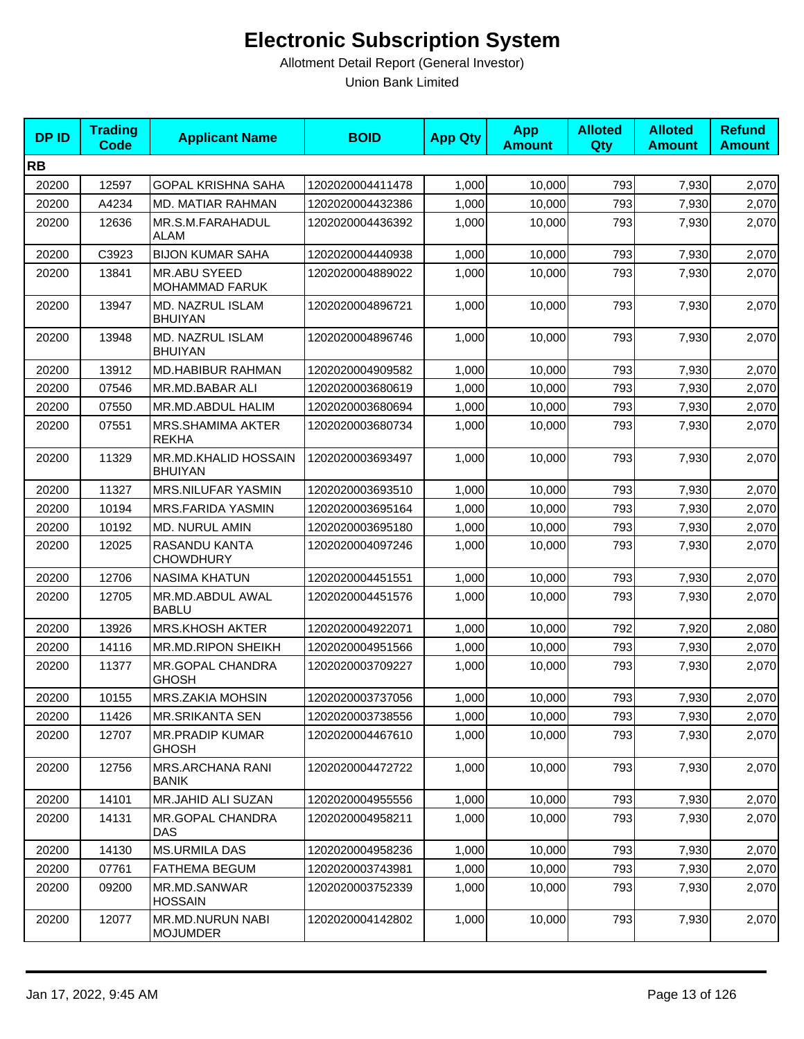# Electronic Subscription System

Allotment Detail Report (General Investor)

Union Bank Limited

| DP ID | Trading Code | Applicant Name | BOID | App Qty | App Amount | Alloted Qty | Alloted Amount | Refund Amount |
|---|---|---|---|---|---|---|---|---|
| **RB** | | | | | | | | |
| 20200 | 12597 | GOPAL KRISHNA SAHA | 1202020004411478 | 1,000 | 10,000 | 793 | 7,930 | 2,070 |
| 20200 | A4234 | MD. MATIAR RAHMAN | 1202020004432386 | 1,000 | 10,000 | 793 | 7,930 | 2,070 |
| 20200 | 12636 | MR.S.M.FARAHADUL ALAM | 1202020004436392 | 1,000 | 10,000 | 793 | 7,930 | 2,070 |
| 20200 | C3923 | BIJON KUMAR SAHA | 1202020004440938 | 1,000 | 10,000 | 793 | 7,930 | 2,070 |
| 20200 | 13841 | MR.ABU SYEED MOHAMMAD FARUK | 1202020004889022 | 1,000 | 10,000 | 793 | 7,930 | 2,070 |
| 20200 | 13947 | MD. NAZRUL ISLAM BHUIYAN | 1202020004896721 | 1,000 | 10,000 | 793 | 7,930 | 2,070 |
| 20200 | 13948 | MD. NAZRUL ISLAM BHUIYAN | 1202020004896746 | 1,000 | 10,000 | 793 | 7,930 | 2,070 |
| 20200 | 13912 | MD.HABIBUR RAHMAN | 1202020004909582 | 1,000 | 10,000 | 793 | 7,930 | 2,070 |
| 20200 | 07546 | MR.MD.BABAR ALI | 1202020003680619 | 1,000 | 10,000 | 793 | 7,930 | 2,070 |
| 20200 | 07550 | MR.MD.ABDUL HALIM | 1202020003680694 | 1,000 | 10,000 | 793 | 7,930 | 2,070 |
| 20200 | 07551 | MRS.SHAMIMA AKTER REKHA | 1202020003680734 | 1,000 | 10,000 | 793 | 7,930 | 2,070 |
| 20200 | 11329 | MR.MD.KHALID HOSSAIN BHUIYAN | 1202020003693497 | 1,000 | 10,000 | 793 | 7,930 | 2,070 |
| 20200 | 11327 | MRS.NILUFAR YASMIN | 1202020003693510 | 1,000 | 10,000 | 793 | 7,930 | 2,070 |
| 20200 | 10194 | MRS.FARIDA YASMIN | 1202020003695164 | 1,000 | 10,000 | 793 | 7,930 | 2,070 |
| 20200 | 10192 | MD. NURUL AMIN | 1202020003695180 | 1,000 | 10,000 | 793 | 7,930 | 2,070 |
| 20200 | 12025 | RASANDU KANTA CHOWDHURY | 1202020004097246 | 1,000 | 10,000 | 793 | 7,930 | 2,070 |
| 20200 | 12706 | NASIMA KHATUN | 1202020004451551 | 1,000 | 10,000 | 793 | 7,930 | 2,070 |
| 20200 | 12705 | MR.MD.ABDUL AWAL BABLU | 1202020004451576 | 1,000 | 10,000 | 793 | 7,930 | 2,070 |
| 20200 | 13926 | MRS.KHOSH AKTER | 1202020004922071 | 1,000 | 10,000 | 792 | 7,920 | 2,080 |
| 20200 | 14116 | MR.MD.RIPON SHEIKH | 1202020004951566 | 1,000 | 10,000 | 793 | 7,930 | 2,070 |
| 20200 | 11377 | MR.GOPAL CHANDRA GHOSH | 1202020003709227 | 1,000 | 10,000 | 793 | 7,930 | 2,070 |
| 20200 | 10155 | MRS.ZAKIA MOHSIN | 1202020003737056 | 1,000 | 10,000 | 793 | 7,930 | 2,070 |
| 20200 | 11426 | MR.SRIKANTA SEN | 1202020003738556 | 1,000 | 10,000 | 793 | 7,930 | 2,070 |
| 20200 | 12707 | MR.PRADIP KUMAR GHOSH | 1202020004467610 | 1,000 | 10,000 | 793 | 7,930 | 2,070 |
| 20200 | 12756 | MRS.ARCHANA RANI BANIK | 1202020004472722 | 1,000 | 10,000 | 793 | 7,930 | 2,070 |
| 20200 | 14101 | MR.JAHID ALI SUZAN | 1202020004955556 | 1,000 | 10,000 | 793 | 7,930 | 2,070 |
| 20200 | 14131 | MR.GOPAL CHANDRA DAS | 1202020004958211 | 1,000 | 10,000 | 793 | 7,930 | 2,070 |
| 20200 | 14130 | MS.URMILA DAS | 1202020004958236 | 1,000 | 10,000 | 793 | 7,930 | 2,070 |
| 20200 | 07761 | FATHEMA BEGUM | 1202020003743981 | 1,000 | 10,000 | 793 | 7,930 | 2,070 |
| 20200 | 09200 | MR.MD.SANWAR HOSSAIN | 1202020003752339 | 1,000 | 10,000 | 793 | 7,930 | 2,070 |
| 20200 | 12077 | MR.MD.NURUN NABI MOJUMDER | 1202020004142802 | 1,000 | 10,000 | 793 | 7,930 | 2,070 |

Jan 17, 2022, 9:45 AM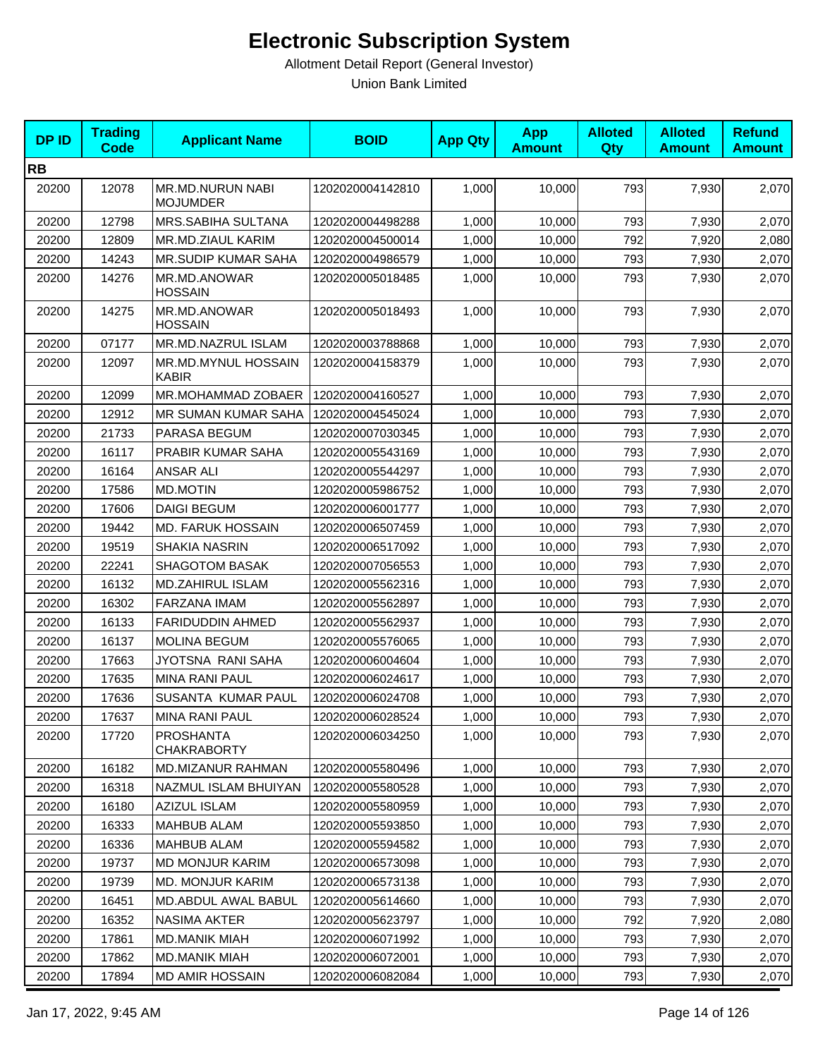# Electronic Subscription System

Allotment Detail Report (General Investor)

Union Bank Limited

| DP ID | Trading Code | Applicant Name | BOID | App Qty | App Amount | Alloted Qty | Alloted Amount | Refund Amount |
|---|---|---|---|---|---|---|---|---|
| **RB** | | | | | | | | |
| 20200 | 12078 | MR.MD.NURUN NABI MOJUMDER | 1202020004142810 | 1,000 | 10,000 | 793 | 7,930 | 2,070 |
| 20200 | 12798 | MRS.SABIHA SULTANA | 1202020004498288 | 1,000 | 10,000 | 793 | 7,930 | 2,070 |
| 20200 | 12809 | MR.MD.ZIAUL KARIM | 1202020004500014 | 1,000 | 10,000 | 792 | 7,920 | 2,080 |
| 20200 | 14243 | MR.SUDIP KUMAR SAHA | 1202020004986579 | 1,000 | 10,000 | 793 | 7,930 | 2,070 |
| 20200 | 14276 | MR.MD.ANOWAR HOSSAIN | 1202020005018485 | 1,000 | 10,000 | 793 | 7,930 | 2,070 |
| 20200 | 14275 | MR.MD.ANOWAR HOSSAIN | 1202020005018493 | 1,000 | 10,000 | 793 | 7,930 | 2,070 |
| 20200 | 07177 | MR.MD.NAZRUL ISLAM | 1202020003788868 | 1,000 | 10,000 | 793 | 7,930 | 2,070 |
| 20200 | 12097 | MR.MD.MYNUL HOSSAIN KABIR | 1202020004158379 | 1,000 | 10,000 | 793 | 7,930 | 2,070 |
| 20200 | 12099 | MR.MOHAMMAD ZOBAER | 1202020004160527 | 1,000 | 10,000 | 793 | 7,930 | 2,070 |
| 20200 | 12912 | MR SUMAN KUMAR SAHA | 1202020004545024 | 1,000 | 10,000 | 793 | 7,930 | 2,070 |
| 20200 | 21733 | PARASA BEGUM | 1202020007030345 | 1,000 | 10,000 | 793 | 7,930 | 2,070 |
| 20200 | 16117 | PRABIR KUMAR SAHA | 1202020005543169 | 1,000 | 10,000 | 793 | 7,930 | 2,070 |
| 20200 | 16164 | ANSAR ALI | 1202020005544297 | 1,000 | 10,000 | 793 | 7,930 | 2,070 |
| 20200 | 17586 | MD.MOTIN | 1202020005986752 | 1,000 | 10,000 | 793 | 7,930 | 2,070 |
| 20200 | 17606 | DAIGI BEGUM | 1202020006001777 | 1,000 | 10,000 | 793 | 7,930 | 2,070 |
| 20200 | 19442 | MD. FARUK HOSSAIN | 1202020006507459 | 1,000 | 10,000 | 793 | 7,930 | 2,070 |
| 20200 | 19519 | SHAKIA NASRIN | 1202020006517092 | 1,000 | 10,000 | 793 | 7,930 | 2,070 |
| 20200 | 22241 | SHAGOTOM BASAK | 1202020007056553 | 1,000 | 10,000 | 793 | 7,930 | 2,070 |
| 20200 | 16132 | MD.ZAHIRUL ISLAM | 1202020005562316 | 1,000 | 10,000 | 793 | 7,930 | 2,070 |
| 20200 | 16302 | FARZANA IMAM | 1202020005562897 | 1,000 | 10,000 | 793 | 7,930 | 2,070 |
| 20200 | 16133 | FARIDUDDIN AHMED | 1202020005562937 | 1,000 | 10,000 | 793 | 7,930 | 2,070 |
| 20200 | 16137 | MOLINA BEGUM | 1202020005576065 | 1,000 | 10,000 | 793 | 7,930 | 2,070 |
| 20200 | 17663 | JYOTSNA RANI SAHA | 1202020006004604 | 1,000 | 10,000 | 793 | 7,930 | 2,070 |
| 20200 | 17635 | MINA RANI PAUL | 1202020006024617 | 1,000 | 10,000 | 793 | 7,930 | 2,070 |
| 20200 | 17636 | SUSANTA KUMAR PAUL | 1202020006024708 | 1,000 | 10,000 | 793 | 7,930 | 2,070 |
| 20200 | 17637 | MINA RANI PAUL | 1202020006028524 | 1,000 | 10,000 | 793 | 7,930 | 2,070 |
| 20200 | 17720 | PROSHANTA CHAKRABORTY | 1202020006034250 | 1,000 | 10,000 | 793 | 7,930 | 2,070 |
| 20200 | 16182 | MD.MIZANUR RAHMAN | 1202020005580496 | 1,000 | 10,000 | 793 | 7,930 | 2,070 |
| 20200 | 16318 | NAZMUL ISLAM BHUIYAN | 1202020005580528 | 1,000 | 10,000 | 793 | 7,930 | 2,070 |
| 20200 | 16180 | AZIZUL ISLAM | 1202020005580959 | 1,000 | 10,000 | 793 | 7,930 | 2,070 |
| 20200 | 16333 | MAHBUB ALAM | 1202020005593850 | 1,000 | 10,000 | 793 | 7,930 | 2,070 |
| 20200 | 16336 | MAHBUB ALAM | 1202020005594582 | 1,000 | 10,000 | 793 | 7,930 | 2,070 |
| 20200 | 19737 | MD MONJUR KARIM | 1202020006573098 | 1,000 | 10,000 | 793 | 7,930 | 2,070 |
| 20200 | 19739 | MD. MONJUR KARIM | 1202020006573138 | 1,000 | 10,000 | 793 | 7,930 | 2,070 |
| 20200 | 16451 | MD.ABDUL AWAL BABUL | 1202020005614660 | 1,000 | 10,000 | 793 | 7,930 | 2,070 |
| 20200 | 16352 | NASIMA AKTER | 1202020005623797 | 1,000 | 10,000 | 792 | 7,920 | 2,080 |
| 20200 | 17861 | MD.MANIK MIAH | 1202020006071992 | 1,000 | 10,000 | 793 | 7,930 | 2,070 |
| 20200 | 17862 | MD.MANIK MIAH | 1202020006072001 | 1,000 | 10,000 | 793 | 7,930 | 2,070 |
| 20200 | 17894 | MD AMIR HOSSAIN | 1202020006082084 | 1,000 | 10,000 | 793 | 7,930 | 2,070 |

Jan 17, 2022, 9:45 AM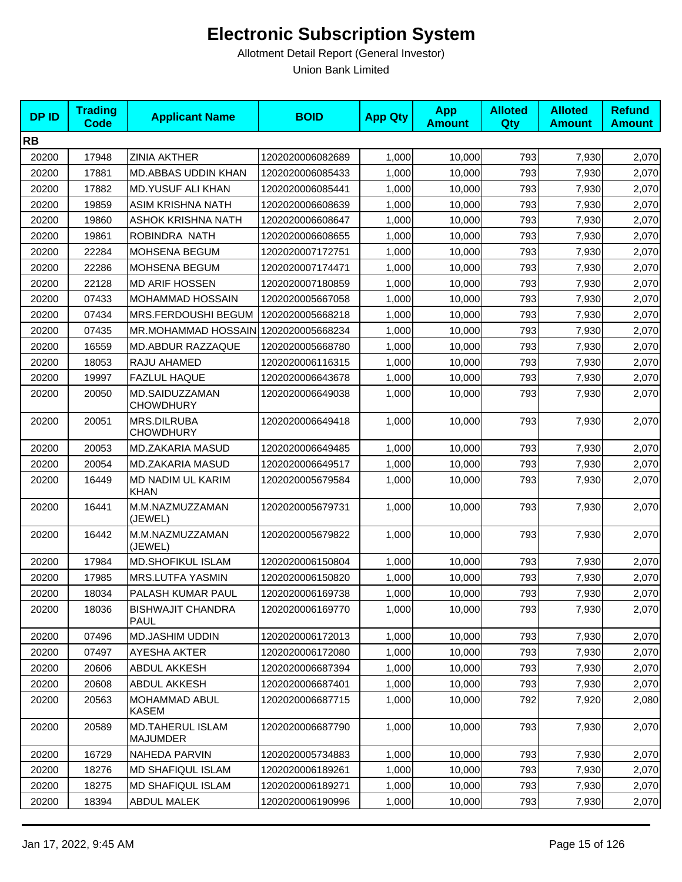# Electronic Subscription System

Allotment Detail Report (General Investor)

Union Bank Limited

| DP ID | Trading Code | Applicant Name | BOID | App Qty | App Amount | Alloted Qty | Alloted Amount | Refund Amount |
|---|---|---|---|---|---|---|---|---|
| **RB** | | | | | | | | |
| 20200 | 17948 | ZINIA AKTHER | 1202020006082689 | 1,000 | 10,000 | 793 | 7,930 | 2,070 |
| 20200 | 17881 | MD.ABBAS UDDIN KHAN | 1202020006085433 | 1,000 | 10,000 | 793 | 7,930 | 2,070 |
| 20200 | 17882 | MD.YUSUF ALI KHAN | 1202020006085441 | 1,000 | 10,000 | 793 | 7,930 | 2,070 |
| 20200 | 19859 | ASIM KRISHNA NATH | 1202020006608639 | 1,000 | 10,000 | 793 | 7,930 | 2,070 |
| 20200 | 19860 | ASHOK KRISHNA NATH | 1202020006608647 | 1,000 | 10,000 | 793 | 7,930 | 2,070 |
| 20200 | 19861 | ROBINDRA NATH | 1202020006608655 | 1,000 | 10,000 | 793 | 7,930 | 2,070 |
| 20200 | 22284 | MOHSENA BEGUM | 1202020007172751 | 1,000 | 10,000 | 793 | 7,930 | 2,070 |
| 20200 | 22286 | MOHSENA BEGUM | 1202020007174471 | 1,000 | 10,000 | 793 | 7,930 | 2,070 |
| 20200 | 22128 | MD ARIF HOSSEN | 1202020007180859 | 1,000 | 10,000 | 793 | 7,930 | 2,070 |
| 20200 | 07433 | MOHAMMAD HOSSAIN | 1202020005667058 | 1,000 | 10,000 | 793 | 7,930 | 2,070 |
| 20200 | 07434 | MRS.FERDOUSHI BEGUM | 1202020005668218 | 1,000 | 10,000 | 793 | 7,930 | 2,070 |
| 20200 | 07435 | MR.MOHAMMAD HOSSAIN | 1202020005668234 | 1,000 | 10,000 | 793 | 7,930 | 2,070 |
| 20200 | 16559 | MD.ABDUR RAZZAQUE | 1202020005668780 | 1,000 | 10,000 | 793 | 7,930 | 2,070 |
| 20200 | 18053 | RAJU AHAMED | 1202020006116315 | 1,000 | 10,000 | 793 | 7,930 | 2,070 |
| 20200 | 19997 | FAZLUL HAQUE | 1202020006643678 | 1,000 | 10,000 | 793 | 7,930 | 2,070 |
| 20200 | 20050 | MD.SAIDUZZAMAN CHOWDHURY | 1202020006649038 | 1,000 | 10,000 | 793 | 7,930 | 2,070 |
| 20200 | 20051 | MRS.DILRUBA CHOWDHURY | 1202020006649418 | 1,000 | 10,000 | 793 | 7,930 | 2,070 |
| 20200 | 20053 | MD.ZAKARIA MASUD | 1202020006649485 | 1,000 | 10,000 | 793 | 7,930 | 2,070 |
| 20200 | 20054 | MD.ZAKARIA MASUD | 1202020006649517 | 1,000 | 10,000 | 793 | 7,930 | 2,070 |
| 20200 | 16449 | MD NADIM UL KARIM KHAN | 1202020005679584 | 1,000 | 10,000 | 793 | 7,930 | 2,070 |
| 20200 | 16441 | M.M.NAZMUZZAMAN (JEWEL) | 1202020005679731 | 1,000 | 10,000 | 793 | 7,930 | 2,070 |
| 20200 | 16442 | M.M.NAZMUZZAMAN (JEWEL) | 1202020005679822 | 1,000 | 10,000 | 793 | 7,930 | 2,070 |
| 20200 | 17984 | MD.SHOFIKUL ISLAM | 1202020006150804 | 1,000 | 10,000 | 793 | 7,930 | 2,070 |
| 20200 | 17985 | MRS.LUTFA YASMIN | 1202020006150820 | 1,000 | 10,000 | 793 | 7,930 | 2,070 |
| 20200 | 18034 | PALASH KUMAR PAUL | 1202020006169738 | 1,000 | 10,000 | 793 | 7,930 | 2,070 |
| 20200 | 18036 | BISHWAJIT CHANDRA PAUL | 1202020006169770 | 1,000 | 10,000 | 793 | 7,930 | 2,070 |
| 20200 | 07496 | MD.JASHIM UDDIN | 1202020006172013 | 1,000 | 10,000 | 793 | 7,930 | 2,070 |
| 20200 | 07497 | AYESHA AKTER | 1202020006172080 | 1,000 | 10,000 | 793 | 7,930 | 2,070 |
| 20200 | 20606 | ABDUL AKKESH | 1202020006687394 | 1,000 | 10,000 | 793 | 7,930 | 2,070 |
| 20200 | 20608 | ABDUL AKKESH | 1202020006687401 | 1,000 | 10,000 | 793 | 7,930 | 2,070 |
| 20200 | 20563 | MOHAMMAD ABUL KASEM | 1202020006687715 | 1,000 | 10,000 | 792 | 7,920 | 2,080 |
| 20200 | 20589 | MD.TAHERUL ISLAM MAJUMDER | 1202020006687790 | 1,000 | 10,000 | 793 | 7,930 | 2,070 |
| 20200 | 16729 | NAHEDA PARVIN | 1202020005734883 | 1,000 | 10,000 | 793 | 7,930 | 2,070 |
| 20200 | 18276 | MD SHAFIQUL ISLAM | 1202020006189261 | 1,000 | 10,000 | 793 | 7,930 | 2,070 |
| 20200 | 18275 | MD SHAFIQUL ISLAM | 1202020006189271 | 1,000 | 10,000 | 793 | 7,930 | 2,070 |
| 20200 | 18394 | ABDUL MALEK | 1202020006190996 | 1,000 | 10,000 | 793 | 7,930 | 2,070 |

Jan 17, 2022, 9:45 AM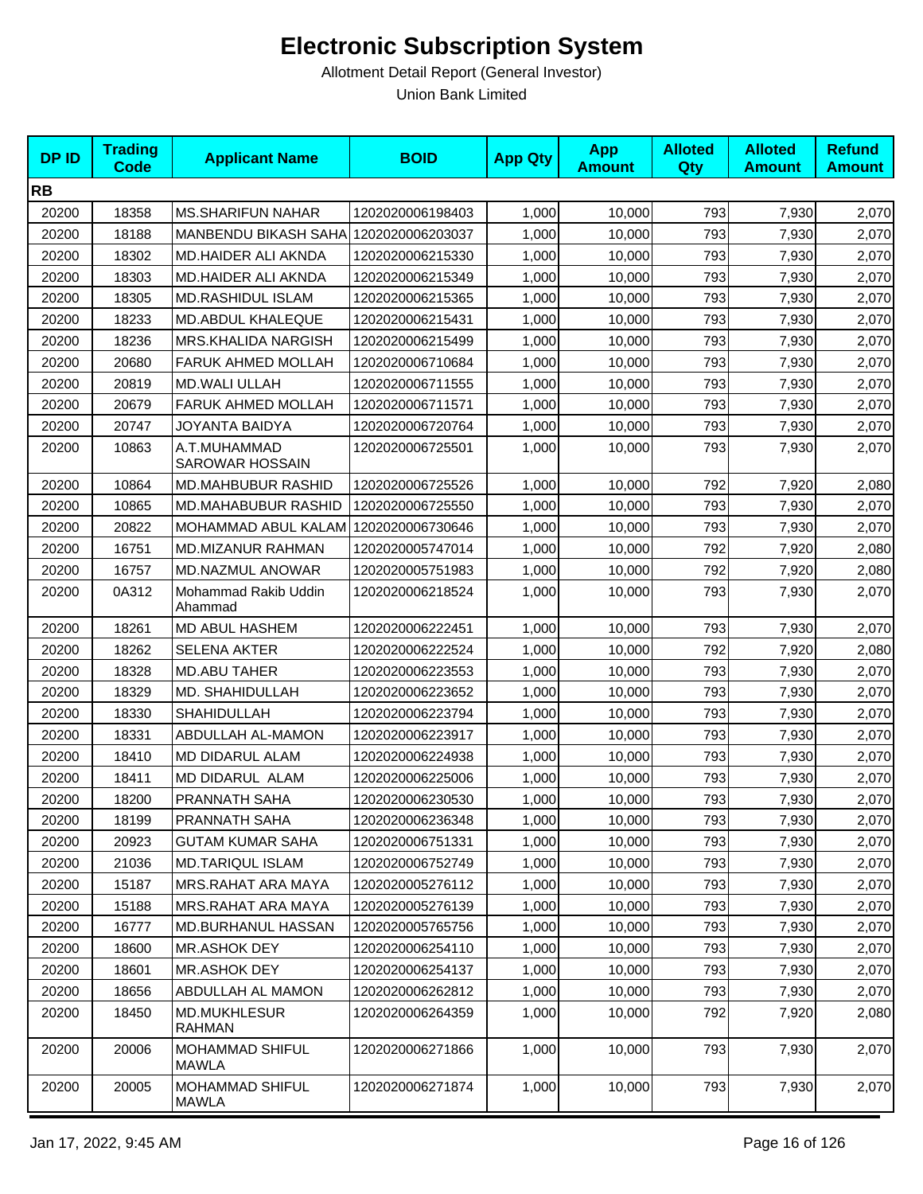# Electronic Subscription System

Allotment Detail Report (General Investor)

Union Bank Limited

| DP ID | Trading Code | Applicant Name | BOID | App Qty | App Amount | Alloted Qty | Alloted Amount | Refund Amount |
|---|---|---|---|---|---|---|---|---|
| **RB** | | | | | | | | |
| 20200 | 18358 | MS.SHARIFUN NAHAR | 1202020006198403 | 1,000 | 10,000 | 793 | 7,930 | 2,070 |
| 20200 | 18188 | MANBENDU BIKASH SAHA | 1202020006203037 | 1,000 | 10,000 | 793 | 7,930 | 2,070 |
| 20200 | 18302 | MD.HAIDER ALI AKNDA | 1202020006215330 | 1,000 | 10,000 | 793 | 7,930 | 2,070 |
| 20200 | 18303 | MD.HAIDER ALI AKNDA | 1202020006215349 | 1,000 | 10,000 | 793 | 7,930 | 2,070 |
| 20200 | 18305 | MD.RASHIDUL ISLAM | 1202020006215365 | 1,000 | 10,000 | 793 | 7,930 | 2,070 |
| 20200 | 18233 | MD.ABDUL KHALEQUE | 1202020006215431 | 1,000 | 10,000 | 793 | 7,930 | 2,070 |
| 20200 | 18236 | MRS.KHALIDA NARGISH | 1202020006215499 | 1,000 | 10,000 | 793 | 7,930 | 2,070 |
| 20200 | 20680 | FARUK AHMED MOLLAH | 1202020006710684 | 1,000 | 10,000 | 793 | 7,930 | 2,070 |
| 20200 | 20819 | MD.WALI ULLAH | 1202020006711555 | 1,000 | 10,000 | 793 | 7,930 | 2,070 |
| 20200 | 20679 | FARUK AHMED MOLLAH | 1202020006711571 | 1,000 | 10,000 | 793 | 7,930 | 2,070 |
| 20200 | 20747 | JOYANTA BAIDYA | 1202020006720764 | 1,000 | 10,000 | 793 | 7,930 | 2,070 |
| 20200 | 10863 | A.T.MUHAMMAD SAROWAR HOSSAIN | 1202020006725501 | 1,000 | 10,000 | 793 | 7,930 | 2,070 |
| 20200 | 10864 | MD.MAHBUBUR RASHID | 1202020006725526 | 1,000 | 10,000 | 792 | 7,920 | 2,080 |
| 20200 | 10865 | MD.MAHABUBUR RASHID | 1202020006725550 | 1,000 | 10,000 | 793 | 7,930 | 2,070 |
| 20200 | 20822 | MOHAMMAD ABUL KALAM | 1202020006730646 | 1,000 | 10,000 | 793 | 7,930 | 2,070 |
| 20200 | 16751 | MD.MIZANUR RAHMAN | 1202020005747014 | 1,000 | 10,000 | 792 | 7,920 | 2,080 |
| 20200 | 16757 | MD.NAZMUL ANOWAR | 1202020005751983 | 1,000 | 10,000 | 792 | 7,920 | 2,080 |
| 20200 | 0A312 | Mohammad Rakib Uddin Ahammad | 1202020006218524 | 1,000 | 10,000 | 793 | 7,930 | 2,070 |
| 20200 | 18261 | MD ABUL HASHEM | 1202020006222451 | 1,000 | 10,000 | 793 | 7,930 | 2,070 |
| 20200 | 18262 | SELENA AKTER | 1202020006222524 | 1,000 | 10,000 | 792 | 7,920 | 2,080 |
| 20200 | 18328 | MD.ABU TAHER | 1202020006223553 | 1,000 | 10,000 | 793 | 7,930 | 2,070 |
| 20200 | 18329 | MD. SHAHIDULLAH | 1202020006223652 | 1,000 | 10,000 | 793 | 7,930 | 2,070 |
| 20200 | 18330 | SHAHIDULLAH | 1202020006223794 | 1,000 | 10,000 | 793 | 7,930 | 2,070 |
| 20200 | 18331 | ABDULLAH AL-MAMON | 1202020006223917 | 1,000 | 10,000 | 793 | 7,930 | 2,070 |
| 20200 | 18410 | MD DIDARUL ALAM | 1202020006224938 | 1,000 | 10,000 | 793 | 7,930 | 2,070 |
| 20200 | 18411 | MD DIDARUL ALAM | 1202020006225006 | 1,000 | 10,000 | 793 | 7,930 | 2,070 |
| 20200 | 18200 | PRANNATH SAHA | 1202020006230530 | 1,000 | 10,000 | 793 | 7,930 | 2,070 |
| 20200 | 18199 | PRANNATH SAHA | 1202020006236348 | 1,000 | 10,000 | 793 | 7,930 | 2,070 |
| 20200 | 20923 | GUTAM KUMAR SAHA | 1202020006751331 | 1,000 | 10,000 | 793 | 7,930 | 2,070 |
| 20200 | 21036 | MD.TARIQUL ISLAM | 1202020006752749 | 1,000 | 10,000 | 793 | 7,930 | 2,070 |
| 20200 | 15187 | MRS.RAHAT ARA MAYA | 1202020005276112 | 1,000 | 10,000 | 793 | 7,930 | 2,070 |
| 20200 | 15188 | MRS.RAHAT ARA MAYA | 1202020005276139 | 1,000 | 10,000 | 793 | 7,930 | 2,070 |
| 20200 | 16777 | MD.BURHANUL HASSAN | 1202020005765756 | 1,000 | 10,000 | 793 | 7,930 | 2,070 |
| 20200 | 18600 | MR.ASHOK DEY | 1202020006254110 | 1,000 | 10,000 | 793 | 7,930 | 2,070 |
| 20200 | 18601 | MR.ASHOK DEY | 1202020006254137 | 1,000 | 10,000 | 793 | 7,930 | 2,070 |
| 20200 | 18656 | ABDULLAH AL MAMON | 1202020006262812 | 1,000 | 10,000 | 793 | 7,930 | 2,070 |
| 20200 | 18450 | MD.MUKHLESUR RAHMAN | 1202020006264359 | 1,000 | 10,000 | 792 | 7,920 | 2,080 |
| 20200 | 20006 | MOHAMMAD SHIFUL MAWLA | 1202020006271866 | 1,000 | 10,000 | 793 | 7,930 | 2,070 |
| 20200 | 20005 | MOHAMMAD SHIFUL MAWLA | 1202020006271874 | 1,000 | 10,000 | 793 | 7,930 | 2,070 |

Jan 17, 2022, 9:45 AM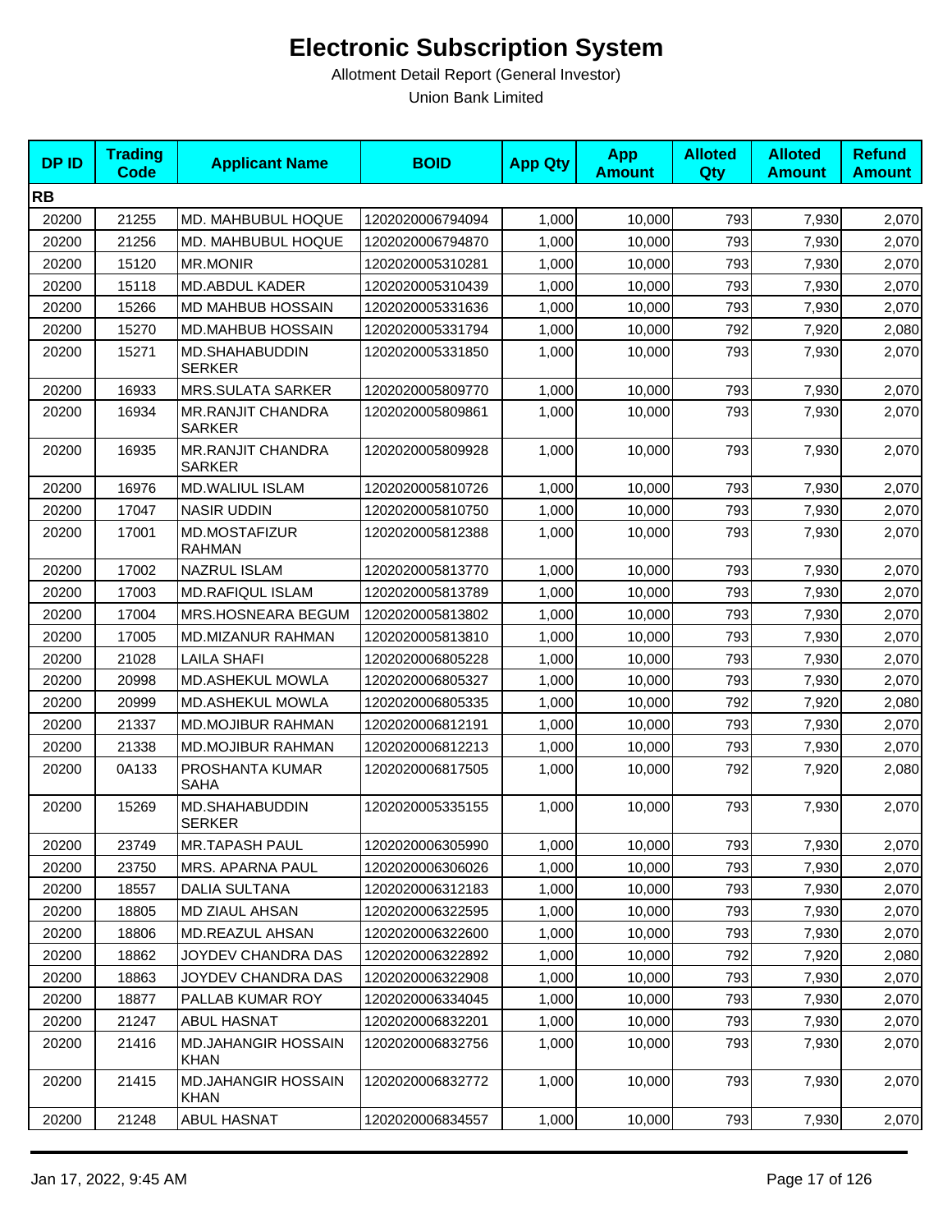# Electronic Subscription System

Allotment Detail Report (General Investor)

Union Bank Limited

| DP ID | Trading Code | Applicant Name | BOID | App Qty | App Amount | Alloted Qty | Alloted Amount | Refund Amount |
|---|---|---|---|---|---|---|---|---|
| **RB** | | | | | | | | |
| 20200 | 21255 | MD. MAHBUBUL HOQUE | 1202020006794094 | 1,000 | 10,000 | 793 | 7,930 | 2,070 |
| 20200 | 21256 | MD. MAHBUBUL HOQUE | 1202020006794870 | 1,000 | 10,000 | 793 | 7,930 | 2,070 |
| 20200 | 15120 | MR.MONIR | 1202020005310281 | 1,000 | 10,000 | 793 | 7,930 | 2,070 |
| 20200 | 15118 | MD.ABDUL KADER | 1202020005310439 | 1,000 | 10,000 | 793 | 7,930 | 2,070 |
| 20200 | 15266 | MD MAHBUB HOSSAIN | 1202020005331636 | 1,000 | 10,000 | 793 | 7,930 | 2,070 |
| 20200 | 15270 | MD.MAHBUB HOSSAIN | 1202020005331794 | 1,000 | 10,000 | 792 | 7,920 | 2,080 |
| 20200 | 15271 | MD.SHAHABUDDIN SERKER | 1202020005331850 | 1,000 | 10,000 | 793 | 7,930 | 2,070 |
| 20200 | 16933 | MRS.SULATA SARKER | 1202020005809770 | 1,000 | 10,000 | 793 | 7,930 | 2,070 |
| 20200 | 16934 | MR.RANJIT CHANDRA SARKER | 1202020005809861 | 1,000 | 10,000 | 793 | 7,930 | 2,070 |
| 20200 | 16935 | MR.RANJIT CHANDRA SARKER | 1202020005809928 | 1,000 | 10,000 | 793 | 7,930 | 2,070 |
| 20200 | 16976 | MD.WALIUL ISLAM | 1202020005810726 | 1,000 | 10,000 | 793 | 7,930 | 2,070 |
| 20200 | 17047 | NASIR UDDIN | 1202020005810750 | 1,000 | 10,000 | 793 | 7,930 | 2,070 |
| 20200 | 17001 | MD.MOSTAFIZUR RAHMAN | 1202020005812388 | 1,000 | 10,000 | 793 | 7,930 | 2,070 |
| 20200 | 17002 | NAZRUL ISLAM | 1202020005813770 | 1,000 | 10,000 | 793 | 7,930 | 2,070 |
| 20200 | 17003 | MD.RAFIQUL ISLAM | 1202020005813789 | 1,000 | 10,000 | 793 | 7,930 | 2,070 |
| 20200 | 17004 | MRS.HOSNEARA BEGUM | 1202020005813802 | 1,000 | 10,000 | 793 | 7,930 | 2,070 |
| 20200 | 17005 | MD.MIZANUR RAHMAN | 1202020005813810 | 1,000 | 10,000 | 793 | 7,930 | 2,070 |
| 20200 | 21028 | LAILA SHAFI | 1202020006805228 | 1,000 | 10,000 | 793 | 7,930 | 2,070 |
| 20200 | 20998 | MD.ASHEKUL MOWLA | 1202020006805327 | 1,000 | 10,000 | 793 | 7,930 | 2,070 |
| 20200 | 20999 | MD.ASHEKUL MOWLA | 1202020006805335 | 1,000 | 10,000 | 792 | 7,920 | 2,080 |
| 20200 | 21337 | MD.MOJIBUR RAHMAN | 1202020006812191 | 1,000 | 10,000 | 793 | 7,930 | 2,070 |
| 20200 | 21338 | MD.MOJIBUR RAHMAN | 1202020006812213 | 1,000 | 10,000 | 793 | 7,930 | 2,070 |
| 20200 | 0A133 | PROSHANTA KUMAR SAHA | 1202020006817505 | 1,000 | 10,000 | 792 | 7,920 | 2,080 |
| 20200 | 15269 | MD.SHAHABUDDIN SERKER | 1202020005335155 | 1,000 | 10,000 | 793 | 7,930 | 2,070 |
| 20200 | 23749 | MR.TAPASH PAUL | 1202020006305990 | 1,000 | 10,000 | 793 | 7,930 | 2,070 |
| 20200 | 23750 | MRS. APARNA PAUL | 1202020006306026 | 1,000 | 10,000 | 793 | 7,930 | 2,070 |
| 20200 | 18557 | DALIA SULTANA | 1202020006312183 | 1,000 | 10,000 | 793 | 7,930 | 2,070 |
| 20200 | 18805 | MD ZIAUL AHSAN | 1202020006322595 | 1,000 | 10,000 | 793 | 7,930 | 2,070 |
| 20200 | 18806 | MD.REAZUL AHSAN | 1202020006322600 | 1,000 | 10,000 | 793 | 7,930 | 2,070 |
| 20200 | 18862 | JOYDEV CHANDRA DAS | 1202020006322892 | 1,000 | 10,000 | 792 | 7,920 | 2,080 |
| 20200 | 18863 | JOYDEV CHANDRA DAS | 1202020006322908 | 1,000 | 10,000 | 793 | 7,930 | 2,070 |
| 20200 | 18877 | PALLAB KUMAR ROY | 1202020006334045 | 1,000 | 10,000 | 793 | 7,930 | 2,070 |
| 20200 | 21247 | ABUL HASNAT | 1202020006832201 | 1,000 | 10,000 | 793 | 7,930 | 2,070 |
| 20200 | 21416 | MD.JAHANGIR HOSSAIN KHAN | 1202020006832756 | 1,000 | 10,000 | 793 | 7,930 | 2,070 |
| 20200 | 21415 | MD.JAHANGIR HOSSAIN KHAN | 1202020006832772 | 1,000 | 10,000 | 793 | 7,930 | 2,070 |
| 20200 | 21248 | ABUL HASNAT | 1202020006834557 | 1,000 | 10,000 | 793 | 7,930 | 2,070 |

Jan 17, 2022, 9:45 AM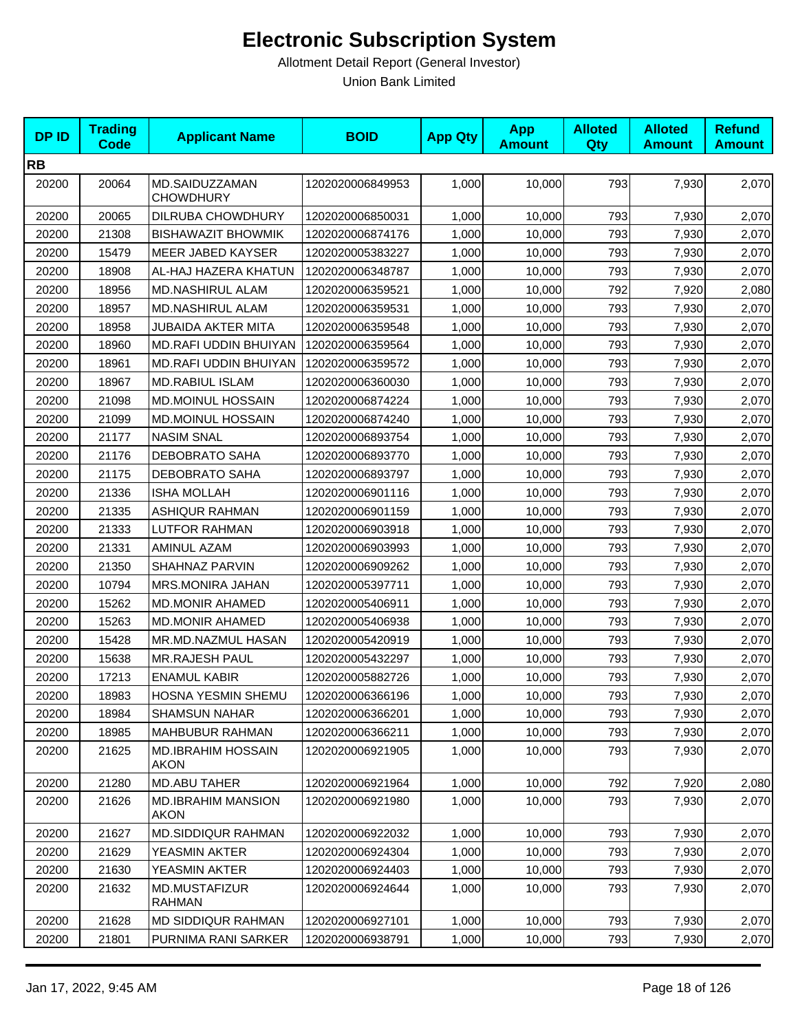# Electronic Subscription System

Allotment Detail Report (General Investor)

Union Bank Limited

| DP ID | Trading Code | Applicant Name | BOID | App Qty | App Amount | Alloted Qty | Alloted Amount | Refund Amount |
|---|---|---|---|---|---|---|---|---|
| **RB** | | | | | | | | |
| 20200 | 20064 | MD.SAIDUZZAMAN CHOWDHURY | 1202020006849953 | 1,000 | 10,000 | 793 | 7,930 | 2,070 |
| 20200 | 20065 | DILRUBA CHOWDHURY | 1202020006850031 | 1,000 | 10,000 | 793 | 7,930 | 2,070 |
| 20200 | 21308 | BISHAWAZIT BHOWMIK | 1202020006874176 | 1,000 | 10,000 | 793 | 7,930 | 2,070 |
| 20200 | 15479 | MEER JABED KAYSER | 1202020005383227 | 1,000 | 10,000 | 793 | 7,930 | 2,070 |
| 20200 | 18908 | AL-HAJ HAZERA KHATUN | 1202020006348787 | 1,000 | 10,000 | 793 | 7,930 | 2,070 |
| 20200 | 18956 | MD.NASHIRUL ALAM | 1202020006359521 | 1,000 | 10,000 | 792 | 7,920 | 2,080 |
| 20200 | 18957 | MD.NASHIRUL ALAM | 1202020006359531 | 1,000 | 10,000 | 793 | 7,930 | 2,070 |
| 20200 | 18958 | JUBAIDA AKTER MITA | 1202020006359548 | 1,000 | 10,000 | 793 | 7,930 | 2,070 |
| 20200 | 18960 | MD.RAFI UDDIN BHUIYAN | 1202020006359564 | 1,000 | 10,000 | 793 | 7,930 | 2,070 |
| 20200 | 18961 | MD.RAFI UDDIN BHUIYAN | 1202020006359572 | 1,000 | 10,000 | 793 | 7,930 | 2,070 |
| 20200 | 18967 | MD.RABIUL ISLAM | 1202020006360030 | 1,000 | 10,000 | 793 | 7,930 | 2,070 |
| 20200 | 21098 | MD.MOINUL HOSSAIN | 1202020006874224 | 1,000 | 10,000 | 793 | 7,930 | 2,070 |
| 20200 | 21099 | MD.MOINUL HOSSAIN | 1202020006874240 | 1,000 | 10,000 | 793 | 7,930 | 2,070 |
| 20200 | 21177 | NASIM SNAL | 1202020006893754 | 1,000 | 10,000 | 793 | 7,930 | 2,070 |
| 20200 | 21176 | DEBOBRATO SAHA | 1202020006893770 | 1,000 | 10,000 | 793 | 7,930 | 2,070 |
| 20200 | 21175 | DEBOBRATO SAHA | 1202020006893797 | 1,000 | 10,000 | 793 | 7,930 | 2,070 |
| 20200 | 21336 | ISHA MOLLAH | 1202020006901116 | 1,000 | 10,000 | 793 | 7,930 | 2,070 |
| 20200 | 21335 | ASHIQUR RAHMAN | 1202020006901159 | 1,000 | 10,000 | 793 | 7,930 | 2,070 |
| 20200 | 21333 | LUTFOR RAHMAN | 1202020006903918 | 1,000 | 10,000 | 793 | 7,930 | 2,070 |
| 20200 | 21331 | AMINUL AZAM | 1202020006903993 | 1,000 | 10,000 | 793 | 7,930 | 2,070 |
| 20200 | 21350 | SHAHNAZ PARVIN | 1202020006909262 | 1,000 | 10,000 | 793 | 7,930 | 2,070 |
| 20200 | 10794 | MRS.MONIRA JAHAN | 1202020005397711 | 1,000 | 10,000 | 793 | 7,930 | 2,070 |
| 20200 | 15262 | MD.MONIR AHAMED | 1202020005406911 | 1,000 | 10,000 | 793 | 7,930 | 2,070 |
| 20200 | 15263 | MD.MONIR AHAMED | 1202020005406938 | 1,000 | 10,000 | 793 | 7,930 | 2,070 |
| 20200 | 15428 | MR.MD.NAZMUL HASAN | 1202020005420919 | 1,000 | 10,000 | 793 | 7,930 | 2,070 |
| 20200 | 15638 | MR.RAJESH PAUL | 1202020005432297 | 1,000 | 10,000 | 793 | 7,930 | 2,070 |
| 20200 | 17213 | ENAMUL KABIR | 1202020005882726 | 1,000 | 10,000 | 793 | 7,930 | 2,070 |
| 20200 | 18983 | HOSNA YESMIN SHEMU | 1202020006366196 | 1,000 | 10,000 | 793 | 7,930 | 2,070 |
| 20200 | 18984 | SHAMSUN NAHAR | 1202020006366201 | 1,000 | 10,000 | 793 | 7,930 | 2,070 |
| 20200 | 18985 | MAHBUBUR RAHMAN | 1202020006366211 | 1,000 | 10,000 | 793 | 7,930 | 2,070 |
| 20200 | 21625 | MD.IBRAHIM HOSSAIN AKON | 1202020006921905 | 1,000 | 10,000 | 793 | 7,930 | 2,070 |
| 20200 | 21280 | MD.ABU TAHER | 1202020006921964 | 1,000 | 10,000 | 792 | 7,920 | 2,080 |
| 20200 | 21626 | MD.IBRAHIM MANSION AKON | 1202020006921980 | 1,000 | 10,000 | 793 | 7,930 | 2,070 |
| 20200 | 21627 | MD.SIDDIQUR RAHMAN | 1202020006922032 | 1,000 | 10,000 | 793 | 7,930 | 2,070 |
| 20200 | 21629 | YEASMIN AKTER | 1202020006924304 | 1,000 | 10,000 | 793 | 7,930 | 2,070 |
| 20200 | 21630 | YEASMIN AKTER | 1202020006924403 | 1,000 | 10,000 | 793 | 7,930 | 2,070 |
| 20200 | 21632 | MD.MUSTAFIZUR RAHMAN | 1202020006924644 | 1,000 | 10,000 | 793 | 7,930 | 2,070 |
| 20200 | 21628 | MD SIDDIQUR RAHMAN | 1202020006927101 | 1,000 | 10,000 | 793 | 7,930 | 2,070 |
| 20200 | 21801 | PURNIMA RANI SARKER | 1202020006938791 | 1,000 | 10,000 | 793 | 7,930 | 2,070 |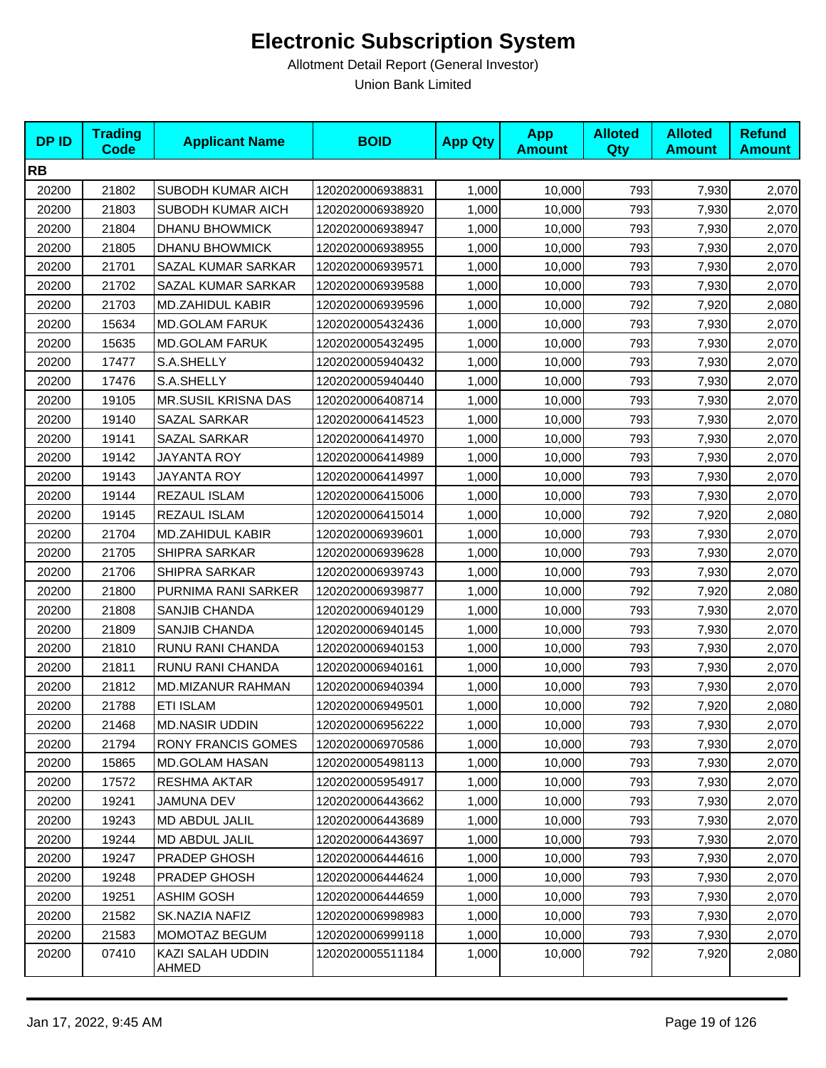# Electronic Subscription System

Allotment Detail Report (General Investor)

Union Bank Limited

| DP ID | Trading Code | Applicant Name | BOID | App Qty | App Amount | Alloted Qty | Alloted Amount | Refund Amount |
|---|---|---|---|---|---|---|---|---|
| **RB** | | | | | | | | |
| 20200 | 21802 | SUBODH KUMAR AICH | 1202020006938831 | 1,000 | 10,000 | 793 | 7,930 | 2,070 |
| 20200 | 21803 | SUBODH KUMAR AICH | 1202020006938920 | 1,000 | 10,000 | 793 | 7,930 | 2,070 |
| 20200 | 21804 | DHANU BHOWMICK | 1202020006938947 | 1,000 | 10,000 | 793 | 7,930 | 2,070 |
| 20200 | 21805 | DHANU BHOWMICK | 1202020006938955 | 1,000 | 10,000 | 793 | 7,930 | 2,070 |
| 20200 | 21701 | SAZAL KUMAR SARKAR | 1202020006939571 | 1,000 | 10,000 | 793 | 7,930 | 2,070 |
| 20200 | 21702 | SAZAL KUMAR SARKAR | 1202020006939588 | 1,000 | 10,000 | 793 | 7,930 | 2,070 |
| 20200 | 21703 | MD.ZAHIDUL KABIR | 1202020006939596 | 1,000 | 10,000 | 792 | 7,920 | 2,080 |
| 20200 | 15634 | MD.GOLAM FARUK | 1202020005432436 | 1,000 | 10,000 | 793 | 7,930 | 2,070 |
| 20200 | 15635 | MD.GOLAM FARUK | 1202020005432495 | 1,000 | 10,000 | 793 | 7,930 | 2,070 |
| 20200 | 17477 | S.A.SHELLY | 1202020005940432 | 1,000 | 10,000 | 793 | 7,930 | 2,070 |
| 20200 | 17476 | S.A.SHELLY | 1202020005940440 | 1,000 | 10,000 | 793 | 7,930 | 2,070 |
| 20200 | 19105 | MR.SUSIL KRISNA DAS | 1202020006408714 | 1,000 | 10,000 | 793 | 7,930 | 2,070 |
| 20200 | 19140 | SAZAL SARKAR | 1202020006414523 | 1,000 | 10,000 | 793 | 7,930 | 2,070 |
| 20200 | 19141 | SAZAL SARKAR | 1202020006414970 | 1,000 | 10,000 | 793 | 7,930 | 2,070 |
| 20200 | 19142 | JAYANTA ROY | 1202020006414989 | 1,000 | 10,000 | 793 | 7,930 | 2,070 |
| 20200 | 19143 | JAYANTA ROY | 1202020006414997 | 1,000 | 10,000 | 793 | 7,930 | 2,070 |
| 20200 | 19144 | REZAUL ISLAM | 1202020006415006 | 1,000 | 10,000 | 793 | 7,930 | 2,070 |
| 20200 | 19145 | REZAUL ISLAM | 1202020006415014 | 1,000 | 10,000 | 792 | 7,920 | 2,080 |
| 20200 | 21704 | MD.ZAHIDUL KABIR | 1202020006939601 | 1,000 | 10,000 | 793 | 7,930 | 2,070 |
| 20200 | 21705 | SHIPRA SARKAR | 1202020006939628 | 1,000 | 10,000 | 793 | 7,930 | 2,070 |
| 20200 | 21706 | SHIPRA SARKAR | 1202020006939743 | 1,000 | 10,000 | 793 | 7,930 | 2,070 |
| 20200 | 21800 | PURNIMA RANI SARKER | 1202020006939877 | 1,000 | 10,000 | 792 | 7,920 | 2,080 |
| 20200 | 21808 | SANJIB CHANDA | 1202020006940129 | 1,000 | 10,000 | 793 | 7,930 | 2,070 |
| 20200 | 21809 | SANJIB CHANDA | 1202020006940145 | 1,000 | 10,000 | 793 | 7,930 | 2,070 |
| 20200 | 21810 | RUNU RANI CHANDA | 1202020006940153 | 1,000 | 10,000 | 793 | 7,930 | 2,070 |
| 20200 | 21811 | RUNU RANI CHANDA | 1202020006940161 | 1,000 | 10,000 | 793 | 7,930 | 2,070 |
| 20200 | 21812 | MD.MIZANUR RAHMAN | 1202020006940394 | 1,000 | 10,000 | 793 | 7,930 | 2,070 |
| 20200 | 21788 | ETI ISLAM | 1202020006949501 | 1,000 | 10,000 | 792 | 7,920 | 2,080 |
| 20200 | 21468 | MD.NASIR UDDIN | 1202020006956222 | 1,000 | 10,000 | 793 | 7,930 | 2,070 |
| 20200 | 21794 | RONY FRANCIS GOMES | 1202020006970586 | 1,000 | 10,000 | 793 | 7,930 | 2,070 |
| 20200 | 15865 | MD.GOLAM HASAN | 1202020005498113 | 1,000 | 10,000 | 793 | 7,930 | 2,070 |
| 20200 | 17572 | RESHMA AKTAR | 1202020005954917 | 1,000 | 10,000 | 793 | 7,930 | 2,070 |
| 20200 | 19241 | JAMUNA DEV | 1202020006443662 | 1,000 | 10,000 | 793 | 7,930 | 2,070 |
| 20200 | 19243 | MD ABDUL JALIL | 1202020006443689 | 1,000 | 10,000 | 793 | 7,930 | 2,070 |
| 20200 | 19244 | MD ABDUL JALIL | 1202020006443697 | 1,000 | 10,000 | 793 | 7,930 | 2,070 |
| 20200 | 19247 | PRADEP GHOSH | 1202020006444616 | 1,000 | 10,000 | 793 | 7,930 | 2,070 |
| 20200 | 19248 | PRADEP GHOSH | 1202020006444624 | 1,000 | 10,000 | 793 | 7,930 | 2,070 |
| 20200 | 19251 | ASHIM GOSH | 1202020006444659 | 1,000 | 10,000 | 793 | 7,930 | 2,070 |
| 20200 | 21582 | SK.NAZIA NAFIZ | 1202020006998983 | 1,000 | 10,000 | 793 | 7,930 | 2,070 |
| 20200 | 21583 | MOMOTAZ BEGUM | 1202020006999118 | 1,000 | 10,000 | 793 | 7,930 | 2,070 |
| 20200 | 07410 | KAZI SALAH UDDIN AHMED | 1202020005511184 | 1,000 | 10,000 | 792 | 7,920 | 2,080 |

Jan 17, 2022, 9:45 AM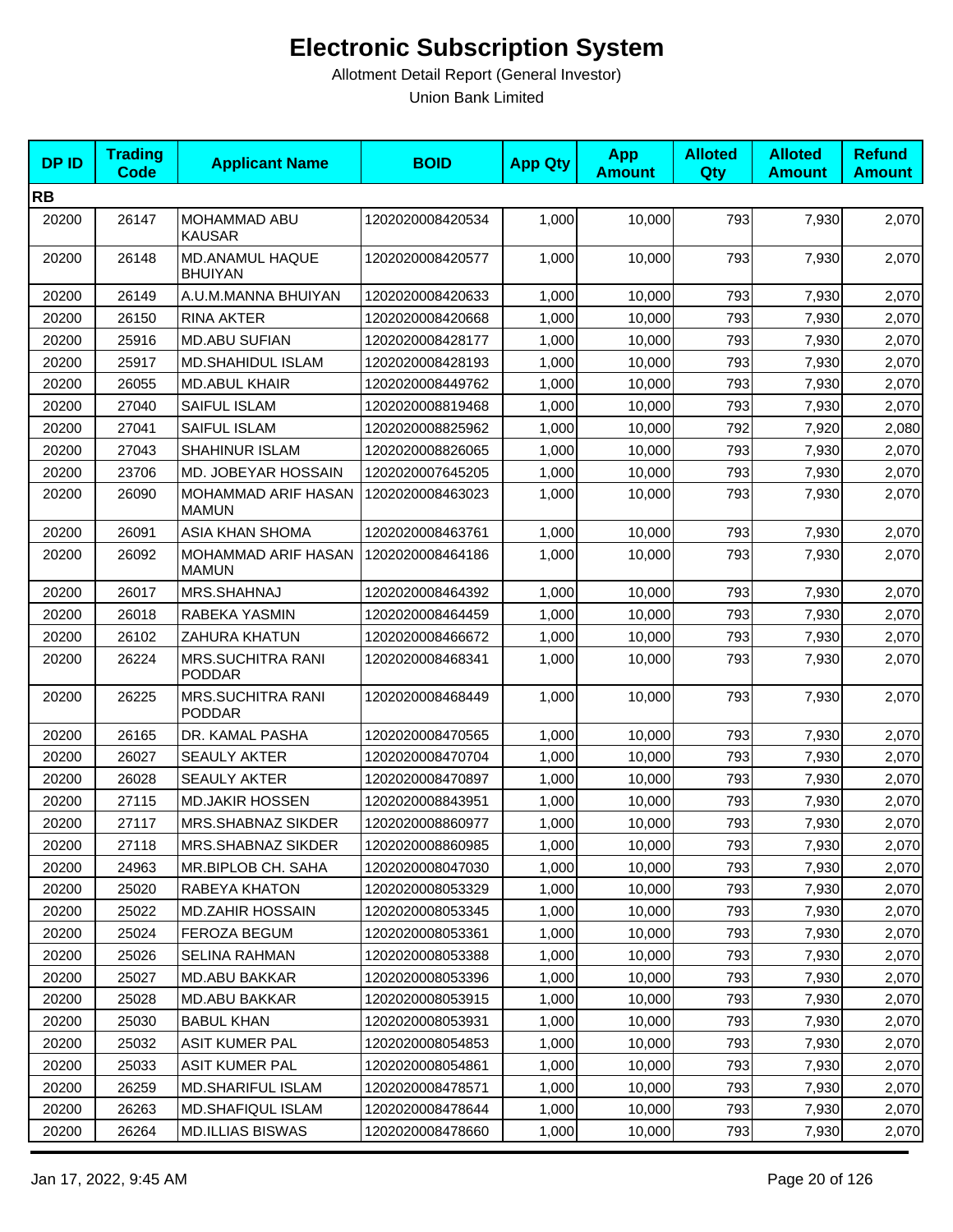# Electronic Subscription System

Allotment Detail Report (General Investor)

Union Bank Limited

| DP ID | Trading Code | Applicant Name | BOID | App Qty | App Amount | Alloted Qty | Alloted Amount | Refund Amount |
|---|---|---|---|---|---|---|---|---|
| **RB** | | | | | | | | |
| 20200 | 26147 | MOHAMMAD ABU KAUSAR | 1202020008420534 | 1,000 | 10,000 | 793 | 7,930 | 2,070 |
| 20200 | 26148 | MD.ANAMUL HAQUE BHUIYAN | 1202020008420577 | 1,000 | 10,000 | 793 | 7,930 | 2,070 |
| 20200 | 26149 | A.U.M.MANNA BHUIYAN | 1202020008420633 | 1,000 | 10,000 | 793 | 7,930 | 2,070 |
| 20200 | 26150 | RINA AKTER | 1202020008420668 | 1,000 | 10,000 | 793 | 7,930 | 2,070 |
| 20200 | 25916 | MD.ABU SUFIAN | 1202020008428177 | 1,000 | 10,000 | 793 | 7,930 | 2,070 |
| 20200 | 25917 | MD.SHAHIDUL ISLAM | 1202020008428193 | 1,000 | 10,000 | 793 | 7,930 | 2,070 |
| 20200 | 26055 | MD.ABUL KHAIR | 1202020008449762 | 1,000 | 10,000 | 793 | 7,930 | 2,070 |
| 20200 | 27040 | SAIFUL ISLAM | 1202020008819468 | 1,000 | 10,000 | 793 | 7,930 | 2,070 |
| 20200 | 27041 | SAIFUL ISLAM | 1202020008825962 | 1,000 | 10,000 | 792 | 7,920 | 2,080 |
| 20200 | 27043 | SHAHINUR ISLAM | 1202020008826065 | 1,000 | 10,000 | 793 | 7,930 | 2,070 |
| 20200 | 23706 | MD. JOBEYAR HOSSAIN | 1202020007645205 | 1,000 | 10,000 | 793 | 7,930 | 2,070 |
| 20200 | 26090 | MOHAMMAD ARIF HASAN MAMUN | 1202020008463023 | 1,000 | 10,000 | 793 | 7,930 | 2,070 |
| 20200 | 26091 | ASIA KHAN SHOMA | 1202020008463761 | 1,000 | 10,000 | 793 | 7,930 | 2,070 |
| 20200 | 26092 | MOHAMMAD ARIF HASAN MAMUN | 1202020008464186 | 1,000 | 10,000 | 793 | 7,930 | 2,070 |
| 20200 | 26017 | MRS.SHAHNAJ | 1202020008464392 | 1,000 | 10,000 | 793 | 7,930 | 2,070 |
| 20200 | 26018 | RABEKA YASMIN | 1202020008464459 | 1,000 | 10,000 | 793 | 7,930 | 2,070 |
| 20200 | 26102 | ZAHURA KHATUN | 1202020008466672 | 1,000 | 10,000 | 793 | 7,930 | 2,070 |
| 20200 | 26224 | MRS.SUCHITRA RANI PODDAR | 1202020008468341 | 1,000 | 10,000 | 793 | 7,930 | 2,070 |
| 20200 | 26225 | MRS.SUCHITRA RANI PODDAR | 1202020008468449 | 1,000 | 10,000 | 793 | 7,930 | 2,070 |
| 20200 | 26165 | DR. KAMAL PASHA | 1202020008470565 | 1,000 | 10,000 | 793 | 7,930 | 2,070 |
| 20200 | 26027 | SEAULY AKTER | 1202020008470704 | 1,000 | 10,000 | 793 | 7,930 | 2,070 |
| 20200 | 26028 | SEAULY AKTER | 1202020008470897 | 1,000 | 10,000 | 793 | 7,930 | 2,070 |
| 20200 | 27115 | MD.JAKIR HOSSEN | 1202020008843951 | 1,000 | 10,000 | 793 | 7,930 | 2,070 |
| 20200 | 27117 | MRS.SHABNAZ SIKDER | 1202020008860977 | 1,000 | 10,000 | 793 | 7,930 | 2,070 |
| 20200 | 27118 | MRS.SHABNAZ SIKDER | 1202020008860985 | 1,000 | 10,000 | 793 | 7,930 | 2,070 |
| 20200 | 24963 | MR.BIPLOB CH. SAHA | 1202020008047030 | 1,000 | 10,000 | 793 | 7,930 | 2,070 |
| 20200 | 25020 | RABEYA KHATON | 1202020008053329 | 1,000 | 10,000 | 793 | 7,930 | 2,070 |
| 20200 | 25022 | MD.ZAHIR HOSSAIN | 1202020008053345 | 1,000 | 10,000 | 793 | 7,930 | 2,070 |
| 20200 | 25024 | FEROZA BEGUM | 1202020008053361 | 1,000 | 10,000 | 793 | 7,930 | 2,070 |
| 20200 | 25026 | SELINA RAHMAN | 1202020008053388 | 1,000 | 10,000 | 793 | 7,930 | 2,070 |
| 20200 | 25027 | MD.ABU BAKKAR | 1202020008053396 | 1,000 | 10,000 | 793 | 7,930 | 2,070 |
| 20200 | 25028 | MD.ABU BAKKAR | 1202020008053915 | 1,000 | 10,000 | 793 | 7,930 | 2,070 |
| 20200 | 25030 | BABUL KHAN | 1202020008053931 | 1,000 | 10,000 | 793 | 7,930 | 2,070 |
| 20200 | 25032 | ASIT KUMER PAL | 1202020008054853 | 1,000 | 10,000 | 793 | 7,930 | 2,070 |
| 20200 | 25033 | ASIT KUMER PAL | 1202020008054861 | 1,000 | 10,000 | 793 | 7,930 | 2,070 |
| 20200 | 26259 | MD.SHARIFUL ISLAM | 1202020008478571 | 1,000 | 10,000 | 793 | 7,930 | 2,070 |
| 20200 | 26263 | MD.SHAFIQUL ISLAM | 1202020008478644 | 1,000 | 10,000 | 793 | 7,930 | 2,070 |
| 20200 | 26264 | MD.ILLIAS BISWAS | 1202020008478660 | 1,000 | 10,000 | 793 | 7,930 | 2,070 |

Jan 17, 2022, 9:45 AM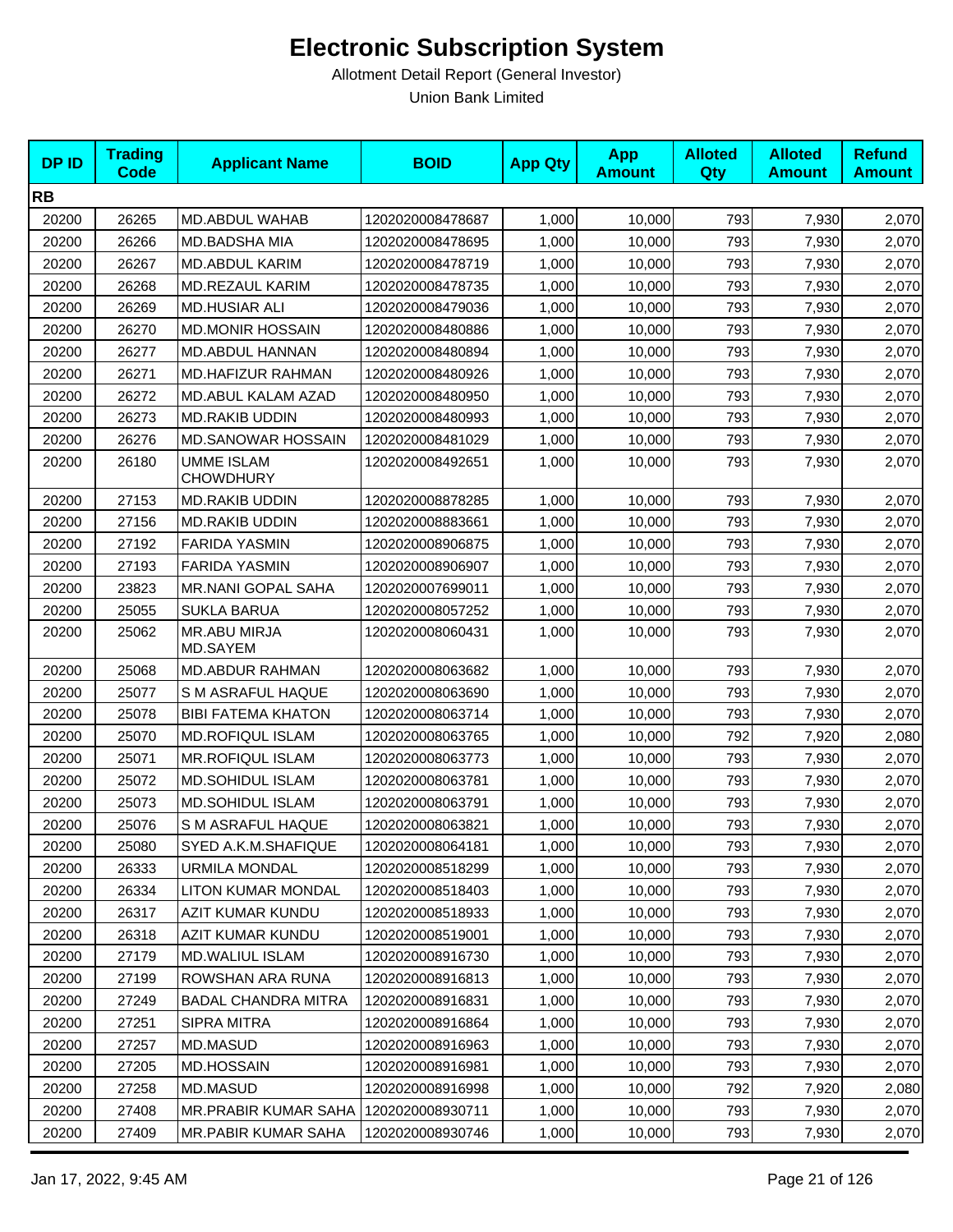# Electronic Subscription System

Allotment Detail Report (General Investor)

Union Bank Limited

| DP ID | Trading Code | Applicant Name | BOID | App Qty | App Amount | Alloted Qty | Alloted Amount | Refund Amount |
|---|---|---|---|---|---|---|---|---|
| **RB** | | | | | | | | |
| 20200 | 26265 | MD.ABDUL WAHAB | 1202020008478687 | 1,000 | 10,000 | 793 | 7,930 | 2,070 |
| 20200 | 26266 | MD.BADSHA MIA | 1202020008478695 | 1,000 | 10,000 | 793 | 7,930 | 2,070 |
| 20200 | 26267 | MD.ABDUL KARIM | 1202020008478719 | 1,000 | 10,000 | 793 | 7,930 | 2,070 |
| 20200 | 26268 | MD.REZAUL KARIM | 1202020008478735 | 1,000 | 10,000 | 793 | 7,930 | 2,070 |
| 20200 | 26269 | MD.HUSIAR ALI | 1202020008479036 | 1,000 | 10,000 | 793 | 7,930 | 2,070 |
| 20200 | 26270 | MD.MONIR HOSSAIN | 1202020008480886 | 1,000 | 10,000 | 793 | 7,930 | 2,070 |
| 20200 | 26277 | MD.ABDUL HANNAN | 1202020008480894 | 1,000 | 10,000 | 793 | 7,930 | 2,070 |
| 20200 | 26271 | MD.HAFIZUR RAHMAN | 1202020008480926 | 1,000 | 10,000 | 793 | 7,930 | 2,070 |
| 20200 | 26272 | MD.ABUL KALAM AZAD | 1202020008480950 | 1,000 | 10,000 | 793 | 7,930 | 2,070 |
| 20200 | 26273 | MD.RAKIB UDDIN | 1202020008480993 | 1,000 | 10,000 | 793 | 7,930 | 2,070 |
| 20200 | 26276 | MD.SANOWAR HOSSAIN | 1202020008481029 | 1,000 | 10,000 | 793 | 7,930 | 2,070 |
| 20200 | 26180 | UMME ISLAM CHOWDHURY | 1202020008492651 | 1,000 | 10,000 | 793 | 7,930 | 2,070 |
| 20200 | 27153 | MD.RAKIB UDDIN | 1202020008878285 | 1,000 | 10,000 | 793 | 7,930 | 2,070 |
| 20200 | 27156 | MD.RAKIB UDDIN | 1202020008883661 | 1,000 | 10,000 | 793 | 7,930 | 2,070 |
| 20200 | 27192 | FARIDA YASMIN | 1202020008906875 | 1,000 | 10,000 | 793 | 7,930 | 2,070 |
| 20200 | 27193 | FARIDA YASMIN | 1202020008906907 | 1,000 | 10,000 | 793 | 7,930 | 2,070 |
| 20200 | 23823 | MR.NANI GOPAL SAHA | 1202020007699011 | 1,000 | 10,000 | 793 | 7,930 | 2,070 |
| 20200 | 25055 | SUKLA BARUA | 1202020008057252 | 1,000 | 10,000 | 793 | 7,930 | 2,070 |
| 20200 | 25062 | MR.ABU MIRJA MD.SAYEM | 1202020008060431 | 1,000 | 10,000 | 793 | 7,930 | 2,070 |
| 20200 | 25068 | MD.ABDUR RAHMAN | 1202020008063682 | 1,000 | 10,000 | 793 | 7,930 | 2,070 |
| 20200 | 25077 | S M ASRAFUL HAQUE | 1202020008063690 | 1,000 | 10,000 | 793 | 7,930 | 2,070 |
| 20200 | 25078 | BIBI FATEMA KHATON | 1202020008063714 | 1,000 | 10,000 | 793 | 7,930 | 2,070 |
| 20200 | 25070 | MD.ROFIQUL ISLAM | 1202020008063765 | 1,000 | 10,000 | 792 | 7,920 | 2,080 |
| 20200 | 25071 | MR.ROFIQUL ISLAM | 1202020008063773 | 1,000 | 10,000 | 793 | 7,930 | 2,070 |
| 20200 | 25072 | MD.SOHIDUL ISLAM | 1202020008063781 | 1,000 | 10,000 | 793 | 7,930 | 2,070 |
| 20200 | 25073 | MD.SOHIDUL ISLAM | 1202020008063791 | 1,000 | 10,000 | 793 | 7,930 | 2,070 |
| 20200 | 25076 | S M ASRAFUL HAQUE | 1202020008063821 | 1,000 | 10,000 | 793 | 7,930 | 2,070 |
| 20200 | 25080 | SYED A.K.M.SHAFIQUE | 1202020008064181 | 1,000 | 10,000 | 793 | 7,930 | 2,070 |
| 20200 | 26333 | URMILA MONDAL | 1202020008518299 | 1,000 | 10,000 | 793 | 7,930 | 2,070 |
| 20200 | 26334 | LITON KUMAR MONDAL | 1202020008518403 | 1,000 | 10,000 | 793 | 7,930 | 2,070 |
| 20200 | 26317 | AZIT KUMAR KUNDU | 1202020008518933 | 1,000 | 10,000 | 793 | 7,930 | 2,070 |
| 20200 | 26318 | AZIT KUMAR KUNDU | 1202020008519001 | 1,000 | 10,000 | 793 | 7,930 | 2,070 |
| 20200 | 27179 | MD.WALIUL ISLAM | 1202020008916730 | 1,000 | 10,000 | 793 | 7,930 | 2,070 |
| 20200 | 27199 | ROWSHAN ARA RUNA | 1202020008916813 | 1,000 | 10,000 | 793 | 7,930 | 2,070 |
| 20200 | 27249 | BADAL CHANDRA MITRA | 1202020008916831 | 1,000 | 10,000 | 793 | 7,930 | 2,070 |
| 20200 | 27251 | SIPRA MITRA | 1202020008916864 | 1,000 | 10,000 | 793 | 7,930 | 2,070 |
| 20200 | 27257 | MD.MASUD | 1202020008916963 | 1,000 | 10,000 | 793 | 7,930 | 2,070 |
| 20200 | 27205 | MD.HOSSAIN | 1202020008916981 | 1,000 | 10,000 | 793 | 7,930 | 2,070 |
| 20200 | 27258 | MD.MASUD | 1202020008916998 | 1,000 | 10,000 | 792 | 7,920 | 2,080 |
| 20200 | 27408 | MR.PRABIR KUMAR SAHA | 1202020008930711 | 1,000 | 10,000 | 793 | 7,930 | 2,070 |
| 20200 | 27409 | MR.PABIR KUMAR SAHA | 1202020008930746 | 1,000 | 10,000 | 793 | 7,930 | 2,070 |

Jan 17, 2022, 9:45 AM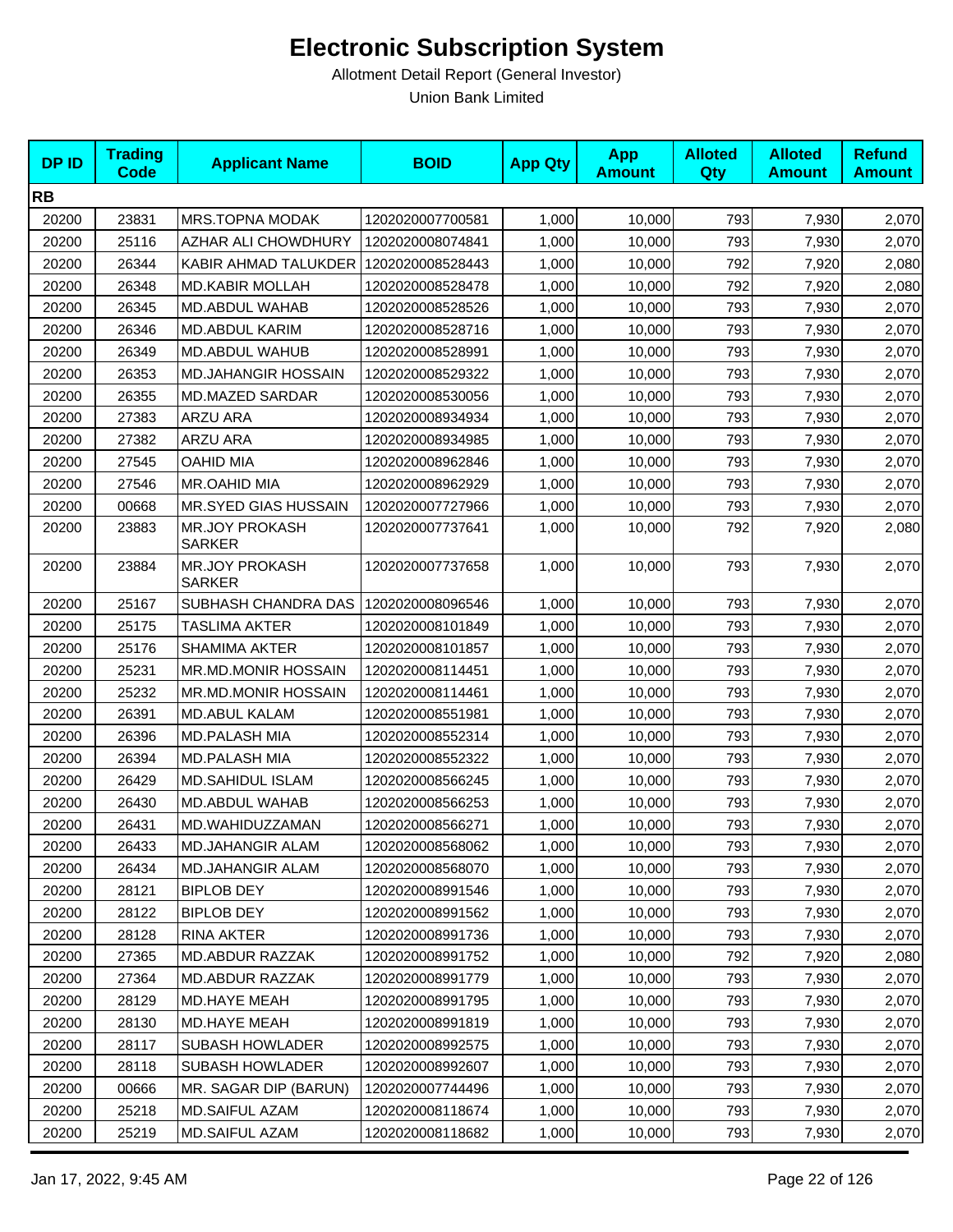# Electronic Subscription System

Allotment Detail Report (General Investor)

Union Bank Limited

| DP ID | Trading Code | Applicant Name | BOID | App Qty | App Amount | Alloted Qty | Alloted Amount | Refund Amount |
|---|---|---|---|---|---|---|---|---|
| **RB** | | | | | | | | |
| 20200 | 23831 | MRS.TOPNA MODAK | 1202020007700581 | 1,000 | 10,000 | 793 | 7,930 | 2,070 |
| 20200 | 25116 | AZHAR ALI CHOWDHURY | 1202020008074841 | 1,000 | 10,000 | 793 | 7,930 | 2,070 |
| 20200 | 26344 | KABIR AHMAD TALUKDER | 1202020008528443 | 1,000 | 10,000 | 792 | 7,920 | 2,080 |
| 20200 | 26348 | MD.KABIR MOLLAH | 1202020008528478 | 1,000 | 10,000 | 792 | 7,920 | 2,080 |
| 20200 | 26345 | MD.ABDUL WAHAB | 1202020008528526 | 1,000 | 10,000 | 793 | 7,930 | 2,070 |
| 20200 | 26346 | MD.ABDUL KARIM | 1202020008528716 | 1,000 | 10,000 | 793 | 7,930 | 2,070 |
| 20200 | 26349 | MD.ABDUL WAHUB | 1202020008528991 | 1,000 | 10,000 | 793 | 7,930 | 2,070 |
| 20200 | 26353 | MD.JAHANGIR HOSSAIN | 1202020008529322 | 1,000 | 10,000 | 793 | 7,930 | 2,070 |
| 20200 | 26355 | MD.MAZED SARDAR | 1202020008530056 | 1,000 | 10,000 | 793 | 7,930 | 2,070 |
| 20200 | 27383 | ARZU ARA | 1202020008934934 | 1,000 | 10,000 | 793 | 7,930 | 2,070 |
| 20200 | 27382 | ARZU ARA | 1202020008934985 | 1,000 | 10,000 | 793 | 7,930 | 2,070 |
| 20200 | 27545 | OAHID MIA | 1202020008962846 | 1,000 | 10,000 | 793 | 7,930 | 2,070 |
| 20200 | 27546 | MR.OAHID MIA | 1202020008962929 | 1,000 | 10,000 | 793 | 7,930 | 2,070 |
| 20200 | 00668 | MR.SYED GIAS HUSSAIN | 1202020007727966 | 1,000 | 10,000 | 793 | 7,930 | 2,070 |
| 20200 | 23883 | MR.JOY PROKASH SARKER | 1202020007737641 | 1,000 | 10,000 | 792 | 7,920 | 2,080 |
| 20200 | 23884 | MR.JOY PROKASH SARKER | 1202020007737658 | 1,000 | 10,000 | 793 | 7,930 | 2,070 |
| 20200 | 25167 | SUBHASH CHANDRA DAS | 1202020008096546 | 1,000 | 10,000 | 793 | 7,930 | 2,070 |
| 20200 | 25175 | TASLIMA AKTER | 1202020008101849 | 1,000 | 10,000 | 793 | 7,930 | 2,070 |
| 20200 | 25176 | SHAMIMA AKTER | 1202020008101857 | 1,000 | 10,000 | 793 | 7,930 | 2,070 |
| 20200 | 25231 | MR.MD.MONIR HOSSAIN | 1202020008114451 | 1,000 | 10,000 | 793 | 7,930 | 2,070 |
| 20200 | 25232 | MR.MD.MONIR HOSSAIN | 1202020008114461 | 1,000 | 10,000 | 793 | 7,930 | 2,070 |
| 20200 | 26391 | MD.ABUL KALAM | 1202020008551981 | 1,000 | 10,000 | 793 | 7,930 | 2,070 |
| 20200 | 26396 | MD.PALASH MIA | 1202020008552314 | 1,000 | 10,000 | 793 | 7,930 | 2,070 |
| 20200 | 26394 | MD.PALASH MIA | 1202020008552322 | 1,000 | 10,000 | 793 | 7,930 | 2,070 |
| 20200 | 26429 | MD.SAHIDUL ISLAM | 1202020008566245 | 1,000 | 10,000 | 793 | 7,930 | 2,070 |
| 20200 | 26430 | MD.ABDUL WAHAB | 1202020008566253 | 1,000 | 10,000 | 793 | 7,930 | 2,070 |
| 20200 | 26431 | MD.WAHIDUZZAMAN | 1202020008566271 | 1,000 | 10,000 | 793 | 7,930 | 2,070 |
| 20200 | 26433 | MD.JAHANGIR ALAM | 1202020008568062 | 1,000 | 10,000 | 793 | 7,930 | 2,070 |
| 20200 | 26434 | MD.JAHANGIR ALAM | 1202020008568070 | 1,000 | 10,000 | 793 | 7,930 | 2,070 |
| 20200 | 28121 | BIPLOB DEY | 1202020008991546 | 1,000 | 10,000 | 793 | 7,930 | 2,070 |
| 20200 | 28122 | BIPLOB DEY | 1202020008991562 | 1,000 | 10,000 | 793 | 7,930 | 2,070 |
| 20200 | 28128 | RINA AKTER | 1202020008991736 | 1,000 | 10,000 | 793 | 7,930 | 2,070 |
| 20200 | 27365 | MD.ABDUR RAZZAK | 1202020008991752 | 1,000 | 10,000 | 792 | 7,920 | 2,080 |
| 20200 | 27364 | MD.ABDUR RAZZAK | 1202020008991779 | 1,000 | 10,000 | 793 | 7,930 | 2,070 |
| 20200 | 28129 | MD.HAYE MEAH | 1202020008991795 | 1,000 | 10,000 | 793 | 7,930 | 2,070 |
| 20200 | 28130 | MD.HAYE MEAH | 1202020008991819 | 1,000 | 10,000 | 793 | 7,930 | 2,070 |
| 20200 | 28117 | SUBASH HOWLADER | 1202020008992575 | 1,000 | 10,000 | 793 | 7,930 | 2,070 |
| 20200 | 28118 | SUBASH HOWLADER | 1202020008992607 | 1,000 | 10,000 | 793 | 7,930 | 2,070 |
| 20200 | 00666 | MR. SAGAR DIP (BARUN) | 1202020007744496 | 1,000 | 10,000 | 793 | 7,930 | 2,070 |
| 20200 | 25218 | MD.SAIFUL AZAM | 1202020008118674 | 1,000 | 10,000 | 793 | 7,930 | 2,070 |
| 20200 | 25219 | MD.SAIFUL AZAM | 1202020008118682 | 1,000 | 10,000 | 793 | 7,930 | 2,070 |

Jan 17, 2022, 9:45 AM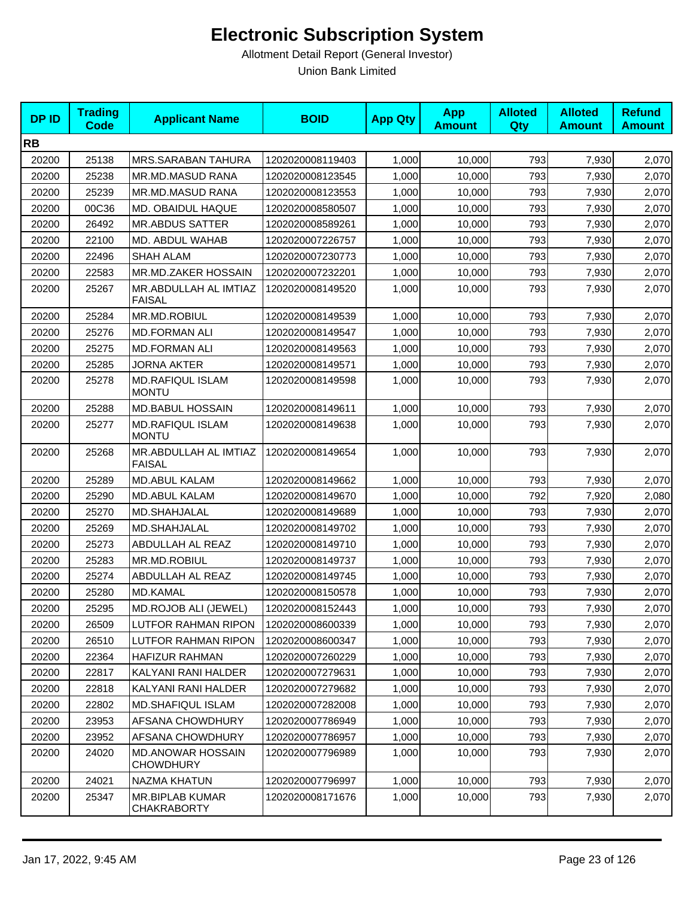# Electronic Subscription System

Allotment Detail Report (General Investor)

Union Bank Limited

| DP ID | Trading Code | Applicant Name | BOID | App Qty | App Amount | Alloted Qty | Alloted Amount | Refund Amount |
|---|---|---|---|---|---|---|---|---|
| **RB** | | | | | | | | |
| 20200 | 25138 | MRS.SARABAN TAHURA | 1202020008119403 | 1,000 | 10,000 | 793 | 7,930 | 2,070 |
| 20200 | 25238 | MR.MD.MASUD RANA | 1202020008123545 | 1,000 | 10,000 | 793 | 7,930 | 2,070 |
| 20200 | 25239 | MR.MD.MASUD RANA | 1202020008123553 | 1,000 | 10,000 | 793 | 7,930 | 2,070 |
| 20200 | 00C36 | MD. OBAIDUL HAQUE | 1202020008580507 | 1,000 | 10,000 | 793 | 7,930 | 2,070 |
| 20200 | 26492 | MR.ABDUS SATTER | 1202020008589261 | 1,000 | 10,000 | 793 | 7,930 | 2,070 |
| 20200 | 22100 | MD. ABDUL WAHAB | 1202020007226757 | 1,000 | 10,000 | 793 | 7,930 | 2,070 |
| 20200 | 22496 | SHAH ALAM | 1202020007230773 | 1,000 | 10,000 | 793 | 7,930 | 2,070 |
| 20200 | 22583 | MR.MD.ZAKER HOSSAIN | 1202020007232201 | 1,000 | 10,000 | 793 | 7,930 | 2,070 |
| 20200 | 25267 | MR.ABDULLAH AL IMTIAZ FAISAL | 1202020008149520 | 1,000 | 10,000 | 793 | 7,930 | 2,070 |
| 20200 | 25284 | MR.MD.ROBIUL | 1202020008149539 | 1,000 | 10,000 | 793 | 7,930 | 2,070 |
| 20200 | 25276 | MD.FORMAN ALI | 1202020008149547 | 1,000 | 10,000 | 793 | 7,930 | 2,070 |
| 20200 | 25275 | MD.FORMAN ALI | 1202020008149563 | 1,000 | 10,000 | 793 | 7,930 | 2,070 |
| 20200 | 25285 | JORNA AKTER | 1202020008149571 | 1,000 | 10,000 | 793 | 7,930 | 2,070 |
| 20200 | 25278 | MD.RAFIQUL ISLAM MONTU | 1202020008149598 | 1,000 | 10,000 | 793 | 7,930 | 2,070 |
| 20200 | 25288 | MD.BABUL HOSSAIN | 1202020008149611 | 1,000 | 10,000 | 793 | 7,930 | 2,070 |
| 20200 | 25277 | MD.RAFIQUL ISLAM MONTU | 1202020008149638 | 1,000 | 10,000 | 793 | 7,930 | 2,070 |
| 20200 | 25268 | MR.ABDULLAH AL IMTIAZ FAISAL | 1202020008149654 | 1,000 | 10,000 | 793 | 7,930 | 2,070 |
| 20200 | 25289 | MD.ABUL KALAM | 1202020008149662 | 1,000 | 10,000 | 793 | 7,930 | 2,070 |
| 20200 | 25290 | MD.ABUL KALAM | 1202020008149670 | 1,000 | 10,000 | 792 | 7,920 | 2,080 |
| 20200 | 25270 | MD.SHAHJALAL | 1202020008149689 | 1,000 | 10,000 | 793 | 7,930 | 2,070 |
| 20200 | 25269 | MD.SHAHJALAL | 1202020008149702 | 1,000 | 10,000 | 793 | 7,930 | 2,070 |
| 20200 | 25273 | ABDULLAH AL REAZ | 1202020008149710 | 1,000 | 10,000 | 793 | 7,930 | 2,070 |
| 20200 | 25283 | MR.MD.ROBIUL | 1202020008149737 | 1,000 | 10,000 | 793 | 7,930 | 2,070 |
| 20200 | 25274 | ABDULLAH AL REAZ | 1202020008149745 | 1,000 | 10,000 | 793 | 7,930 | 2,070 |
| 20200 | 25280 | MD.KAMAL | 1202020008150578 | 1,000 | 10,000 | 793 | 7,930 | 2,070 |
| 20200 | 25295 | MD.ROJOB ALI (JEWEL) | 1202020008152443 | 1,000 | 10,000 | 793 | 7,930 | 2,070 |
| 20200 | 26509 | LUTFOR RAHMAN RIPON | 1202020008600339 | 1,000 | 10,000 | 793 | 7,930 | 2,070 |
| 20200 | 26510 | LUTFOR RAHMAN RIPON | 1202020008600347 | 1,000 | 10,000 | 793 | 7,930 | 2,070 |
| 20200 | 22364 | HAFIZUR RAHMAN | 1202020007260229 | 1,000 | 10,000 | 793 | 7,930 | 2,070 |
| 20200 | 22817 | KALYANI RANI HALDER | 1202020007279631 | 1,000 | 10,000 | 793 | 7,930 | 2,070 |
| 20200 | 22818 | KALYANI RANI HALDER | 1202020007279682 | 1,000 | 10,000 | 793 | 7,930 | 2,070 |
| 20200 | 22802 | MD.SHAFIQUL ISLAM | 1202020007282008 | 1,000 | 10,000 | 793 | 7,930 | 2,070 |
| 20200 | 23953 | AFSANA CHOWDHURY | 1202020007786949 | 1,000 | 10,000 | 793 | 7,930 | 2,070 |
| 20200 | 23952 | AFSANA CHOWDHURY | 1202020007786957 | 1,000 | 10,000 | 793 | 7,930 | 2,070 |
| 20200 | 24020 | MD.ANOWAR HOSSAIN CHOWDHURY | 1202020007796989 | 1,000 | 10,000 | 793 | 7,930 | 2,070 |
| 20200 | 24021 | NAZMA KHATUN | 1202020007796997 | 1,000 | 10,000 | 793 | 7,930 | 2,070 |
| 20200 | 25347 | MR.BIPLAB KUMAR CHAKRABORTY | 1202020008171676 | 1,000 | 10,000 | 793 | 7,930 | 2,070 |

Jan 17, 2022, 9:45 AM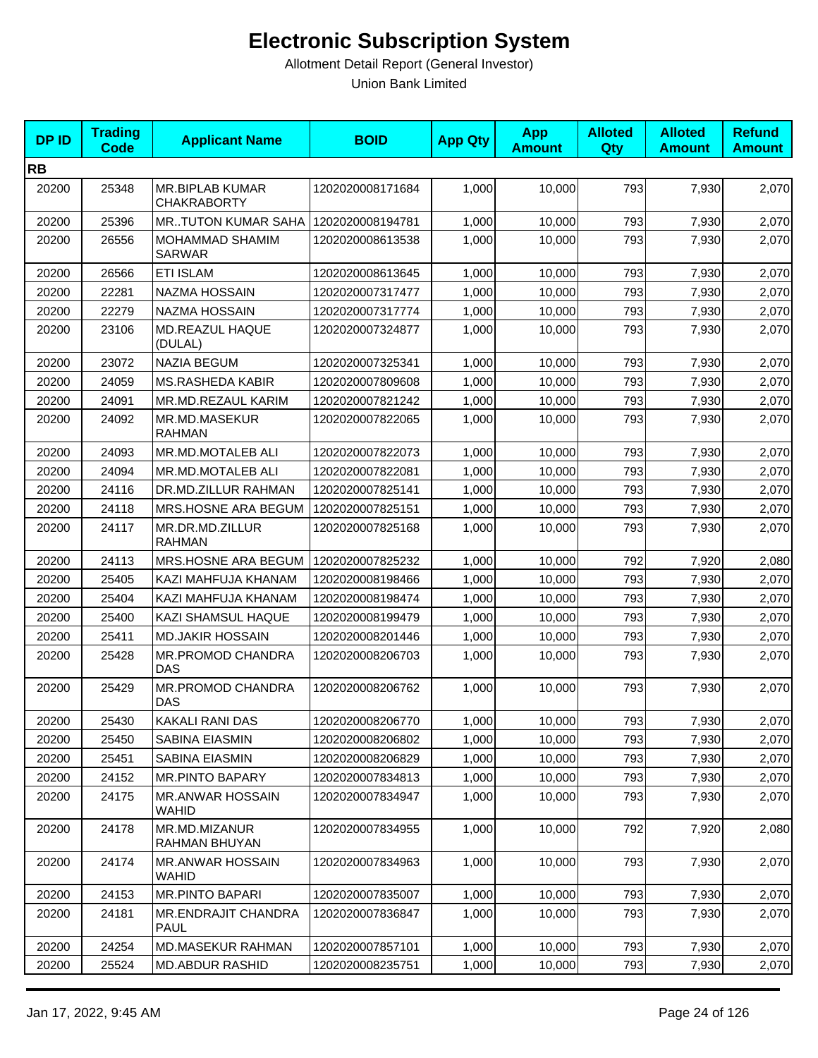# Electronic Subscription System

Allotment Detail Report (General Investor)

Union Bank Limited

| DP ID | Trading Code | Applicant Name | BOID | App Qty | App Amount | Alloted Qty | Alloted Amount | Refund Amount |
|---|---|---|---|---|---|---|---|---|
| **RB** | | | | | | | | |
| 20200 | 25348 | MR.BIPLAB KUMAR CHAKRABORTY | 1202020008171684 | 1,000 | 10,000 | 793 | 7,930 | 2,070 |
| 20200 | 25396 | MR..TUTON KUMAR SAHA | 1202020008194781 | 1,000 | 10,000 | 793 | 7,930 | 2,070 |
| 20200 | 26556 | MOHAMMAD SHAMIM SARWAR | 1202020008613538 | 1,000 | 10,000 | 793 | 7,930 | 2,070 |
| 20200 | 26566 | ETI ISLAM | 1202020008613645 | 1,000 | 10,000 | 793 | 7,930 | 2,070 |
| 20200 | 22281 | NAZMA HOSSAIN | 1202020007317477 | 1,000 | 10,000 | 793 | 7,930 | 2,070 |
| 20200 | 22279 | NAZMA HOSSAIN | 1202020007317774 | 1,000 | 10,000 | 793 | 7,930 | 2,070 |
| 20200 | 23106 | MD.REAZUL HAQUE (DULAL) | 1202020007324877 | 1,000 | 10,000 | 793 | 7,930 | 2,070 |
| 20200 | 23072 | NAZIA BEGUM | 1202020007325341 | 1,000 | 10,000 | 793 | 7,930 | 2,070 |
| 20200 | 24059 | MS.RASHEDA KABIR | 1202020007809608 | 1,000 | 10,000 | 793 | 7,930 | 2,070 |
| 20200 | 24091 | MR.MD.REZAUL KARIM | 1202020007821242 | 1,000 | 10,000 | 793 | 7,930 | 2,070 |
| 20200 | 24092 | MR.MD.MASEKUR RAHMAN | 1202020007822065 | 1,000 | 10,000 | 793 | 7,930 | 2,070 |
| 20200 | 24093 | MR.MD.MOTALEB ALI | 1202020007822073 | 1,000 | 10,000 | 793 | 7,930 | 2,070 |
| 20200 | 24094 | MR.MD.MOTALEB ALI | 1202020007822081 | 1,000 | 10,000 | 793 | 7,930 | 2,070 |
| 20200 | 24116 | DR.MD.ZILLUR RAHMAN | 1202020007825141 | 1,000 | 10,000 | 793 | 7,930 | 2,070 |
| 20200 | 24118 | MRS.HOSNE ARA BEGUM | 1202020007825151 | 1,000 | 10,000 | 793 | 7,930 | 2,070 |
| 20200 | 24117 | MR.DR.MD.ZILLUR RAHMAN | 1202020007825168 | 1,000 | 10,000 | 793 | 7,930 | 2,070 |
| 20200 | 24113 | MRS.HOSNE ARA BEGUM | 1202020007825232 | 1,000 | 10,000 | 792 | 7,920 | 2,080 |
| 20200 | 25405 | KAZI MAHFUJA KHANAM | 1202020008198466 | 1,000 | 10,000 | 793 | 7,930 | 2,070 |
| 20200 | 25404 | KAZI MAHFUJA KHANAM | 1202020008198474 | 1,000 | 10,000 | 793 | 7,930 | 2,070 |
| 20200 | 25400 | KAZI SHAMSUL HAQUE | 1202020008199479 | 1,000 | 10,000 | 793 | 7,930 | 2,070 |
| 20200 | 25411 | MD.JAKIR HOSSAIN | 1202020008201446 | 1,000 | 10,000 | 793 | 7,930 | 2,070 |
| 20200 | 25428 | MR.PROMOD CHANDRA DAS | 1202020008206703 | 1,000 | 10,000 | 793 | 7,930 | 2,070 |
| 20200 | 25429 | MR.PROMOD CHANDRA DAS | 1202020008206762 | 1,000 | 10,000 | 793 | 7,930 | 2,070 |
| 20200 | 25430 | KAKALI RANI DAS | 1202020008206770 | 1,000 | 10,000 | 793 | 7,930 | 2,070 |
| 20200 | 25450 | SABINA EIASMIN | 1202020008206802 | 1,000 | 10,000 | 793 | 7,930 | 2,070 |
| 20200 | 25451 | SABINA EIASMIN | 1202020008206829 | 1,000 | 10,000 | 793 | 7,930 | 2,070 |
| 20200 | 24152 | MR.PINTO BAPARY | 1202020007834813 | 1,000 | 10,000 | 793 | 7,930 | 2,070 |
| 20200 | 24175 | MR.ANWAR HOSSAIN WAHID | 1202020007834947 | 1,000 | 10,000 | 793 | 7,930 | 2,070 |
| 20200 | 24178 | MR.MD.MIZANUR RAHMAN BHUYAN | 1202020007834955 | 1,000 | 10,000 | 792 | 7,920 | 2,080 |
| 20200 | 24174 | MR.ANWAR HOSSAIN WAHID | 1202020007834963 | 1,000 | 10,000 | 793 | 7,930 | 2,070 |
| 20200 | 24153 | MR.PINTO BAPARI | 1202020007835007 | 1,000 | 10,000 | 793 | 7,930 | 2,070 |
| 20200 | 24181 | MR.ENDRAJIT CHANDRA PAUL | 1202020007836847 | 1,000 | 10,000 | 793 | 7,930 | 2,070 |
| 20200 | 24254 | MD.MASEKUR RAHMAN | 1202020007857101 | 1,000 | 10,000 | 793 | 7,930 | 2,070 |
| 20200 | 25524 | MD.ABDUR RASHID | 1202020008235751 | 1,000 | 10,000 | 793 | 7,930 | 2,070 |

Jan 17, 2022, 9:45 AM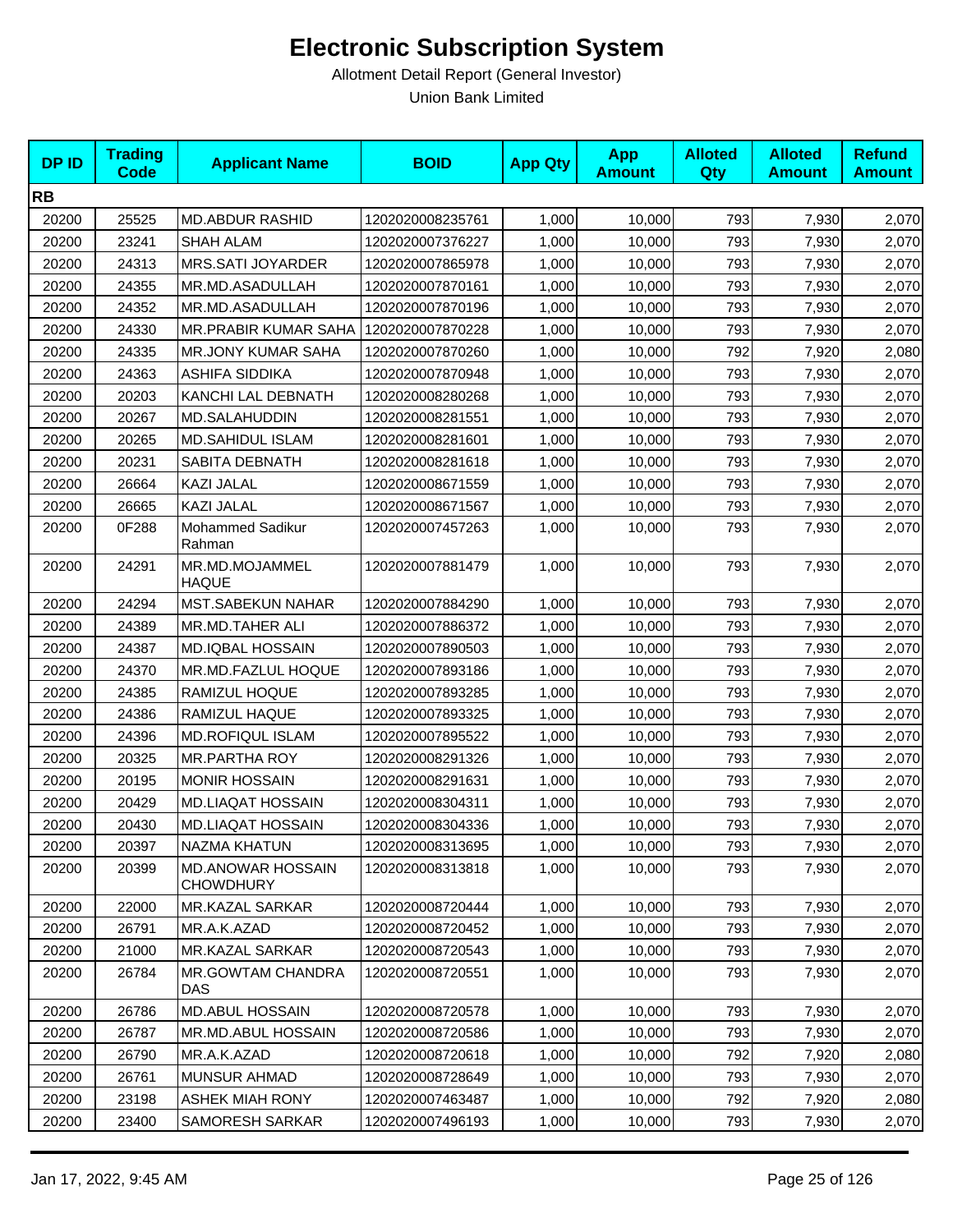# Electronic Subscription System

Allotment Detail Report (General Investor)

Union Bank Limited

| DP ID | Trading Code | Applicant Name | BOID | App Qty | App Amount | Alloted Qty | Alloted Amount | Refund Amount |
|---|---|---|---|---|---|---|---|---|
| **RB** | | | | | | | | |
| 20200 | 25525 | MD.ABDUR RASHID | 1202020008235761 | 1,000 | 10,000 | 793 | 7,930 | 2,070 |
| 20200 | 23241 | SHAH ALAM | 1202020007376227 | 1,000 | 10,000 | 793 | 7,930 | 2,070 |
| 20200 | 24313 | MRS.SATI JOYARDER | 1202020007865978 | 1,000 | 10,000 | 793 | 7,930 | 2,070 |
| 20200 | 24355 | MR.MD.ASADULLAH | 1202020007870161 | 1,000 | 10,000 | 793 | 7,930 | 2,070 |
| 20200 | 24352 | MR.MD.ASADULLAH | 1202020007870196 | 1,000 | 10,000 | 793 | 7,930 | 2,070 |
| 20200 | 24330 | MR.PRABIR KUMAR SAHA | 1202020007870228 | 1,000 | 10,000 | 793 | 7,930 | 2,070 |
| 20200 | 24335 | MR.JONY KUMAR SAHA | 1202020007870260 | 1,000 | 10,000 | 792 | 7,920 | 2,080 |
| 20200 | 24363 | ASHIFA SIDDIKA | 1202020007870948 | 1,000 | 10,000 | 793 | 7,930 | 2,070 |
| 20200 | 20203 | KANCHI LAL DEBNATH | 1202020008280268 | 1,000 | 10,000 | 793 | 7,930 | 2,070 |
| 20200 | 20267 | MD.SALAHUDDIN | 1202020008281551 | 1,000 | 10,000 | 793 | 7,930 | 2,070 |
| 20200 | 20265 | MD.SAHIDUL ISLAM | 1202020008281601 | 1,000 | 10,000 | 793 | 7,930 | 2,070 |
| 20200 | 20231 | SABITA DEBNATH | 1202020008281618 | 1,000 | 10,000 | 793 | 7,930 | 2,070 |
| 20200 | 26664 | KAZI JALAL | 1202020008671559 | 1,000 | 10,000 | 793 | 7,930 | 2,070 |
| 20200 | 26665 | KAZI JALAL | 1202020008671567 | 1,000 | 10,000 | 793 | 7,930 | 2,070 |
| 20200 | 0F288 | Mohammed Sadikur Rahman | 1202020007457263 | 1,000 | 10,000 | 793 | 7,930 | 2,070 |
| 20200 | 24291 | MR.MD.MOJAMMEL HAQUE | 1202020007881479 | 1,000 | 10,000 | 793 | 7,930 | 2,070 |
| 20200 | 24294 | MST.SABEKUN NAHAR | 1202020007884290 | 1,000 | 10,000 | 793 | 7,930 | 2,070 |
| 20200 | 24389 | MR.MD.TAHER ALI | 1202020007886372 | 1,000 | 10,000 | 793 | 7,930 | 2,070 |
| 20200 | 24387 | MD.IQBAL HOSSAIN | 1202020007890503 | 1,000 | 10,000 | 793 | 7,930 | 2,070 |
| 20200 | 24370 | MR.MD.FAZLUL HOQUE | 1202020007893186 | 1,000 | 10,000 | 793 | 7,930 | 2,070 |
| 20200 | 24385 | RAMIZUL HOQUE | 1202020007893285 | 1,000 | 10,000 | 793 | 7,930 | 2,070 |
| 20200 | 24386 | RAMIZUL HAQUE | 1202020007893325 | 1,000 | 10,000 | 793 | 7,930 | 2,070 |
| 20200 | 24396 | MD.ROFIQUL ISLAM | 1202020007895522 | 1,000 | 10,000 | 793 | 7,930 | 2,070 |
| 20200 | 20325 | MR.PARTHA ROY | 1202020008291326 | 1,000 | 10,000 | 793 | 7,930 | 2,070 |
| 20200 | 20195 | MONIR HOSSAIN | 1202020008291631 | 1,000 | 10,000 | 793 | 7,930 | 2,070 |
| 20200 | 20429 | MD.LIAQAT HOSSAIN | 1202020008304311 | 1,000 | 10,000 | 793 | 7,930 | 2,070 |
| 20200 | 20430 | MD.LIAQAT HOSSAIN | 1202020008304336 | 1,000 | 10,000 | 793 | 7,930 | 2,070 |
| 20200 | 20397 | NAZMA KHATUN | 1202020008313695 | 1,000 | 10,000 | 793 | 7,930 | 2,070 |
| 20200 | 20399 | MD.ANOWAR HOSSAIN CHOWDHURY | 1202020008313818 | 1,000 | 10,000 | 793 | 7,930 | 2,070 |
| 20200 | 22000 | MR.KAZAL SARKAR | 1202020008720444 | 1,000 | 10,000 | 793 | 7,930 | 2,070 |
| 20200 | 26791 | MR.A.K.AZAD | 1202020008720452 | 1,000 | 10,000 | 793 | 7,930 | 2,070 |
| 20200 | 21000 | MR.KAZAL SARKAR | 1202020008720543 | 1,000 | 10,000 | 793 | 7,930 | 2,070 |
| 20200 | 26784 | MR.GOWTAM CHANDRA DAS | 1202020008720551 | 1,000 | 10,000 | 793 | 7,930 | 2,070 |
| 20200 | 26786 | MD.ABUL HOSSAIN | 1202020008720578 | 1,000 | 10,000 | 793 | 7,930 | 2,070 |
| 20200 | 26787 | MR.MD.ABUL HOSSAIN | 1202020008720586 | 1,000 | 10,000 | 793 | 7,930 | 2,070 |
| 20200 | 26790 | MR.A.K.AZAD | 1202020008720618 | 1,000 | 10,000 | 792 | 7,920 | 2,080 |
| 20200 | 26761 | MUNSUR AHMAD | 1202020008728649 | 1,000 | 10,000 | 793 | 7,930 | 2,070 |
| 20200 | 23198 | ASHEK MIAH RONY | 1202020007463487 | 1,000 | 10,000 | 792 | 7,920 | 2,080 |
| 20200 | 23400 | SAMORESH SARKAR | 1202020007496193 | 1,000 | 10,000 | 793 | 7,930 | 2,070 |

Jan 17, 2022, 9:45 AM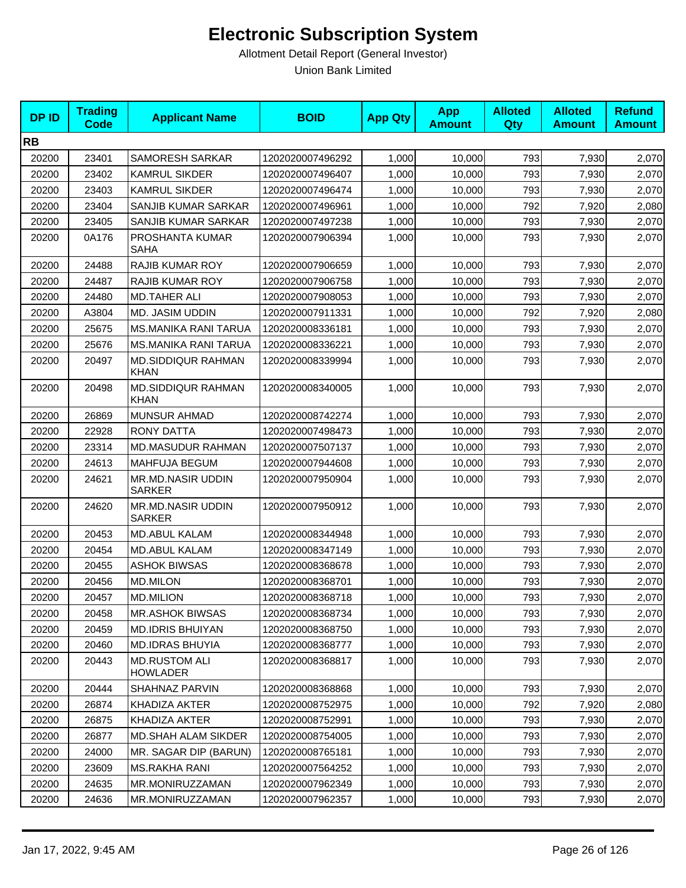# Electronic Subscription System

Allotment Detail Report (General Investor)

Union Bank Limited

| DP ID | Trading Code | Applicant Name | BOID | App Qty | App Amount | Alloted Qty | Alloted Amount | Refund Amount |
|---|---|---|---|---|---|---|---|---|
| **RB** | | | | | | | | |
| 20200 | 23401 | SAMORESH SARKAR | 1202020007496292 | 1,000 | 10,000 | 793 | 7,930 | 2,070 |
| 20200 | 23402 | KAMRUL SIKDER | 1202020007496407 | 1,000 | 10,000 | 793 | 7,930 | 2,070 |
| 20200 | 23403 | KAMRUL SIKDER | 1202020007496474 | 1,000 | 10,000 | 793 | 7,930 | 2,070 |
| 20200 | 23404 | SANJIB KUMAR SARKAR | 1202020007496961 | 1,000 | 10,000 | 792 | 7,920 | 2,080 |
| 20200 | 23405 | SANJIB KUMAR SARKAR | 1202020007497238 | 1,000 | 10,000 | 793 | 7,930 | 2,070 |
| 20200 | 0A176 | PROSHANTA KUMAR SAHA | 1202020007906394 | 1,000 | 10,000 | 793 | 7,930 | 2,070 |
| 20200 | 24488 | RAJIB KUMAR ROY | 1202020007906659 | 1,000 | 10,000 | 793 | 7,930 | 2,070 |
| 20200 | 24487 | RAJIB KUMAR ROY | 1202020007906758 | 1,000 | 10,000 | 793 | 7,930 | 2,070 |
| 20200 | 24480 | MD.TAHER ALI | 1202020007908053 | 1,000 | 10,000 | 793 | 7,930 | 2,070 |
| 20200 | A3804 | MD. JASIM UDDIN | 1202020007911331 | 1,000 | 10,000 | 792 | 7,920 | 2,080 |
| 20200 | 25675 | MS.MANIKA RANI TARUA | 1202020008336181 | 1,000 | 10,000 | 793 | 7,930 | 2,070 |
| 20200 | 25676 | MS.MANIKA RANI TARUA | 1202020008336221 | 1,000 | 10,000 | 793 | 7,930 | 2,070 |
| 20200 | 20497 | MD.SIDDIQUR RAHMAN KHAN | 1202020008339994 | 1,000 | 10,000 | 793 | 7,930 | 2,070 |
| 20200 | 20498 | MD.SIDDIQUR RAHMAN KHAN | 1202020008340005 | 1,000 | 10,000 | 793 | 7,930 | 2,070 |
| 20200 | 26869 | MUNSUR AHMAD | 1202020008742274 | 1,000 | 10,000 | 793 | 7,930 | 2,070 |
| 20200 | 22928 | RONY DATTA | 1202020007498473 | 1,000 | 10,000 | 793 | 7,930 | 2,070 |
| 20200 | 23314 | MD.MASUDUR RAHMAN | 1202020007507137 | 1,000 | 10,000 | 793 | 7,930 | 2,070 |
| 20200 | 24613 | MAHFUJA BEGUM | 1202020007944608 | 1,000 | 10,000 | 793 | 7,930 | 2,070 |
| 20200 | 24621 | MR.MD.NASIR UDDIN SARKER | 1202020007950904 | 1,000 | 10,000 | 793 | 7,930 | 2,070 |
| 20200 | 24620 | MR.MD.NASIR UDDIN SARKER | 1202020007950912 | 1,000 | 10,000 | 793 | 7,930 | 2,070 |
| 20200 | 20453 | MD.ABUL KALAM | 1202020008344948 | 1,000 | 10,000 | 793 | 7,930 | 2,070 |
| 20200 | 20454 | MD.ABUL KALAM | 1202020008347149 | 1,000 | 10,000 | 793 | 7,930 | 2,070 |
| 20200 | 20455 | ASHOK BIWSAS | 1202020008368678 | 1,000 | 10,000 | 793 | 7,930 | 2,070 |
| 20200 | 20456 | MD.MILON | 1202020008368701 | 1,000 | 10,000 | 793 | 7,930 | 2,070 |
| 20200 | 20457 | MD.MILION | 1202020008368718 | 1,000 | 10,000 | 793 | 7,930 | 2,070 |
| 20200 | 20458 | MR.ASHOK BIWSAS | 1202020008368734 | 1,000 | 10,000 | 793 | 7,930 | 2,070 |
| 20200 | 20459 | MD.IDRIS BHUIYAN | 1202020008368750 | 1,000 | 10,000 | 793 | 7,930 | 2,070 |
| 20200 | 20460 | MD.IDRAS BHUYIA | 1202020008368777 | 1,000 | 10,000 | 793 | 7,930 | 2,070 |
| 20200 | 20443 | MD.RUSTOM ALI HOWLADER | 1202020008368817 | 1,000 | 10,000 | 793 | 7,930 | 2,070 |
| 20200 | 20444 | SHAHNAZ PARVIN | 1202020008368868 | 1,000 | 10,000 | 793 | 7,930 | 2,070 |
| 20200 | 26874 | KHADIZA AKTER | 1202020008752975 | 1,000 | 10,000 | 792 | 7,920 | 2,080 |
| 20200 | 26875 | KHADIZA AKTER | 1202020008752991 | 1,000 | 10,000 | 793 | 7,930 | 2,070 |
| 20200 | 26877 | MD.SHAH ALAM SIKDER | 1202020008754005 | 1,000 | 10,000 | 793 | 7,930 | 2,070 |
| 20200 | 24000 | MR. SAGAR DIP (BARUN) | 1202020008765181 | 1,000 | 10,000 | 793 | 7,930 | 2,070 |
| 20200 | 23609 | MS.RAKHA RANI | 1202020007564252 | 1,000 | 10,000 | 793 | 7,930 | 2,070 |
| 20200 | 24635 | MR.MONIRUZZAMAN | 1202020007962349 | 1,000 | 10,000 | 793 | 7,930 | 2,070 |
| 20200 | 24636 | MR.MONIRUZZAMAN | 1202020007962357 | 1,000 | 10,000 | 793 | 7,930 | 2,070 |

Jan 17, 2022, 9:45 AM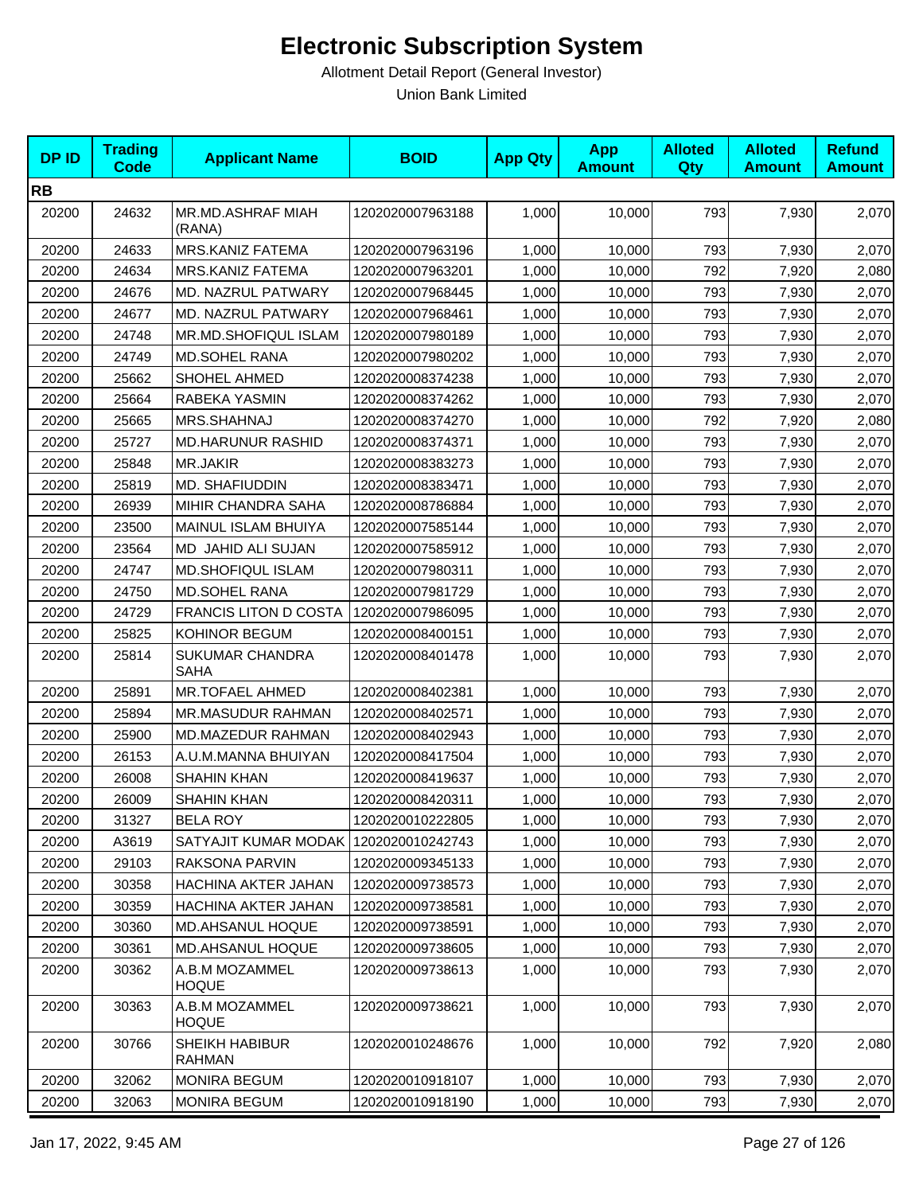# Electronic Subscription System

Allotment Detail Report (General Investor)

Union Bank Limited

| DP ID | Trading Code | Applicant Name | BOID | App Qty | App Amount | Alloted Qty | Alloted Amount | Refund Amount |
|---|---|---|---|---|---|---|---|---|
| **RB** | | | | | | | | |
| 20200 | 24632 | MR.MD.ASHRAF MIAH (RANA) | 1202020007963188 | 1,000 | 10,000 | 793 | 7,930 | 2,070 |
| 20200 | 24633 | MRS.KANIZ FATEMA | 1202020007963196 | 1,000 | 10,000 | 793 | 7,930 | 2,070 |
| 20200 | 24634 | MRS.KANIZ FATEMA | 1202020007963201 | 1,000 | 10,000 | 792 | 7,920 | 2,080 |
| 20200 | 24676 | MD. NAZRUL PATWARY | 1202020007968445 | 1,000 | 10,000 | 793 | 7,930 | 2,070 |
| 20200 | 24677 | MD. NAZRUL PATWARY | 1202020007968461 | 1,000 | 10,000 | 793 | 7,930 | 2,070 |
| 20200 | 24748 | MR.MD.SHOFIQUL ISLAM | 1202020007980189 | 1,000 | 10,000 | 793 | 7,930 | 2,070 |
| 20200 | 24749 | MD.SOHEL RANA | 1202020007980202 | 1,000 | 10,000 | 793 | 7,930 | 2,070 |
| 20200 | 25662 | SHOHEL AHMED | 1202020008374238 | 1,000 | 10,000 | 793 | 7,930 | 2,070 |
| 20200 | 25664 | RABEKA YASMIN | 1202020008374262 | 1,000 | 10,000 | 793 | 7,930 | 2,070 |
| 20200 | 25665 | MRS.SHAHNAJ | 1202020008374270 | 1,000 | 10,000 | 792 | 7,920 | 2,080 |
| 20200 | 25727 | MD.HARUNUR RASHID | 1202020008374371 | 1,000 | 10,000 | 793 | 7,930 | 2,070 |
| 20200 | 25848 | MR.JAKIR | 1202020008383273 | 1,000 | 10,000 | 793 | 7,930 | 2,070 |
| 20200 | 25819 | MD. SHAFIUDDIN | 1202020008383471 | 1,000 | 10,000 | 793 | 7,930 | 2,070 |
| 20200 | 26939 | MIHIR CHANDRA SAHA | 1202020008786884 | 1,000 | 10,000 | 793 | 7,930 | 2,070 |
| 20200 | 23500 | MAINUL ISLAM BHUIYA | 1202020007585144 | 1,000 | 10,000 | 793 | 7,930 | 2,070 |
| 20200 | 23564 | MD JAHID ALI SUJAN | 1202020007585912 | 1,000 | 10,000 | 793 | 7,930 | 2,070 |
| 20200 | 24747 | MD.SHOFIQUL ISLAM | 1202020007980311 | 1,000 | 10,000 | 793 | 7,930 | 2,070 |
| 20200 | 24750 | MD.SOHEL RANA | 1202020007981729 | 1,000 | 10,000 | 793 | 7,930 | 2,070 |
| 20200 | 24729 | FRANCIS LITON D COSTA | 1202020007986095 | 1,000 | 10,000 | 793 | 7,930 | 2,070 |
| 20200 | 25825 | KOHINOR BEGUM | 1202020008400151 | 1,000 | 10,000 | 793 | 7,930 | 2,070 |
| 20200 | 25814 | SUKUMAR CHANDRA SAHA | 1202020008401478 | 1,000 | 10,000 | 793 | 7,930 | 2,070 |
| 20200 | 25891 | MR.TOFAEL AHMED | 1202020008402381 | 1,000 | 10,000 | 793 | 7,930 | 2,070 |
| 20200 | 25894 | MR.MASUDUR RAHMAN | 1202020008402571 | 1,000 | 10,000 | 793 | 7,930 | 2,070 |
| 20200 | 25900 | MD.MAZEDUR RAHMAN | 1202020008402943 | 1,000 | 10,000 | 793 | 7,930 | 2,070 |
| 20200 | 26153 | A.U.M.MANNA BHUIYAN | 1202020008417504 | 1,000 | 10,000 | 793 | 7,930 | 2,070 |
| 20200 | 26008 | SHAHIN KHAN | 1202020008419637 | 1,000 | 10,000 | 793 | 7,930 | 2,070 |
| 20200 | 26009 | SHAHIN KHAN | 1202020008420311 | 1,000 | 10,000 | 793 | 7,930 | 2,070 |
| 20200 | 31327 | BELA ROY | 1202020010222805 | 1,000 | 10,000 | 793 | 7,930 | 2,070 |
| 20200 | A3619 | SATYAJIT KUMAR MODAK | 1202020010242743 | 1,000 | 10,000 | 793 | 7,930 | 2,070 |
| 20200 | 29103 | RAKSONA PARVIN | 1202020009345133 | 1,000 | 10,000 | 793 | 7,930 | 2,070 |
| 20200 | 30358 | HACHINA AKTER JAHAN | 1202020009738573 | 1,000 | 10,000 | 793 | 7,930 | 2,070 |
| 20200 | 30359 | HACHINA AKTER JAHAN | 1202020009738581 | 1,000 | 10,000 | 793 | 7,930 | 2,070 |
| 20200 | 30360 | MD.AHSANUL HOQUE | 1202020009738591 | 1,000 | 10,000 | 793 | 7,930 | 2,070 |
| 20200 | 30361 | MD.AHSANUL HOQUE | 1202020009738605 | 1,000 | 10,000 | 793 | 7,930 | 2,070 |
| 20200 | 30362 | A.B.M MOZAMMEL HOQUE | 1202020009738613 | 1,000 | 10,000 | 793 | 7,930 | 2,070 |
| 20200 | 30363 | A.B.M MOZAMMEL HOQUE | 1202020009738621 | 1,000 | 10,000 | 793 | 7,930 | 2,070 |
| 20200 | 30766 | SHEIKH HABIBUR RAHMAN | 1202020010248676 | 1,000 | 10,000 | 792 | 7,920 | 2,080 |
| 20200 | 32062 | MONIRA BEGUM | 1202020010918107 | 1,000 | 10,000 | 793 | 7,930 | 2,070 |
| 20200 | 32063 | MONIRA BEGUM | 1202020010918190 | 1,000 | 10,000 | 793 | 7,930 | 2,070 |

Jan 17, 2022, 9:45 AM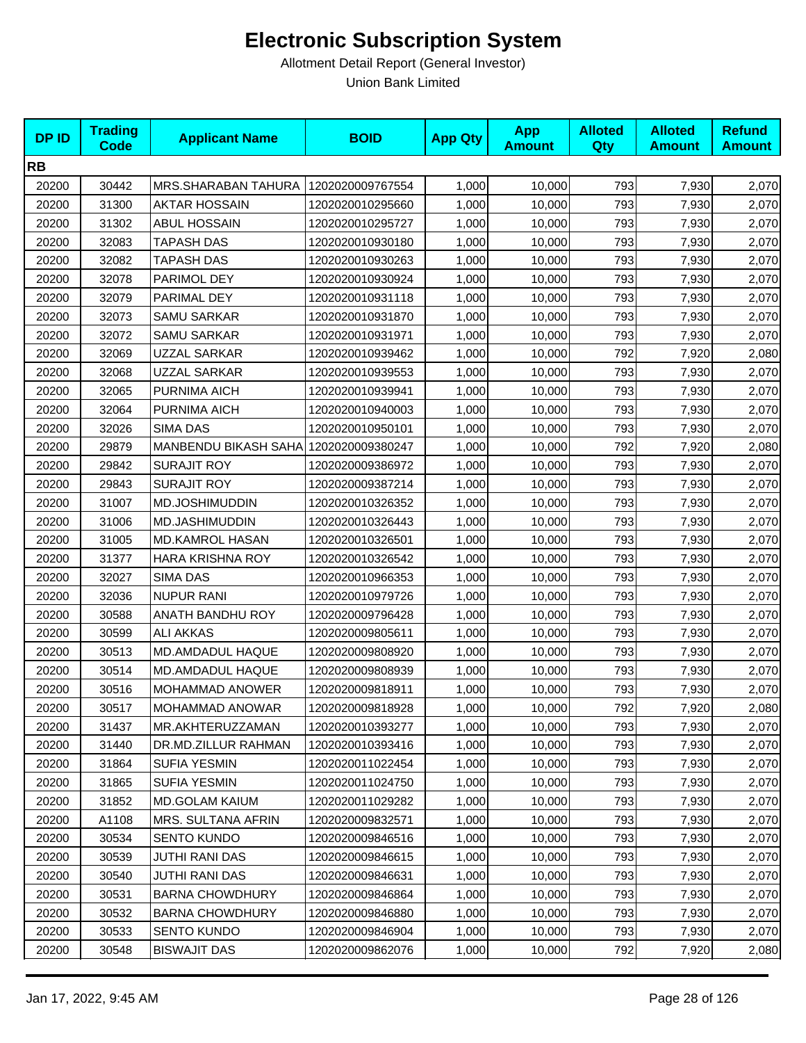# Electronic Subscription System

Allotment Detail Report (General Investor)

Union Bank Limited

| DP ID | Trading Code | Applicant Name | BOID | App Qty | App Amount | Alloted Qty | Alloted Amount | Refund Amount |
|---|---|---|---|---|---|---|---|---|
| **RB** | | | | | | | | |
| 20200 | 30442 | MRS.SHARABAN TAHURA | 1202020009767554 | 1,000 | 10,000 | 793 | 7,930 | 2,070 |
| 20200 | 31300 | AKTAR HOSSAIN | 1202020010295660 | 1,000 | 10,000 | 793 | 7,930 | 2,070 |
| 20200 | 31302 | ABUL HOSSAIN | 1202020010295727 | 1,000 | 10,000 | 793 | 7,930 | 2,070 |
| 20200 | 32083 | TAPASH DAS | 1202020010930180 | 1,000 | 10,000 | 793 | 7,930 | 2,070 |
| 20200 | 32082 | TAPASH DAS | 1202020010930263 | 1,000 | 10,000 | 793 | 7,930 | 2,070 |
| 20200 | 32078 | PARIMOL DEY | 1202020010930924 | 1,000 | 10,000 | 793 | 7,930 | 2,070 |
| 20200 | 32079 | PARIMAL DEY | 1202020010931118 | 1,000 | 10,000 | 793 | 7,930 | 2,070 |
| 20200 | 32073 | SAMU SARKAR | 1202020010931870 | 1,000 | 10,000 | 793 | 7,930 | 2,070 |
| 20200 | 32072 | SAMU SARKAR | 1202020010931971 | 1,000 | 10,000 | 793 | 7,930 | 2,070 |
| 20200 | 32069 | UZZAL SARKAR | 1202020010939462 | 1,000 | 10,000 | 792 | 7,920 | 2,080 |
| 20200 | 32068 | UZZAL SARKAR | 1202020010939553 | 1,000 | 10,000 | 793 | 7,930 | 2,070 |
| 20200 | 32065 | PURNIMA AICH | 1202020010939941 | 1,000 | 10,000 | 793 | 7,930 | 2,070 |
| 20200 | 32064 | PURNIMA AICH | 1202020010940003 | 1,000 | 10,000 | 793 | 7,930 | 2,070 |
| 20200 | 32026 | SIMA DAS | 1202020010950101 | 1,000 | 10,000 | 793 | 7,930 | 2,070 |
| 20200 | 29879 | MANBENDU BIKASH SAHA | 1202020009380247 | 1,000 | 10,000 | 792 | 7,920 | 2,080 |
| 20200 | 29842 | SURAJIT ROY | 1202020009386972 | 1,000 | 10,000 | 793 | 7,930 | 2,070 |
| 20200 | 29843 | SURAJIT ROY | 1202020009387214 | 1,000 | 10,000 | 793 | 7,930 | 2,070 |
| 20200 | 31007 | MD.JOSHIMUDDIN | 1202020010326352 | 1,000 | 10,000 | 793 | 7,930 | 2,070 |
| 20200 | 31006 | MD.JASHIMUDDIN | 1202020010326443 | 1,000 | 10,000 | 793 | 7,930 | 2,070 |
| 20200 | 31005 | MD.KAMROL HASAN | 1202020010326501 | 1,000 | 10,000 | 793 | 7,930 | 2,070 |
| 20200 | 31377 | HARA KRISHNA ROY | 1202020010326542 | 1,000 | 10,000 | 793 | 7,930 | 2,070 |
| 20200 | 32027 | SIMA DAS | 1202020010966353 | 1,000 | 10,000 | 793 | 7,930 | 2,070 |
| 20200 | 32036 | NUPUR RANI | 1202020010979726 | 1,000 | 10,000 | 793 | 7,930 | 2,070 |
| 20200 | 30588 | ANATH BANDHU ROY | 1202020009796428 | 1,000 | 10,000 | 793 | 7,930 | 2,070 |
| 20200 | 30599 | ALI AKKAS | 1202020009805611 | 1,000 | 10,000 | 793 | 7,930 | 2,070 |
| 20200 | 30513 | MD.AMDADUL HAQUE | 1202020009808920 | 1,000 | 10,000 | 793 | 7,930 | 2,070 |
| 20200 | 30514 | MD.AMDADUL HAQUE | 1202020009808939 | 1,000 | 10,000 | 793 | 7,930 | 2,070 |
| 20200 | 30516 | MOHAMMAD ANOWER | 1202020009818911 | 1,000 | 10,000 | 793 | 7,930 | 2,070 |
| 20200 | 30517 | MOHAMMAD ANOWAR | 1202020009818928 | 1,000 | 10,000 | 792 | 7,920 | 2,080 |
| 20200 | 31437 | MR.AKHTERUZZAMAN | 1202020010393277 | 1,000 | 10,000 | 793 | 7,930 | 2,070 |
| 20200 | 31440 | DR.MD.ZILLUR RAHMAN | 1202020010393416 | 1,000 | 10,000 | 793 | 7,930 | 2,070 |
| 20200 | 31864 | SUFIA YESMIN | 1202020011022454 | 1,000 | 10,000 | 793 | 7,930 | 2,070 |
| 20200 | 31865 | SUFIA YESMIN | 1202020011024750 | 1,000 | 10,000 | 793 | 7,930 | 2,070 |
| 20200 | 31852 | MD.GOLAM KAIUM | 1202020011029282 | 1,000 | 10,000 | 793 | 7,930 | 2,070 |
| 20200 | A1108 | MRS. SULTANA AFRIN | 1202020009832571 | 1,000 | 10,000 | 793 | 7,930 | 2,070 |
| 20200 | 30534 | SENTO KUNDO | 1202020009846516 | 1,000 | 10,000 | 793 | 7,930 | 2,070 |
| 20200 | 30539 | JUTHI RANI DAS | 1202020009846615 | 1,000 | 10,000 | 793 | 7,930 | 2,070 |
| 20200 | 30540 | JUTHI RANI DAS | 1202020009846631 | 1,000 | 10,000 | 793 | 7,930 | 2,070 |
| 20200 | 30531 | BARNA CHOWDHURY | 1202020009846864 | 1,000 | 10,000 | 793 | 7,930 | 2,070 |
| 20200 | 30532 | BARNA CHOWDHURY | 1202020009846880 | 1,000 | 10,000 | 793 | 7,930 | 2,070 |
| 20200 | 30533 | SENTO KUNDO | 1202020009846904 | 1,000 | 10,000 | 793 | 7,930 | 2,070 |
| 20200 | 30548 | BISWAJIT DAS | 1202020009862076 | 1,000 | 10,000 | 792 | 7,920 | 2,080 |

Jan 17, 2022, 9:45 AM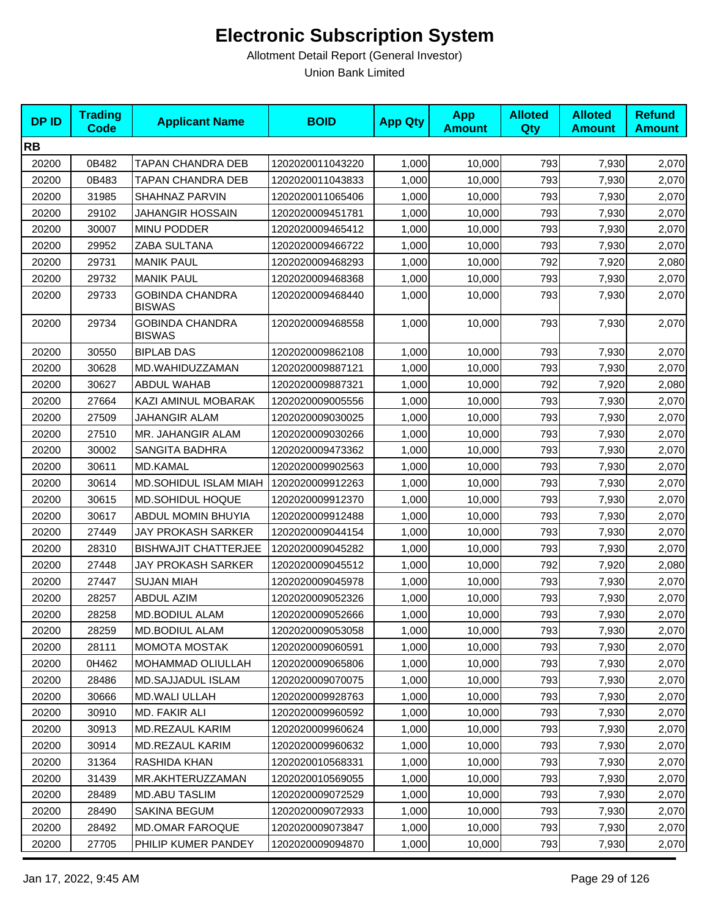# Electronic Subscription System

Allotment Detail Report (General Investor)

Union Bank Limited

| DP ID | Trading Code | Applicant Name | BOID | App Qty | App Amount | Alloted Qty | Alloted Amount | Refund Amount |
|---|---|---|---|---|---|---|---|---|
| **RB** | | | | | | | | |
| 20200 | 0B482 | TAPAN CHANDRA DEB | 1202020011043220 | 1,000 | 10,000 | 793 | 7,930 | 2,070 |
| 20200 | 0B483 | TAPAN CHANDRA DEB | 1202020011043833 | 1,000 | 10,000 | 793 | 7,930 | 2,070 |
| 20200 | 31985 | SHAHNAZ PARVIN | 1202020011065406 | 1,000 | 10,000 | 793 | 7,930 | 2,070 |
| 20200 | 29102 | JAHANGIR HOSSAIN | 1202020009451781 | 1,000 | 10,000 | 793 | 7,930 | 2,070 |
| 20200 | 30007 | MINU PODDER | 1202020009465412 | 1,000 | 10,000 | 793 | 7,930 | 2,070 |
| 20200 | 29952 | ZABA SULTANA | 1202020009466722 | 1,000 | 10,000 | 793 | 7,930 | 2,070 |
| 20200 | 29731 | MANIK PAUL | 1202020009468293 | 1,000 | 10,000 | 792 | 7,920 | 2,080 |
| 20200 | 29732 | MANIK PAUL | 1202020009468368 | 1,000 | 10,000 | 793 | 7,930 | 2,070 |
| 20200 | 29733 | GOBINDA CHANDRA BISWAS | 1202020009468440 | 1,000 | 10,000 | 793 | 7,930 | 2,070 |
| 20200 | 29734 | GOBINDA CHANDRA BISWAS | 1202020009468558 | 1,000 | 10,000 | 793 | 7,930 | 2,070 |
| 20200 | 30550 | BIPLAB DAS | 1202020009862108 | 1,000 | 10,000 | 793 | 7,930 | 2,070 |
| 20200 | 30628 | MD.WAHIDUZZAMAN | 1202020009887121 | 1,000 | 10,000 | 793 | 7,930 | 2,070 |
| 20200 | 30627 | ABDUL WAHAB | 1202020009887321 | 1,000 | 10,000 | 792 | 7,920 | 2,080 |
| 20200 | 27664 | KAZI AMINUL MOBARAK | 1202020009005556 | 1,000 | 10,000 | 793 | 7,930 | 2,070 |
| 20200 | 27509 | JAHANGIR ALAM | 1202020009030025 | 1,000 | 10,000 | 793 | 7,930 | 2,070 |
| 20200 | 27510 | MR. JAHANGIR ALAM | 1202020009030266 | 1,000 | 10,000 | 793 | 7,930 | 2,070 |
| 20200 | 30002 | SANGITA BADHRA | 1202020009473362 | 1,000 | 10,000 | 793 | 7,930 | 2,070 |
| 20200 | 30611 | MD.KAMAL | 1202020009902563 | 1,000 | 10,000 | 793 | 7,930 | 2,070 |
| 20200 | 30614 | MD.SOHIDUL ISLAM MIAH | 1202020009912263 | 1,000 | 10,000 | 793 | 7,930 | 2,070 |
| 20200 | 30615 | MD.SOHIDUL HOQUE | 1202020009912370 | 1,000 | 10,000 | 793 | 7,930 | 2,070 |
| 20200 | 30617 | ABDUL MOMIN BHUYIA | 1202020009912488 | 1,000 | 10,000 | 793 | 7,930 | 2,070 |
| 20200 | 27449 | JAY PROKASH SARKER | 1202020009044154 | 1,000 | 10,000 | 793 | 7,930 | 2,070 |
| 20200 | 28310 | BISHWAJIT CHATTERJEE | 1202020009045282 | 1,000 | 10,000 | 793 | 7,930 | 2,070 |
| 20200 | 27448 | JAY PROKASH SARKER | 1202020009045512 | 1,000 | 10,000 | 792 | 7,920 | 2,080 |
| 20200 | 27447 | SUJAN MIAH | 1202020009045978 | 1,000 | 10,000 | 793 | 7,930 | 2,070 |
| 20200 | 28257 | ABDUL AZIM | 1202020009052326 | 1,000 | 10,000 | 793 | 7,930 | 2,070 |
| 20200 | 28258 | MD.BODIUL ALAM | 1202020009052666 | 1,000 | 10,000 | 793 | 7,930 | 2,070 |
| 20200 | 28259 | MD.BODIUL ALAM | 1202020009053058 | 1,000 | 10,000 | 793 | 7,930 | 2,070 |
| 20200 | 28111 | MOMOTA MOSTAK | 1202020009060591 | 1,000 | 10,000 | 793 | 7,930 | 2,070 |
| 20200 | 0H462 | MOHAMMAD OLIULLAH | 1202020009065806 | 1,000 | 10,000 | 793 | 7,930 | 2,070 |
| 20200 | 28486 | MD.SAJJADUL ISLAM | 1202020009070075 | 1,000 | 10,000 | 793 | 7,930 | 2,070 |
| 20200 | 30666 | MD.WALI ULLAH | 1202020009928763 | 1,000 | 10,000 | 793 | 7,930 | 2,070 |
| 20200 | 30910 | MD. FAKIR ALI | 1202020009960592 | 1,000 | 10,000 | 793 | 7,930 | 2,070 |
| 20200 | 30913 | MD.REZAUL KARIM | 1202020009960624 | 1,000 | 10,000 | 793 | 7,930 | 2,070 |
| 20200 | 30914 | MD.REZAUL KARIM | 1202020009960632 | 1,000 | 10,000 | 793 | 7,930 | 2,070 |
| 20200 | 31364 | RASHIDA KHAN | 1202020010568331 | 1,000 | 10,000 | 793 | 7,930 | 2,070 |
| 20200 | 31439 | MR.AKHTERUZZAMAN | 1202020010569055 | 1,000 | 10,000 | 793 | 7,930 | 2,070 |
| 20200 | 28489 | MD.ABU TASLIM | 1202020009072529 | 1,000 | 10,000 | 793 | 7,930 | 2,070 |
| 20200 | 28490 | SAKINA BEGUM | 1202020009072933 | 1,000 | 10,000 | 793 | 7,930 | 2,070 |
| 20200 | 28492 | MD.OMAR FAROQUE | 1202020009073847 | 1,000 | 10,000 | 793 | 7,930 | 2,070 |
| 20200 | 27705 | PHILIP KUMER PANDEY | 1202020009094870 | 1,000 | 10,000 | 793 | 7,930 | 2,070 |

Jan 17, 2022, 9:45 AM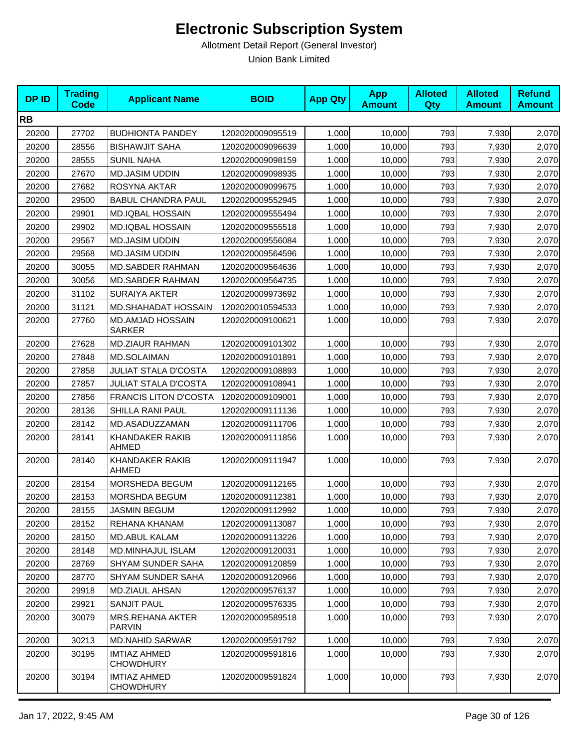# Electronic Subscription System

Allotment Detail Report (General Investor)

Union Bank Limited

| DP ID | Trading Code | Applicant Name | BOID | App Qty | App Amount | Alloted Qty | Alloted Amount | Refund Amount |
|---|---|---|---|---|---|---|---|---|
| **RB** | | | | | | | | |
| 20200 | 27702 | BUDHIONTA PANDEY | 1202020009095519 | 1,000 | 10,000 | 793 | 7,930 | 2,070 |
| 20200 | 28556 | BISHAWJIT SAHA | 1202020009096639 | 1,000 | 10,000 | 793 | 7,930 | 2,070 |
| 20200 | 28555 | SUNIL NAHA | 1202020009098159 | 1,000 | 10,000 | 793 | 7,930 | 2,070 |
| 20200 | 27670 | MD.JASIM UDDIN | 1202020009098935 | 1,000 | 10,000 | 793 | 7,930 | 2,070 |
| 20200 | 27682 | ROSYNA AKTAR | 1202020009099675 | 1,000 | 10,000 | 793 | 7,930 | 2,070 |
| 20200 | 29500 | BABUL CHANDRA PAUL | 1202020009552945 | 1,000 | 10,000 | 793 | 7,930 | 2,070 |
| 20200 | 29901 | MD.IQBAL HOSSAIN | 1202020009555494 | 1,000 | 10,000 | 793 | 7,930 | 2,070 |
| 20200 | 29902 | MD.IQBAL HOSSAIN | 1202020009555518 | 1,000 | 10,000 | 793 | 7,930 | 2,070 |
| 20200 | 29567 | MD.JASIM UDDIN | 1202020009556084 | 1,000 | 10,000 | 793 | 7,930 | 2,070 |
| 20200 | 29568 | MD.JASIM UDDIN | 1202020009564596 | 1,000 | 10,000 | 793 | 7,930 | 2,070 |
| 20200 | 30055 | MD.SABDER RAHMAN | 1202020009564636 | 1,000 | 10,000 | 793 | 7,930 | 2,070 |
| 20200 | 30056 | MD.SABDER RAHMAN | 1202020009564735 | 1,000 | 10,000 | 793 | 7,930 | 2,070 |
| 20200 | 31102 | SURAIYA AKTER | 1202020009973692 | 1,000 | 10,000 | 793 | 7,930 | 2,070 |
| 20200 | 31121 | MD.SHAHADAT HOSSAIN | 1202020010594533 | 1,000 | 10,000 | 793 | 7,930 | 2,070 |
| 20200 | 27760 | MD.AMJAD HOSSAIN SARKER | 1202020009100621 | 1,000 | 10,000 | 793 | 7,930 | 2,070 |
| 20200 | 27628 | MD.ZIAUR RAHMAN | 1202020009101302 | 1,000 | 10,000 | 793 | 7,930 | 2,070 |
| 20200 | 27848 | MD.SOLAIMAN | 1202020009101891 | 1,000 | 10,000 | 793 | 7,930 | 2,070 |
| 20200 | 27858 | JULIAT STALA D'COSTA | 1202020009108893 | 1,000 | 10,000 | 793 | 7,930 | 2,070 |
| 20200 | 27857 | JULIAT STALA D'COSTA | 1202020009108941 | 1,000 | 10,000 | 793 | 7,930 | 2,070 |
| 20200 | 27856 | FRANCIS LITON D'COSTA | 1202020009109001 | 1,000 | 10,000 | 793 | 7,930 | 2,070 |
| 20200 | 28136 | SHILLA RANI PAUL | 1202020009111136 | 1,000 | 10,000 | 793 | 7,930 | 2,070 |
| 20200 | 28142 | MD.ASADUZZAMAN | 1202020009111706 | 1,000 | 10,000 | 793 | 7,930 | 2,070 |
| 20200 | 28141 | KHANDAKER RAKIB AHMED | 1202020009111856 | 1,000 | 10,000 | 793 | 7,930 | 2,070 |
| 20200 | 28140 | KHANDAKER RAKIB AHMED | 1202020009111947 | 1,000 | 10,000 | 793 | 7,930 | 2,070 |
| 20200 | 28154 | MORSHEDA BEGUM | 1202020009112165 | 1,000 | 10,000 | 793 | 7,930 | 2,070 |
| 20200 | 28153 | MORSHDA BEGUM | 1202020009112381 | 1,000 | 10,000 | 793 | 7,930 | 2,070 |
| 20200 | 28155 | JASMIN BEGUM | 1202020009112992 | 1,000 | 10,000 | 793 | 7,930 | 2,070 |
| 20200 | 28152 | REHANA KHANAM | 1202020009113087 | 1,000 | 10,000 | 793 | 7,930 | 2,070 |
| 20200 | 28150 | MD.ABUL KALAM | 1202020009113226 | 1,000 | 10,000 | 793 | 7,930 | 2,070 |
| 20200 | 28148 | MD.MINHAJUL ISLAM | 1202020009120031 | 1,000 | 10,000 | 793 | 7,930 | 2,070 |
| 20200 | 28769 | SHYAM SUNDER SAHA | 1202020009120859 | 1,000 | 10,000 | 793 | 7,930 | 2,070 |
| 20200 | 28770 | SHYAM SUNDER SAHA | 1202020009120966 | 1,000 | 10,000 | 793 | 7,930 | 2,070 |
| 20200 | 29918 | MD.ZIAUL AHSAN | 1202020009576137 | 1,000 | 10,000 | 793 | 7,930 | 2,070 |
| 20200 | 29921 | SANJIT PAUL | 1202020009576335 | 1,000 | 10,000 | 793 | 7,930 | 2,070 |
| 20200 | 30079 | MRS.REHANA AKTER PARVIN | 1202020009589518 | 1,000 | 10,000 | 793 | 7,930 | 2,070 |
| 20200 | 30213 | MD.NAHID SARWAR | 1202020009591792 | 1,000 | 10,000 | 793 | 7,930 | 2,070 |
| 20200 | 30195 | IMTIAZ AHMED CHOWDHURY | 1202020009591816 | 1,000 | 10,000 | 793 | 7,930 | 2,070 |
| 20200 | 30194 | IMTIAZ AHMED CHOWDHURY | 1202020009591824 | 1,000 | 10,000 | 793 | 7,930 | 2,070 |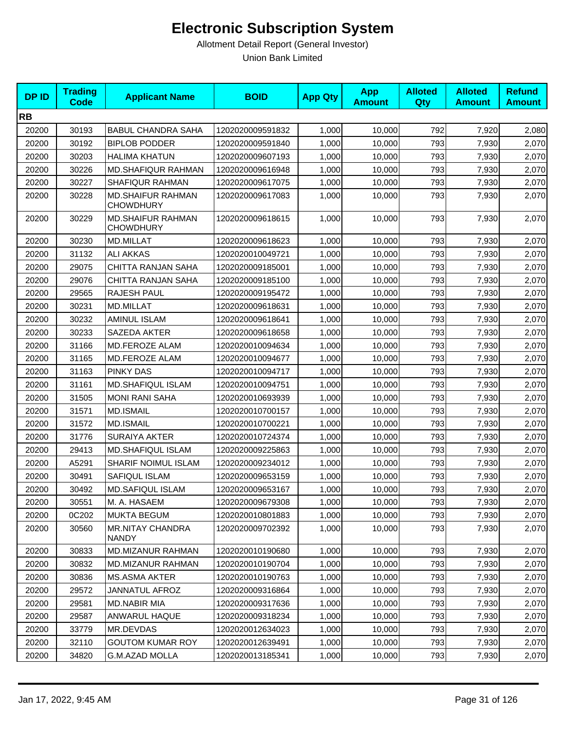# Electronic Subscription System

Allotment Detail Report (General Investor)

Union Bank Limited

| DP ID | Trading Code | Applicant Name | BOID | App Qty | App Amount | Alloted Qty | Alloted Amount | Refund Amount |
|---|---|---|---|---|---|---|---|---|
| **RB** | | | | | | | | |
| 20200 | 30193 | BABUL CHANDRA SAHA | 1202020009591832 | 1,000 | 10,000 | 792 | 7,920 | 2,080 |
| 20200 | 30192 | BIPLOB PODDER | 1202020009591840 | 1,000 | 10,000 | 793 | 7,930 | 2,070 |
| 20200 | 30203 | HALIMA KHATUN | 1202020009607193 | 1,000 | 10,000 | 793 | 7,930 | 2,070 |
| 20200 | 30226 | MD.SHAFIQUR RAHMAN | 1202020009616948 | 1,000 | 10,000 | 793 | 7,930 | 2,070 |
| 20200 | 30227 | SHAFIQUR RAHMAN | 1202020009617075 | 1,000 | 10,000 | 793 | 7,930 | 2,070 |
| 20200 | 30228 | MD.SHAIFUR RAHMAN CHOWDHURY | 1202020009617083 | 1,000 | 10,000 | 793 | 7,930 | 2,070 |
| 20200 | 30229 | MD.SHAIFUR RAHMAN CHOWDHURY | 1202020009618615 | 1,000 | 10,000 | 793 | 7,930 | 2,070 |
| 20200 | 30230 | MD.MILLAT | 1202020009618623 | 1,000 | 10,000 | 793 | 7,930 | 2,070 |
| 20200 | 31132 | ALI AKKAS | 1202020010049721 | 1,000 | 10,000 | 793 | 7,930 | 2,070 |
| 20200 | 29075 | CHITTA RANJAN SAHA | 1202020009185001 | 1,000 | 10,000 | 793 | 7,930 | 2,070 |
| 20200 | 29076 | CHITTA RANJAN SAHA | 1202020009185100 | 1,000 | 10,000 | 793 | 7,930 | 2,070 |
| 20200 | 29565 | RAJESH PAUL | 1202020009195472 | 1,000 | 10,000 | 793 | 7,930 | 2,070 |
| 20200 | 30231 | MD.MILLAT | 1202020009618631 | 1,000 | 10,000 | 793 | 7,930 | 2,070 |
| 20200 | 30232 | AMINUL ISLAM | 1202020009618641 | 1,000 | 10,000 | 793 | 7,930 | 2,070 |
| 20200 | 30233 | SAZEDA AKTER | 1202020009618658 | 1,000 | 10,000 | 793 | 7,930 | 2,070 |
| 20200 | 31166 | MD.FEROZE ALAM | 1202020010094634 | 1,000 | 10,000 | 793 | 7,930 | 2,070 |
| 20200 | 31165 | MD.FEROZE ALAM | 1202020010094677 | 1,000 | 10,000 | 793 | 7,930 | 2,070 |
| 20200 | 31163 | PINKY DAS | 1202020010094717 | 1,000 | 10,000 | 793 | 7,930 | 2,070 |
| 20200 | 31161 | MD.SHAFIQUL ISLAM | 1202020010094751 | 1,000 | 10,000 | 793 | 7,930 | 2,070 |
| 20200 | 31505 | MONI RANI SAHA | 1202020010693939 | 1,000 | 10,000 | 793 | 7,930 | 2,070 |
| 20200 | 31571 | MD.ISMAIL | 1202020010700157 | 1,000 | 10,000 | 793 | 7,930 | 2,070 |
| 20200 | 31572 | MD.ISMAIL | 1202020010700221 | 1,000 | 10,000 | 793 | 7,930 | 2,070 |
| 20200 | 31776 | SURAIYA AKTER | 1202020010724374 | 1,000 | 10,000 | 793 | 7,930 | 2,070 |
| 20200 | 29413 | MD.SHAFIQUL ISLAM | 1202020009225863 | 1,000 | 10,000 | 793 | 7,930 | 2,070 |
| 20200 | A5291 | SHARIF NOIMUL ISLAM | 1202020009234012 | 1,000 | 10,000 | 793 | 7,930 | 2,070 |
| 20200 | 30491 | SAFIQUL ISLAM | 1202020009653159 | 1,000 | 10,000 | 793 | 7,930 | 2,070 |
| 20200 | 30492 | MD.SAFIQUL ISLAM | 1202020009653167 | 1,000 | 10,000 | 793 | 7,930 | 2,070 |
| 20200 | 30551 | M. A. HASAEM | 1202020009679308 | 1,000 | 10,000 | 793 | 7,930 | 2,070 |
| 20200 | 0C202 | MUKTA BEGUM | 1202020010801883 | 1,000 | 10,000 | 793 | 7,930 | 2,070 |
| 20200 | 30560 | MR.NITAY CHANDRA NANDY | 1202020009702392 | 1,000 | 10,000 | 793 | 7,930 | 2,070 |
| 20200 | 30833 | MD.MIZANUR RAHMAN | 1202020010190680 | 1,000 | 10,000 | 793 | 7,930 | 2,070 |
| 20200 | 30832 | MD.MIZANUR RAHMAN | 1202020010190704 | 1,000 | 10,000 | 793 | 7,930 | 2,070 |
| 20200 | 30836 | MS.ASMA AKTER | 1202020010190763 | 1,000 | 10,000 | 793 | 7,930 | 2,070 |
| 20200 | 29572 | JANNATUL AFROZ | 1202020009316864 | 1,000 | 10,000 | 793 | 7,930 | 2,070 |
| 20200 | 29581 | MD.NABIR MIA | 1202020009317636 | 1,000 | 10,000 | 793 | 7,930 | 2,070 |
| 20200 | 29587 | ANWARUL HAQUE | 1202020009318234 | 1,000 | 10,000 | 793 | 7,930 | 2,070 |
| 20200 | 33779 | MR.DEVDAS | 1202020012634023 | 1,000 | 10,000 | 793 | 7,930 | 2,070 |
| 20200 | 32110 | GOUTOM KUMAR ROY | 1202020012639491 | 1,000 | 10,000 | 793 | 7,930 | 2,070 |
| 20200 | 34820 | G.M.AZAD MOLLA | 1202020013185341 | 1,000 | 10,000 | 793 | 7,930 | 2,070 |

Jan 17, 2022, 9:45 AM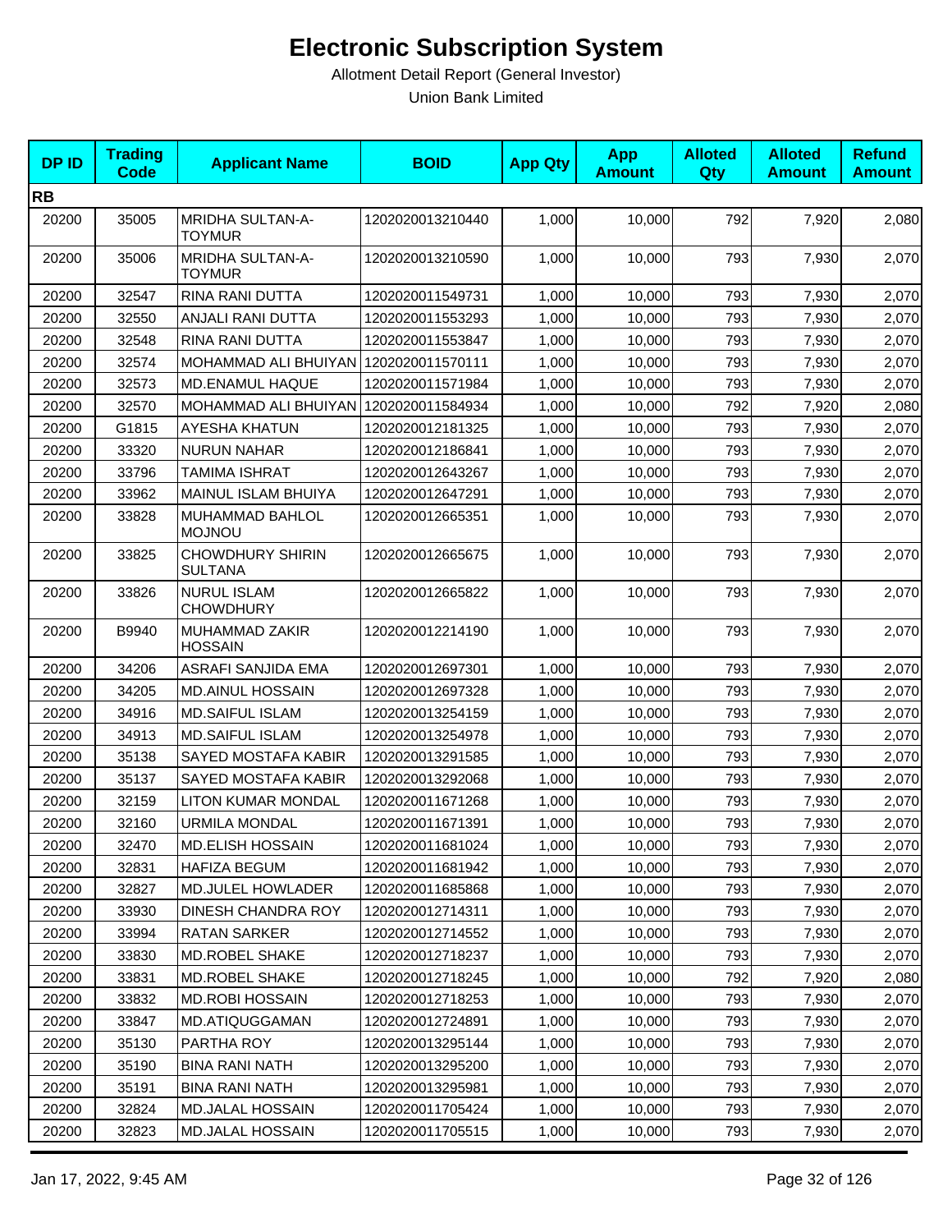# Electronic Subscription System

Allotment Detail Report (General Investor)

Union Bank Limited

| DP ID | Trading Code | Applicant Name | BOID | App Qty | App Amount | Alloted Qty | Alloted Amount | Refund Amount |
|---|---|---|---|---|---|---|---|---|
| **RB** | | | | | | | | |
| 20200 | 35005 | MRIDHA SULTAN-A-TOYMUR | 1202020013210440 | 1,000 | 10,000 | 792 | 7,920 | 2,080 |
| 20200 | 35006 | MRIDHA SULTAN-A-TOYMUR | 1202020013210590 | 1,000 | 10,000 | 793 | 7,930 | 2,070 |
| 20200 | 32547 | RINA RANI DUTTA | 1202020011549731 | 1,000 | 10,000 | 793 | 7,930 | 2,070 |
| 20200 | 32550 | ANJALI RANI DUTTA | 1202020011553293 | 1,000 | 10,000 | 793 | 7,930 | 2,070 |
| 20200 | 32548 | RINA RANI DUTTA | 1202020011553847 | 1,000 | 10,000 | 793 | 7,930 | 2,070 |
| 20200 | 32574 | MOHAMMAD ALI BHUIYAN | 1202020011570111 | 1,000 | 10,000 | 793 | 7,930 | 2,070 |
| 20200 | 32573 | MD.ENAMUL HAQUE | 1202020011571984 | 1,000 | 10,000 | 793 | 7,930 | 2,070 |
| 20200 | 32570 | MOHAMMAD ALI BHUIYAN | 1202020011584934 | 1,000 | 10,000 | 792 | 7,920 | 2,080 |
| 20200 | G1815 | AYESHA KHATUN | 1202020012181325 | 1,000 | 10,000 | 793 | 7,930 | 2,070 |
| 20200 | 33320 | NURUN NAHAR | 1202020012186841 | 1,000 | 10,000 | 793 | 7,930 | 2,070 |
| 20200 | 33796 | TAMIMA ISHRAT | 1202020012643267 | 1,000 | 10,000 | 793 | 7,930 | 2,070 |
| 20200 | 33962 | MAINUL ISLAM BHUIYA | 1202020012647291 | 1,000 | 10,000 | 793 | 7,930 | 2,070 |
| 20200 | 33828 | MUHAMMAD BAHLOL MOJNOU | 1202020012665351 | 1,000 | 10,000 | 793 | 7,930 | 2,070 |
| 20200 | 33825 | CHOWDHURY SHIRIN SULTANA | 1202020012665675 | 1,000 | 10,000 | 793 | 7,930 | 2,070 |
| 20200 | 33826 | NURUL ISLAM CHOWDHURY | 1202020012665822 | 1,000 | 10,000 | 793 | 7,930 | 2,070 |
| 20200 | B9940 | MUHAMMAD ZAKIR HOSSAIN | 1202020012214190 | 1,000 | 10,000 | 793 | 7,930 | 2,070 |
| 20200 | 34206 | ASRAFI SANJIDA EMA | 1202020012697301 | 1,000 | 10,000 | 793 | 7,930 | 2,070 |
| 20200 | 34205 | MD.AINUL HOSSAIN | 1202020012697328 | 1,000 | 10,000 | 793 | 7,930 | 2,070 |
| 20200 | 34916 | MD.SAIFUL ISLAM | 1202020013254159 | 1,000 | 10,000 | 793 | 7,930 | 2,070 |
| 20200 | 34913 | MD.SAIFUL ISLAM | 1202020013254978 | 1,000 | 10,000 | 793 | 7,930 | 2,070 |
| 20200 | 35138 | SAYED MOSTAFA KABIR | 1202020013291585 | 1,000 | 10,000 | 793 | 7,930 | 2,070 |
| 20200 | 35137 | SAYED MOSTAFA KABIR | 1202020013292068 | 1,000 | 10,000 | 793 | 7,930 | 2,070 |
| 20200 | 32159 | LITON KUMAR MONDAL | 1202020011671268 | 1,000 | 10,000 | 793 | 7,930 | 2,070 |
| 20200 | 32160 | URMILA MONDAL | 1202020011671391 | 1,000 | 10,000 | 793 | 7,930 | 2,070 |
| 20200 | 32470 | MD.ELISH HOSSAIN | 1202020011681024 | 1,000 | 10,000 | 793 | 7,930 | 2,070 |
| 20200 | 32831 | HAFIZA BEGUM | 1202020011681942 | 1,000 | 10,000 | 793 | 7,930 | 2,070 |
| 20200 | 32827 | MD.JULEL HOWLADER | 1202020011685868 | 1,000 | 10,000 | 793 | 7,930 | 2,070 |
| 20200 | 33930 | DINESH CHANDRA ROY | 1202020012714311 | 1,000 | 10,000 | 793 | 7,930 | 2,070 |
| 20200 | 33994 | RATAN SARKER | 1202020012714552 | 1,000 | 10,000 | 793 | 7,930 | 2,070 |
| 20200 | 33830 | MD.ROBEL SHAKE | 1202020012718237 | 1,000 | 10,000 | 793 | 7,930 | 2,070 |
| 20200 | 33831 | MD.ROBEL SHAKE | 1202020012718245 | 1,000 | 10,000 | 792 | 7,920 | 2,080 |
| 20200 | 33832 | MD.ROBI HOSSAIN | 1202020012718253 | 1,000 | 10,000 | 793 | 7,930 | 2,070 |
| 20200 | 33847 | MD.ATIQUGGAMAN | 1202020012724891 | 1,000 | 10,000 | 793 | 7,930 | 2,070 |
| 20200 | 35130 | PARTHA ROY | 1202020013295144 | 1,000 | 10,000 | 793 | 7,930 | 2,070 |
| 20200 | 35190 | BINA RANI NATH | 1202020013295200 | 1,000 | 10,000 | 793 | 7,930 | 2,070 |
| 20200 | 35191 | BINA RANI NATH | 1202020013295981 | 1,000 | 10,000 | 793 | 7,930 | 2,070 |
| 20200 | 32824 | MD.JALAL HOSSAIN | 1202020011705424 | 1,000 | 10,000 | 793 | 7,930 | 2,070 |
| 20200 | 32823 | MD.JALAL HOSSAIN | 1202020011705515 | 1,000 | 10,000 | 793 | 7,930 | 2,070 |

Jan 17, 2022, 9:45 AM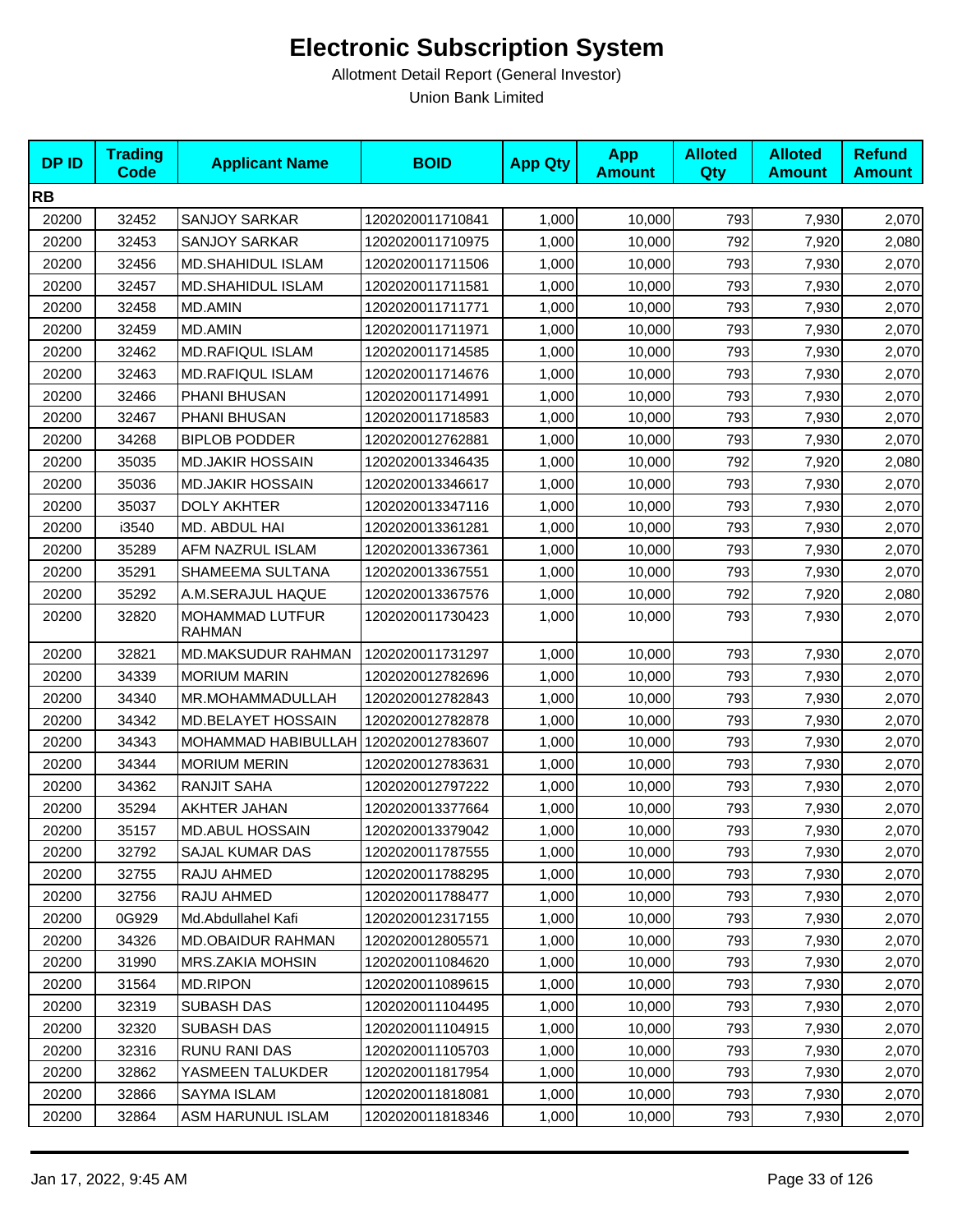# Electronic Subscription System

Allotment Detail Report (General Investor)

Union Bank Limited

| DP ID | Trading Code | Applicant Name | BOID | App Qty | App Amount | Alloted Qty | Alloted Amount | Refund Amount |
|---|---|---|---|---|---|---|---|---|
| **RB** | | | | | | | | |
| 20200 | 32452 | SANJOY SARKAR | 1202020011710841 | 1,000 | 10,000 | 793 | 7,930 | 2,070 |
| 20200 | 32453 | SANJOY SARKAR | 1202020011710975 | 1,000 | 10,000 | 792 | 7,920 | 2,080 |
| 20200 | 32456 | MD.SHAHIDUL ISLAM | 1202020011711506 | 1,000 | 10,000 | 793 | 7,930 | 2,070 |
| 20200 | 32457 | MD.SHAHIDUL ISLAM | 1202020011711581 | 1,000 | 10,000 | 793 | 7,930 | 2,070 |
| 20200 | 32458 | MD.AMIN | 1202020011711771 | 1,000 | 10,000 | 793 | 7,930 | 2,070 |
| 20200 | 32459 | MD.AMIN | 1202020011711971 | 1,000 | 10,000 | 793 | 7,930 | 2,070 |
| 20200 | 32462 | MD.RAFIQUL ISLAM | 1202020011714585 | 1,000 | 10,000 | 793 | 7,930 | 2,070 |
| 20200 | 32463 | MD.RAFIQUL ISLAM | 1202020011714676 | 1,000 | 10,000 | 793 | 7,930 | 2,070 |
| 20200 | 32466 | PHANI BHUSAN | 1202020011714991 | 1,000 | 10,000 | 793 | 7,930 | 2,070 |
| 20200 | 32467 | PHANI BHUSAN | 1202020011718583 | 1,000 | 10,000 | 793 | 7,930 | 2,070 |
| 20200 | 34268 | BIPLOB PODDER | 1202020012762881 | 1,000 | 10,000 | 793 | 7,930 | 2,070 |
| 20200 | 35035 | MD.JAKIR HOSSAIN | 1202020013346435 | 1,000 | 10,000 | 792 | 7,920 | 2,080 |
| 20200 | 35036 | MD.JAKIR HOSSAIN | 1202020013346617 | 1,000 | 10,000 | 793 | 7,930 | 2,070 |
| 20200 | 35037 | DOLY AKHTER | 1202020013347116 | 1,000 | 10,000 | 793 | 7,930 | 2,070 |
| 20200 | i3540 | MD. ABDUL HAI | 1202020013361281 | 1,000 | 10,000 | 793 | 7,930 | 2,070 |
| 20200 | 35289 | AFM NAZRUL ISLAM | 1202020013367361 | 1,000 | 10,000 | 793 | 7,930 | 2,070 |
| 20200 | 35291 | SHAMEEMA SULTANA | 1202020013367551 | 1,000 | 10,000 | 793 | 7,930 | 2,070 |
| 20200 | 35292 | A.M.SERAJUL HAQUE | 1202020013367576 | 1,000 | 10,000 | 792 | 7,920 | 2,080 |
| 20200 | 32820 | MOHAMMAD LUTFUR RAHMAN | 1202020011730423 | 1,000 | 10,000 | 793 | 7,930 | 2,070 |
| 20200 | 32821 | MD.MAKSUDUR RAHMAN | 1202020011731297 | 1,000 | 10,000 | 793 | 7,930 | 2,070 |
| 20200 | 34339 | MORIUM MARIN | 1202020012782696 | 1,000 | 10,000 | 793 | 7,930 | 2,070 |
| 20200 | 34340 | MR.MOHAMMADULLAH | 1202020012782843 | 1,000 | 10,000 | 793 | 7,930 | 2,070 |
| 20200 | 34342 | MD.BELAYET HOSSAIN | 1202020012782878 | 1,000 | 10,000 | 793 | 7,930 | 2,070 |
| 20200 | 34343 | MOHAMMAD HABIBULLAH | 1202020012783607 | 1,000 | 10,000 | 793 | 7,930 | 2,070 |
| 20200 | 34344 | MORIUM MERIN | 1202020012783631 | 1,000 | 10,000 | 793 | 7,930 | 2,070 |
| 20200 | 34362 | RANJIT SAHA | 1202020012797222 | 1,000 | 10,000 | 793 | 7,930 | 2,070 |
| 20200 | 35294 | AKHTER JAHAN | 1202020013377664 | 1,000 | 10,000 | 793 | 7,930 | 2,070 |
| 20200 | 35157 | MD.ABUL HOSSAIN | 1202020013379042 | 1,000 | 10,000 | 793 | 7,930 | 2,070 |
| 20200 | 32792 | SAJAL KUMAR DAS | 1202020011787555 | 1,000 | 10,000 | 793 | 7,930 | 2,070 |
| 20200 | 32755 | RAJU AHMED | 1202020011788295 | 1,000 | 10,000 | 793 | 7,930 | 2,070 |
| 20200 | 32756 | RAJU AHMED | 1202020011788477 | 1,000 | 10,000 | 793 | 7,930 | 2,070 |
| 20200 | 0G929 | Md.Abdullahel Kafi | 1202020012317155 | 1,000 | 10,000 | 793 | 7,930 | 2,070 |
| 20200 | 34326 | MD.OBAIDUR RAHMAN | 1202020012805571 | 1,000 | 10,000 | 793 | 7,930 | 2,070 |
| 20200 | 31990 | MRS.ZAKIA MOHSIN | 1202020011084620 | 1,000 | 10,000 | 793 | 7,930 | 2,070 |
| 20200 | 31564 | MD.RIPON | 1202020011089615 | 1,000 | 10,000 | 793 | 7,930 | 2,070 |
| 20200 | 32319 | SUBASH DAS | 1202020011104495 | 1,000 | 10,000 | 793 | 7,930 | 2,070 |
| 20200 | 32320 | SUBASH DAS | 1202020011104915 | 1,000 | 10,000 | 793 | 7,930 | 2,070 |
| 20200 | 32316 | RUNU RANI DAS | 1202020011105703 | 1,000 | 10,000 | 793 | 7,930 | 2,070 |
| 20200 | 32862 | YASMEEN TALUKDER | 1202020011817954 | 1,000 | 10,000 | 793 | 7,930 | 2,070 |
| 20200 | 32866 | SAYMA ISLAM | 1202020011818081 | 1,000 | 10,000 | 793 | 7,930 | 2,070 |
| 20200 | 32864 | ASM HARUNUL ISLAM | 1202020011818346 | 1,000 | 10,000 | 793 | 7,930 | 2,070 |

Jan 17, 2022, 9:45 AM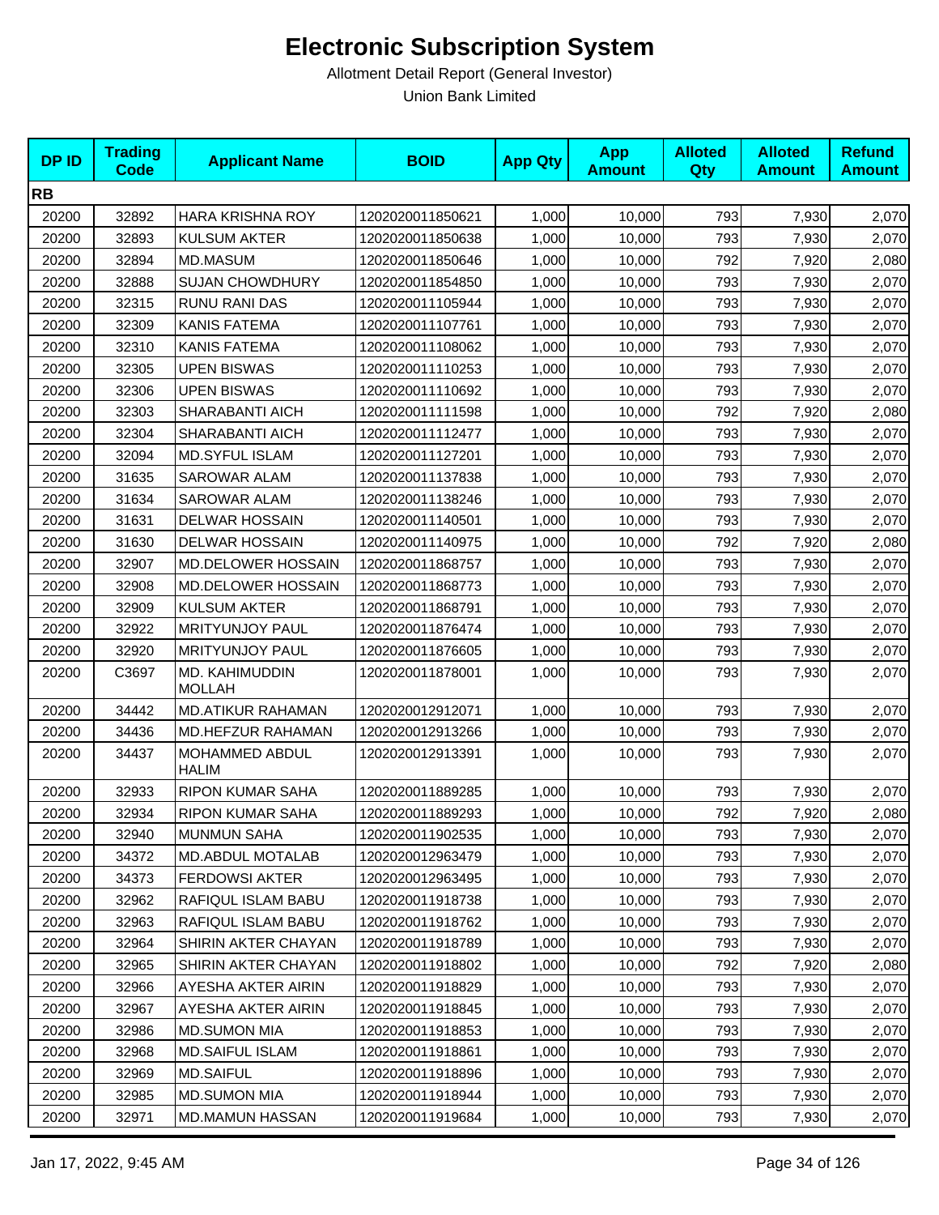# Electronic Subscription System

Allotment Detail Report (General Investor)

Union Bank Limited

| DP ID | Trading Code | Applicant Name | BOID | App Qty | App Amount | Alloted Qty | Alloted Amount | Refund Amount |
|---|---|---|---|---|---|---|---|---|
| **RB** | | | | | | | | |
| 20200 | 32892 | HARA KRISHNA ROY | 1202020011850621 | 1,000 | 10,000 | 793 | 7,930 | 2,070 |
| 20200 | 32893 | KULSUM AKTER | 1202020011850638 | 1,000 | 10,000 | 793 | 7,930 | 2,070 |
| 20200 | 32894 | MD.MASUM | 1202020011850646 | 1,000 | 10,000 | 792 | 7,920 | 2,080 |
| 20200 | 32888 | SUJAN CHOWDHURY | 1202020011854850 | 1,000 | 10,000 | 793 | 7,930 | 2,070 |
| 20200 | 32315 | RUNU RANI DAS | 1202020011105944 | 1,000 | 10,000 | 793 | 7,930 | 2,070 |
| 20200 | 32309 | KANIS FATEMA | 1202020011107761 | 1,000 | 10,000 | 793 | 7,930 | 2,070 |
| 20200 | 32310 | KANIS FATEMA | 1202020011108062 | 1,000 | 10,000 | 793 | 7,930 | 2,070 |
| 20200 | 32305 | UPEN BISWAS | 1202020011110253 | 1,000 | 10,000 | 793 | 7,930 | 2,070 |
| 20200 | 32306 | UPEN BISWAS | 1202020011110692 | 1,000 | 10,000 | 793 | 7,930 | 2,070 |
| 20200 | 32303 | SHARABANTI AICH | 1202020011111598 | 1,000 | 10,000 | 792 | 7,920 | 2,080 |
| 20200 | 32304 | SHARABANTI AICH | 1202020011112477 | 1,000 | 10,000 | 793 | 7,930 | 2,070 |
| 20200 | 32094 | MD.SYFUL ISLAM | 1202020011127201 | 1,000 | 10,000 | 793 | 7,930 | 2,070 |
| 20200 | 31635 | SAROWAR ALAM | 1202020011137838 | 1,000 | 10,000 | 793 | 7,930 | 2,070 |
| 20200 | 31634 | SAROWAR ALAM | 1202020011138246 | 1,000 | 10,000 | 793 | 7,930 | 2,070 |
| 20200 | 31631 | DELWAR HOSSAIN | 1202020011140501 | 1,000 | 10,000 | 793 | 7,930 | 2,070 |
| 20200 | 31630 | DELWAR HOSSAIN | 1202020011140975 | 1,000 | 10,000 | 792 | 7,920 | 2,080 |
| 20200 | 32907 | MD.DELOWER HOSSAIN | 1202020011868757 | 1,000 | 10,000 | 793 | 7,930 | 2,070 |
| 20200 | 32908 | MD.DELOWER HOSSAIN | 1202020011868773 | 1,000 | 10,000 | 793 | 7,930 | 2,070 |
| 20200 | 32909 | KULSUM AKTER | 1202020011868791 | 1,000 | 10,000 | 793 | 7,930 | 2,070 |
| 20200 | 32922 | MRITYUNJOY PAUL | 1202020011876474 | 1,000 | 10,000 | 793 | 7,930 | 2,070 |
| 20200 | 32920 | MRITYUNJOY PAUL | 1202020011876605 | 1,000 | 10,000 | 793 | 7,930 | 2,070 |
| 20200 | C3697 | MD. KAHIMUDDIN MOLLAH | 1202020011878001 | 1,000 | 10,000 | 793 | 7,930 | 2,070 |
| 20200 | 34442 | MD.ATIKUR RAHAMAN | 1202020012912071 | 1,000 | 10,000 | 793 | 7,930 | 2,070 |
| 20200 | 34436 | MD.HEFZUR RAHAMAN | 1202020012913266 | 1,000 | 10,000 | 793 | 7,930 | 2,070 |
| 20200 | 34437 | MOHAMMED ABDUL HALIM | 1202020012913391 | 1,000 | 10,000 | 793 | 7,930 | 2,070 |
| 20200 | 32933 | RIPON KUMAR SAHA | 1202020011889285 | 1,000 | 10,000 | 793 | 7,930 | 2,070 |
| 20200 | 32934 | RIPON KUMAR SAHA | 1202020011889293 | 1,000 | 10,000 | 792 | 7,920 | 2,080 |
| 20200 | 32940 | MUNMUN SAHA | 1202020011902535 | 1,000 | 10,000 | 793 | 7,930 | 2,070 |
| 20200 | 34372 | MD.ABDUL MOTALAB | 1202020012963479 | 1,000 | 10,000 | 793 | 7,930 | 2,070 |
| 20200 | 34373 | FERDOWSI AKTER | 1202020012963495 | 1,000 | 10,000 | 793 | 7,930 | 2,070 |
| 20200 | 32962 | RAFIQUL ISLAM BABU | 1202020011918738 | 1,000 | 10,000 | 793 | 7,930 | 2,070 |
| 20200 | 32963 | RAFIQUL ISLAM BABU | 1202020011918762 | 1,000 | 10,000 | 793 | 7,930 | 2,070 |
| 20200 | 32964 | SHIRIN AKTER CHAYAN | 1202020011918789 | 1,000 | 10,000 | 793 | 7,930 | 2,070 |
| 20200 | 32965 | SHIRIN AKTER CHAYAN | 1202020011918802 | 1,000 | 10,000 | 792 | 7,920 | 2,080 |
| 20200 | 32966 | AYESHA AKTER AIRIN | 1202020011918829 | 1,000 | 10,000 | 793 | 7,930 | 2,070 |
| 20200 | 32967 | AYESHA AKTER AIRIN | 1202020011918845 | 1,000 | 10,000 | 793 | 7,930 | 2,070 |
| 20200 | 32986 | MD.SUMON MIA | 1202020011918853 | 1,000 | 10,000 | 793 | 7,930 | 2,070 |
| 20200 | 32968 | MD.SAIFUL ISLAM | 1202020011918861 | 1,000 | 10,000 | 793 | 7,930 | 2,070 |
| 20200 | 32969 | MD.SAIFUL | 1202020011918896 | 1,000 | 10,000 | 793 | 7,930 | 2,070 |
| 20200 | 32985 | MD.SUMON MIA | 1202020011918944 | 1,000 | 10,000 | 793 | 7,930 | 2,070 |
| 20200 | 32971 | MD.MAMUN HASSAN | 1202020011919684 | 1,000 | 10,000 | 793 | 7,930 | 2,070 |

Jan 17, 2022, 9:45 AM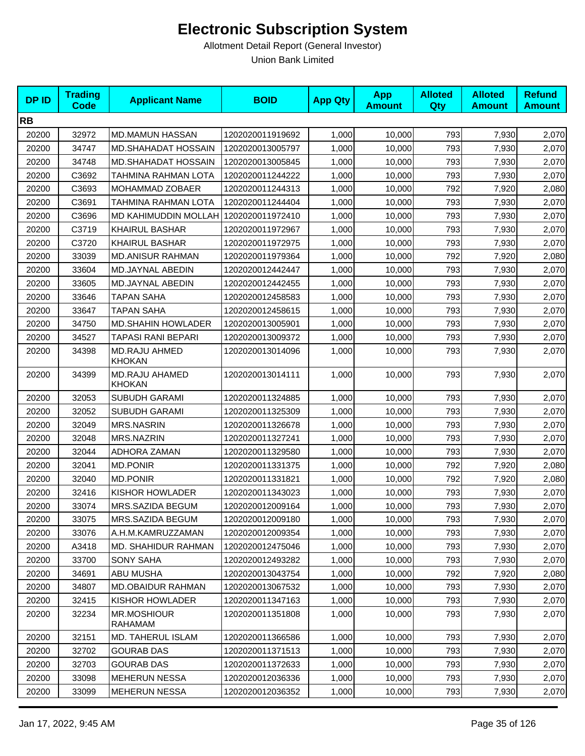# Electronic Subscription System

Allotment Detail Report (General Investor)

Union Bank Limited

| DP ID | Trading Code | Applicant Name | BOID | App Qty | App Amount | Alloted Qty | Alloted Amount | Refund Amount |
|---|---|---|---|---|---|---|---|---|
| **RB** | | | | | | | | |
| 20200 | 32972 | MD.MAMUN HASSAN | 1202020011919692 | 1,000 | 10,000 | 793 | 7,930 | 2,070 |
| 20200 | 34747 | MD.SHAHADAT HOSSAIN | 1202020013005797 | 1,000 | 10,000 | 793 | 7,930 | 2,070 |
| 20200 | 34748 | MD.SHAHADAT HOSSAIN | 1202020013005845 | 1,000 | 10,000 | 793 | 7,930 | 2,070 |
| 20200 | C3692 | TAHMINA RAHMAN LOTA | 1202020011244222 | 1,000 | 10,000 | 793 | 7,930 | 2,070 |
| 20200 | C3693 | MOHAMMAD ZOBAER | 1202020011244313 | 1,000 | 10,000 | 792 | 7,920 | 2,080 |
| 20200 | C3691 | TAHMINA RAHMAN LOTA | 1202020011244404 | 1,000 | 10,000 | 793 | 7,930 | 2,070 |
| 20200 | C3696 | MD KAHIMUDDIN MOLLAH | 1202020011972410 | 1,000 | 10,000 | 793 | 7,930 | 2,070 |
| 20200 | C3719 | KHAIRUL BASHAR | 1202020011972967 | 1,000 | 10,000 | 793 | 7,930 | 2,070 |
| 20200 | C3720 | KHAIRUL BASHAR | 1202020011972975 | 1,000 | 10,000 | 793 | 7,930 | 2,070 |
| 20200 | 33039 | MD.ANISUR RAHMAN | 1202020011979364 | 1,000 | 10,000 | 792 | 7,920 | 2,080 |
| 20200 | 33604 | MD.JAYNAL ABEDIN | 1202020012442447 | 1,000 | 10,000 | 793 | 7,930 | 2,070 |
| 20200 | 33605 | MD.JAYNAL ABEDIN | 1202020012442455 | 1,000 | 10,000 | 793 | 7,930 | 2,070 |
| 20200 | 33646 | TAPAN SAHA | 1202020012458583 | 1,000 | 10,000 | 793 | 7,930 | 2,070 |
| 20200 | 33647 | TAPAN SAHA | 1202020012458615 | 1,000 | 10,000 | 793 | 7,930 | 2,070 |
| 20200 | 34750 | MD.SHAHIN HOWLADER | 1202020013005901 | 1,000 | 10,000 | 793 | 7,930 | 2,070 |
| 20200 | 34527 | TAPASI RANI BEPARI | 1202020013009372 | 1,000 | 10,000 | 793 | 7,930 | 2,070 |
| 20200 | 34398 | MD.RAJU AHMED KHOKAN | 1202020013014096 | 1,000 | 10,000 | 793 | 7,930 | 2,070 |
| 20200 | 34399 | MD.RAJU AHAMED KHOKAN | 1202020013014111 | 1,000 | 10,000 | 793 | 7,930 | 2,070 |
| 20200 | 32053 | SUBUDH GARAMI | 1202020011324885 | 1,000 | 10,000 | 793 | 7,930 | 2,070 |
| 20200 | 32052 | SUBUDH GARAMI | 1202020011325309 | 1,000 | 10,000 | 793 | 7,930 | 2,070 |
| 20200 | 32049 | MRS.NASRIN | 1202020011326678 | 1,000 | 10,000 | 793 | 7,930 | 2,070 |
| 20200 | 32048 | MRS.NAZRIN | 1202020011327241 | 1,000 | 10,000 | 793 | 7,930 | 2,070 |
| 20200 | 32044 | ADHORA ZAMAN | 1202020011329580 | 1,000 | 10,000 | 793 | 7,930 | 2,070 |
| 20200 | 32041 | MD.PONIR | 1202020011331375 | 1,000 | 10,000 | 792 | 7,920 | 2,080 |
| 20200 | 32040 | MD.PONIR | 1202020011331821 | 1,000 | 10,000 | 792 | 7,920 | 2,080 |
| 20200 | 32416 | KISHOR HOWLADER | 1202020011343023 | 1,000 | 10,000 | 793 | 7,930 | 2,070 |
| 20200 | 33074 | MRS.SAZIDA BEGUM | 1202020012009164 | 1,000 | 10,000 | 793 | 7,930 | 2,070 |
| 20200 | 33075 | MRS.SAZIDA BEGUM | 1202020012009180 | 1,000 | 10,000 | 793 | 7,930 | 2,070 |
| 20200 | 33076 | A.H.M.KAMRUZZAMAN | 1202020012009354 | 1,000 | 10,000 | 793 | 7,930 | 2,070 |
| 20200 | A3418 | MD. SHAHIDUR RAHMAN | 1202020012475046 | 1,000 | 10,000 | 793 | 7,930 | 2,070 |
| 20200 | 33700 | SONY SAHA | 1202020012493282 | 1,000 | 10,000 | 793 | 7,930 | 2,070 |
| 20200 | 34691 | ABU MUSHA | 1202020013043754 | 1,000 | 10,000 | 792 | 7,920 | 2,080 |
| 20200 | 34807 | MD.OBAIDUR RAHMAN | 1202020013067532 | 1,000 | 10,000 | 793 | 7,930 | 2,070 |
| 20200 | 32415 | KISHOR HOWLADER | 1202020011347163 | 1,000 | 10,000 | 793 | 7,930 | 2,070 |
| 20200 | 32234 | MR.MOSHIOUR RAHAMAM | 1202020011351808 | 1,000 | 10,000 | 793 | 7,930 | 2,070 |
| 20200 | 32151 | MD. TAHERUL ISLAM | 1202020011366586 | 1,000 | 10,000 | 793 | 7,930 | 2,070 |
| 20200 | 32702 | GOURAB DAS | 1202020011371513 | 1,000 | 10,000 | 793 | 7,930 | 2,070 |
| 20200 | 32703 | GOURAB DAS | 1202020011372633 | 1,000 | 10,000 | 793 | 7,930 | 2,070 |
| 20200 | 33098 | MEHERUN NESSA | 1202020012036336 | 1,000 | 10,000 | 793 | 7,930 | 2,070 |
| 20200 | 33099 | MEHERUN NESSA | 1202020012036352 | 1,000 | 10,000 | 793 | 7,930 | 2,070 |

Jan 17, 2022, 9:45 AM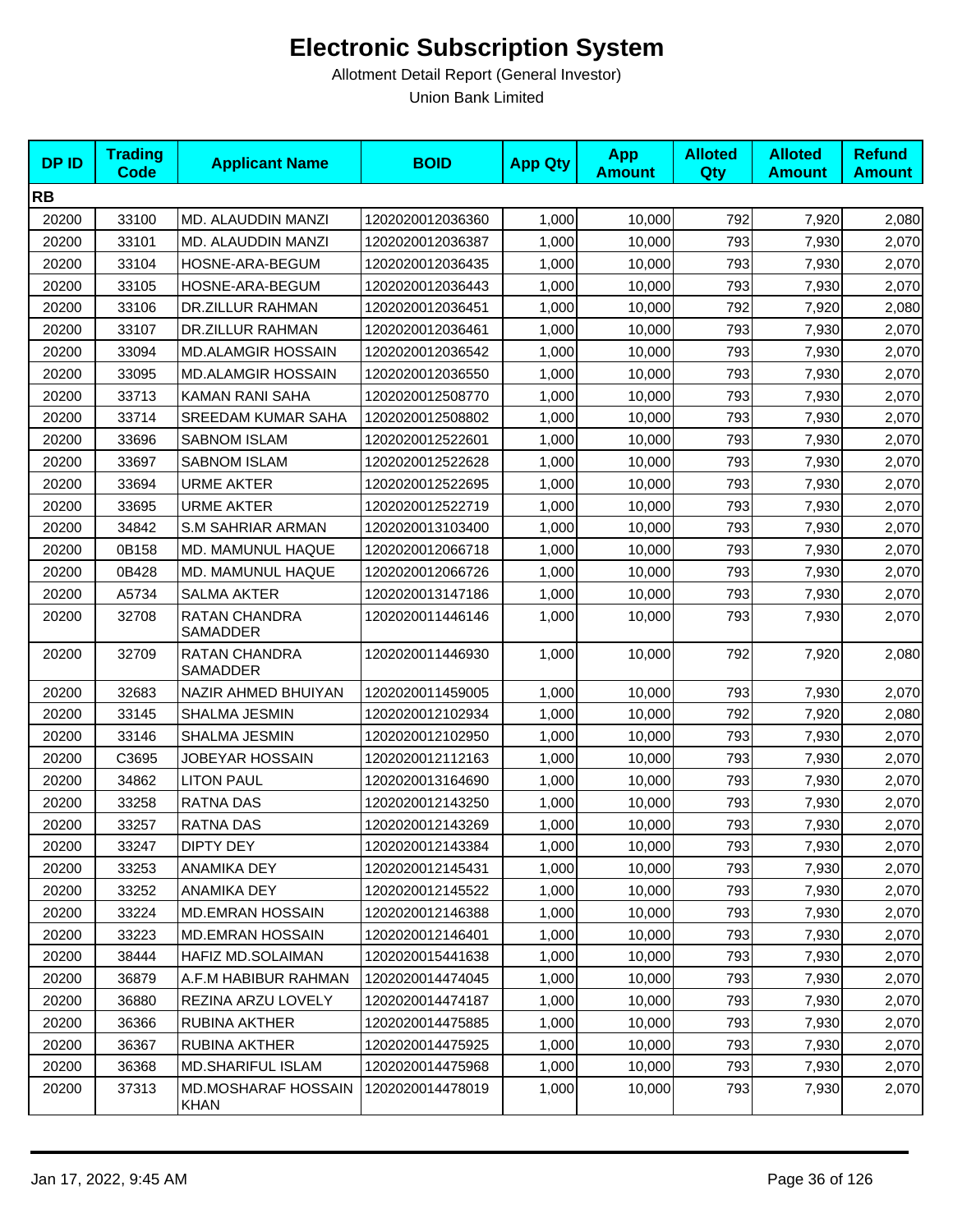# Electronic Subscription System

Allotment Detail Report (General Investor)

Union Bank Limited

| DP ID | Trading Code | Applicant Name | BOID | App Qty | App Amount | Alloted Qty | Alloted Amount | Refund Amount |
|---|---|---|---|---|---|---|---|---|
| **RB** | | | | | | | | |
| 20200 | 33100 | MD. ALAUDDIN MANZI | 1202020012036360 | 1,000 | 10,000 | 792 | 7,920 | 2,080 |
| 20200 | 33101 | MD. ALAUDDIN MANZI | 1202020012036387 | 1,000 | 10,000 | 793 | 7,930 | 2,070 |
| 20200 | 33104 | HOSNE-ARA-BEGUM | 1202020012036435 | 1,000 | 10,000 | 793 | 7,930 | 2,070 |
| 20200 | 33105 | HOSNE-ARA-BEGUM | 1202020012036443 | 1,000 | 10,000 | 793 | 7,930 | 2,070 |
| 20200 | 33106 | DR.ZILLUR RAHMAN | 1202020012036451 | 1,000 | 10,000 | 792 | 7,920 | 2,080 |
| 20200 | 33107 | DR.ZILLUR RAHMAN | 1202020012036461 | 1,000 | 10,000 | 793 | 7,930 | 2,070 |
| 20200 | 33094 | MD.ALAMGIR HOSSAIN | 1202020012036542 | 1,000 | 10,000 | 793 | 7,930 | 2,070 |
| 20200 | 33095 | MD.ALAMGIR HOSSAIN | 1202020012036550 | 1,000 | 10,000 | 793 | 7,930 | 2,070 |
| 20200 | 33713 | KAMAN RANI SAHA | 1202020012508770 | 1,000 | 10,000 | 793 | 7,930 | 2,070 |
| 20200 | 33714 | SREEDAM KUMAR SAHA | 1202020012508802 | 1,000 | 10,000 | 793 | 7,930 | 2,070 |
| 20200 | 33696 | SABNOM ISLAM | 1202020012522601 | 1,000 | 10,000 | 793 | 7,930 | 2,070 |
| 20200 | 33697 | SABNOM ISLAM | 1202020012522628 | 1,000 | 10,000 | 793 | 7,930 | 2,070 |
| 20200 | 33694 | URME AKTER | 1202020012522695 | 1,000 | 10,000 | 793 | 7,930 | 2,070 |
| 20200 | 33695 | URME AKTER | 1202020012522719 | 1,000 | 10,000 | 793 | 7,930 | 2,070 |
| 20200 | 34842 | S.M SAHRIAR ARMAN | 1202020013103400 | 1,000 | 10,000 | 793 | 7,930 | 2,070 |
| 20200 | 0B158 | MD. MAMUNUL HAQUE | 1202020012066718 | 1,000 | 10,000 | 793 | 7,930 | 2,070 |
| 20200 | 0B428 | MD. MAMUNUL HAQUE | 1202020012066726 | 1,000 | 10,000 | 793 | 7,930 | 2,070 |
| 20200 | A5734 | SALMA AKTER | 1202020013147186 | 1,000 | 10,000 | 793 | 7,930 | 2,070 |
| 20200 | 32708 | RATAN CHANDRA SAMADDER | 1202020011446146 | 1,000 | 10,000 | 793 | 7,930 | 2,070 |
| 20200 | 32709 | RATAN CHANDRA SAMADDER | 1202020011446930 | 1,000 | 10,000 | 792 | 7,920 | 2,080 |
| 20200 | 32683 | NAZIR AHMED BHUIYAN | 1202020011459005 | 1,000 | 10,000 | 793 | 7,930 | 2,070 |
| 20200 | 33145 | SHALMA JESMIN | 1202020012102934 | 1,000 | 10,000 | 792 | 7,920 | 2,080 |
| 20200 | 33146 | SHALMA JESMIN | 1202020012102950 | 1,000 | 10,000 | 793 | 7,930 | 2,070 |
| 20200 | C3695 | JOBEYAR HOSSAIN | 1202020012112163 | 1,000 | 10,000 | 793 | 7,930 | 2,070 |
| 20200 | 34862 | LITON PAUL | 1202020013164690 | 1,000 | 10,000 | 793 | 7,930 | 2,070 |
| 20200 | 33258 | RATNA DAS | 1202020012143250 | 1,000 | 10,000 | 793 | 7,930 | 2,070 |
| 20200 | 33257 | RATNA DAS | 1202020012143269 | 1,000 | 10,000 | 793 | 7,930 | 2,070 |
| 20200 | 33247 | DIPTY DEY | 1202020012143384 | 1,000 | 10,000 | 793 | 7,930 | 2,070 |
| 20200 | 33253 | ANAMIKA DEY | 1202020012145431 | 1,000 | 10,000 | 793 | 7,930 | 2,070 |
| 20200 | 33252 | ANAMIKA DEY | 1202020012145522 | 1,000 | 10,000 | 793 | 7,930 | 2,070 |
| 20200 | 33224 | MD.EMRAN HOSSAIN | 1202020012146388 | 1,000 | 10,000 | 793 | 7,930 | 2,070 |
| 20200 | 33223 | MD.EMRAN HOSSAIN | 1202020012146401 | 1,000 | 10,000 | 793 | 7,930 | 2,070 |
| 20200 | 38444 | HAFIZ MD.SOLAIMAN | 1202020015441638 | 1,000 | 10,000 | 793 | 7,930 | 2,070 |
| 20200 | 36879 | A.F.M HABIBUR RAHMAN | 1202020014474045 | 1,000 | 10,000 | 793 | 7,930 | 2,070 |
| 20200 | 36880 | REZINA ARZU LOVELY | 1202020014474187 | 1,000 | 10,000 | 793 | 7,930 | 2,070 |
| 20200 | 36366 | RUBINA AKTHER | 1202020014475885 | 1,000 | 10,000 | 793 | 7,930 | 2,070 |
| 20200 | 36367 | RUBINA AKTHER | 1202020014475925 | 1,000 | 10,000 | 793 | 7,930 | 2,070 |
| 20200 | 36368 | MD.SHARIFUL ISLAM | 1202020014475968 | 1,000 | 10,000 | 793 | 7,930 | 2,070 |
| 20200 | 37313 | MD.MOSHARAF HOSSAIN KHAN | 1202020014478019 | 1,000 | 10,000 | 793 | 7,930 | 2,070 |

Jan 17, 2022, 9:45 AM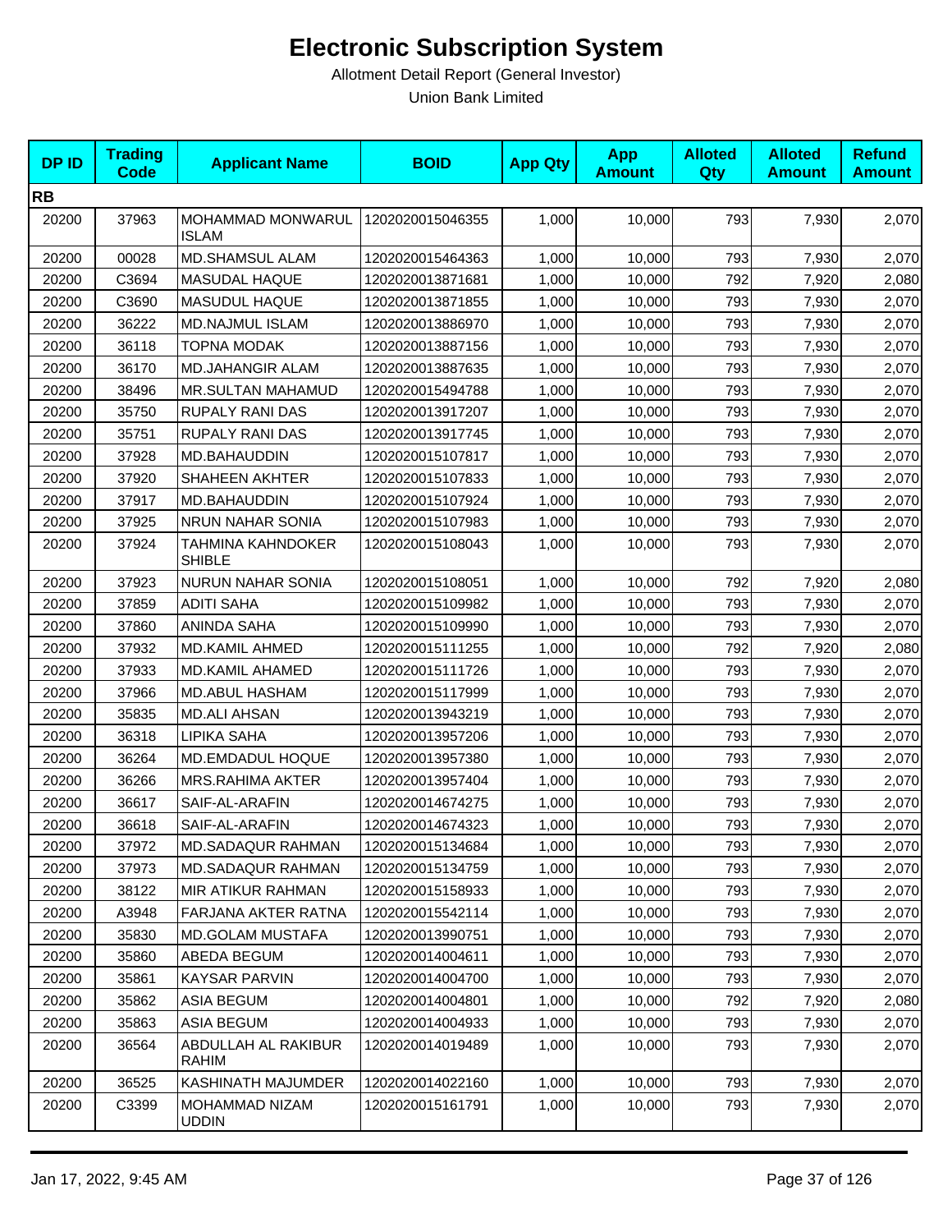# Electronic Subscription System

Allotment Detail Report (General Investor)

Union Bank Limited

| DP ID | Trading Code | Applicant Name | BOID | App Qty | App Amount | Alloted Qty | Alloted Amount | Refund Amount |
|---|---|---|---|---|---|---|---|---|
| **RB** | | | | | | | | |
| 20200 | 37963 | MOHAMMAD MONWARUL ISLAM | 1202020015046355 | 1,000 | 10,000 | 793 | 7,930 | 2,070 |
| 20200 | 00028 | MD.SHAMSUL ALAM | 1202020015464363 | 1,000 | 10,000 | 793 | 7,930 | 2,070 |
| 20200 | C3694 | MASUDAL HAQUE | 1202020013871681 | 1,000 | 10,000 | 792 | 7,920 | 2,080 |
| 20200 | C3690 | MASUDUL HAQUE | 1202020013871855 | 1,000 | 10,000 | 793 | 7,930 | 2,070 |
| 20200 | 36222 | MD.NAJMUL ISLAM | 1202020013886970 | 1,000 | 10,000 | 793 | 7,930 | 2,070 |
| 20200 | 36118 | TOPNA MODAK | 1202020013887156 | 1,000 | 10,000 | 793 | 7,930 | 2,070 |
| 20200 | 36170 | MD.JAHANGIR ALAM | 1202020013887635 | 1,000 | 10,000 | 793 | 7,930 | 2,070 |
| 20200 | 38496 | MR.SULTAN MAHAMUD | 1202020015494788 | 1,000 | 10,000 | 793 | 7,930 | 2,070 |
| 20200 | 35750 | RUPALY RANI DAS | 1202020013917207 | 1,000 | 10,000 | 793 | 7,930 | 2,070 |
| 20200 | 35751 | RUPALY RANI DAS | 1202020013917745 | 1,000 | 10,000 | 793 | 7,930 | 2,070 |
| 20200 | 37928 | MD.BAHAUDDIN | 1202020015107817 | 1,000 | 10,000 | 793 | 7,930 | 2,070 |
| 20200 | 37920 | SHAHEEN AKHTER | 1202020015107833 | 1,000 | 10,000 | 793 | 7,930 | 2,070 |
| 20200 | 37917 | MD.BAHAUDDIN | 1202020015107924 | 1,000 | 10,000 | 793 | 7,930 | 2,070 |
| 20200 | 37925 | NRUN NAHAR SONIA | 1202020015107983 | 1,000 | 10,000 | 793 | 7,930 | 2,070 |
| 20200 | 37924 | TAHMINA KAHNDOKER SHIBLE | 1202020015108043 | 1,000 | 10,000 | 793 | 7,930 | 2,070 |
| 20200 | 37923 | NURUN NAHAR SONIA | 1202020015108051 | 1,000 | 10,000 | 792 | 7,920 | 2,080 |
| 20200 | 37859 | ADITI SAHA | 1202020015109982 | 1,000 | 10,000 | 793 | 7,930 | 2,070 |
| 20200 | 37860 | ANINDA SAHA | 1202020015109990 | 1,000 | 10,000 | 793 | 7,930 | 2,070 |
| 20200 | 37932 | MD.KAMIL AHMED | 1202020015111255 | 1,000 | 10,000 | 792 | 7,920 | 2,080 |
| 20200 | 37933 | MD.KAMIL AHAMED | 1202020015111726 | 1,000 | 10,000 | 793 | 7,930 | 2,070 |
| 20200 | 37966 | MD.ABUL HASHAM | 1202020015117999 | 1,000 | 10,000 | 793 | 7,930 | 2,070 |
| 20200 | 35835 | MD.ALI AHSAN | 1202020013943219 | 1,000 | 10,000 | 793 | 7,930 | 2,070 |
| 20200 | 36318 | LIPIKA SAHA | 1202020013957206 | 1,000 | 10,000 | 793 | 7,930 | 2,070 |
| 20200 | 36264 | MD.EMDADUL HOQUE | 1202020013957380 | 1,000 | 10,000 | 793 | 7,930 | 2,070 |
| 20200 | 36266 | MRS.RAHIMA AKTER | 1202020013957404 | 1,000 | 10,000 | 793 | 7,930 | 2,070 |
| 20200 | 36617 | SAIF-AL-ARAFIN | 1202020014674275 | 1,000 | 10,000 | 793 | 7,930 | 2,070 |
| 20200 | 36618 | SAIF-AL-ARAFIN | 1202020014674323 | 1,000 | 10,000 | 793 | 7,930 | 2,070 |
| 20200 | 37972 | MD.SADAQUR RAHMAN | 1202020015134684 | 1,000 | 10,000 | 793 | 7,930 | 2,070 |
| 20200 | 37973 | MD.SADAQUR RAHMAN | 1202020015134759 | 1,000 | 10,000 | 793 | 7,930 | 2,070 |
| 20200 | 38122 | MIR ATIKUR RAHMAN | 1202020015158933 | 1,000 | 10,000 | 793 | 7,930 | 2,070 |
| 20200 | A3948 | FARJANA AKTER RATNA | 1202020015542114 | 1,000 | 10,000 | 793 | 7,930 | 2,070 |
| 20200 | 35830 | MD.GOLAM MUSTAFA | 1202020013990751 | 1,000 | 10,000 | 793 | 7,930 | 2,070 |
| 20200 | 35860 | ABEDA BEGUM | 1202020014004611 | 1,000 | 10,000 | 793 | 7,930 | 2,070 |
| 20200 | 35861 | KAYSAR PARVIN | 1202020014004700 | 1,000 | 10,000 | 793 | 7,930 | 2,070 |
| 20200 | 35862 | ASIA BEGUM | 1202020014004801 | 1,000 | 10,000 | 792 | 7,920 | 2,080 |
| 20200 | 35863 | ASIA BEGUM | 1202020014004933 | 1,000 | 10,000 | 793 | 7,930 | 2,070 |
| 20200 | 36564 | ABDULLAH AL RAKIBUR RAHIM | 1202020014019489 | 1,000 | 10,000 | 793 | 7,930 | 2,070 |
| 20200 | 36525 | KASHINATH MAJUMDER | 1202020014022160 | 1,000 | 10,000 | 793 | 7,930 | 2,070 |
| 20200 | C3399 | MOHAMMAD NIZAM UDDIN | 1202020015161791 | 1,000 | 10,000 | 793 | 7,930 | 2,070 |

Jan 17, 2022, 9:45 AM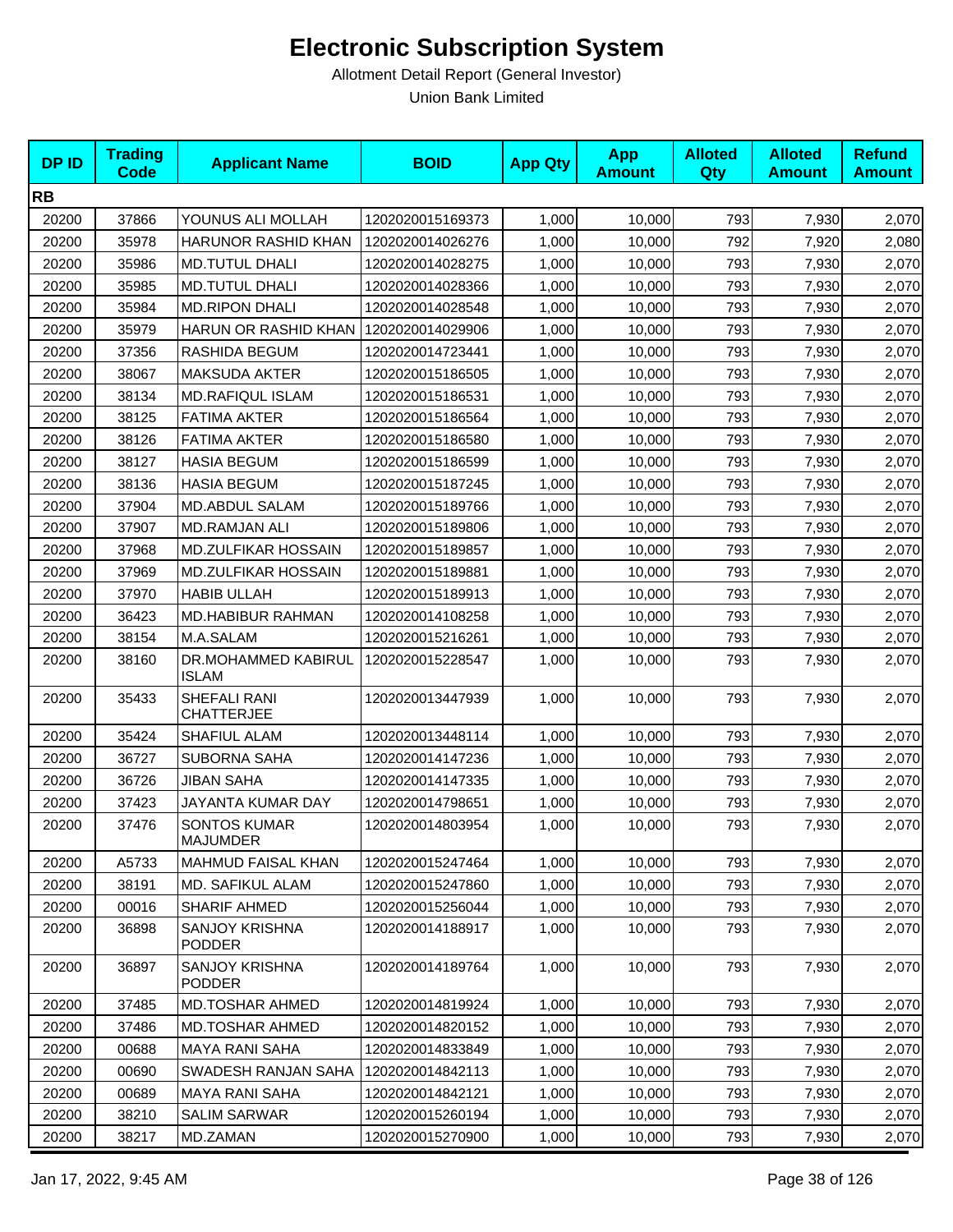# Electronic Subscription System

Allotment Detail Report (General Investor)

Union Bank Limited

| DP ID | Trading Code | Applicant Name | BOID | App Qty | App Amount | Alloted Qty | Alloted Amount | Refund Amount |
|---|---|---|---|---|---|---|---|---|
| **RB** | | | | | | | | |
| 20200 | 37866 | YOUNUS ALI MOLLAH | 1202020015169373 | 1,000 | 10,000 | 793 | 7,930 | 2,070 |
| 20200 | 35978 | HARUNOR RASHID KHAN | 1202020014026276 | 1,000 | 10,000 | 792 | 7,920 | 2,080 |
| 20200 | 35986 | MD.TUTUL DHALI | 1202020014028275 | 1,000 | 10,000 | 793 | 7,930 | 2,070 |
| 20200 | 35985 | MD.TUTUL DHALI | 1202020014028366 | 1,000 | 10,000 | 793 | 7,930 | 2,070 |
| 20200 | 35984 | MD.RIPON DHALI | 1202020014028548 | 1,000 | 10,000 | 793 | 7,930 | 2,070 |
| 20200 | 35979 | HARUN OR RASHID KHAN | 1202020014029906 | 1,000 | 10,000 | 793 | 7,930 | 2,070 |
| 20200 | 37356 | RASHIDA BEGUM | 1202020014723441 | 1,000 | 10,000 | 793 | 7,930 | 2,070 |
| 20200 | 38067 | MAKSUDA AKTER | 1202020015186505 | 1,000 | 10,000 | 793 | 7,930 | 2,070 |
| 20200 | 38134 | MD.RAFIQUL ISLAM | 1202020015186531 | 1,000 | 10,000 | 793 | 7,930 | 2,070 |
| 20200 | 38125 | FATIMA AKTER | 1202020015186564 | 1,000 | 10,000 | 793 | 7,930 | 2,070 |
| 20200 | 38126 | FATIMA AKTER | 1202020015186580 | 1,000 | 10,000 | 793 | 7,930 | 2,070 |
| 20200 | 38127 | HASIA BEGUM | 1202020015186599 | 1,000 | 10,000 | 793 | 7,930 | 2,070 |
| 20200 | 38136 | HASIA BEGUM | 1202020015187245 | 1,000 | 10,000 | 793 | 7,930 | 2,070 |
| 20200 | 37904 | MD.ABDUL SALAM | 1202020015189766 | 1,000 | 10,000 | 793 | 7,930 | 2,070 |
| 20200 | 37907 | MD.RAMJAN ALI | 1202020015189806 | 1,000 | 10,000 | 793 | 7,930 | 2,070 |
| 20200 | 37968 | MD.ZULFIKAR HOSSAIN | 1202020015189857 | 1,000 | 10,000 | 793 | 7,930 | 2,070 |
| 20200 | 37969 | MD.ZULFIKAR HOSSAIN | 1202020015189881 | 1,000 | 10,000 | 793 | 7,930 | 2,070 |
| 20200 | 37970 | HABIB ULLAH | 1202020015189913 | 1,000 | 10,000 | 793 | 7,930 | 2,070 |
| 20200 | 36423 | MD.HABIBUR RAHMAN | 1202020014108258 | 1,000 | 10,000 | 793 | 7,930 | 2,070 |
| 20200 | 38154 | M.A.SALAM | 1202020015216261 | 1,000 | 10,000 | 793 | 7,930 | 2,070 |
| 20200 | 38160 | DR.MOHAMMED KABIRUL ISLAM | 1202020015228547 | 1,000 | 10,000 | 793 | 7,930 | 2,070 |
| 20200 | 35433 | SHEFALI RANI CHATTERJEE | 1202020013447939 | 1,000 | 10,000 | 793 | 7,930 | 2,070 |
| 20200 | 35424 | SHAFIUL ALAM | 1202020013448114 | 1,000 | 10,000 | 793 | 7,930 | 2,070 |
| 20200 | 36727 | SUBORNA SAHA | 1202020014147236 | 1,000 | 10,000 | 793 | 7,930 | 2,070 |
| 20200 | 36726 | JIBAN SAHA | 1202020014147335 | 1,000 | 10,000 | 793 | 7,930 | 2,070 |
| 20200 | 37423 | JAYANTA KUMAR DAY | 1202020014798651 | 1,000 | 10,000 | 793 | 7,930 | 2,070 |
| 20200 | 37476 | SONTOS KUMAR MAJUMDER | 1202020014803954 | 1,000 | 10,000 | 793 | 7,930 | 2,070 |
| 20200 | A5733 | MAHMUD FAISAL KHAN | 1202020015247464 | 1,000 | 10,000 | 793 | 7,930 | 2,070 |
| 20200 | 38191 | MD. SAFIKUL ALAM | 1202020015247860 | 1,000 | 10,000 | 793 | 7,930 | 2,070 |
| 20200 | 00016 | SHARIF AHMED | 1202020015256044 | 1,000 | 10,000 | 793 | 7,930 | 2,070 |
| 20200 | 36898 | SANJOY KRISHNA PODDER | 1202020014188917 | 1,000 | 10,000 | 793 | 7,930 | 2,070 |
| 20200 | 36897 | SANJOY KRISHNA PODDER | 1202020014189764 | 1,000 | 10,000 | 793 | 7,930 | 2,070 |
| 20200 | 37485 | MD.TOSHAR AHMED | 1202020014819924 | 1,000 | 10,000 | 793 | 7,930 | 2,070 |
| 20200 | 37486 | MD.TOSHAR AHMED | 1202020014820152 | 1,000 | 10,000 | 793 | 7,930 | 2,070 |
| 20200 | 00688 | MAYA RANI SAHA | 1202020014833849 | 1,000 | 10,000 | 793 | 7,930 | 2,070 |
| 20200 | 00690 | SWADESH RANJAN SAHA | 1202020014842113 | 1,000 | 10,000 | 793 | 7,930 | 2,070 |
| 20200 | 00689 | MAYA RANI SAHA | 1202020014842121 | 1,000 | 10,000 | 793 | 7,930 | 2,070 |
| 20200 | 38210 | SALIM SARWAR | 1202020015260194 | 1,000 | 10,000 | 793 | 7,930 | 2,070 |
| 20200 | 38217 | MD.ZAMAN | 1202020015270900 | 1,000 | 10,000 | 793 | 7,930 | 2,070 |

Jan 17, 2022, 9:45 AM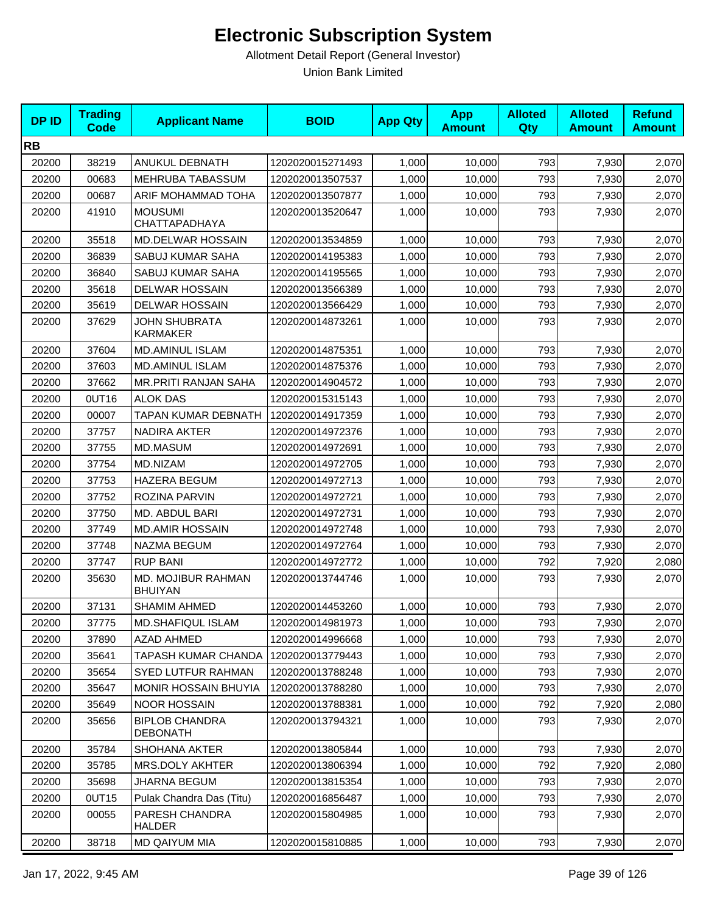# Electronic Subscription System

Allotment Detail Report (General Investor)

Union Bank Limited

| DP ID | Trading Code | Applicant Name | BOID | App Qty | App Amount | Alloted Qty | Alloted Amount | Refund Amount |
|---|---|---|---|---|---|---|---|---|
| **RB** | | | | | | | | |
| 20200 | 38219 | ANUKUL DEBNATH | 1202020015271493 | 1,000 | 10,000 | 793 | 7,930 | 2,070 |
| 20200 | 00683 | MEHRUBA TABASSUM | 1202020013507537 | 1,000 | 10,000 | 793 | 7,930 | 2,070 |
| 20200 | 00687 | ARIF MOHAMMAD TOHA | 1202020013507877 | 1,000 | 10,000 | 793 | 7,930 | 2,070 |
| 20200 | 41910 | MOUSUMI CHATTAPADHAYA | 1202020013520647 | 1,000 | 10,000 | 793 | 7,930 | 2,070 |
| 20200 | 35518 | MD.DELWAR HOSSAIN | 1202020013534859 | 1,000 | 10,000 | 793 | 7,930 | 2,070 |
| 20200 | 36839 | SABUJ KUMAR SAHA | 1202020014195383 | 1,000 | 10,000 | 793 | 7,930 | 2,070 |
| 20200 | 36840 | SABUJ KUMAR SAHA | 1202020014195565 | 1,000 | 10,000 | 793 | 7,930 | 2,070 |
| 20200 | 35618 | DELWAR HOSSAIN | 1202020013566389 | 1,000 | 10,000 | 793 | 7,930 | 2,070 |
| 20200 | 35619 | DELWAR HOSSAIN | 1202020013566429 | 1,000 | 10,000 | 793 | 7,930 | 2,070 |
| 20200 | 37629 | JOHN SHUBRATA KARMAKER | 1202020014873261 | 1,000 | 10,000 | 793 | 7,930 | 2,070 |
| 20200 | 37604 | MD.AMINUL ISLAM | 1202020014875351 | 1,000 | 10,000 | 793 | 7,930 | 2,070 |
| 20200 | 37603 | MD.AMINUL ISLAM | 1202020014875376 | 1,000 | 10,000 | 793 | 7,930 | 2,070 |
| 20200 | 37662 | MR.PRITI RANJAN SAHA | 1202020014904572 | 1,000 | 10,000 | 793 | 7,930 | 2,070 |
| 20200 | 0UT16 | ALOK DAS | 1202020015315143 | 1,000 | 10,000 | 793 | 7,930 | 2,070 |
| 20200 | 00007 | TAPAN KUMAR DEBNATH | 1202020014917359 | 1,000 | 10,000 | 793 | 7,930 | 2,070 |
| 20200 | 37757 | NADIRA AKTER | 1202020014972376 | 1,000 | 10,000 | 793 | 7,930 | 2,070 |
| 20200 | 37755 | MD.MASUM | 1202020014972691 | 1,000 | 10,000 | 793 | 7,930 | 2,070 |
| 20200 | 37754 | MD.NIZAM | 1202020014972705 | 1,000 | 10,000 | 793 | 7,930 | 2,070 |
| 20200 | 37753 | HAZERA BEGUM | 1202020014972713 | 1,000 | 10,000 | 793 | 7,930 | 2,070 |
| 20200 | 37752 | ROZINA PARVIN | 1202020014972721 | 1,000 | 10,000 | 793 | 7,930 | 2,070 |
| 20200 | 37750 | MD. ABDUL BARI | 1202020014972731 | 1,000 | 10,000 | 793 | 7,930 | 2,070 |
| 20200 | 37749 | MD.AMIR HOSSAIN | 1202020014972748 | 1,000 | 10,000 | 793 | 7,930 | 2,070 |
| 20200 | 37748 | NAZMA BEGUM | 1202020014972764 | 1,000 | 10,000 | 793 | 7,930 | 2,070 |
| 20200 | 37747 | RUP BANI | 1202020014972772 | 1,000 | 10,000 | 792 | 7,920 | 2,080 |
| 20200 | 35630 | MD. MOJIBUR RAHMAN BHUIYAN | 1202020013744746 | 1,000 | 10,000 | 793 | 7,930 | 2,070 |
| 20200 | 37131 | SHAMIM AHMED | 1202020014453260 | 1,000 | 10,000 | 793 | 7,930 | 2,070 |
| 20200 | 37775 | MD.SHAFIQUL ISLAM | 1202020014981973 | 1,000 | 10,000 | 793 | 7,930 | 2,070 |
| 20200 | 37890 | AZAD AHMED | 1202020014996668 | 1,000 | 10,000 | 793 | 7,930 | 2,070 |
| 20200 | 35641 | TAPASH KUMAR CHANDA | 1202020013779443 | 1,000 | 10,000 | 793 | 7,930 | 2,070 |
| 20200 | 35654 | SYED LUTFUR RAHMAN | 1202020013788248 | 1,000 | 10,000 | 793 | 7,930 | 2,070 |
| 20200 | 35647 | MONIR HOSSAIN BHUYIA | 1202020013788280 | 1,000 | 10,000 | 793 | 7,930 | 2,070 |
| 20200 | 35649 | NOOR HOSSAIN | 1202020013788381 | 1,000 | 10,000 | 792 | 7,920 | 2,080 |
| 20200 | 35656 | BIPLOB CHANDRA DEBONATH | 1202020013794321 | 1,000 | 10,000 | 793 | 7,930 | 2,070 |
| 20200 | 35784 | SHOHANA AKTER | 1202020013805844 | 1,000 | 10,000 | 793 | 7,930 | 2,070 |
| 20200 | 35785 | MRS.DOLY AKHTER | 1202020013806394 | 1,000 | 10,000 | 792 | 7,920 | 2,080 |
| 20200 | 35698 | JHARNA BEGUM | 1202020013815354 | 1,000 | 10,000 | 793 | 7,930 | 2,070 |
| 20200 | 0UT15 | Pulak Chandra Das (Titu) | 1202020016856487 | 1,000 | 10,000 | 793 | 7,930 | 2,070 |
| 20200 | 00055 | PARESH CHANDRA HALDER | 1202020015804985 | 1,000 | 10,000 | 793 | 7,930 | 2,070 |
| 20200 | 38718 | MD QAIYUM MIA | 1202020015810885 | 1,000 | 10,000 | 793 | 7,930 | 2,070 |

Jan 17, 2022, 9:45 AM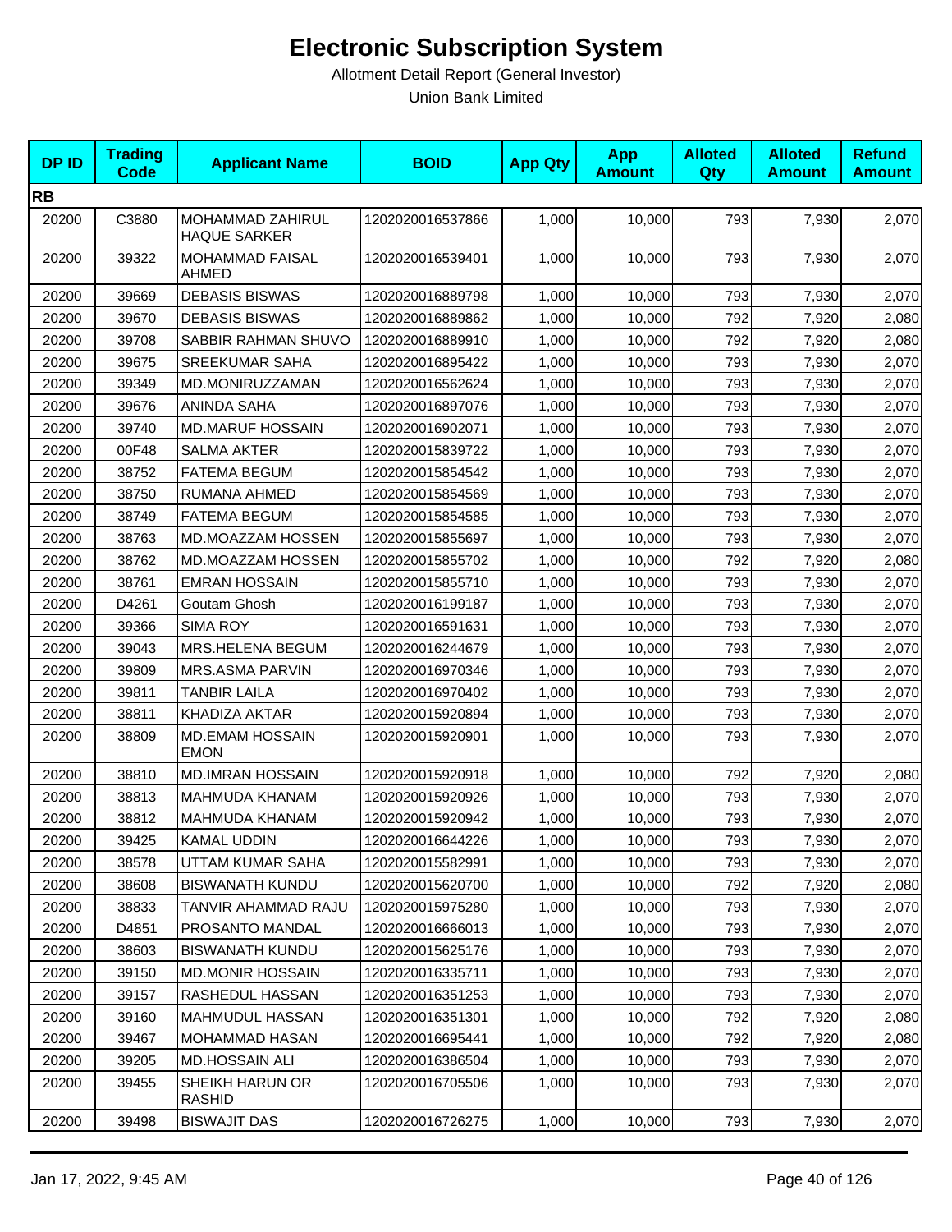# Electronic Subscription System

Allotment Detail Report (General Investor)

Union Bank Limited

| DP ID | Trading Code | Applicant Name | BOID | App Qty | App Amount | Alloted Qty | Alloted Amount | Refund Amount |
|---|---|---|---|---|---|---|---|---|
| **RB** | | | | | | | | |
| 20200 | C3880 | MOHAMMAD ZAHIRUL HAQUE SARKER | 1202020016537866 | 1,000 | 10,000 | 793 | 7,930 | 2,070 |
| 20200 | 39322 | MOHAMMAD FAISAL AHMED | 1202020016539401 | 1,000 | 10,000 | 793 | 7,930 | 2,070 |
| 20200 | 39669 | DEBASIS BISWAS | 1202020016889798 | 1,000 | 10,000 | 793 | 7,930 | 2,070 |
| 20200 | 39670 | DEBASIS BISWAS | 1202020016889862 | 1,000 | 10,000 | 792 | 7,920 | 2,080 |
| 20200 | 39708 | SABBIR RAHMAN SHUVO | 1202020016889910 | 1,000 | 10,000 | 792 | 7,920 | 2,080 |
| 20200 | 39675 | SREEKUMAR SAHA | 1202020016895422 | 1,000 | 10,000 | 793 | 7,930 | 2,070 |
| 20200 | 39349 | MD.MONIRUZZAMAN | 1202020016562624 | 1,000 | 10,000 | 793 | 7,930 | 2,070 |
| 20200 | 39676 | ANINDA SAHA | 1202020016897076 | 1,000 | 10,000 | 793 | 7,930 | 2,070 |
| 20200 | 39740 | MD.MARUF HOSSAIN | 1202020016902071 | 1,000 | 10,000 | 793 | 7,930 | 2,070 |
| 20200 | 00F48 | SALMA AKTER | 1202020015839722 | 1,000 | 10,000 | 793 | 7,930 | 2,070 |
| 20200 | 38752 | FATEMA BEGUM | 1202020015854542 | 1,000 | 10,000 | 793 | 7,930 | 2,070 |
| 20200 | 38750 | RUMANA AHMED | 1202020015854569 | 1,000 | 10,000 | 793 | 7,930 | 2,070 |
| 20200 | 38749 | FATEMA BEGUM | 1202020015854585 | 1,000 | 10,000 | 793 | 7,930 | 2,070 |
| 20200 | 38763 | MD.MOAZZAM HOSSEN | 1202020015855697 | 1,000 | 10,000 | 793 | 7,930 | 2,070 |
| 20200 | 38762 | MD.MOAZZAM HOSSEN | 1202020015855702 | 1,000 | 10,000 | 792 | 7,920 | 2,080 |
| 20200 | 38761 | EMRAN HOSSAIN | 1202020015855710 | 1,000 | 10,000 | 793 | 7,930 | 2,070 |
| 20200 | D4261 | Goutam Ghosh | 1202020016199187 | 1,000 | 10,000 | 793 | 7,930 | 2,070 |
| 20200 | 39366 | SIMA ROY | 1202020016591631 | 1,000 | 10,000 | 793 | 7,930 | 2,070 |
| 20200 | 39043 | MRS.HELENA BEGUM | 1202020016244679 | 1,000 | 10,000 | 793 | 7,930 | 2,070 |
| 20200 | 39809 | MRS.ASMA PARVIN | 1202020016970346 | 1,000 | 10,000 | 793 | 7,930 | 2,070 |
| 20200 | 39811 | TANBIR LAILA | 1202020016970402 | 1,000 | 10,000 | 793 | 7,930 | 2,070 |
| 20200 | 38811 | KHADIZA AKTAR | 1202020015920894 | 1,000 | 10,000 | 793 | 7,930 | 2,070 |
| 20200 | 38809 | MD.EMAM HOSSAIN EMON | 1202020015920901 | 1,000 | 10,000 | 793 | 7,930 | 2,070 |
| 20200 | 38810 | MD.IMRAN HOSSAIN | 1202020015920918 | 1,000 | 10,000 | 792 | 7,920 | 2,080 |
| 20200 | 38813 | MAHMUDA KHANAM | 1202020015920926 | 1,000 | 10,000 | 793 | 7,930 | 2,070 |
| 20200 | 38812 | MAHMUDA KHANAM | 1202020015920942 | 1,000 | 10,000 | 793 | 7,930 | 2,070 |
| 20200 | 39425 | KAMAL UDDIN | 1202020016644226 | 1,000 | 10,000 | 793 | 7,930 | 2,070 |
| 20200 | 38578 | UTTAM KUMAR SAHA | 1202020015582991 | 1,000 | 10,000 | 793 | 7,930 | 2,070 |
| 20200 | 38608 | BISWANATH KUNDU | 1202020015620700 | 1,000 | 10,000 | 792 | 7,920 | 2,080 |
| 20200 | 38833 | TANVIR AHAMMAD RAJU | 1202020015975280 | 1,000 | 10,000 | 793 | 7,930 | 2,070 |
| 20200 | D4851 | PROSANTO MANDAL | 1202020016666013 | 1,000 | 10,000 | 793 | 7,930 | 2,070 |
| 20200 | 38603 | BISWANATH KUNDU | 1202020015625176 | 1,000 | 10,000 | 793 | 7,930 | 2,070 |
| 20200 | 39150 | MD.MONIR HOSSAIN | 1202020016335711 | 1,000 | 10,000 | 793 | 7,930 | 2,070 |
| 20200 | 39157 | RASHEDUL HASSAN | 1202020016351253 | 1,000 | 10,000 | 793 | 7,930 | 2,070 |
| 20200 | 39160 | MAHMUDUL HASSAN | 1202020016351301 | 1,000 | 10,000 | 792 | 7,920 | 2,080 |
| 20200 | 39467 | MOHAMMAD HASAN | 1202020016695441 | 1,000 | 10,000 | 792 | 7,920 | 2,080 |
| 20200 | 39205 | MD.HOSSAIN ALI | 1202020016386504 | 1,000 | 10,000 | 793 | 7,930 | 2,070 |
| 20200 | 39455 | SHEIKH HARUN OR RASHID | 1202020016705506 | 1,000 | 10,000 | 793 | 7,930 | 2,070 |
| 20200 | 39498 | BISWAJIT DAS | 1202020016726275 | 1,000 | 10,000 | 793 | 7,930 | 2,070 |

Jan 17, 2022, 9:45 AM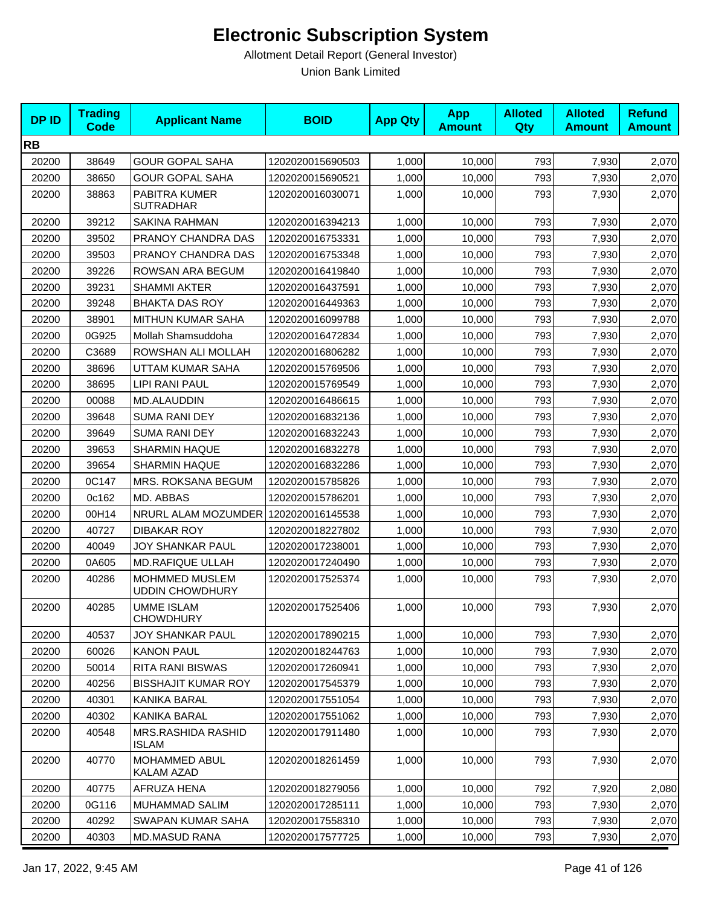# Electronic Subscription System

Allotment Detail Report (General Investor)

Union Bank Limited

| DP ID | Trading Code | Applicant Name | BOID | App Qty | App Amount | Alloted Qty | Alloted Amount | Refund Amount |
|---|---|---|---|---|---|---|---|---|
| **RB** | | | | | | | | |
| 20200 | 38649 | GOUR GOPAL SAHA | 1202020015690503 | 1,000 | 10,000 | 793 | 7,930 | 2,070 |
| 20200 | 38650 | GOUR GOPAL SAHA | 1202020015690521 | 1,000 | 10,000 | 793 | 7,930 | 2,070 |
| 20200 | 38863 | PABITRA KUMER SUTRADHAR | 1202020016030071 | 1,000 | 10,000 | 793 | 7,930 | 2,070 |
| 20200 | 39212 | SAKINA RAHMAN | 1202020016394213 | 1,000 | 10,000 | 793 | 7,930 | 2,070 |
| 20200 | 39502 | PRANOY CHANDRA DAS | 1202020016753331 | 1,000 | 10,000 | 793 | 7,930 | 2,070 |
| 20200 | 39503 | PRANOY CHANDRA DAS | 1202020016753348 | 1,000 | 10,000 | 793 | 7,930 | 2,070 |
| 20200 | 39226 | ROWSAN ARA BEGUM | 1202020016419840 | 1,000 | 10,000 | 793 | 7,930 | 2,070 |
| 20200 | 39231 | SHAMMI AKTER | 1202020016437591 | 1,000 | 10,000 | 793 | 7,930 | 2,070 |
| 20200 | 39248 | BHAKTA DAS ROY | 1202020016449363 | 1,000 | 10,000 | 793 | 7,930 | 2,070 |
| 20200 | 38901 | MITHUN KUMAR SAHA | 1202020016099788 | 1,000 | 10,000 | 793 | 7,930 | 2,070 |
| 20200 | 0G925 | Mollah Shamsuddoha | 1202020016472834 | 1,000 | 10,000 | 793 | 7,930 | 2,070 |
| 20200 | C3689 | ROWSHAN ALI MOLLAH | 1202020016806282 | 1,000 | 10,000 | 793 | 7,930 | 2,070 |
| 20200 | 38696 | UTTAM KUMAR SAHA | 1202020015769506 | 1,000 | 10,000 | 793 | 7,930 | 2,070 |
| 20200 | 38695 | LIPI RANI PAUL | 1202020015769549 | 1,000 | 10,000 | 793 | 7,930 | 2,070 |
| 20200 | 00088 | MD.ALAUDDIN | 1202020016486615 | 1,000 | 10,000 | 793 | 7,930 | 2,070 |
| 20200 | 39648 | SUMA RANI DEY | 1202020016832136 | 1,000 | 10,000 | 793 | 7,930 | 2,070 |
| 20200 | 39649 | SUMA RANI DEY | 1202020016832243 | 1,000 | 10,000 | 793 | 7,930 | 2,070 |
| 20200 | 39653 | SHARMIN HAQUE | 1202020016832278 | 1,000 | 10,000 | 793 | 7,930 | 2,070 |
| 20200 | 39654 | SHARMIN HAQUE | 1202020016832286 | 1,000 | 10,000 | 793 | 7,930 | 2,070 |
| 20200 | 0C147 | MRS. ROKSANA BEGUM | 1202020015785826 | 1,000 | 10,000 | 793 | 7,930 | 2,070 |
| 20200 | 0c162 | MD. ABBAS | 1202020015786201 | 1,000 | 10,000 | 793 | 7,930 | 2,070 |
| 20200 | 00H14 | NRURL ALAM MOZUMDER | 1202020016145538 | 1,000 | 10,000 | 793 | 7,930 | 2,070 |
| 20200 | 40727 | DIBAKAR ROY | 1202020018227802 | 1,000 | 10,000 | 793 | 7,930 | 2,070 |
| 20200 | 40049 | JOY SHANKAR PAUL | 1202020017238001 | 1,000 | 10,000 | 793 | 7,930 | 2,070 |
| 20200 | 0A605 | MD.RAFIQUE ULLAH | 1202020017240490 | 1,000 | 10,000 | 793 | 7,930 | 2,070 |
| 20200 | 40286 | MOHMMED MUSLEM UDDIN CHOWDHURY | 1202020017525374 | 1,000 | 10,000 | 793 | 7,930 | 2,070 |
| 20200 | 40285 | UMME ISLAM CHOWDHURY | 1202020017525406 | 1,000 | 10,000 | 793 | 7,930 | 2,070 |
| 20200 | 40537 | JOY SHANKAR PAUL | 1202020017890215 | 1,000 | 10,000 | 793 | 7,930 | 2,070 |
| 20200 | 60026 | KANON PAUL | 1202020018244763 | 1,000 | 10,000 | 793 | 7,930 | 2,070 |
| 20200 | 50014 | RITA RANI BISWAS | 1202020017260941 | 1,000 | 10,000 | 793 | 7,930 | 2,070 |
| 20200 | 40256 | BISSHAJIT KUMAR ROY | 1202020017545379 | 1,000 | 10,000 | 793 | 7,930 | 2,070 |
| 20200 | 40301 | KANIKA BARAL | 1202020017551054 | 1,000 | 10,000 | 793 | 7,930 | 2,070 |
| 20200 | 40302 | KANIKA BARAL | 1202020017551062 | 1,000 | 10,000 | 793 | 7,930 | 2,070 |
| 20200 | 40548 | MRS.RASHIDA RASHID ISLAM | 1202020017911480 | 1,000 | 10,000 | 793 | 7,930 | 2,070 |
| 20200 | 40770 | MOHAMMED ABUL KALAM AZAD | 1202020018261459 | 1,000 | 10,000 | 793 | 7,930 | 2,070 |
| 20200 | 40775 | AFRUZA HENA | 1202020018279056 | 1,000 | 10,000 | 792 | 7,920 | 2,080 |
| 20200 | 0G116 | MUHAMMAD SALIM | 1202020017285111 | 1,000 | 10,000 | 793 | 7,930 | 2,070 |
| 20200 | 40292 | SWAPAN KUMAR SAHA | 1202020017558310 | 1,000 | 10,000 | 793 | 7,930 | 2,070 |
| 20200 | 40303 | MD.MASUD RANA | 1202020017577725 | 1,000 | 10,000 | 793 | 7,930 | 2,070 |

Jan 17, 2022, 9:45 AM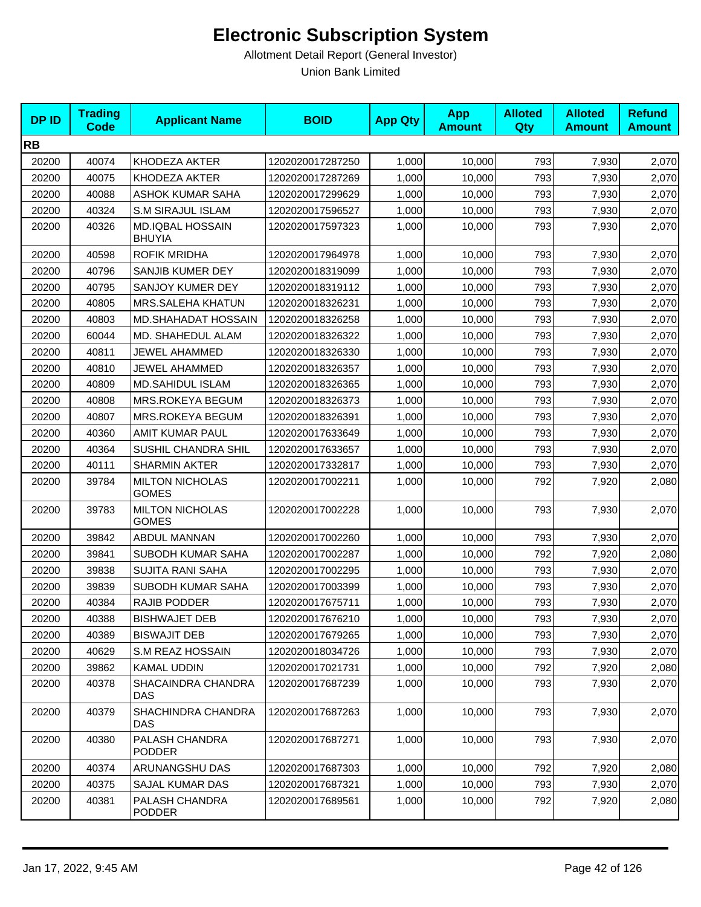# Electronic Subscription System

Allotment Detail Report (General Investor)

Union Bank Limited

| DP ID | Trading Code | Applicant Name | BOID | App Qty | App Amount | Alloted Qty | Alloted Amount | Refund Amount |
|---|---|---|---|---|---|---|---|---|
| **RB** | | | | | | | | |
| 20200 | 40074 | KHODEZA AKTER | 1202020017287250 | 1,000 | 10,000 | 793 | 7,930 | 2,070 |
| 20200 | 40075 | KHODEZA AKTER | 1202020017287269 | 1,000 | 10,000 | 793 | 7,930 | 2,070 |
| 20200 | 40088 | ASHOK KUMAR SAHA | 1202020017299629 | 1,000 | 10,000 | 793 | 7,930 | 2,070 |
| 20200 | 40324 | S.M SIRAJUL ISLAM | 1202020017596527 | 1,000 | 10,000 | 793 | 7,930 | 2,070 |
| 20200 | 40326 | MD.IQBAL HOSSAIN BHUYIA | 1202020017597323 | 1,000 | 10,000 | 793 | 7,930 | 2,070 |
| 20200 | 40598 | ROFIK MRIDHA | 1202020017964978 | 1,000 | 10,000 | 793 | 7,930 | 2,070 |
| 20200 | 40796 | SANJIB KUMER DEY | 1202020018319099 | 1,000 | 10,000 | 793 | 7,930 | 2,070 |
| 20200 | 40795 | SANJOY KUMER DEY | 1202020018319112 | 1,000 | 10,000 | 793 | 7,930 | 2,070 |
| 20200 | 40805 | MRS.SALEHA KHATUN | 1202020018326231 | 1,000 | 10,000 | 793 | 7,930 | 2,070 |
| 20200 | 40803 | MD.SHAHADAT HOSSAIN | 1202020018326258 | 1,000 | 10,000 | 793 | 7,930 | 2,070 |
| 20200 | 60044 | MD. SHAHEDUL ALAM | 1202020018326322 | 1,000 | 10,000 | 793 | 7,930 | 2,070 |
| 20200 | 40811 | JEWEL AHAMMED | 1202020018326330 | 1,000 | 10,000 | 793 | 7,930 | 2,070 |
| 20200 | 40810 | JEWEL AHAMMED | 1202020018326357 | 1,000 | 10,000 | 793 | 7,930 | 2,070 |
| 20200 | 40809 | MD.SAHIDUL ISLAM | 1202020018326365 | 1,000 | 10,000 | 793 | 7,930 | 2,070 |
| 20200 | 40808 | MRS.ROKEYA BEGUM | 1202020018326373 | 1,000 | 10,000 | 793 | 7,930 | 2,070 |
| 20200 | 40807 | MRS.ROKEYA BEGUM | 1202020018326391 | 1,000 | 10,000 | 793 | 7,930 | 2,070 |
| 20200 | 40360 | AMIT KUMAR PAUL | 1202020017633649 | 1,000 | 10,000 | 793 | 7,930 | 2,070 |
| 20200 | 40364 | SUSHIL CHANDRA SHIL | 1202020017633657 | 1,000 | 10,000 | 793 | 7,930 | 2,070 |
| 20200 | 40111 | SHARMIN AKTER | 1202020017332817 | 1,000 | 10,000 | 793 | 7,930 | 2,070 |
| 20200 | 39784 | MILTON NICHOLAS GOMES | 1202020017002211 | 1,000 | 10,000 | 792 | 7,920 | 2,080 |
| 20200 | 39783 | MILTON NICHOLAS GOMES | 1202020017002228 | 1,000 | 10,000 | 793 | 7,930 | 2,070 |
| 20200 | 39842 | ABDUL MANNAN | 1202020017002260 | 1,000 | 10,000 | 793 | 7,930 | 2,070 |
| 20200 | 39841 | SUBODH KUMAR SAHA | 1202020017002287 | 1,000 | 10,000 | 792 | 7,920 | 2,080 |
| 20200 | 39838 | SUJITA RANI SAHA | 1202020017002295 | 1,000 | 10,000 | 793 | 7,930 | 2,070 |
| 20200 | 39839 | SUBODH KUMAR SAHA | 1202020017003399 | 1,000 | 10,000 | 793 | 7,930 | 2,070 |
| 20200 | 40384 | RAJIB PODDER | 1202020017675711 | 1,000 | 10,000 | 793 | 7,930 | 2,070 |
| 20200 | 40388 | BISHWAJET DEB | 1202020017676210 | 1,000 | 10,000 | 793 | 7,930 | 2,070 |
| 20200 | 40389 | BISWAJIT DEB | 1202020017679265 | 1,000 | 10,000 | 793 | 7,930 | 2,070 |
| 20200 | 40629 | S.M REAZ HOSSAIN | 1202020018034726 | 1,000 | 10,000 | 793 | 7,930 | 2,070 |
| 20200 | 39862 | KAMAL UDDIN | 1202020017021731 | 1,000 | 10,000 | 792 | 7,920 | 2,080 |
| 20200 | 40378 | SHACAINDRA CHANDRA DAS | 1202020017687239 | 1,000 | 10,000 | 793 | 7,930 | 2,070 |
| 20200 | 40379 | SHACHINDRA CHANDRA DAS | 1202020017687263 | 1,000 | 10,000 | 793 | 7,930 | 2,070 |
| 20200 | 40380 | PALASH CHANDRA PODDER | 1202020017687271 | 1,000 | 10,000 | 793 | 7,930 | 2,070 |
| 20200 | 40374 | ARUNANGSHU DAS | 1202020017687303 | 1,000 | 10,000 | 792 | 7,920 | 2,080 |
| 20200 | 40375 | SAJAL KUMAR DAS | 1202020017687321 | 1,000 | 10,000 | 793 | 7,930 | 2,070 |
| 20200 | 40381 | PALASH CHANDRA PODDER | 1202020017689561 | 1,000 | 10,000 | 792 | 7,920 | 2,080 |

Jan 17, 2022, 9:45 AM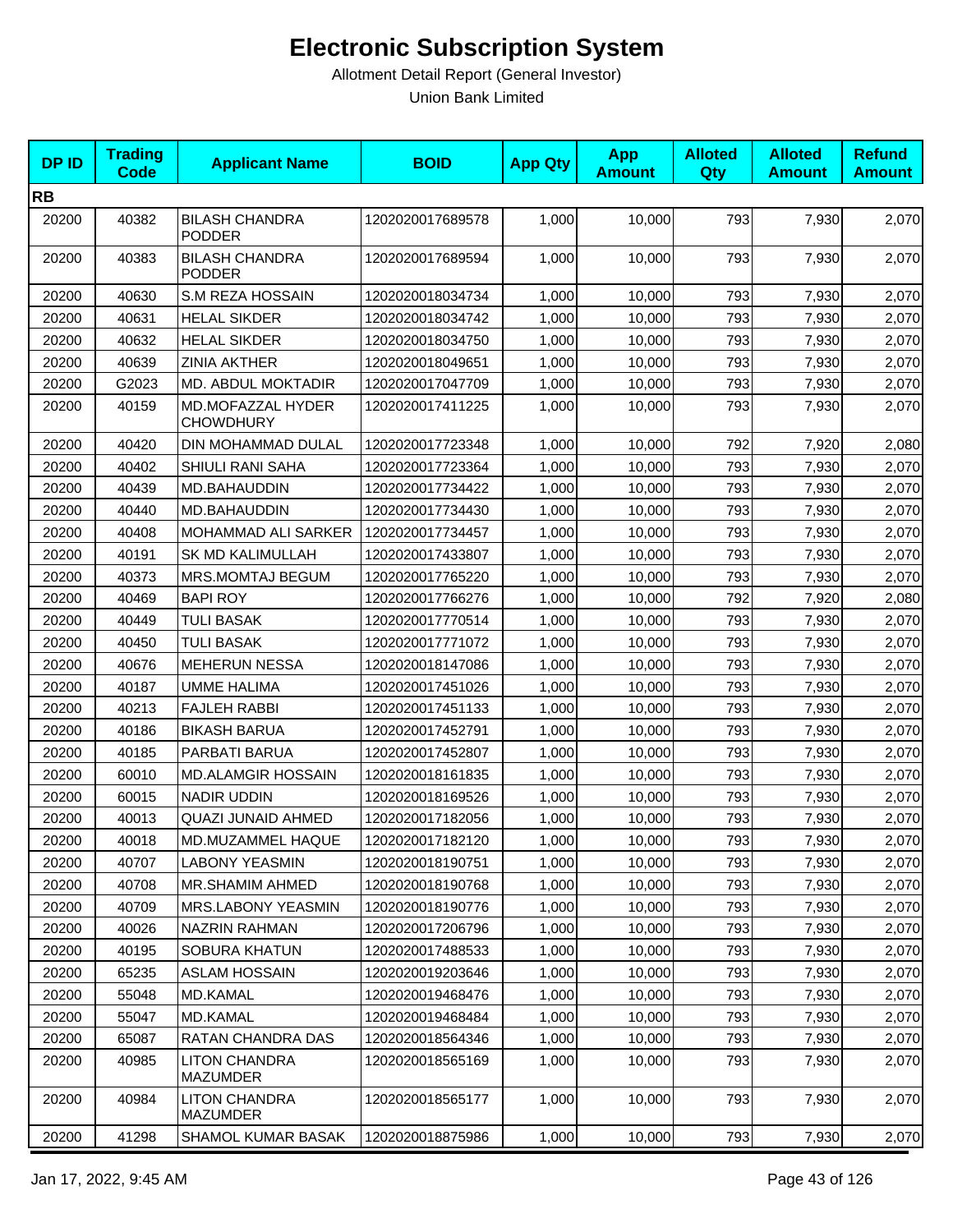# Electronic Subscription System

Allotment Detail Report (General Investor)

Union Bank Limited

| DP ID | Trading Code | Applicant Name | BOID | App Qty | App Amount | Alloted Qty | Alloted Amount | Refund Amount |
|---|---|---|---|---|---|---|---|---|
| **RB** | | | | | | | | |
| 20200 | 40382 | BILASH CHANDRA PODDER | 1202020017689578 | 1,000 | 10,000 | 793 | 7,930 | 2,070 |
| 20200 | 40383 | BILASH CHANDRA PODDER | 1202020017689594 | 1,000 | 10,000 | 793 | 7,930 | 2,070 |
| 20200 | 40630 | S.M REZA HOSSAIN | 1202020018034734 | 1,000 | 10,000 | 793 | 7,930 | 2,070 |
| 20200 | 40631 | HELAL SIKDER | 1202020018034742 | 1,000 | 10,000 | 793 | 7,930 | 2,070 |
| 20200 | 40632 | HELAL SIKDER | 1202020018034750 | 1,000 | 10,000 | 793 | 7,930 | 2,070 |
| 20200 | 40639 | ZINIA AKTHER | 1202020018049651 | 1,000 | 10,000 | 793 | 7,930 | 2,070 |
| 20200 | G2023 | MD. ABDUL MOKTADIR | 1202020017047709 | 1,000 | 10,000 | 793 | 7,930 | 2,070 |
| 20200 | 40159 | MD.MOFAZZAL HYDER CHOWDHURY | 1202020017411225 | 1,000 | 10,000 | 793 | 7,930 | 2,070 |
| 20200 | 40420 | DIN MOHAMMAD DULAL | 1202020017723348 | 1,000 | 10,000 | 792 | 7,920 | 2,080 |
| 20200 | 40402 | SHIULI RANI SAHA | 1202020017723364 | 1,000 | 10,000 | 793 | 7,930 | 2,070 |
| 20200 | 40439 | MD.BAHAUDDIN | 1202020017734422 | 1,000 | 10,000 | 793 | 7,930 | 2,070 |
| 20200 | 40440 | MD.BAHAUDDIN | 1202020017734430 | 1,000 | 10,000 | 793 | 7,930 | 2,070 |
| 20200 | 40408 | MOHAMMAD ALI SARKER | 1202020017734457 | 1,000 | 10,000 | 793 | 7,930 | 2,070 |
| 20200 | 40191 | SK MD KALIMULLAH | 1202020017433807 | 1,000 | 10,000 | 793 | 7,930 | 2,070 |
| 20200 | 40373 | MRS.MOMTAJ BEGUM | 1202020017765220 | 1,000 | 10,000 | 793 | 7,930 | 2,070 |
| 20200 | 40469 | BAPI ROY | 1202020017766276 | 1,000 | 10,000 | 792 | 7,920 | 2,080 |
| 20200 | 40449 | TULI BASAK | 1202020017770514 | 1,000 | 10,000 | 793 | 7,930 | 2,070 |
| 20200 | 40450 | TULI BASAK | 1202020017771072 | 1,000 | 10,000 | 793 | 7,930 | 2,070 |
| 20200 | 40676 | MEHERUN NESSA | 1202020018147086 | 1,000 | 10,000 | 793 | 7,930 | 2,070 |
| 20200 | 40187 | UMME HALIMA | 1202020017451026 | 1,000 | 10,000 | 793 | 7,930 | 2,070 |
| 20200 | 40213 | FAJLEH RABBI | 1202020017451133 | 1,000 | 10,000 | 793 | 7,930 | 2,070 |
| 20200 | 40186 | BIKASH BARUA | 1202020017452791 | 1,000 | 10,000 | 793 | 7,930 | 2,070 |
| 20200 | 40185 | PARBATI BARUA | 1202020017452807 | 1,000 | 10,000 | 793 | 7,930 | 2,070 |
| 20200 | 60010 | MD.ALAMGIR HOSSAIN | 1202020018161835 | 1,000 | 10,000 | 793 | 7,930 | 2,070 |
| 20200 | 60015 | NADIR UDDIN | 1202020018169526 | 1,000 | 10,000 | 793 | 7,930 | 2,070 |
| 20200 | 40013 | QUAZI JUNAID AHMED | 1202020017182056 | 1,000 | 10,000 | 793 | 7,930 | 2,070 |
| 20200 | 40018 | MD.MUZAMMEL HAQUE | 1202020017182120 | 1,000 | 10,000 | 793 | 7,930 | 2,070 |
| 20200 | 40707 | LABONY YEASMIN | 1202020018190751 | 1,000 | 10,000 | 793 | 7,930 | 2,070 |
| 20200 | 40708 | MR.SHAMIM AHMED | 1202020018190768 | 1,000 | 10,000 | 793 | 7,930 | 2,070 |
| 20200 | 40709 | MRS.LABONY YEASMIN | 1202020018190776 | 1,000 | 10,000 | 793 | 7,930 | 2,070 |
| 20200 | 40026 | NAZRIN RAHMAN | 1202020017206796 | 1,000 | 10,000 | 793 | 7,930 | 2,070 |
| 20200 | 40195 | SOBURA KHATUN | 1202020017488533 | 1,000 | 10,000 | 793 | 7,930 | 2,070 |
| 20200 | 65235 | ASLAM HOSSAIN | 1202020019203646 | 1,000 | 10,000 | 793 | 7,930 | 2,070 |
| 20200 | 55048 | MD.KAMAL | 1202020019468476 | 1,000 | 10,000 | 793 | 7,930 | 2,070 |
| 20200 | 55047 | MD.KAMAL | 1202020019468484 | 1,000 | 10,000 | 793 | 7,930 | 2,070 |
| 20200 | 65087 | RATAN CHANDRA DAS | 1202020018564346 | 1,000 | 10,000 | 793 | 7,930 | 2,070 |
| 20200 | 40985 | LITON CHANDRA MAZUMDER | 1202020018565169 | 1,000 | 10,000 | 793 | 7,930 | 2,070 |
| 20200 | 40984 | LITON CHANDRA MAZUMDER | 1202020018565177 | 1,000 | 10,000 | 793 | 7,930 | 2,070 |
| 20200 | 41298 | SHAMOL KUMAR BASAK | 1202020018875986 | 1,000 | 10,000 | 793 | 7,930 | 2,070 |

Jan 17, 2022, 9:45 AM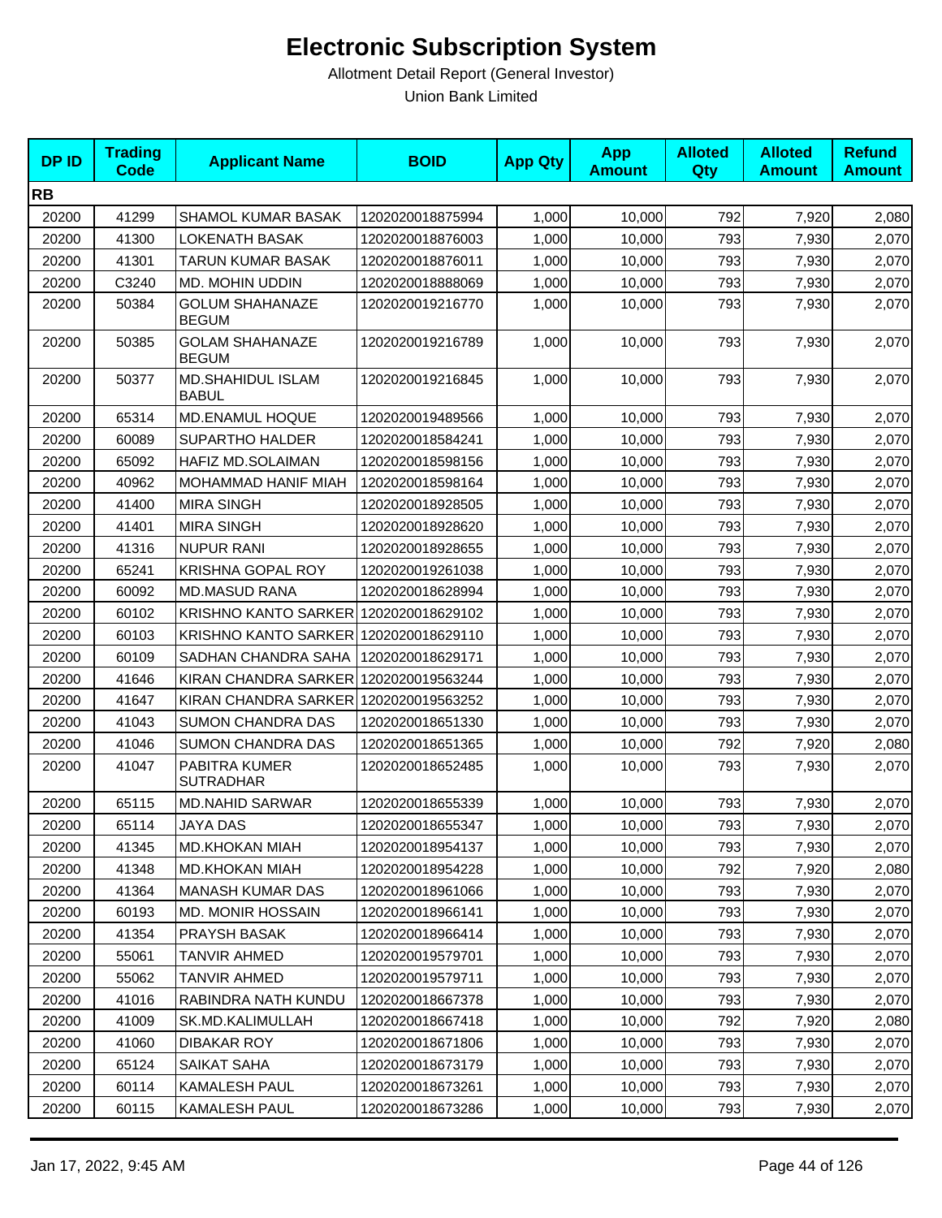# Electronic Subscription System

Allotment Detail Report (General Investor)

Union Bank Limited

| DP ID | Trading Code | Applicant Name | BOID | App Qty | App Amount | Alloted Qty | Alloted Amount | Refund Amount |
|---|---|---|---|---|---|---|---|---|
| **RB** | | | | | | | | |
| 20200 | 41299 | SHAMOL KUMAR BASAK | 1202020018875994 | 1,000 | 10,000 | 792 | 7,920 | 2,080 |
| 20200 | 41300 | LOKENATH BASAK | 1202020018876003 | 1,000 | 10,000 | 793 | 7,930 | 2,070 |
| 20200 | 41301 | TARUN KUMAR BASAK | 1202020018876011 | 1,000 | 10,000 | 793 | 7,930 | 2,070 |
| 20200 | C3240 | MD. MOHIN UDDIN | 1202020018888069 | 1,000 | 10,000 | 793 | 7,930 | 2,070 |
| 20200 | 50384 | GOLUM SHAHANAZE BEGUM | 1202020019216770 | 1,000 | 10,000 | 793 | 7,930 | 2,070 |
| 20200 | 50385 | GOLAM SHAHANAZE BEGUM | 1202020019216789 | 1,000 | 10,000 | 793 | 7,930 | 2,070 |
| 20200 | 50377 | MD.SHAHIDUL ISLAM BABUL | 1202020019216845 | 1,000 | 10,000 | 793 | 7,930 | 2,070 |
| 20200 | 65314 | MD.ENAMUL HOQUE | 1202020019489566 | 1,000 | 10,000 | 793 | 7,930 | 2,070 |
| 20200 | 60089 | SUPARTHO HALDER | 1202020018584241 | 1,000 | 10,000 | 793 | 7,930 | 2,070 |
| 20200 | 65092 | HAFIZ MD.SOLAIMAN | 1202020018598156 | 1,000 | 10,000 | 793 | 7,930 | 2,070 |
| 20200 | 40962 | MOHAMMAD HANIF MIAH | 1202020018598164 | 1,000 | 10,000 | 793 | 7,930 | 2,070 |
| 20200 | 41400 | MIRA SINGH | 1202020018928505 | 1,000 | 10,000 | 793 | 7,930 | 2,070 |
| 20200 | 41401 | MIRA SINGH | 1202020018928620 | 1,000 | 10,000 | 793 | 7,930 | 2,070 |
| 20200 | 41316 | NUPUR RANI | 1202020018928655 | 1,000 | 10,000 | 793 | 7,930 | 2,070 |
| 20200 | 65241 | KRISHNA GOPAL ROY | 1202020019261038 | 1,000 | 10,000 | 793 | 7,930 | 2,070 |
| 20200 | 60092 | MD.MASUD RANA | 1202020018628994 | 1,000 | 10,000 | 793 | 7,930 | 2,070 |
| 20200 | 60102 | KRISHNO KANTO SARKER | 1202020018629102 | 1,000 | 10,000 | 793 | 7,930 | 2,070 |
| 20200 | 60103 | KRISHNO KANTO SARKER | 1202020018629110 | 1,000 | 10,000 | 793 | 7,930 | 2,070 |
| 20200 | 60109 | SADHAN CHANDRA SAHA | 1202020018629171 | 1,000 | 10,000 | 793 | 7,930 | 2,070 |
| 20200 | 41646 | KIRAN CHANDRA SARKER | 1202020019563244 | 1,000 | 10,000 | 793 | 7,930 | 2,070 |
| 20200 | 41647 | KIRAN CHANDRA SARKER | 1202020019563252 | 1,000 | 10,000 | 793 | 7,930 | 2,070 |
| 20200 | 41043 | SUMON CHANDRA DAS | 1202020018651330 | 1,000 | 10,000 | 793 | 7,930 | 2,070 |
| 20200 | 41046 | SUMON CHANDRA DAS | 1202020018651365 | 1,000 | 10,000 | 792 | 7,920 | 2,080 |
| 20200 | 41047 | PABITRA KUMER SUTRADHAR | 1202020018652485 | 1,000 | 10,000 | 793 | 7,930 | 2,070 |
| 20200 | 65115 | MD.NAHID SARWAR | 1202020018655339 | 1,000 | 10,000 | 793 | 7,930 | 2,070 |
| 20200 | 65114 | JAYA DAS | 1202020018655347 | 1,000 | 10,000 | 793 | 7,930 | 2,070 |
| 20200 | 41345 | MD.KHOKAN MIAH | 1202020018954137 | 1,000 | 10,000 | 793 | 7,930 | 2,070 |
| 20200 | 41348 | MD.KHOKAN MIAH | 1202020018954228 | 1,000 | 10,000 | 792 | 7,920 | 2,080 |
| 20200 | 41364 | MANASH KUMAR DAS | 1202020018961066 | 1,000 | 10,000 | 793 | 7,930 | 2,070 |
| 20200 | 60193 | MD. MONIR HOSSAIN | 1202020018966141 | 1,000 | 10,000 | 793 | 7,930 | 2,070 |
| 20200 | 41354 | PRAYSH BASAK | 1202020018966414 | 1,000 | 10,000 | 793 | 7,930 | 2,070 |
| 20200 | 55061 | TANVIR AHMED | 1202020019579701 | 1,000 | 10,000 | 793 | 7,930 | 2,070 |
| 20200 | 55062 | TANVIR AHMED | 1202020019579711 | 1,000 | 10,000 | 793 | 7,930 | 2,070 |
| 20200 | 41016 | RABINDRA NATH KUNDU | 1202020018667378 | 1,000 | 10,000 | 793 | 7,930 | 2,070 |
| 20200 | 41009 | SK.MD.KALIMULLAH | 1202020018667418 | 1,000 | 10,000 | 792 | 7,920 | 2,080 |
| 20200 | 41060 | DIBAKAR ROY | 1202020018671806 | 1,000 | 10,000 | 793 | 7,930 | 2,070 |
| 20200 | 65124 | SAIKAT SAHA | 1202020018673179 | 1,000 | 10,000 | 793 | 7,930 | 2,070 |
| 20200 | 60114 | KAMALESH PAUL | 1202020018673261 | 1,000 | 10,000 | 793 | 7,930 | 2,070 |
| 20200 | 60115 | KAMALESH PAUL | 1202020018673286 | 1,000 | 10,000 | 793 | 7,930 | 2,070 |

Jan 17, 2022, 9:45 AM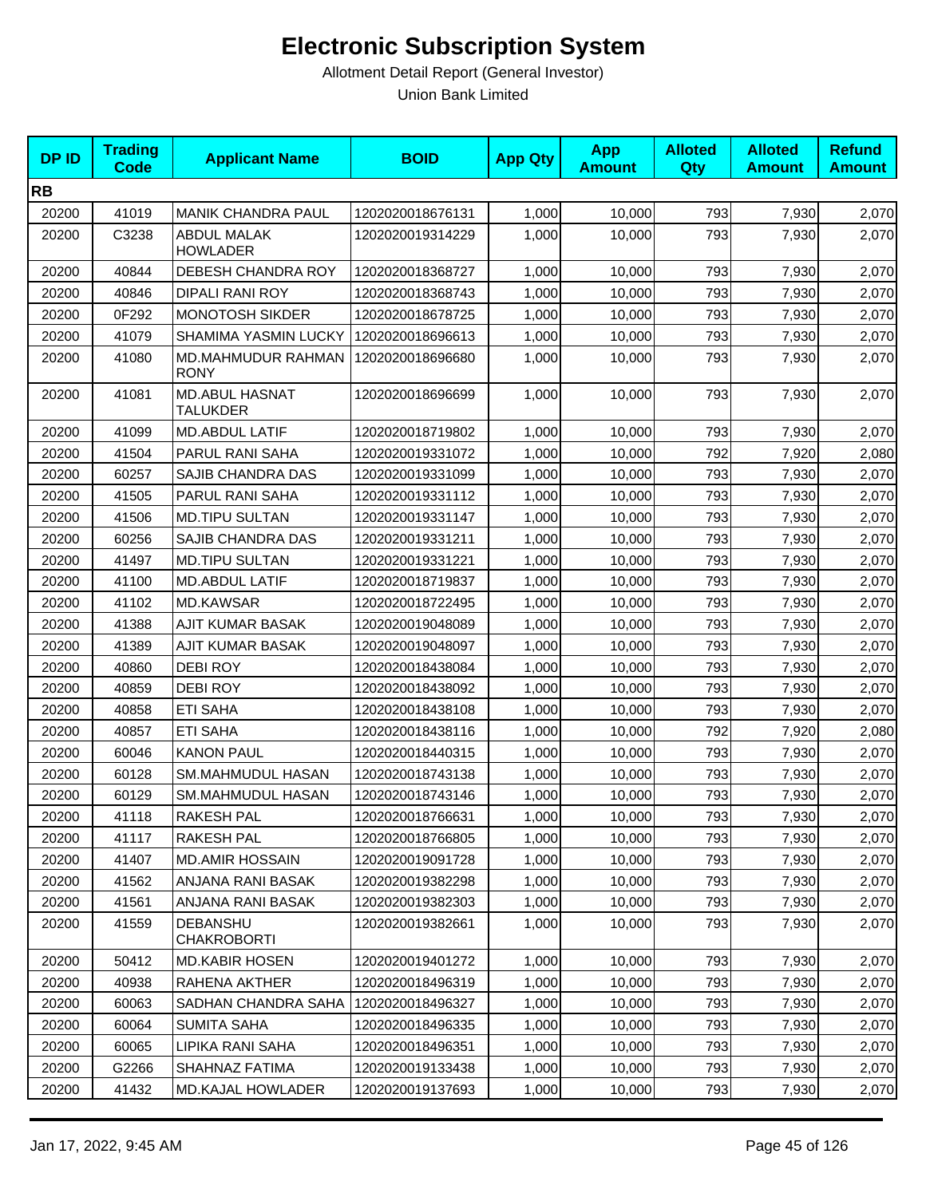# Electronic Subscription System

Allotment Detail Report (General Investor)

Union Bank Limited

| DP ID | Trading Code | Applicant Name | BOID | App Qty | App Amount | Alloted Qty | Alloted Amount | Refund Amount |
|---|---|---|---|---|---|---|---|---|
| **RB** | | | | | | | | |
| 20200 | 41019 | MANIK CHANDRA PAUL | 1202020018676131 | 1,000 | 10,000 | 793 | 7,930 | 2,070 |
| 20200 | C3238 | ABDUL MALAK HOWLADER | 1202020019314229 | 1,000 | 10,000 | 793 | 7,930 | 2,070 |
| 20200 | 40844 | DEBESH CHANDRA ROY | 1202020018368727 | 1,000 | 10,000 | 793 | 7,930 | 2,070 |
| 20200 | 40846 | DIPALI RANI ROY | 1202020018368743 | 1,000 | 10,000 | 793 | 7,930 | 2,070 |
| 20200 | 0F292 | MONOTOSH SIKDER | 1202020018678725 | 1,000 | 10,000 | 793 | 7,930 | 2,070 |
| 20200 | 41079 | SHAMIMA YASMIN LUCKY | 1202020018696613 | 1,000 | 10,000 | 793 | 7,930 | 2,070 |
| 20200 | 41080 | MD.MAHMUDUR RAHMAN RONY | 1202020018696680 | 1,000 | 10,000 | 793 | 7,930 | 2,070 |
| 20200 | 41081 | MD.ABUL HASNAT TALUKDER | 1202020018696699 | 1,000 | 10,000 | 793 | 7,930 | 2,070 |
| 20200 | 41099 | MD.ABDUL LATIF | 1202020018719802 | 1,000 | 10,000 | 793 | 7,930 | 2,070 |
| 20200 | 41504 | PARUL RANI SAHA | 1202020019331072 | 1,000 | 10,000 | 792 | 7,920 | 2,080 |
| 20200 | 60257 | SAJIB CHANDRA DAS | 1202020019331099 | 1,000 | 10,000 | 793 | 7,930 | 2,070 |
| 20200 | 41505 | PARUL RANI SAHA | 1202020019331112 | 1,000 | 10,000 | 793 | 7,930 | 2,070 |
| 20200 | 41506 | MD.TIPU SULTAN | 1202020019331147 | 1,000 | 10,000 | 793 | 7,930 | 2,070 |
| 20200 | 60256 | SAJIB CHANDRA DAS | 1202020019331211 | 1,000 | 10,000 | 793 | 7,930 | 2,070 |
| 20200 | 41497 | MD.TIPU SULTAN | 1202020019331221 | 1,000 | 10,000 | 793 | 7,930 | 2,070 |
| 20200 | 41100 | MD.ABDUL LATIF | 1202020018719837 | 1,000 | 10,000 | 793 | 7,930 | 2,070 |
| 20200 | 41102 | MD.KAWSAR | 1202020018722495 | 1,000 | 10,000 | 793 | 7,930 | 2,070 |
| 20200 | 41388 | AJIT KUMAR BASAK | 1202020019048089 | 1,000 | 10,000 | 793 | 7,930 | 2,070 |
| 20200 | 41389 | AJIT KUMAR BASAK | 1202020019048097 | 1,000 | 10,000 | 793 | 7,930 | 2,070 |
| 20200 | 40860 | DEBI ROY | 1202020018438084 | 1,000 | 10,000 | 793 | 7,930 | 2,070 |
| 20200 | 40859 | DEBI ROY | 1202020018438092 | 1,000 | 10,000 | 793 | 7,930 | 2,070 |
| 20200 | 40858 | ETI SAHA | 1202020018438108 | 1,000 | 10,000 | 793 | 7,930 | 2,070 |
| 20200 | 40857 | ETI SAHA | 1202020018438116 | 1,000 | 10,000 | 792 | 7,920 | 2,080 |
| 20200 | 60046 | KANON PAUL | 1202020018440315 | 1,000 | 10,000 | 793 | 7,930 | 2,070 |
| 20200 | 60128 | SM.MAHMUDUL HASAN | 1202020018743138 | 1,000 | 10,000 | 793 | 7,930 | 2,070 |
| 20200 | 60129 | SM.MAHMUDUL HASAN | 1202020018743146 | 1,000 | 10,000 | 793 | 7,930 | 2,070 |
| 20200 | 41118 | RAKESH PAL | 1202020018766631 | 1,000 | 10,000 | 793 | 7,930 | 2,070 |
| 20200 | 41117 | RAKESH PAL | 1202020018766805 | 1,000 | 10,000 | 793 | 7,930 | 2,070 |
| 20200 | 41407 | MD.AMIR HOSSAIN | 1202020019091728 | 1,000 | 10,000 | 793 | 7,930 | 2,070 |
| 20200 | 41562 | ANJANA RANI BASAK | 1202020019382298 | 1,000 | 10,000 | 793 | 7,930 | 2,070 |
| 20200 | 41561 | ANJANA RANI BASAK | 1202020019382303 | 1,000 | 10,000 | 793 | 7,930 | 2,070 |
| 20200 | 41559 | DEBANSHU CHAKROBORTI | 1202020019382661 | 1,000 | 10,000 | 793 | 7,930 | 2,070 |
| 20200 | 50412 | MD.KABIR HOSEN | 1202020019401272 | 1,000 | 10,000 | 793 | 7,930 | 2,070 |
| 20200 | 40938 | RAHENA AKTHER | 1202020018496319 | 1,000 | 10,000 | 793 | 7,930 | 2,070 |
| 20200 | 60063 | SADHAN CHANDRA SAHA | 1202020018496327 | 1,000 | 10,000 | 793 | 7,930 | 2,070 |
| 20200 | 60064 | SUMITA SAHA | 1202020018496335 | 1,000 | 10,000 | 793 | 7,930 | 2,070 |
| 20200 | 60065 | LIPIKA RANI SAHA | 1202020018496351 | 1,000 | 10,000 | 793 | 7,930 | 2,070 |
| 20200 | G2266 | SHAHNAZ FATIMA | 1202020019133438 | 1,000 | 10,000 | 793 | 7,930 | 2,070 |
| 20200 | 41432 | MD.KAJAL HOWLADER | 1202020019137693 | 1,000 | 10,000 | 793 | 7,930 | 2,070 |

Jan 17, 2022, 9:45 AM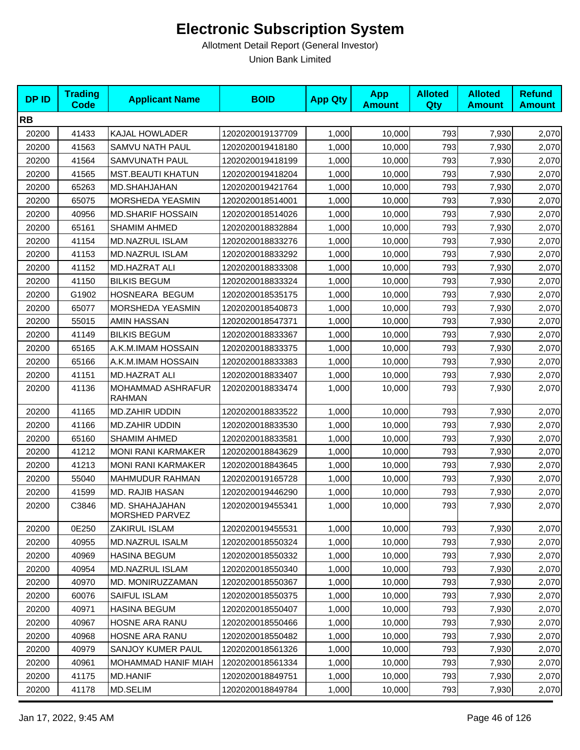# Electronic Subscription System

Allotment Detail Report (General Investor)

Union Bank Limited

| DP ID | Trading Code | Applicant Name | BOID | App Qty | App Amount | Alloted Qty | Alloted Amount | Refund Amount |
|---|---|---|---|---|---|---|---|---|
| **RB** | | | | | | | | |
| 20200 | 41433 | KAJAL HOWLADER | 1202020019137709 | 1,000 | 10,000 | 793 | 7,930 | 2,070 |
| 20200 | 41563 | SAMVU NATH PAUL | 1202020019418180 | 1,000 | 10,000 | 793 | 7,930 | 2,070 |
| 20200 | 41564 | SAMVUNATH PAUL | 1202020019418199 | 1,000 | 10,000 | 793 | 7,930 | 2,070 |
| 20200 | 41565 | MST.BEAUTI KHATUN | 1202020019418204 | 1,000 | 10,000 | 793 | 7,930 | 2,070 |
| 20200 | 65263 | MD.SHAHJAHAN | 1202020019421764 | 1,000 | 10,000 | 793 | 7,930 | 2,070 |
| 20200 | 65075 | MORSHEDA YEASMIN | 1202020018514001 | 1,000 | 10,000 | 793 | 7,930 | 2,070 |
| 20200 | 40956 | MD.SHARIF HOSSAIN | 1202020018514026 | 1,000 | 10,000 | 793 | 7,930 | 2,070 |
| 20200 | 65161 | SHAMIM AHMED | 1202020018832884 | 1,000 | 10,000 | 793 | 7,930 | 2,070 |
| 20200 | 41154 | MD.NAZRUL ISLAM | 1202020018833276 | 1,000 | 10,000 | 793 | 7,930 | 2,070 |
| 20200 | 41153 | MD.NAZRUL ISLAM | 1202020018833292 | 1,000 | 10,000 | 793 | 7,930 | 2,070 |
| 20200 | 41152 | MD.HAZRAT ALI | 1202020018833308 | 1,000 | 10,000 | 793 | 7,930 | 2,070 |
| 20200 | 41150 | BILKIS BEGUM | 1202020018833324 | 1,000 | 10,000 | 793 | 7,930 | 2,070 |
| 20200 | G1902 | HOSNEARA BEGUM | 1202020018535175 | 1,000 | 10,000 | 793 | 7,930 | 2,070 |
| 20200 | 65077 | MORSHEDA YEASMIN | 1202020018540873 | 1,000 | 10,000 | 793 | 7,930 | 2,070 |
| 20200 | 55015 | AMIN HASSAN | 1202020018547371 | 1,000 | 10,000 | 793 | 7,930 | 2,070 |
| 20200 | 41149 | BILKIS BEGUM | 1202020018833367 | 1,000 | 10,000 | 793 | 7,930 | 2,070 |
| 20200 | 65165 | A.K.M.IMAM HOSSAIN | 1202020018833375 | 1,000 | 10,000 | 793 | 7,930 | 2,070 |
| 20200 | 65166 | A.K.M.IMAM HOSSAIN | 1202020018833383 | 1,000 | 10,000 | 793 | 7,930 | 2,070 |
| 20200 | 41151 | MD.HAZRAT ALI | 1202020018833407 | 1,000 | 10,000 | 793 | 7,930 | 2,070 |
| 20200 | 41136 | MOHAMMAD ASHRAFUR RAHMAN | 1202020018833474 | 1,000 | 10,000 | 793 | 7,930 | 2,070 |
| 20200 | 41165 | MD.ZAHIR UDDIN | 1202020018833522 | 1,000 | 10,000 | 793 | 7,930 | 2,070 |
| 20200 | 41166 | MD.ZAHIR UDDIN | 1202020018833530 | 1,000 | 10,000 | 793 | 7,930 | 2,070 |
| 20200 | 65160 | SHAMIM AHMED | 1202020018833581 | 1,000 | 10,000 | 793 | 7,930 | 2,070 |
| 20200 | 41212 | MONI RANI KARMAKER | 1202020018843629 | 1,000 | 10,000 | 793 | 7,930 | 2,070 |
| 20200 | 41213 | MONI RANI KARMAKER | 1202020018843645 | 1,000 | 10,000 | 793 | 7,930 | 2,070 |
| 20200 | 55040 | MAHMUDUR RAHMAN | 1202020019165728 | 1,000 | 10,000 | 793 | 7,930 | 2,070 |
| 20200 | 41599 | MD. RAJIB HASAN | 1202020019446290 | 1,000 | 10,000 | 793 | 7,930 | 2,070 |
| 20200 | C3846 | MD. SHAHAJAHAN MORSHED PARVEZ | 1202020019455341 | 1,000 | 10,000 | 793 | 7,930 | 2,070 |
| 20200 | 0E250 | ZAKIRUL ISLAM | 1202020019455531 | 1,000 | 10,000 | 793 | 7,930 | 2,070 |
| 20200 | 40955 | MD.NAZRUL ISALM | 1202020018550324 | 1,000 | 10,000 | 793 | 7,930 | 2,070 |
| 20200 | 40969 | HASINA BEGUM | 1202020018550332 | 1,000 | 10,000 | 793 | 7,930 | 2,070 |
| 20200 | 40954 | MD.NAZRUL ISLAM | 1202020018550340 | 1,000 | 10,000 | 793 | 7,930 | 2,070 |
| 20200 | 40970 | MD. MONIRUZZAMAN | 1202020018550367 | 1,000 | 10,000 | 793 | 7,930 | 2,070 |
| 20200 | 60076 | SAIFUL ISLAM | 1202020018550375 | 1,000 | 10,000 | 793 | 7,930 | 2,070 |
| 20200 | 40971 | HASINA BEGUM | 1202020018550407 | 1,000 | 10,000 | 793 | 7,930 | 2,070 |
| 20200 | 40967 | HOSNE ARA RANU | 1202020018550466 | 1,000 | 10,000 | 793 | 7,930 | 2,070 |
| 20200 | 40968 | HOSNE ARA RANU | 1202020018550482 | 1,000 | 10,000 | 793 | 7,930 | 2,070 |
| 20200 | 40979 | SANJOY KUMER PAUL | 1202020018561326 | 1,000 | 10,000 | 793 | 7,930 | 2,070 |
| 20200 | 40961 | MOHAMMAD HANIF MIAH | 1202020018561334 | 1,000 | 10,000 | 793 | 7,930 | 2,070 |
| 20200 | 41175 | MD.HANIF | 1202020018849751 | 1,000 | 10,000 | 793 | 7,930 | 2,070 |
| 20200 | 41178 | MD.SELIM | 1202020018849784 | 1,000 | 10,000 | 793 | 7,930 | 2,070 |

Jan 17, 2022, 9:45 AM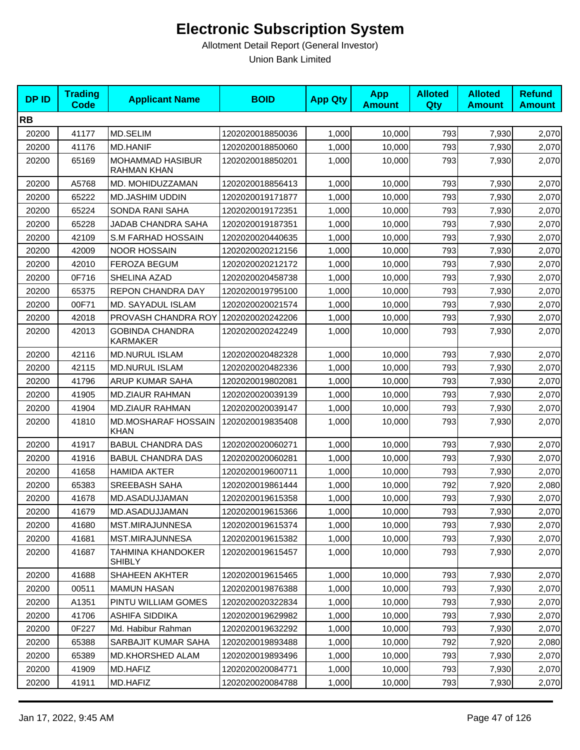# Electronic Subscription System

Allotment Detail Report (General Investor)

Union Bank Limited

| DP ID | Trading Code | Applicant Name | BOID | App Qty | App Amount | Alloted Qty | Alloted Amount | Refund Amount |
|---|---|---|---|---|---|---|---|---|
| **RB** | | | | | | | | |
| 20200 | 41177 | MD.SELIM | 1202020018850036 | 1,000 | 10,000 | 793 | 7,930 | 2,070 |
| 20200 | 41176 | MD.HANIF | 1202020018850060 | 1,000 | 10,000 | 793 | 7,930 | 2,070 |
| 20200 | 65169 | MOHAMMAD HASIBUR RAHMAN KHAN | 1202020018850201 | 1,000 | 10,000 | 793 | 7,930 | 2,070 |
| 20200 | A5768 | MD. MOHIDUZZAMAN | 1202020018856413 | 1,000 | 10,000 | 793 | 7,930 | 2,070 |
| 20200 | 65222 | MD.JASHIM UDDIN | 1202020019171877 | 1,000 | 10,000 | 793 | 7,930 | 2,070 |
| 20200 | 65224 | SONDA RANI SAHA | 1202020019172351 | 1,000 | 10,000 | 793 | 7,930 | 2,070 |
| 20200 | 65228 | JADAB CHANDRA SAHA | 1202020019187351 | 1,000 | 10,000 | 793 | 7,930 | 2,070 |
| 20200 | 42109 | S.M FARHAD HOSSAIN | 1202020020440635 | 1,000 | 10,000 | 793 | 7,930 | 2,070 |
| 20200 | 42009 | NOOR HOSSAIN | 1202020020212156 | 1,000 | 10,000 | 793 | 7,930 | 2,070 |
| 20200 | 42010 | FEROZA BEGUM | 1202020020212172 | 1,000 | 10,000 | 793 | 7,930 | 2,070 |
| 20200 | 0F716 | SHELINA AZAD | 1202020020458738 | 1,000 | 10,000 | 793 | 7,930 | 2,070 |
| 20200 | 65375 | REPON CHANDRA DAY | 1202020019795100 | 1,000 | 10,000 | 793 | 7,930 | 2,070 |
| 20200 | 00F71 | MD. SAYADUL ISLAM | 1202020020021574 | 1,000 | 10,000 | 793 | 7,930 | 2,070 |
| 20200 | 42018 | PROVASH CHANDRA ROY | 1202020020242206 | 1,000 | 10,000 | 793 | 7,930 | 2,070 |
| 20200 | 42013 | GOBINDA CHANDRA KARMAKER | 1202020020242249 | 1,000 | 10,000 | 793 | 7,930 | 2,070 |
| 20200 | 42116 | MD.NURUL ISLAM | 1202020020482328 | 1,000 | 10,000 | 793 | 7,930 | 2,070 |
| 20200 | 42115 | MD.NURUL ISLAM | 1202020020482336 | 1,000 | 10,000 | 793 | 7,930 | 2,070 |
| 20200 | 41796 | ARUP KUMAR SAHA | 1202020019802081 | 1,000 | 10,000 | 793 | 7,930 | 2,070 |
| 20200 | 41905 | MD.ZIAUR RAHMAN | 1202020020039139 | 1,000 | 10,000 | 793 | 7,930 | 2,070 |
| 20200 | 41904 | MD.ZIAUR RAHMAN | 1202020020039147 | 1,000 | 10,000 | 793 | 7,930 | 2,070 |
| 20200 | 41810 | MD.MOSHARAF HOSSAIN KHAN | 1202020019835408 | 1,000 | 10,000 | 793 | 7,930 | 2,070 |
| 20200 | 41917 | BABUL CHANDRA DAS | 1202020020060271 | 1,000 | 10,000 | 793 | 7,930 | 2,070 |
| 20200 | 41916 | BABUL CHANDRA DAS | 1202020020060281 | 1,000 | 10,000 | 793 | 7,930 | 2,070 |
| 20200 | 41658 | HAMIDA AKTER | 1202020019600711 | 1,000 | 10,000 | 793 | 7,930 | 2,070 |
| 20200 | 65383 | SREEBASH SAHA | 1202020019861444 | 1,000 | 10,000 | 792 | 7,920 | 2,080 |
| 20200 | 41678 | MD.ASADUJJAMAN | 1202020019615358 | 1,000 | 10,000 | 793 | 7,930 | 2,070 |
| 20200 | 41679 | MD.ASADUJJAMAN | 1202020019615366 | 1,000 | 10,000 | 793 | 7,930 | 2,070 |
| 20200 | 41680 | MST.MIRAJUNNESA | 1202020019615374 | 1,000 | 10,000 | 793 | 7,930 | 2,070 |
| 20200 | 41681 | MST.MIRAJUNNESA | 1202020019615382 | 1,000 | 10,000 | 793 | 7,930 | 2,070 |
| 20200 | 41687 | TAHMINA KHANDOKER SHIBLY | 1202020019615457 | 1,000 | 10,000 | 793 | 7,930 | 2,070 |
| 20200 | 41688 | SHAHEEN AKHTER | 1202020019615465 | 1,000 | 10,000 | 793 | 7,930 | 2,070 |
| 20200 | 00511 | MAMUN HASAN | 1202020019876388 | 1,000 | 10,000 | 793 | 7,930 | 2,070 |
| 20200 | A1351 | PINTU WILLIAM GOMES | 1202020020322834 | 1,000 | 10,000 | 793 | 7,930 | 2,070 |
| 20200 | 41706 | ASHIFA SIDDIKA | 1202020019629982 | 1,000 | 10,000 | 793 | 7,930 | 2,070 |
| 20200 | 0F227 | Md. Habibur Rahman | 1202020019632292 | 1,000 | 10,000 | 793 | 7,930 | 2,070 |
| 20200 | 65388 | SARBAJIT KUMAR SAHA | 1202020019893488 | 1,000 | 10,000 | 792 | 7,920 | 2,080 |
| 20200 | 65389 | MD.KHORSHED ALAM | 1202020019893496 | 1,000 | 10,000 | 793 | 7,930 | 2,070 |
| 20200 | 41909 | MD.HAFIZ | 1202020020084771 | 1,000 | 10,000 | 793 | 7,930 | 2,070 |
| 20200 | 41911 | MD.HAFIZ | 1202020020084788 | 1,000 | 10,000 | 793 | 7,930 | 2,070 |

Jan 17, 2022, 9:45 AM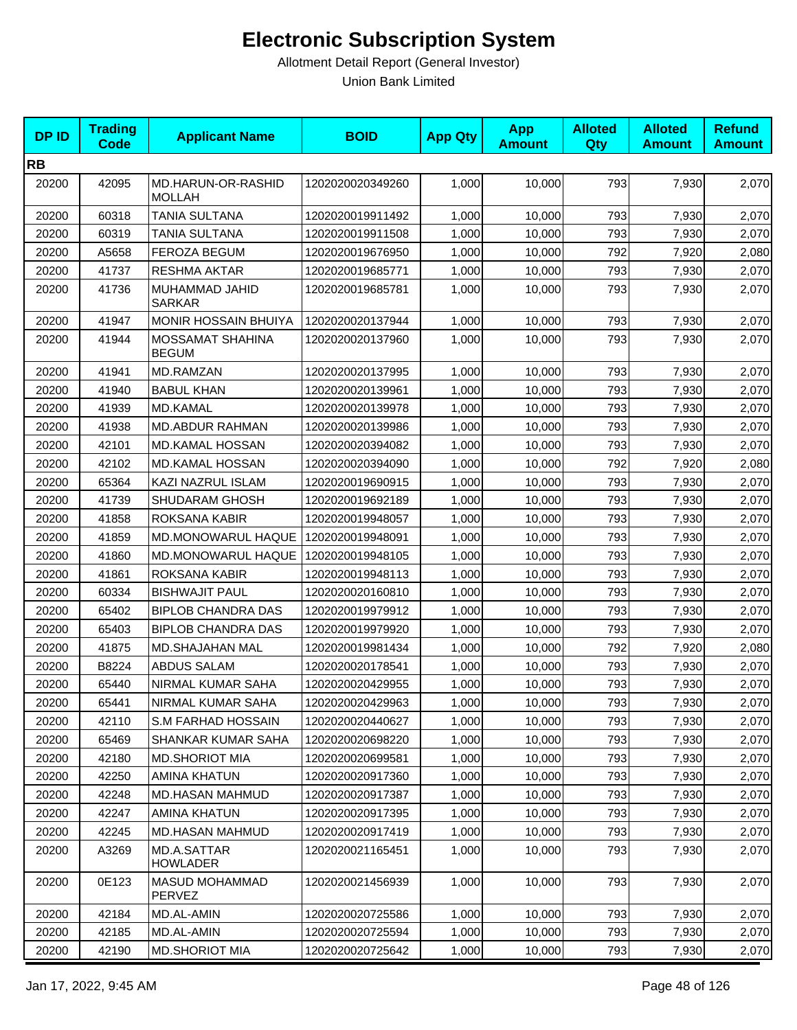# Electronic Subscription System

Allotment Detail Report (General Investor)

Union Bank Limited

| DP ID | Trading Code | Applicant Name | BOID | App Qty | App Amount | Alloted Qty | Alloted Amount | Refund Amount |
|---|---|---|---|---|---|---|---|---|
| **RB** | | | | | | | | |
| 20200 | 42095 | MD.HARUN-OR-RASHID MOLLAH | 1202020020349260 | 1,000 | 10,000 | 793 | 7,930 | 2,070 |
| 20200 | 60318 | TANIA SULTANA | 1202020019911492 | 1,000 | 10,000 | 793 | 7,930 | 2,070 |
| 20200 | 60319 | TANIA SULTANA | 1202020019911508 | 1,000 | 10,000 | 793 | 7,930 | 2,070 |
| 20200 | A5658 | FEROZA BEGUM | 1202020019676950 | 1,000 | 10,000 | 792 | 7,920 | 2,080 |
| 20200 | 41737 | RESHMA AKTAR | 1202020019685771 | 1,000 | 10,000 | 793 | 7,930 | 2,070 |
| 20200 | 41736 | MUHAMMAD JAHID SARKAR | 1202020019685781 | 1,000 | 10,000 | 793 | 7,930 | 2,070 |
| 20200 | 41947 | MONIR HOSSAIN BHUIYA | 1202020020137944 | 1,000 | 10,000 | 793 | 7,930 | 2,070 |
| 20200 | 41944 | MOSSAMAT SHAHINA BEGUM | 1202020020137960 | 1,000 | 10,000 | 793 | 7,930 | 2,070 |
| 20200 | 41941 | MD.RAMZAN | 1202020020137995 | 1,000 | 10,000 | 793 | 7,930 | 2,070 |
| 20200 | 41940 | BABUL KHAN | 1202020020139961 | 1,000 | 10,000 | 793 | 7,930 | 2,070 |
| 20200 | 41939 | MD.KAMAL | 1202020020139978 | 1,000 | 10,000 | 793 | 7,930 | 2,070 |
| 20200 | 41938 | MD.ABDUR RAHMAN | 1202020020139986 | 1,000 | 10,000 | 793 | 7,930 | 2,070 |
| 20200 | 42101 | MD.KAMAL HOSSAN | 1202020020394082 | 1,000 | 10,000 | 793 | 7,930 | 2,070 |
| 20200 | 42102 | MD.KAMAL HOSSAN | 1202020020394090 | 1,000 | 10,000 | 792 | 7,920 | 2,080 |
| 20200 | 65364 | KAZI NAZRUL ISLAM | 1202020019690915 | 1,000 | 10,000 | 793 | 7,930 | 2,070 |
| 20200 | 41739 | SHUDARAM GHOSH | 1202020019692189 | 1,000 | 10,000 | 793 | 7,930 | 2,070 |
| 20200 | 41858 | ROKSANA KABIR | 1202020019948057 | 1,000 | 10,000 | 793 | 7,930 | 2,070 |
| 20200 | 41859 | MD.MONOWARUL HAQUE | 1202020019948091 | 1,000 | 10,000 | 793 | 7,930 | 2,070 |
| 20200 | 41860 | MD.MONOWARUL HAQUE | 1202020019948105 | 1,000 | 10,000 | 793 | 7,930 | 2,070 |
| 20200 | 41861 | ROKSANA KABIR | 1202020019948113 | 1,000 | 10,000 | 793 | 7,930 | 2,070 |
| 20200 | 60334 | BISHWAJIT PAUL | 1202020020160810 | 1,000 | 10,000 | 793 | 7,930 | 2,070 |
| 20200 | 65402 | BIPLOB CHANDRA DAS | 1202020019979912 | 1,000 | 10,000 | 793 | 7,930 | 2,070 |
| 20200 | 65403 | BIPLOB CHANDRA DAS | 1202020019979920 | 1,000 | 10,000 | 793 | 7,930 | 2,070 |
| 20200 | 41875 | MD.SHAJAHAN MAL | 1202020019981434 | 1,000 | 10,000 | 792 | 7,920 | 2,080 |
| 20200 | B8224 | ABDUS SALAM | 1202020020178541 | 1,000 | 10,000 | 793 | 7,930 | 2,070 |
| 20200 | 65440 | NIRMAL KUMAR SAHA | 1202020020429955 | 1,000 | 10,000 | 793 | 7,930 | 2,070 |
| 20200 | 65441 | NIRMAL KUMAR SAHA | 1202020020429963 | 1,000 | 10,000 | 793 | 7,930 | 2,070 |
| 20200 | 42110 | S.M FARHAD HOSSAIN | 1202020020440627 | 1,000 | 10,000 | 793 | 7,930 | 2,070 |
| 20200 | 65469 | SHANKAR KUMAR SAHA | 1202020020698220 | 1,000 | 10,000 | 793 | 7,930 | 2,070 |
| 20200 | 42180 | MD.SHORIOT MIA | 1202020020699581 | 1,000 | 10,000 | 793 | 7,930 | 2,070 |
| 20200 | 42250 | AMINA KHATUN | 1202020020917360 | 1,000 | 10,000 | 793 | 7,930 | 2,070 |
| 20200 | 42248 | MD.HASAN MAHMUD | 1202020020917387 | 1,000 | 10,000 | 793 | 7,930 | 2,070 |
| 20200 | 42247 | AMINA KHATUN | 1202020020917395 | 1,000 | 10,000 | 793 | 7,930 | 2,070 |
| 20200 | 42245 | MD.HASAN MAHMUD | 1202020020917419 | 1,000 | 10,000 | 793 | 7,930 | 2,070 |
| 20200 | A3269 | MD.A.SATTAR HOWLADER | 1202020021165451 | 1,000 | 10,000 | 793 | 7,930 | 2,070 |
| 20200 | 0E123 | MASUD MOHAMMAD PERVEZ | 1202020021456939 | 1,000 | 10,000 | 793 | 7,930 | 2,070 |
| 20200 | 42184 | MD.AL-AMIN | 1202020020725586 | 1,000 | 10,000 | 793 | 7,930 | 2,070 |
| 20200 | 42185 | MD.AL-AMIN | 1202020020725594 | 1,000 | 10,000 | 793 | 7,930 | 2,070 |
| 20200 | 42190 | MD.SHORIOT MIA | 1202020020725642 | 1,000 | 10,000 | 793 | 7,930 | 2,070 |

Jan 17, 2022, 9:45 AM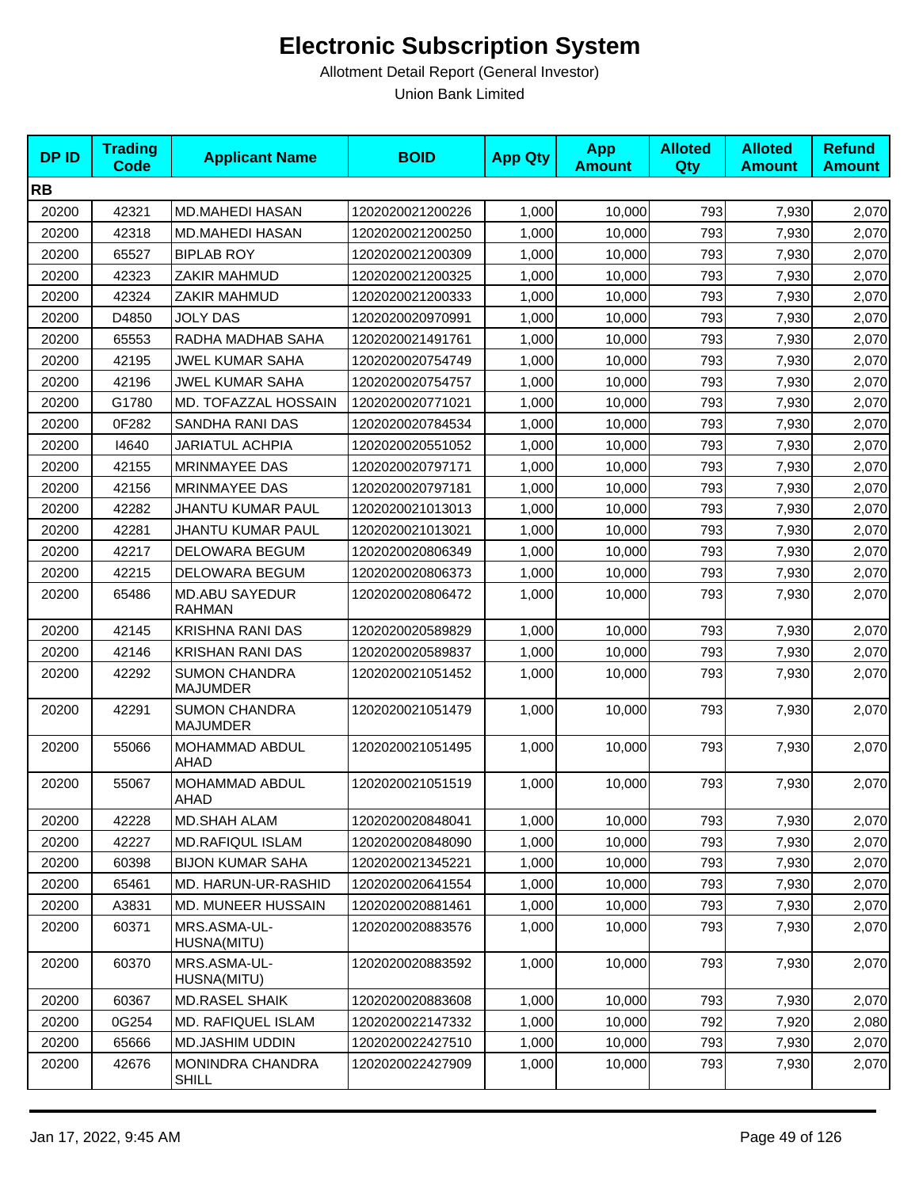# Electronic Subscription System

Allotment Detail Report (General Investor)

Union Bank Limited

| DP ID | Trading Code | Applicant Name | BOID | App Qty | App Amount | Alloted Qty | Alloted Amount | Refund Amount |
|---|---|---|---|---|---|---|---|---|
| **RB** | | | | | | | | |
| 20200 | 42321 | MD.MAHEDI HASAN | 1202020021200226 | 1,000 | 10,000 | 793 | 7,930 | 2,070 |
| 20200 | 42318 | MD.MAHEDI HASAN | 1202020021200250 | 1,000 | 10,000 | 793 | 7,930 | 2,070 |
| 20200 | 65527 | BIPLAB ROY | 1202020021200309 | 1,000 | 10,000 | 793 | 7,930 | 2,070 |
| 20200 | 42323 | ZAKIR MAHMUD | 1202020021200325 | 1,000 | 10,000 | 793 | 7,930 | 2,070 |
| 20200 | 42324 | ZAKIR MAHMUD | 1202020021200333 | 1,000 | 10,000 | 793 | 7,930 | 2,070 |
| 20200 | D4850 | JOLY DAS | 1202020020970991 | 1,000 | 10,000 | 793 | 7,930 | 2,070 |
| 20200 | 65553 | RADHA MADHAB SAHA | 1202020021491761 | 1,000 | 10,000 | 793 | 7,930 | 2,070 |
| 20200 | 42195 | JWEL KUMAR SAHA | 1202020020754749 | 1,000 | 10,000 | 793 | 7,930 | 2,070 |
| 20200 | 42196 | JWEL KUMAR SAHA | 1202020020754757 | 1,000 | 10,000 | 793 | 7,930 | 2,070 |
| 20200 | G1780 | MD. TOFAZZAL HOSSAIN | 1202020020771021 | 1,000 | 10,000 | 793 | 7,930 | 2,070 |
| 20200 | 0F282 | SANDHA RANI DAS | 1202020020784534 | 1,000 | 10,000 | 793 | 7,930 | 2,070 |
| 20200 | I4640 | JARIATUL ACHPIA | 1202020020551052 | 1,000 | 10,000 | 793 | 7,930 | 2,070 |
| 20200 | 42155 | MRINMAYEE DAS | 1202020020797171 | 1,000 | 10,000 | 793 | 7,930 | 2,070 |
| 20200 | 42156 | MRINMAYEE DAS | 1202020020797181 | 1,000 | 10,000 | 793 | 7,930 | 2,070 |
| 20200 | 42282 | JHANTU KUMAR PAUL | 1202020021013013 | 1,000 | 10,000 | 793 | 7,930 | 2,070 |
| 20200 | 42281 | JHANTU KUMAR PAUL | 1202020021013021 | 1,000 | 10,000 | 793 | 7,930 | 2,070 |
| 20200 | 42217 | DELOWARA BEGUM | 1202020020806349 | 1,000 | 10,000 | 793 | 7,930 | 2,070 |
| 20200 | 42215 | DELOWARA BEGUM | 1202020020806373 | 1,000 | 10,000 | 793 | 7,930 | 2,070 |
| 20200 | 65486 | MD.ABU SAYEDUR RAHMAN | 1202020020806472 | 1,000 | 10,000 | 793 | 7,930 | 2,070 |
| 20200 | 42145 | KRISHNA RANI DAS | 1202020020589829 | 1,000 | 10,000 | 793 | 7,930 | 2,070 |
| 20200 | 42146 | KRISHAN RANI DAS | 1202020020589837 | 1,000 | 10,000 | 793 | 7,930 | 2,070 |
| 20200 | 42292 | SUMON CHANDRA MAJUMDER | 1202020021051452 | 1,000 | 10,000 | 793 | 7,930 | 2,070 |
| 20200 | 42291 | SUMON CHANDRA MAJUMDER | 1202020021051479 | 1,000 | 10,000 | 793 | 7,930 | 2,070 |
| 20200 | 55066 | MOHAMMAD ABDUL AHAD | 1202020021051495 | 1,000 | 10,000 | 793 | 7,930 | 2,070 |
| 20200 | 55067 | MOHAMMAD ABDUL AHAD | 1202020021051519 | 1,000 | 10,000 | 793 | 7,930 | 2,070 |
| 20200 | 42228 | MD.SHAH ALAM | 1202020020848041 | 1,000 | 10,000 | 793 | 7,930 | 2,070 |
| 20200 | 42227 | MD.RAFIQUL ISLAM | 1202020020848090 | 1,000 | 10,000 | 793 | 7,930 | 2,070 |
| 20200 | 60398 | BIJON KUMAR SAHA | 1202020021345221 | 1,000 | 10,000 | 793 | 7,930 | 2,070 |
| 20200 | 65461 | MD. HARUN-UR-RASHID | 1202020020641554 | 1,000 | 10,000 | 793 | 7,930 | 2,070 |
| 20200 | A3831 | MD. MUNEER HUSSAIN | 1202020020881461 | 1,000 | 10,000 | 793 | 7,930 | 2,070 |
| 20200 | 60371 | MRS.ASMA-UL-HUSNA(MITU) | 1202020020883576 | 1,000 | 10,000 | 793 | 7,930 | 2,070 |
| 20200 | 60370 | MRS.ASMA-UL-HUSNA(MITU) | 1202020020883592 | 1,000 | 10,000 | 793 | 7,930 | 2,070 |
| 20200 | 60367 | MD.RASEL SHAIK | 1202020020883608 | 1,000 | 10,000 | 793 | 7,930 | 2,070 |
| 20200 | 0G254 | MD. RAFIQUEL ISLAM | 1202020022147332 | 1,000 | 10,000 | 792 | 7,920 | 2,080 |
| 20200 | 65666 | MD.JASHIM UDDIN | 1202020022427510 | 1,000 | 10,000 | 793 | 7,930 | 2,070 |
| 20200 | 42676 | MONINDRA CHANDRA SHILL | 1202020022427909 | 1,000 | 10,000 | 793 | 7,930 | 2,070 |

Jan 17, 2022, 9:45 AM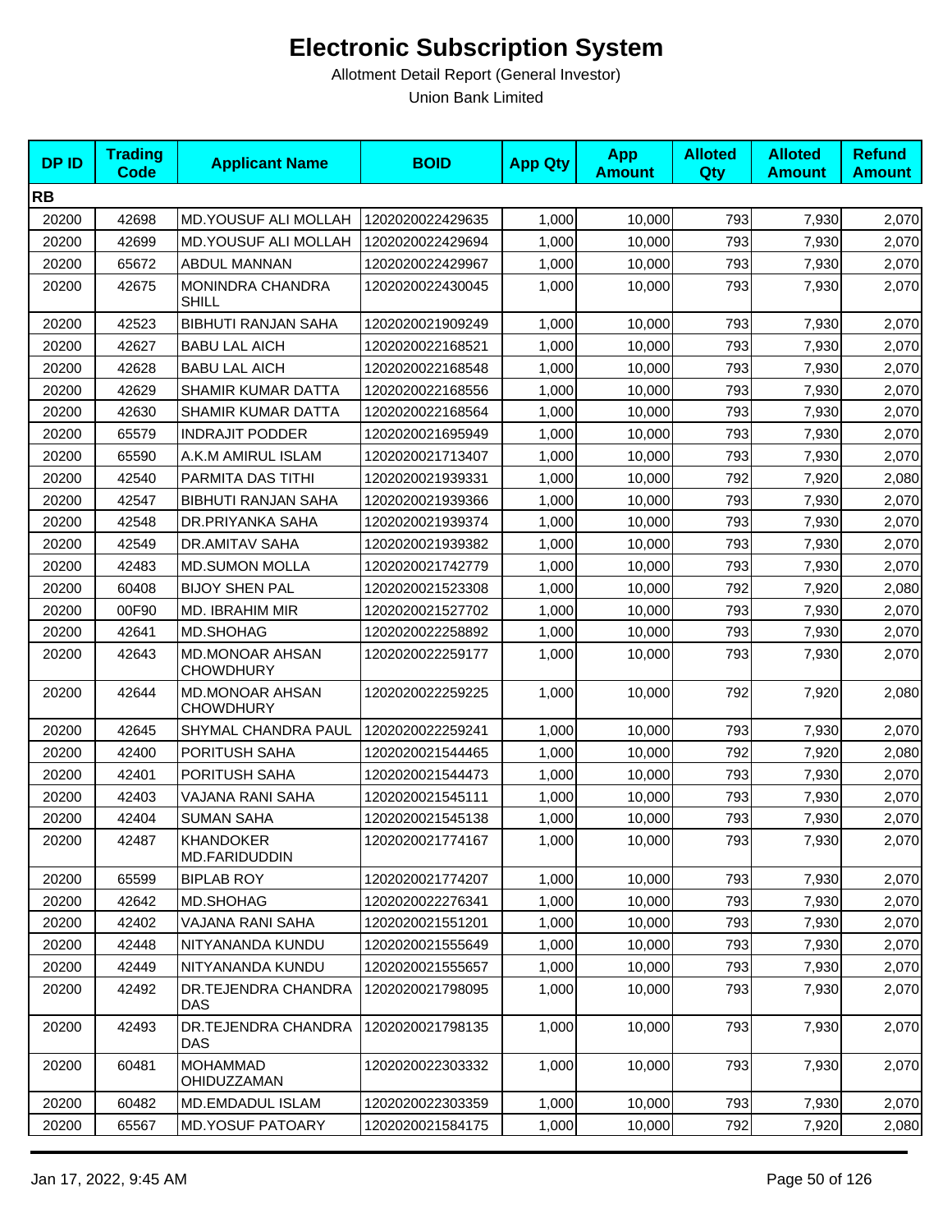# Electronic Subscription System

Allotment Detail Report (General Investor)

Union Bank Limited

| DP ID | Trading Code | Applicant Name | BOID | App Qty | App Amount | Alloted Qty | Alloted Amount | Refund Amount |
|---|---|---|---|---|---|---|---|---|
| **RB** | | | | | | | | |
| 20200 | 42698 | MD.YOUSUF ALI MOLLAH | 1202020022429635 | 1,000 | 10,000 | 793 | 7,930 | 2,070 |
| 20200 | 42699 | MD.YOUSUF ALI MOLLAH | 1202020022429694 | 1,000 | 10,000 | 793 | 7,930 | 2,070 |
| 20200 | 65672 | ABDUL MANNAN | 1202020022429967 | 1,000 | 10,000 | 793 | 7,930 | 2,070 |
| 20200 | 42675 | MONINDRA CHANDRA SHILL | 1202020022430045 | 1,000 | 10,000 | 793 | 7,930 | 2,070 |
| 20200 | 42523 | BIBHUTI RANJAN SAHA | 1202020021909249 | 1,000 | 10,000 | 793 | 7,930 | 2,070 |
| 20200 | 42627 | BABU LAL AICH | 1202020022168521 | 1,000 | 10,000 | 793 | 7,930 | 2,070 |
| 20200 | 42628 | BABU LAL AICH | 1202020022168548 | 1,000 | 10,000 | 793 | 7,930 | 2,070 |
| 20200 | 42629 | SHAMIR KUMAR DATTA | 1202020022168556 | 1,000 | 10,000 | 793 | 7,930 | 2,070 |
| 20200 | 42630 | SHAMIR KUMAR DATTA | 1202020022168564 | 1,000 | 10,000 | 793 | 7,930 | 2,070 |
| 20200 | 65579 | INDRAJIT PODDER | 1202020021695949 | 1,000 | 10,000 | 793 | 7,930 | 2,070 |
| 20200 | 65590 | A.K.M AMIRUL ISLAM | 1202020021713407 | 1,000 | 10,000 | 793 | 7,930 | 2,070 |
| 20200 | 42540 | PARMITA DAS TITHI | 1202020021939331 | 1,000 | 10,000 | 792 | 7,920 | 2,080 |
| 20200 | 42547 | BIBHUTI RANJAN SAHA | 1202020021939366 | 1,000 | 10,000 | 793 | 7,930 | 2,070 |
| 20200 | 42548 | DR.PRIYANKA SAHA | 1202020021939374 | 1,000 | 10,000 | 793 | 7,930 | 2,070 |
| 20200 | 42549 | DR.AMITAV SAHA | 1202020021939382 | 1,000 | 10,000 | 793 | 7,930 | 2,070 |
| 20200 | 42483 | MD.SUMON MOLLA | 1202020021742779 | 1,000 | 10,000 | 793 | 7,930 | 2,070 |
| 20200 | 60408 | BIJOY SHEN PAL | 1202020021523308 | 1,000 | 10,000 | 792 | 7,920 | 2,080 |
| 20200 | 00F90 | MD. IBRAHIM MIR | 1202020021527702 | 1,000 | 10,000 | 793 | 7,930 | 2,070 |
| 20200 | 42641 | MD.SHOHAG | 1202020022258892 | 1,000 | 10,000 | 793 | 7,930 | 2,070 |
| 20200 | 42643 | MD.MONOAR AHSAN CHOWDHURY | 1202020022259177 | 1,000 | 10,000 | 793 | 7,930 | 2,070 |
| 20200 | 42644 | MD.MONOAR AHSAN CHOWDHURY | 1202020022259225 | 1,000 | 10,000 | 792 | 7,920 | 2,080 |
| 20200 | 42645 | SHYMAL CHANDRA PAUL | 1202020022259241 | 1,000 | 10,000 | 793 | 7,930 | 2,070 |
| 20200 | 42400 | PORITUSH SAHA | 1202020021544465 | 1,000 | 10,000 | 792 | 7,920 | 2,080 |
| 20200 | 42401 | PORITUSH SAHA | 1202020021544473 | 1,000 | 10,000 | 793 | 7,930 | 2,070 |
| 20200 | 42403 | VAJANA RANI SAHA | 1202020021545111 | 1,000 | 10,000 | 793 | 7,930 | 2,070 |
| 20200 | 42404 | SUMAN SAHA | 1202020021545138 | 1,000 | 10,000 | 793 | 7,930 | 2,070 |
| 20200 | 42487 | KHANDOKER MD.FARIDUDDIN | 1202020021774167 | 1,000 | 10,000 | 793 | 7,930 | 2,070 |
| 20200 | 65599 | BIPLAB ROY | 1202020021774207 | 1,000 | 10,000 | 793 | 7,930 | 2,070 |
| 20200 | 42642 | MD.SHOHAG | 1202020022276341 | 1,000 | 10,000 | 793 | 7,930 | 2,070 |
| 20200 | 42402 | VAJANA RANI SAHA | 1202020021551201 | 1,000 | 10,000 | 793 | 7,930 | 2,070 |
| 20200 | 42448 | NITYANANDA KUNDU | 1202020021555649 | 1,000 | 10,000 | 793 | 7,930 | 2,070 |
| 20200 | 42449 | NITYANANDA KUNDU | 1202020021555657 | 1,000 | 10,000 | 793 | 7,930 | 2,070 |
| 20200 | 42492 | DR.TEJENDRA CHANDRA DAS | 1202020021798095 | 1,000 | 10,000 | 793 | 7,930 | 2,070 |
| 20200 | 42493 | DR.TEJENDRA CHANDRA DAS | 1202020021798135 | 1,000 | 10,000 | 793 | 7,930 | 2,070 |
| 20200 | 60481 | MOHAMMAD OHIDUZZAMAN | 1202020022303332 | 1,000 | 10,000 | 793 | 7,930 | 2,070 |
| 20200 | 60482 | MD.EMDADUL ISLAM | 1202020022303359 | 1,000 | 10,000 | 793 | 7,930 | 2,070 |
| 20200 | 65567 | MD.YOSUF PATOARY | 1202020021584175 | 1,000 | 10,000 | 792 | 7,920 | 2,080 |

Jan 17, 2022, 9:45 AM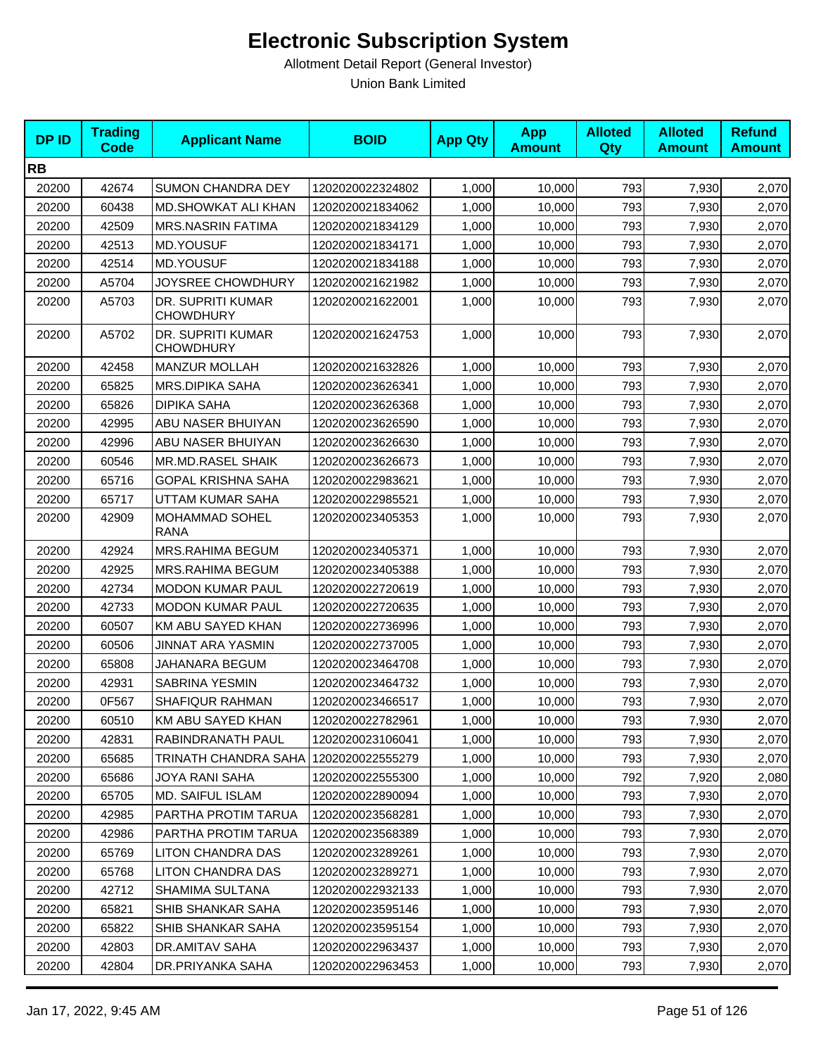# Electronic Subscription System

Allotment Detail Report (General Investor)

Union Bank Limited

| DP ID | Trading Code | Applicant Name | BOID | App Qty | App Amount | Alloted Qty | Alloted Amount | Refund Amount |
|---|---|---|---|---|---|---|---|---|
| **RB** | | | | | | | | |
| 20200 | 42674 | SUMON CHANDRA DEY | 1202020022324802 | 1,000 | 10,000 | 793 | 7,930 | 2,070 |
| 20200 | 60438 | MD.SHOWKAT ALI KHAN | 1202020021834062 | 1,000 | 10,000 | 793 | 7,930 | 2,070 |
| 20200 | 42509 | MRS.NASRIN FATIMA | 1202020021834129 | 1,000 | 10,000 | 793 | 7,930 | 2,070 |
| 20200 | 42513 | MD.YOUSUF | 1202020021834171 | 1,000 | 10,000 | 793 | 7,930 | 2,070 |
| 20200 | 42514 | MD.YOUSUF | 1202020021834188 | 1,000 | 10,000 | 793 | 7,930 | 2,070 |
| 20200 | A5704 | JOYSREE CHOWDHURY | 1202020021621982 | 1,000 | 10,000 | 793 | 7,930 | 2,070 |
| 20200 | A5703 | DR. SUPRITI KUMAR CHOWDHURY | 1202020021622001 | 1,000 | 10,000 | 793 | 7,930 | 2,070 |
| 20200 | A5702 | DR. SUPRITI KUMAR CHOWDHURY | 1202020021624753 | 1,000 | 10,000 | 793 | 7,930 | 2,070 |
| 20200 | 42458 | MANZUR MOLLAH | 1202020021632826 | 1,000 | 10,000 | 793 | 7,930 | 2,070 |
| 20200 | 65825 | MRS.DIPIKA SAHA | 1202020023626341 | 1,000 | 10,000 | 793 | 7,930 | 2,070 |
| 20200 | 65826 | DIPIKA SAHA | 1202020023626368 | 1,000 | 10,000 | 793 | 7,930 | 2,070 |
| 20200 | 42995 | ABU NASER BHUIYAN | 1202020023626590 | 1,000 | 10,000 | 793 | 7,930 | 2,070 |
| 20200 | 42996 | ABU NASER BHUIYAN | 1202020023626630 | 1,000 | 10,000 | 793 | 7,930 | 2,070 |
| 20200 | 60546 | MR.MD.RASEL SHAIK | 1202020023626673 | 1,000 | 10,000 | 793 | 7,930 | 2,070 |
| 20200 | 65716 | GOPAL KRISHNA SAHA | 1202020022983621 | 1,000 | 10,000 | 793 | 7,930 | 2,070 |
| 20200 | 65717 | UTTAM KUMAR SAHA | 1202020022985521 | 1,000 | 10,000 | 793 | 7,930 | 2,070 |
| 20200 | 42909 | MOHAMMAD SOHEL RANA | 1202020023405353 | 1,000 | 10,000 | 793 | 7,930 | 2,070 |
| 20200 | 42924 | MRS.RAHIMA BEGUM | 1202020023405371 | 1,000 | 10,000 | 793 | 7,930 | 2,070 |
| 20200 | 42925 | MRS.RAHIMA BEGUM | 1202020023405388 | 1,000 | 10,000 | 793 | 7,930 | 2,070 |
| 20200 | 42734 | MODON KUMAR PAUL | 1202020022720619 | 1,000 | 10,000 | 793 | 7,930 | 2,070 |
| 20200 | 42733 | MODON KUMAR PAUL | 1202020022720635 | 1,000 | 10,000 | 793 | 7,930 | 2,070 |
| 20200 | 60507 | KM ABU SAYED KHAN | 1202020022736996 | 1,000 | 10,000 | 793 | 7,930 | 2,070 |
| 20200 | 60506 | JINNAT ARA YASMIN | 1202020022737005 | 1,000 | 10,000 | 793 | 7,930 | 2,070 |
| 20200 | 65808 | JAHANARA BEGUM | 1202020023464708 | 1,000 | 10,000 | 793 | 7,930 | 2,070 |
| 20200 | 42931 | SABRINA YESMIN | 1202020023464732 | 1,000 | 10,000 | 793 | 7,930 | 2,070 |
| 20200 | 0F567 | SHAFIQUR RAHMAN | 1202020023466517 | 1,000 | 10,000 | 793 | 7,930 | 2,070 |
| 20200 | 60510 | KM ABU SAYED KHAN | 1202020022782961 | 1,000 | 10,000 | 793 | 7,930 | 2,070 |
| 20200 | 42831 | RABINDRANATH PAUL | 1202020023106041 | 1,000 | 10,000 | 793 | 7,930 | 2,070 |
| 20200 | 65685 | TRINATH CHANDRA SAHA | 1202020022555279 | 1,000 | 10,000 | 793 | 7,930 | 2,070 |
| 20200 | 65686 | JOYA RANI SAHA | 1202020022555300 | 1,000 | 10,000 | 792 | 7,920 | 2,080 |
| 20200 | 65705 | MD. SAIFUL ISLAM | 1202020022890094 | 1,000 | 10,000 | 793 | 7,930 | 2,070 |
| 20200 | 42985 | PARTHA PROTIM TARUA | 1202020023568281 | 1,000 | 10,000 | 793 | 7,930 | 2,070 |
| 20200 | 42986 | PARTHA PROTIM TARUA | 1202020023568389 | 1,000 | 10,000 | 793 | 7,930 | 2,070 |
| 20200 | 65769 | LITON CHANDRA DAS | 1202020023289261 | 1,000 | 10,000 | 793 | 7,930 | 2,070 |
| 20200 | 65768 | LITON CHANDRA DAS | 1202020023289271 | 1,000 | 10,000 | 793 | 7,930 | 2,070 |
| 20200 | 42712 | SHAMIMA SULTANA | 1202020022932133 | 1,000 | 10,000 | 793 | 7,930 | 2,070 |
| 20200 | 65821 | SHIB SHANKAR SAHA | 1202020023595146 | 1,000 | 10,000 | 793 | 7,930 | 2,070 |
| 20200 | 65822 | SHIB SHANKAR SAHA | 1202020023595154 | 1,000 | 10,000 | 793 | 7,930 | 2,070 |
| 20200 | 42803 | DR.AMITAV SAHA | 1202020022963437 | 1,000 | 10,000 | 793 | 7,930 | 2,070 |
| 20200 | 42804 | DR.PRIYANKA SAHA | 1202020022963453 | 1,000 | 10,000 | 793 | 7,930 | 2,070 |

Jan 17, 2022, 9:45 AM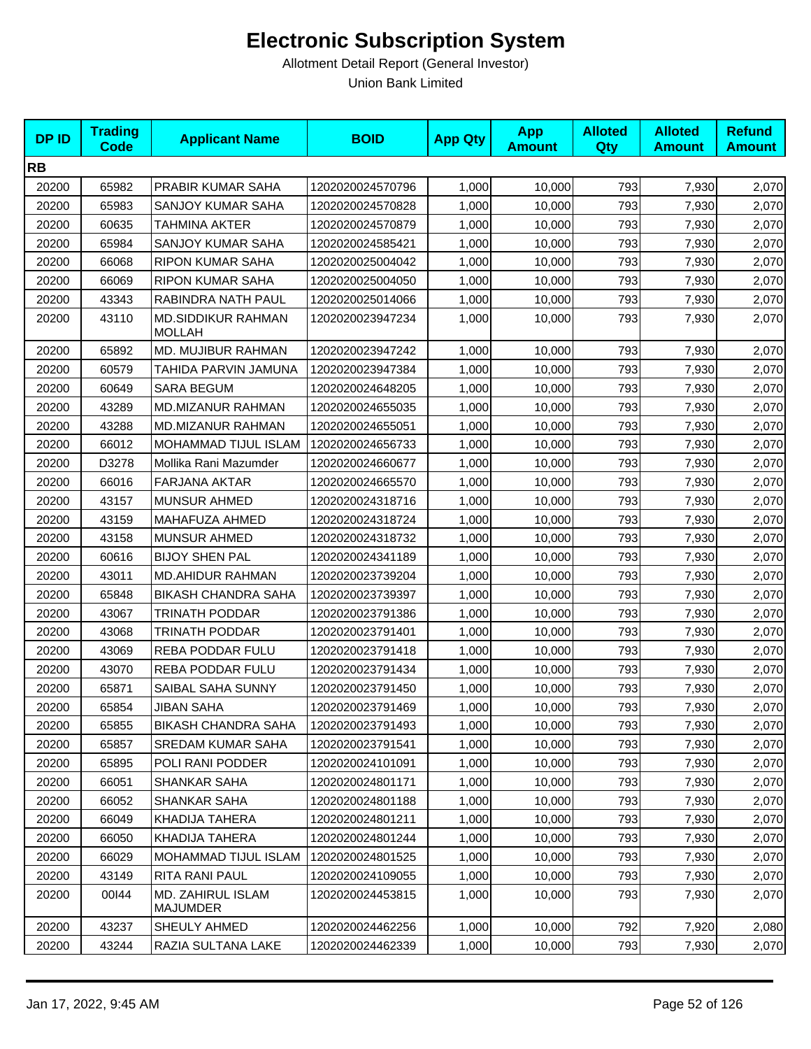# Electronic Subscription System

Allotment Detail Report (General Investor)

Union Bank Limited

| DP ID | Trading Code | Applicant Name | BOID | App Qty | App Amount | Alloted Qty | Alloted Amount | Refund Amount |
|---|---|---|---|---|---|---|---|---|
| **RB** | | | | | | | | |
| 20200 | 65982 | PRABIR KUMAR SAHA | 1202020024570796 | 1,000 | 10,000 | 793 | 7,930 | 2,070 |
| 20200 | 65983 | SANJOY KUMAR SAHA | 1202020024570828 | 1,000 | 10,000 | 793 | 7,930 | 2,070 |
| 20200 | 60635 | TAHMINA AKTER | 1202020024570879 | 1,000 | 10,000 | 793 | 7,930 | 2,070 |
| 20200 | 65984 | SANJOY KUMAR SAHA | 1202020024585421 | 1,000 | 10,000 | 793 | 7,930 | 2,070 |
| 20200 | 66068 | RIPON KUMAR SAHA | 1202020025004042 | 1,000 | 10,000 | 793 | 7,930 | 2,070 |
| 20200 | 66069 | RIPON KUMAR SAHA | 1202020025004050 | 1,000 | 10,000 | 793 | 7,930 | 2,070 |
| 20200 | 43343 | RABINDRA NATH PAUL | 1202020025014066 | 1,000 | 10,000 | 793 | 7,930 | 2,070 |
| 20200 | 43110 | MD.SIDDIKUR RAHMAN MOLLAH | 1202020023947234 | 1,000 | 10,000 | 793 | 7,930 | 2,070 |
| 20200 | 65892 | MD. MUJIBUR RAHMAN | 1202020023947242 | 1,000 | 10,000 | 793 | 7,930 | 2,070 |
| 20200 | 60579 | TAHIDA PARVIN JAMUNA | 1202020023947384 | 1,000 | 10,000 | 793 | 7,930 | 2,070 |
| 20200 | 60649 | SARA BEGUM | 1202020024648205 | 1,000 | 10,000 | 793 | 7,930 | 2,070 |
| 20200 | 43289 | MD.MIZANUR RAHMAN | 1202020024655035 | 1,000 | 10,000 | 793 | 7,930 | 2,070 |
| 20200 | 43288 | MD.MIZANUR RAHMAN | 1202020024655051 | 1,000 | 10,000 | 793 | 7,930 | 2,070 |
| 20200 | 66012 | MOHAMMAD TIJUL ISLAM | 1202020024656733 | 1,000 | 10,000 | 793 | 7,930 | 2,070 |
| 20200 | D3278 | Mollika Rani Mazumder | 1202020024660677 | 1,000 | 10,000 | 793 | 7,930 | 2,070 |
| 20200 | 66016 | FARJANA AKTAR | 1202020024665570 | 1,000 | 10,000 | 793 | 7,930 | 2,070 |
| 20200 | 43157 | MUNSUR AHMED | 1202020024318716 | 1,000 | 10,000 | 793 | 7,930 | 2,070 |
| 20200 | 43159 | MAHAFUZA AHMED | 1202020024318724 | 1,000 | 10,000 | 793 | 7,930 | 2,070 |
| 20200 | 43158 | MUNSUR AHMED | 1202020024318732 | 1,000 | 10,000 | 793 | 7,930 | 2,070 |
| 20200 | 60616 | BIJOY SHEN PAL | 1202020024341189 | 1,000 | 10,000 | 793 | 7,930 | 2,070 |
| 20200 | 43011 | MD.AHIDUR RAHMAN | 1202020023739204 | 1,000 | 10,000 | 793 | 7,930 | 2,070 |
| 20200 | 65848 | BIKASH CHANDRA SAHA | 1202020023739397 | 1,000 | 10,000 | 793 | 7,930 | 2,070 |
| 20200 | 43067 | TRINATH PODDAR | 1202020023791386 | 1,000 | 10,000 | 793 | 7,930 | 2,070 |
| 20200 | 43068 | TRINATH PODDAR | 1202020023791401 | 1,000 | 10,000 | 793 | 7,930 | 2,070 |
| 20200 | 43069 | REBA PODDAR FULU | 1202020023791418 | 1,000 | 10,000 | 793 | 7,930 | 2,070 |
| 20200 | 43070 | REBA PODDAR FULU | 1202020023791434 | 1,000 | 10,000 | 793 | 7,930 | 2,070 |
| 20200 | 65871 | SAIBAL SAHA SUNNY | 1202020023791450 | 1,000 | 10,000 | 793 | 7,930 | 2,070 |
| 20200 | 65854 | JIBAN SAHA | 1202020023791469 | 1,000 | 10,000 | 793 | 7,930 | 2,070 |
| 20200 | 65855 | BIKASH CHANDRA SAHA | 1202020023791493 | 1,000 | 10,000 | 793 | 7,930 | 2,070 |
| 20200 | 65857 | SREDAM KUMAR SAHA | 1202020023791541 | 1,000 | 10,000 | 793 | 7,930 | 2,070 |
| 20200 | 65895 | POLI RANI PODDER | 1202020024101091 | 1,000 | 10,000 | 793 | 7,930 | 2,070 |
| 20200 | 66051 | SHANKAR SAHA | 1202020024801171 | 1,000 | 10,000 | 793 | 7,930 | 2,070 |
| 20200 | 66052 | SHANKAR SAHA | 1202020024801188 | 1,000 | 10,000 | 793 | 7,930 | 2,070 |
| 20200 | 66049 | KHADIJA TAHERA | 1202020024801211 | 1,000 | 10,000 | 793 | 7,930 | 2,070 |
| 20200 | 66050 | KHADIJA TAHERA | 1202020024801244 | 1,000 | 10,000 | 793 | 7,930 | 2,070 |
| 20200 | 66029 | MOHAMMAD TIJUL ISLAM | 1202020024801525 | 1,000 | 10,000 | 793 | 7,930 | 2,070 |
| 20200 | 43149 | RITA RANI PAUL | 1202020024109055 | 1,000 | 10,000 | 793 | 7,930 | 2,070 |
| 20200 | 00I44 | MD. ZAHIRUL ISLAM MAJUMDER | 1202020024453815 | 1,000 | 10,000 | 793 | 7,930 | 2,070 |
| 20200 | 43237 | SHEULY AHMED | 1202020024462256 | 1,000 | 10,000 | 792 | 7,920 | 2,080 |
| 20200 | 43244 | RAZIA SULTANA LAKE | 1202020024462339 | 1,000 | 10,000 | 793 | 7,930 | 2,070 |

Jan 17, 2022, 9:45 AM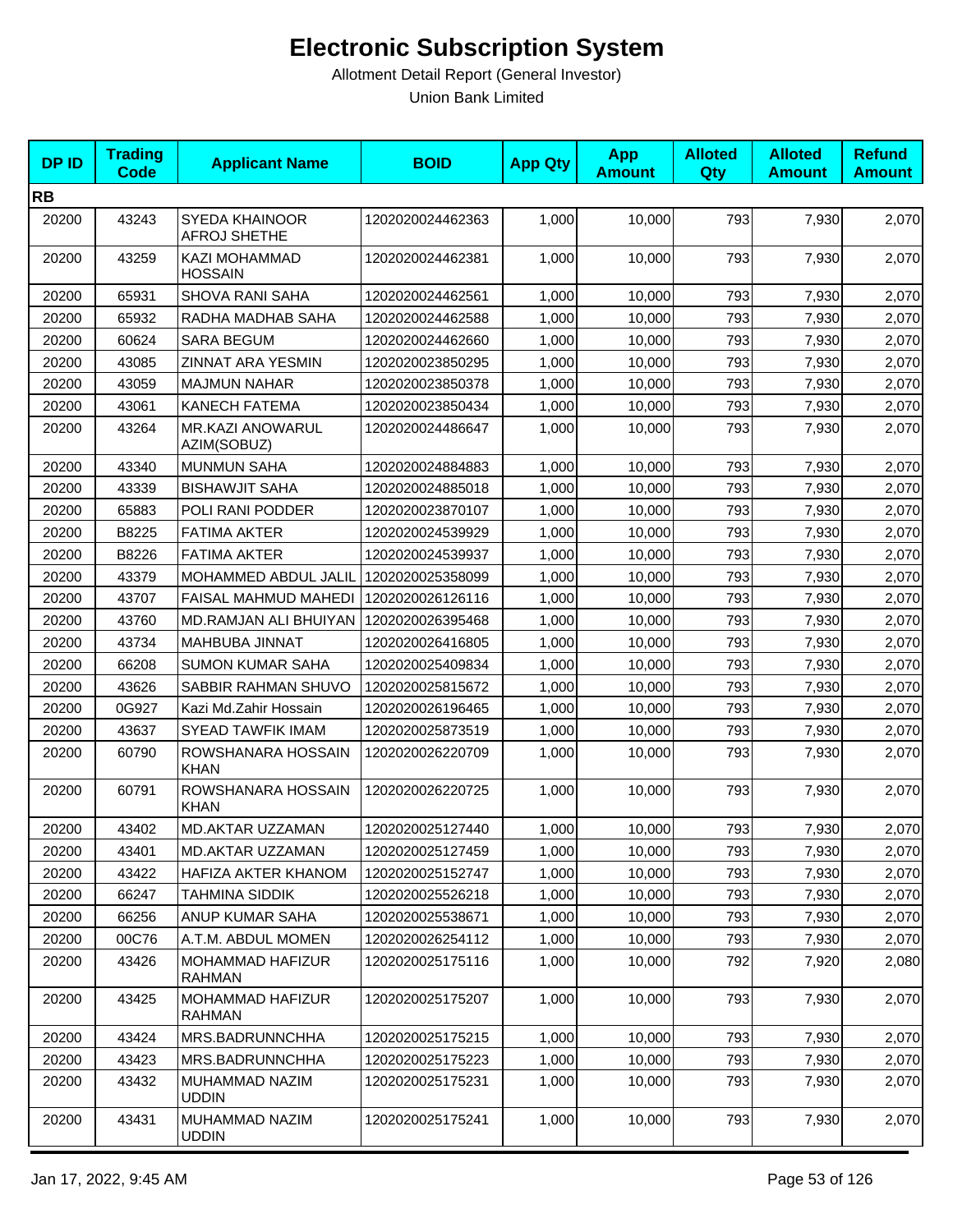# Electronic Subscription System

Allotment Detail Report (General Investor)

Union Bank Limited

| DP ID | Trading Code | Applicant Name | BOID | App Qty | App Amount | Alloted Qty | Alloted Amount | Refund Amount |
|---|---|---|---|---|---|---|---|---|
| **RB** | | | | | | | | |
| 20200 | 43243 | SYEDA KHAINOOR AFROJ SHETHE | 1202020024462363 | 1,000 | 10,000 | 793 | 7,930 | 2,070 |
| 20200 | 43259 | KAZI MOHAMMAD HOSSAIN | 1202020024462381 | 1,000 | 10,000 | 793 | 7,930 | 2,070 |
| 20200 | 65931 | SHOVA RANI SAHA | 1202020024462561 | 1,000 | 10,000 | 793 | 7,930 | 2,070 |
| 20200 | 65932 | RADHA MADHAB SAHA | 1202020024462588 | 1,000 | 10,000 | 793 | 7,930 | 2,070 |
| 20200 | 60624 | SARA BEGUM | 1202020024462660 | 1,000 | 10,000 | 793 | 7,930 | 2,070 |
| 20200 | 43085 | ZINNAT ARA YESMIN | 1202020023850295 | 1,000 | 10,000 | 793 | 7,930 | 2,070 |
| 20200 | 43059 | MAJMUN NAHAR | 1202020023850378 | 1,000 | 10,000 | 793 | 7,930 | 2,070 |
| 20200 | 43061 | KANECH FATEMA | 1202020023850434 | 1,000 | 10,000 | 793 | 7,930 | 2,070 |
| 20200 | 43264 | MR.KAZI ANOWARUL AZIM(SOBUZ) | 1202020024486647 | 1,000 | 10,000 | 793 | 7,930 | 2,070 |
| 20200 | 43340 | MUNMUN SAHA | 1202020024884883 | 1,000 | 10,000 | 793 | 7,930 | 2,070 |
| 20200 | 43339 | BISHAWJIT SAHA | 1202020024885018 | 1,000 | 10,000 | 793 | 7,930 | 2,070 |
| 20200 | 65883 | POLI RANI PODDER | 1202020023870107 | 1,000 | 10,000 | 793 | 7,930 | 2,070 |
| 20200 | B8225 | FATIMA AKTER | 1202020024539929 | 1,000 | 10,000 | 793 | 7,930 | 2,070 |
| 20200 | B8226 | FATIMA AKTER | 1202020024539937 | 1,000 | 10,000 | 793 | 7,930 | 2,070 |
| 20200 | 43379 | MOHAMMED ABDUL JALIL | 1202020025358099 | 1,000 | 10,000 | 793 | 7,930 | 2,070 |
| 20200 | 43707 | FAISAL MAHMUD MAHEDI | 1202020026126116 | 1,000 | 10,000 | 793 | 7,930 | 2,070 |
| 20200 | 43760 | MD.RAMJAN ALI BHUIYAN | 1202020026395468 | 1,000 | 10,000 | 793 | 7,930 | 2,070 |
| 20200 | 43734 | MAHBUBA JINNAT | 1202020026416805 | 1,000 | 10,000 | 793 | 7,930 | 2,070 |
| 20200 | 66208 | SUMON KUMAR SAHA | 1202020025409834 | 1,000 | 10,000 | 793 | 7,930 | 2,070 |
| 20200 | 43626 | SABBIR RAHMAN SHUVO | 1202020025815672 | 1,000 | 10,000 | 793 | 7,930 | 2,070 |
| 20200 | 0G927 | Kazi Md.Zahir Hossain | 1202020026196465 | 1,000 | 10,000 | 793 | 7,930 | 2,070 |
| 20200 | 43637 | SYEAD TAWFIK IMAM | 1202020025873519 | 1,000 | 10,000 | 793 | 7,930 | 2,070 |
| 20200 | 60790 | ROWSHANARA HOSSAIN KHAN | 1202020026220709 | 1,000 | 10,000 | 793 | 7,930 | 2,070 |
| 20200 | 60791 | ROWSHANARA HOSSAIN KHAN | 1202020026220725 | 1,000 | 10,000 | 793 | 7,930 | 2,070 |
| 20200 | 43402 | MD.AKTAR UZZAMAN | 1202020025127440 | 1,000 | 10,000 | 793 | 7,930 | 2,070 |
| 20200 | 43401 | MD.AKTAR UZZAMAN | 1202020025127459 | 1,000 | 10,000 | 793 | 7,930 | 2,070 |
| 20200 | 43422 | HAFIZA AKTER KHANOM | 1202020025152747 | 1,000 | 10,000 | 793 | 7,930 | 2,070 |
| 20200 | 66247 | TAHMINA SIDDIK | 1202020025526218 | 1,000 | 10,000 | 793 | 7,930 | 2,070 |
| 20200 | 66256 | ANUP KUMAR SAHA | 1202020025538671 | 1,000 | 10,000 | 793 | 7,930 | 2,070 |
| 20200 | 00C76 | A.T.M. ABDUL MOMEN | 1202020026254112 | 1,000 | 10,000 | 793 | 7,930 | 2,070 |
| 20200 | 43426 | MOHAMMAD HAFIZUR RAHMAN | 1202020025175116 | 1,000 | 10,000 | 792 | 7,920 | 2,080 |
| 20200 | 43425 | MOHAMMAD HAFIZUR RAHMAN | 1202020025175207 | 1,000 | 10,000 | 793 | 7,930 | 2,070 |
| 20200 | 43424 | MRS.BADRUNNCHHA | 1202020025175215 | 1,000 | 10,000 | 793 | 7,930 | 2,070 |
| 20200 | 43423 | MRS.BADRUNNCHHA | 1202020025175223 | 1,000 | 10,000 | 793 | 7,930 | 2,070 |
| 20200 | 43432 | MUHAMMAD NAZIM UDDIN | 1202020025175231 | 1,000 | 10,000 | 793 | 7,930 | 2,070 |
| 20200 | 43431 | MUHAMMAD NAZIM UDDIN | 1202020025175241 | 1,000 | 10,000 | 793 | 7,930 | 2,070 |

Jan 17, 2022, 9:45 AM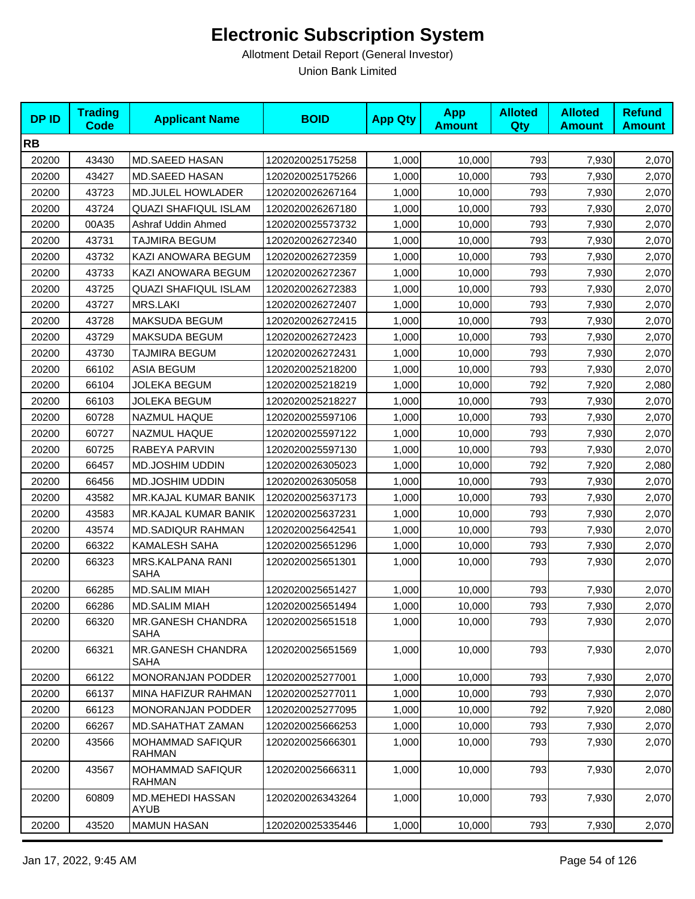# Electronic Subscription System

Allotment Detail Report (General Investor)

Union Bank Limited

| DP ID | Trading Code | Applicant Name | BOID | App Qty | App Amount | Alloted Qty | Alloted Amount | Refund Amount |
|---|---|---|---|---|---|---|---|---|
| **RB** | | | | | | | | |
| 20200 | 43430 | MD.SAEED HASAN | 1202020025175258 | 1,000 | 10,000 | 793 | 7,930 | 2,070 |
| 20200 | 43427 | MD.SAEED HASAN | 1202020025175266 | 1,000 | 10,000 | 793 | 7,930 | 2,070 |
| 20200 | 43723 | MD.JULEL HOWLADER | 1202020026267164 | 1,000 | 10,000 | 793 | 7,930 | 2,070 |
| 20200 | 43724 | QUAZI SHAFIQUL ISLAM | 1202020026267180 | 1,000 | 10,000 | 793 | 7,930 | 2,070 |
| 20200 | 00A35 | Ashraf Uddin Ahmed | 1202020025573732 | 1,000 | 10,000 | 793 | 7,930 | 2,070 |
| 20200 | 43731 | TAJMIRA BEGUM | 1202020026272340 | 1,000 | 10,000 | 793 | 7,930 | 2,070 |
| 20200 | 43732 | KAZI ANOWARA BEGUM | 1202020026272359 | 1,000 | 10,000 | 793 | 7,930 | 2,070 |
| 20200 | 43733 | KAZI ANOWARA BEGUM | 1202020026272367 | 1,000 | 10,000 | 793 | 7,930 | 2,070 |
| 20200 | 43725 | QUAZI SHAFIQUL ISLAM | 1202020026272383 | 1,000 | 10,000 | 793 | 7,930 | 2,070 |
| 20200 | 43727 | MRS.LAKI | 1202020026272407 | 1,000 | 10,000 | 793 | 7,930 | 2,070 |
| 20200 | 43728 | MAKSUDA BEGUM | 1202020026272415 | 1,000 | 10,000 | 793 | 7,930 | 2,070 |
| 20200 | 43729 | MAKSUDA BEGUM | 1202020026272423 | 1,000 | 10,000 | 793 | 7,930 | 2,070 |
| 20200 | 43730 | TAJMIRA BEGUM | 1202020026272431 | 1,000 | 10,000 | 793 | 7,930 | 2,070 |
| 20200 | 66102 | ASIA BEGUM | 1202020025218200 | 1,000 | 10,000 | 793 | 7,930 | 2,070 |
| 20200 | 66104 | JOLEKA BEGUM | 1202020025218219 | 1,000 | 10,000 | 792 | 7,920 | 2,080 |
| 20200 | 66103 | JOLEKA BEGUM | 1202020025218227 | 1,000 | 10,000 | 793 | 7,930 | 2,070 |
| 20200 | 60728 | NAZMUL HAQUE | 1202020025597106 | 1,000 | 10,000 | 793 | 7,930 | 2,070 |
| 20200 | 60727 | NAZMUL HAQUE | 1202020025597122 | 1,000 | 10,000 | 793 | 7,930 | 2,070 |
| 20200 | 60725 | RABEYA PARVIN | 1202020025597130 | 1,000 | 10,000 | 793 | 7,930 | 2,070 |
| 20200 | 66457 | MD.JOSHIM UDDIN | 1202020026305023 | 1,000 | 10,000 | 792 | 7,920 | 2,080 |
| 20200 | 66456 | MD.JOSHIM UDDIN | 1202020026305058 | 1,000 | 10,000 | 793 | 7,930 | 2,070 |
| 20200 | 43582 | MR.KAJAL KUMAR BANIK | 1202020025637173 | 1,000 | 10,000 | 793 | 7,930 | 2,070 |
| 20200 | 43583 | MR.KAJAL KUMAR BANIK | 1202020025637231 | 1,000 | 10,000 | 793 | 7,930 | 2,070 |
| 20200 | 43574 | MD.SADIQUR RAHMAN | 1202020025642541 | 1,000 | 10,000 | 793 | 7,930 | 2,070 |
| 20200 | 66322 | KAMALESH SAHA | 1202020025651296 | 1,000 | 10,000 | 793 | 7,930 | 2,070 |
| 20200 | 66323 | MRS.KALPANA RANI SAHA | 1202020025651301 | 1,000 | 10,000 | 793 | 7,930 | 2,070 |
| 20200 | 66285 | MD.SALIM MIAH | 1202020025651427 | 1,000 | 10,000 | 793 | 7,930 | 2,070 |
| 20200 | 66286 | MD.SALIM MIAH | 1202020025651494 | 1,000 | 10,000 | 793 | 7,930 | 2,070 |
| 20200 | 66320 | MR.GANESH CHANDRA SAHA | 1202020025651518 | 1,000 | 10,000 | 793 | 7,930 | 2,070 |
| 20200 | 66321 | MR.GANESH CHANDRA SAHA | 1202020025651569 | 1,000 | 10,000 | 793 | 7,930 | 2,070 |
| 20200 | 66122 | MONORANJAN PODDER | 1202020025277001 | 1,000 | 10,000 | 793 | 7,930 | 2,070 |
| 20200 | 66137 | MINA HAFIZUR RAHMAN | 1202020025277011 | 1,000 | 10,000 | 793 | 7,930 | 2,070 |
| 20200 | 66123 | MONORANJAN PODDER | 1202020025277095 | 1,000 | 10,000 | 792 | 7,920 | 2,080 |
| 20200 | 66267 | MD.SAHATHAT ZAMAN | 1202020025666253 | 1,000 | 10,000 | 793 | 7,930 | 2,070 |
| 20200 | 43566 | MOHAMMAD SAFIQUR RAHMAN | 1202020025666301 | 1,000 | 10,000 | 793 | 7,930 | 2,070 |
| 20200 | 43567 | MOHAMMAD SAFIQUR RAHMAN | 1202020025666311 | 1,000 | 10,000 | 793 | 7,930 | 2,070 |
| 20200 | 60809 | MD.MEHEDI HASSAN AYUB | 1202020026343264 | 1,000 | 10,000 | 793 | 7,930 | 2,070 |
| 20200 | 43520 | MAMUN HASAN | 1202020025335446 | 1,000 | 10,000 | 793 | 7,930 | 2,070 |

Jan 17, 2022, 9:45 AM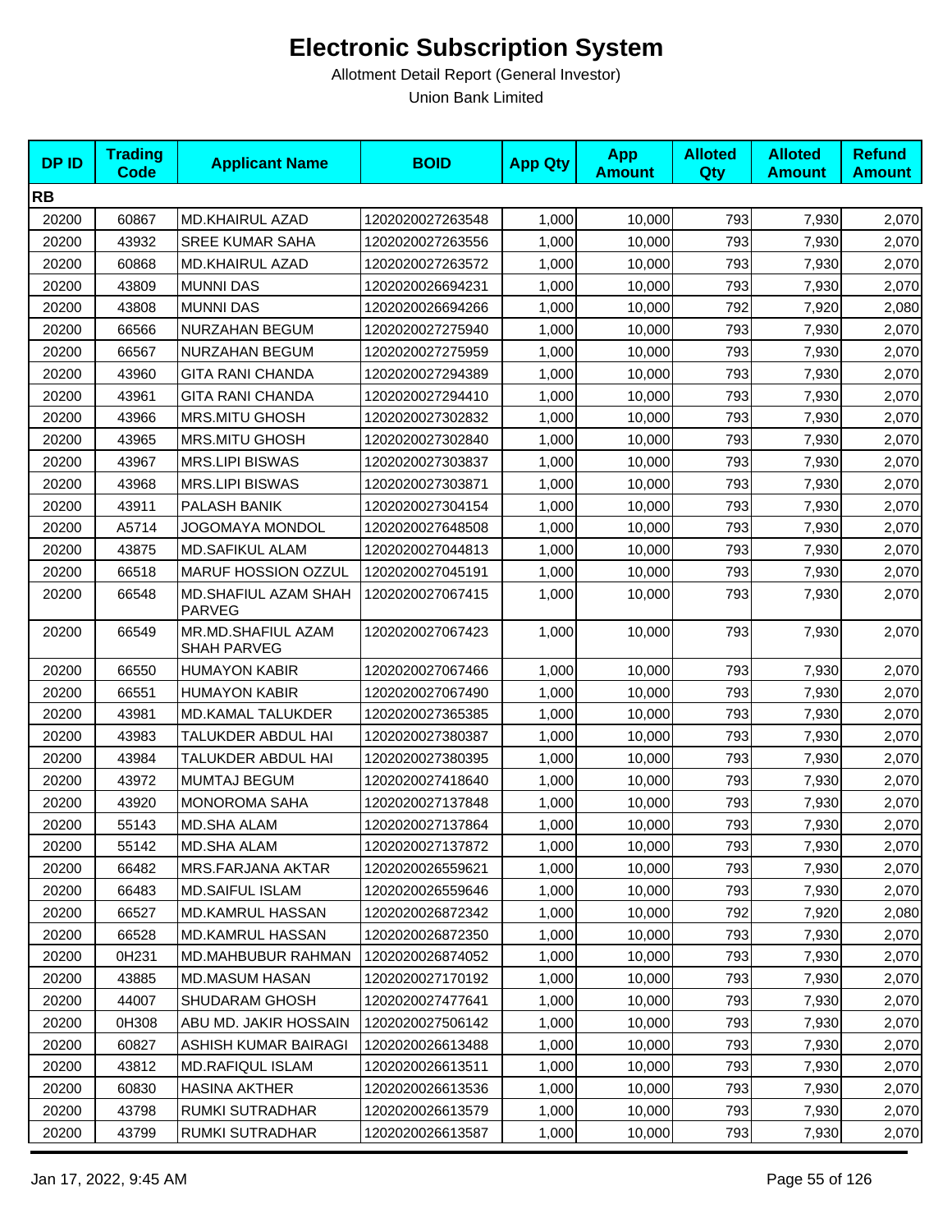# Electronic Subscription System

Allotment Detail Report (General Investor)

Union Bank Limited

| DP ID | Trading Code | Applicant Name | BOID | App Qty | App Amount | Alloted Qty | Alloted Amount | Refund Amount |
|---|---|---|---|---|---|---|---|---|
| **RB** | | | | | | | | |
| 20200 | 60867 | MD.KHAIRUL AZAD | 1202020027263548 | 1,000 | 10,000 | 793 | 7,930 | 2,070 |
| 20200 | 43932 | SREE KUMAR SAHA | 1202020027263556 | 1,000 | 10,000 | 793 | 7,930 | 2,070 |
| 20200 | 60868 | MD.KHAIRUL AZAD | 1202020027263572 | 1,000 | 10,000 | 793 | 7,930 | 2,070 |
| 20200 | 43809 | MUNNI DAS | 1202020026694231 | 1,000 | 10,000 | 793 | 7,930 | 2,070 |
| 20200 | 43808 | MUNNI DAS | 1202020026694266 | 1,000 | 10,000 | 792 | 7,920 | 2,080 |
| 20200 | 66566 | NURZAHAN BEGUM | 1202020027275940 | 1,000 | 10,000 | 793 | 7,930 | 2,070 |
| 20200 | 66567 | NURZAHAN BEGUM | 1202020027275959 | 1,000 | 10,000 | 793 | 7,930 | 2,070 |
| 20200 | 43960 | GITA RANI CHANDA | 1202020027294389 | 1,000 | 10,000 | 793 | 7,930 | 2,070 |
| 20200 | 43961 | GITA RANI CHANDA | 1202020027294410 | 1,000 | 10,000 | 793 | 7,930 | 2,070 |
| 20200 | 43966 | MRS.MITU GHOSH | 1202020027302832 | 1,000 | 10,000 | 793 | 7,930 | 2,070 |
| 20200 | 43965 | MRS.MITU GHOSH | 1202020027302840 | 1,000 | 10,000 | 793 | 7,930 | 2,070 |
| 20200 | 43967 | MRS.LIPI BISWAS | 1202020027303837 | 1,000 | 10,000 | 793 | 7,930 | 2,070 |
| 20200 | 43968 | MRS.LIPI BISWAS | 1202020027303871 | 1,000 | 10,000 | 793 | 7,930 | 2,070 |
| 20200 | 43911 | PALASH BANIK | 1202020027304154 | 1,000 | 10,000 | 793 | 7,930 | 2,070 |
| 20200 | A5714 | JOGOMAYA MONDOL | 1202020027648508 | 1,000 | 10,000 | 793 | 7,930 | 2,070 |
| 20200 | 43875 | MD.SAFIKUL ALAM | 1202020027044813 | 1,000 | 10,000 | 793 | 7,930 | 2,070 |
| 20200 | 66518 | MARUF HOSSION OZZUL | 1202020027045191 | 1,000 | 10,000 | 793 | 7,930 | 2,070 |
| 20200 | 66548 | MD.SHAFIUL AZAM SHAH PARVEG | 1202020027067415 | 1,000 | 10,000 | 793 | 7,930 | 2,070 |
| 20200 | 66549 | MR.MD.SHAFIUL AZAM SHAH PARVEG | 1202020027067423 | 1,000 | 10,000 | 793 | 7,930 | 2,070 |
| 20200 | 66550 | HUMAYON KABIR | 1202020027067466 | 1,000 | 10,000 | 793 | 7,930 | 2,070 |
| 20200 | 66551 | HUMAYON KABIR | 1202020027067490 | 1,000 | 10,000 | 793 | 7,930 | 2,070 |
| 20200 | 43981 | MD.KAMAL TALUKDER | 1202020027365385 | 1,000 | 10,000 | 793 | 7,930 | 2,070 |
| 20200 | 43983 | TALUKDER ABDUL HAI | 1202020027380387 | 1,000 | 10,000 | 793 | 7,930 | 2,070 |
| 20200 | 43984 | TALUKDER ABDUL HAI | 1202020027380395 | 1,000 | 10,000 | 793 | 7,930 | 2,070 |
| 20200 | 43972 | MUMTAJ BEGUM | 1202020027418640 | 1,000 | 10,000 | 793 | 7,930 | 2,070 |
| 20200 | 43920 | MONOROMA SAHA | 1202020027137848 | 1,000 | 10,000 | 793 | 7,930 | 2,070 |
| 20200 | 55143 | MD.SHA ALAM | 1202020027137864 | 1,000 | 10,000 | 793 | 7,930 | 2,070 |
| 20200 | 55142 | MD.SHA ALAM | 1202020027137872 | 1,000 | 10,000 | 793 | 7,930 | 2,070 |
| 20200 | 66482 | MRS.FARJANA AKTAR | 1202020026559621 | 1,000 | 10,000 | 793 | 7,930 | 2,070 |
| 20200 | 66483 | MD.SAIFUL ISLAM | 1202020026559646 | 1,000 | 10,000 | 793 | 7,930 | 2,070 |
| 20200 | 66527 | MD.KAMRUL HASSAN | 1202020026872342 | 1,000 | 10,000 | 792 | 7,920 | 2,080 |
| 20200 | 66528 | MD.KAMRUL HASSAN | 1202020026872350 | 1,000 | 10,000 | 793 | 7,930 | 2,070 |
| 20200 | 0H231 | MD.MAHBUBUR RAHMAN | 1202020026874052 | 1,000 | 10,000 | 793 | 7,930 | 2,070 |
| 20200 | 43885 | MD.MASUM HASAN | 1202020027170192 | 1,000 | 10,000 | 793 | 7,930 | 2,070 |
| 20200 | 44007 | SHUDARAM GHOSH | 1202020027477641 | 1,000 | 10,000 | 793 | 7,930 | 2,070 |
| 20200 | 0H308 | ABU MD. JAKIR HOSSAIN | 1202020027506142 | 1,000 | 10,000 | 793 | 7,930 | 2,070 |
| 20200 | 60827 | ASHISH KUMAR BAIRAGI | 1202020026613488 | 1,000 | 10,000 | 793 | 7,930 | 2,070 |
| 20200 | 43812 | MD.RAFIQUL ISLAM | 1202020026613511 | 1,000 | 10,000 | 793 | 7,930 | 2,070 |
| 20200 | 60830 | HASINA AKTHER | 1202020026613536 | 1,000 | 10,000 | 793 | 7,930 | 2,070 |
| 20200 | 43798 | RUMKI SUTRADHAR | 1202020026613579 | 1,000 | 10,000 | 793 | 7,930 | 2,070 |
| 20200 | 43799 | RUMKI SUTRADHAR | 1202020026613587 | 1,000 | 10,000 | 793 | 7,930 | 2,070 |

Jan 17, 2022, 9:45 AM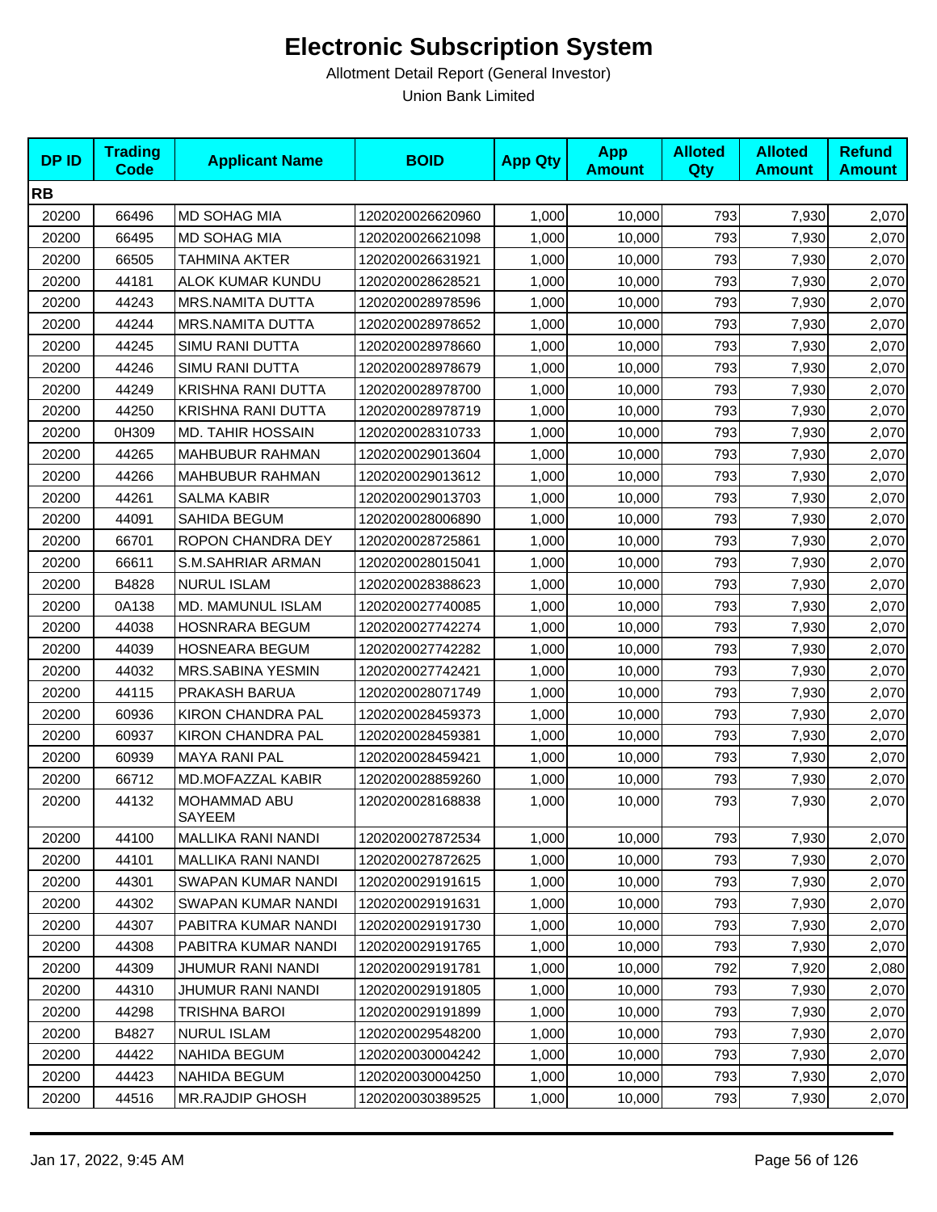# Electronic Subscription System

Allotment Detail Report (General Investor)

Union Bank Limited

| DP ID | Trading Code | Applicant Name | BOID | App Qty | App Amount | Alloted Qty | Alloted Amount | Refund Amount |
|---|---|---|---|---|---|---|---|---|
| **RB** | | | | | | | | |
| 20200 | 66496 | MD SOHAG MIA | 1202020026620960 | 1,000 | 10,000 | 793 | 7,930 | 2,070 |
| 20200 | 66495 | MD SOHAG MIA | 1202020026621098 | 1,000 | 10,000 | 793 | 7,930 | 2,070 |
| 20200 | 66505 | TAHMINA AKTER | 1202020026631921 | 1,000 | 10,000 | 793 | 7,930 | 2,070 |
| 20200 | 44181 | ALOK KUMAR KUNDU | 1202020028628521 | 1,000 | 10,000 | 793 | 7,930 | 2,070 |
| 20200 | 44243 | MRS.NAMITA DUTTA | 1202020028978596 | 1,000 | 10,000 | 793 | 7,930 | 2,070 |
| 20200 | 44244 | MRS.NAMITA DUTTA | 1202020028978652 | 1,000 | 10,000 | 793 | 7,930 | 2,070 |
| 20200 | 44245 | SIMU RANI DUTTA | 1202020028978660 | 1,000 | 10,000 | 793 | 7,930 | 2,070 |
| 20200 | 44246 | SIMU RANI DUTTA | 1202020028978679 | 1,000 | 10,000 | 793 | 7,930 | 2,070 |
| 20200 | 44249 | KRISHNA RANI DUTTA | 1202020028978700 | 1,000 | 10,000 | 793 | 7,930 | 2,070 |
| 20200 | 44250 | KRISHNA RANI DUTTA | 1202020028978719 | 1,000 | 10,000 | 793 | 7,930 | 2,070 |
| 20200 | 0H309 | MD. TAHIR HOSSAIN | 1202020028310733 | 1,000 | 10,000 | 793 | 7,930 | 2,070 |
| 20200 | 44265 | MAHBUBUR RAHMAN | 1202020029013604 | 1,000 | 10,000 | 793 | 7,930 | 2,070 |
| 20200 | 44266 | MAHBUBUR RAHMAN | 1202020029013612 | 1,000 | 10,000 | 793 | 7,930 | 2,070 |
| 20200 | 44261 | SALMA KABIR | 1202020029013703 | 1,000 | 10,000 | 793 | 7,930 | 2,070 |
| 20200 | 44091 | SAHIDA BEGUM | 1202020028006890 | 1,000 | 10,000 | 793 | 7,930 | 2,070 |
| 20200 | 66701 | ROPON CHANDRA DEY | 1202020028725861 | 1,000 | 10,000 | 793 | 7,930 | 2,070 |
| 20200 | 66611 | S.M.SAHRIAR ARMAN | 1202020028015041 | 1,000 | 10,000 | 793 | 7,930 | 2,070 |
| 20200 | B4828 | NURUL ISLAM | 1202020028388623 | 1,000 | 10,000 | 793 | 7,930 | 2,070 |
| 20200 | 0A138 | MD. MAMUNUL ISLAM | 1202020027740085 | 1,000 | 10,000 | 793 | 7,930 | 2,070 |
| 20200 | 44038 | HOSNRARA BEGUM | 1202020027742274 | 1,000 | 10,000 | 793 | 7,930 | 2,070 |
| 20200 | 44039 | HOSNEARA BEGUM | 1202020027742282 | 1,000 | 10,000 | 793 | 7,930 | 2,070 |
| 20200 | 44032 | MRS.SABINA YESMIN | 1202020027742421 | 1,000 | 10,000 | 793 | 7,930 | 2,070 |
| 20200 | 44115 | PRAKASH BARUA | 1202020028071749 | 1,000 | 10,000 | 793 | 7,930 | 2,070 |
| 20200 | 60936 | KIRON CHANDRA PAL | 1202020028459373 | 1,000 | 10,000 | 793 | 7,930 | 2,070 |
| 20200 | 60937 | KIRON CHANDRA PAL | 1202020028459381 | 1,000 | 10,000 | 793 | 7,930 | 2,070 |
| 20200 | 60939 | MAYA RANI PAL | 1202020028459421 | 1,000 | 10,000 | 793 | 7,930 | 2,070 |
| 20200 | 66712 | MD.MOFAZZAL KABIR | 1202020028859260 | 1,000 | 10,000 | 793 | 7,930 | 2,070 |
| 20200 | 44132 | MOHAMMAD ABU SAYEEM | 1202020028168838 | 1,000 | 10,000 | 793 | 7,930 | 2,070 |
| 20200 | 44100 | MALLIKA RANI NANDI | 1202020027872534 | 1,000 | 10,000 | 793 | 7,930 | 2,070 |
| 20200 | 44101 | MALLIKA RANI NANDI | 1202020027872625 | 1,000 | 10,000 | 793 | 7,930 | 2,070 |
| 20200 | 44301 | SWAPAN KUMAR NANDI | 1202020029191615 | 1,000 | 10,000 | 793 | 7,930 | 2,070 |
| 20200 | 44302 | SWAPAN KUMAR NANDI | 1202020029191631 | 1,000 | 10,000 | 793 | 7,930 | 2,070 |
| 20200 | 44307 | PABITRA KUMAR NANDI | 1202020029191730 | 1,000 | 10,000 | 793 | 7,930 | 2,070 |
| 20200 | 44308 | PABITRA KUMAR NANDI | 1202020029191765 | 1,000 | 10,000 | 793 | 7,930 | 2,070 |
| 20200 | 44309 | JHUMUR RANI NANDI | 1202020029191781 | 1,000 | 10,000 | 792 | 7,920 | 2,080 |
| 20200 | 44310 | JHUMUR RANI NANDI | 1202020029191805 | 1,000 | 10,000 | 793 | 7,930 | 2,070 |
| 20200 | 44298 | TRISHNA BAROI | 1202020029191899 | 1,000 | 10,000 | 793 | 7,930 | 2,070 |
| 20200 | B4827 | NURUL ISLAM | 1202020029548200 | 1,000 | 10,000 | 793 | 7,930 | 2,070 |
| 20200 | 44422 | NAHIDA BEGUM | 1202020030004242 | 1,000 | 10,000 | 793 | 7,930 | 2,070 |
| 20200 | 44423 | NAHIDA BEGUM | 1202020030004250 | 1,000 | 10,000 | 793 | 7,930 | 2,070 |
| 20200 | 44516 | MR.RAJDIP GHOSH | 1202020030389525 | 1,000 | 10,000 | 793 | 7,930 | 2,070 |

Jan 17, 2022, 9:45 AM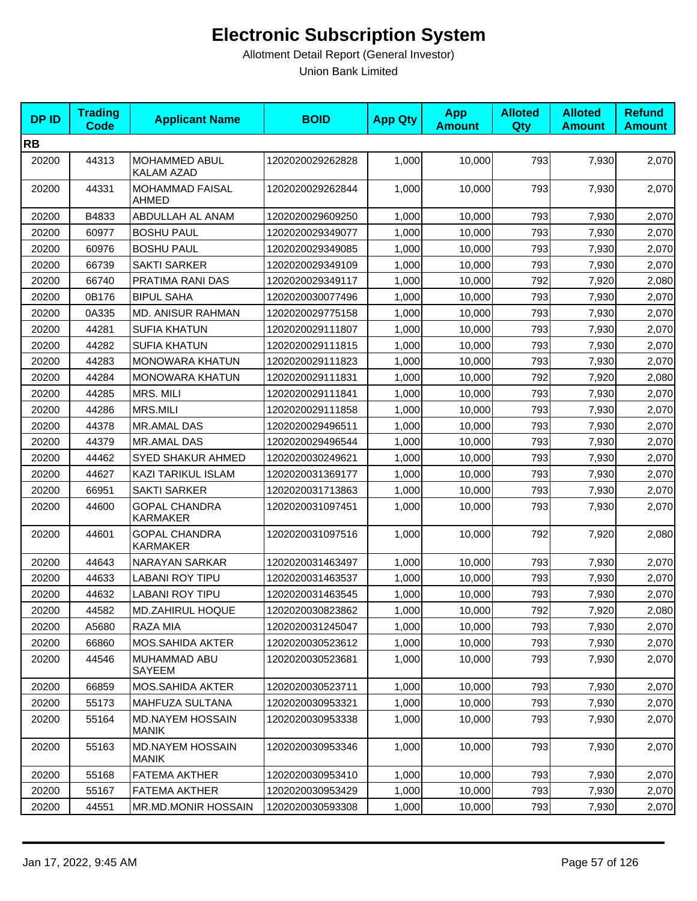# Electronic Subscription System

Allotment Detail Report (General Investor)

Union Bank Limited

| DP ID | Trading Code | Applicant Name | BOID | App Qty | App Amount | Alloted Qty | Alloted Amount | Refund Amount |
|---|---|---|---|---|---|---|---|---|
| **RB** | | | | | | | | |
| 20200 | 44313 | MOHAMMED ABUL KALAM AZAD | 1202020029262828 | 1,000 | 10,000 | 793 | 7,930 | 2,070 |
| 20200 | 44331 | MOHAMMAD FAISAL AHMED | 1202020029262844 | 1,000 | 10,000 | 793 | 7,930 | 2,070 |
| 20200 | B4833 | ABDULLAH AL ANAM | 1202020029609250 | 1,000 | 10,000 | 793 | 7,930 | 2,070 |
| 20200 | 60977 | BOSHU PAUL | 1202020029349077 | 1,000 | 10,000 | 793 | 7,930 | 2,070 |
| 20200 | 60976 | BOSHU PAUL | 1202020029349085 | 1,000 | 10,000 | 793 | 7,930 | 2,070 |
| 20200 | 66739 | SAKTI SARKER | 1202020029349109 | 1,000 | 10,000 | 793 | 7,930 | 2,070 |
| 20200 | 66740 | PRATIMA RANI DAS | 1202020029349117 | 1,000 | 10,000 | 792 | 7,920 | 2,080 |
| 20200 | 0B176 | BIPUL SAHA | 1202020030077496 | 1,000 | 10,000 | 793 | 7,930 | 2,070 |
| 20200 | 0A335 | MD. ANISUR RAHMAN | 1202020029775158 | 1,000 | 10,000 | 793 | 7,930 | 2,070 |
| 20200 | 44281 | SUFIA KHATUN | 1202020029111807 | 1,000 | 10,000 | 793 | 7,930 | 2,070 |
| 20200 | 44282 | SUFIA KHATUN | 1202020029111815 | 1,000 | 10,000 | 793 | 7,930 | 2,070 |
| 20200 | 44283 | MONOWARA KHATUN | 1202020029111823 | 1,000 | 10,000 | 793 | 7,930 | 2,070 |
| 20200 | 44284 | MONOWARA KHATUN | 1202020029111831 | 1,000 | 10,000 | 792 | 7,920 | 2,080 |
| 20200 | 44285 | MRS. MILI | 1202020029111841 | 1,000 | 10,000 | 793 | 7,930 | 2,070 |
| 20200 | 44286 | MRS.MILI | 1202020029111858 | 1,000 | 10,000 | 793 | 7,930 | 2,070 |
| 20200 | 44378 | MR.AMAL DAS | 1202020029496511 | 1,000 | 10,000 | 793 | 7,930 | 2,070 |
| 20200 | 44379 | MR.AMAL DAS | 1202020029496544 | 1,000 | 10,000 | 793 | 7,930 | 2,070 |
| 20200 | 44462 | SYED SHAKUR AHMED | 1202020030249621 | 1,000 | 10,000 | 793 | 7,930 | 2,070 |
| 20200 | 44627 | KAZI TARIKUL ISLAM | 1202020031369177 | 1,000 | 10,000 | 793 | 7,930 | 2,070 |
| 20200 | 66951 | SAKTI SARKER | 1202020031713863 | 1,000 | 10,000 | 793 | 7,930 | 2,070 |
| 20200 | 44600 | GOPAL CHANDRA KARMAKER | 1202020031097451 | 1,000 | 10,000 | 793 | 7,930 | 2,070 |
| 20200 | 44601 | GOPAL CHANDRA KARMAKER | 1202020031097516 | 1,000 | 10,000 | 792 | 7,920 | 2,080 |
| 20200 | 44643 | NARAYAN SARKAR | 1202020031463497 | 1,000 | 10,000 | 793 | 7,930 | 2,070 |
| 20200 | 44633 | LABANI ROY TIPU | 1202020031463537 | 1,000 | 10,000 | 793 | 7,930 | 2,070 |
| 20200 | 44632 | LABANI ROY TIPU | 1202020031463545 | 1,000 | 10,000 | 793 | 7,930 | 2,070 |
| 20200 | 44582 | MD.ZAHIRUL HOQUE | 1202020030823862 | 1,000 | 10,000 | 792 | 7,920 | 2,080 |
| 20200 | A5680 | RAZA MIA | 1202020031245047 | 1,000 | 10,000 | 793 | 7,930 | 2,070 |
| 20200 | 66860 | MOS.SAHIDA AKTER | 1202020030523612 | 1,000 | 10,000 | 793 | 7,930 | 2,070 |
| 20200 | 44546 | MUHAMMAD ABU SAYEEM | 1202020030523681 | 1,000 | 10,000 | 793 | 7,930 | 2,070 |
| 20200 | 66859 | MOS.SAHIDA AKTER | 1202020030523711 | 1,000 | 10,000 | 793 | 7,930 | 2,070 |
| 20200 | 55173 | MAHFUZA SULTANA | 1202020030953321 | 1,000 | 10,000 | 793 | 7,930 | 2,070 |
| 20200 | 55164 | MD.NAYEM HOSSAIN MANIK | 1202020030953338 | 1,000 | 10,000 | 793 | 7,930 | 2,070 |
| 20200 | 55163 | MD.NAYEM HOSSAIN MANIK | 1202020030953346 | 1,000 | 10,000 | 793 | 7,930 | 2,070 |
| 20200 | 55168 | FATEMA AKTHER | 1202020030953410 | 1,000 | 10,000 | 793 | 7,930 | 2,070 |
| 20200 | 55167 | FATEMA AKTHER | 1202020030953429 | 1,000 | 10,000 | 793 | 7,930 | 2,070 |
| 20200 | 44551 | MR.MD.MONIR HOSSAIN | 1202020030593308 | 1,000 | 10,000 | 793 | 7,930 | 2,070 |

Jan 17, 2022, 9:45 AM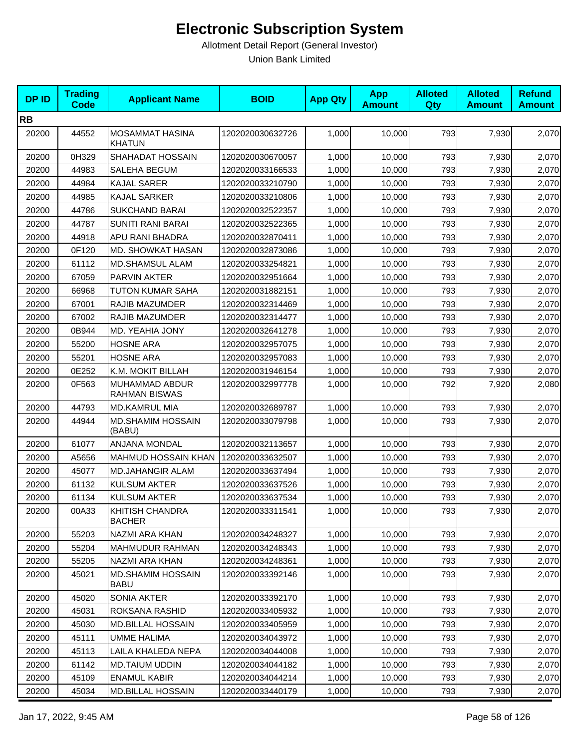# Electronic Subscription System

Allotment Detail Report (General Investor)

Union Bank Limited

| DP ID | Trading Code | Applicant Name | BOID | App Qty | App Amount | Alloted Qty | Alloted Amount | Refund Amount |
|---|---|---|---|---|---|---|---|---|
| **RB** | | | | | | | | |
| 20200 | 44552 | MOSAMMAT HASINA KHATUN | 1202020030632726 | 1,000 | 10,000 | 793 | 7,930 | 2,070 |
| 20200 | 0H329 | SHAHADAT HOSSAIN | 1202020030670057 | 1,000 | 10,000 | 793 | 7,930 | 2,070 |
| 20200 | 44983 | SALEHA BEGUM | 1202020033166533 | 1,000 | 10,000 | 793 | 7,930 | 2,070 |
| 20200 | 44984 | KAJAL SARER | 1202020033210790 | 1,000 | 10,000 | 793 | 7,930 | 2,070 |
| 20200 | 44985 | KAJAL SARKER | 1202020033210806 | 1,000 | 10,000 | 793 | 7,930 | 2,070 |
| 20200 | 44786 | SUKCHAND BARAI | 1202020032522357 | 1,000 | 10,000 | 793 | 7,930 | 2,070 |
| 20200 | 44787 | SUNITI RANI BARAI | 1202020032522365 | 1,000 | 10,000 | 793 | 7,930 | 2,070 |
| 20200 | 44918 | APU RANI BHADRA | 1202020032870411 | 1,000 | 10,000 | 793 | 7,930 | 2,070 |
| 20200 | 0F120 | MD. SHOWKAT HASAN | 1202020032873086 | 1,000 | 10,000 | 793 | 7,930 | 2,070 |
| 20200 | 61112 | MD.SHAMSUL ALAM | 1202020033254821 | 1,000 | 10,000 | 793 | 7,930 | 2,070 |
| 20200 | 67059 | PARVIN AKTER | 1202020032951664 | 1,000 | 10,000 | 793 | 7,930 | 2,070 |
| 20200 | 66968 | TUTON KUMAR SAHA | 1202020031882151 | 1,000 | 10,000 | 793 | 7,930 | 2,070 |
| 20200 | 67001 | RAJIB MAZUMDER | 1202020032314469 | 1,000 | 10,000 | 793 | 7,930 | 2,070 |
| 20200 | 67002 | RAJIB MAZUMDER | 1202020032314477 | 1,000 | 10,000 | 793 | 7,930 | 2,070 |
| 20200 | 0B944 | MD. YEAHIA JONY | 1202020032641278 | 1,000 | 10,000 | 793 | 7,930 | 2,070 |
| 20200 | 55200 | HOSNE ARA | 1202020032957075 | 1,000 | 10,000 | 793 | 7,930 | 2,070 |
| 20200 | 55201 | HOSNE ARA | 1202020032957083 | 1,000 | 10,000 | 793 | 7,930 | 2,070 |
| 20200 | 0E252 | K.M. MOKIT BILLAH | 1202020031946154 | 1,000 | 10,000 | 793 | 7,930 | 2,070 |
| 20200 | 0F563 | MUHAMMAD ABDUR RAHMAN BISWAS | 1202020032997778 | 1,000 | 10,000 | 792 | 7,920 | 2,080 |
| 20200 | 44793 | MD.KAMRUL MIA | 1202020032689787 | 1,000 | 10,000 | 793 | 7,930 | 2,070 |
| 20200 | 44944 | MD.SHAMIM HOSSAIN (BABU) | 1202020033079798 | 1,000 | 10,000 | 793 | 7,930 | 2,070 |
| 20200 | 61077 | ANJANA MONDAL | 1202020032113657 | 1,000 | 10,000 | 793 | 7,930 | 2,070 |
| 20200 | A5656 | MAHMUD HOSSAIN KHAN | 1202020033632507 | 1,000 | 10,000 | 793 | 7,930 | 2,070 |
| 20200 | 45077 | MD.JAHANGIR ALAM | 1202020033637494 | 1,000 | 10,000 | 793 | 7,930 | 2,070 |
| 20200 | 61132 | KULSUM AKTER | 1202020033637526 | 1,000 | 10,000 | 793 | 7,930 | 2,070 |
| 20200 | 61134 | KULSUM AKTER | 1202020033637534 | 1,000 | 10,000 | 793 | 7,930 | 2,070 |
| 20200 | 00A33 | KHITISH CHANDRA BACHER | 1202020033311541 | 1,000 | 10,000 | 793 | 7,930 | 2,070 |
| 20200 | 55203 | NAZMI ARA KHAN | 1202020034248327 | 1,000 | 10,000 | 793 | 7,930 | 2,070 |
| 20200 | 55204 | MAHMUDUR RAHMAN | 1202020034248343 | 1,000 | 10,000 | 793 | 7,930 | 2,070 |
| 20200 | 55205 | NAZMI ARA KHAN | 1202020034248361 | 1,000 | 10,000 | 793 | 7,930 | 2,070 |
| 20200 | 45021 | MD.SHAMIM HOSSAIN BABU | 1202020033392146 | 1,000 | 10,000 | 793 | 7,930 | 2,070 |
| 20200 | 45020 | SONIA AKTER | 1202020033392170 | 1,000 | 10,000 | 793 | 7,930 | 2,070 |
| 20200 | 45031 | ROKSANA RASHID | 1202020033405932 | 1,000 | 10,000 | 793 | 7,930 | 2,070 |
| 20200 | 45030 | MD.BILLAL HOSSAIN | 1202020033405959 | 1,000 | 10,000 | 793 | 7,930 | 2,070 |
| 20200 | 45111 | UMME HALIMA | 1202020034043972 | 1,000 | 10,000 | 793 | 7,930 | 2,070 |
| 20200 | 45113 | LAILA KHALEDA NEPA | 1202020034044008 | 1,000 | 10,000 | 793 | 7,930 | 2,070 |
| 20200 | 61142 | MD.TAIUM UDDIN | 1202020034044182 | 1,000 | 10,000 | 793 | 7,930 | 2,070 |
| 20200 | 45109 | ENAMUL KABIR | 1202020034044214 | 1,000 | 10,000 | 793 | 7,930 | 2,070 |
| 20200 | 45034 | MD.BILLAL HOSSAIN | 1202020033440179 | 1,000 | 10,000 | 793 | 7,930 | 2,070 |

Jan 17, 2022, 9:45 AM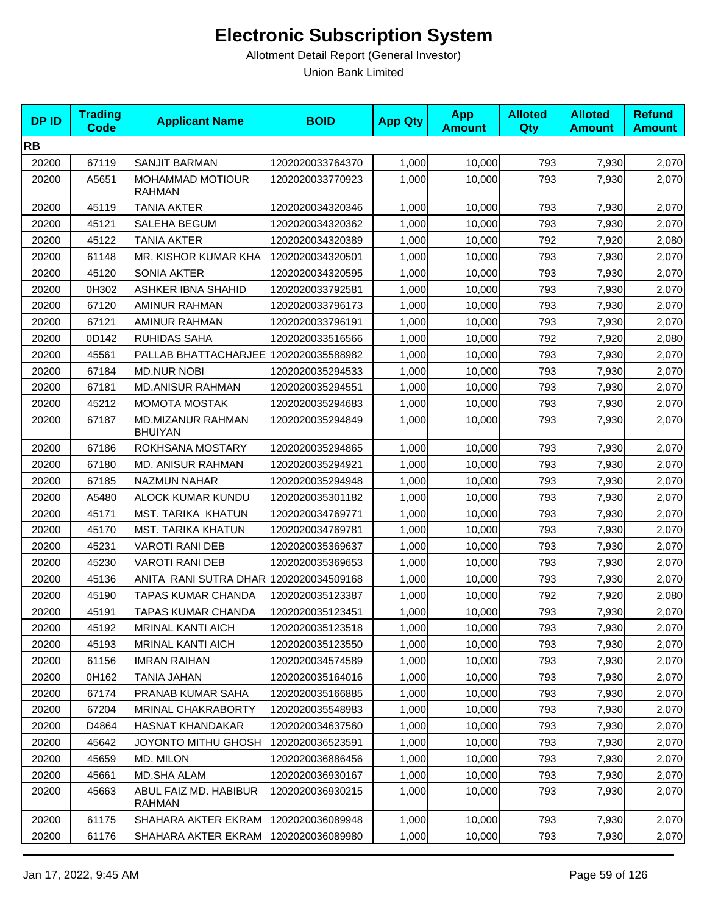# Electronic Subscription System

Allotment Detail Report (General Investor)

Union Bank Limited

| DP ID | Trading Code | Applicant Name | BOID | App Qty | App Amount | Alloted Qty | Alloted Amount | Refund Amount |
|---|---|---|---|---|---|---|---|---|
| **RB** | | | | | | | | |
| 20200 | 67119 | SANJIT BARMAN | 1202020033764370 | 1,000 | 10,000 | 793 | 7,930 | 2,070 |
| 20200 | A5651 | MOHAMMAD MOTIOUR RAHMAN | 1202020033770923 | 1,000 | 10,000 | 793 | 7,930 | 2,070 |
| 20200 | 45119 | TANIA AKTER | 1202020034320346 | 1,000 | 10,000 | 793 | 7,930 | 2,070 |
| 20200 | 45121 | SALEHA BEGUM | 1202020034320362 | 1,000 | 10,000 | 793 | 7,930 | 2,070 |
| 20200 | 45122 | TANIA AKTER | 1202020034320389 | 1,000 | 10,000 | 792 | 7,920 | 2,080 |
| 20200 | 61148 | MR. KISHOR KUMAR KHA | 1202020034320501 | 1,000 | 10,000 | 793 | 7,930 | 2,070 |
| 20200 | 45120 | SONIA AKTER | 1202020034320595 | 1,000 | 10,000 | 793 | 7,930 | 2,070 |
| 20200 | 0H302 | ASHKER IBNA SHAHID | 1202020033792581 | 1,000 | 10,000 | 793 | 7,930 | 2,070 |
| 20200 | 67120 | AMINUR RAHMAN | 1202020033796173 | 1,000 | 10,000 | 793 | 7,930 | 2,070 |
| 20200 | 67121 | AMINUR RAHMAN | 1202020033796191 | 1,000 | 10,000 | 793 | 7,930 | 2,070 |
| 20200 | 0D142 | RUHIDAS SAHA | 1202020033516566 | 1,000 | 10,000 | 792 | 7,920 | 2,080 |
| 20200 | 45561 | PALLAB BHATTACHARJEE | 1202020035588982 | 1,000 | 10,000 | 793 | 7,930 | 2,070 |
| 20200 | 67184 | MD.NUR NOBI | 1202020035294533 | 1,000 | 10,000 | 793 | 7,930 | 2,070 |
| 20200 | 67181 | MD.ANISUR RAHMAN | 1202020035294551 | 1,000 | 10,000 | 793 | 7,930 | 2,070 |
| 20200 | 45212 | MOMOTA MOSTAK | 1202020035294683 | 1,000 | 10,000 | 793 | 7,930 | 2,070 |
| 20200 | 67187 | MD.MIZANUR RAHMAN BHUIYAN | 1202020035294849 | 1,000 | 10,000 | 793 | 7,930 | 2,070 |
| 20200 | 67186 | ROKHSANA MOSTARY | 1202020035294865 | 1,000 | 10,000 | 793 | 7,930 | 2,070 |
| 20200 | 67180 | MD. ANISUR RAHMAN | 1202020035294921 | 1,000 | 10,000 | 793 | 7,930 | 2,070 |
| 20200 | 67185 | NAZMUN NAHAR | 1202020035294948 | 1,000 | 10,000 | 793 | 7,930 | 2,070 |
| 20200 | A5480 | ALOCK KUMAR KUNDU | 1202020035301182 | 1,000 | 10,000 | 793 | 7,930 | 2,070 |
| 20200 | 45171 | MST. TARIKA KHATUN | 1202020034769771 | 1,000 | 10,000 | 793 | 7,930 | 2,070 |
| 20200 | 45170 | MST. TARIKA KHATUN | 1202020034769781 | 1,000 | 10,000 | 793 | 7,930 | 2,070 |
| 20200 | 45231 | VAROTI RANI DEB | 1202020035369637 | 1,000 | 10,000 | 793 | 7,930 | 2,070 |
| 20200 | 45230 | VAROTI RANI DEB | 1202020035369653 | 1,000 | 10,000 | 793 | 7,930 | 2,070 |
| 20200 | 45136 | ANITA RANI SUTRA DHAR | 1202020034509168 | 1,000 | 10,000 | 793 | 7,930 | 2,070 |
| 20200 | 45190 | TAPAS KUMAR CHANDA | 1202020035123387 | 1,000 | 10,000 | 792 | 7,920 | 2,080 |
| 20200 | 45191 | TAPAS KUMAR CHANDA | 1202020035123451 | 1,000 | 10,000 | 793 | 7,930 | 2,070 |
| 20200 | 45192 | MRINAL KANTI AICH | 1202020035123518 | 1,000 | 10,000 | 793 | 7,930 | 2,070 |
| 20200 | 45193 | MRINAL KANTI AICH | 1202020035123550 | 1,000 | 10,000 | 793 | 7,930 | 2,070 |
| 20200 | 61156 | IMRAN RAIHAN | 1202020034574589 | 1,000 | 10,000 | 793 | 7,930 | 2,070 |
| 20200 | 0H162 | TANIA JAHAN | 1202020035164016 | 1,000 | 10,000 | 793 | 7,930 | 2,070 |
| 20200 | 67174 | PRANAB KUMAR SAHA | 1202020035166885 | 1,000 | 10,000 | 793 | 7,930 | 2,070 |
| 20200 | 67204 | MRINAL CHAKRABORTY | 1202020035548983 | 1,000 | 10,000 | 793 | 7,930 | 2,070 |
| 20200 | D4864 | HASNAT KHANDAKAR | 1202020034637560 | 1,000 | 10,000 | 793 | 7,930 | 2,070 |
| 20200 | 45642 | JOYONTO MITHU GHOSH | 1202020036523591 | 1,000 | 10,000 | 793 | 7,930 | 2,070 |
| 20200 | 45659 | MD. MILON | 1202020036886456 | 1,000 | 10,000 | 793 | 7,930 | 2,070 |
| 20200 | 45661 | MD.SHA ALAM | 1202020036930167 | 1,000 | 10,000 | 793 | 7,930 | 2,070 |
| 20200 | 45663 | ABUL FAIZ MD. HABIBUR RAHMAN | 1202020036930215 | 1,000 | 10,000 | 793 | 7,930 | 2,070 |
| 20200 | 61175 | SHAHARA AKTER EKRAM | 1202020036089948 | 1,000 | 10,000 | 793 | 7,930 | 2,070 |
| 20200 | 61176 | SHAHARA AKTER EKRAM | 1202020036089980 | 1,000 | 10,000 | 793 | 7,930 | 2,070 |

Jan 17, 2022, 9:45 AM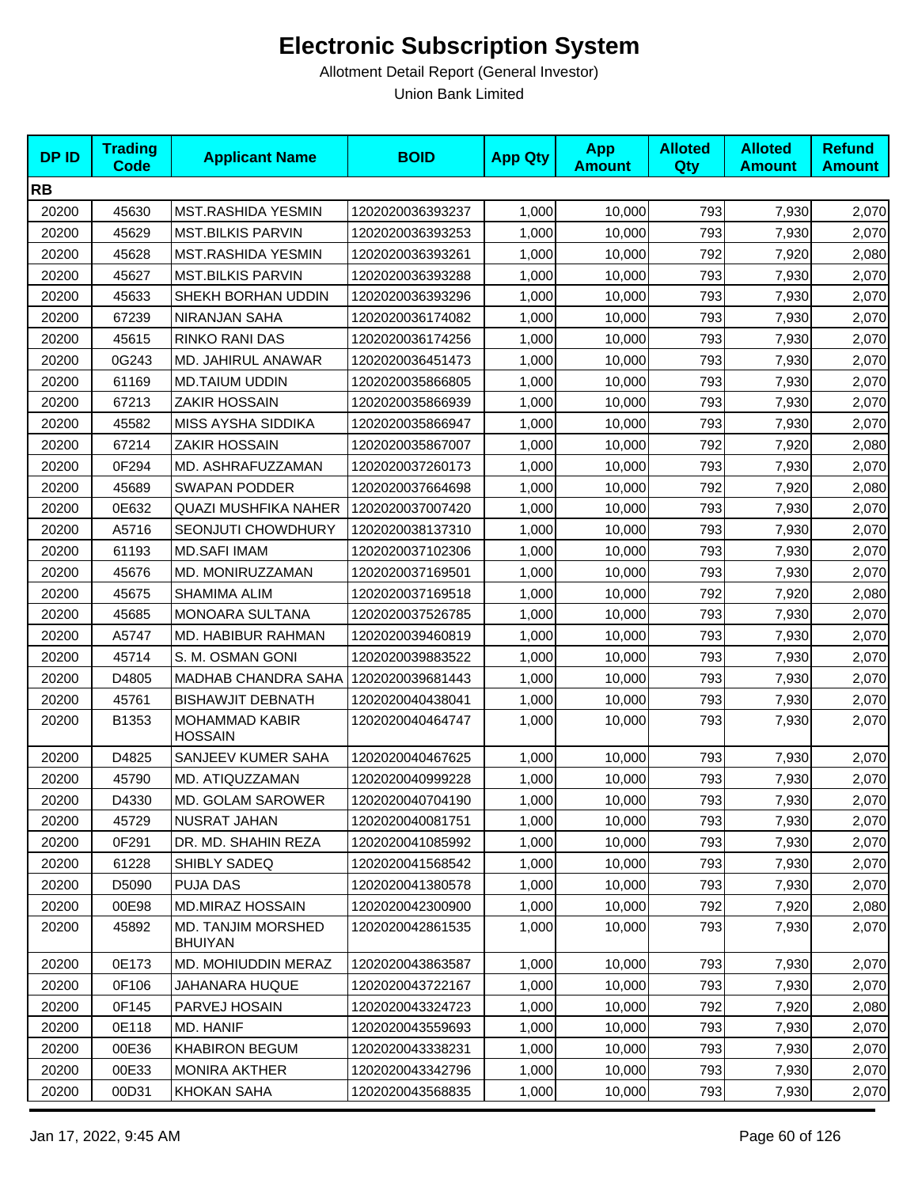# Electronic Subscription System

Allotment Detail Report (General Investor)

Union Bank Limited

| DP ID | Trading Code | Applicant Name | BOID | App Qty | App Amount | Alloted Qty | Alloted Amount | Refund Amount |
|---|---|---|---|---|---|---|---|---|
| **RB** | | | | | | | | |
| 20200 | 45630 | MST.RASHIDA YESMIN | 1202020036393237 | 1,000 | 10,000 | 793 | 7,930 | 2,070 |
| 20200 | 45629 | MST.BILKIS PARVIN | 1202020036393253 | 1,000 | 10,000 | 793 | 7,930 | 2,070 |
| 20200 | 45628 | MST.RASHIDA YESMIN | 1202020036393261 | 1,000 | 10,000 | 792 | 7,920 | 2,080 |
| 20200 | 45627 | MST.BILKIS PARVIN | 1202020036393288 | 1,000 | 10,000 | 793 | 7,930 | 2,070 |
| 20200 | 45633 | SHEKH BORHAN UDDIN | 1202020036393296 | 1,000 | 10,000 | 793 | 7,930 | 2,070 |
| 20200 | 67239 | NIRANJAN SAHA | 1202020036174082 | 1,000 | 10,000 | 793 | 7,930 | 2,070 |
| 20200 | 45615 | RINKO RANI DAS | 1202020036174256 | 1,000 | 10,000 | 793 | 7,930 | 2,070 |
| 20200 | 0G243 | MD. JAHIRUL ANAWAR | 1202020036451473 | 1,000 | 10,000 | 793 | 7,930 | 2,070 |
| 20200 | 61169 | MD.TAIUM UDDIN | 1202020035866805 | 1,000 | 10,000 | 793 | 7,930 | 2,070 |
| 20200 | 67213 | ZAKIR HOSSAIN | 1202020035866939 | 1,000 | 10,000 | 793 | 7,930 | 2,070 |
| 20200 | 45582 | MISS AYSHA SIDDIKA | 1202020035866947 | 1,000 | 10,000 | 793 | 7,930 | 2,070 |
| 20200 | 67214 | ZAKIR HOSSAIN | 1202020035867007 | 1,000 | 10,000 | 792 | 7,920 | 2,080 |
| 20200 | 0F294 | MD. ASHRAFUZZAMAN | 1202020037260173 | 1,000 | 10,000 | 793 | 7,930 | 2,070 |
| 20200 | 45689 | SWAPAN PODDER | 1202020037664698 | 1,000 | 10,000 | 792 | 7,920 | 2,080 |
| 20200 | 0E632 | QUAZI MUSHFIKA NAHER | 1202020037007420 | 1,000 | 10,000 | 793 | 7,930 | 2,070 |
| 20200 | A5716 | SEONJUTI CHOWDHURY | 1202020038137310 | 1,000 | 10,000 | 793 | 7,930 | 2,070 |
| 20200 | 61193 | MD.SAFI IMAM | 1202020037102306 | 1,000 | 10,000 | 793 | 7,930 | 2,070 |
| 20200 | 45676 | MD. MONIRUZZAMAN | 1202020037169501 | 1,000 | 10,000 | 793 | 7,930 | 2,070 |
| 20200 | 45675 | SHAMIMA ALIM | 1202020037169518 | 1,000 | 10,000 | 792 | 7,920 | 2,080 |
| 20200 | 45685 | MONOARA SULTANA | 1202020037526785 | 1,000 | 10,000 | 793 | 7,930 | 2,070 |
| 20200 | A5747 | MD. HABIBUR RAHMAN | 1202020039460819 | 1,000 | 10,000 | 793 | 7,930 | 2,070 |
| 20200 | 45714 | S. M. OSMAN GONI | 1202020039883522 | 1,000 | 10,000 | 793 | 7,930 | 2,070 |
| 20200 | D4805 | MADHAB CHANDRA SAHA | 1202020039681443 | 1,000 | 10,000 | 793 | 7,930 | 2,070 |
| 20200 | 45761 | BISHAWJIT DEBNATH | 1202020040438041 | 1,000 | 10,000 | 793 | 7,930 | 2,070 |
| 20200 | B1353 | MOHAMMAD KABIR HOSSAIN | 1202020040464747 | 1,000 | 10,000 | 793 | 7,930 | 2,070 |
| 20200 | D4825 | SANJEEV KUMER SAHA | 1202020040467625 | 1,000 | 10,000 | 793 | 7,930 | 2,070 |
| 20200 | 45790 | MD. ATIQUZZAMAN | 1202020040999228 | 1,000 | 10,000 | 793 | 7,930 | 2,070 |
| 20200 | D4330 | MD. GOLAM SAROWER | 1202020040704190 | 1,000 | 10,000 | 793 | 7,930 | 2,070 |
| 20200 | 45729 | NUSRAT JAHAN | 1202020040081751 | 1,000 | 10,000 | 793 | 7,930 | 2,070 |
| 20200 | 0F291 | DR. MD. SHAHIN REZA | 1202020041085992 | 1,000 | 10,000 | 793 | 7,930 | 2,070 |
| 20200 | 61228 | SHIBLY SADEQ | 1202020041568542 | 1,000 | 10,000 | 793 | 7,930 | 2,070 |
| 20200 | D5090 | PUJA DAS | 1202020041380578 | 1,000 | 10,000 | 793 | 7,930 | 2,070 |
| 20200 | 00E98 | MD.MIRAZ HOSSAIN | 1202020042300900 | 1,000 | 10,000 | 792 | 7,920 | 2,080 |
| 20200 | 45892 | MD. TANJIM MORSHED BHUIYAN | 1202020042861535 | 1,000 | 10,000 | 793 | 7,930 | 2,070 |
| 20200 | 0E173 | MD. MOHIUDDIN MERAZ | 1202020043863587 | 1,000 | 10,000 | 793 | 7,930 | 2,070 |
| 20200 | 0F106 | JAHANARA HUQUE | 1202020043722167 | 1,000 | 10,000 | 793 | 7,930 | 2,070 |
| 20200 | 0F145 | PARVEJ HOSAIN | 1202020043324723 | 1,000 | 10,000 | 792 | 7,920 | 2,080 |
| 20200 | 0E118 | MD. HANIF | 1202020043559693 | 1,000 | 10,000 | 793 | 7,930 | 2,070 |
| 20200 | 00E36 | KHABIRON BEGUM | 1202020043338231 | 1,000 | 10,000 | 793 | 7,930 | 2,070 |
| 20200 | 00E33 | MONIRA AKTHER | 1202020043342796 | 1,000 | 10,000 | 793 | 7,930 | 2,070 |
| 20200 | 00D31 | KHOKAN SAHA | 1202020043568835 | 1,000 | 10,000 | 793 | 7,930 | 2,070 |

Jan 17, 2022, 9:45 AM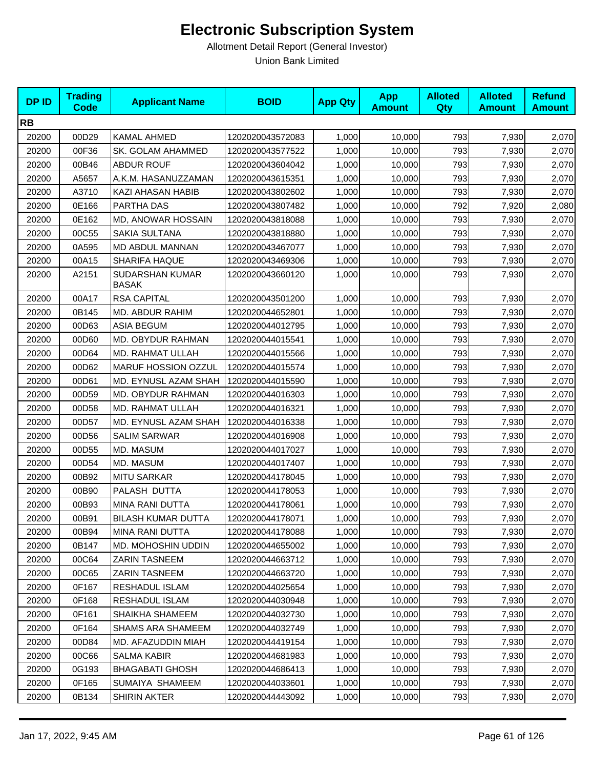# Electronic Subscription System

Allotment Detail Report (General Investor)

Union Bank Limited

| DP ID | Trading Code | Applicant Name | BOID | App Qty | App Amount | Alloted Qty | Alloted Amount | Refund Amount |
|---|---|---|---|---|---|---|---|---|
| **RB** | | | | | | | | |
| 20200 | 00D29 | KAMAL AHMED | 1202020043572083 | 1,000 | 10,000 | 793 | 7,930 | 2,070 |
| 20200 | 00F36 | SK. GOLAM AHAMMED | 1202020043577522 | 1,000 | 10,000 | 793 | 7,930 | 2,070 |
| 20200 | 00B46 | ABDUR ROUF | 1202020043604042 | 1,000 | 10,000 | 793 | 7,930 | 2,070 |
| 20200 | A5657 | A.K.M. HASANUZZAMAN | 1202020043615351 | 1,000 | 10,000 | 793 | 7,930 | 2,070 |
| 20200 | A3710 | KAZI AHASAN HABIB | 1202020043802602 | 1,000 | 10,000 | 793 | 7,930 | 2,070 |
| 20200 | 0E166 | PARTHA DAS | 1202020043807482 | 1,000 | 10,000 | 792 | 7,920 | 2,080 |
| 20200 | 0E162 | MD, ANOWAR HOSSAIN | 1202020043818088 | 1,000 | 10,000 | 793 | 7,930 | 2,070 |
| 20200 | 00C55 | SAKIA SULTANA | 1202020043818880 | 1,000 | 10,000 | 793 | 7,930 | 2,070 |
| 20200 | 0A595 | MD ABDUL MANNAN | 1202020043467077 | 1,000 | 10,000 | 793 | 7,930 | 2,070 |
| 20200 | 00A15 | SHARIFA HAQUE | 1202020043469306 | 1,000 | 10,000 | 793 | 7,930 | 2,070 |
| 20200 | A2151 | SUDARSHAN KUMAR BASAK | 1202020043660120 | 1,000 | 10,000 | 793 | 7,930 | 2,070 |
| 20200 | 00A17 | RSA CAPITAL | 1202020043501200 | 1,000 | 10,000 | 793 | 7,930 | 2,070 |
| 20200 | 0B145 | MD. ABDUR RAHIM | 1202020044652801 | 1,000 | 10,000 | 793 | 7,930 | 2,070 |
| 20200 | 00D63 | ASIA BEGUM | 1202020044012795 | 1,000 | 10,000 | 793 | 7,930 | 2,070 |
| 20200 | 00D60 | MD. OBYDUR RAHMAN | 1202020044015541 | 1,000 | 10,000 | 793 | 7,930 | 2,070 |
| 20200 | 00D64 | MD. RAHMAT ULLAH | 1202020044015566 | 1,000 | 10,000 | 793 | 7,930 | 2,070 |
| 20200 | 00D62 | MARUF HOSSION OZZUL | 1202020044015574 | 1,000 | 10,000 | 793 | 7,930 | 2,070 |
| 20200 | 00D61 | MD. EYNUSL AZAM SHAH | 1202020044015590 | 1,000 | 10,000 | 793 | 7,930 | 2,070 |
| 20200 | 00D59 | MD. OBYDUR RAHMAN | 1202020044016303 | 1,000 | 10,000 | 793 | 7,930 | 2,070 |
| 20200 | 00D58 | MD. RAHMAT ULLAH | 1202020044016321 | 1,000 | 10,000 | 793 | 7,930 | 2,070 |
| 20200 | 00D57 | MD. EYNUSL AZAM SHAH | 1202020044016338 | 1,000 | 10,000 | 793 | 7,930 | 2,070 |
| 20200 | 00D56 | SALIM SARWAR | 1202020044016908 | 1,000 | 10,000 | 793 | 7,930 | 2,070 |
| 20200 | 00D55 | MD. MASUM | 1202020044017027 | 1,000 | 10,000 | 793 | 7,930 | 2,070 |
| 20200 | 00D54 | MD. MASUM | 1202020044017407 | 1,000 | 10,000 | 793 | 7,930 | 2,070 |
| 20200 | 00B92 | MITU SARKAR | 1202020044178045 | 1,000 | 10,000 | 793 | 7,930 | 2,070 |
| 20200 | 00B90 | PALASH DUTTA | 1202020044178053 | 1,000 | 10,000 | 793 | 7,930 | 2,070 |
| 20200 | 00B93 | MINA RANI DUTTA | 1202020044178061 | 1,000 | 10,000 | 793 | 7,930 | 2,070 |
| 20200 | 00B91 | BILASH KUMAR DUTTA | 1202020044178071 | 1,000 | 10,000 | 793 | 7,930 | 2,070 |
| 20200 | 00B94 | MINA RANI DUTTA | 1202020044178088 | 1,000 | 10,000 | 793 | 7,930 | 2,070 |
| 20200 | 0B147 | MD. MOHOSHIN UDDIN | 1202020044655002 | 1,000 | 10,000 | 793 | 7,930 | 2,070 |
| 20200 | 00C64 | ZARIN TASNEEM | 1202020044663712 | 1,000 | 10,000 | 793 | 7,930 | 2,070 |
| 20200 | 00C65 | ZARIN TASNEEM | 1202020044663720 | 1,000 | 10,000 | 793 | 7,930 | 2,070 |
| 20200 | 0F167 | RESHADUL ISLAM | 1202020044025654 | 1,000 | 10,000 | 793 | 7,930 | 2,070 |
| 20200 | 0F168 | RESHADUL ISLAM | 1202020044030948 | 1,000 | 10,000 | 793 | 7,930 | 2,070 |
| 20200 | 0F161 | SHAIKHA SHAMEEM | 1202020044032730 | 1,000 | 10,000 | 793 | 7,930 | 2,070 |
| 20200 | 0F164 | SHAMS ARA SHAMEEM | 1202020044032749 | 1,000 | 10,000 | 793 | 7,930 | 2,070 |
| 20200 | 00D84 | MD. AFAZUDDIN MIAH | 1202020044419154 | 1,000 | 10,000 | 793 | 7,930 | 2,070 |
| 20200 | 00C66 | SALMA KABIR | 1202020044681983 | 1,000 | 10,000 | 793 | 7,930 | 2,070 |
| 20200 | 0G193 | BHAGABATI GHOSH | 1202020044686413 | 1,000 | 10,000 | 793 | 7,930 | 2,070 |
| 20200 | 0F165 | SUMAIYA SHAMEEM | 1202020044033601 | 1,000 | 10,000 | 793 | 7,930 | 2,070 |
| 20200 | 0B134 | SHIRIN AKTER | 1202020044443092 | 1,000 | 10,000 | 793 | 7,930 | 2,070 |

Jan 17, 2022, 9:45 AM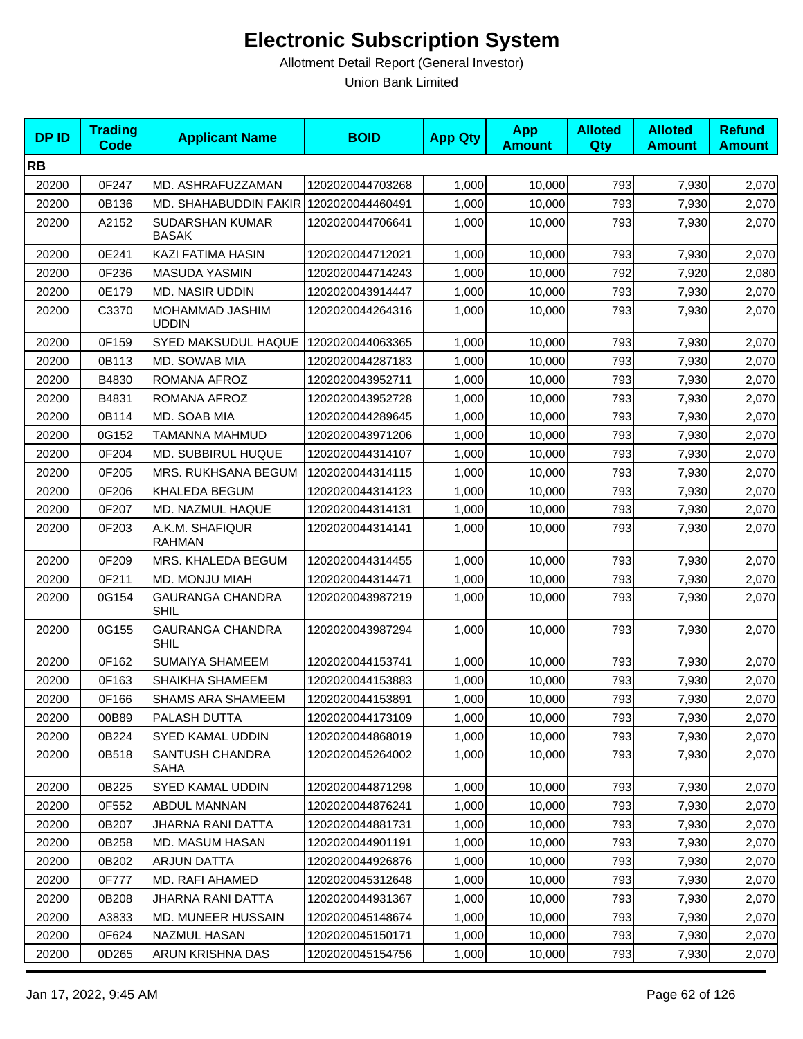# Electronic Subscription System

Allotment Detail Report (General Investor)

Union Bank Limited

| DP ID | Trading Code | Applicant Name | BOID | App Qty | App Amount | Alloted Qty | Alloted Amount | Refund Amount |
|---|---|---|---|---|---|---|---|---|
| **RB** | | | | | | | | |
| 20200 | 0F247 | MD. ASHRAFUZZAMAN | 1202020044703268 | 1,000 | 10,000 | 793 | 7,930 | 2,070 |
| 20200 | 0B136 | MD. SHAHABUDDIN FAKIR | 1202020044460491 | 1,000 | 10,000 | 793 | 7,930 | 2,070 |
| 20200 | A2152 | SUDARSHAN KUMAR BASAK | 1202020044706641 | 1,000 | 10,000 | 793 | 7,930 | 2,070 |
| 20200 | 0E241 | KAZI FATIMA HASIN | 1202020044712021 | 1,000 | 10,000 | 793 | 7,930 | 2,070 |
| 20200 | 0F236 | MASUDA YASMIN | 1202020044714243 | 1,000 | 10,000 | 792 | 7,920 | 2,080 |
| 20200 | 0E179 | MD. NASIR UDDIN | 1202020043914447 | 1,000 | 10,000 | 793 | 7,930 | 2,070 |
| 20200 | C3370 | MOHAMMAD JASHIM UDDIN | 1202020044264316 | 1,000 | 10,000 | 793 | 7,930 | 2,070 |
| 20200 | 0F159 | SYED MAKSUDUL HAQUE | 1202020044063365 | 1,000 | 10,000 | 793 | 7,930 | 2,070 |
| 20200 | 0B113 | MD. SOWAB MIA | 1202020044287183 | 1,000 | 10,000 | 793 | 7,930 | 2,070 |
| 20200 | B4830 | ROMANA AFROZ | 1202020043952711 | 1,000 | 10,000 | 793 | 7,930 | 2,070 |
| 20200 | B4831 | ROMANA AFROZ | 1202020043952728 | 1,000 | 10,000 | 793 | 7,930 | 2,070 |
| 20200 | 0B114 | MD. SOAB MIA | 1202020044289645 | 1,000 | 10,000 | 793 | 7,930 | 2,070 |
| 20200 | 0G152 | TAMANNA MAHMUD | 1202020043971206 | 1,000 | 10,000 | 793 | 7,930 | 2,070 |
| 20200 | 0F204 | MD. SUBBIRUL HUQUE | 1202020044314107 | 1,000 | 10,000 | 793 | 7,930 | 2,070 |
| 20200 | 0F205 | MRS. RUKHSANA BEGUM | 1202020044314115 | 1,000 | 10,000 | 793 | 7,930 | 2,070 |
| 20200 | 0F206 | KHALEDA BEGUM | 1202020044314123 | 1,000 | 10,000 | 793 | 7,930 | 2,070 |
| 20200 | 0F207 | MD. NAZMUL HAQUE | 1202020044314131 | 1,000 | 10,000 | 793 | 7,930 | 2,070 |
| 20200 | 0F203 | A.K.M. SHAFIQUR RAHMAN | 1202020044314141 | 1,000 | 10,000 | 793 | 7,930 | 2,070 |
| 20200 | 0F209 | MRS. KHALEDA BEGUM | 1202020044314455 | 1,000 | 10,000 | 793 | 7,930 | 2,070 |
| 20200 | 0F211 | MD. MONJU MIAH | 1202020044314471 | 1,000 | 10,000 | 793 | 7,930 | 2,070 |
| 20200 | 0G154 | GAURANGA CHANDRA SHIL | 1202020043987219 | 1,000 | 10,000 | 793 | 7,930 | 2,070 |
| 20200 | 0G155 | GAURANGA CHANDRA SHIL | 1202020043987294 | 1,000 | 10,000 | 793 | 7,930 | 2,070 |
| 20200 | 0F162 | SUMAIYA SHAMEEM | 1202020044153741 | 1,000 | 10,000 | 793 | 7,930 | 2,070 |
| 20200 | 0F163 | SHAIKHA SHAMEEM | 1202020044153883 | 1,000 | 10,000 | 793 | 7,930 | 2,070 |
| 20200 | 0F166 | SHAMS ARA SHAMEEM | 1202020044153891 | 1,000 | 10,000 | 793 | 7,930 | 2,070 |
| 20200 | 00B89 | PALASH DUTTA | 1202020044173109 | 1,000 | 10,000 | 793 | 7,930 | 2,070 |
| 20200 | 0B224 | SYED KAMAL UDDIN | 1202020044868019 | 1,000 | 10,000 | 793 | 7,930 | 2,070 |
| 20200 | 0B518 | SANTUSH CHANDRA SAHA | 1202020045264002 | 1,000 | 10,000 | 793 | 7,930 | 2,070 |
| 20200 | 0B225 | SYED KAMAL UDDIN | 1202020044871298 | 1,000 | 10,000 | 793 | 7,930 | 2,070 |
| 20200 | 0F552 | ABDUL MANNAN | 1202020044876241 | 1,000 | 10,000 | 793 | 7,930 | 2,070 |
| 20200 | 0B207 | JHARNA RANI DATTA | 1202020044881731 | 1,000 | 10,000 | 793 | 7,930 | 2,070 |
| 20200 | 0B258 | MD. MASUM HASAN | 1202020044901191 | 1,000 | 10,000 | 793 | 7,930 | 2,070 |
| 20200 | 0B202 | ARJUN DATTA | 1202020044926876 | 1,000 | 10,000 | 793 | 7,930 | 2,070 |
| 20200 | 0F777 | MD. RAFI AHAMED | 1202020045312648 | 1,000 | 10,000 | 793 | 7,930 | 2,070 |
| 20200 | 0B208 | JHARNA RANI DATTA | 1202020044931367 | 1,000 | 10,000 | 793 | 7,930 | 2,070 |
| 20200 | A3833 | MD. MUNEER HUSSAIN | 1202020045148674 | 1,000 | 10,000 | 793 | 7,930 | 2,070 |
| 20200 | 0F624 | NAZMUL HASAN | 1202020045150171 | 1,000 | 10,000 | 793 | 7,930 | 2,070 |
| 20200 | 0D265 | ARUN KRISHNA DAS | 1202020045154756 | 1,000 | 10,000 | 793 | 7,930 | 2,070 |

Jan 17, 2022, 9:45 AM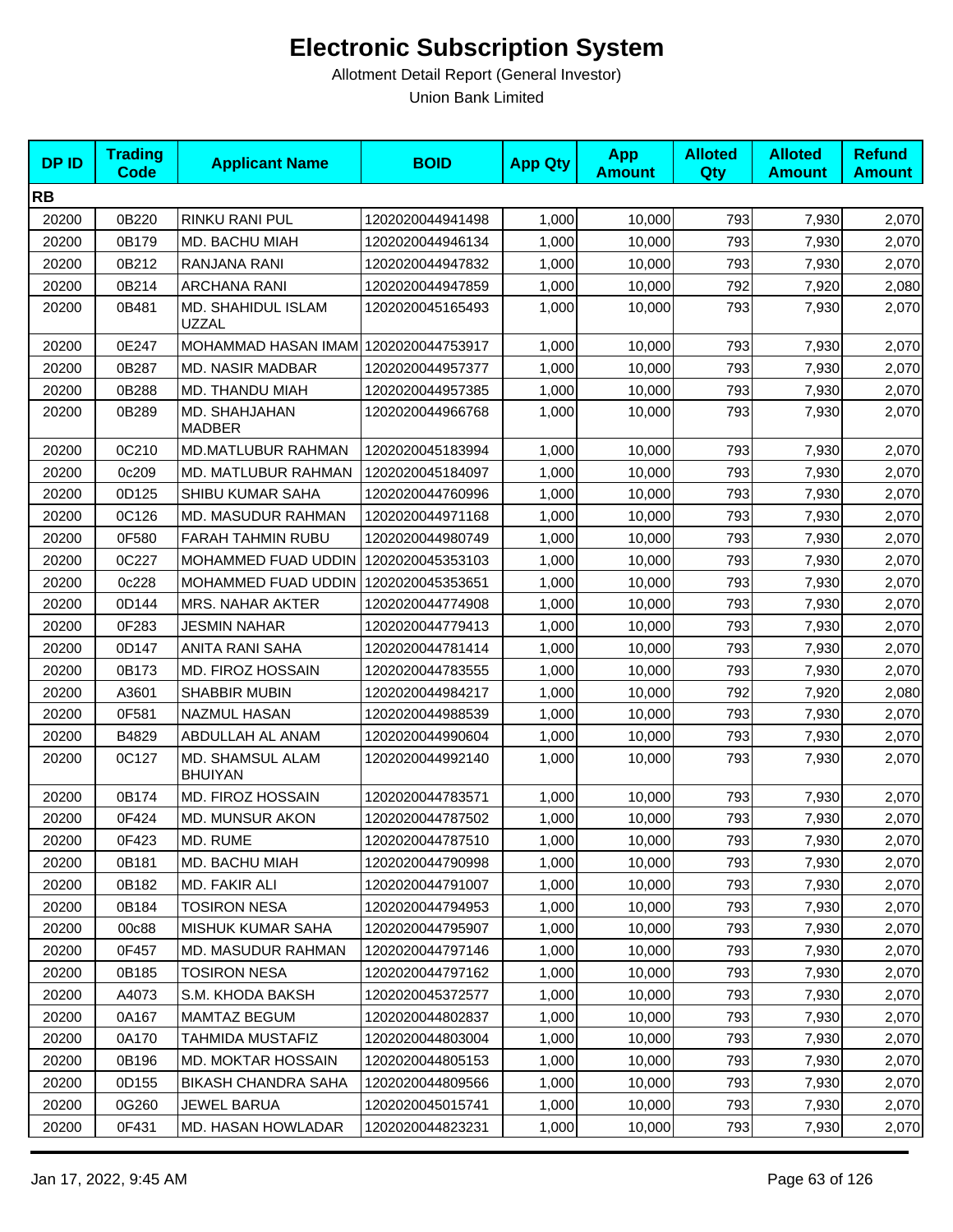# Electronic Subscription System

Allotment Detail Report (General Investor)

Union Bank Limited

| DP ID | Trading Code | Applicant Name | BOID | App Qty | App Amount | Alloted Qty | Alloted Amount | Refund Amount |
|---|---|---|---|---|---|---|---|---|
| **RB** | | | | | | | | |
| 20200 | 0B220 | RINKU RANI PUL | 1202020044941498 | 1,000 | 10,000 | 793 | 7,930 | 2,070 |
| 20200 | 0B179 | MD. BACHU MIAH | 1202020044946134 | 1,000 | 10,000 | 793 | 7,930 | 2,070 |
| 20200 | 0B212 | RANJANA RANI | 1202020044947832 | 1,000 | 10,000 | 793 | 7,930 | 2,070 |
| 20200 | 0B214 | ARCHANA RANI | 1202020044947859 | 1,000 | 10,000 | 792 | 7,920 | 2,080 |
| 20200 | 0B481 | MD. SHAHIDUL ISLAM UZZAL | 1202020045165493 | 1,000 | 10,000 | 793 | 7,930 | 2,070 |
| 20200 | 0E247 | MOHAMMAD HASAN IMAM | 1202020044753917 | 1,000 | 10,000 | 793 | 7,930 | 2,070 |
| 20200 | 0B287 | MD. NASIR MADBAR | 1202020044957377 | 1,000 | 10,000 | 793 | 7,930 | 2,070 |
| 20200 | 0B288 | MD. THANDU MIAH | 1202020044957385 | 1,000 | 10,000 | 793 | 7,930 | 2,070 |
| 20200 | 0B289 | MD. SHAHJAHAN MADBER | 1202020044966768 | 1,000 | 10,000 | 793 | 7,930 | 2,070 |
| 20200 | 0C210 | MD.MATLUBUR RAHMAN | 1202020045183994 | 1,000 | 10,000 | 793 | 7,930 | 2,070 |
| 20200 | 0c209 | MD. MATLUBUR RAHMAN | 1202020045184097 | 1,000 | 10,000 | 793 | 7,930 | 2,070 |
| 20200 | 0D125 | SHIBU KUMAR SAHA | 1202020044760996 | 1,000 | 10,000 | 793 | 7,930 | 2,070 |
| 20200 | 0C126 | MD. MASUDUR RAHMAN | 1202020044971168 | 1,000 | 10,000 | 793 | 7,930 | 2,070 |
| 20200 | 0F580 | FARAH TAHMIN RUBU | 1202020044980749 | 1,000 | 10,000 | 793 | 7,930 | 2,070 |
| 20200 | 0C227 | MOHAMMED FUAD UDDIN | 1202020045353103 | 1,000 | 10,000 | 793 | 7,930 | 2,070 |
| 20200 | 0c228 | MOHAMMED FUAD UDDIN | 1202020045353651 | 1,000 | 10,000 | 793 | 7,930 | 2,070 |
| 20200 | 0D144 | MRS. NAHAR AKTER | 1202020044774908 | 1,000 | 10,000 | 793 | 7,930 | 2,070 |
| 20200 | 0F283 | JESMIN NAHAR | 1202020044779413 | 1,000 | 10,000 | 793 | 7,930 | 2,070 |
| 20200 | 0D147 | ANITA RANI SAHA | 1202020044781414 | 1,000 | 10,000 | 793 | 7,930 | 2,070 |
| 20200 | 0B173 | MD. FIROZ HOSSAIN | 1202020044783555 | 1,000 | 10,000 | 793 | 7,930 | 2,070 |
| 20200 | A3601 | SHABBIR MUBIN | 1202020044984217 | 1,000 | 10,000 | 792 | 7,920 | 2,080 |
| 20200 | 0F581 | NAZMUL HASAN | 1202020044988539 | 1,000 | 10,000 | 793 | 7,930 | 2,070 |
| 20200 | B4829 | ABDULLAH AL ANAM | 1202020044990604 | 1,000 | 10,000 | 793 | 7,930 | 2,070 |
| 20200 | 0C127 | MD. SHAMSUL ALAM BHUIYAN | 1202020044992140 | 1,000 | 10,000 | 793 | 7,930 | 2,070 |
| 20200 | 0B174 | MD. FIROZ HOSSAIN | 1202020044783571 | 1,000 | 10,000 | 793 | 7,930 | 2,070 |
| 20200 | 0F424 | MD. MUNSUR AKON | 1202020044787502 | 1,000 | 10,000 | 793 | 7,930 | 2,070 |
| 20200 | 0F423 | MD. RUME | 1202020044787510 | 1,000 | 10,000 | 793 | 7,930 | 2,070 |
| 20200 | 0B181 | MD. BACHU MIAH | 1202020044790998 | 1,000 | 10,000 | 793 | 7,930 | 2,070 |
| 20200 | 0B182 | MD. FAKIR ALI | 1202020044791007 | 1,000 | 10,000 | 793 | 7,930 | 2,070 |
| 20200 | 0B184 | TOSIRON NESA | 1202020044794953 | 1,000 | 10,000 | 793 | 7,930 | 2,070 |
| 20200 | 00c88 | MISHUK KUMAR SAHA | 1202020044795907 | 1,000 | 10,000 | 793 | 7,930 | 2,070 |
| 20200 | 0F457 | MD. MASUDUR RAHMAN | 1202020044797146 | 1,000 | 10,000 | 793 | 7,930 | 2,070 |
| 20200 | 0B185 | TOSIRON NESA | 1202020044797162 | 1,000 | 10,000 | 793 | 7,930 | 2,070 |
| 20200 | A4073 | S.M. KHODA BAKSH | 1202020045372577 | 1,000 | 10,000 | 793 | 7,930 | 2,070 |
| 20200 | 0A167 | MAMTAZ BEGUM | 1202020044802837 | 1,000 | 10,000 | 793 | 7,930 | 2,070 |
| 20200 | 0A170 | TAHMIDA MUSTAFIZ | 1202020044803004 | 1,000 | 10,000 | 793 | 7,930 | 2,070 |
| 20200 | 0B196 | MD. MOKTAR HOSSAIN | 1202020044805153 | 1,000 | 10,000 | 793 | 7,930 | 2,070 |
| 20200 | 0D155 | BIKASH CHANDRA SAHA | 1202020044809566 | 1,000 | 10,000 | 793 | 7,930 | 2,070 |
| 20200 | 0G260 | JEWEL BARUA | 1202020045015741 | 1,000 | 10,000 | 793 | 7,930 | 2,070 |
| 20200 | 0F431 | MD. HASAN HOWLADAR | 1202020044823231 | 1,000 | 10,000 | 793 | 7,930 | 2,070 |

Jan 17, 2022, 9:45 AM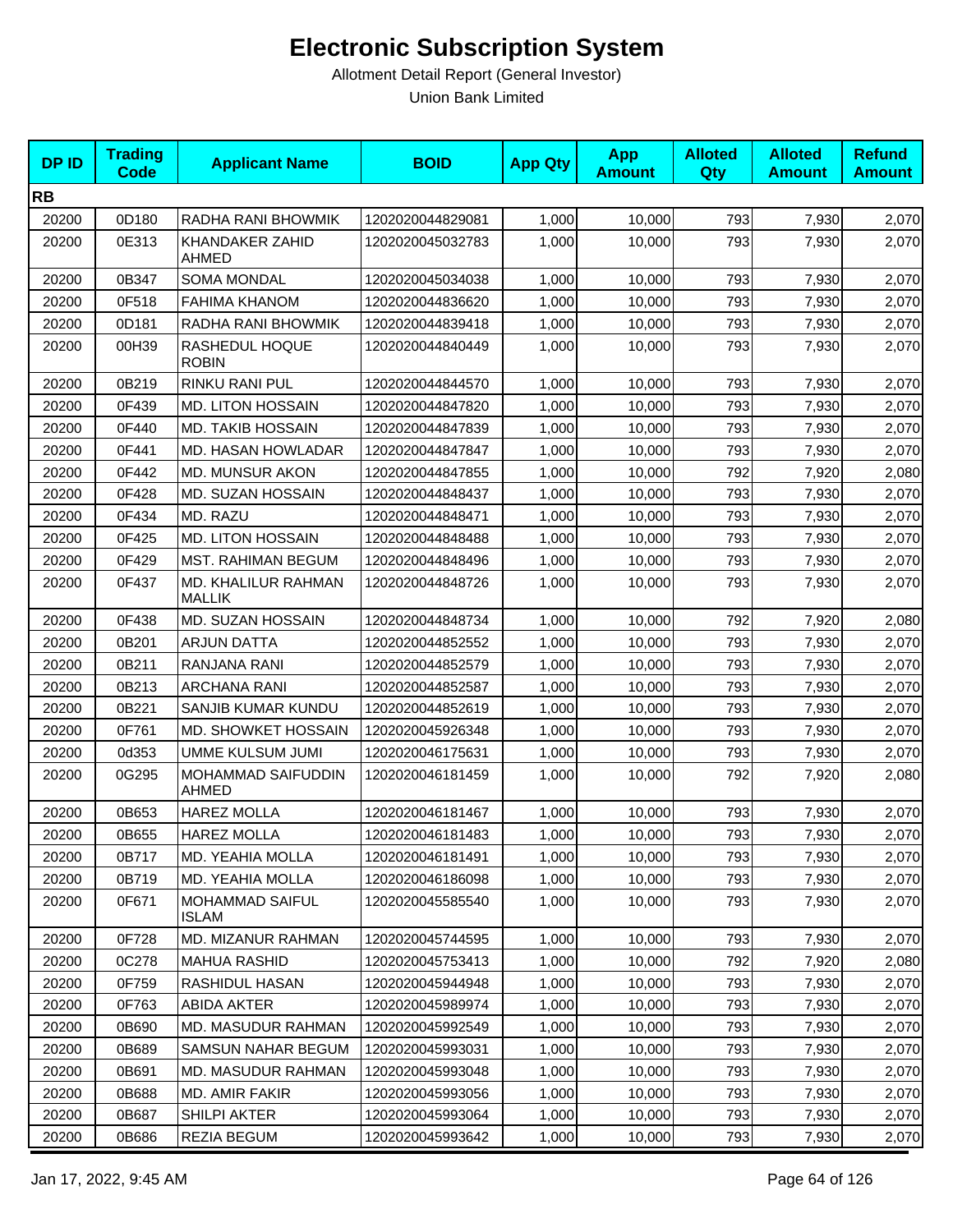# Electronic Subscription System

Allotment Detail Report (General Investor)

Union Bank Limited

| DP ID | Trading Code | Applicant Name | BOID | App Qty | App Amount | Alloted Qty | Alloted Amount | Refund Amount |
|---|---|---|---|---|---|---|---|---|
| **RB** | | | | | | | | |
| 20200 | 0D180 | RADHA RANI BHOWMIK | 1202020044829081 | 1,000 | 10,000 | 793 | 7,930 | 2,070 |
| 20200 | 0E313 | KHANDAKER ZAHID AHMED | 1202020045032783 | 1,000 | 10,000 | 793 | 7,930 | 2,070 |
| 20200 | 0B347 | SOMA MONDAL | 1202020045034038 | 1,000 | 10,000 | 793 | 7,930 | 2,070 |
| 20200 | 0F518 | FAHIMA KHANOM | 1202020044836620 | 1,000 | 10,000 | 793 | 7,930 | 2,070 |
| 20200 | 0D181 | RADHA RANI BHOWMIK | 1202020044839418 | 1,000 | 10,000 | 793 | 7,930 | 2,070 |
| 20200 | 00H39 | RASHEDUL HOQUE ROBIN | 1202020044840449 | 1,000 | 10,000 | 793 | 7,930 | 2,070 |
| 20200 | 0B219 | RINKU RANI PUL | 1202020044844570 | 1,000 | 10,000 | 793 | 7,930 | 2,070 |
| 20200 | 0F439 | MD. LITON HOSSAIN | 1202020044847820 | 1,000 | 10,000 | 793 | 7,930 | 2,070 |
| 20200 | 0F440 | MD. TAKIB HOSSAIN | 1202020044847839 | 1,000 | 10,000 | 793 | 7,930 | 2,070 |
| 20200 | 0F441 | MD. HASAN HOWLADAR | 1202020044847847 | 1,000 | 10,000 | 793 | 7,930 | 2,070 |
| 20200 | 0F442 | MD. MUNSUR AKON | 1202020044847855 | 1,000 | 10,000 | 792 | 7,920 | 2,080 |
| 20200 | 0F428 | MD. SUZAN HOSSAIN | 1202020044848437 | 1,000 | 10,000 | 793 | 7,930 | 2,070 |
| 20200 | 0F434 | MD. RAZU | 1202020044848471 | 1,000 | 10,000 | 793 | 7,930 | 2,070 |
| 20200 | 0F425 | MD. LITON HOSSAIN | 1202020044848488 | 1,000 | 10,000 | 793 | 7,930 | 2,070 |
| 20200 | 0F429 | MST. RAHIMAN BEGUM | 1202020044848496 | 1,000 | 10,000 | 793 | 7,930 | 2,070 |
| 20200 | 0F437 | MD. KHALILUR RAHMAN MALLIK | 1202020044848726 | 1,000 | 10,000 | 793 | 7,930 | 2,070 |
| 20200 | 0F438 | MD. SUZAN HOSSAIN | 1202020044848734 | 1,000 | 10,000 | 792 | 7,920 | 2,080 |
| 20200 | 0B201 | ARJUN DATTA | 1202020044852552 | 1,000 | 10,000 | 793 | 7,930 | 2,070 |
| 20200 | 0B211 | RANJANA RANI | 1202020044852579 | 1,000 | 10,000 | 793 | 7,930 | 2,070 |
| 20200 | 0B213 | ARCHANA RANI | 1202020044852587 | 1,000 | 10,000 | 793 | 7,930 | 2,070 |
| 20200 | 0B221 | SANJIB KUMAR KUNDU | 1202020044852619 | 1,000 | 10,000 | 793 | 7,930 | 2,070 |
| 20200 | 0F761 | MD. SHOWKET HOSSAIN | 1202020045926348 | 1,000 | 10,000 | 793 | 7,930 | 2,070 |
| 20200 | 0d353 | UMME KULSUM JUMI | 1202020046175631 | 1,000 | 10,000 | 793 | 7,930 | 2,070 |
| 20200 | 0G295 | MOHAMMAD SAIFUDDIN AHMED | 1202020046181459 | 1,000 | 10,000 | 792 | 7,920 | 2,080 |
| 20200 | 0B653 | HAREZ MOLLA | 1202020046181467 | 1,000 | 10,000 | 793 | 7,930 | 2,070 |
| 20200 | 0B655 | HAREZ MOLLA | 1202020046181483 | 1,000 | 10,000 | 793 | 7,930 | 2,070 |
| 20200 | 0B717 | MD. YEAHIA MOLLA | 1202020046181491 | 1,000 | 10,000 | 793 | 7,930 | 2,070 |
| 20200 | 0B719 | MD. YEAHIA MOLLA | 1202020046186098 | 1,000 | 10,000 | 793 | 7,930 | 2,070 |
| 20200 | 0F671 | MOHAMMAD SAIFUL ISLAM | 1202020045585540 | 1,000 | 10,000 | 793 | 7,930 | 2,070 |
| 20200 | 0F728 | MD. MIZANUR RAHMAN | 1202020045744595 | 1,000 | 10,000 | 793 | 7,930 | 2,070 |
| 20200 | 0C278 | MAHUA RASHID | 1202020045753413 | 1,000 | 10,000 | 792 | 7,920 | 2,080 |
| 20200 | 0F759 | RASHIDUL HASAN | 1202020045944948 | 1,000 | 10,000 | 793 | 7,930 | 2,070 |
| 20200 | 0F763 | ABIDA AKTER | 1202020045989974 | 1,000 | 10,000 | 793 | 7,930 | 2,070 |
| 20200 | 0B690 | MD. MASUDUR RAHMAN | 1202020045992549 | 1,000 | 10,000 | 793 | 7,930 | 2,070 |
| 20200 | 0B689 | SAMSUN NAHAR BEGUM | 1202020045993031 | 1,000 | 10,000 | 793 | 7,930 | 2,070 |
| 20200 | 0B691 | MD. MASUDUR RAHMAN | 1202020045993048 | 1,000 | 10,000 | 793 | 7,930 | 2,070 |
| 20200 | 0B688 | MD. AMIR FAKIR | 1202020045993056 | 1,000 | 10,000 | 793 | 7,930 | 2,070 |
| 20200 | 0B687 | SHILPI AKTER | 1202020045993064 | 1,000 | 10,000 | 793 | 7,930 | 2,070 |
| 20200 | 0B686 | REZIA BEGUM | 1202020045993642 | 1,000 | 10,000 | 793 | 7,930 | 2,070 |

Jan 17, 2022, 9:45 AM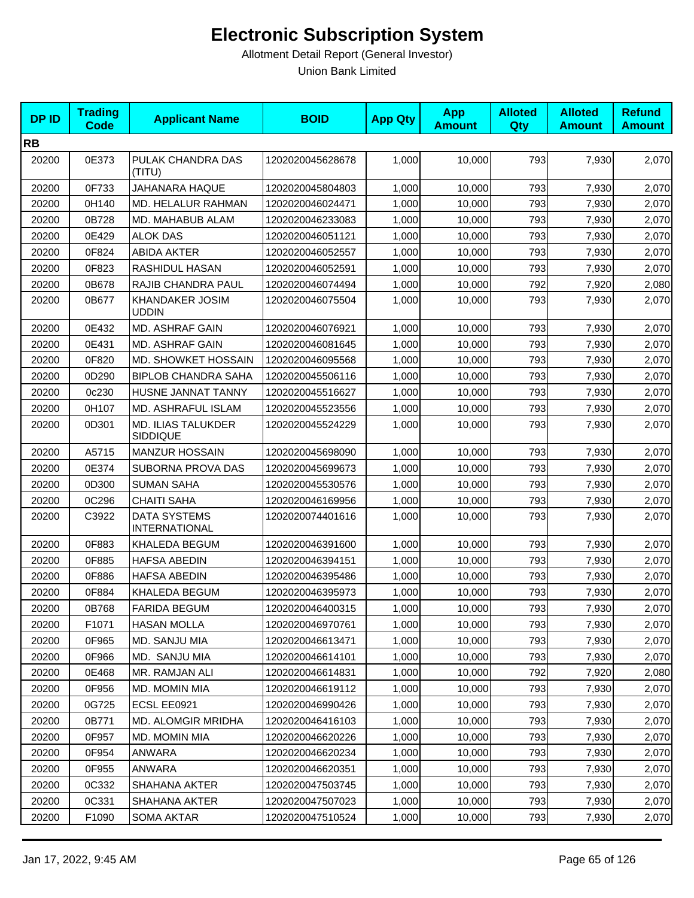# Electronic Subscription System

Allotment Detail Report (General Investor)

Union Bank Limited

| DP ID | Trading Code | Applicant Name | BOID | App Qty | App Amount | Alloted Qty | Alloted Amount | Refund Amount |
|---|---|---|---|---|---|---|---|---|
| **RB** | | | | | | | | |
| 20200 | 0E373 | PULAK CHANDRA DAS (TITU) | 1202020045628678 | 1,000 | 10,000 | 793 | 7,930 | 2,070 |
| 20200 | 0F733 | JAHANARA HAQUE | 1202020045804803 | 1,000 | 10,000 | 793 | 7,930 | 2,070 |
| 20200 | 0H140 | MD. HELALUR RAHMAN | 1202020046024471 | 1,000 | 10,000 | 793 | 7,930 | 2,070 |
| 20200 | 0B728 | MD. MAHABUB ALAM | 1202020046233083 | 1,000 | 10,000 | 793 | 7,930 | 2,070 |
| 20200 | 0E429 | ALOK DAS | 1202020046051121 | 1,000 | 10,000 | 793 | 7,930 | 2,070 |
| 20200 | 0F824 | ABIDA AKTER | 1202020046052557 | 1,000 | 10,000 | 793 | 7,930 | 2,070 |
| 20200 | 0F823 | RASHIDUL HASAN | 1202020046052591 | 1,000 | 10,000 | 793 | 7,930 | 2,070 |
| 20200 | 0B678 | RAJIB CHANDRA PAUL | 1202020046074494 | 1,000 | 10,000 | 792 | 7,920 | 2,080 |
| 20200 | 0B677 | KHANDAKER JOSIM UDDIN | 1202020046075504 | 1,000 | 10,000 | 793 | 7,930 | 2,070 |
| 20200 | 0E432 | MD. ASHRAF GAIN | 1202020046076921 | 1,000 | 10,000 | 793 | 7,930 | 2,070 |
| 20200 | 0E431 | MD. ASHRAF GAIN | 1202020046081645 | 1,000 | 10,000 | 793 | 7,930 | 2,070 |
| 20200 | 0F820 | MD. SHOWKET HOSSAIN | 1202020046095568 | 1,000 | 10,000 | 793 | 7,930 | 2,070 |
| 20200 | 0D290 | BIPLOB CHANDRA SAHA | 1202020045506116 | 1,000 | 10,000 | 793 | 7,930 | 2,070 |
| 20200 | 0c230 | HUSNE JANNAT TANNY | 1202020045516627 | 1,000 | 10,000 | 793 | 7,930 | 2,070 |
| 20200 | 0H107 | MD. ASHRAFUL ISLAM | 1202020045523556 | 1,000 | 10,000 | 793 | 7,930 | 2,070 |
| 20200 | 0D301 | MD. ILIAS TALUKDER SIDDIQUE | 1202020045524229 | 1,000 | 10,000 | 793 | 7,930 | 2,070 |
| 20200 | A5715 | MANZUR HOSSAIN | 1202020045698090 | 1,000 | 10,000 | 793 | 7,930 | 2,070 |
| 20200 | 0E374 | SUBORNA PROVA DAS | 1202020045699673 | 1,000 | 10,000 | 793 | 7,930 | 2,070 |
| 20200 | 0D300 | SUMAN SAHA | 1202020045530576 | 1,000 | 10,000 | 793 | 7,930 | 2,070 |
| 20200 | 0C296 | CHAITI SAHA | 1202020046169956 | 1,000 | 10,000 | 793 | 7,930 | 2,070 |
| 20200 | C3922 | DATA SYSTEMS INTERNATIONAL | 1202020074401616 | 1,000 | 10,000 | 793 | 7,930 | 2,070 |
| 20200 | 0F883 | KHALEDA BEGUM | 1202020046391600 | 1,000 | 10,000 | 793 | 7,930 | 2,070 |
| 20200 | 0F885 | HAFSA ABEDIN | 1202020046394151 | 1,000 | 10,000 | 793 | 7,930 | 2,070 |
| 20200 | 0F886 | HAFSA ABEDIN | 1202020046395486 | 1,000 | 10,000 | 793 | 7,930 | 2,070 |
| 20200 | 0F884 | KHALEDA BEGUM | 1202020046395973 | 1,000 | 10,000 | 793 | 7,930 | 2,070 |
| 20200 | 0B768 | FARIDA BEGUM | 1202020046400315 | 1,000 | 10,000 | 793 | 7,930 | 2,070 |
| 20200 | F1071 | HASAN MOLLA | 1202020046970761 | 1,000 | 10,000 | 793 | 7,930 | 2,070 |
| 20200 | 0F965 | MD. SANJU MIA | 1202020046613471 | 1,000 | 10,000 | 793 | 7,930 | 2,070 |
| 20200 | 0F966 | MD.  SANJU MIA | 1202020046614101 | 1,000 | 10,000 | 793 | 7,930 | 2,070 |
| 20200 | 0E468 | MR. RAMJAN ALI | 1202020046614831 | 1,000 | 10,000 | 792 | 7,920 | 2,080 |
| 20200 | 0F956 | MD. MOMIN MIA | 1202020046619112 | 1,000 | 10,000 | 793 | 7,930 | 2,070 |
| 20200 | 0G725 | ECSL EE0921 | 1202020046990426 | 1,000 | 10,000 | 793 | 7,930 | 2,070 |
| 20200 | 0B771 | MD. ALOMGIR MRIDHA | 1202020046416103 | 1,000 | 10,000 | 793 | 7,930 | 2,070 |
| 20200 | 0F957 | MD. MOMIN MIA | 1202020046620226 | 1,000 | 10,000 | 793 | 7,930 | 2,070 |
| 20200 | 0F954 | ANWARA | 1202020046620234 | 1,000 | 10,000 | 793 | 7,930 | 2,070 |
| 20200 | 0F955 | ANWARA | 1202020046620351 | 1,000 | 10,000 | 793 | 7,930 | 2,070 |
| 20200 | 0C332 | SHAHANA AKTER | 1202020047503745 | 1,000 | 10,000 | 793 | 7,930 | 2,070 |
| 20200 | 0C331 | SHAHANA AKTER | 1202020047507023 | 1,000 | 10,000 | 793 | 7,930 | 2,070 |
| 20200 | F1090 | SOMA AKTAR | 1202020047510524 | 1,000 | 10,000 | 793 | 7,930 | 2,070 |

Jan 17, 2022, 9:45 AM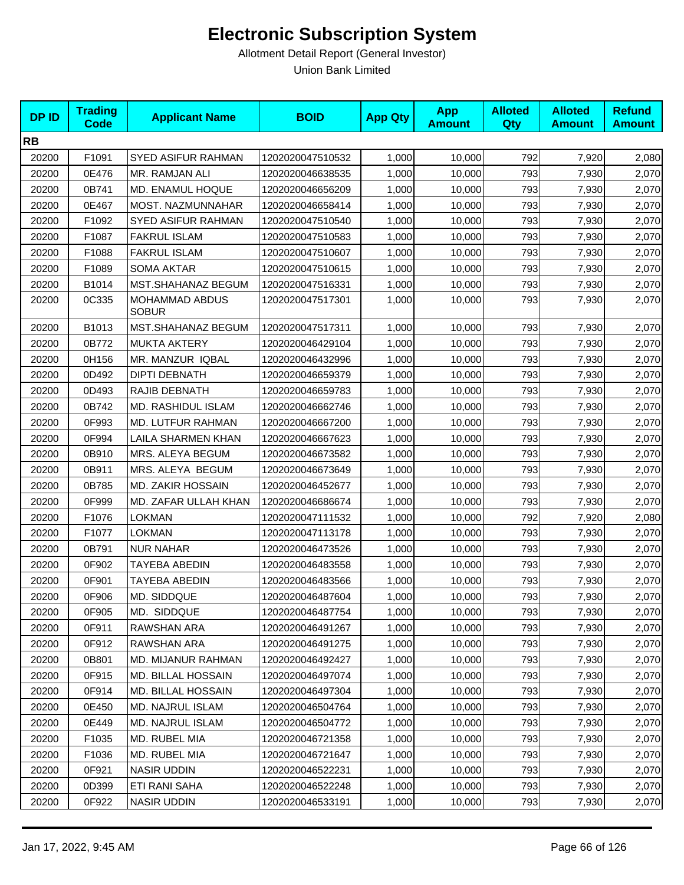# Electronic Subscription System

Allotment Detail Report (General Investor)

Union Bank Limited

| DP ID | Trading Code | Applicant Name | BOID | App Qty | App Amount | Alloted Qty | Alloted Amount | Refund Amount |
|---|---|---|---|---|---|---|---|---|
| **RB** | | | | | | | | |
| 20200 | F1091 | SYED ASIFUR RAHMAN | 1202020047510532 | 1,000 | 10,000 | 792 | 7,920 | 2,080 |
| 20200 | 0E476 | MR. RAMJAN ALI | 1202020046638535 | 1,000 | 10,000 | 793 | 7,930 | 2,070 |
| 20200 | 0B741 | MD. ENAMUL HOQUE | 1202020046656209 | 1,000 | 10,000 | 793 | 7,930 | 2,070 |
| 20200 | 0E467 | MOST. NAZMUNNAHAR | 1202020046658414 | 1,000 | 10,000 | 793 | 7,930 | 2,070 |
| 20200 | F1092 | SYED ASIFUR RAHMAN | 1202020047510540 | 1,000 | 10,000 | 793 | 7,930 | 2,070 |
| 20200 | F1087 | FAKRUL ISLAM | 1202020047510583 | 1,000 | 10,000 | 793 | 7,930 | 2,070 |
| 20200 | F1088 | FAKRUL ISLAM | 1202020047510607 | 1,000 | 10,000 | 793 | 7,930 | 2,070 |
| 20200 | F1089 | SOMA AKTAR | 1202020047510615 | 1,000 | 10,000 | 793 | 7,930 | 2,070 |
| 20200 | B1014 | MST.SHAHANAZ BEGUM | 1202020047516331 | 1,000 | 10,000 | 793 | 7,930 | 2,070 |
| 20200 | 0C335 | MOHAMMAD ABDUS SOBUR | 1202020047517301 | 1,000 | 10,000 | 793 | 7,930 | 2,070 |
| 20200 | B1013 | MST.SHAHANAZ BEGUM | 1202020047517311 | 1,000 | 10,000 | 793 | 7,930 | 2,070 |
| 20200 | 0B772 | MUKTA AKTERY | 1202020046429104 | 1,000 | 10,000 | 793 | 7,930 | 2,070 |
| 20200 | 0H156 | MR. MANZUR IQBAL | 1202020046432996 | 1,000 | 10,000 | 793 | 7,930 | 2,070 |
| 20200 | 0D492 | DIPTI DEBNATH | 1202020046659379 | 1,000 | 10,000 | 793 | 7,930 | 2,070 |
| 20200 | 0D493 | RAJIB DEBNATH | 1202020046659783 | 1,000 | 10,000 | 793 | 7,930 | 2,070 |
| 20200 | 0B742 | MD. RASHIDUL ISLAM | 1202020046662746 | 1,000 | 10,000 | 793 | 7,930 | 2,070 |
| 20200 | 0F993 | MD. LUTFUR RAHMAN | 1202020046667200 | 1,000 | 10,000 | 793 | 7,930 | 2,070 |
| 20200 | 0F994 | LAILA SHARMEN KHAN | 1202020046667623 | 1,000 | 10,000 | 793 | 7,930 | 2,070 |
| 20200 | 0B910 | MRS. ALEYA BEGUM | 1202020046673582 | 1,000 | 10,000 | 793 | 7,930 | 2,070 |
| 20200 | 0B911 | MRS. ALEYA BEGUM | 1202020046673649 | 1,000 | 10,000 | 793 | 7,930 | 2,070 |
| 20200 | 0B785 | MD. ZAKIR HOSSAIN | 1202020046452677 | 1,000 | 10,000 | 793 | 7,930 | 2,070 |
| 20200 | 0F999 | MD. ZAFAR ULLAH KHAN | 1202020046686674 | 1,000 | 10,000 | 793 | 7,930 | 2,070 |
| 20200 | F1076 | LOKMAN | 1202020047111532 | 1,000 | 10,000 | 792 | 7,920 | 2,080 |
| 20200 | F1077 | LOKMAN | 1202020047113178 | 1,000 | 10,000 | 793 | 7,930 | 2,070 |
| 20200 | 0B791 | NUR NAHAR | 1202020046473526 | 1,000 | 10,000 | 793 | 7,930 | 2,070 |
| 20200 | 0F902 | TAYEBA ABEDIN | 1202020046483558 | 1,000 | 10,000 | 793 | 7,930 | 2,070 |
| 20200 | 0F901 | TAYEBA ABEDIN | 1202020046483566 | 1,000 | 10,000 | 793 | 7,930 | 2,070 |
| 20200 | 0F906 | MD. SIDDQUE | 1202020046487604 | 1,000 | 10,000 | 793 | 7,930 | 2,070 |
| 20200 | 0F905 | MD. SIDDQUE | 1202020046487754 | 1,000 | 10,000 | 793 | 7,930 | 2,070 |
| 20200 | 0F911 | RAWSHAN ARA | 1202020046491267 | 1,000 | 10,000 | 793 | 7,930 | 2,070 |
| 20200 | 0F912 | RAWSHAN ARA | 1202020046491275 | 1,000 | 10,000 | 793 | 7,930 | 2,070 |
| 20200 | 0B801 | MD. MIJANUR RAHMAN | 1202020046492427 | 1,000 | 10,000 | 793 | 7,930 | 2,070 |
| 20200 | 0F915 | MD. BILLAL HOSSAIN | 1202020046497074 | 1,000 | 10,000 | 793 | 7,930 | 2,070 |
| 20200 | 0F914 | MD. BILLAL HOSSAIN | 1202020046497304 | 1,000 | 10,000 | 793 | 7,930 | 2,070 |
| 20200 | 0E450 | MD. NAJRUL ISLAM | 1202020046504764 | 1,000 | 10,000 | 793 | 7,930 | 2,070 |
| 20200 | 0E449 | MD. NAJRUL ISLAM | 1202020046504772 | 1,000 | 10,000 | 793 | 7,930 | 2,070 |
| 20200 | F1035 | MD. RUBEL MIA | 1202020046721358 | 1,000 | 10,000 | 793 | 7,930 | 2,070 |
| 20200 | F1036 | MD. RUBEL MIA | 1202020046721647 | 1,000 | 10,000 | 793 | 7,930 | 2,070 |
| 20200 | 0F921 | NASIR UDDIN | 1202020046522231 | 1,000 | 10,000 | 793 | 7,930 | 2,070 |
| 20200 | 0D399 | ETI RANI SAHA | 1202020046522248 | 1,000 | 10,000 | 793 | 7,930 | 2,070 |
| 20200 | 0F922 | NASIR UDDIN | 1202020046533191 | 1,000 | 10,000 | 793 | 7,930 | 2,070 |

Jan 17, 2022, 9:45 AM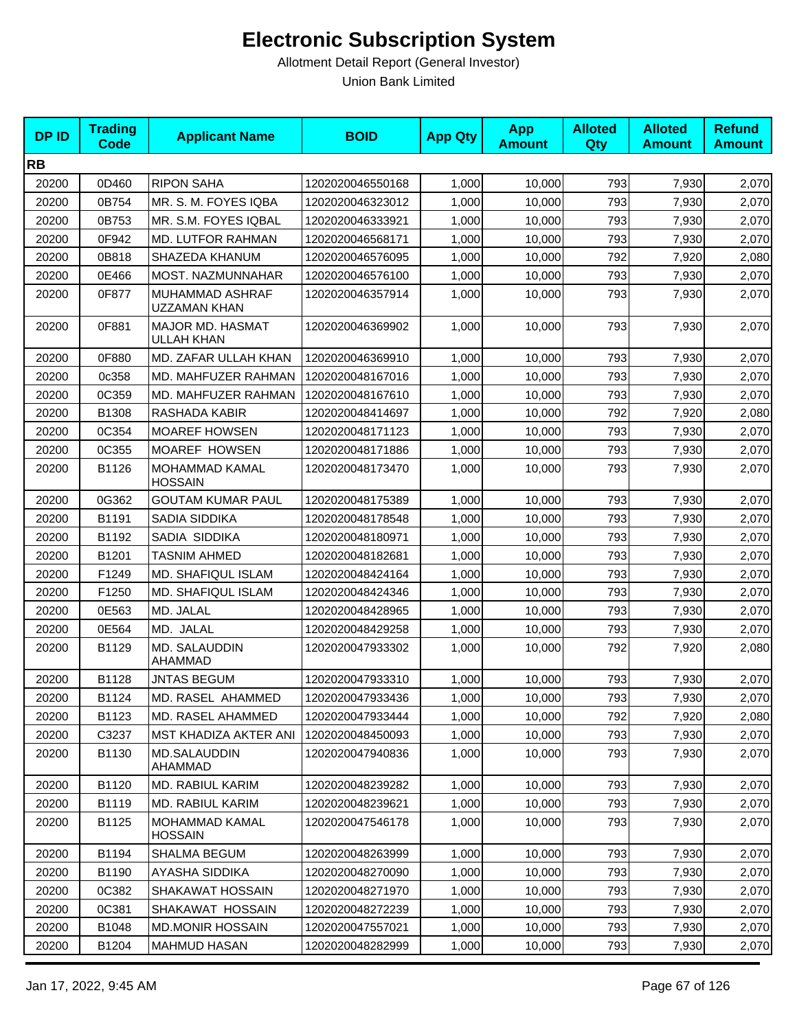# Electronic Subscription System

Allotment Detail Report (General Investor)

Union Bank Limited

| DP ID | Trading Code | Applicant Name | BOID | App Qty | App Amount | Alloted Qty | Alloted Amount | Refund Amount |
|---|---|---|---|---|---|---|---|---|
| **RB** | | | | | | | | |
| 20200 | 0D460 | RIPON SAHA | 1202020046550168 | 1,000 | 10,000 | 793 | 7,930 | 2,070 |
| 20200 | 0B754 | MR. S. M. FOYES IQBA | 1202020046323012 | 1,000 | 10,000 | 793 | 7,930 | 2,070 |
| 20200 | 0B753 | MR. S.M. FOYES IQBAL | 1202020046333921 | 1,000 | 10,000 | 793 | 7,930 | 2,070 |
| 20200 | 0F942 | MD. LUTFOR RAHMAN | 1202020046568171 | 1,000 | 10,000 | 793 | 7,930 | 2,070 |
| 20200 | 0B818 | SHAZEDA KHANUM | 1202020046576095 | 1,000 | 10,000 | 792 | 7,920 | 2,080 |
| 20200 | 0E466 | MOST. NAZMUNNAHAR | 1202020046576100 | 1,000 | 10,000 | 793 | 7,930 | 2,070 |
| 20200 | 0F877 | MUHAMMAD ASHRAF UZZAMAN KHAN | 1202020046357914 | 1,000 | 10,000 | 793 | 7,930 | 2,070 |
| 20200 | 0F881 | MAJOR MD. HASMAT ULLAH KHAN | 1202020046369902 | 1,000 | 10,000 | 793 | 7,930 | 2,070 |
| 20200 | 0F880 | MD. ZAFAR ULLAH KHAN | 1202020046369910 | 1,000 | 10,000 | 793 | 7,930 | 2,070 |
| 20200 | 0c358 | MD. MAHFUZER RAHMAN | 1202020048167016 | 1,000 | 10,000 | 793 | 7,930 | 2,070 |
| 20200 | 0C359 | MD. MAHFUZER RAHMAN | 1202020048167610 | 1,000 | 10,000 | 793 | 7,930 | 2,070 |
| 20200 | B1308 | RASHADA KABIR | 1202020048414697 | 1,000 | 10,000 | 792 | 7,920 | 2,080 |
| 20200 | 0C354 | MOAREF HOWSEN | 1202020048171123 | 1,000 | 10,000 | 793 | 7,930 | 2,070 |
| 20200 | 0C355 | MOAREF HOWSEN | 1202020048171886 | 1,000 | 10,000 | 793 | 7,930 | 2,070 |
| 20200 | B1126 | MOHAMMAD KAMAL HOSSAIN | 1202020048173470 | 1,000 | 10,000 | 793 | 7,930 | 2,070 |
| 20200 | 0G362 | GOUTAM KUMAR PAUL | 1202020048175389 | 1,000 | 10,000 | 793 | 7,930 | 2,070 |
| 20200 | B1191 | SADIA SIDDIKA | 1202020048178548 | 1,000 | 10,000 | 793 | 7,930 | 2,070 |
| 20200 | B1192 | SADIA SIDDIKA | 1202020048180971 | 1,000 | 10,000 | 793 | 7,930 | 2,070 |
| 20200 | B1201 | TASNIM AHMED | 1202020048182681 | 1,000 | 10,000 | 793 | 7,930 | 2,070 |
| 20200 | F1249 | MD. SHAFIQUL ISLAM | 1202020048424164 | 1,000 | 10,000 | 793 | 7,930 | 2,070 |
| 20200 | F1250 | MD. SHAFIQUL ISLAM | 1202020048424346 | 1,000 | 10,000 | 793 | 7,930 | 2,070 |
| 20200 | 0E563 | MD. JALAL | 1202020048428965 | 1,000 | 10,000 | 793 | 7,930 | 2,070 |
| 20200 | 0E564 | MD. JALAL | 1202020048429258 | 1,000 | 10,000 | 793 | 7,930 | 2,070 |
| 20200 | B1129 | MD. SALAUDDIN AHAMMAD | 1202020047933302 | 1,000 | 10,000 | 792 | 7,920 | 2,080 |
| 20200 | B1128 | JNTAS BEGUM | 1202020047933310 | 1,000 | 10,000 | 793 | 7,930 | 2,070 |
| 20200 | B1124 | MD. RASEL AHAMMED | 1202020047933436 | 1,000 | 10,000 | 793 | 7,930 | 2,070 |
| 20200 | B1123 | MD. RASEL AHAMMED | 1202020047933444 | 1,000 | 10,000 | 792 | 7,920 | 2,080 |
| 20200 | C3237 | MST KHADIZA AKTER ANI | 1202020048450093 | 1,000 | 10,000 | 793 | 7,930 | 2,070 |
| 20200 | B1130 | MD.SALAUDDIN AHAMMAD | 1202020047940836 | 1,000 | 10,000 | 793 | 7,930 | 2,070 |
| 20200 | B1120 | MD. RABIUL KARIM | 1202020048239282 | 1,000 | 10,000 | 793 | 7,930 | 2,070 |
| 20200 | B1119 | MD. RABIUL KARIM | 1202020048239621 | 1,000 | 10,000 | 793 | 7,930 | 2,070 |
| 20200 | B1125 | MOHAMMAD KAMAL HOSSAIN | 1202020047546178 | 1,000 | 10,000 | 793 | 7,930 | 2,070 |
| 20200 | B1194 | SHALMA BEGUM | 1202020048263999 | 1,000 | 10,000 | 793 | 7,930 | 2,070 |
| 20200 | B1190 | AYASHA SIDDIKA | 1202020048270090 | 1,000 | 10,000 | 793 | 7,930 | 2,070 |
| 20200 | 0C382 | SHAKAWAT HOSSAIN | 1202020048271970 | 1,000 | 10,000 | 793 | 7,930 | 2,070 |
| 20200 | 0C381 | SHAKAWAT HOSSAIN | 1202020048272239 | 1,000 | 10,000 | 793 | 7,930 | 2,070 |
| 20200 | B1048 | MD.MONIR HOSSAIN | 1202020047557021 | 1,000 | 10,000 | 793 | 7,930 | 2,070 |
| 20200 | B1204 | MAHMUD HASAN | 1202020048282999 | 1,000 | 10,000 | 793 | 7,930 | 2,070 |

Jan 17, 2022, 9:45 AM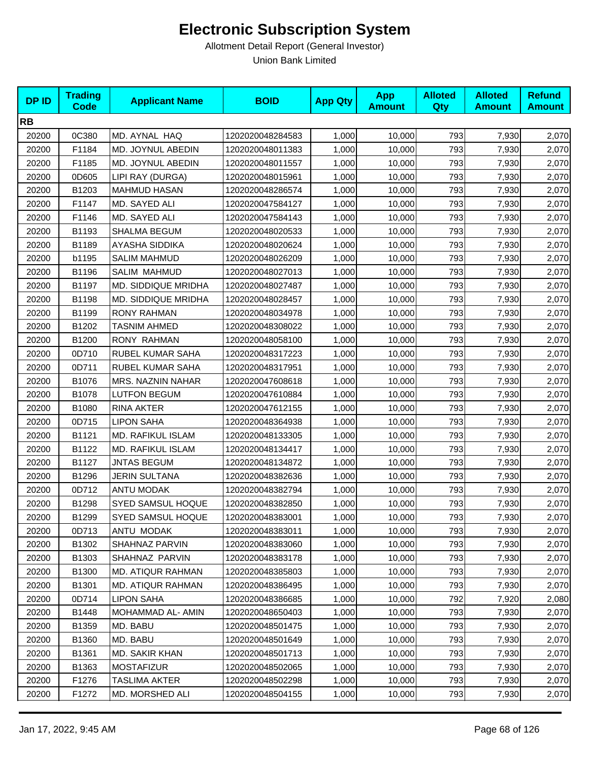# Electronic Subscription System

Allotment Detail Report (General Investor)

Union Bank Limited

| DP ID | Trading Code | Applicant Name | BOID | App Qty | App Amount | Alloted Qty | Alloted Amount | Refund Amount |
|---|---|---|---|---|---|---|---|---|
| **RB** | | | | | | | | |
| 20200 | 0C380 | MD. AYNAL HAQ | 1202020048284583 | 1,000 | 10,000 | 793 | 7,930 | 2,070 |
| 20200 | F1184 | MD. JOYNUL ABEDIN | 1202020048011383 | 1,000 | 10,000 | 793 | 7,930 | 2,070 |
| 20200 | F1185 | MD. JOYNUL ABEDIN | 1202020048011557 | 1,000 | 10,000 | 793 | 7,930 | 2,070 |
| 20200 | 0D605 | LIPI RAY (DURGA) | 1202020048015961 | 1,000 | 10,000 | 793 | 7,930 | 2,070 |
| 20200 | B1203 | MAHMUD HASAN | 1202020048286574 | 1,000 | 10,000 | 793 | 7,930 | 2,070 |
| 20200 | F1147 | MD. SAYED ALI | 1202020047584127 | 1,000 | 10,000 | 793 | 7,930 | 2,070 |
| 20200 | F1146 | MD. SAYED ALI | 1202020047584143 | 1,000 | 10,000 | 793 | 7,930 | 2,070 |
| 20200 | B1193 | SHALMA BEGUM | 1202020048020533 | 1,000 | 10,000 | 793 | 7,930 | 2,070 |
| 20200 | B1189 | AYASHA SIDDIKA | 1202020048020624 | 1,000 | 10,000 | 793 | 7,930 | 2,070 |
| 20200 | b1195 | SALIM MAHMUD | 1202020048026209 | 1,000 | 10,000 | 793 | 7,930 | 2,070 |
| 20200 | B1196 | SALIM MAHMUD | 1202020048027013 | 1,000 | 10,000 | 793 | 7,930 | 2,070 |
| 20200 | B1197 | MD. SIDDIQUE MRIDHA | 1202020048027487 | 1,000 | 10,000 | 793 | 7,930 | 2,070 |
| 20200 | B1198 | MD. SIDDIQUE MRIDHA | 1202020048028457 | 1,000 | 10,000 | 793 | 7,930 | 2,070 |
| 20200 | B1199 | RONY RAHMAN | 1202020048034978 | 1,000 | 10,000 | 793 | 7,930 | 2,070 |
| 20200 | B1202 | TASNIM AHMED | 1202020048308022 | 1,000 | 10,000 | 793 | 7,930 | 2,070 |
| 20200 | B1200 | RONY RAHMAN | 1202020048058100 | 1,000 | 10,000 | 793 | 7,930 | 2,070 |
| 20200 | 0D710 | RUBEL KUMAR SAHA | 1202020048317223 | 1,000 | 10,000 | 793 | 7,930 | 2,070 |
| 20200 | 0D711 | RUBEL KUMAR SAHA | 1202020048317951 | 1,000 | 10,000 | 793 | 7,930 | 2,070 |
| 20200 | B1076 | MRS. NAZNIN NAHAR | 1202020047608618 | 1,000 | 10,000 | 793 | 7,930 | 2,070 |
| 20200 | B1078 | LUTFON BEGUM | 1202020047610884 | 1,000 | 10,000 | 793 | 7,930 | 2,070 |
| 20200 | B1080 | RINA AKTER | 1202020047612155 | 1,000 | 10,000 | 793 | 7,930 | 2,070 |
| 20200 | 0D715 | LIPON SAHA | 1202020048364938 | 1,000 | 10,000 | 793 | 7,930 | 2,070 |
| 20200 | B1121 | MD. RAFIKUL ISLAM | 1202020048133305 | 1,000 | 10,000 | 793 | 7,930 | 2,070 |
| 20200 | B1122 | MD. RAFIKUL ISLAM | 1202020048134417 | 1,000 | 10,000 | 793 | 7,930 | 2,070 |
| 20200 | B1127 | JNTAS BEGUM | 1202020048134872 | 1,000 | 10,000 | 793 | 7,930 | 2,070 |
| 20200 | B1296 | JERIN SULTANA | 1202020048382636 | 1,000 | 10,000 | 793 | 7,930 | 2,070 |
| 20200 | 0D712 | ANTU MODAK | 1202020048382794 | 1,000 | 10,000 | 793 | 7,930 | 2,070 |
| 20200 | B1298 | SYED SAMSUL HOQUE | 1202020048382850 | 1,000 | 10,000 | 793 | 7,930 | 2,070 |
| 20200 | B1299 | SYED SAMSUL HOQUE | 1202020048383001 | 1,000 | 10,000 | 793 | 7,930 | 2,070 |
| 20200 | 0D713 | ANTU MODAK | 1202020048383011 | 1,000 | 10,000 | 793 | 7,930 | 2,070 |
| 20200 | B1302 | SHAHNAZ PARVIN | 1202020048383060 | 1,000 | 10,000 | 793 | 7,930 | 2,070 |
| 20200 | B1303 | SHAHNAZ PARVIN | 1202020048383178 | 1,000 | 10,000 | 793 | 7,930 | 2,070 |
| 20200 | B1300 | MD. ATIQUR RAHMAN | 1202020048385803 | 1,000 | 10,000 | 793 | 7,930 | 2,070 |
| 20200 | B1301 | MD. ATIQUR RAHMAN | 1202020048386495 | 1,000 | 10,000 | 793 | 7,930 | 2,070 |
| 20200 | 0D714 | LIPON SAHA | 1202020048386685 | 1,000 | 10,000 | 792 | 7,920 | 2,080 |
| 20200 | B1448 | MOHAMMAD AL- AMIN | 1202020048650403 | 1,000 | 10,000 | 793 | 7,930 | 2,070 |
| 20200 | B1359 | MD. BABU | 1202020048501475 | 1,000 | 10,000 | 793 | 7,930 | 2,070 |
| 20200 | B1360 | MD. BABU | 1202020048501649 | 1,000 | 10,000 | 793 | 7,930 | 2,070 |
| 20200 | B1361 | MD. SAKIR KHAN | 1202020048501713 | 1,000 | 10,000 | 793 | 7,930 | 2,070 |
| 20200 | B1363 | MOSTAFIZUR | 1202020048502065 | 1,000 | 10,000 | 793 | 7,930 | 2,070 |
| 20200 | F1276 | TASLIMA AKTER | 1202020048502298 | 1,000 | 10,000 | 793 | 7,930 | 2,070 |
| 20200 | F1272 | MD. MORSHED ALI | 1202020048504155 | 1,000 | 10,000 | 793 | 7,930 | 2,070 |

Jan 17, 2022, 9:45 AM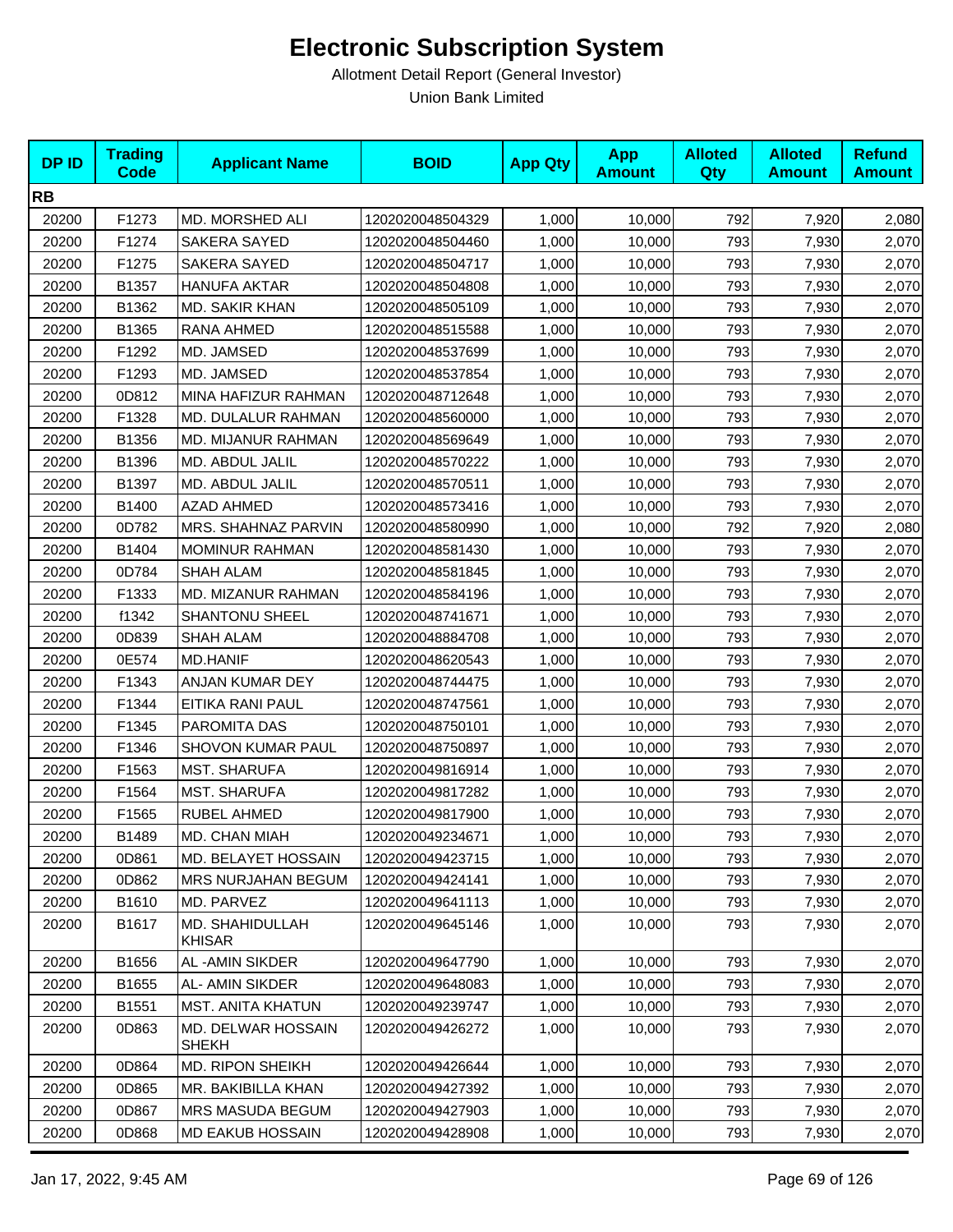# Electronic Subscription System

Allotment Detail Report (General Investor)

Union Bank Limited

| DP ID | Trading Code | Applicant Name | BOID | App Qty | App Amount | Alloted Qty | Alloted Amount | Refund Amount |
|---|---|---|---|---|---|---|---|---|
| **RB** | | | | | | | | |
| 20200 | F1273 | MD. MORSHED ALI | 1202020048504329 | 1,000 | 10,000 | 792 | 7,920 | 2,080 |
| 20200 | F1274 | SAKERA SAYED | 1202020048504460 | 1,000 | 10,000 | 793 | 7,930 | 2,070 |
| 20200 | F1275 | SAKERA SAYED | 1202020048504717 | 1,000 | 10,000 | 793 | 7,930 | 2,070 |
| 20200 | B1357 | HANUFA AKTAR | 1202020048504808 | 1,000 | 10,000 | 793 | 7,930 | 2,070 |
| 20200 | B1362 | MD. SAKIR KHAN | 1202020048505109 | 1,000 | 10,000 | 793 | 7,930 | 2,070 |
| 20200 | B1365 | RANA AHMED | 1202020048515588 | 1,000 | 10,000 | 793 | 7,930 | 2,070 |
| 20200 | F1292 | MD. JAMSED | 1202020048537699 | 1,000 | 10,000 | 793 | 7,930 | 2,070 |
| 20200 | F1293 | MD. JAMSED | 1202020048537854 | 1,000 | 10,000 | 793 | 7,930 | 2,070 |
| 20200 | 0D812 | MINA HAFIZUR RAHMAN | 1202020048712648 | 1,000 | 10,000 | 793 | 7,930 | 2,070 |
| 20200 | F1328 | MD. DULALUR RAHMAN | 1202020048560000 | 1,000 | 10,000 | 793 | 7,930 | 2,070 |
| 20200 | B1356 | MD. MIJANUR RAHMAN | 1202020048569649 | 1,000 | 10,000 | 793 | 7,930 | 2,070 |
| 20200 | B1396 | MD. ABDUL JALIL | 1202020048570222 | 1,000 | 10,000 | 793 | 7,930 | 2,070 |
| 20200 | B1397 | MD. ABDUL JALIL | 1202020048570511 | 1,000 | 10,000 | 793 | 7,930 | 2,070 |
| 20200 | B1400 | AZAD AHMED | 1202020048573416 | 1,000 | 10,000 | 793 | 7,930 | 2,070 |
| 20200 | 0D782 | MRS. SHAHNAZ PARVIN | 1202020048580990 | 1,000 | 10,000 | 792 | 7,920 | 2,080 |
| 20200 | B1404 | MOMINUR RAHMAN | 1202020048581430 | 1,000 | 10,000 | 793 | 7,930 | 2,070 |
| 20200 | 0D784 | SHAH ALAM | 1202020048581845 | 1,000 | 10,000 | 793 | 7,930 | 2,070 |
| 20200 | F1333 | MD. MIZANUR RAHMAN | 1202020048584196 | 1,000 | 10,000 | 793 | 7,930 | 2,070 |
| 20200 | f1342 | SHANTONU SHEEL | 1202020048741671 | 1,000 | 10,000 | 793 | 7,930 | 2,070 |
| 20200 | 0D839 | SHAH ALAM | 1202020048884708 | 1,000 | 10,000 | 793 | 7,930 | 2,070 |
| 20200 | 0E574 | MD.HANIF | 1202020048620543 | 1,000 | 10,000 | 793 | 7,930 | 2,070 |
| 20200 | F1343 | ANJAN KUMAR DEY | 1202020048744475 | 1,000 | 10,000 | 793 | 7,930 | 2,070 |
| 20200 | F1344 | EITIKA RANI PAUL | 1202020048747561 | 1,000 | 10,000 | 793 | 7,930 | 2,070 |
| 20200 | F1345 | PAROMITA DAS | 1202020048750101 | 1,000 | 10,000 | 793 | 7,930 | 2,070 |
| 20200 | F1346 | SHOVON KUMAR PAUL | 1202020048750897 | 1,000 | 10,000 | 793 | 7,930 | 2,070 |
| 20200 | F1563 | MST. SHARUFA | 1202020049816914 | 1,000 | 10,000 | 793 | 7,930 | 2,070 |
| 20200 | F1564 | MST. SHARUFA | 1202020049817282 | 1,000 | 10,000 | 793 | 7,930 | 2,070 |
| 20200 | F1565 | RUBEL AHMED | 1202020049817900 | 1,000 | 10,000 | 793 | 7,930 | 2,070 |
| 20200 | B1489 | MD. CHAN MIAH | 1202020049234671 | 1,000 | 10,000 | 793 | 7,930 | 2,070 |
| 20200 | 0D861 | MD. BELAYET HOSSAIN | 1202020049423715 | 1,000 | 10,000 | 793 | 7,930 | 2,070 |
| 20200 | 0D862 | MRS NURJAHAN BEGUM | 1202020049424141 | 1,000 | 10,000 | 793 | 7,930 | 2,070 |
| 20200 | B1610 | MD. PARVEZ | 1202020049641113 | 1,000 | 10,000 | 793 | 7,930 | 2,070 |
| 20200 | B1617 | MD. SHAHIDULLAH KHISAR | 1202020049645146 | 1,000 | 10,000 | 793 | 7,930 | 2,070 |
| 20200 | B1656 | AL -AMIN SIKDER | 1202020049647790 | 1,000 | 10,000 | 793 | 7,930 | 2,070 |
| 20200 | B1655 | AL- AMIN SIKDER | 1202020049648083 | 1,000 | 10,000 | 793 | 7,930 | 2,070 |
| 20200 | B1551 | MST. ANITA KHATUN | 1202020049239747 | 1,000 | 10,000 | 793 | 7,930 | 2,070 |
| 20200 | 0D863 | MD. DELWAR HOSSAIN SHEKH | 1202020049426272 | 1,000 | 10,000 | 793 | 7,930 | 2,070 |
| 20200 | 0D864 | MD. RIPON SHEIKH | 1202020049426644 | 1,000 | 10,000 | 793 | 7,930 | 2,070 |
| 20200 | 0D865 | MR. BAKIBILLA KHAN | 1202020049427392 | 1,000 | 10,000 | 793 | 7,930 | 2,070 |
| 20200 | 0D867 | MRS MASUDA BEGUM | 1202020049427903 | 1,000 | 10,000 | 793 | 7,930 | 2,070 |
| 20200 | 0D868 | MD EAKUB HOSSAIN | 1202020049428908 | 1,000 | 10,000 | 793 | 7,930 | 2,070 |

Jan 17, 2022, 9:45 AM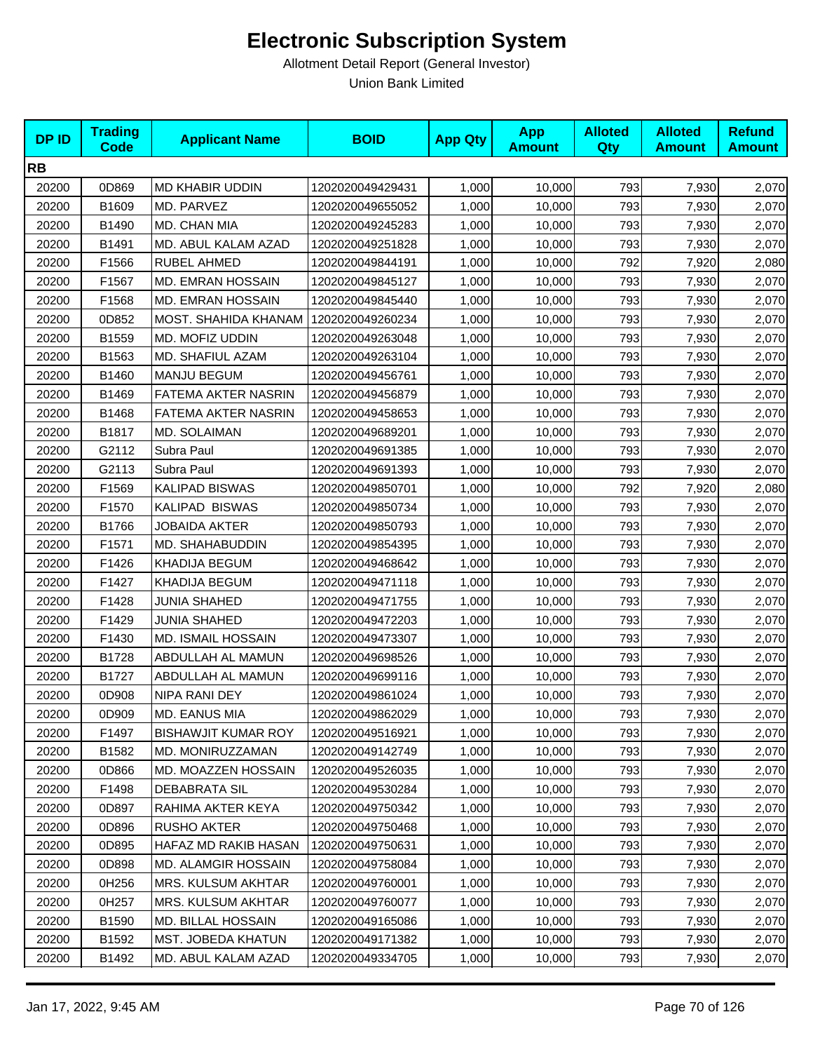# Electronic Subscription System

Allotment Detail Report (General Investor)

Union Bank Limited

| DP ID | Trading Code | Applicant Name | BOID | App Qty | App Amount | Alloted Qty | Alloted Amount | Refund Amount |
|---|---|---|---|---|---|---|---|---|
| **RB** | | | | | | | | |
| 20200 | 0D869 | MD KHABIR UDDIN | 1202020049429431 | 1,000 | 10,000 | 793 | 7,930 | 2,070 |
| 20200 | B1609 | MD. PARVEZ | 1202020049655052 | 1,000 | 10,000 | 793 | 7,930 | 2,070 |
| 20200 | B1490 | MD. CHAN MIA | 1202020049245283 | 1,000 | 10,000 | 793 | 7,930 | 2,070 |
| 20200 | B1491 | MD. ABUL KALAM AZAD | 1202020049251828 | 1,000 | 10,000 | 793 | 7,930 | 2,070 |
| 20200 | F1566 | RUBEL AHMED | 1202020049844191 | 1,000 | 10,000 | 792 | 7,920 | 2,080 |
| 20200 | F1567 | MD. EMRAN HOSSAIN | 1202020049845127 | 1,000 | 10,000 | 793 | 7,930 | 2,070 |
| 20200 | F1568 | MD. EMRAN HOSSAIN | 1202020049845440 | 1,000 | 10,000 | 793 | 7,930 | 2,070 |
| 20200 | 0D852 | MOST. SHAHIDA KHANAM | 1202020049260234 | 1,000 | 10,000 | 793 | 7,930 | 2,070 |
| 20200 | B1559 | MD. MOFIZ UDDIN | 1202020049263048 | 1,000 | 10,000 | 793 | 7,930 | 2,070 |
| 20200 | B1563 | MD. SHAFIUL AZAM | 1202020049263104 | 1,000 | 10,000 | 793 | 7,930 | 2,070 |
| 20200 | B1460 | MANJU BEGUM | 1202020049456761 | 1,000 | 10,000 | 793 | 7,930 | 2,070 |
| 20200 | B1469 | FATEMA AKTER NASRIN | 1202020049456879 | 1,000 | 10,000 | 793 | 7,930 | 2,070 |
| 20200 | B1468 | FATEMA AKTER NASRIN | 1202020049458653 | 1,000 | 10,000 | 793 | 7,930 | 2,070 |
| 20200 | B1817 | MD. SOLAIMAN | 1202020049689201 | 1,000 | 10,000 | 793 | 7,930 | 2,070 |
| 20200 | G2112 | Subra Paul | 1202020049691385 | 1,000 | 10,000 | 793 | 7,930 | 2,070 |
| 20200 | G2113 | Subra Paul | 1202020049691393 | 1,000 | 10,000 | 793 | 7,930 | 2,070 |
| 20200 | F1569 | KALIPAD BISWAS | 1202020049850701 | 1,000 | 10,000 | 792 | 7,920 | 2,080 |
| 20200 | F1570 | KALIPAD BISWAS | 1202020049850734 | 1,000 | 10,000 | 793 | 7,930 | 2,070 |
| 20200 | B1766 | JOBAIDA AKTER | 1202020049850793 | 1,000 | 10,000 | 793 | 7,930 | 2,070 |
| 20200 | F1571 | MD. SHAHABUDDIN | 1202020049854395 | 1,000 | 10,000 | 793 | 7,930 | 2,070 |
| 20200 | F1426 | KHADIJA BEGUM | 1202020049468642 | 1,000 | 10,000 | 793 | 7,930 | 2,070 |
| 20200 | F1427 | KHADIJA BEGUM | 1202020049471118 | 1,000 | 10,000 | 793 | 7,930 | 2,070 |
| 20200 | F1428 | JUNIA SHAHED | 1202020049471755 | 1,000 | 10,000 | 793 | 7,930 | 2,070 |
| 20200 | F1429 | JUNIA SHAHED | 1202020049472203 | 1,000 | 10,000 | 793 | 7,930 | 2,070 |
| 20200 | F1430 | MD. ISMAIL HOSSAIN | 1202020049473307 | 1,000 | 10,000 | 793 | 7,930 | 2,070 |
| 20200 | B1728 | ABDULLAH AL MAMUN | 1202020049698526 | 1,000 | 10,000 | 793 | 7,930 | 2,070 |
| 20200 | B1727 | ABDULLAH AL MAMUN | 1202020049699116 | 1,000 | 10,000 | 793 | 7,930 | 2,070 |
| 20200 | 0D908 | NIPA RANI DEY | 1202020049861024 | 1,000 | 10,000 | 793 | 7,930 | 2,070 |
| 20200 | 0D909 | MD. EANUS MIA | 1202020049862029 | 1,000 | 10,000 | 793 | 7,930 | 2,070 |
| 20200 | F1497 | BISHAWJIT KUMAR ROY | 1202020049516921 | 1,000 | 10,000 | 793 | 7,930 | 2,070 |
| 20200 | B1582 | MD. MONIRUZZAMAN | 1202020049142749 | 1,000 | 10,000 | 793 | 7,930 | 2,070 |
| 20200 | 0D866 | MD. MOAZZEN HOSSAIN | 1202020049526035 | 1,000 | 10,000 | 793 | 7,930 | 2,070 |
| 20200 | F1498 | DEBABRATA SIL | 1202020049530284 | 1,000 | 10,000 | 793 | 7,930 | 2,070 |
| 20200 | 0D897 | RAHIMA AKTER KEYA | 1202020049750342 | 1,000 | 10,000 | 793 | 7,930 | 2,070 |
| 20200 | 0D896 | RUSHO AKTER | 1202020049750468 | 1,000 | 10,000 | 793 | 7,930 | 2,070 |
| 20200 | 0D895 | HAFAZ MD RAKIB HASAN | 1202020049750631 | 1,000 | 10,000 | 793 | 7,930 | 2,070 |
| 20200 | 0D898 | MD. ALAMGIR HOSSAIN | 1202020049758084 | 1,000 | 10,000 | 793 | 7,930 | 2,070 |
| 20200 | 0H256 | MRS. KULSUM AKHTAR | 1202020049760001 | 1,000 | 10,000 | 793 | 7,930 | 2,070 |
| 20200 | 0H257 | MRS. KULSUM AKHTAR | 1202020049760077 | 1,000 | 10,000 | 793 | 7,930 | 2,070 |
| 20200 | B1590 | MD. BILLAL HOSSAIN | 1202020049165086 | 1,000 | 10,000 | 793 | 7,930 | 2,070 |
| 20200 | B1592 | MST. JOBEDA KHATUN | 1202020049171382 | 1,000 | 10,000 | 793 | 7,930 | 2,070 |
| 20200 | B1492 | MD. ABUL KALAM AZAD | 1202020049334705 | 1,000 | 10,000 | 793 | 7,930 | 2,070 |

Jan 17, 2022, 9:45 AM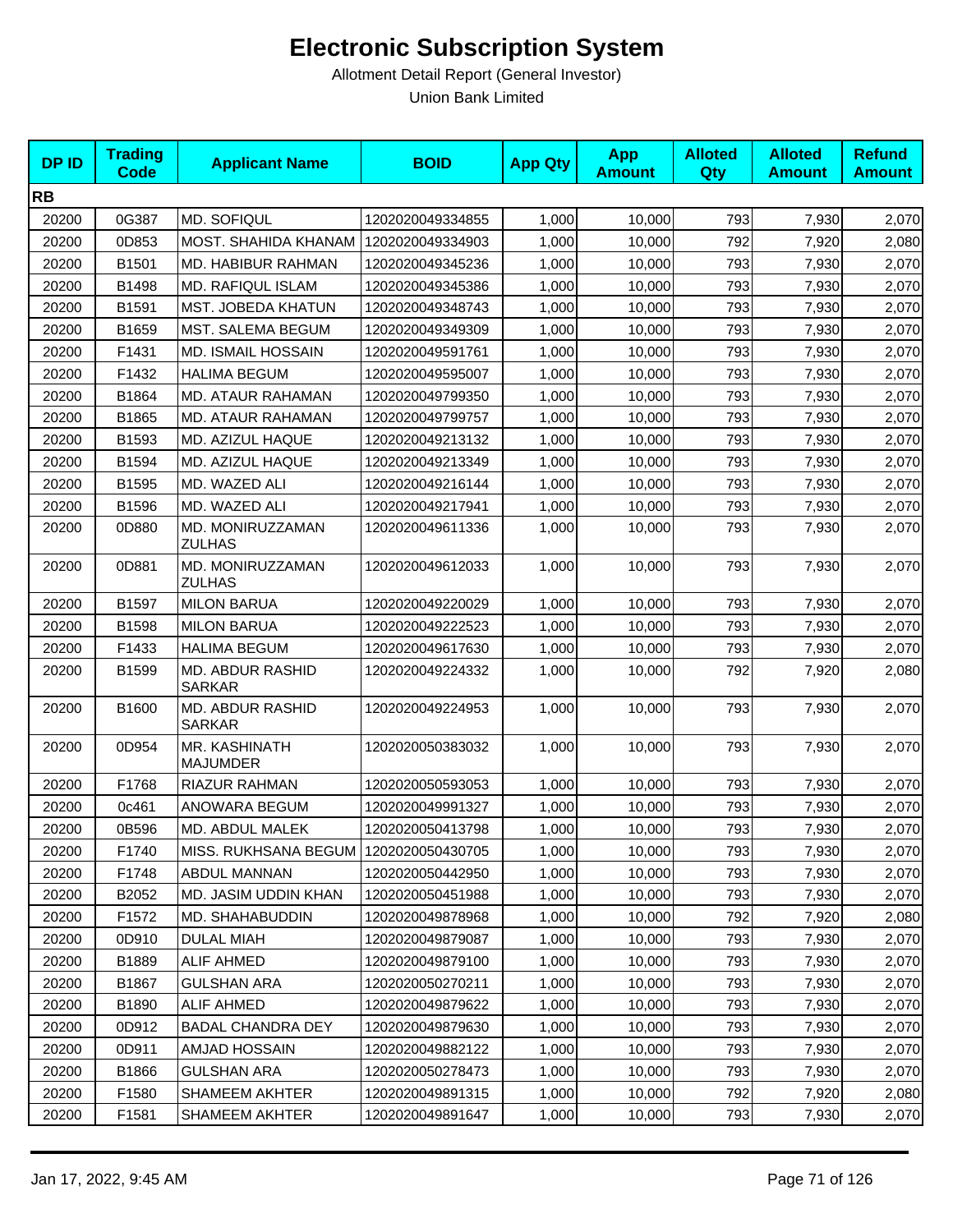# Electronic Subscription System

Allotment Detail Report (General Investor)

Union Bank Limited

| DP ID | Trading Code | Applicant Name | BOID | App Qty | App Amount | Alloted Qty | Alloted Amount | Refund Amount |
|---|---|---|---|---|---|---|---|---|
| **RB** | | | | | | | | |
| 20200 | 0G387 | MD. SOFIQUL | 1202020049334855 | 1,000 | 10,000 | 793 | 7,930 | 2,070 |
| 20200 | 0D853 | MOST. SHAHIDA KHANAM | 1202020049334903 | 1,000 | 10,000 | 792 | 7,920 | 2,080 |
| 20200 | B1501 | MD. HABIBUR RAHMAN | 1202020049345236 | 1,000 | 10,000 | 793 | 7,930 | 2,070 |
| 20200 | B1498 | MD. RAFIQUL ISLAM | 1202020049345386 | 1,000 | 10,000 | 793 | 7,930 | 2,070 |
| 20200 | B1591 | MST. JOBEDA KHATUN | 1202020049348743 | 1,000 | 10,000 | 793 | 7,930 | 2,070 |
| 20200 | B1659 | MST. SALEMA BEGUM | 1202020049349309 | 1,000 | 10,000 | 793 | 7,930 | 2,070 |
| 20200 | F1431 | MD. ISMAIL HOSSAIN | 1202020049591761 | 1,000 | 10,000 | 793 | 7,930 | 2,070 |
| 20200 | F1432 | HALIMA BEGUM | 1202020049595007 | 1,000 | 10,000 | 793 | 7,930 | 2,070 |
| 20200 | B1864 | MD. ATAUR RAHAMAN | 1202020049799350 | 1,000 | 10,000 | 793 | 7,930 | 2,070 |
| 20200 | B1865 | MD. ATAUR RAHAMAN | 1202020049799757 | 1,000 | 10,000 | 793 | 7,930 | 2,070 |
| 20200 | B1593 | MD. AZIZUL HAQUE | 1202020049213132 | 1,000 | 10,000 | 793 | 7,930 | 2,070 |
| 20200 | B1594 | MD. AZIZUL HAQUE | 1202020049213349 | 1,000 | 10,000 | 793 | 7,930 | 2,070 |
| 20200 | B1595 | MD. WAZED ALI | 1202020049216144 | 1,000 | 10,000 | 793 | 7,930 | 2,070 |
| 20200 | B1596 | MD. WAZED ALI | 1202020049217941 | 1,000 | 10,000 | 793 | 7,930 | 2,070 |
| 20200 | 0D880 | MD. MONIRUZZAMAN ZULHAS | 1202020049611336 | 1,000 | 10,000 | 793 | 7,930 | 2,070 |
| 20200 | 0D881 | MD. MONIRUZZAMAN ZULHAS | 1202020049612033 | 1,000 | 10,000 | 793 | 7,930 | 2,070 |
| 20200 | B1597 | MILON BARUA | 1202020049220029 | 1,000 | 10,000 | 793 | 7,930 | 2,070 |
| 20200 | B1598 | MILON BARUA | 1202020049222523 | 1,000 | 10,000 | 793 | 7,930 | 2,070 |
| 20200 | F1433 | HALIMA BEGUM | 1202020049617630 | 1,000 | 10,000 | 793 | 7,930 | 2,070 |
| 20200 | B1599 | MD. ABDUR RASHID SARKAR | 1202020049224332 | 1,000 | 10,000 | 792 | 7,920 | 2,080 |
| 20200 | B1600 | MD. ABDUR RASHID SARKAR | 1202020049224953 | 1,000 | 10,000 | 793 | 7,930 | 2,070 |
| 20200 | 0D954 | MR. KASHINATH MAJUMDER | 1202020050383032 | 1,000 | 10,000 | 793 | 7,930 | 2,070 |
| 20200 | F1768 | RIAZUR RAHMAN | 1202020050593053 | 1,000 | 10,000 | 793 | 7,930 | 2,070 |
| 20200 | 0c461 | ANOWARA BEGUM | 1202020049991327 | 1,000 | 10,000 | 793 | 7,930 | 2,070 |
| 20200 | 0B596 | MD. ABDUL MALEK | 1202020050413798 | 1,000 | 10,000 | 793 | 7,930 | 2,070 |
| 20200 | F1740 | MISS. RUKHSANA BEGUM | 1202020050430705 | 1,000 | 10,000 | 793 | 7,930 | 2,070 |
| 20200 | F1748 | ABDUL MANNAN | 1202020050442950 | 1,000 | 10,000 | 793 | 7,930 | 2,070 |
| 20200 | B2052 | MD. JASIM UDDIN KHAN | 1202020050451988 | 1,000 | 10,000 | 793 | 7,930 | 2,070 |
| 20200 | F1572 | MD. SHAHABUDDIN | 1202020049878968 | 1,000 | 10,000 | 792 | 7,920 | 2,080 |
| 20200 | 0D910 | DULAL MIAH | 1202020049879087 | 1,000 | 10,000 | 793 | 7,930 | 2,070 |
| 20200 | B1889 | ALIF AHMED | 1202020049879100 | 1,000 | 10,000 | 793 | 7,930 | 2,070 |
| 20200 | B1867 | GULSHAN ARA | 1202020050270211 | 1,000 | 10,000 | 793 | 7,930 | 2,070 |
| 20200 | B1890 | ALIF AHMED | 1202020049879622 | 1,000 | 10,000 | 793 | 7,930 | 2,070 |
| 20200 | 0D912 | BADAL CHANDRA DEY | 1202020049879630 | 1,000 | 10,000 | 793 | 7,930 | 2,070 |
| 20200 | 0D911 | AMJAD HOSSAIN | 1202020049882122 | 1,000 | 10,000 | 793 | 7,930 | 2,070 |
| 20200 | B1866 | GULSHAN ARA | 1202020050278473 | 1,000 | 10,000 | 793 | 7,930 | 2,070 |
| 20200 | F1580 | SHAMEEM AKHTER | 1202020049891315 | 1,000 | 10,000 | 792 | 7,920 | 2,080 |
| 20200 | F1581 | SHAMEEM AKHTER | 1202020049891647 | 1,000 | 10,000 | 793 | 7,930 | 2,070 |

Jan 17, 2022, 9:45 AM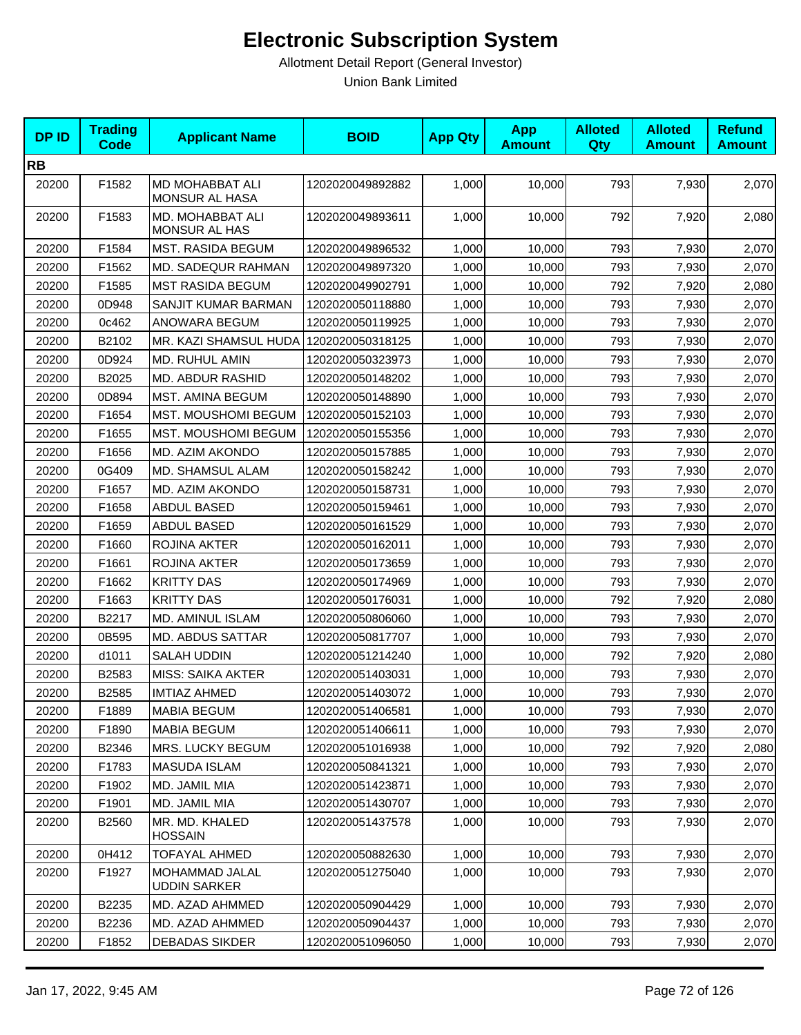# Electronic Subscription System

Allotment Detail Report (General Investor)

Union Bank Limited

| DP ID | Trading Code | Applicant Name | BOID | App Qty | App Amount | Alloted Qty | Alloted Amount | Refund Amount |
|---|---|---|---|---|---|---|---|---|
| **RB** | | | | | | | | |
| 20200 | F1582 | MD MOHABBAT ALI MONSUR AL HASA | 1202020049892882 | 1,000 | 10,000 | 793 | 7,930 | 2,070 |
| 20200 | F1583 | MD. MOHABBAT ALI MONSUR AL HAS | 1202020049893611 | 1,000 | 10,000 | 792 | 7,920 | 2,080 |
| 20200 | F1584 | MST. RASIDA BEGUM | 1202020049896532 | 1,000 | 10,000 | 793 | 7,930 | 2,070 |
| 20200 | F1562 | MD. SADEQUR RAHMAN | 1202020049897320 | 1,000 | 10,000 | 793 | 7,930 | 2,070 |
| 20200 | F1585 | MST RASIDA BEGUM | 1202020049902791 | 1,000 | 10,000 | 792 | 7,920 | 2,080 |
| 20200 | 0D948 | SANJIT KUMAR BARMAN | 1202020050118880 | 1,000 | 10,000 | 793 | 7,930 | 2,070 |
| 20200 | 0c462 | ANOWARA BEGUM | 1202020050119925 | 1,000 | 10,000 | 793 | 7,930 | 2,070 |
| 20200 | B2102 | MR. KAZI SHAMSUL HUDA | 1202020050318125 | 1,000 | 10,000 | 793 | 7,930 | 2,070 |
| 20200 | 0D924 | MD. RUHUL AMIN | 1202020050323973 | 1,000 | 10,000 | 793 | 7,930 | 2,070 |
| 20200 | B2025 | MD. ABDUR RASHID | 1202020050148202 | 1,000 | 10,000 | 793 | 7,930 | 2,070 |
| 20200 | 0D894 | MST. AMINA BEGUM | 1202020050148890 | 1,000 | 10,000 | 793 | 7,930 | 2,070 |
| 20200 | F1654 | MST. MOUSHOMI BEGUM | 1202020050152103 | 1,000 | 10,000 | 793 | 7,930 | 2,070 |
| 20200 | F1655 | MST. MOUSHOMI BEGUM | 1202020050155356 | 1,000 | 10,000 | 793 | 7,930 | 2,070 |
| 20200 | F1656 | MD. AZIM AKONDO | 1202020050157885 | 1,000 | 10,000 | 793 | 7,930 | 2,070 |
| 20200 | 0G409 | MD. SHAMSUL ALAM | 1202020050158242 | 1,000 | 10,000 | 793 | 7,930 | 2,070 |
| 20200 | F1657 | MD. AZIM AKONDO | 1202020050158731 | 1,000 | 10,000 | 793 | 7,930 | 2,070 |
| 20200 | F1658 | ABDUL BASED | 1202020050159461 | 1,000 | 10,000 | 793 | 7,930 | 2,070 |
| 20200 | F1659 | ABDUL BASED | 1202020050161529 | 1,000 | 10,000 | 793 | 7,930 | 2,070 |
| 20200 | F1660 | ROJINA AKTER | 1202020050162011 | 1,000 | 10,000 | 793 | 7,930 | 2,070 |
| 20200 | F1661 | ROJINA AKTER | 1202020050173659 | 1,000 | 10,000 | 793 | 7,930 | 2,070 |
| 20200 | F1662 | KRITTY DAS | 1202020050174969 | 1,000 | 10,000 | 793 | 7,930 | 2,070 |
| 20200 | F1663 | KRITTY DAS | 1202020050176031 | 1,000 | 10,000 | 792 | 7,920 | 2,080 |
| 20200 | B2217 | MD. AMINUL ISLAM | 1202020050806060 | 1,000 | 10,000 | 793 | 7,930 | 2,070 |
| 20200 | 0B595 | MD. ABDUS SATTAR | 1202020050817707 | 1,000 | 10,000 | 793 | 7,930 | 2,070 |
| 20200 | d1011 | SALAH UDDIN | 1202020051214240 | 1,000 | 10,000 | 792 | 7,920 | 2,080 |
| 20200 | B2583 | MISS: SAIKA AKTER | 1202020051403031 | 1,000 | 10,000 | 793 | 7,930 | 2,070 |
| 20200 | B2585 | IMTIAZ AHMED | 1202020051403072 | 1,000 | 10,000 | 793 | 7,930 | 2,070 |
| 20200 | F1889 | MABIA BEGUM | 1202020051406581 | 1,000 | 10,000 | 793 | 7,930 | 2,070 |
| 20200 | F1890 | MABIA BEGUM | 1202020051406611 | 1,000 | 10,000 | 793 | 7,930 | 2,070 |
| 20200 | B2346 | MRS. LUCKY BEGUM | 1202020051016938 | 1,000 | 10,000 | 792 | 7,920 | 2,080 |
| 20200 | F1783 | MASUDA ISLAM | 1202020050841321 | 1,000 | 10,000 | 793 | 7,930 | 2,070 |
| 20200 | F1902 | MD. JAMIL MIA | 1202020051423871 | 1,000 | 10,000 | 793 | 7,930 | 2,070 |
| 20200 | F1901 | MD. JAMIL MIA | 1202020051430707 | 1,000 | 10,000 | 793 | 7,930 | 2,070 |
| 20200 | B2560 | MR. MD. KHALED HOSSAIN | 1202020051437578 | 1,000 | 10,000 | 793 | 7,930 | 2,070 |
| 20200 | 0H412 | TOFAYAL AHMED | 1202020050882630 | 1,000 | 10,000 | 793 | 7,930 | 2,070 |
| 20200 | F1927 | MOHAMMAD JALAL UDDIN SARKER | 1202020051275040 | 1,000 | 10,000 | 793 | 7,930 | 2,070 |
| 20200 | B2235 | MD. AZAD AHMMED | 1202020050904429 | 1,000 | 10,000 | 793 | 7,930 | 2,070 |
| 20200 | B2236 | MD. AZAD AHMMED | 1202020050904437 | 1,000 | 10,000 | 793 | 7,930 | 2,070 |
| 20200 | F1852 | DEBADAS SIKDER | 1202020051096050 | 1,000 | 10,000 | 793 | 7,930 | 2,070 |

Jan 17, 2022, 9:45 AM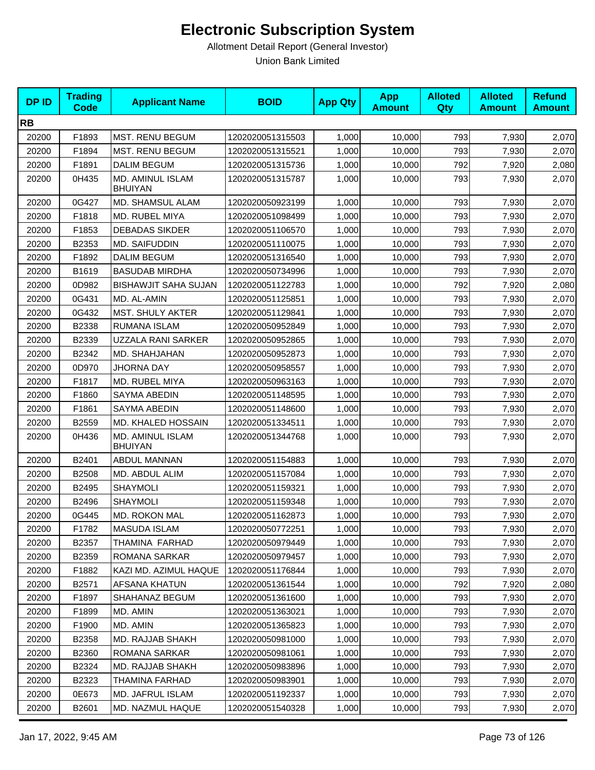# Electronic Subscription System

Allotment Detail Report (General Investor)

Union Bank Limited

| DP ID | Trading Code | Applicant Name | BOID | App Qty | App Amount | Alloted Qty | Alloted Amount | Refund Amount |
|---|---|---|---|---|---|---|---|---|
| **RB** | | | | | | | | |
| 20200 | F1893 | MST. RENU BEGUM | 1202020051315503 | 1,000 | 10,000 | 793 | 7,930 | 2,070 |
| 20200 | F1894 | MST. RENU BEGUM | 1202020051315521 | 1,000 | 10,000 | 793 | 7,930 | 2,070 |
| 20200 | F1891 | DALIM BEGUM | 1202020051315736 | 1,000 | 10,000 | 792 | 7,920 | 2,080 |
| 20200 | 0H435 | MD. AMINUL ISLAM BHUIYAN | 1202020051315787 | 1,000 | 10,000 | 793 | 7,930 | 2,070 |
| 20200 | 0G427 | MD. SHAMSUL ALAM | 1202020050923199 | 1,000 | 10,000 | 793 | 7,930 | 2,070 |
| 20200 | F1818 | MD. RUBEL MIYA | 1202020051098499 | 1,000 | 10,000 | 793 | 7,930 | 2,070 |
| 20200 | F1853 | DEBADAS SIKDER | 1202020051106570 | 1,000 | 10,000 | 793 | 7,930 | 2,070 |
| 20200 | B2353 | MD. SAIFUDDIN | 1202020051110075 | 1,000 | 10,000 | 793 | 7,930 | 2,070 |
| 20200 | F1892 | DALIM BEGUM | 1202020051316540 | 1,000 | 10,000 | 793 | 7,930 | 2,070 |
| 20200 | B1619 | BASUDAB MIRDHA | 1202020050734996 | 1,000 | 10,000 | 793 | 7,930 | 2,070 |
| 20200 | 0D982 | BISHAWJIT SAHA SUJAN | 1202020051122783 | 1,000 | 10,000 | 792 | 7,920 | 2,080 |
| 20200 | 0G431 | MD. AL-AMIN | 1202020051125851 | 1,000 | 10,000 | 793 | 7,930 | 2,070 |
| 20200 | 0G432 | MST. SHULY AKTER | 1202020051129841 | 1,000 | 10,000 | 793 | 7,930 | 2,070 |
| 20200 | B2338 | RUMANA ISLAM | 1202020050952849 | 1,000 | 10,000 | 793 | 7,930 | 2,070 |
| 20200 | B2339 | UZZALA RANI SARKER | 1202020050952865 | 1,000 | 10,000 | 793 | 7,930 | 2,070 |
| 20200 | B2342 | MD. SHAHJAHAN | 1202020050952873 | 1,000 | 10,000 | 793 | 7,930 | 2,070 |
| 20200 | 0D970 | JHORNA DAY | 1202020050958557 | 1,000 | 10,000 | 793 | 7,930 | 2,070 |
| 20200 | F1817 | MD. RUBEL MIYA | 1202020050963163 | 1,000 | 10,000 | 793 | 7,930 | 2,070 |
| 20200 | F1860 | SAYMA ABEDIN | 1202020051148595 | 1,000 | 10,000 | 793 | 7,930 | 2,070 |
| 20200 | F1861 | SAYMA ABEDIN | 1202020051148600 | 1,000 | 10,000 | 793 | 7,930 | 2,070 |
| 20200 | B2559 | MD. KHALED HOSSAIN | 1202020051334511 | 1,000 | 10,000 | 793 | 7,930 | 2,070 |
| 20200 | 0H436 | MD. AMINUL ISLAM BHUIYAN | 1202020051344768 | 1,000 | 10,000 | 793 | 7,930 | 2,070 |
| 20200 | B2401 | ABDUL MANNAN | 1202020051154883 | 1,000 | 10,000 | 793 | 7,930 | 2,070 |
| 20200 | B2508 | MD. ABDUL ALIM | 1202020051157084 | 1,000 | 10,000 | 793 | 7,930 | 2,070 |
| 20200 | B2495 | SHAYMOLI | 1202020051159321 | 1,000 | 10,000 | 793 | 7,930 | 2,070 |
| 20200 | B2496 | SHAYMOLI | 1202020051159348 | 1,000 | 10,000 | 793 | 7,930 | 2,070 |
| 20200 | 0G445 | MD. ROKON MAL | 1202020051162873 | 1,000 | 10,000 | 793 | 7,930 | 2,070 |
| 20200 | F1782 | MASUDA ISLAM | 1202020050772251 | 1,000 | 10,000 | 793 | 7,930 | 2,070 |
| 20200 | B2357 | THAMINA FARHAD | 1202020050979449 | 1,000 | 10,000 | 793 | 7,930 | 2,070 |
| 20200 | B2359 | ROMANA SARKAR | 1202020050979457 | 1,000 | 10,000 | 793 | 7,930 | 2,070 |
| 20200 | F1882 | KAZI MD. AZIMUL HAQUE | 1202020051176844 | 1,000 | 10,000 | 793 | 7,930 | 2,070 |
| 20200 | B2571 | AFSANA KHATUN | 1202020051361544 | 1,000 | 10,000 | 792 | 7,920 | 2,080 |
| 20200 | F1897 | SHAHANAZ BEGUM | 1202020051361600 | 1,000 | 10,000 | 793 | 7,930 | 2,070 |
| 20200 | F1899 | MD. AMIN | 1202020051363021 | 1,000 | 10,000 | 793 | 7,930 | 2,070 |
| 20200 | F1900 | MD. AMIN | 1202020051365823 | 1,000 | 10,000 | 793 | 7,930 | 2,070 |
| 20200 | B2358 | MD. RAJJAB SHAKH | 1202020050981000 | 1,000 | 10,000 | 793 | 7,930 | 2,070 |
| 20200 | B2360 | ROMANA SARKAR | 1202020050981061 | 1,000 | 10,000 | 793 | 7,930 | 2,070 |
| 20200 | B2324 | MD. RAJJAB SHAKH | 1202020050983896 | 1,000 | 10,000 | 793 | 7,930 | 2,070 |
| 20200 | B2323 | THAMINA FARHAD | 1202020050983901 | 1,000 | 10,000 | 793 | 7,930 | 2,070 |
| 20200 | 0E673 | MD. JAFRUL ISLAM | 1202020051192337 | 1,000 | 10,000 | 793 | 7,930 | 2,070 |
| 20200 | B2601 | MD. NAZMUL HAQUE | 1202020051540328 | 1,000 | 10,000 | 793 | 7,930 | 2,070 |

Jan 17, 2022, 9:45 AM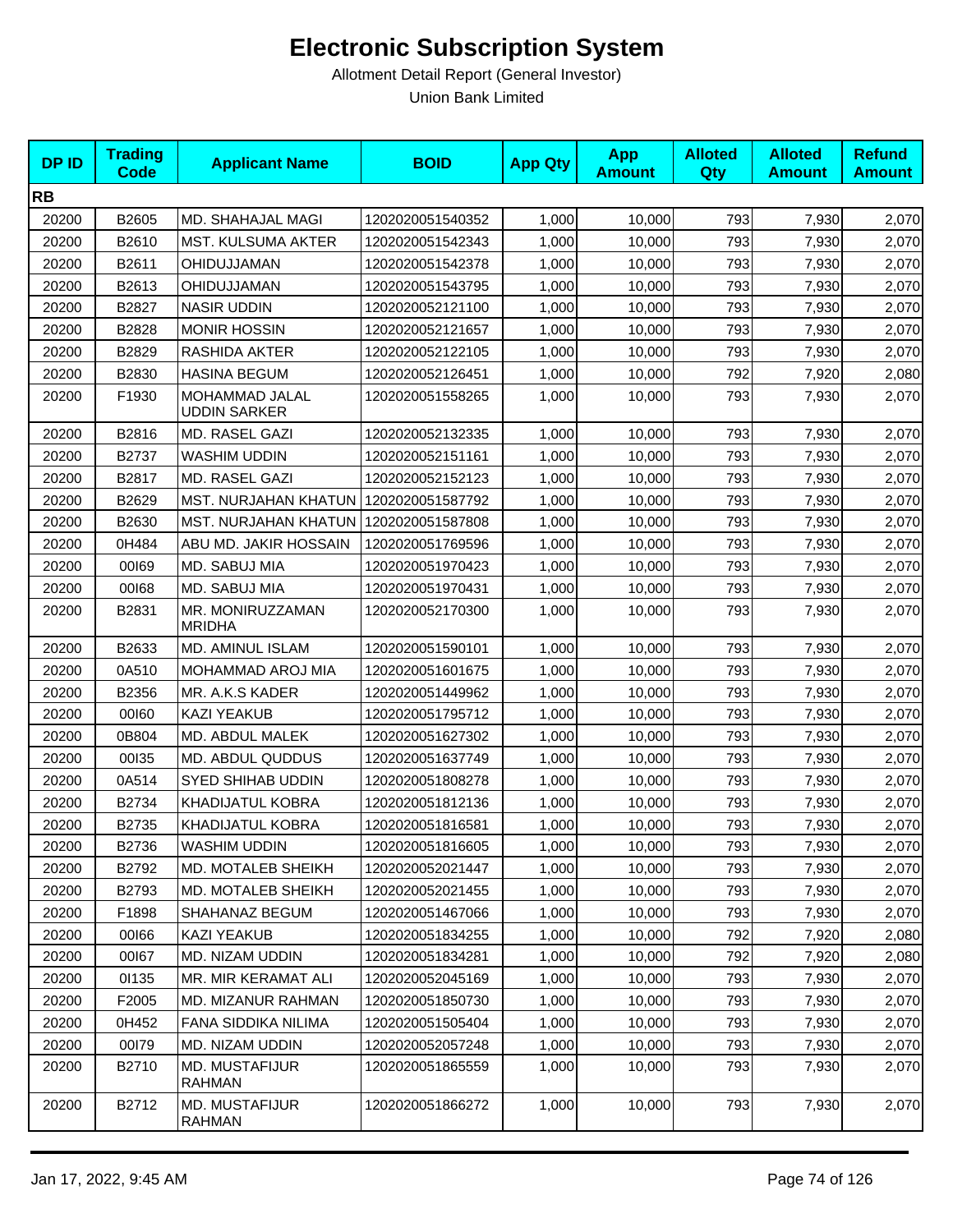# Electronic Subscription System

Allotment Detail Report (General Investor)

Union Bank Limited

| DP ID | Trading Code | Applicant Name | BOID | App Qty | App Amount | Alloted Qty | Alloted Amount | Refund Amount |
|---|---|---|---|---|---|---|---|---|
| **RB** | | | | | | | | |
| 20200 | B2605 | MD. SHAHAJAL MAGI | 1202020051540352 | 1,000 | 10,000 | 793 | 7,930 | 2,070 |
| 20200 | B2610 | MST. KULSUMA AKTER | 1202020051542343 | 1,000 | 10,000 | 793 | 7,930 | 2,070 |
| 20200 | B2611 | OHIDUJJAMAN | 1202020051542378 | 1,000 | 10,000 | 793 | 7,930 | 2,070 |
| 20200 | B2613 | OHIDUJJAMAN | 1202020051543795 | 1,000 | 10,000 | 793 | 7,930 | 2,070 |
| 20200 | B2827 | NASIR UDDIN | 1202020052121100 | 1,000 | 10,000 | 793 | 7,930 | 2,070 |
| 20200 | B2828 | MONIR HOSSIN | 1202020052121657 | 1,000 | 10,000 | 793 | 7,930 | 2,070 |
| 20200 | B2829 | RASHIDA AKTER | 1202020052122105 | 1,000 | 10,000 | 793 | 7,930 | 2,070 |
| 20200 | B2830 | HASINA BEGUM | 1202020052126451 | 1,000 | 10,000 | 792 | 7,920 | 2,080 |
| 20200 | F1930 | MOHAMMAD JALAL UDDIN SARKER | 1202020051558265 | 1,000 | 10,000 | 793 | 7,930 | 2,070 |
| 20200 | B2816 | MD. RASEL GAZI | 1202020052132335 | 1,000 | 10,000 | 793 | 7,930 | 2,070 |
| 20200 | B2737 | WASHIM UDDIN | 1202020052151161 | 1,000 | 10,000 | 793 | 7,930 | 2,070 |
| 20200 | B2817 | MD. RASEL GAZI | 1202020052152123 | 1,000 | 10,000 | 793 | 7,930 | 2,070 |
| 20200 | B2629 | MST. NURJAHAN KHATUN | 1202020051587792 | 1,000 | 10,000 | 793 | 7,930 | 2,070 |
| 20200 | B2630 | MST. NURJAHAN KHATUN | 1202020051587808 | 1,000 | 10,000 | 793 | 7,930 | 2,070 |
| 20200 | 0H484 | ABU MD. JAKIR HOSSAIN | 1202020051769596 | 1,000 | 10,000 | 793 | 7,930 | 2,070 |
| 20200 | 00I69 | MD. SABUJ MIA | 1202020051970423 | 1,000 | 10,000 | 793 | 7,930 | 2,070 |
| 20200 | 00I68 | MD. SABUJ MIA | 1202020051970431 | 1,000 | 10,000 | 793 | 7,930 | 2,070 |
| 20200 | B2831 | MR. MONIRUZZAMAN MRIDHA | 1202020052170300 | 1,000 | 10,000 | 793 | 7,930 | 2,070 |
| 20200 | B2633 | MD. AMINUL ISLAM | 1202020051590101 | 1,000 | 10,000 | 793 | 7,930 | 2,070 |
| 20200 | 0A510 | MOHAMMAD AROJ MIA | 1202020051601675 | 1,000 | 10,000 | 793 | 7,930 | 2,070 |
| 20200 | B2356 | MR. A.K.S KADER | 1202020051449962 | 1,000 | 10,000 | 793 | 7,930 | 2,070 |
| 20200 | 00I60 | KAZI YEAKUB | 1202020051795712 | 1,000 | 10,000 | 793 | 7,930 | 2,070 |
| 20200 | 0B804 | MD. ABDUL MALEK | 1202020051627302 | 1,000 | 10,000 | 793 | 7,930 | 2,070 |
| 20200 | 00I35 | MD. ABDUL QUDDUS | 1202020051637749 | 1,000 | 10,000 | 793 | 7,930 | 2,070 |
| 20200 | 0A514 | SYED SHIHAB UDDIN | 1202020051808278 | 1,000 | 10,000 | 793 | 7,930 | 2,070 |
| 20200 | B2734 | KHADIJATUL KOBRA | 1202020051812136 | 1,000 | 10,000 | 793 | 7,930 | 2,070 |
| 20200 | B2735 | KHADIJATUL KOBRA | 1202020051816581 | 1,000 | 10,000 | 793 | 7,930 | 2,070 |
| 20200 | B2736 | WASHIM UDDIN | 1202020051816605 | 1,000 | 10,000 | 793 | 7,930 | 2,070 |
| 20200 | B2792 | MD. MOTALEB SHEIKH | 1202020052021447 | 1,000 | 10,000 | 793 | 7,930 | 2,070 |
| 20200 | B2793 | MD. MOTALEB SHEIKH | 1202020052021455 | 1,000 | 10,000 | 793 | 7,930 | 2,070 |
| 20200 | F1898 | SHAHANAZ BEGUM | 1202020051467066 | 1,000 | 10,000 | 793 | 7,930 | 2,070 |
| 20200 | 00I66 | KAZI YEAKUB | 1202020051834255 | 1,000 | 10,000 | 792 | 7,920 | 2,080 |
| 20200 | 00I67 | MD. NIZAM UDDIN | 1202020051834281 | 1,000 | 10,000 | 792 | 7,920 | 2,080 |
| 20200 | 0I135 | MR. MIR KERAMAT ALI | 1202020052045169 | 1,000 | 10,000 | 793 | 7,930 | 2,070 |
| 20200 | F2005 | MD. MIZANUR RAHMAN | 1202020051850730 | 1,000 | 10,000 | 793 | 7,930 | 2,070 |
| 20200 | 0H452 | FANA SIDDIKA NILIMA | 1202020051505404 | 1,000 | 10,000 | 793 | 7,930 | 2,070 |
| 20200 | 00I79 | MD. NIZAM UDDIN | 1202020052057248 | 1,000 | 10,000 | 793 | 7,930 | 2,070 |
| 20200 | B2710 | MD. MUSTAFIJUR RAHMAN | 1202020051865559 | 1,000 | 10,000 | 793 | 7,930 | 2,070 |
| 20200 | B2712 | MD. MUSTAFIJUR RAHMAN | 1202020051866272 | 1,000 | 10,000 | 793 | 7,930 | 2,070 |

Jan 17, 2022, 9:45 AM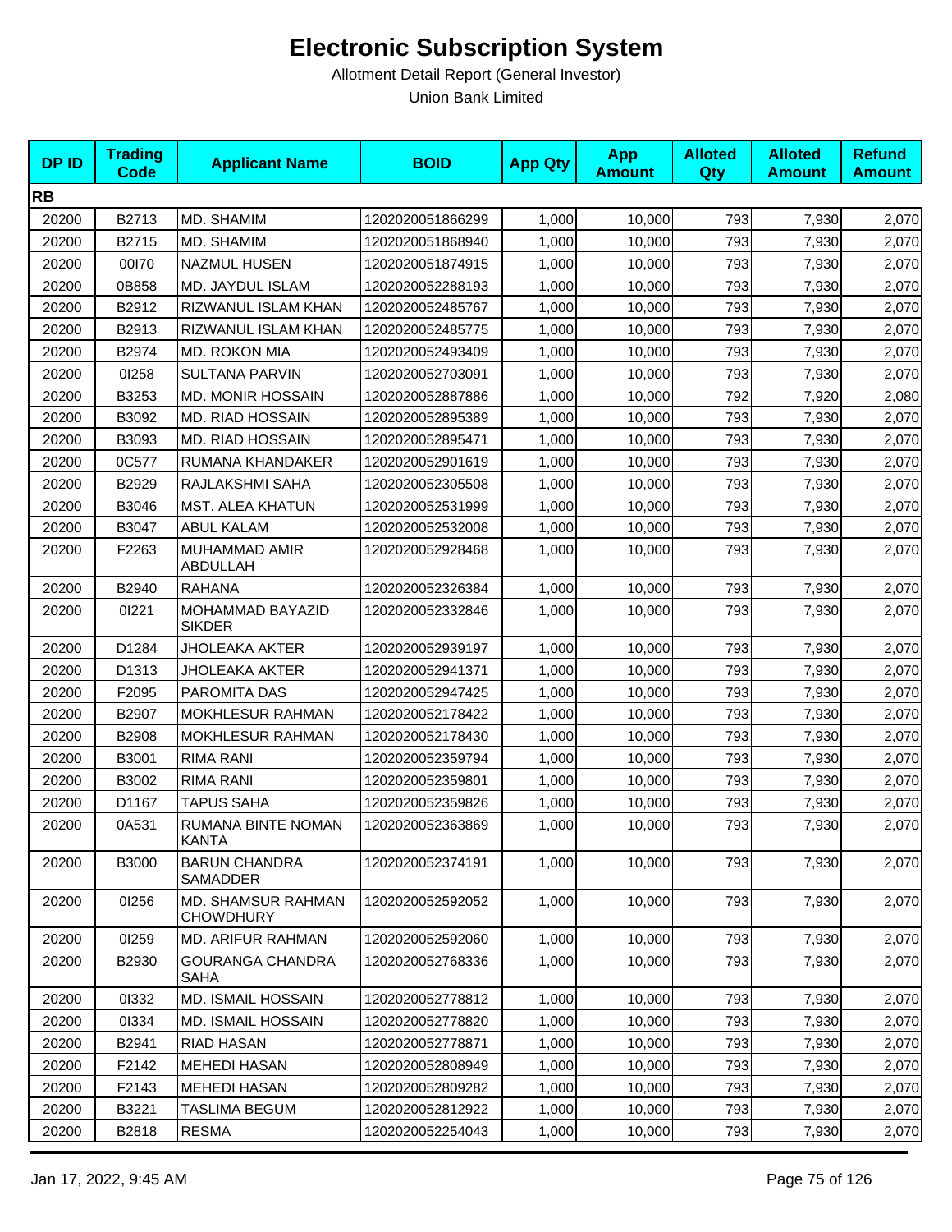# Electronic Subscription System

Allotment Detail Report (General Investor)

Union Bank Limited

| DP ID | Trading Code | Applicant Name | BOID | App Qty | App Amount | Alloted Qty | Alloted Amount | Refund Amount |
|---|---|---|---|---|---|---|---|---|
| **RB** | | | | | | | | |
| 20200 | B2713 | MD. SHAMIM | 1202020051866299 | 1,000 | 10,000 | 793 | 7,930 | 2,070 |
| 20200 | B2715 | MD. SHAMIM | 1202020051868940 | 1,000 | 10,000 | 793 | 7,930 | 2,070 |
| 20200 | 00I70 | NAZMUL HUSEN | 1202020051874915 | 1,000 | 10,000 | 793 | 7,930 | 2,070 |
| 20200 | 0B858 | MD. JAYDUL ISLAM | 1202020052288193 | 1,000 | 10,000 | 793 | 7,930 | 2,070 |
| 20200 | B2912 | RIZWANUL ISLAM KHAN | 1202020052485767 | 1,000 | 10,000 | 793 | 7,930 | 2,070 |
| 20200 | B2913 | RIZWANUL ISLAM KHAN | 1202020052485775 | 1,000 | 10,000 | 793 | 7,930 | 2,070 |
| 20200 | B2974 | MD. ROKON MIA | 1202020052493409 | 1,000 | 10,000 | 793 | 7,930 | 2,070 |
| 20200 | 0I258 | SULTANA PARVIN | 1202020052703091 | 1,000 | 10,000 | 793 | 7,930 | 2,070 |
| 20200 | B3253 | MD. MONIR HOSSAIN | 1202020052887886 | 1,000 | 10,000 | 792 | 7,920 | 2,080 |
| 20200 | B3092 | MD. RIAD HOSSAIN | 1202020052895389 | 1,000 | 10,000 | 793 | 7,930 | 2,070 |
| 20200 | B3093 | MD. RIAD HOSSAIN | 1202020052895471 | 1,000 | 10,000 | 793 | 7,930 | 2,070 |
| 20200 | 0C577 | RUMANA KHANDAKER | 1202020052901619 | 1,000 | 10,000 | 793 | 7,930 | 2,070 |
| 20200 | B2929 | RAJLAKSHMI SAHA | 1202020052305508 | 1,000 | 10,000 | 793 | 7,930 | 2,070 |
| 20200 | B3046 | MST. ALEA KHATUN | 1202020052531999 | 1,000 | 10,000 | 793 | 7,930 | 2,070 |
| 20200 | B3047 | ABUL KALAM | 1202020052532008 | 1,000 | 10,000 | 793 | 7,930 | 2,070 |
| 20200 | F2263 | MUHAMMAD AMIR ABDULLAH | 1202020052928468 | 1,000 | 10,000 | 793 | 7,930 | 2,070 |
| 20200 | B2940 | RAHANA | 1202020052326384 | 1,000 | 10,000 | 793 | 7,930 | 2,070 |
| 20200 | 0I221 | MOHAMMAD BAYAZID SIKDER | 1202020052332846 | 1,000 | 10,000 | 793 | 7,930 | 2,070 |
| 20200 | D1284 | JHOLEAKA AKTER | 1202020052939197 | 1,000 | 10,000 | 793 | 7,930 | 2,070 |
| 20200 | D1313 | JHOLEAKA AKTER | 1202020052941371 | 1,000 | 10,000 | 793 | 7,930 | 2,070 |
| 20200 | F2095 | PAROMITA DAS | 1202020052947425 | 1,000 | 10,000 | 793 | 7,930 | 2,070 |
| 20200 | B2907 | MOKHLESUR RAHMAN | 1202020052178422 | 1,000 | 10,000 | 793 | 7,930 | 2,070 |
| 20200 | B2908 | MOKHLESUR RAHMAN | 1202020052178430 | 1,000 | 10,000 | 793 | 7,930 | 2,070 |
| 20200 | B3001 | RIMA RANI | 1202020052359794 | 1,000 | 10,000 | 793 | 7,930 | 2,070 |
| 20200 | B3002 | RIMA RANI | 1202020052359801 | 1,000 | 10,000 | 793 | 7,930 | 2,070 |
| 20200 | D1167 | TAPUS SAHA | 1202020052359826 | 1,000 | 10,000 | 793 | 7,930 | 2,070 |
| 20200 | 0A531 | RUMANA BINTE NOMAN KANTA | 1202020052363869 | 1,000 | 10,000 | 793 | 7,930 | 2,070 |
| 20200 | B3000 | BARUN CHANDRA SAMADDER | 1202020052374191 | 1,000 | 10,000 | 793 | 7,930 | 2,070 |
| 20200 | 0I256 | MD. SHAMSUR RAHMAN CHOWDHURY | 1202020052592052 | 1,000 | 10,000 | 793 | 7,930 | 2,070 |
| 20200 | 0I259 | MD. ARIFUR RAHMAN | 1202020052592060 | 1,000 | 10,000 | 793 | 7,930 | 2,070 |
| 20200 | B2930 | GOURANGA CHANDRA SAHA | 1202020052768336 | 1,000 | 10,000 | 793 | 7,930 | 2,070 |
| 20200 | 0I332 | MD. ISMAIL HOSSAIN | 1202020052778812 | 1,000 | 10,000 | 793 | 7,930 | 2,070 |
| 20200 | 0I334 | MD. ISMAIL HOSSAIN | 1202020052778820 | 1,000 | 10,000 | 793 | 7,930 | 2,070 |
| 20200 | B2941 | RIAD HASAN | 1202020052778871 | 1,000 | 10,000 | 793 | 7,930 | 2,070 |
| 20200 | F2142 | MEHEDI HASAN | 1202020052808949 | 1,000 | 10,000 | 793 | 7,930 | 2,070 |
| 20200 | F2143 | MEHEDI HASAN | 1202020052809282 | 1,000 | 10,000 | 793 | 7,930 | 2,070 |
| 20200 | B3221 | TASLIMA BEGUM | 1202020052812922 | 1,000 | 10,000 | 793 | 7,930 | 2,070 |
| 20200 | B2818 | RESMA | 1202020052254043 | 1,000 | 10,000 | 793 | 7,930 | 2,070 |

Jan 17, 2022, 9:45 AM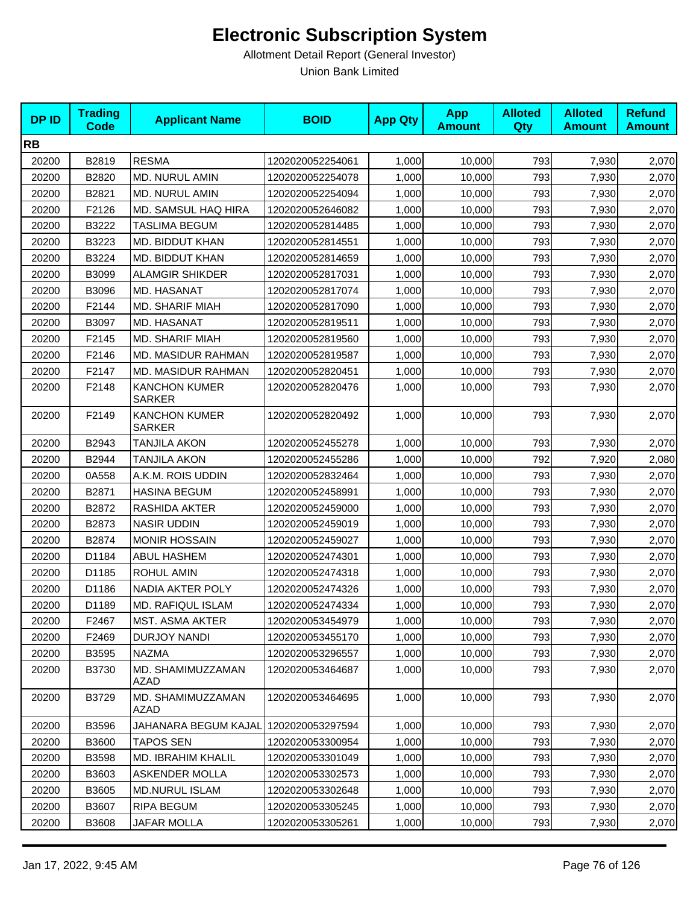# Electronic Subscription System

Allotment Detail Report (General Investor)

Union Bank Limited

| DP ID | Trading Code | Applicant Name | BOID | App Qty | App Amount | Alloted Qty | Alloted Amount | Refund Amount |
|---|---|---|---|---|---|---|---|---|
| **RB** | | | | | | | | |
| 20200 | B2819 | RESMA | 1202020052254061 | 1,000 | 10,000 | 793 | 7,930 | 2,070 |
| 20200 | B2820 | MD. NURUL AMIN | 1202020052254078 | 1,000 | 10,000 | 793 | 7,930 | 2,070 |
| 20200 | B2821 | MD. NURUL AMIN | 1202020052254094 | 1,000 | 10,000 | 793 | 7,930 | 2,070 |
| 20200 | F2126 | MD. SAMSUL HAQ HIRA | 1202020052646082 | 1,000 | 10,000 | 793 | 7,930 | 2,070 |
| 20200 | B3222 | TASLIMA BEGUM | 1202020052814485 | 1,000 | 10,000 | 793 | 7,930 | 2,070 |
| 20200 | B3223 | MD. BIDDUT KHAN | 1202020052814551 | 1,000 | 10,000 | 793 | 7,930 | 2,070 |
| 20200 | B3224 | MD. BIDDUT KHAN | 1202020052814659 | 1,000 | 10,000 | 793 | 7,930 | 2,070 |
| 20200 | B3099 | ALAMGIR SHIKDER | 1202020052817031 | 1,000 | 10,000 | 793 | 7,930 | 2,070 |
| 20200 | B3096 | MD. HASANAT | 1202020052817074 | 1,000 | 10,000 | 793 | 7,930 | 2,070 |
| 20200 | F2144 | MD. SHARIF MIAH | 1202020052817090 | 1,000 | 10,000 | 793 | 7,930 | 2,070 |
| 20200 | B3097 | MD. HASANAT | 1202020052819511 | 1,000 | 10,000 | 793 | 7,930 | 2,070 |
| 20200 | F2145 | MD. SHARIF MIAH | 1202020052819560 | 1,000 | 10,000 | 793 | 7,930 | 2,070 |
| 20200 | F2146 | MD. MASIDUR RAHMAN | 1202020052819587 | 1,000 | 10,000 | 793 | 7,930 | 2,070 |
| 20200 | F2147 | MD. MASIDUR RAHMAN | 1202020052820451 | 1,000 | 10,000 | 793 | 7,930 | 2,070 |
| 20200 | F2148 | KANCHON KUMER SARKER | 1202020052820476 | 1,000 | 10,000 | 793 | 7,930 | 2,070 |
| 20200 | F2149 | KANCHON KUMER SARKER | 1202020052820492 | 1,000 | 10,000 | 793 | 7,930 | 2,070 |
| 20200 | B2943 | TANJILA AKON | 1202020052455278 | 1,000 | 10,000 | 793 | 7,930 | 2,070 |
| 20200 | B2944 | TANJILA AKON | 1202020052455286 | 1,000 | 10,000 | 792 | 7,920 | 2,080 |
| 20200 | 0A558 | A.K.M. ROIS UDDIN | 1202020052832464 | 1,000 | 10,000 | 793 | 7,930 | 2,070 |
| 20200 | B2871 | HASINA BEGUM | 1202020052458991 | 1,000 | 10,000 | 793 | 7,930 | 2,070 |
| 20200 | B2872 | RASHIDA AKTER | 1202020052459000 | 1,000 | 10,000 | 793 | 7,930 | 2,070 |
| 20200 | B2873 | NASIR UDDIN | 1202020052459019 | 1,000 | 10,000 | 793 | 7,930 | 2,070 |
| 20200 | B2874 | MONIR HOSSAIN | 1202020052459027 | 1,000 | 10,000 | 793 | 7,930 | 2,070 |
| 20200 | D1184 | ABUL HASHEM | 1202020052474301 | 1,000 | 10,000 | 793 | 7,930 | 2,070 |
| 20200 | D1185 | ROHUL AMIN | 1202020052474318 | 1,000 | 10,000 | 793 | 7,930 | 2,070 |
| 20200 | D1186 | NADIA AKTER POLY | 1202020052474326 | 1,000 | 10,000 | 793 | 7,930 | 2,070 |
| 20200 | D1189 | MD. RAFIQUL ISLAM | 1202020052474334 | 1,000 | 10,000 | 793 | 7,930 | 2,070 |
| 20200 | F2467 | MST. ASMA AKTER | 1202020053454979 | 1,000 | 10,000 | 793 | 7,930 | 2,070 |
| 20200 | F2469 | DURJOY NANDI | 1202020053455170 | 1,000 | 10,000 | 793 | 7,930 | 2,070 |
| 20200 | B3595 | NAZMA | 1202020053296557 | 1,000 | 10,000 | 793 | 7,930 | 2,070 |
| 20200 | B3730 | MD. SHAMIMUZZAMAN AZAD | 1202020053464687 | 1,000 | 10,000 | 793 | 7,930 | 2,070 |
| 20200 | B3729 | MD. SHAMIMUZZAMAN AZAD | 1202020053464695 | 1,000 | 10,000 | 793 | 7,930 | 2,070 |
| 20200 | B3596 | JAHANARA BEGUM KAJAL | 1202020053297594 | 1,000 | 10,000 | 793 | 7,930 | 2,070 |
| 20200 | B3600 | TAPOS SEN | 1202020053300954 | 1,000 | 10,000 | 793 | 7,930 | 2,070 |
| 20200 | B3598 | MD. IBRAHIM KHALIL | 1202020053301049 | 1,000 | 10,000 | 793 | 7,930 | 2,070 |
| 20200 | B3603 | ASKENDER MOLLA | 1202020053302573 | 1,000 | 10,000 | 793 | 7,930 | 2,070 |
| 20200 | B3605 | MD.NURUL ISLAM | 1202020053302648 | 1,000 | 10,000 | 793 | 7,930 | 2,070 |
| 20200 | B3607 | RIPA BEGUM | 1202020053305245 | 1,000 | 10,000 | 793 | 7,930 | 2,070 |
| 20200 | B3608 | JAFAR MOLLA | 1202020053305261 | 1,000 | 10,000 | 793 | 7,930 | 2,070 |

Jan 17, 2022, 9:45 AM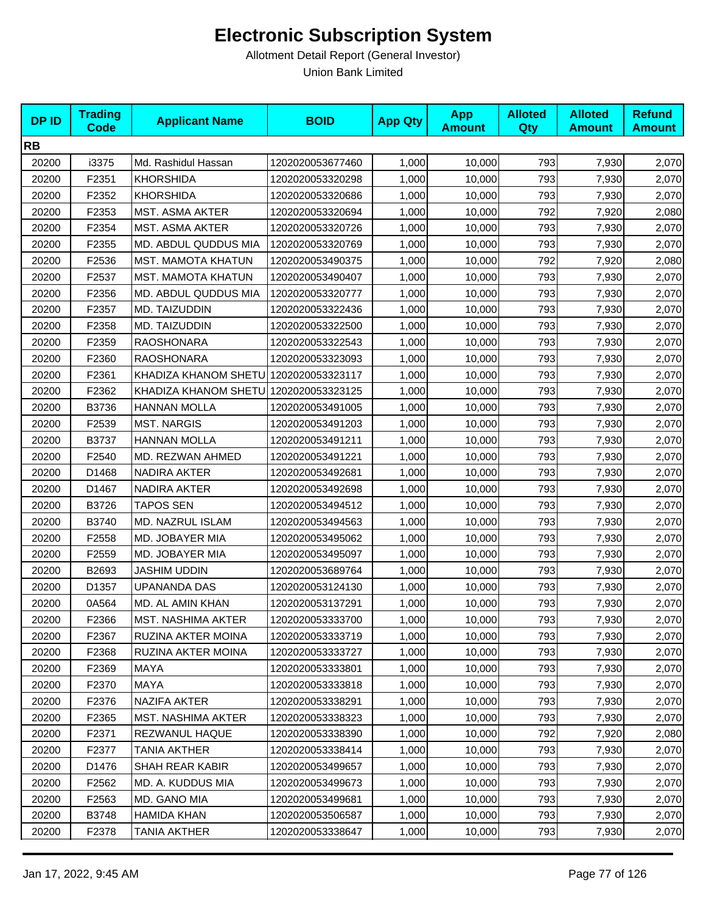# Electronic Subscription System

Allotment Detail Report (General Investor)

Union Bank Limited

| DP ID | Trading Code | Applicant Name | BOID | App Qty | App Amount | Alloted Qty | Alloted Amount | Refund Amount |
|---|---|---|---|---|---|---|---|---|
| **RB** | | | | | | | | |
| 20200 | i3375 | Md. Rashidul Hassan | 1202020053677460 | 1,000 | 10,000 | 793 | 7,930 | 2,070 |
| 20200 | F2351 | KHORSHIDA | 1202020053320298 | 1,000 | 10,000 | 793 | 7,930 | 2,070 |
| 20200 | F2352 | KHORSHIDA | 1202020053320686 | 1,000 | 10,000 | 793 | 7,930 | 2,070 |
| 20200 | F2353 | MST. ASMA AKTER | 1202020053320694 | 1,000 | 10,000 | 792 | 7,920 | 2,080 |
| 20200 | F2354 | MST. ASMA AKTER | 1202020053320726 | 1,000 | 10,000 | 793 | 7,930 | 2,070 |
| 20200 | F2355 | MD. ABDUL QUDDUS MIA | 1202020053320769 | 1,000 | 10,000 | 793 | 7,930 | 2,070 |
| 20200 | F2536 | MST. MAMOTA KHATUN | 1202020053490375 | 1,000 | 10,000 | 792 | 7,920 | 2,080 |
| 20200 | F2537 | MST. MAMOTA KHATUN | 1202020053490407 | 1,000 | 10,000 | 793 | 7,930 | 2,070 |
| 20200 | F2356 | MD. ABDUL QUDDUS MIA | 1202020053320777 | 1,000 | 10,000 | 793 | 7,930 | 2,070 |
| 20200 | F2357 | MD. TAIZUDDIN | 1202020053322436 | 1,000 | 10,000 | 793 | 7,930 | 2,070 |
| 20200 | F2358 | MD. TAIZUDDIN | 1202020053322500 | 1,000 | 10,000 | 793 | 7,930 | 2,070 |
| 20200 | F2359 | RAOSHONARA | 1202020053322543 | 1,000 | 10,000 | 793 | 7,930 | 2,070 |
| 20200 | F2360 | RAOSHONARA | 1202020053323093 | 1,000 | 10,000 | 793 | 7,930 | 2,070 |
| 20200 | F2361 | KHADIZA KHANOM SHETU | 1202020053323117 | 1,000 | 10,000 | 793 | 7,930 | 2,070 |
| 20200 | F2362 | KHADIZA KHANOM SHETU | 1202020053323125 | 1,000 | 10,000 | 793 | 7,930 | 2,070 |
| 20200 | B3736 | HANNAN MOLLA | 1202020053491005 | 1,000 | 10,000 | 793 | 7,930 | 2,070 |
| 20200 | F2539 | MST. NARGIS | 1202020053491203 | 1,000 | 10,000 | 793 | 7,930 | 2,070 |
| 20200 | B3737 | HANNAN MOLLA | 1202020053491211 | 1,000 | 10,000 | 793 | 7,930 | 2,070 |
| 20200 | F2540 | MD. REZWAN AHMED | 1202020053491221 | 1,000 | 10,000 | 793 | 7,930 | 2,070 |
| 20200 | D1468 | NADIRA AKTER | 1202020053492681 | 1,000 | 10,000 | 793 | 7,930 | 2,070 |
| 20200 | D1467 | NADIRA AKTER | 1202020053492698 | 1,000 | 10,000 | 793 | 7,930 | 2,070 |
| 20200 | B3726 | TAPOS SEN | 1202020053494512 | 1,000 | 10,000 | 793 | 7,930 | 2,070 |
| 20200 | B3740 | MD. NAZRUL ISLAM | 1202020053494563 | 1,000 | 10,000 | 793 | 7,930 | 2,070 |
| 20200 | F2558 | MD. JOBAYER MIA | 1202020053495062 | 1,000 | 10,000 | 793 | 7,930 | 2,070 |
| 20200 | F2559 | MD. JOBAYER MIA | 1202020053495097 | 1,000 | 10,000 | 793 | 7,930 | 2,070 |
| 20200 | B2693 | JASHIM UDDIN | 1202020053689764 | 1,000 | 10,000 | 793 | 7,930 | 2,070 |
| 20200 | D1357 | UPANANDA DAS | 1202020053124130 | 1,000 | 10,000 | 793 | 7,930 | 2,070 |
| 20200 | 0A564 | MD. AL AMIN KHAN | 1202020053137291 | 1,000 | 10,000 | 793 | 7,930 | 2,070 |
| 20200 | F2366 | MST. NASHIMA AKTER | 1202020053333700 | 1,000 | 10,000 | 793 | 7,930 | 2,070 |
| 20200 | F2367 | RUZINA AKTER MOINA | 1202020053333719 | 1,000 | 10,000 | 793 | 7,930 | 2,070 |
| 20200 | F2368 | RUZINA AKTER MOINA | 1202020053333727 | 1,000 | 10,000 | 793 | 7,930 | 2,070 |
| 20200 | F2369 | MAYA | 1202020053333801 | 1,000 | 10,000 | 793 | 7,930 | 2,070 |
| 20200 | F2370 | MAYA | 1202020053333818 | 1,000 | 10,000 | 793 | 7,930 | 2,070 |
| 20200 | F2376 | NAZIFA AKTER | 1202020053338291 | 1,000 | 10,000 | 793 | 7,930 | 2,070 |
| 20200 | F2365 | MST. NASHIMA AKTER | 1202020053338323 | 1,000 | 10,000 | 793 | 7,930 | 2,070 |
| 20200 | F2371 | REZWANUL HAQUE | 1202020053338390 | 1,000 | 10,000 | 792 | 7,920 | 2,080 |
| 20200 | F2377 | TANIA AKTHER | 1202020053338414 | 1,000 | 10,000 | 793 | 7,930 | 2,070 |
| 20200 | D1476 | SHAH REAR KABIR | 1202020053499657 | 1,000 | 10,000 | 793 | 7,930 | 2,070 |
| 20200 | F2562 | MD. A. KUDDUS MIA | 1202020053499673 | 1,000 | 10,000 | 793 | 7,930 | 2,070 |
| 20200 | F2563 | MD. GANO MIA | 1202020053499681 | 1,000 | 10,000 | 793 | 7,930 | 2,070 |
| 20200 | B3748 | HAMIDA KHAN | 1202020053506587 | 1,000 | 10,000 | 793 | 7,930 | 2,070 |
| 20200 | F2378 | TANIA AKTHER | 1202020053338647 | 1,000 | 10,000 | 793 | 7,930 | 2,070 |

Jan 17, 2022, 9:45 AM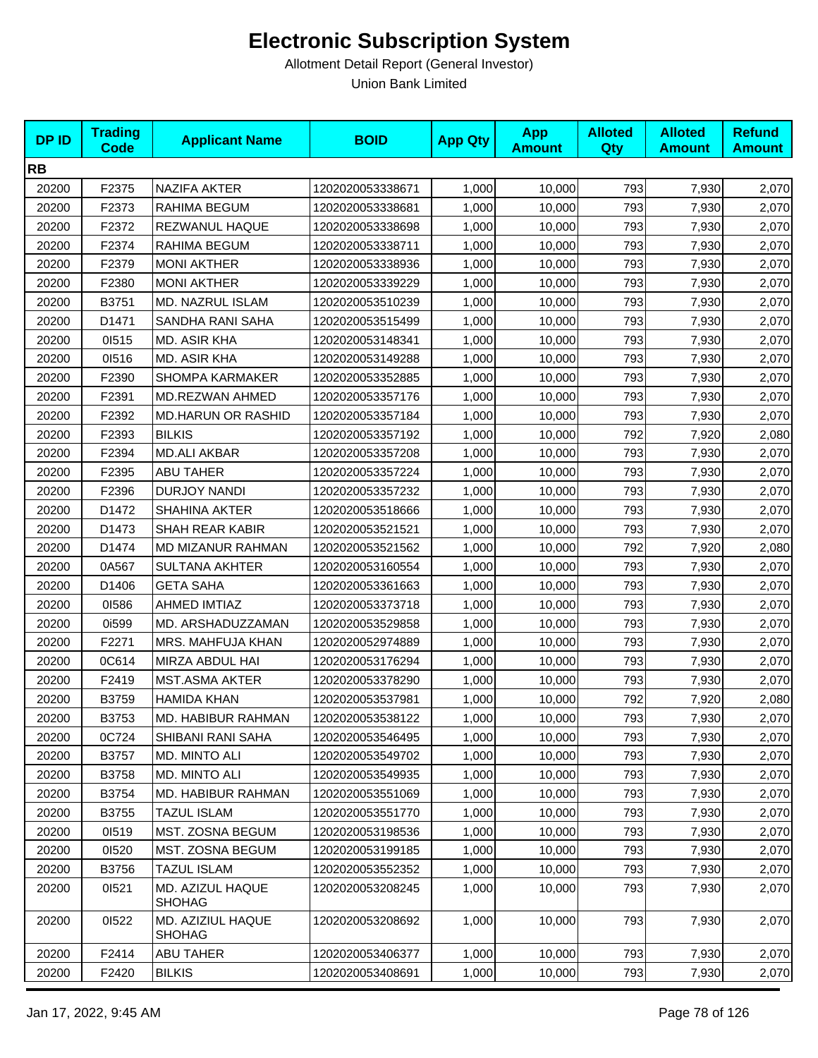# Electronic Subscription System

Allotment Detail Report (General Investor)

Union Bank Limited

| DP ID | Trading Code | Applicant Name | BOID | App Qty | App Amount | Alloted Qty | Alloted Amount | Refund Amount |
|---|---|---|---|---|---|---|---|---|
| **RB** | | | | | | | | |
| 20200 | F2375 | NAZIFA AKTER | 1202020053338671 | 1,000 | 10,000 | 793 | 7,930 | 2,070 |
| 20200 | F2373 | RAHIMA BEGUM | 1202020053338681 | 1,000 | 10,000 | 793 | 7,930 | 2,070 |
| 20200 | F2372 | REZWANUL HAQUE | 1202020053338698 | 1,000 | 10,000 | 793 | 7,930 | 2,070 |
| 20200 | F2374 | RAHIMA BEGUM | 1202020053338711 | 1,000 | 10,000 | 793 | 7,930 | 2,070 |
| 20200 | F2379 | MONI AKTHER | 1202020053338936 | 1,000 | 10,000 | 793 | 7,930 | 2,070 |
| 20200 | F2380 | MONI AKTHER | 1202020053339229 | 1,000 | 10,000 | 793 | 7,930 | 2,070 |
| 20200 | B3751 | MD. NAZRUL ISLAM | 1202020053510239 | 1,000 | 10,000 | 793 | 7,930 | 2,070 |
| 20200 | D1471 | SANDHA RANI SAHA | 1202020053515499 | 1,000 | 10,000 | 793 | 7,930 | 2,070 |
| 20200 | 0I515 | MD. ASIR KHA | 1202020053148341 | 1,000 | 10,000 | 793 | 7,930 | 2,070 |
| 20200 | 0I516 | MD. ASIR KHA | 1202020053149288 | 1,000 | 10,000 | 793 | 7,930 | 2,070 |
| 20200 | F2390 | SHOMPA KARMAKER | 1202020053352885 | 1,000 | 10,000 | 793 | 7,930 | 2,070 |
| 20200 | F2391 | MD.REZWAN AHMED | 1202020053357176 | 1,000 | 10,000 | 793 | 7,930 | 2,070 |
| 20200 | F2392 | MD.HARUN OR RASHID | 1202020053357184 | 1,000 | 10,000 | 793 | 7,930 | 2,070 |
| 20200 | F2393 | BILKIS | 1202020053357192 | 1,000 | 10,000 | 792 | 7,920 | 2,080 |
| 20200 | F2394 | MD.ALI AKBAR | 1202020053357208 | 1,000 | 10,000 | 793 | 7,930 | 2,070 |
| 20200 | F2395 | ABU TAHER | 1202020053357224 | 1,000 | 10,000 | 793 | 7,930 | 2,070 |
| 20200 | F2396 | DURJOY NANDI | 1202020053357232 | 1,000 | 10,000 | 793 | 7,930 | 2,070 |
| 20200 | D1472 | SHAHINA AKTER | 1202020053518666 | 1,000 | 10,000 | 793 | 7,930 | 2,070 |
| 20200 | D1473 | SHAH REAR KABIR | 1202020053521521 | 1,000 | 10,000 | 793 | 7,930 | 2,070 |
| 20200 | D1474 | MD MIZANUR RAHMAN | 1202020053521562 | 1,000 | 10,000 | 792 | 7,920 | 2,080 |
| 20200 | 0A567 | SULTANA AKHTER | 1202020053160554 | 1,000 | 10,000 | 793 | 7,930 | 2,070 |
| 20200 | D1406 | GETA SAHA | 1202020053361663 | 1,000 | 10,000 | 793 | 7,930 | 2,070 |
| 20200 | 0I586 | AHMED IMTIAZ | 1202020053373718 | 1,000 | 10,000 | 793 | 7,930 | 2,070 |
| 20200 | 0i599 | MD. ARSHADUZZAMAN | 1202020053529858 | 1,000 | 10,000 | 793 | 7,930 | 2,070 |
| 20200 | F2271 | MRS. MAHFUJA KHAN | 1202020052974889 | 1,000 | 10,000 | 793 | 7,930 | 2,070 |
| 20200 | 0C614 | MIRZA ABDUL HAI | 1202020053176294 | 1,000 | 10,000 | 793 | 7,930 | 2,070 |
| 20200 | F2419 | MST.ASMA AKTER | 1202020053378290 | 1,000 | 10,000 | 793 | 7,930 | 2,070 |
| 20200 | B3759 | HAMIDA KHAN | 1202020053537981 | 1,000 | 10,000 | 792 | 7,920 | 2,080 |
| 20200 | B3753 | MD. HABIBUR RAHMAN | 1202020053538122 | 1,000 | 10,000 | 793 | 7,930 | 2,070 |
| 20200 | 0C724 | SHIBANI RANI SAHA | 1202020053546495 | 1,000 | 10,000 | 793 | 7,930 | 2,070 |
| 20200 | B3757 | MD. MINTO ALI | 1202020053549702 | 1,000 | 10,000 | 793 | 7,930 | 2,070 |
| 20200 | B3758 | MD. MINTO ALI | 1202020053549935 | 1,000 | 10,000 | 793 | 7,930 | 2,070 |
| 20200 | B3754 | MD. HABIBUR RAHMAN | 1202020053551069 | 1,000 | 10,000 | 793 | 7,930 | 2,070 |
| 20200 | B3755 | TAZUL ISLAM | 1202020053551770 | 1,000 | 10,000 | 793 | 7,930 | 2,070 |
| 20200 | 0I519 | MST. ZOSNA BEGUM | 1202020053198536 | 1,000 | 10,000 | 793 | 7,930 | 2,070 |
| 20200 | 0I520 | MST. ZOSNA BEGUM | 1202020053199185 | 1,000 | 10,000 | 793 | 7,930 | 2,070 |
| 20200 | B3756 | TAZUL ISLAM | 1202020053552352 | 1,000 | 10,000 | 793 | 7,930 | 2,070 |
| 20200 | 0I521 | MD. AZIZUL HAQUE SHOHAG | 1202020053208245 | 1,000 | 10,000 | 793 | 7,930 | 2,070 |
| 20200 | 0I522 | MD. AZIZIUL HAQUE SHOHAG | 1202020053208692 | 1,000 | 10,000 | 793 | 7,930 | 2,070 |
| 20200 | F2414 | ABU TAHER | 1202020053406377 | 1,000 | 10,000 | 793 | 7,930 | 2,070 |
| 20200 | F2420 | BILKIS | 1202020053408691 | 1,000 | 10,000 | 793 | 7,930 | 2,070 |

Jan 17, 2022, 9:45 AM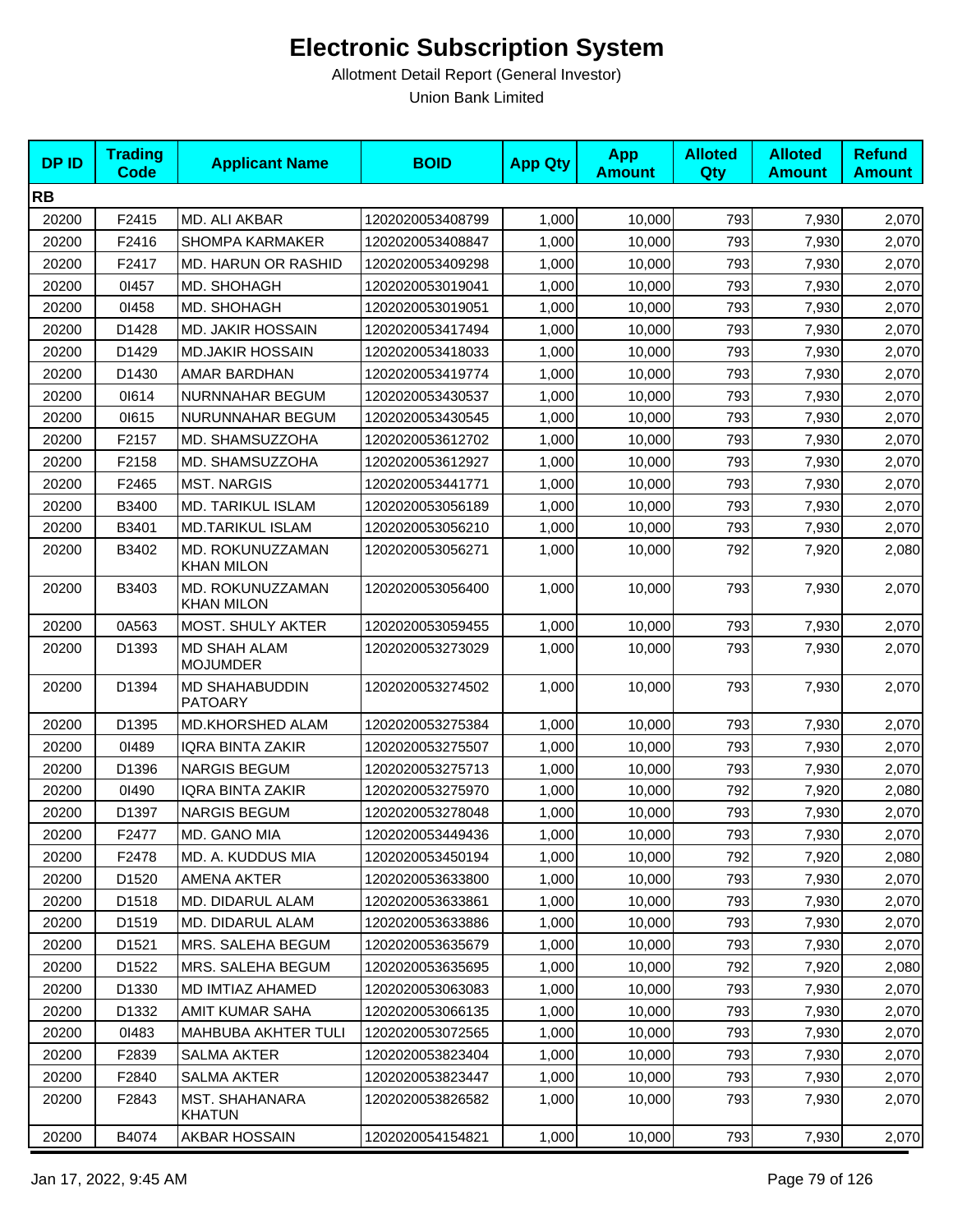# Electronic Subscription System

Allotment Detail Report (General Investor)

Union Bank Limited

| DP ID | Trading Code | Applicant Name | BOID | App Qty | App Amount | Alloted Qty | Alloted Amount | Refund Amount |
|---|---|---|---|---|---|---|---|---|
| **RB** | | | | | | | | |
| 20200 | F2415 | MD. ALI AKBAR | 1202020053408799 | 1,000 | 10,000 | 793 | 7,930 | 2,070 |
| 20200 | F2416 | SHOMPA KARMAKER | 1202020053408847 | 1,000 | 10,000 | 793 | 7,930 | 2,070 |
| 20200 | F2417 | MD. HARUN OR RASHID | 1202020053409298 | 1,000 | 10,000 | 793 | 7,930 | 2,070 |
| 20200 | 0I457 | MD. SHOHAGH | 1202020053019041 | 1,000 | 10,000 | 793 | 7,930 | 2,070 |
| 20200 | 0I458 | MD. SHOHAGH | 1202020053019051 | 1,000 | 10,000 | 793 | 7,930 | 2,070 |
| 20200 | D1428 | MD. JAKIR HOSSAIN | 1202020053417494 | 1,000 | 10,000 | 793 | 7,930 | 2,070 |
| 20200 | D1429 | MD.JAKIR HOSSAIN | 1202020053418033 | 1,000 | 10,000 | 793 | 7,930 | 2,070 |
| 20200 | D1430 | AMAR BARDHAN | 1202020053419774 | 1,000 | 10,000 | 793 | 7,930 | 2,070 |
| 20200 | 0I614 | NURNNAHAR BEGUM | 1202020053430537 | 1,000 | 10,000 | 793 | 7,930 | 2,070 |
| 20200 | 0I615 | NURUNNAHAR BEGUM | 1202020053430545 | 1,000 | 10,000 | 793 | 7,930 | 2,070 |
| 20200 | F2157 | MD. SHAMSUZZOHA | 1202020053612702 | 1,000 | 10,000 | 793 | 7,930 | 2,070 |
| 20200 | F2158 | MD. SHAMSUZZOHA | 1202020053612927 | 1,000 | 10,000 | 793 | 7,930 | 2,070 |
| 20200 | F2465 | MST. NARGIS | 1202020053441771 | 1,000 | 10,000 | 793 | 7,930 | 2,070 |
| 20200 | B3400 | MD. TARIKUL ISLAM | 1202020053056189 | 1,000 | 10,000 | 793 | 7,930 | 2,070 |
| 20200 | B3401 | MD.TARIKUL ISLAM | 1202020053056210 | 1,000 | 10,000 | 793 | 7,930 | 2,070 |
| 20200 | B3402 | MD. ROKUNUZZAMAN KHAN MILON | 1202020053056271 | 1,000 | 10,000 | 792 | 7,920 | 2,080 |
| 20200 | B3403 | MD. ROKUNUZZAMAN KHAN MILON | 1202020053056400 | 1,000 | 10,000 | 793 | 7,930 | 2,070 |
| 20200 | 0A563 | MOST. SHULY AKTER | 1202020053059455 | 1,000 | 10,000 | 793 | 7,930 | 2,070 |
| 20200 | D1393 | MD SHAH ALAM MOJUMDER | 1202020053273029 | 1,000 | 10,000 | 793 | 7,930 | 2,070 |
| 20200 | D1394 | MD SHAHABUDDIN PATOARY | 1202020053274502 | 1,000 | 10,000 | 793 | 7,930 | 2,070 |
| 20200 | D1395 | MD.KHORSHED ALAM | 1202020053275384 | 1,000 | 10,000 | 793 | 7,930 | 2,070 |
| 20200 | 0I489 | IQRA BINTA ZAKIR | 1202020053275507 | 1,000 | 10,000 | 793 | 7,930 | 2,070 |
| 20200 | D1396 | NARGIS BEGUM | 1202020053275713 | 1,000 | 10,000 | 793 | 7,930 | 2,070 |
| 20200 | 0I490 | IQRA BINTA ZAKIR | 1202020053275970 | 1,000 | 10,000 | 792 | 7,920 | 2,080 |
| 20200 | D1397 | NARGIS BEGUM | 1202020053278048 | 1,000 | 10,000 | 793 | 7,930 | 2,070 |
| 20200 | F2477 | MD. GANO MIA | 1202020053449436 | 1,000 | 10,000 | 793 | 7,930 | 2,070 |
| 20200 | F2478 | MD. A. KUDDUS MIA | 1202020053450194 | 1,000 | 10,000 | 792 | 7,920 | 2,080 |
| 20200 | D1520 | AMENA AKTER | 1202020053633800 | 1,000 | 10,000 | 793 | 7,930 | 2,070 |
| 20200 | D1518 | MD. DIDARUL ALAM | 1202020053633861 | 1,000 | 10,000 | 793 | 7,930 | 2,070 |
| 20200 | D1519 | MD. DIDARUL ALAM | 1202020053633886 | 1,000 | 10,000 | 793 | 7,930 | 2,070 |
| 20200 | D1521 | MRS. SALEHA BEGUM | 1202020053635679 | 1,000 | 10,000 | 793 | 7,930 | 2,070 |
| 20200 | D1522 | MRS. SALEHA BEGUM | 1202020053635695 | 1,000 | 10,000 | 792 | 7,920 | 2,080 |
| 20200 | D1330 | MD IMTIAZ AHAMED | 1202020053063083 | 1,000 | 10,000 | 793 | 7,930 | 2,070 |
| 20200 | D1332 | AMIT KUMAR SAHA | 1202020053066135 | 1,000 | 10,000 | 793 | 7,930 | 2,070 |
| 20200 | 0I483 | MAHBUBA AKHTER TULI | 1202020053072565 | 1,000 | 10,000 | 793 | 7,930 | 2,070 |
| 20200 | F2839 | SALMA AKTER | 1202020053823404 | 1,000 | 10,000 | 793 | 7,930 | 2,070 |
| 20200 | F2840 | SALMA AKTER | 1202020053823447 | 1,000 | 10,000 | 793 | 7,930 | 2,070 |
| 20200 | F2843 | MST. SHAHANARA KHATUN | 1202020053826582 | 1,000 | 10,000 | 793 | 7,930 | 2,070 |
| 20200 | B4074 | AKBAR HOSSAIN | 1202020054154821 | 1,000 | 10,000 | 793 | 7,930 | 2,070 |

Jan 17, 2022, 9:45 AM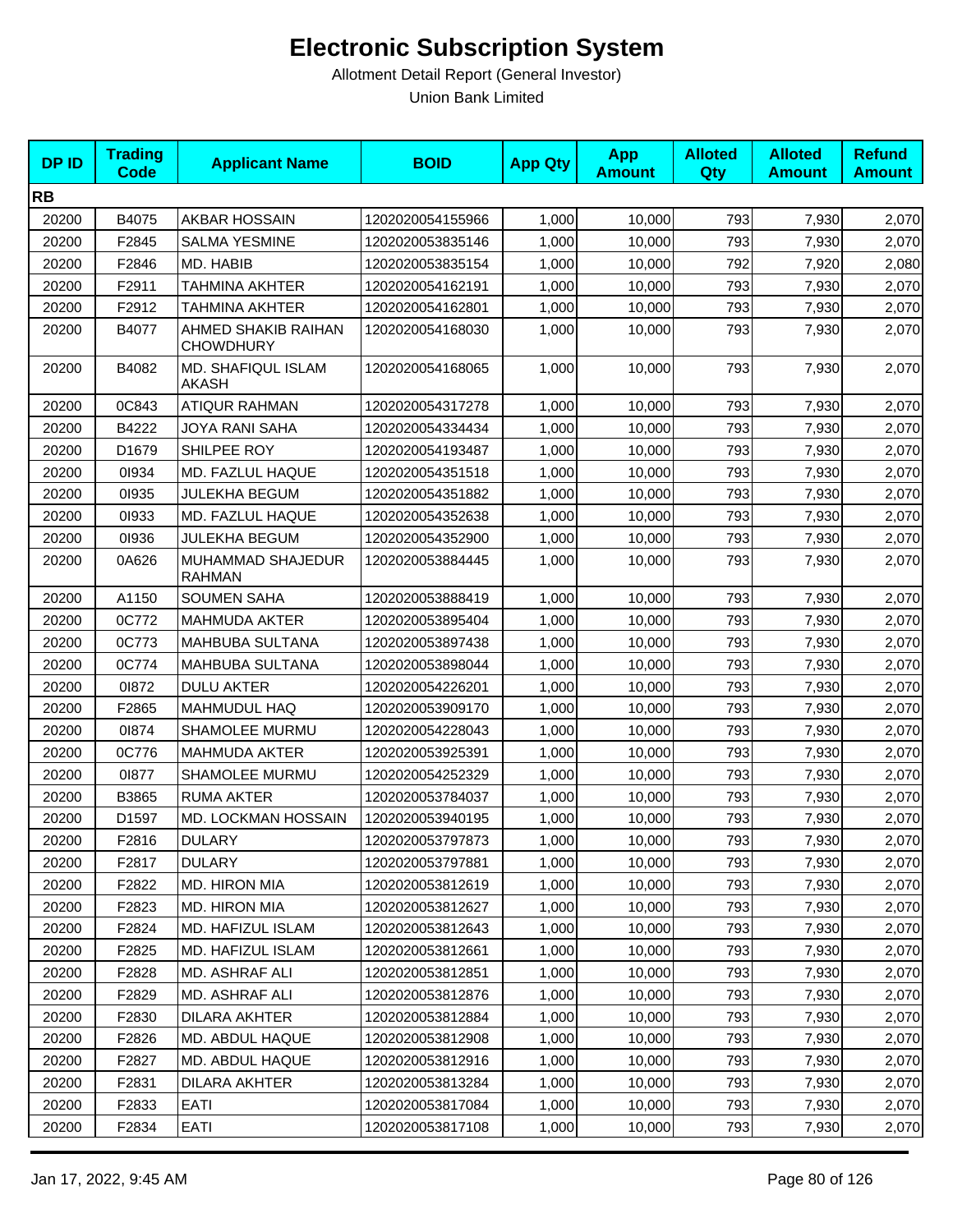# Electronic Subscription System

Allotment Detail Report (General Investor)

Union Bank Limited

| DP ID | Trading Code | Applicant Name | BOID | App Qty | App Amount | Alloted Qty | Alloted Amount | Refund Amount |
|---|---|---|---|---|---|---|---|---|
| **RB** | | | | | | | | |
| 20200 | B4075 | AKBAR HOSSAIN | 1202020054155966 | 1,000 | 10,000 | 793 | 7,930 | 2,070 |
| 20200 | F2845 | SALMA YESMINE | 1202020053835146 | 1,000 | 10,000 | 793 | 7,930 | 2,070 |
| 20200 | F2846 | MD. HABIB | 1202020053835154 | 1,000 | 10,000 | 792 | 7,920 | 2,080 |
| 20200 | F2911 | TAHMINA AKHTER | 1202020054162191 | 1,000 | 10,000 | 793 | 7,930 | 2,070 |
| 20200 | F2912 | TAHMINA AKHTER | 1202020054162801 | 1,000 | 10,000 | 793 | 7,930 | 2,070 |
| 20200 | B4077 | AHMED SHAKIB RAIHAN CHOWDHURY | 1202020054168030 | 1,000 | 10,000 | 793 | 7,930 | 2,070 |
| 20200 | B4082 | MD. SHAFIQUL ISLAM AKASH | 1202020054168065 | 1,000 | 10,000 | 793 | 7,930 | 2,070 |
| 20200 | 0C843 | ATIQUR RAHMAN | 1202020054317278 | 1,000 | 10,000 | 793 | 7,930 | 2,070 |
| 20200 | B4222 | JOYA RANI SAHA | 1202020054334434 | 1,000 | 10,000 | 793 | 7,930 | 2,070 |
| 20200 | D1679 | SHILPEE ROY | 1202020054193487 | 1,000 | 10,000 | 793 | 7,930 | 2,070 |
| 20200 | 0I934 | MD. FAZLUL HAQUE | 1202020054351518 | 1,000 | 10,000 | 793 | 7,930 | 2,070 |
| 20200 | 0I935 | JULEKHA BEGUM | 1202020054351882 | 1,000 | 10,000 | 793 | 7,930 | 2,070 |
| 20200 | 0I933 | MD. FAZLUL HAQUE | 1202020054352638 | 1,000 | 10,000 | 793 | 7,930 | 2,070 |
| 20200 | 0I936 | JULEKHA BEGUM | 1202020054352900 | 1,000 | 10,000 | 793 | 7,930 | 2,070 |
| 20200 | 0A626 | MUHAMMAD SHAJEDUR RAHMAN | 1202020053884445 | 1,000 | 10,000 | 793 | 7,930 | 2,070 |
| 20200 | A1150 | SOUMEN SAHA | 1202020053888419 | 1,000 | 10,000 | 793 | 7,930 | 2,070 |
| 20200 | 0C772 | MAHMUDA AKTER | 1202020053895404 | 1,000 | 10,000 | 793 | 7,930 | 2,070 |
| 20200 | 0C773 | MAHBUBA SULTANA | 1202020053897438 | 1,000 | 10,000 | 793 | 7,930 | 2,070 |
| 20200 | 0C774 | MAHBUBA SULTANA | 1202020053898044 | 1,000 | 10,000 | 793 | 7,930 | 2,070 |
| 20200 | 0I872 | DULU AKTER | 1202020054226201 | 1,000 | 10,000 | 793 | 7,930 | 2,070 |
| 20200 | F2865 | MAHMUDUL HAQ | 1202020053909170 | 1,000 | 10,000 | 793 | 7,930 | 2,070 |
| 20200 | 0I874 | SHAMOLEE MURMU | 1202020054228043 | 1,000 | 10,000 | 793 | 7,930 | 2,070 |
| 20200 | 0C776 | MAHMUDA AKTER | 1202020053925391 | 1,000 | 10,000 | 793 | 7,930 | 2,070 |
| 20200 | 0I877 | SHAMOLEE MURMU | 1202020054252329 | 1,000 | 10,000 | 793 | 7,930 | 2,070 |
| 20200 | B3865 | RUMA AKTER | 1202020053784037 | 1,000 | 10,000 | 793 | 7,930 | 2,070 |
| 20200 | D1597 | MD. LOCKMAN HOSSAIN | 1202020053940195 | 1,000 | 10,000 | 793 | 7,930 | 2,070 |
| 20200 | F2816 | DULARY | 1202020053797873 | 1,000 | 10,000 | 793 | 7,930 | 2,070 |
| 20200 | F2817 | DULARY | 1202020053797881 | 1,000 | 10,000 | 793 | 7,930 | 2,070 |
| 20200 | F2822 | MD. HIRON MIA | 1202020053812619 | 1,000 | 10,000 | 793 | 7,930 | 2,070 |
| 20200 | F2823 | MD. HIRON MIA | 1202020053812627 | 1,000 | 10,000 | 793 | 7,930 | 2,070 |
| 20200 | F2824 | MD. HAFIZUL ISLAM | 1202020053812643 | 1,000 | 10,000 | 793 | 7,930 | 2,070 |
| 20200 | F2825 | MD. HAFIZUL ISLAM | 1202020053812661 | 1,000 | 10,000 | 793 | 7,930 | 2,070 |
| 20200 | F2828 | MD. ASHRAF ALI | 1202020053812851 | 1,000 | 10,000 | 793 | 7,930 | 2,070 |
| 20200 | F2829 | MD. ASHRAF ALI | 1202020053812876 | 1,000 | 10,000 | 793 | 7,930 | 2,070 |
| 20200 | F2830 | DILARA AKHTER | 1202020053812884 | 1,000 | 10,000 | 793 | 7,930 | 2,070 |
| 20200 | F2826 | MD. ABDUL HAQUE | 1202020053812908 | 1,000 | 10,000 | 793 | 7,930 | 2,070 |
| 20200 | F2827 | MD. ABDUL HAQUE | 1202020053812916 | 1,000 | 10,000 | 793 | 7,930 | 2,070 |
| 20200 | F2831 | DILARA AKHTER | 1202020053813284 | 1,000 | 10,000 | 793 | 7,930 | 2,070 |
| 20200 | F2833 | EATI | 1202020053817084 | 1,000 | 10,000 | 793 | 7,930 | 2,070 |
| 20200 | F2834 | EATI | 1202020053817108 | 1,000 | 10,000 | 793 | 7,930 | 2,070 |

Jan 17, 2022, 9:45 AM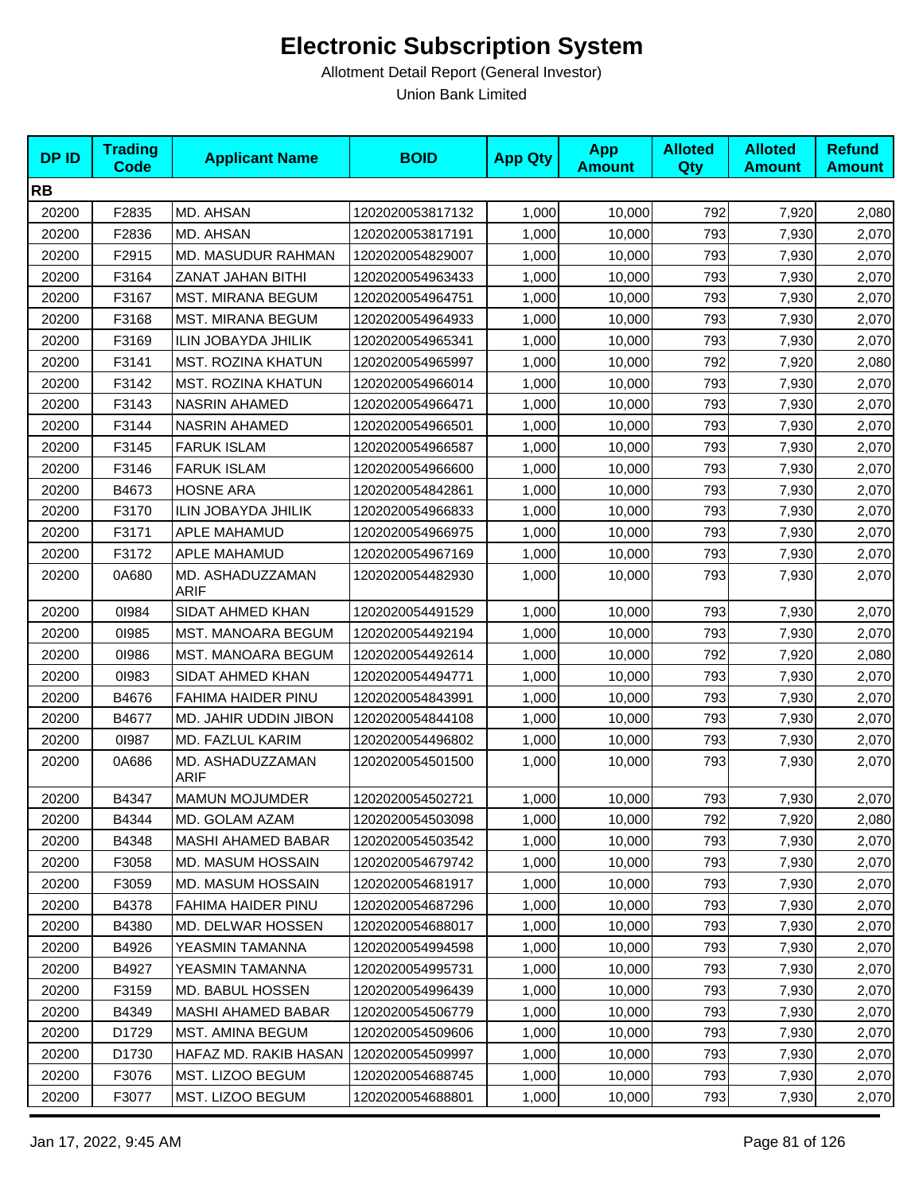# Electronic Subscription System

Allotment Detail Report (General Investor)

Union Bank Limited

| DP ID | Trading Code | Applicant Name | BOID | App Qty | App Amount | Alloted Qty | Alloted Amount | Refund Amount |
|---|---|---|---|---|---|---|---|---|
| **RB** | | | | | | | | |
| 20200 | F2835 | MD. AHSAN | 1202020053817132 | 1,000 | 10,000 | 792 | 7,920 | 2,080 |
| 20200 | F2836 | MD. AHSAN | 1202020053817191 | 1,000 | 10,000 | 793 | 7,930 | 2,070 |
| 20200 | F2915 | MD. MASUDUR RAHMAN | 1202020054829007 | 1,000 | 10,000 | 793 | 7,930 | 2,070 |
| 20200 | F3164 | ZANAT JAHAN BITHI | 1202020054963433 | 1,000 | 10,000 | 793 | 7,930 | 2,070 |
| 20200 | F3167 | MST. MIRANA BEGUM | 1202020054964751 | 1,000 | 10,000 | 793 | 7,930 | 2,070 |
| 20200 | F3168 | MST. MIRANA BEGUM | 1202020054964933 | 1,000 | 10,000 | 793 | 7,930 | 2,070 |
| 20200 | F3169 | ILIN JOBAYDA JHILIK | 1202020054965341 | 1,000 | 10,000 | 793 | 7,930 | 2,070 |
| 20200 | F3141 | MST. ROZINA KHATUN | 1202020054965997 | 1,000 | 10,000 | 792 | 7,920 | 2,080 |
| 20200 | F3142 | MST. ROZINA KHATUN | 1202020054966014 | 1,000 | 10,000 | 793 | 7,930 | 2,070 |
| 20200 | F3143 | NASRIN AHAMED | 1202020054966471 | 1,000 | 10,000 | 793 | 7,930 | 2,070 |
| 20200 | F3144 | NASRIN AHAMED | 1202020054966501 | 1,000 | 10,000 | 793 | 7,930 | 2,070 |
| 20200 | F3145 | FARUK ISLAM | 1202020054966587 | 1,000 | 10,000 | 793 | 7,930 | 2,070 |
| 20200 | F3146 | FARUK ISLAM | 1202020054966600 | 1,000 | 10,000 | 793 | 7,930 | 2,070 |
| 20200 | B4673 | HOSNE ARA | 1202020054842861 | 1,000 | 10,000 | 793 | 7,930 | 2,070 |
| 20200 | F3170 | ILIN JOBAYDA JHILIK | 1202020054966833 | 1,000 | 10,000 | 793 | 7,930 | 2,070 |
| 20200 | F3171 | APLE MAHAMUD | 1202020054966975 | 1,000 | 10,000 | 793 | 7,930 | 2,070 |
| 20200 | F3172 | APLE MAHAMUD | 1202020054967169 | 1,000 | 10,000 | 793 | 7,930 | 2,070 |
| 20200 | 0A680 | MD. ASHADUZZAMAN ARIF | 1202020054482930 | 1,000 | 10,000 | 793 | 7,930 | 2,070 |
| 20200 | 0I984 | SIDAT AHMED KHAN | 1202020054491529 | 1,000 | 10,000 | 793 | 7,930 | 2,070 |
| 20200 | 0I985 | MST. MANOARA BEGUM | 1202020054492194 | 1,000 | 10,000 | 793 | 7,930 | 2,070 |
| 20200 | 0I986 | MST. MANOARA BEGUM | 1202020054492614 | 1,000 | 10,000 | 792 | 7,920 | 2,080 |
| 20200 | 0I983 | SIDAT AHMED KHAN | 1202020054494771 | 1,000 | 10,000 | 793 | 7,930 | 2,070 |
| 20200 | B4676 | FAHIMA HAIDER PINU | 1202020054843991 | 1,000 | 10,000 | 793 | 7,930 | 2,070 |
| 20200 | B4677 | MD. JAHIR UDDIN JIBON | 1202020054844108 | 1,000 | 10,000 | 793 | 7,930 | 2,070 |
| 20200 | 0I987 | MD. FAZLUL KARIM | 1202020054496802 | 1,000 | 10,000 | 793 | 7,930 | 2,070 |
| 20200 | 0A686 | MD. ASHADUZZAMAN ARIF | 1202020054501500 | 1,000 | 10,000 | 793 | 7,930 | 2,070 |
| 20200 | B4347 | MAMUN MOJUMDER | 1202020054502721 | 1,000 | 10,000 | 793 | 7,930 | 2,070 |
| 20200 | B4344 | MD. GOLAM AZAM | 1202020054503098 | 1,000 | 10,000 | 792 | 7,920 | 2,080 |
| 20200 | B4348 | MASHI AHAMED BABAR | 1202020054503542 | 1,000 | 10,000 | 793 | 7,930 | 2,070 |
| 20200 | F3058 | MD. MASUM HOSSAIN | 1202020054679742 | 1,000 | 10,000 | 793 | 7,930 | 2,070 |
| 20200 | F3059 | MD. MASUM HOSSAIN | 1202020054681917 | 1,000 | 10,000 | 793 | 7,930 | 2,070 |
| 20200 | B4378 | FAHIMA HAIDER PINU | 1202020054687296 | 1,000 | 10,000 | 793 | 7,930 | 2,070 |
| 20200 | B4380 | MD. DELWAR HOSSEN | 1202020054688017 | 1,000 | 10,000 | 793 | 7,930 | 2,070 |
| 20200 | B4926 | YEASMIN TAMANNA | 1202020054994598 | 1,000 | 10,000 | 793 | 7,930 | 2,070 |
| 20200 | B4927 | YEASMIN TAMANNA | 1202020054995731 | 1,000 | 10,000 | 793 | 7,930 | 2,070 |
| 20200 | F3159 | MD. BABUL HOSSEN | 1202020054996439 | 1,000 | 10,000 | 793 | 7,930 | 2,070 |
| 20200 | B4349 | MASHI AHAMED BABAR | 1202020054506779 | 1,000 | 10,000 | 793 | 7,930 | 2,070 |
| 20200 | D1729 | MST. AMINA BEGUM | 1202020054509606 | 1,000 | 10,000 | 793 | 7,930 | 2,070 |
| 20200 | D1730 | HAFAZ MD. RAKIB HASAN | 1202020054509997 | 1,000 | 10,000 | 793 | 7,930 | 2,070 |
| 20200 | F3076 | MST. LIZOO BEGUM | 1202020054688745 | 1,000 | 10,000 | 793 | 7,930 | 2,070 |
| 20200 | F3077 | MST. LIZOO BEGUM | 1202020054688801 | 1,000 | 10,000 | 793 | 7,930 | 2,070 |

Jan 17, 2022, 9:45 AM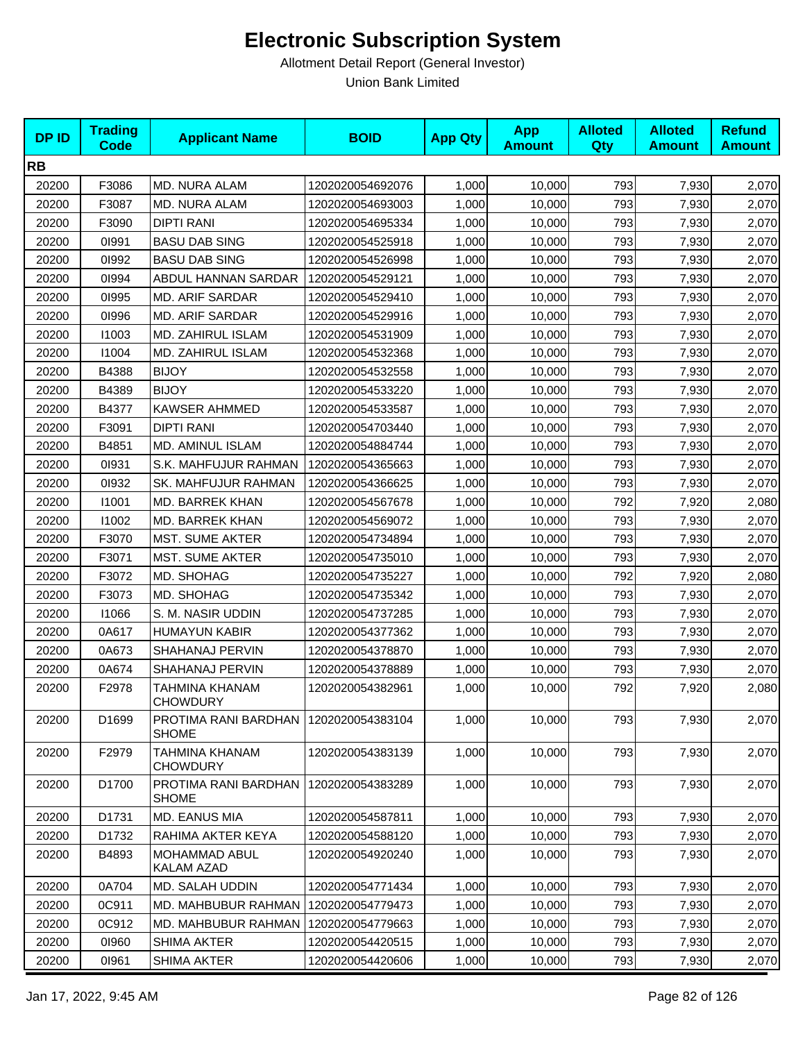# Electronic Subscription System

Allotment Detail Report (General Investor)

Union Bank Limited

| DP ID | Trading Code | Applicant Name | BOID | App Qty | App Amount | Alloted Qty | Alloted Amount | Refund Amount |
|---|---|---|---|---|---|---|---|---|
| **RB** | | | | | | | | |
| 20200 | F3086 | MD. NURA ALAM | 1202020054692076 | 1,000 | 10,000 | 793 | 7,930 | 2,070 |
| 20200 | F3087 | MD. NURA ALAM | 1202020054693003 | 1,000 | 10,000 | 793 | 7,930 | 2,070 |
| 20200 | F3090 | DIPTI RANI | 1202020054695334 | 1,000 | 10,000 | 793 | 7,930 | 2,070 |
| 20200 | 0I991 | BASU DAB SING | 1202020054525918 | 1,000 | 10,000 | 793 | 7,930 | 2,070 |
| 20200 | 0I992 | BASU DAB SING | 1202020054526998 | 1,000 | 10,000 | 793 | 7,930 | 2,070 |
| 20200 | 0I994 | ABDUL HANNAN SARDAR | 1202020054529121 | 1,000 | 10,000 | 793 | 7,930 | 2,070 |
| 20200 | 0I995 | MD. ARIF SARDAR | 1202020054529410 | 1,000 | 10,000 | 793 | 7,930 | 2,070 |
| 20200 | 0I996 | MD. ARIF SARDAR | 1202020054529916 | 1,000 | 10,000 | 793 | 7,930 | 2,070 |
| 20200 | I1003 | MD. ZAHIRUL ISLAM | 1202020054531909 | 1,000 | 10,000 | 793 | 7,930 | 2,070 |
| 20200 | I1004 | MD. ZAHIRUL ISLAM | 1202020054532368 | 1,000 | 10,000 | 793 | 7,930 | 2,070 |
| 20200 | B4388 | BIJOY | 1202020054532558 | 1,000 | 10,000 | 793 | 7,930 | 2,070 |
| 20200 | B4389 | BIJOY | 1202020054533220 | 1,000 | 10,000 | 793 | 7,930 | 2,070 |
| 20200 | B4377 | KAWSER AHMMED | 1202020054533587 | 1,000 | 10,000 | 793 | 7,930 | 2,070 |
| 20200 | F3091 | DIPTI RANI | 1202020054703440 | 1,000 | 10,000 | 793 | 7,930 | 2,070 |
| 20200 | B4851 | MD. AMINUL ISLAM | 1202020054884744 | 1,000 | 10,000 | 793 | 7,930 | 2,070 |
| 20200 | 0I931 | S.K. MAHFUJUR RAHMAN | 1202020054365663 | 1,000 | 10,000 | 793 | 7,930 | 2,070 |
| 20200 | 0I932 | SK. MAHFUJUR RAHMAN | 1202020054366625 | 1,000 | 10,000 | 793 | 7,930 | 2,070 |
| 20200 | I1001 | MD. BARREK KHAN | 1202020054567678 | 1,000 | 10,000 | 792 | 7,920 | 2,080 |
| 20200 | I1002 | MD. BARREK KHAN | 1202020054569072 | 1,000 | 10,000 | 793 | 7,930 | 2,070 |
| 20200 | F3070 | MST. SUME AKTER | 1202020054734894 | 1,000 | 10,000 | 793 | 7,930 | 2,070 |
| 20200 | F3071 | MST. SUME AKTER | 1202020054735010 | 1,000 | 10,000 | 793 | 7,930 | 2,070 |
| 20200 | F3072 | MD. SHOHAG | 1202020054735227 | 1,000 | 10,000 | 792 | 7,920 | 2,080 |
| 20200 | F3073 | MD. SHOHAG | 1202020054735342 | 1,000 | 10,000 | 793 | 7,930 | 2,070 |
| 20200 | I1066 | S. M. NASIR UDDIN | 1202020054737285 | 1,000 | 10,000 | 793 | 7,930 | 2,070 |
| 20200 | 0A617 | HUMAYUN KABIR | 1202020054377362 | 1,000 | 10,000 | 793 | 7,930 | 2,070 |
| 20200 | 0A673 | SHAHANAJ PERVIN | 1202020054378870 | 1,000 | 10,000 | 793 | 7,930 | 2,070 |
| 20200 | 0A674 | SHAHANAJ PERVIN | 1202020054378889 | 1,000 | 10,000 | 793 | 7,930 | 2,070 |
| 20200 | F2978 | TAHMINA KHANAM CHOWDURY | 1202020054382961 | 1,000 | 10,000 | 792 | 7,920 | 2,080 |
| 20200 | D1699 | PROTIMA RANI BARDHAN SHOME | 1202020054383104 | 1,000 | 10,000 | 793 | 7,930 | 2,070 |
| 20200 | F2979 | TAHMINA KHANAM CHOWDURY | 1202020054383139 | 1,000 | 10,000 | 793 | 7,930 | 2,070 |
| 20200 | D1700 | PROTIMA RANI BARDHAN SHOME | 1202020054383289 | 1,000 | 10,000 | 793 | 7,930 | 2,070 |
| 20200 | D1731 | MD. EANUS MIA | 1202020054587811 | 1,000 | 10,000 | 793 | 7,930 | 2,070 |
| 20200 | D1732 | RAHIMA AKTER KEYA | 1202020054588120 | 1,000 | 10,000 | 793 | 7,930 | 2,070 |
| 20200 | B4893 | MOHAMMAD ABUL KALAM AZAD | 1202020054920240 | 1,000 | 10,000 | 793 | 7,930 | 2,070 |
| 20200 | 0A704 | MD. SALAH UDDIN | 1202020054771434 | 1,000 | 10,000 | 793 | 7,930 | 2,070 |
| 20200 | 0C911 | MD. MAHBUBUR RAHMAN | 1202020054779473 | 1,000 | 10,000 | 793 | 7,930 | 2,070 |
| 20200 | 0C912 | MD. MAHBUBUR RAHMAN | 1202020054779663 | 1,000 | 10,000 | 793 | 7,930 | 2,070 |
| 20200 | 0I960 | SHIMA AKTER | 1202020054420515 | 1,000 | 10,000 | 793 | 7,930 | 2,070 |
| 20200 | 0I961 | SHIMA AKTER | 1202020054420606 | 1,000 | 10,000 | 793 | 7,930 | 2,070 |

Jan 17, 2022, 9:45 AM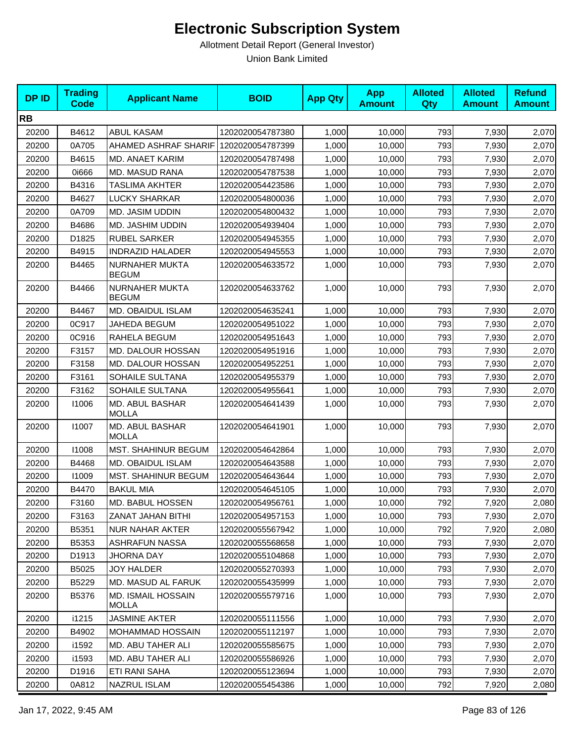# Electronic Subscription System

Allotment Detail Report (General Investor)

Union Bank Limited

| DP ID | Trading Code | Applicant Name | BOID | App Qty | App Amount | Alloted Qty | Alloted Amount | Refund Amount |
|---|---|---|---|---|---|---|---|---|
| **RB** | | | | | | | | |
| 20200 | B4612 | ABUL KASAM | 1202020054787380 | 1,000 | 10,000 | 793 | 7,930 | 2,070 |
| 20200 | 0A705 | AHAMED ASHRAF SHARIF | 1202020054787399 | 1,000 | 10,000 | 793 | 7,930 | 2,070 |
| 20200 | B4615 | MD. ANAET KARIM | 1202020054787498 | 1,000 | 10,000 | 793 | 7,930 | 2,070 |
| 20200 | 0i666 | MD. MASUD RANA | 1202020054787538 | 1,000 | 10,000 | 793 | 7,930 | 2,070 |
| 20200 | B4316 | TASLIMA AKHTER | 1202020054423586 | 1,000 | 10,000 | 793 | 7,930 | 2,070 |
| 20200 | B4627 | LUCKY SHARKAR | 1202020054800036 | 1,000 | 10,000 | 793 | 7,930 | 2,070 |
| 20200 | 0A709 | MD. JASIM UDDIN | 1202020054800432 | 1,000 | 10,000 | 793 | 7,930 | 2,070 |
| 20200 | B4686 | MD. JASHIM UDDIN | 1202020054939404 | 1,000 | 10,000 | 793 | 7,930 | 2,070 |
| 20200 | D1825 | RUBEL SARKER | 1202020054945355 | 1,000 | 10,000 | 793 | 7,930 | 2,070 |
| 20200 | B4915 | INDRAZID HALADER | 1202020054945553 | 1,000 | 10,000 | 793 | 7,930 | 2,070 |
| 20200 | B4465 | NURNAHER MUKTA BEGUM | 1202020054633572 | 1,000 | 10,000 | 793 | 7,930 | 2,070 |
| 20200 | B4466 | NURNAHER MUKTA BEGUM | 1202020054633762 | 1,000 | 10,000 | 793 | 7,930 | 2,070 |
| 20200 | B4467 | MD. OBAIDUL ISLAM | 1202020054635241 | 1,000 | 10,000 | 793 | 7,930 | 2,070 |
| 20200 | 0C917 | JAHEDA BEGUM | 1202020054951022 | 1,000 | 10,000 | 793 | 7,930 | 2,070 |
| 20200 | 0C916 | RAHELA BEGUM | 1202020054951643 | 1,000 | 10,000 | 793 | 7,930 | 2,070 |
| 20200 | F3157 | MD. DALOUR HOSSAN | 1202020054951916 | 1,000 | 10,000 | 793 | 7,930 | 2,070 |
| 20200 | F3158 | MD. DALOUR HOSSAN | 1202020054952251 | 1,000 | 10,000 | 793 | 7,930 | 2,070 |
| 20200 | F3161 | SOHAILE SULTANA | 1202020054955379 | 1,000 | 10,000 | 793 | 7,930 | 2,070 |
| 20200 | F3162 | SOHAILE SULTANA | 1202020054955641 | 1,000 | 10,000 | 793 | 7,930 | 2,070 |
| 20200 | I1006 | MD. ABUL BASHAR MOLLA | 1202020054641439 | 1,000 | 10,000 | 793 | 7,930 | 2,070 |
| 20200 | I1007 | MD. ABUL BASHAR MOLLA | 1202020054641901 | 1,000 | 10,000 | 793 | 7,930 | 2,070 |
| 20200 | I1008 | MST. SHAHINUR BEGUM | 1202020054642864 | 1,000 | 10,000 | 793 | 7,930 | 2,070 |
| 20200 | B4468 | MD. OBAIDUL ISLAM | 1202020054643588 | 1,000 | 10,000 | 793 | 7,930 | 2,070 |
| 20200 | I1009 | MST. SHAHINUR BEGUM | 1202020054643644 | 1,000 | 10,000 | 793 | 7,930 | 2,070 |
| 20200 | B4470 | BAKUL MIA | 1202020054645105 | 1,000 | 10,000 | 793 | 7,930 | 2,070 |
| 20200 | F3160 | MD. BABUL HOSSEN | 1202020054956761 | 1,000 | 10,000 | 792 | 7,920 | 2,080 |
| 20200 | F3163 | ZANAT JAHAN BITHI | 1202020054957153 | 1,000 | 10,000 | 793 | 7,930 | 2,070 |
| 20200 | B5351 | NUR NAHAR AKTER | 1202020055567942 | 1,000 | 10,000 | 792 | 7,920 | 2,080 |
| 20200 | B5353 | ASHRAFUN NASSA | 1202020055568658 | 1,000 | 10,000 | 793 | 7,930 | 2,070 |
| 20200 | D1913 | JHORNA DAY | 1202020055104868 | 1,000 | 10,000 | 793 | 7,930 | 2,070 |
| 20200 | B5025 | JOY HALDER | 1202020055270393 | 1,000 | 10,000 | 793 | 7,930 | 2,070 |
| 20200 | B5229 | MD. MASUD AL FARUK | 1202020055435999 | 1,000 | 10,000 | 793 | 7,930 | 2,070 |
| 20200 | B5376 | MD. ISMAIL HOSSAIN MOLLA | 1202020055579716 | 1,000 | 10,000 | 793 | 7,930 | 2,070 |
| 20200 | i1215 | JASMINE AKTER | 1202020055111556 | 1,000 | 10,000 | 793 | 7,930 | 2,070 |
| 20200 | B4902 | MOHAMMAD HOSSAIN | 1202020055112197 | 1,000 | 10,000 | 793 | 7,930 | 2,070 |
| 20200 | i1592 | MD. ABU TAHER ALI | 1202020055585675 | 1,000 | 10,000 | 793 | 7,930 | 2,070 |
| 20200 | i1593 | MD. ABU TAHER ALI | 1202020055586926 | 1,000 | 10,000 | 793 | 7,930 | 2,070 |
| 20200 | D1916 | ETI RANI SAHA | 1202020055123694 | 1,000 | 10,000 | 793 | 7,930 | 2,070 |
| 20200 | 0A812 | NAZRUL ISLAM | 1202020055454386 | 1,000 | 10,000 | 792 | 7,920 | 2,080 |

Jan 17, 2022, 9:45 AM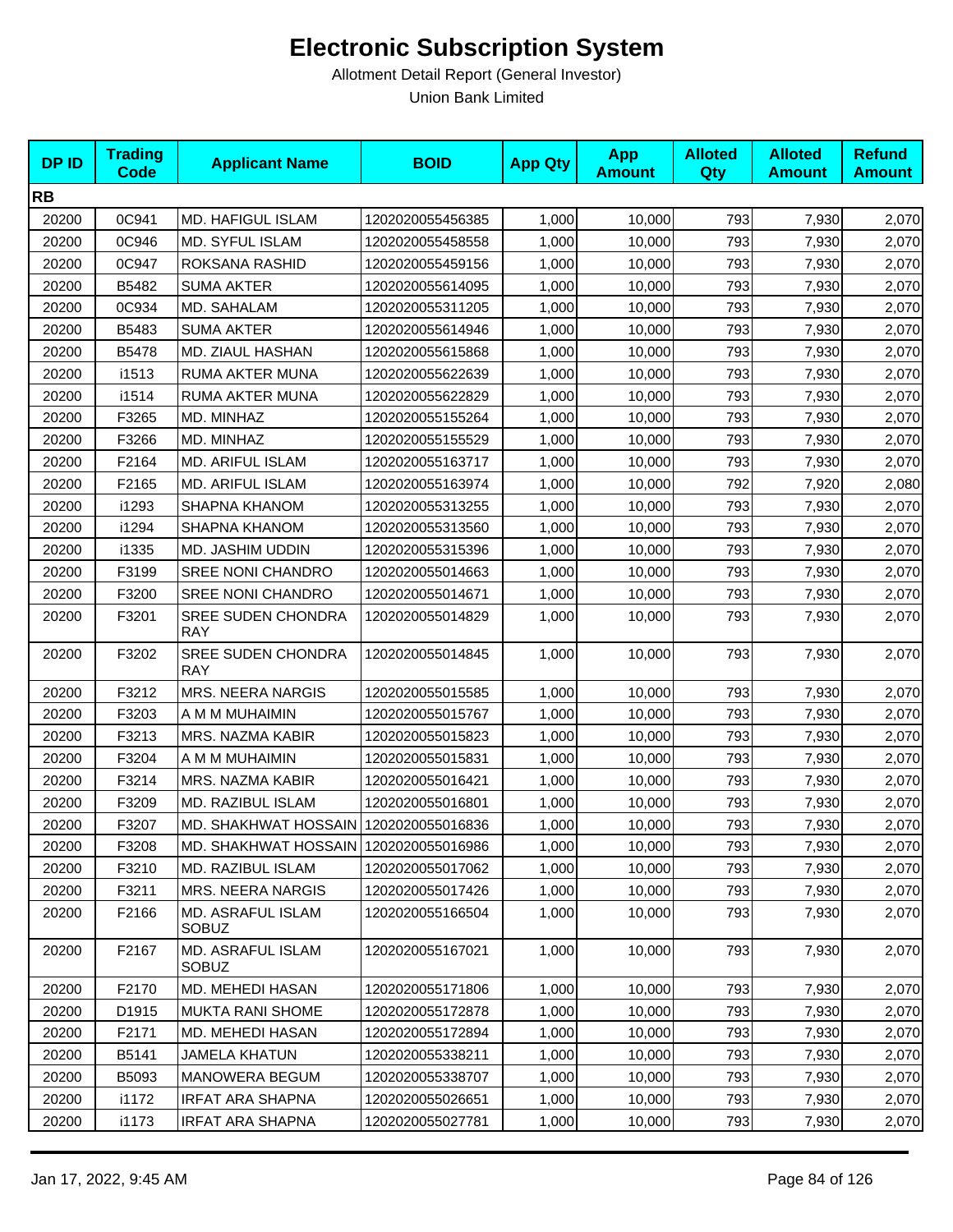# Electronic Subscription System

Allotment Detail Report (General Investor)

Union Bank Limited

| DP ID | Trading Code | Applicant Name | BOID | App Qty | App Amount | Alloted Qty | Alloted Amount | Refund Amount |
|---|---|---|---|---|---|---|---|---|
| **RB** | | | | | | | | |
| 20200 | 0C941 | MD. HAFIGUL ISLAM | 1202020055456385 | 1,000 | 10,000 | 793 | 7,930 | 2,070 |
| 20200 | 0C946 | MD. SYFUL ISLAM | 1202020055458558 | 1,000 | 10,000 | 793 | 7,930 | 2,070 |
| 20200 | 0C947 | ROKSANA RASHID | 1202020055459156 | 1,000 | 10,000 | 793 | 7,930 | 2,070 |
| 20200 | B5482 | SUMA AKTER | 1202020055614095 | 1,000 | 10,000 | 793 | 7,930 | 2,070 |
| 20200 | 0C934 | MD. SAHALAM | 1202020055311205 | 1,000 | 10,000 | 793 | 7,930 | 2,070 |
| 20200 | B5483 | SUMA AKTER | 1202020055614946 | 1,000 | 10,000 | 793 | 7,930 | 2,070 |
| 20200 | B5478 | MD. ZIAUL HASHAN | 1202020055615868 | 1,000 | 10,000 | 793 | 7,930 | 2,070 |
| 20200 | i1513 | RUMA AKTER MUNA | 1202020055622639 | 1,000 | 10,000 | 793 | 7,930 | 2,070 |
| 20200 | i1514 | RUMA AKTER MUNA | 1202020055622829 | 1,000 | 10,000 | 793 | 7,930 | 2,070 |
| 20200 | F3265 | MD. MINHAZ | 1202020055155264 | 1,000 | 10,000 | 793 | 7,930 | 2,070 |
| 20200 | F3266 | MD. MINHAZ | 1202020055155529 | 1,000 | 10,000 | 793 | 7,930 | 2,070 |
| 20200 | F2164 | MD. ARIFUL ISLAM | 1202020055163717 | 1,000 | 10,000 | 793 | 7,930 | 2,070 |
| 20200 | F2165 | MD. ARIFUL ISLAM | 1202020055163974 | 1,000 | 10,000 | 792 | 7,920 | 2,080 |
| 20200 | i1293 | SHAPNA KHANOM | 1202020055313255 | 1,000 | 10,000 | 793 | 7,930 | 2,070 |
| 20200 | i1294 | SHAPNA KHANOM | 1202020055313560 | 1,000 | 10,000 | 793 | 7,930 | 2,070 |
| 20200 | i1335 | MD. JASHIM UDDIN | 1202020055315396 | 1,000 | 10,000 | 793 | 7,930 | 2,070 |
| 20200 | F3199 | SREE NONI CHANDRO | 1202020055014663 | 1,000 | 10,000 | 793 | 7,930 | 2,070 |
| 20200 | F3200 | SREE NONI CHANDRO | 1202020055014671 | 1,000 | 10,000 | 793 | 7,930 | 2,070 |
| 20200 | F3201 | SREE SUDEN CHONDRA RAY | 1202020055014829 | 1,000 | 10,000 | 793 | 7,930 | 2,070 |
| 20200 | F3202 | SREE SUDEN CHONDRA RAY | 1202020055014845 | 1,000 | 10,000 | 793 | 7,930 | 2,070 |
| 20200 | F3212 | MRS. NEERA NARGIS | 1202020055015585 | 1,000 | 10,000 | 793 | 7,930 | 2,070 |
| 20200 | F3203 | A M M MUHAIMIN | 1202020055015767 | 1,000 | 10,000 | 793 | 7,930 | 2,070 |
| 20200 | F3213 | MRS. NAZMA KABIR | 1202020055015823 | 1,000 | 10,000 | 793 | 7,930 | 2,070 |
| 20200 | F3204 | A M M MUHAIMIN | 1202020055015831 | 1,000 | 10,000 | 793 | 7,930 | 2,070 |
| 20200 | F3214 | MRS. NAZMA KABIR | 1202020055016421 | 1,000 | 10,000 | 793 | 7,930 | 2,070 |
| 20200 | F3209 | MD. RAZIBUL ISLAM | 1202020055016801 | 1,000 | 10,000 | 793 | 7,930 | 2,070 |
| 20200 | F3207 | MD. SHAKHWAT HOSSAIN | 1202020055016836 | 1,000 | 10,000 | 793 | 7,930 | 2,070 |
| 20200 | F3208 | MD. SHAKHWAT HOSSAIN | 1202020055016986 | 1,000 | 10,000 | 793 | 7,930 | 2,070 |
| 20200 | F3210 | MD. RAZIBUL ISLAM | 1202020055017062 | 1,000 | 10,000 | 793 | 7,930 | 2,070 |
| 20200 | F3211 | MRS. NEERA NARGIS | 1202020055017426 | 1,000 | 10,000 | 793 | 7,930 | 2,070 |
| 20200 | F2166 | MD. ASRAFUL ISLAM SOBUZ | 1202020055166504 | 1,000 | 10,000 | 793 | 7,930 | 2,070 |
| 20200 | F2167 | MD. ASRAFUL ISLAM SOBUZ | 1202020055167021 | 1,000 | 10,000 | 793 | 7,930 | 2,070 |
| 20200 | F2170 | MD. MEHEDI HASAN | 1202020055171806 | 1,000 | 10,000 | 793 | 7,930 | 2,070 |
| 20200 | D1915 | MUKTA RANI SHOME | 1202020055172878 | 1,000 | 10,000 | 793 | 7,930 | 2,070 |
| 20200 | F2171 | MD. MEHEDI HASAN | 1202020055172894 | 1,000 | 10,000 | 793 | 7,930 | 2,070 |
| 20200 | B5141 | JAMELA KHATUN | 1202020055338211 | 1,000 | 10,000 | 793 | 7,930 | 2,070 |
| 20200 | B5093 | MANOWERA BEGUM | 1202020055338707 | 1,000 | 10,000 | 793 | 7,930 | 2,070 |
| 20200 | i1172 | IRFAT ARA SHAPNA | 1202020055026651 | 1,000 | 10,000 | 793 | 7,930 | 2,070 |
| 20200 | i1173 | IRFAT ARA SHAPNA | 1202020055027781 | 1,000 | 10,000 | 793 | 7,930 | 2,070 |

Jan 17, 2022, 9:45 AM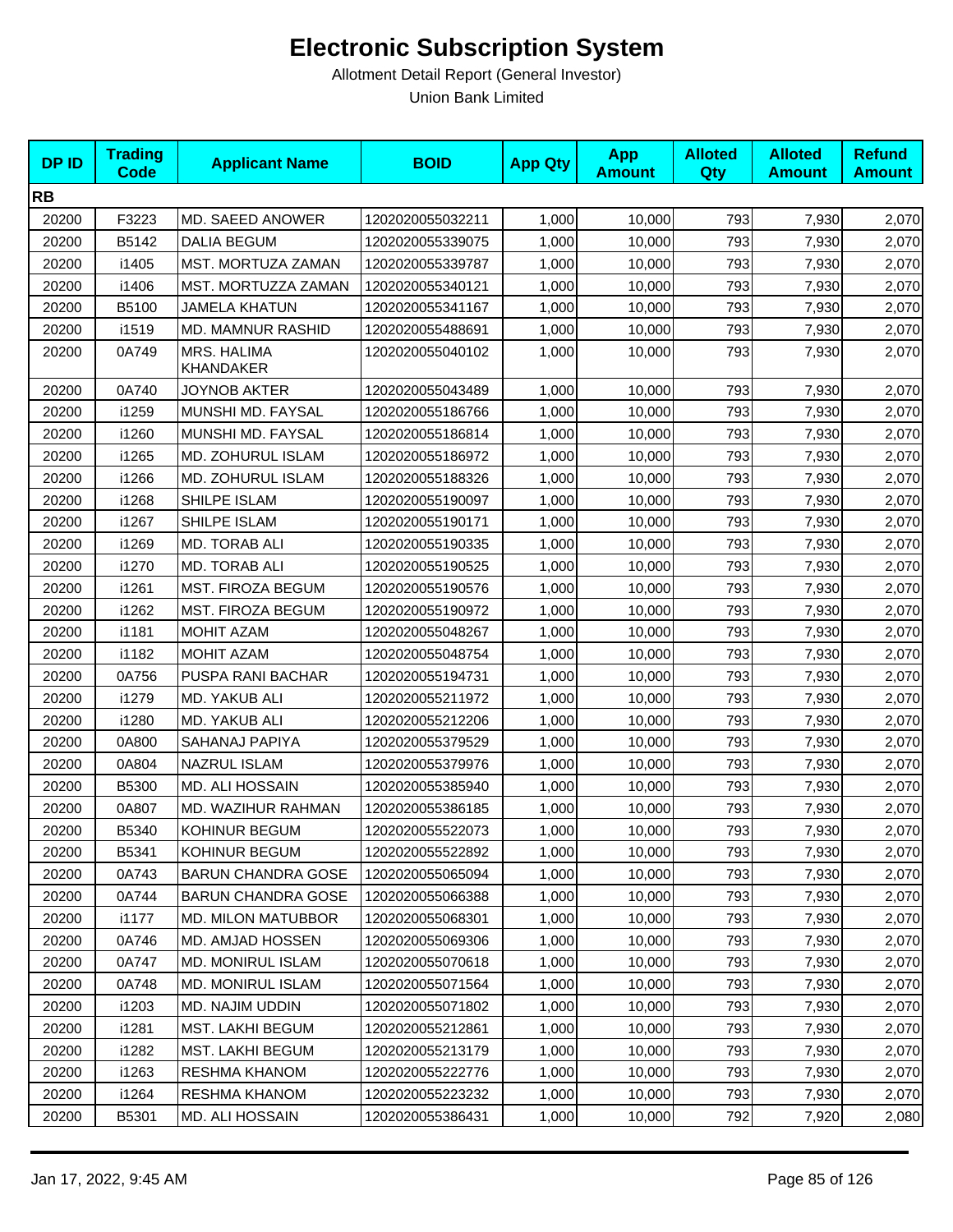# Electronic Subscription System

Allotment Detail Report (General Investor)

Union Bank Limited

| DP ID | Trading Code | Applicant Name | BOID | App Qty | App Amount | Alloted Qty | Alloted Amount | Refund Amount |
|---|---|---|---|---|---|---|---|---|
| **RB** | | | | | | | | |
| 20200 | F3223 | MD. SAEED ANOWER | 1202020055032211 | 1,000 | 10,000 | 793 | 7,930 | 2,070 |
| 20200 | B5142 | DALIA BEGUM | 1202020055339075 | 1,000 | 10,000 | 793 | 7,930 | 2,070 |
| 20200 | i1405 | MST. MORTUZA ZAMAN | 1202020055339787 | 1,000 | 10,000 | 793 | 7,930 | 2,070 |
| 20200 | i1406 | MST. MORTUZZA ZAMAN | 1202020055340121 | 1,000 | 10,000 | 793 | 7,930 | 2,070 |
| 20200 | B5100 | JAMELA KHATUN | 1202020055341167 | 1,000 | 10,000 | 793 | 7,930 | 2,070 |
| 20200 | i1519 | MD. MAMNUR RASHID | 1202020055488691 | 1,000 | 10,000 | 793 | 7,930 | 2,070 |
| 20200 | 0A749 | MRS. HALIMA KHANDAKER | 1202020055040102 | 1,000 | 10,000 | 793 | 7,930 | 2,070 |
| 20200 | 0A740 | JOYNOB AKTER | 1202020055043489 | 1,000 | 10,000 | 793 | 7,930 | 2,070 |
| 20200 | i1259 | MUNSHI MD. FAYSAL | 1202020055186766 | 1,000 | 10,000 | 793 | 7,930 | 2,070 |
| 20200 | i1260 | MUNSHI MD. FAYSAL | 1202020055186814 | 1,000 | 10,000 | 793 | 7,930 | 2,070 |
| 20200 | i1265 | MD. ZOHURUL ISLAM | 1202020055186972 | 1,000 | 10,000 | 793 | 7,930 | 2,070 |
| 20200 | i1266 | MD. ZOHURUL ISLAM | 1202020055188326 | 1,000 | 10,000 | 793 | 7,930 | 2,070 |
| 20200 | i1268 | SHILPE ISLAM | 1202020055190097 | 1,000 | 10,000 | 793 | 7,930 | 2,070 |
| 20200 | i1267 | SHILPE ISLAM | 1202020055190171 | 1,000 | 10,000 | 793 | 7,930 | 2,070 |
| 20200 | i1269 | MD. TORAB ALI | 1202020055190335 | 1,000 | 10,000 | 793 | 7,930 | 2,070 |
| 20200 | i1270 | MD. TORAB ALI | 1202020055190525 | 1,000 | 10,000 | 793 | 7,930 | 2,070 |
| 20200 | i1261 | MST. FIROZA BEGUM | 1202020055190576 | 1,000 | 10,000 | 793 | 7,930 | 2,070 |
| 20200 | i1262 | MST. FIROZA BEGUM | 1202020055190972 | 1,000 | 10,000 | 793 | 7,930 | 2,070 |
| 20200 | i1181 | MOHIT AZAM | 1202020055048267 | 1,000 | 10,000 | 793 | 7,930 | 2,070 |
| 20200 | i1182 | MOHIT AZAM | 1202020055048754 | 1,000 | 10,000 | 793 | 7,930 | 2,070 |
| 20200 | 0A756 | PUSPA RANI BACHAR | 1202020055194731 | 1,000 | 10,000 | 793 | 7,930 | 2,070 |
| 20200 | i1279 | MD. YAKUB ALI | 1202020055211972 | 1,000 | 10,000 | 793 | 7,930 | 2,070 |
| 20200 | i1280 | MD. YAKUB ALI | 1202020055212206 | 1,000 | 10,000 | 793 | 7,930 | 2,070 |
| 20200 | 0A800 | SAHANAJ PAPIYA | 1202020055379529 | 1,000 | 10,000 | 793 | 7,930 | 2,070 |
| 20200 | 0A804 | NAZRUL ISLAM | 1202020055379976 | 1,000 | 10,000 | 793 | 7,930 | 2,070 |
| 20200 | B5300 | MD. ALI HOSSAIN | 1202020055385940 | 1,000 | 10,000 | 793 | 7,930 | 2,070 |
| 20200 | 0A807 | MD. WAZIHUR RAHMAN | 1202020055386185 | 1,000 | 10,000 | 793 | 7,930 | 2,070 |
| 20200 | B5340 | KOHINUR BEGUM | 1202020055522073 | 1,000 | 10,000 | 793 | 7,930 | 2,070 |
| 20200 | B5341 | KOHINUR BEGUM | 1202020055522892 | 1,000 | 10,000 | 793 | 7,930 | 2,070 |
| 20200 | 0A743 | BARUN CHANDRA GOSE | 1202020055065094 | 1,000 | 10,000 | 793 | 7,930 | 2,070 |
| 20200 | 0A744 | BARUN CHANDRA GOSE | 1202020055066388 | 1,000 | 10,000 | 793 | 7,930 | 2,070 |
| 20200 | i1177 | MD. MILON MATUBBOR | 1202020055068301 | 1,000 | 10,000 | 793 | 7,930 | 2,070 |
| 20200 | 0A746 | MD. AMJAD HOSSEN | 1202020055069306 | 1,000 | 10,000 | 793 | 7,930 | 2,070 |
| 20200 | 0A747 | MD. MONIRUL ISLAM | 1202020055070618 | 1,000 | 10,000 | 793 | 7,930 | 2,070 |
| 20200 | 0A748 | MD. MONIRUL ISLAM | 1202020055071564 | 1,000 | 10,000 | 793 | 7,930 | 2,070 |
| 20200 | i1203 | MD. NAJIM UDDIN | 1202020055071802 | 1,000 | 10,000 | 793 | 7,930 | 2,070 |
| 20200 | i1281 | MST. LAKHI BEGUM | 1202020055212861 | 1,000 | 10,000 | 793 | 7,930 | 2,070 |
| 20200 | i1282 | MST. LAKHI BEGUM | 1202020055213179 | 1,000 | 10,000 | 793 | 7,930 | 2,070 |
| 20200 | i1263 | RESHMA KHANOM | 1202020055222776 | 1,000 | 10,000 | 793 | 7,930 | 2,070 |
| 20200 | i1264 | RESHMA KHANOM | 1202020055223232 | 1,000 | 10,000 | 793 | 7,930 | 2,070 |
| 20200 | B5301 | MD. ALI HOSSAIN | 1202020055386431 | 1,000 | 10,000 | 792 | 7,920 | 2,080 |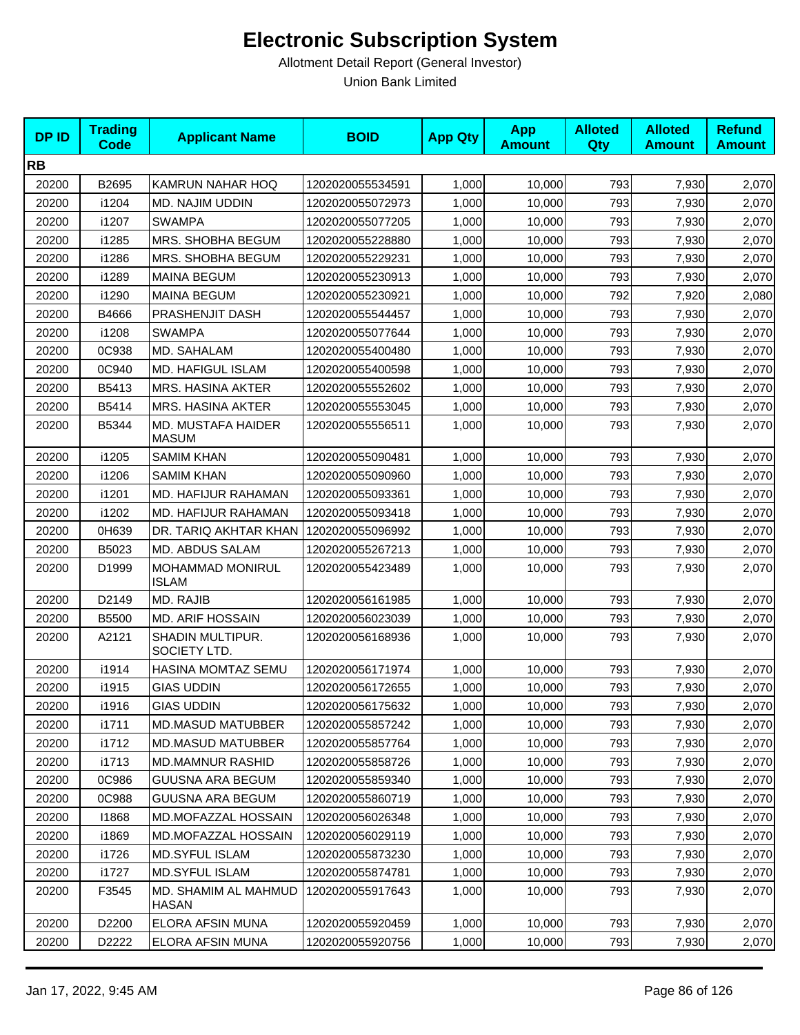# Electronic Subscription System

Allotment Detail Report (General Investor)

Union Bank Limited

| DP ID | Trading Code | Applicant Name | BOID | App Qty | App Amount | Alloted Qty | Alloted Amount | Refund Amount |
|---|---|---|---|---|---|---|---|---|
| **RB** | | | | | | | | |
| 20200 | B2695 | KAMRUN NAHAR HOQ | 1202020055534591 | 1,000 | 10,000 | 793 | 7,930 | 2,070 |
| 20200 | i1204 | MD. NAJIM UDDIN | 1202020055072973 | 1,000 | 10,000 | 793 | 7,930 | 2,070 |
| 20200 | i1207 | SWAMPA | 1202020055077205 | 1,000 | 10,000 | 793 | 7,930 | 2,070 |
| 20200 | i1285 | MRS. SHOBHA BEGUM | 1202020055228880 | 1,000 | 10,000 | 793 | 7,930 | 2,070 |
| 20200 | i1286 | MRS. SHOBHA BEGUM | 1202020055229231 | 1,000 | 10,000 | 793 | 7,930 | 2,070 |
| 20200 | i1289 | MAINA BEGUM | 1202020055230913 | 1,000 | 10,000 | 793 | 7,930 | 2,070 |
| 20200 | i1290 | MAINA BEGUM | 1202020055230921 | 1,000 | 10,000 | 792 | 7,920 | 2,080 |
| 20200 | B4666 | PRASHENJIT DASH | 1202020055544457 | 1,000 | 10,000 | 793 | 7,930 | 2,070 |
| 20200 | i1208 | SWAMPA | 1202020055077644 | 1,000 | 10,000 | 793 | 7,930 | 2,070 |
| 20200 | 0C938 | MD. SAHALAM | 1202020055400480 | 1,000 | 10,000 | 793 | 7,930 | 2,070 |
| 20200 | 0C940 | MD. HAFIGUL ISLAM | 1202020055400598 | 1,000 | 10,000 | 793 | 7,930 | 2,070 |
| 20200 | B5413 | MRS. HASINA AKTER | 1202020055552602 | 1,000 | 10,000 | 793 | 7,930 | 2,070 |
| 20200 | B5414 | MRS. HASINA AKTER | 1202020055553045 | 1,000 | 10,000 | 793 | 7,930 | 2,070 |
| 20200 | B5344 | MD. MUSTAFA HAIDER MASUM | 1202020055556511 | 1,000 | 10,000 | 793 | 7,930 | 2,070 |
| 20200 | i1205 | SAMIM KHAN | 1202020055090481 | 1,000 | 10,000 | 793 | 7,930 | 2,070 |
| 20200 | i1206 | SAMIM KHAN | 1202020055090960 | 1,000 | 10,000 | 793 | 7,930 | 2,070 |
| 20200 | i1201 | MD. HAFIJUR RAHAMAN | 1202020055093361 | 1,000 | 10,000 | 793 | 7,930 | 2,070 |
| 20200 | i1202 | MD. HAFIJUR RAHAMAN | 1202020055093418 | 1,000 | 10,000 | 793 | 7,930 | 2,070 |
| 20200 | 0H639 | DR. TARIQ AKHTAR KHAN | 1202020055096992 | 1,000 | 10,000 | 793 | 7,930 | 2,070 |
| 20200 | B5023 | MD. ABDUS SALAM | 1202020055267213 | 1,000 | 10,000 | 793 | 7,930 | 2,070 |
| 20200 | D1999 | MOHAMMAD MONIRUL ISLAM | 1202020055423489 | 1,000 | 10,000 | 793 | 7,930 | 2,070 |
| 20200 | D2149 | MD. RAJIB | 1202020056161985 | 1,000 | 10,000 | 793 | 7,930 | 2,070 |
| 20200 | B5500 | MD. ARIF HOSSAIN | 1202020056023039 | 1,000 | 10,000 | 793 | 7,930 | 2,070 |
| 20200 | A2121 | SHADIN MULTIPUR. SOCIETY LTD. | 1202020056168936 | 1,000 | 10,000 | 793 | 7,930 | 2,070 |
| 20200 | i1914 | HASINA MOMTAZ SEMU | 1202020056171974 | 1,000 | 10,000 | 793 | 7,930 | 2,070 |
| 20200 | i1915 | GIAS UDDIN | 1202020056172655 | 1,000 | 10,000 | 793 | 7,930 | 2,070 |
| 20200 | i1916 | GIAS UDDIN | 1202020056175632 | 1,000 | 10,000 | 793 | 7,930 | 2,070 |
| 20200 | i1711 | MD.MASUD MATUBBER | 1202020055857242 | 1,000 | 10,000 | 793 | 7,930 | 2,070 |
| 20200 | i1712 | MD.MASUD MATUBBER | 1202020055857764 | 1,000 | 10,000 | 793 | 7,930 | 2,070 |
| 20200 | i1713 | MD.MAMNUR RASHID | 1202020055858726 | 1,000 | 10,000 | 793 | 7,930 | 2,070 |
| 20200 | 0C986 | GUUSNA ARA BEGUM | 1202020055859340 | 1,000 | 10,000 | 793 | 7,930 | 2,070 |
| 20200 | 0C988 | GUUSNA ARA BEGUM | 1202020055860719 | 1,000 | 10,000 | 793 | 7,930 | 2,070 |
| 20200 | I1868 | MD.MOFAZZAL HOSSAIN | 1202020056026348 | 1,000 | 10,000 | 793 | 7,930 | 2,070 |
| 20200 | i1869 | MD.MOFAZZAL HOSSAIN | 1202020056029119 | 1,000 | 10,000 | 793 | 7,930 | 2,070 |
| 20200 | i1726 | MD.SYFUL ISLAM | 1202020055873230 | 1,000 | 10,000 | 793 | 7,930 | 2,070 |
| 20200 | i1727 | MD.SYFUL ISLAM | 1202020055874781 | 1,000 | 10,000 | 793 | 7,930 | 2,070 |
| 20200 | F3545 | MD. SHAMIM AL MAHMUD HASAN | 1202020055917643 | 1,000 | 10,000 | 793 | 7,930 | 2,070 |
| 20200 | D2200 | ELORA AFSIN MUNA | 1202020055920459 | 1,000 | 10,000 | 793 | 7,930 | 2,070 |
| 20200 | D2222 | ELORA AFSIN MUNA | 1202020055920756 | 1,000 | 10,000 | 793 | 7,930 | 2,070 |

Jan 17, 2022, 9:45 AM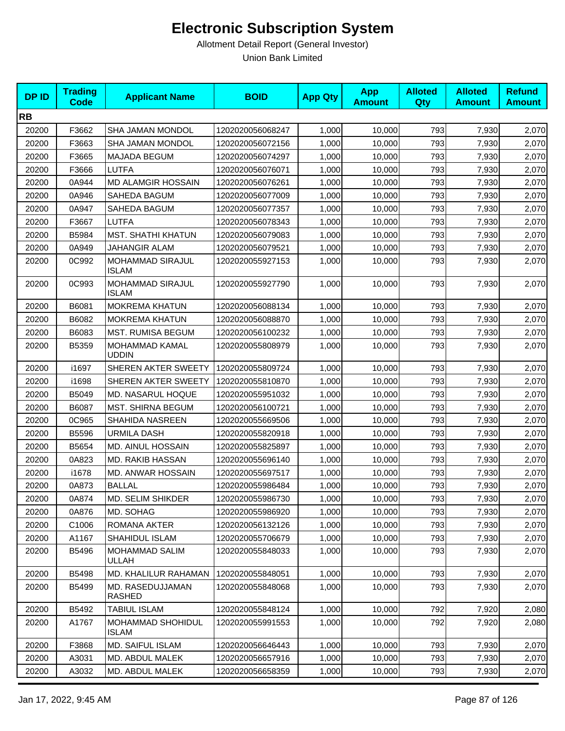# Electronic Subscription System

Allotment Detail Report (General Investor)

Union Bank Limited

| DP ID | Trading Code | Applicant Name | BOID | App Qty | App Amount | Alloted Qty | Alloted Amount | Refund Amount |
|---|---|---|---|---|---|---|---|---|
| **RB** | | | | | | | | |
| 20200 | F3662 | SHA JAMAN MONDOL | 1202020056068247 | 1,000 | 10,000 | 793 | 7,930 | 2,070 |
| 20200 | F3663 | SHA JAMAN MONDOL | 1202020056072156 | 1,000 | 10,000 | 793 | 7,930 | 2,070 |
| 20200 | F3665 | MAJADA BEGUM | 1202020056074297 | 1,000 | 10,000 | 793 | 7,930 | 2,070 |
| 20200 | F3666 | LUTFA | 1202020056076071 | 1,000 | 10,000 | 793 | 7,930 | 2,070 |
| 20200 | 0A944 | MD ALAMGIR HOSSAIN | 1202020056076261 | 1,000 | 10,000 | 793 | 7,930 | 2,070 |
| 20200 | 0A946 | SAHEDA BAGUM | 1202020056077009 | 1,000 | 10,000 | 793 | 7,930 | 2,070 |
| 20200 | 0A947 | SAHEDA BAGUM | 1202020056077357 | 1,000 | 10,000 | 793 | 7,930 | 2,070 |
| 20200 | F3667 | LUTFA | 1202020056078343 | 1,000 | 10,000 | 793 | 7,930 | 2,070 |
| 20200 | B5984 | MST. SHATHI KHATUN | 1202020056079083 | 1,000 | 10,000 | 793 | 7,930 | 2,070 |
| 20200 | 0A949 | JAHANGIR ALAM | 1202020056079521 | 1,000 | 10,000 | 793 | 7,930 | 2,070 |
| 20200 | 0C992 | MOHAMMAD SIRAJUL ISLAM | 1202020055927153 | 1,000 | 10,000 | 793 | 7,930 | 2,070 |
| 20200 | 0C993 | MOHAMMAD SIRAJUL ISLAM | 1202020055927790 | 1,000 | 10,000 | 793 | 7,930 | 2,070 |
| 20200 | B6081 | MOKREMA KHATUN | 1202020056088134 | 1,000 | 10,000 | 793 | 7,930 | 2,070 |
| 20200 | B6082 | MOKREMA KHATUN | 1202020056088870 | 1,000 | 10,000 | 793 | 7,930 | 2,070 |
| 20200 | B6083 | MST. RUMISA BEGUM | 1202020056100232 | 1,000 | 10,000 | 793 | 7,930 | 2,070 |
| 20200 | B5359 | MOHAMMAD KAMAL UDDIN | 1202020055808979 | 1,000 | 10,000 | 793 | 7,930 | 2,070 |
| 20200 | i1697 | SHEREN AKTER SWEETY | 1202020055809724 | 1,000 | 10,000 | 793 | 7,930 | 2,070 |
| 20200 | i1698 | SHEREN AKTER SWEETY | 1202020055810870 | 1,000 | 10,000 | 793 | 7,930 | 2,070 |
| 20200 | B5049 | MD. NASARUL HOQUE | 1202020055951032 | 1,000 | 10,000 | 793 | 7,930 | 2,070 |
| 20200 | B6087 | MST. SHIRNA BEGUM | 1202020056100721 | 1,000 | 10,000 | 793 | 7,930 | 2,070 |
| 20200 | 0C965 | SHAHIDA NASREEN | 1202020055669506 | 1,000 | 10,000 | 793 | 7,930 | 2,070 |
| 20200 | B5596 | URMILA DASH | 1202020055820918 | 1,000 | 10,000 | 793 | 7,930 | 2,070 |
| 20200 | B5654 | MD. AINUL HOSSAIN | 1202020055825897 | 1,000 | 10,000 | 793 | 7,930 | 2,070 |
| 20200 | 0A823 | MD. RAKIB HASSAN | 1202020055696140 | 1,000 | 10,000 | 793 | 7,930 | 2,070 |
| 20200 | i1678 | MD. ANWAR HOSSAIN | 1202020055697517 | 1,000 | 10,000 | 793 | 7,930 | 2,070 |
| 20200 | 0A873 | BALLAL | 1202020055986484 | 1,000 | 10,000 | 793 | 7,930 | 2,070 |
| 20200 | 0A874 | MD. SELIM SHIKDER | 1202020055986730 | 1,000 | 10,000 | 793 | 7,930 | 2,070 |
| 20200 | 0A876 | MD. SOHAG | 1202020055986920 | 1,000 | 10,000 | 793 | 7,930 | 2,070 |
| 20200 | C1006 | ROMANA AKTER | 1202020056132126 | 1,000 | 10,000 | 793 | 7,930 | 2,070 |
| 20200 | A1167 | SHAHIDUL ISLAM | 1202020055706679 | 1,000 | 10,000 | 793 | 7,930 | 2,070 |
| 20200 | B5496 | MOHAMMAD SALIM ULLAH | 1202020055848033 | 1,000 | 10,000 | 793 | 7,930 | 2,070 |
| 20200 | B5498 | MD. KHALILUR RAHAMAN | 1202020055848051 | 1,000 | 10,000 | 793 | 7,930 | 2,070 |
| 20200 | B5499 | MD. RASEDUJJAMAN RASHED | 1202020055848068 | 1,000 | 10,000 | 793 | 7,930 | 2,070 |
| 20200 | B5492 | TABIUL ISLAM | 1202020055848124 | 1,000 | 10,000 | 792 | 7,920 | 2,080 |
| 20200 | A1767 | MOHAMMAD SHOHIDUL ISLAM | 1202020055991553 | 1,000 | 10,000 | 792 | 7,920 | 2,080 |
| 20200 | F3868 | MD. SAIFUL ISLAM | 1202020056646443 | 1,000 | 10,000 | 793 | 7,930 | 2,070 |
| 20200 | A3031 | MD. ABDUL MALEK | 1202020056657916 | 1,000 | 10,000 | 793 | 7,930 | 2,070 |
| 20200 | A3032 | MD. ABDUL MALEK | 1202020056658359 | 1,000 | 10,000 | 793 | 7,930 | 2,070 |

Jan 17, 2022, 9:45 AM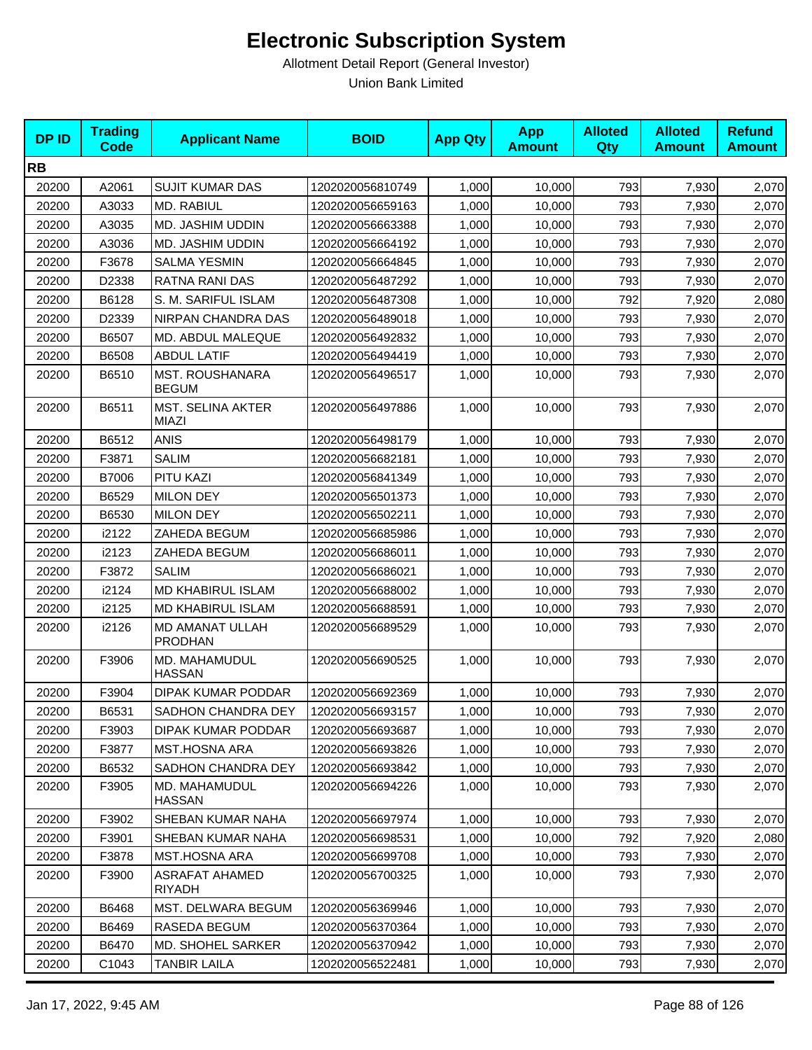# Electronic Subscription System

Allotment Detail Report (General Investor)

Union Bank Limited

| DP ID | Trading Code | Applicant Name | BOID | App Qty | App Amount | Alloted Qty | Alloted Amount | Refund Amount |
|---|---|---|---|---|---|---|---|---|
| **RB** | | | | | | | | |
| 20200 | A2061 | SUJIT KUMAR DAS | 1202020056810749 | 1,000 | 10,000 | 793 | 7,930 | 2,070 |
| 20200 | A3033 | MD. RABIUL | 1202020056659163 | 1,000 | 10,000 | 793 | 7,930 | 2,070 |
| 20200 | A3035 | MD. JASHIM UDDIN | 1202020056663388 | 1,000 | 10,000 | 793 | 7,930 | 2,070 |
| 20200 | A3036 | MD. JASHIM UDDIN | 1202020056664192 | 1,000 | 10,000 | 793 | 7,930 | 2,070 |
| 20200 | F3678 | SALMA YESMIN | 1202020056664845 | 1,000 | 10,000 | 793 | 7,930 | 2,070 |
| 20200 | D2338 | RATNA RANI DAS | 1202020056487292 | 1,000 | 10,000 | 793 | 7,930 | 2,070 |
| 20200 | B6128 | S. M. SARIFUL ISLAM | 1202020056487308 | 1,000 | 10,000 | 792 | 7,920 | 2,080 |
| 20200 | D2339 | NIRPAN CHANDRA DAS | 1202020056489018 | 1,000 | 10,000 | 793 | 7,930 | 2,070 |
| 20200 | B6507 | MD. ABDUL MALEQUE | 1202020056492832 | 1,000 | 10,000 | 793 | 7,930 | 2,070 |
| 20200 | B6508 | ABDUL LATIF | 1202020056494419 | 1,000 | 10,000 | 793 | 7,930 | 2,070 |
| 20200 | B6510 | MST. ROUSHANARA BEGUM | 1202020056496517 | 1,000 | 10,000 | 793 | 7,930 | 2,070 |
| 20200 | B6511 | MST. SELINA AKTER MIAZI | 1202020056497886 | 1,000 | 10,000 | 793 | 7,930 | 2,070 |
| 20200 | B6512 | ANIS | 1202020056498179 | 1,000 | 10,000 | 793 | 7,930 | 2,070 |
| 20200 | F3871 | SALIM | 1202020056682181 | 1,000 | 10,000 | 793 | 7,930 | 2,070 |
| 20200 | B7006 | PITU KAZI | 1202020056841349 | 1,000 | 10,000 | 793 | 7,930 | 2,070 |
| 20200 | B6529 | MILON DEY | 1202020056501373 | 1,000 | 10,000 | 793 | 7,930 | 2,070 |
| 20200 | B6530 | MILON DEY | 1202020056502211 | 1,000 | 10,000 | 793 | 7,930 | 2,070 |
| 20200 | i2122 | ZAHEDA BEGUM | 1202020056685986 | 1,000 | 10,000 | 793 | 7,930 | 2,070 |
| 20200 | i2123 | ZAHEDA BEGUM | 1202020056686011 | 1,000 | 10,000 | 793 | 7,930 | 2,070 |
| 20200 | F3872 | SALIM | 1202020056686021 | 1,000 | 10,000 | 793 | 7,930 | 2,070 |
| 20200 | i2124 | MD KHABIRUL ISLAM | 1202020056688002 | 1,000 | 10,000 | 793 | 7,930 | 2,070 |
| 20200 | i2125 | MD KHABIRUL ISLAM | 1202020056688591 | 1,000 | 10,000 | 793 | 7,930 | 2,070 |
| 20200 | i2126 | MD AMANAT ULLAH PRODHAN | 1202020056689529 | 1,000 | 10,000 | 793 | 7,930 | 2,070 |
| 20200 | F3906 | MD. MAHAMUDUL HASSAN | 1202020056690525 | 1,000 | 10,000 | 793 | 7,930 | 2,070 |
| 20200 | F3904 | DIPAK KUMAR PODDAR | 1202020056692369 | 1,000 | 10,000 | 793 | 7,930 | 2,070 |
| 20200 | B6531 | SADHON CHANDRA DEY | 1202020056693157 | 1,000 | 10,000 | 793 | 7,930 | 2,070 |
| 20200 | F3903 | DIPAK KUMAR PODDAR | 1202020056693687 | 1,000 | 10,000 | 793 | 7,930 | 2,070 |
| 20200 | F3877 | MST.HOSNA ARA | 1202020056693826 | 1,000 | 10,000 | 793 | 7,930 | 2,070 |
| 20200 | B6532 | SADHON CHANDRA DEY | 1202020056693842 | 1,000 | 10,000 | 793 | 7,930 | 2,070 |
| 20200 | F3905 | MD. MAHAMUDUL HASSAN | 1202020056694226 | 1,000 | 10,000 | 793 | 7,930 | 2,070 |
| 20200 | F3902 | SHEBAN KUMAR NAHA | 1202020056697974 | 1,000 | 10,000 | 793 | 7,930 | 2,070 |
| 20200 | F3901 | SHEBAN KUMAR NAHA | 1202020056698531 | 1,000 | 10,000 | 792 | 7,920 | 2,080 |
| 20200 | F3878 | MST.HOSNA ARA | 1202020056699708 | 1,000 | 10,000 | 793 | 7,930 | 2,070 |
| 20200 | F3900 | ASRAFAT AHAMED RIYADH | 1202020056700325 | 1,000 | 10,000 | 793 | 7,930 | 2,070 |
| 20200 | B6468 | MST. DELWARA BEGUM | 1202020056369946 | 1,000 | 10,000 | 793 | 7,930 | 2,070 |
| 20200 | B6469 | RASEDA BEGUM | 1202020056370364 | 1,000 | 10,000 | 793 | 7,930 | 2,070 |
| 20200 | B6470 | MD. SHOHEL SARKER | 1202020056370942 | 1,000 | 10,000 | 793 | 7,930 | 2,070 |
| 20200 | C1043 | TANBIR LAILA | 1202020056522481 | 1,000 | 10,000 | 793 | 7,930 | 2,070 |

Jan 17, 2022, 9:45 AM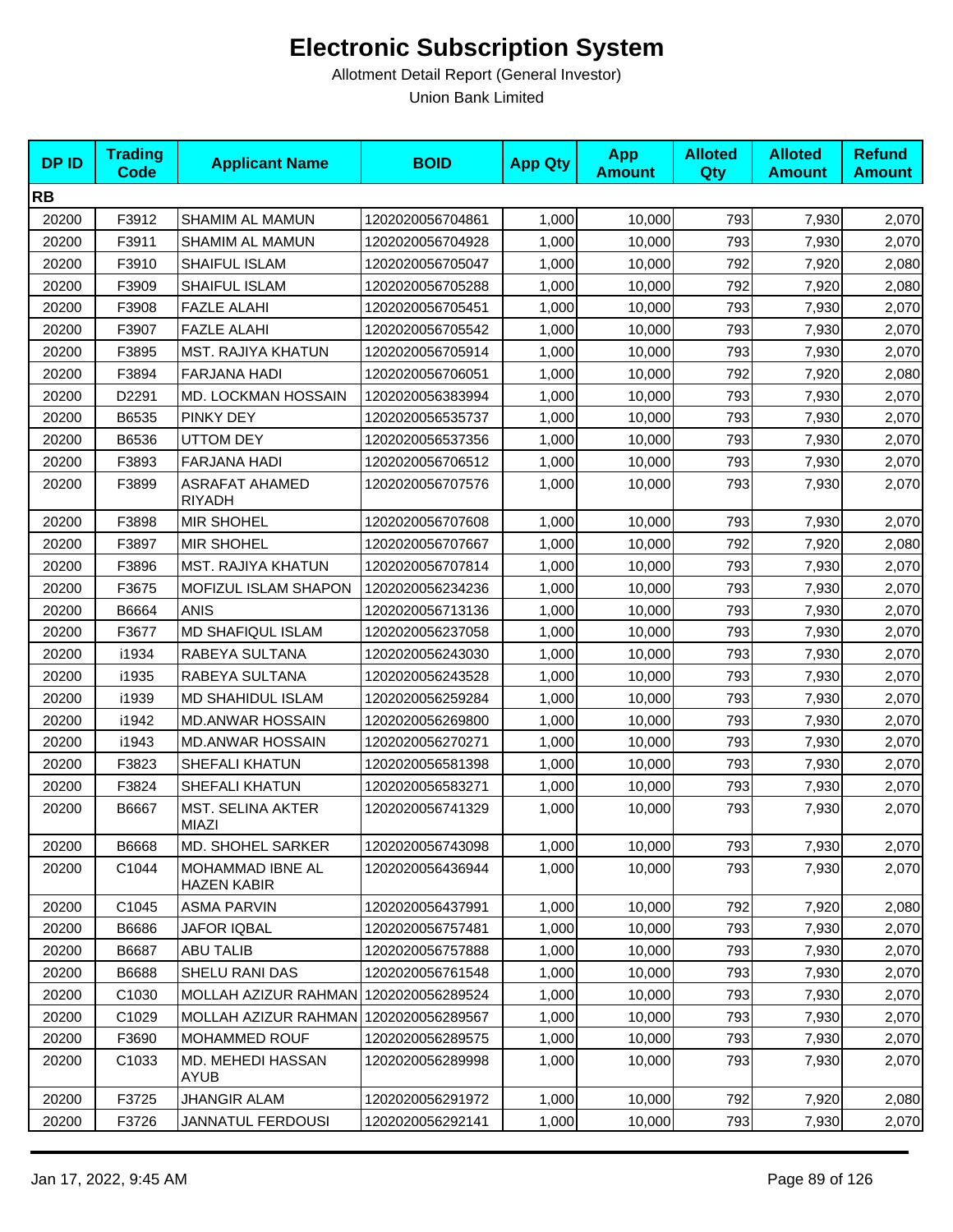# Electronic Subscription System

Allotment Detail Report (General Investor)

Union Bank Limited

| DP ID | Trading Code | Applicant Name | BOID | App Qty | App Amount | Alloted Qty | Alloted Amount | Refund Amount |
|---|---|---|---|---|---|---|---|---|
| **RB** | | | | | | | | |
| 20200 | F3912 | SHAMIM AL MAMUN | 1202020056704861 | 1,000 | 10,000 | 793 | 7,930 | 2,070 |
| 20200 | F3911 | SHAMIM AL MAMUN | 1202020056704928 | 1,000 | 10,000 | 793 | 7,930 | 2,070 |
| 20200 | F3910 | SHAIFUL ISLAM | 1202020056705047 | 1,000 | 10,000 | 792 | 7,920 | 2,080 |
| 20200 | F3909 | SHAIFUL ISLAM | 1202020056705288 | 1,000 | 10,000 | 792 | 7,920 | 2,080 |
| 20200 | F3908 | FAZLE ALAHI | 1202020056705451 | 1,000 | 10,000 | 793 | 7,930 | 2,070 |
| 20200 | F3907 | FAZLE ALAHI | 1202020056705542 | 1,000 | 10,000 | 793 | 7,930 | 2,070 |
| 20200 | F3895 | MST. RAJIYA KHATUN | 1202020056705914 | 1,000 | 10,000 | 793 | 7,930 | 2,070 |
| 20200 | F3894 | FARJANA HADI | 1202020056706051 | 1,000 | 10,000 | 792 | 7,920 | 2,080 |
| 20200 | D2291 | MD. LOCKMAN HOSSAIN | 1202020056383994 | 1,000 | 10,000 | 793 | 7,930 | 2,070 |
| 20200 | B6535 | PINKY DEY | 1202020056535737 | 1,000 | 10,000 | 793 | 7,930 | 2,070 |
| 20200 | B6536 | UTTOM DEY | 1202020056537356 | 1,000 | 10,000 | 793 | 7,930 | 2,070 |
| 20200 | F3893 | FARJANA HADI | 1202020056706512 | 1,000 | 10,000 | 793 | 7,930 | 2,070 |
| 20200 | F3899 | ASRAFAT AHAMED RIYADH | 1202020056707576 | 1,000 | 10,000 | 793 | 7,930 | 2,070 |
| 20200 | F3898 | MIR SHOHEL | 1202020056707608 | 1,000 | 10,000 | 793 | 7,930 | 2,070 |
| 20200 | F3897 | MIR SHOHEL | 1202020056707667 | 1,000 | 10,000 | 792 | 7,920 | 2,080 |
| 20200 | F3896 | MST. RAJIYA KHATUN | 1202020056707814 | 1,000 | 10,000 | 793 | 7,930 | 2,070 |
| 20200 | F3675 | MOFIZUL ISLAM SHAPON | 1202020056234236 | 1,000 | 10,000 | 793 | 7,930 | 2,070 |
| 20200 | B6664 | ANIS | 1202020056713136 | 1,000 | 10,000 | 793 | 7,930 | 2,070 |
| 20200 | F3677 | MD SHAFIQUL ISLAM | 1202020056237058 | 1,000 | 10,000 | 793 | 7,930 | 2,070 |
| 20200 | i1934 | RABEYA SULTANA | 1202020056243030 | 1,000 | 10,000 | 793 | 7,930 | 2,070 |
| 20200 | i1935 | RABEYA SULTANA | 1202020056243528 | 1,000 | 10,000 | 793 | 7,930 | 2,070 |
| 20200 | i1939 | MD SHAHIDUL ISLAM | 1202020056259284 | 1,000 | 10,000 | 793 | 7,930 | 2,070 |
| 20200 | i1942 | MD.ANWAR HOSSAIN | 1202020056269800 | 1,000 | 10,000 | 793 | 7,930 | 2,070 |
| 20200 | i1943 | MD.ANWAR HOSSAIN | 1202020056270271 | 1,000 | 10,000 | 793 | 7,930 | 2,070 |
| 20200 | F3823 | SHEFALI KHATUN | 1202020056581398 | 1,000 | 10,000 | 793 | 7,930 | 2,070 |
| 20200 | F3824 | SHEFALI KHATUN | 1202020056583271 | 1,000 | 10,000 | 793 | 7,930 | 2,070 |
| 20200 | B6667 | MST. SELINA AKTER MIAZI | 1202020056741329 | 1,000 | 10,000 | 793 | 7,930 | 2,070 |
| 20200 | B6668 | MD. SHOHEL SARKER | 1202020056743098 | 1,000 | 10,000 | 793 | 7,930 | 2,070 |
| 20200 | C1044 | MOHAMMAD IBNE AL HAZEN KABIR | 1202020056436944 | 1,000 | 10,000 | 793 | 7,930 | 2,070 |
| 20200 | C1045 | ASMA PARVIN | 1202020056437991 | 1,000 | 10,000 | 792 | 7,920 | 2,080 |
| 20200 | B6686 | JAFOR IQBAL | 1202020056757481 | 1,000 | 10,000 | 793 | 7,930 | 2,070 |
| 20200 | B6687 | ABU TALIB | 1202020056757888 | 1,000 | 10,000 | 793 | 7,930 | 2,070 |
| 20200 | B6688 | SHELU RANI DAS | 1202020056761548 | 1,000 | 10,000 | 793 | 7,930 | 2,070 |
| 20200 | C1030 | MOLLAH AZIZUR RAHMAN | 1202020056289524 | 1,000 | 10,000 | 793 | 7,930 | 2,070 |
| 20200 | C1029 | MOLLAH AZIZUR RAHMAN | 1202020056289567 | 1,000 | 10,000 | 793 | 7,930 | 2,070 |
| 20200 | F3690 | MOHAMMED ROUF | 1202020056289575 | 1,000 | 10,000 | 793 | 7,930 | 2,070 |
| 20200 | C1033 | MD. MEHEDI HASSAN AYUB | 1202020056289998 | 1,000 | 10,000 | 793 | 7,930 | 2,070 |
| 20200 | F3725 | JHANGIR ALAM | 1202020056291972 | 1,000 | 10,000 | 792 | 7,920 | 2,080 |
| 20200 | F3726 | JANNATUL FERDOUSI | 1202020056292141 | 1,000 | 10,000 | 793 | 7,930 | 2,070 |

Jan 17, 2022, 9:45 AM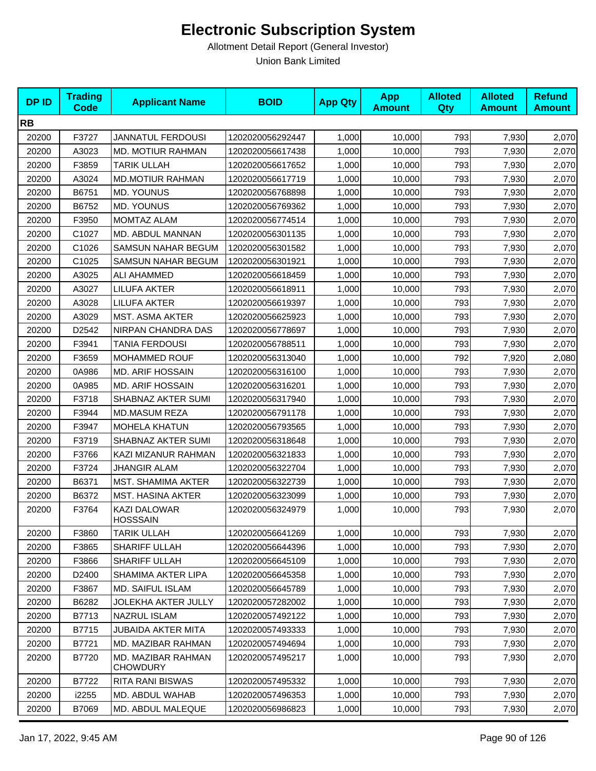# Electronic Subscription System

Allotment Detail Report (General Investor)

Union Bank Limited

| DP ID | Trading Code | Applicant Name | BOID | App Qty | App Amount | Alloted Qty | Alloted Amount | Refund Amount |
|---|---|---|---|---|---|---|---|---|
| **RB** | | | | | | | | |
| 20200 | F3727 | JANNATUL FERDOUSI | 1202020056292447 | 1,000 | 10,000 | 793 | 7,930 | 2,070 |
| 20200 | A3023 | MD. MOTIUR RAHMAN | 1202020056617438 | 1,000 | 10,000 | 793 | 7,930 | 2,070 |
| 20200 | F3859 | TARIK ULLAH | 1202020056617652 | 1,000 | 10,000 | 793 | 7,930 | 2,070 |
| 20200 | A3024 | MD.MOTIUR RAHMAN | 1202020056617719 | 1,000 | 10,000 | 793 | 7,930 | 2,070 |
| 20200 | B6751 | MD. YOUNUS | 1202020056768898 | 1,000 | 10,000 | 793 | 7,930 | 2,070 |
| 20200 | B6752 | MD. YOUNUS | 1202020056769362 | 1,000 | 10,000 | 793 | 7,930 | 2,070 |
| 20200 | F3950 | MOMTAZ ALAM | 1202020056774514 | 1,000 | 10,000 | 793 | 7,930 | 2,070 |
| 20200 | C1027 | MD. ABDUL MANNAN | 1202020056301135 | 1,000 | 10,000 | 793 | 7,930 | 2,070 |
| 20200 | C1026 | SAMSUN NAHAR BEGUM | 1202020056301582 | 1,000 | 10,000 | 793 | 7,930 | 2,070 |
| 20200 | C1025 | SAMSUN NAHAR BEGUM | 1202020056301921 | 1,000 | 10,000 | 793 | 7,930 | 2,070 |
| 20200 | A3025 | ALI AHAMMED | 1202020056618459 | 1,000 | 10,000 | 793 | 7,930 | 2,070 |
| 20200 | A3027 | LILUFA AKTER | 1202020056618911 | 1,000 | 10,000 | 793 | 7,930 | 2,070 |
| 20200 | A3028 | LILUFA AKTER | 1202020056619397 | 1,000 | 10,000 | 793 | 7,930 | 2,070 |
| 20200 | A3029 | MST. ASMA AKTER | 1202020056625923 | 1,000 | 10,000 | 793 | 7,930 | 2,070 |
| 20200 | D2542 | NIRPAN CHANDRA DAS | 1202020056778697 | 1,000 | 10,000 | 793 | 7,930 | 2,070 |
| 20200 | F3941 | TANIA FERDOUSI | 1202020056788511 | 1,000 | 10,000 | 793 | 7,930 | 2,070 |
| 20200 | F3659 | MOHAMMED ROUF | 1202020056313040 | 1,000 | 10,000 | 792 | 7,920 | 2,080 |
| 20200 | 0A986 | MD. ARIF HOSSAIN | 1202020056316100 | 1,000 | 10,000 | 793 | 7,930 | 2,070 |
| 20200 | 0A985 | MD. ARIF HOSSAIN | 1202020056316201 | 1,000 | 10,000 | 793 | 7,930 | 2,070 |
| 20200 | F3718 | SHABNAZ AKTER SUMI | 1202020056317940 | 1,000 | 10,000 | 793 | 7,930 | 2,070 |
| 20200 | F3944 | MD.MASUM REZA | 1202020056791178 | 1,000 | 10,000 | 793 | 7,930 | 2,070 |
| 20200 | F3947 | MOHELA KHATUN | 1202020056793565 | 1,000 | 10,000 | 793 | 7,930 | 2,070 |
| 20200 | F3719 | SHABNAZ AKTER SUMI | 1202020056318648 | 1,000 | 10,000 | 793 | 7,930 | 2,070 |
| 20200 | F3766 | KAZI MIZANUR RAHMAN | 1202020056321833 | 1,000 | 10,000 | 793 | 7,930 | 2,070 |
| 20200 | F3724 | JHANGIR ALAM | 1202020056322704 | 1,000 | 10,000 | 793 | 7,930 | 2,070 |
| 20200 | B6371 | MST. SHAMIMA AKTER | 1202020056322739 | 1,000 | 10,000 | 793 | 7,930 | 2,070 |
| 20200 | B6372 | MST. HASINA AKTER | 1202020056323099 | 1,000 | 10,000 | 793 | 7,930 | 2,070 |
| 20200 | F3764 | KAZI DALOWAR HOSSSAIN | 1202020056324979 | 1,000 | 10,000 | 793 | 7,930 | 2,070 |
| 20200 | F3860 | TARIK ULLAH | 1202020056641269 | 1,000 | 10,000 | 793 | 7,930 | 2,070 |
| 20200 | F3865 | SHARIFF ULLAH | 1202020056644396 | 1,000 | 10,000 | 793 | 7,930 | 2,070 |
| 20200 | F3866 | SHARIFF ULLAH | 1202020056645109 | 1,000 | 10,000 | 793 | 7,930 | 2,070 |
| 20200 | D2400 | SHAMIMA AKTER LIPA | 1202020056645358 | 1,000 | 10,000 | 793 | 7,930 | 2,070 |
| 20200 | F3867 | MD. SAIFUL ISLAM | 1202020056645789 | 1,000 | 10,000 | 793 | 7,930 | 2,070 |
| 20200 | B6282 | JOLEKHA AKTER JULLY | 1202020057282002 | 1,000 | 10,000 | 793 | 7,930 | 2,070 |
| 20200 | B7713 | NAZRUL ISLAM | 1202020057492122 | 1,000 | 10,000 | 793 | 7,930 | 2,070 |
| 20200 | B7715 | JUBAIDA AKTER MITA | 1202020057493333 | 1,000 | 10,000 | 793 | 7,930 | 2,070 |
| 20200 | B7721 | MD. MAZIBAR RAHMAN | 1202020057494694 | 1,000 | 10,000 | 793 | 7,930 | 2,070 |
| 20200 | B7720 | MD. MAZIBAR RAHMAN CHOWDURY | 1202020057495217 | 1,000 | 10,000 | 793 | 7,930 | 2,070 |
| 20200 | B7722 | RITA RANI BISWAS | 1202020057495332 | 1,000 | 10,000 | 793 | 7,930 | 2,070 |
| 20200 | i2255 | MD. ABDUL WAHAB | 1202020057496353 | 1,000 | 10,000 | 793 | 7,930 | 2,070 |
| 20200 | B7069 | MD. ABDUL MALEQUE | 1202020056986823 | 1,000 | 10,000 | 793 | 7,930 | 2,070 |

Jan 17, 2022, 9:45 AM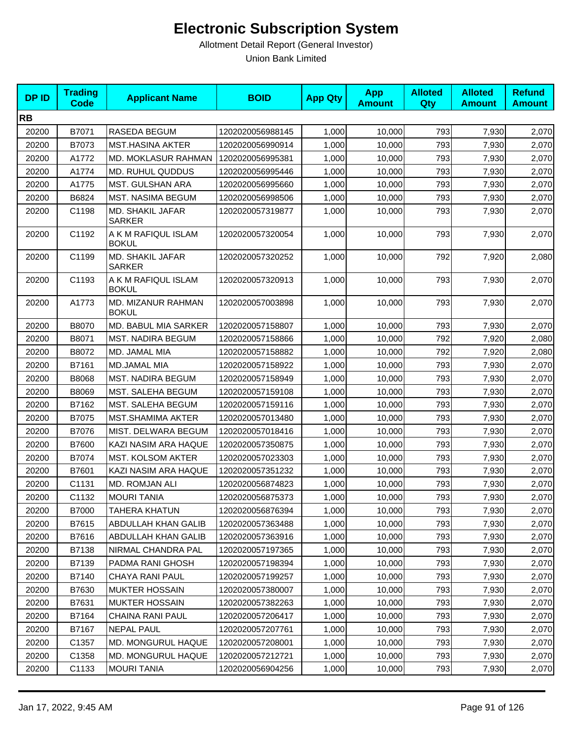# Electronic Subscription System

Allotment Detail Report (General Investor)

Union Bank Limited

| DP ID | Trading Code | Applicant Name | BOID | App Qty | App Amount | Alloted Qty | Alloted Amount | Refund Amount |
|---|---|---|---|---|---|---|---|---|
| **RB** | | | | | | | | |
| 20200 | B7071 | RASEDA BEGUM | 1202020056988145 | 1,000 | 10,000 | 793 | 7,930 | 2,070 |
| 20200 | B7073 | MST.HASINA AKTER | 1202020056990914 | 1,000 | 10,000 | 793 | 7,930 | 2,070 |
| 20200 | A1772 | MD. MOKLASUR RAHMAN | 1202020056995381 | 1,000 | 10,000 | 793 | 7,930 | 2,070 |
| 20200 | A1774 | MD. RUHUL QUDDUS | 1202020056995446 | 1,000 | 10,000 | 793 | 7,930 | 2,070 |
| 20200 | A1775 | MST. GULSHAN ARA | 1202020056995660 | 1,000 | 10,000 | 793 | 7,930 | 2,070 |
| 20200 | B6824 | MST. NASIMA BEGUM | 1202020056998506 | 1,000 | 10,000 | 793 | 7,930 | 2,070 |
| 20200 | C1198 | MD. SHAKIL JAFAR SARKER | 1202020057319877 | 1,000 | 10,000 | 793 | 7,930 | 2,070 |
| 20200 | C1192 | A K M RAFIQUL ISLAM BOKUL | 1202020057320054 | 1,000 | 10,000 | 793 | 7,930 | 2,070 |
| 20200 | C1199 | MD. SHAKIL JAFAR SARKER | 1202020057320252 | 1,000 | 10,000 | 792 | 7,920 | 2,080 |
| 20200 | C1193 | A K M RAFIQUL ISLAM BOKUL | 1202020057320913 | 1,000 | 10,000 | 793 | 7,930 | 2,070 |
| 20200 | A1773 | MD. MIZANUR RAHMAN BOKUL | 1202020057003898 | 1,000 | 10,000 | 793 | 7,930 | 2,070 |
| 20200 | B8070 | MD. BABUL MIA SARKER | 1202020057158807 | 1,000 | 10,000 | 793 | 7,930 | 2,070 |
| 20200 | B8071 | MST. NADIRA BEGUM | 1202020057158866 | 1,000 | 10,000 | 792 | 7,920 | 2,080 |
| 20200 | B8072 | MD. JAMAL MIA | 1202020057158882 | 1,000 | 10,000 | 792 | 7,920 | 2,080 |
| 20200 | B7161 | MD.JAMAL MIA | 1202020057158922 | 1,000 | 10,000 | 793 | 7,930 | 2,070 |
| 20200 | B8068 | MST. NADIRA BEGUM | 1202020057158949 | 1,000 | 10,000 | 793 | 7,930 | 2,070 |
| 20200 | B8069 | MST. SALEHA BEGUM | 1202020057159108 | 1,000 | 10,000 | 793 | 7,930 | 2,070 |
| 20200 | B7162 | MST. SALEHA BEGUM | 1202020057159116 | 1,000 | 10,000 | 793 | 7,930 | 2,070 |
| 20200 | B7075 | MST.SHAMIMA AKTER | 1202020057013480 | 1,000 | 10,000 | 793 | 7,930 | 2,070 |
| 20200 | B7076 | MIST. DELWARA BEGUM | 1202020057018416 | 1,000 | 10,000 | 793 | 7,930 | 2,070 |
| 20200 | B7600 | KAZI NASIM ARA HAQUE | 1202020057350875 | 1,000 | 10,000 | 793 | 7,930 | 2,070 |
| 20200 | B7074 | MST. KOLSOM AKTER | 1202020057023303 | 1,000 | 10,000 | 793 | 7,930 | 2,070 |
| 20200 | B7601 | KAZI NASIM ARA HAQUE | 1202020057351232 | 1,000 | 10,000 | 793 | 7,930 | 2,070 |
| 20200 | C1131 | MD. ROMJAN ALI | 1202020056874823 | 1,000 | 10,000 | 793 | 7,930 | 2,070 |
| 20200 | C1132 | MOURI TANIA | 1202020056875373 | 1,000 | 10,000 | 793 | 7,930 | 2,070 |
| 20200 | B7000 | TAHERA KHATUN | 1202020056876394 | 1,000 | 10,000 | 793 | 7,930 | 2,070 |
| 20200 | B7615 | ABDULLAH KHAN GALIB | 1202020057363488 | 1,000 | 10,000 | 793 | 7,930 | 2,070 |
| 20200 | B7616 | ABDULLAH KHAN GALIB | 1202020057363916 | 1,000 | 10,000 | 793 | 7,930 | 2,070 |
| 20200 | B7138 | NIRMAL CHANDRA PAL | 1202020057197365 | 1,000 | 10,000 | 793 | 7,930 | 2,070 |
| 20200 | B7139 | PADMA RANI GHOSH | 1202020057198394 | 1,000 | 10,000 | 793 | 7,930 | 2,070 |
| 20200 | B7140 | CHAYA RANI PAUL | 1202020057199257 | 1,000 | 10,000 | 793 | 7,930 | 2,070 |
| 20200 | B7630 | MUKTER HOSSAIN | 1202020057380007 | 1,000 | 10,000 | 793 | 7,930 | 2,070 |
| 20200 | B7631 | MUKTER HOSSAIN | 1202020057382263 | 1,000 | 10,000 | 793 | 7,930 | 2,070 |
| 20200 | B7164 | CHAINA RANI PAUL | 1202020057206417 | 1,000 | 10,000 | 793 | 7,930 | 2,070 |
| 20200 | B7167 | NEPAL PAUL | 1202020057207761 | 1,000 | 10,000 | 793 | 7,930 | 2,070 |
| 20200 | C1357 | MD. MONGURUL HAQUE | 1202020057208001 | 1,000 | 10,000 | 793 | 7,930 | 2,070 |
| 20200 | C1358 | MD. MONGURUL HAQUE | 1202020057212721 | 1,000 | 10,000 | 793 | 7,930 | 2,070 |
| 20200 | C1133 | MOURI TANIA | 1202020056904256 | 1,000 | 10,000 | 793 | 7,930 | 2,070 |

Jan 17, 2022, 9:45 AM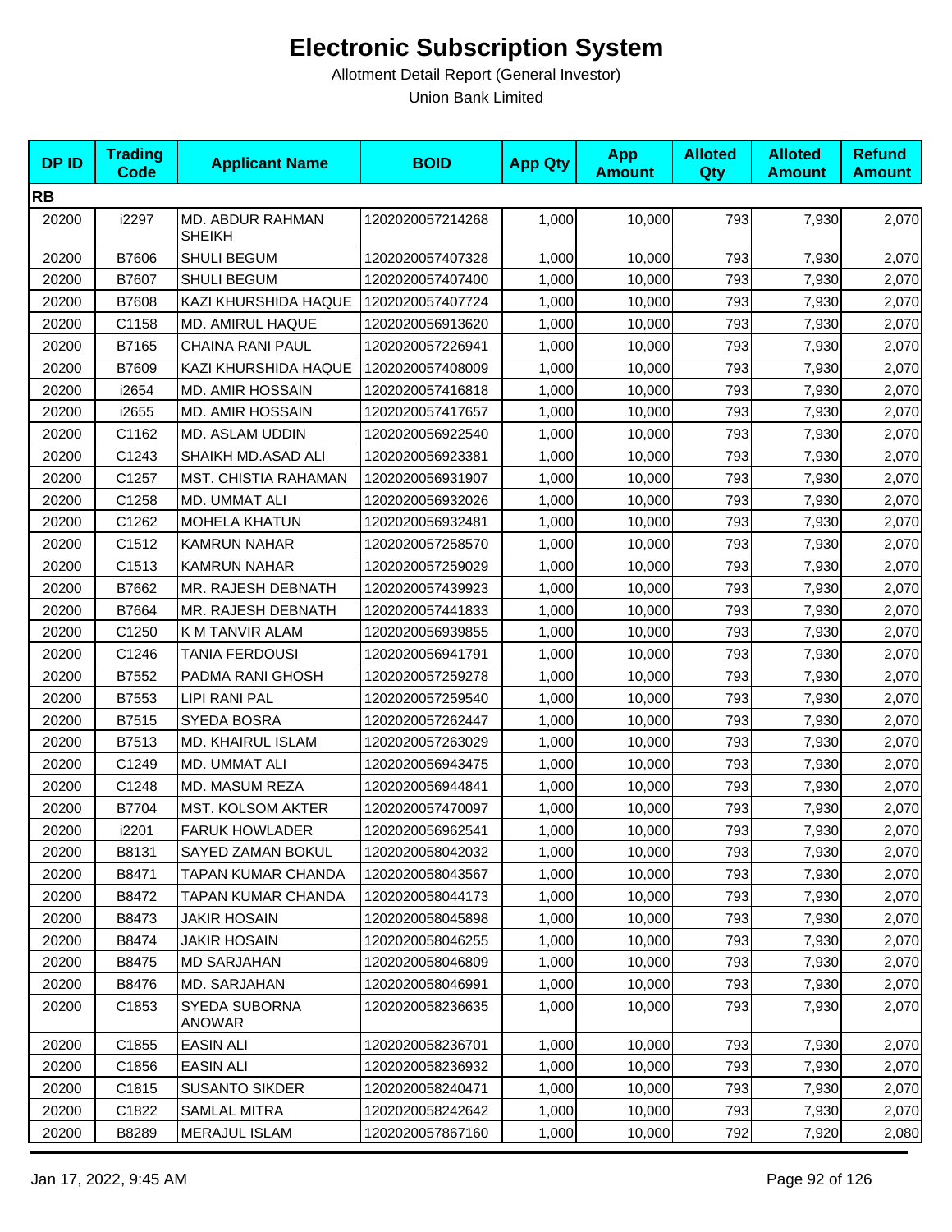# Electronic Subscription System

Allotment Detail Report (General Investor)

Union Bank Limited

| DP ID | Trading Code | Applicant Name | BOID | App Qty | App Amount | Alloted Qty | Alloted Amount | Refund Amount |
|---|---|---|---|---|---|---|---|---|
| **RB** | | | | | | | | |
| 20200 | i2297 | MD. ABDUR RAHMAN SHEIKH | 1202020057214268 | 1,000 | 10,000 | 793 | 7,930 | 2,070 |
| 20200 | B7606 | SHULI BEGUM | 1202020057407328 | 1,000 | 10,000 | 793 | 7,930 | 2,070 |
| 20200 | B7607 | SHULI BEGUM | 1202020057407400 | 1,000 | 10,000 | 793 | 7,930 | 2,070 |
| 20200 | B7608 | KAZI KHURSHIDA HAQUE | 1202020057407724 | 1,000 | 10,000 | 793 | 7,930 | 2,070 |
| 20200 | C1158 | MD. AMIRUL HAQUE | 1202020056913620 | 1,000 | 10,000 | 793 | 7,930 | 2,070 |
| 20200 | B7165 | CHAINA RANI PAUL | 1202020057226941 | 1,000 | 10,000 | 793 | 7,930 | 2,070 |
| 20200 | B7609 | KAZI KHURSHIDA HAQUE | 1202020057408009 | 1,000 | 10,000 | 793 | 7,930 | 2,070 |
| 20200 | i2654 | MD. AMIR HOSSAIN | 1202020057416818 | 1,000 | 10,000 | 793 | 7,930 | 2,070 |
| 20200 | i2655 | MD. AMIR HOSSAIN | 1202020057417657 | 1,000 | 10,000 | 793 | 7,930 | 2,070 |
| 20200 | C1162 | MD. ASLAM UDDIN | 1202020056922540 | 1,000 | 10,000 | 793 | 7,930 | 2,070 |
| 20200 | C1243 | SHAIKH MD.ASAD ALI | 1202020056923381 | 1,000 | 10,000 | 793 | 7,930 | 2,070 |
| 20200 | C1257 | MST. CHISTIA RAHAMAN | 1202020056931907 | 1,000 | 10,000 | 793 | 7,930 | 2,070 |
| 20200 | C1258 | MD. UMMAT ALI | 1202020056932026 | 1,000 | 10,000 | 793 | 7,930 | 2,070 |
| 20200 | C1262 | MOHELA KHATUN | 1202020056932481 | 1,000 | 10,000 | 793 | 7,930 | 2,070 |
| 20200 | C1512 | KAMRUN NAHAR | 1202020057258570 | 1,000 | 10,000 | 793 | 7,930 | 2,070 |
| 20200 | C1513 | KAMRUN NAHAR | 1202020057259029 | 1,000 | 10,000 | 793 | 7,930 | 2,070 |
| 20200 | B7662 | MR. RAJESH DEBNATH | 1202020057439923 | 1,000 | 10,000 | 793 | 7,930 | 2,070 |
| 20200 | B7664 | MR. RAJESH DEBNATH | 1202020057441833 | 1,000 | 10,000 | 793 | 7,930 | 2,070 |
| 20200 | C1250 | K M TANVIR ALAM | 1202020056939855 | 1,000 | 10,000 | 793 | 7,930 | 2,070 |
| 20200 | C1246 | TANIA FERDOUSI | 1202020056941791 | 1,000 | 10,000 | 793 | 7,930 | 2,070 |
| 20200 | B7552 | PADMA RANI GHOSH | 1202020057259278 | 1,000 | 10,000 | 793 | 7,930 | 2,070 |
| 20200 | B7553 | LIPI RANI PAL | 1202020057259540 | 1,000 | 10,000 | 793 | 7,930 | 2,070 |
| 20200 | B7515 | SYEDA BOSRA | 1202020057262447 | 1,000 | 10,000 | 793 | 7,930 | 2,070 |
| 20200 | B7513 | MD. KHAIRUL ISLAM | 1202020057263029 | 1,000 | 10,000 | 793 | 7,930 | 2,070 |
| 20200 | C1249 | MD. UMMAT ALI | 1202020056943475 | 1,000 | 10,000 | 793 | 7,930 | 2,070 |
| 20200 | C1248 | MD. MASUM REZA | 1202020056944841 | 1,000 | 10,000 | 793 | 7,930 | 2,070 |
| 20200 | B7704 | MST. KOLSOM AKTER | 1202020057470097 | 1,000 | 10,000 | 793 | 7,930 | 2,070 |
| 20200 | i2201 | FARUK HOWLADER | 1202020056962541 | 1,000 | 10,000 | 793 | 7,930 | 2,070 |
| 20200 | B8131 | SAYED ZAMAN BOKUL | 1202020058042032 | 1,000 | 10,000 | 793 | 7,930 | 2,070 |
| 20200 | B8471 | TAPAN KUMAR CHANDA | 1202020058043567 | 1,000 | 10,000 | 793 | 7,930 | 2,070 |
| 20200 | B8472 | TAPAN KUMAR CHANDA | 1202020058044173 | 1,000 | 10,000 | 793 | 7,930 | 2,070 |
| 20200 | B8473 | JAKIR HOSAIN | 1202020058045898 | 1,000 | 10,000 | 793 | 7,930 | 2,070 |
| 20200 | B8474 | JAKIR HOSAIN | 1202020058046255 | 1,000 | 10,000 | 793 | 7,930 | 2,070 |
| 20200 | B8475 | MD SARJAHAN | 1202020058046809 | 1,000 | 10,000 | 793 | 7,930 | 2,070 |
| 20200 | B8476 | MD. SARJAHAN | 1202020058046991 | 1,000 | 10,000 | 793 | 7,930 | 2,070 |
| 20200 | C1853 | SYEDA SUBORNA ANOWAR | 1202020058236635 | 1,000 | 10,000 | 793 | 7,930 | 2,070 |
| 20200 | C1855 | EASIN ALI | 1202020058236701 | 1,000 | 10,000 | 793 | 7,930 | 2,070 |
| 20200 | C1856 | EASIN ALI | 1202020058236932 | 1,000 | 10,000 | 793 | 7,930 | 2,070 |
| 20200 | C1815 | SUSANTO SIKDER | 1202020058240471 | 1,000 | 10,000 | 793 | 7,930 | 2,070 |
| 20200 | C1822 | SAMLAL MITRA | 1202020058242642 | 1,000 | 10,000 | 793 | 7,930 | 2,070 |
| 20200 | B8289 | MERAJUL ISLAM | 1202020057867160 | 1,000 | 10,000 | 792 | 7,920 | 2,080 |

Jan 17, 2022, 9:45 AM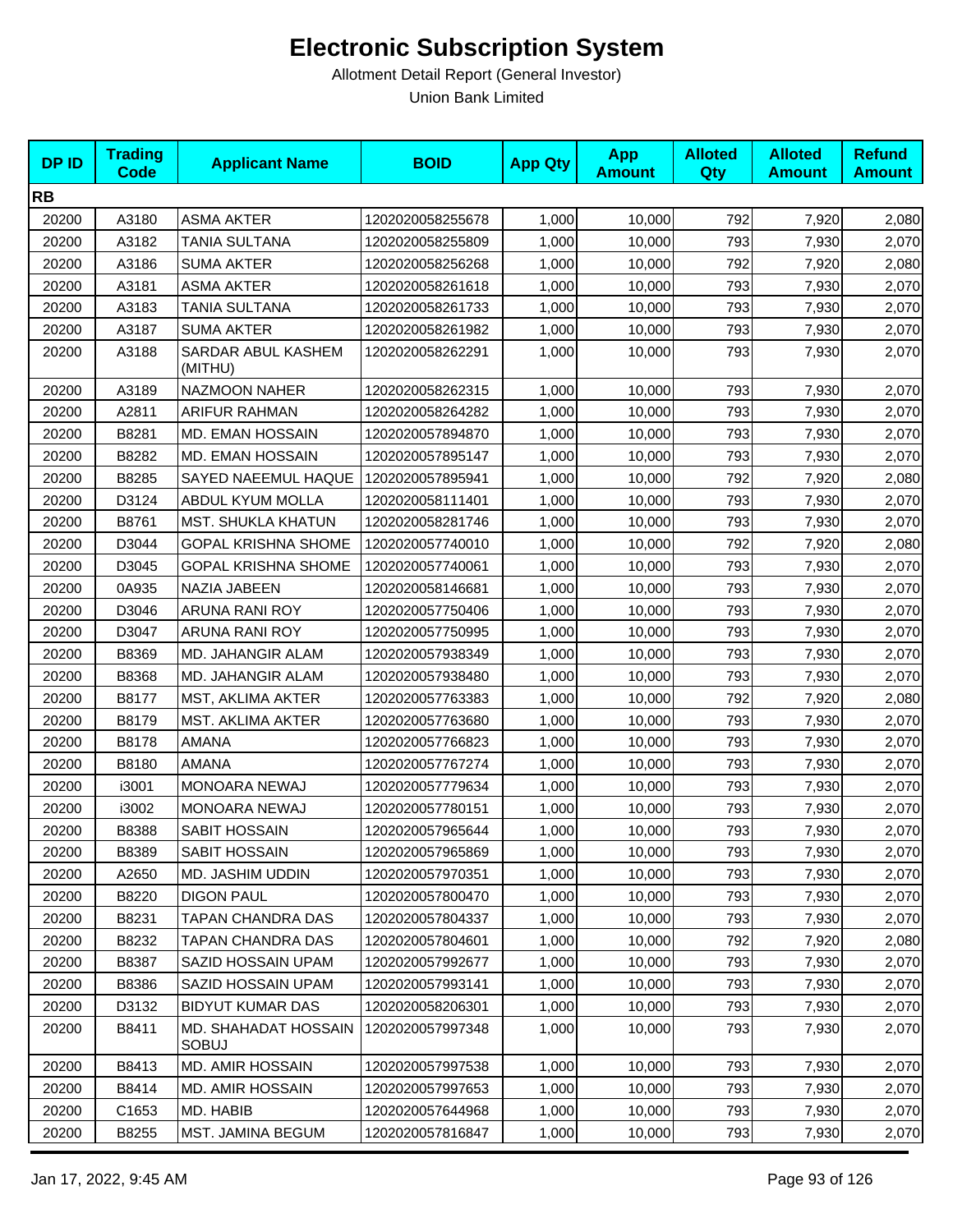# Electronic Subscription System

Allotment Detail Report (General Investor)

Union Bank Limited

| DP ID | Trading Code | Applicant Name | BOID | App Qty | App Amount | Alloted Qty | Alloted Amount | Refund Amount |
|---|---|---|---|---|---|---|---|---|
| **RB** | | | | | | | | |
| 20200 | A3180 | ASMA AKTER | 1202020058255678 | 1,000 | 10,000 | 792 | 7,920 | 2,080 |
| 20200 | A3182 | TANIA SULTANA | 1202020058255809 | 1,000 | 10,000 | 793 | 7,930 | 2,070 |
| 20200 | A3186 | SUMA AKTER | 1202020058256268 | 1,000 | 10,000 | 792 | 7,920 | 2,080 |
| 20200 | A3181 | ASMA AKTER | 1202020058261618 | 1,000 | 10,000 | 793 | 7,930 | 2,070 |
| 20200 | A3183 | TANIA SULTANA | 1202020058261733 | 1,000 | 10,000 | 793 | 7,930 | 2,070 |
| 20200 | A3187 | SUMA AKTER | 1202020058261982 | 1,000 | 10,000 | 793 | 7,930 | 2,070 |
| 20200 | A3188 | SARDAR ABUL KASHEM (MITHU) | 1202020058262291 | 1,000 | 10,000 | 793 | 7,930 | 2,070 |
| 20200 | A3189 | NAZMOON NAHER | 1202020058262315 | 1,000 | 10,000 | 793 | 7,930 | 2,070 |
| 20200 | A2811 | ARIFUR RAHMAN | 1202020058264282 | 1,000 | 10,000 | 793 | 7,930 | 2,070 |
| 20200 | B8281 | MD. EMAN HOSSAIN | 1202020057894870 | 1,000 | 10,000 | 793 | 7,930 | 2,070 |
| 20200 | B8282 | MD. EMAN HOSSAIN | 1202020057895147 | 1,000 | 10,000 | 793 | 7,930 | 2,070 |
| 20200 | B8285 | SAYED NAEEMUL HAQUE | 1202020057895941 | 1,000 | 10,000 | 792 | 7,920 | 2,080 |
| 20200 | D3124 | ABDUL KYUM MOLLA | 1202020058111401 | 1,000 | 10,000 | 793 | 7,930 | 2,070 |
| 20200 | B8761 | MST. SHUKLA KHATUN | 1202020058281746 | 1,000 | 10,000 | 793 | 7,930 | 2,070 |
| 20200 | D3044 | GOPAL KRISHNA SHOME | 1202020057740010 | 1,000 | 10,000 | 792 | 7,920 | 2,080 |
| 20200 | D3045 | GOPAL KRISHNA SHOME | 1202020057740061 | 1,000 | 10,000 | 793 | 7,930 | 2,070 |
| 20200 | 0A935 | NAZIA JABEEN | 1202020058146681 | 1,000 | 10,000 | 793 | 7,930 | 2,070 |
| 20200 | D3046 | ARUNA RANI ROY | 1202020057750406 | 1,000 | 10,000 | 793 | 7,930 | 2,070 |
| 20200 | D3047 | ARUNA RANI ROY | 1202020057750995 | 1,000 | 10,000 | 793 | 7,930 | 2,070 |
| 20200 | B8369 | MD. JAHANGIR ALAM | 1202020057938349 | 1,000 | 10,000 | 793 | 7,930 | 2,070 |
| 20200 | B8368 | MD. JAHANGIR ALAM | 1202020057938480 | 1,000 | 10,000 | 793 | 7,930 | 2,070 |
| 20200 | B8177 | MST, AKLIMA AKTER | 1202020057763383 | 1,000 | 10,000 | 792 | 7,920 | 2,080 |
| 20200 | B8179 | MST. AKLIMA AKTER | 1202020057763680 | 1,000 | 10,000 | 793 | 7,930 | 2,070 |
| 20200 | B8178 | AMANA | 1202020057766823 | 1,000 | 10,000 | 793 | 7,930 | 2,070 |
| 20200 | B8180 | AMANA | 1202020057767274 | 1,000 | 10,000 | 793 | 7,930 | 2,070 |
| 20200 | i3001 | MONOARA NEWAJ | 1202020057779634 | 1,000 | 10,000 | 793 | 7,930 | 2,070 |
| 20200 | i3002 | MONOARA NEWAJ | 1202020057780151 | 1,000 | 10,000 | 793 | 7,930 | 2,070 |
| 20200 | B8388 | SABIT HOSSAIN | 1202020057965644 | 1,000 | 10,000 | 793 | 7,930 | 2,070 |
| 20200 | B8389 | SABIT HOSSAIN | 1202020057965869 | 1,000 | 10,000 | 793 | 7,930 | 2,070 |
| 20200 | A2650 | MD. JASHIM UDDIN | 1202020057970351 | 1,000 | 10,000 | 793 | 7,930 | 2,070 |
| 20200 | B8220 | DIGON PAUL | 1202020057800470 | 1,000 | 10,000 | 793 | 7,930 | 2,070 |
| 20200 | B8231 | TAPAN CHANDRA DAS | 1202020057804337 | 1,000 | 10,000 | 793 | 7,930 | 2,070 |
| 20200 | B8232 | TAPAN CHANDRA DAS | 1202020057804601 | 1,000 | 10,000 | 792 | 7,920 | 2,080 |
| 20200 | B8387 | SAZID HOSSAIN UPAM | 1202020057992677 | 1,000 | 10,000 | 793 | 7,930 | 2,070 |
| 20200 | B8386 | SAZID HOSSAIN UPAM | 1202020057993141 | 1,000 | 10,000 | 793 | 7,930 | 2,070 |
| 20200 | D3132 | BIDYUT KUMAR DAS | 1202020058206301 | 1,000 | 10,000 | 793 | 7,930 | 2,070 |
| 20200 | B8411 | MD. SHAHADAT HOSSAIN SOBUJ | 1202020057997348 | 1,000 | 10,000 | 793 | 7,930 | 2,070 |
| 20200 | B8413 | MD. AMIR HOSSAIN | 1202020057997538 | 1,000 | 10,000 | 793 | 7,930 | 2,070 |
| 20200 | B8414 | MD. AMIR HOSSAIN | 1202020057997653 | 1,000 | 10,000 | 793 | 7,930 | 2,070 |
| 20200 | C1653 | MD. HABIB | 1202020057644968 | 1,000 | 10,000 | 793 | 7,930 | 2,070 |
| 20200 | B8255 | MST. JAMINA BEGUM | 1202020057816847 | 1,000 | 10,000 | 793 | 7,930 | 2,070 |

Jan 17, 2022, 9:45 AM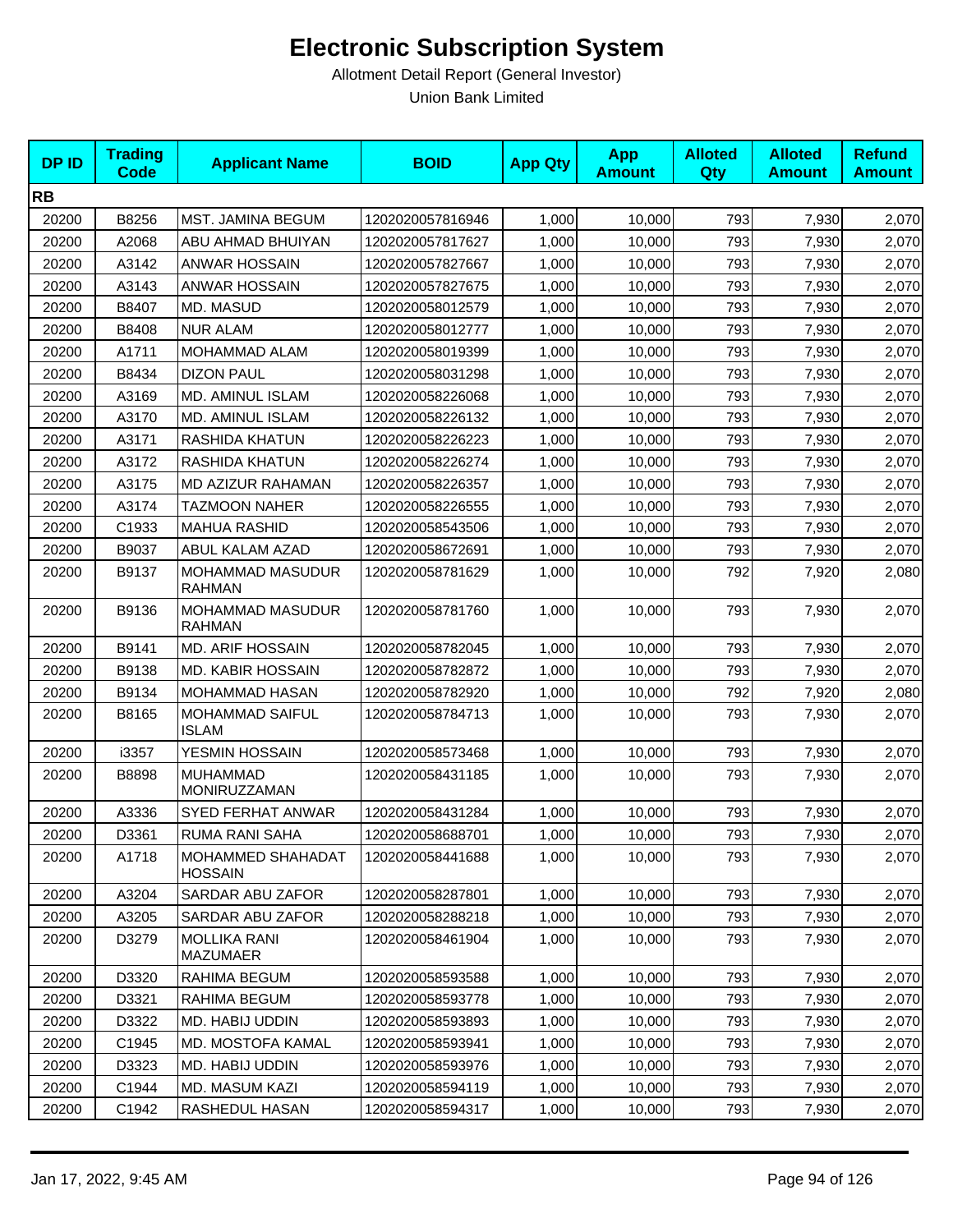# Electronic Subscription System

Allotment Detail Report (General Investor)

Union Bank Limited

| DP ID | Trading Code | Applicant Name | BOID | App Qty | App Amount | Alloted Qty | Alloted Amount | Refund Amount |
|---|---|---|---|---|---|---|---|---|
| **RB** | | | | | | | | |
| 20200 | B8256 | MST. JAMINA BEGUM | 1202020057816946 | 1,000 | 10,000 | 793 | 7,930 | 2,070 |
| 20200 | A2068 | ABU AHMAD BHUIYAN | 1202020057817627 | 1,000 | 10,000 | 793 | 7,930 | 2,070 |
| 20200 | A3142 | ANWAR HOSSAIN | 1202020057827667 | 1,000 | 10,000 | 793 | 7,930 | 2,070 |
| 20200 | A3143 | ANWAR HOSSAIN | 1202020057827675 | 1,000 | 10,000 | 793 | 7,930 | 2,070 |
| 20200 | B8407 | MD. MASUD | 1202020058012579 | 1,000 | 10,000 | 793 | 7,930 | 2,070 |
| 20200 | B8408 | NUR ALAM | 1202020058012777 | 1,000 | 10,000 | 793 | 7,930 | 2,070 |
| 20200 | A1711 | MOHAMMAD ALAM | 1202020058019399 | 1,000 | 10,000 | 793 | 7,930 | 2,070 |
| 20200 | B8434 | DIZON PAUL | 1202020058031298 | 1,000 | 10,000 | 793 | 7,930 | 2,070 |
| 20200 | A3169 | MD. AMINUL ISLAM | 1202020058226068 | 1,000 | 10,000 | 793 | 7,930 | 2,070 |
| 20200 | A3170 | MD. AMINUL ISLAM | 1202020058226132 | 1,000 | 10,000 | 793 | 7,930 | 2,070 |
| 20200 | A3171 | RASHIDA KHATUN | 1202020058226223 | 1,000 | 10,000 | 793 | 7,930 | 2,070 |
| 20200 | A3172 | RASHIDA KHATUN | 1202020058226274 | 1,000 | 10,000 | 793 | 7,930 | 2,070 |
| 20200 | A3175 | MD AZIZUR RAHAMAN | 1202020058226357 | 1,000 | 10,000 | 793 | 7,930 | 2,070 |
| 20200 | A3174 | TAZMOON NAHER | 1202020058226555 | 1,000 | 10,000 | 793 | 7,930 | 2,070 |
| 20200 | C1933 | MAHUA RASHID | 1202020058543506 | 1,000 | 10,000 | 793 | 7,930 | 2,070 |
| 20200 | B9037 | ABUL KALAM AZAD | 1202020058672691 | 1,000 | 10,000 | 793 | 7,930 | 2,070 |
| 20200 | B9137 | MOHAMMAD MASUDUR RAHMAN | 1202020058781629 | 1,000 | 10,000 | 792 | 7,920 | 2,080 |
| 20200 | B9136 | MOHAMMAD MASUDUR RAHMAN | 1202020058781760 | 1,000 | 10,000 | 793 | 7,930 | 2,070 |
| 20200 | B9141 | MD. ARIF HOSSAIN | 1202020058782045 | 1,000 | 10,000 | 793 | 7,930 | 2,070 |
| 20200 | B9138 | MD. KABIR HOSSAIN | 1202020058782872 | 1,000 | 10,000 | 793 | 7,930 | 2,070 |
| 20200 | B9134 | MOHAMMAD HASAN | 1202020058782920 | 1,000 | 10,000 | 792 | 7,920 | 2,080 |
| 20200 | B8165 | MOHAMMAD SAIFUL ISLAM | 1202020058784713 | 1,000 | 10,000 | 793 | 7,930 | 2,070 |
| 20200 | i3357 | YESMIN HOSSAIN | 1202020058573468 | 1,000 | 10,000 | 793 | 7,930 | 2,070 |
| 20200 | B8898 | MUHAMMAD MONIRUZZAMAN | 1202020058431185 | 1,000 | 10,000 | 793 | 7,930 | 2,070 |
| 20200 | A3336 | SYED FERHAT ANWAR | 1202020058431284 | 1,000 | 10,000 | 793 | 7,930 | 2,070 |
| 20200 | D3361 | RUMA RANI SAHA | 1202020058688701 | 1,000 | 10,000 | 793 | 7,930 | 2,070 |
| 20200 | A1718 | MOHAMMED SHAHADAT HOSSAIN | 1202020058441688 | 1,000 | 10,000 | 793 | 7,930 | 2,070 |
| 20200 | A3204 | SARDAR ABU ZAFOR | 1202020058287801 | 1,000 | 10,000 | 793 | 7,930 | 2,070 |
| 20200 | A3205 | SARDAR ABU ZAFOR | 1202020058288218 | 1,000 | 10,000 | 793 | 7,930 | 2,070 |
| 20200 | D3279 | MOLLIKA RANI MAZUMAER | 1202020058461904 | 1,000 | 10,000 | 793 | 7,930 | 2,070 |
| 20200 | D3320 | RAHIMA BEGUM | 1202020058593588 | 1,000 | 10,000 | 793 | 7,930 | 2,070 |
| 20200 | D3321 | RAHIMA BEGUM | 1202020058593778 | 1,000 | 10,000 | 793 | 7,930 | 2,070 |
| 20200 | D3322 | MD. HABIJ UDDIN | 1202020058593893 | 1,000 | 10,000 | 793 | 7,930 | 2,070 |
| 20200 | C1945 | MD. MOSTOFA KAMAL | 1202020058593941 | 1,000 | 10,000 | 793 | 7,930 | 2,070 |
| 20200 | D3323 | MD. HABIJ UDDIN | 1202020058593976 | 1,000 | 10,000 | 793 | 7,930 | 2,070 |
| 20200 | C1944 | MD. MASUM KAZI | 1202020058594119 | 1,000 | 10,000 | 793 | 7,930 | 2,070 |
| 20200 | C1942 | RASHEDUL HASAN | 1202020058594317 | 1,000 | 10,000 | 793 | 7,930 | 2,070 |

Jan 17, 2022, 9:45 AM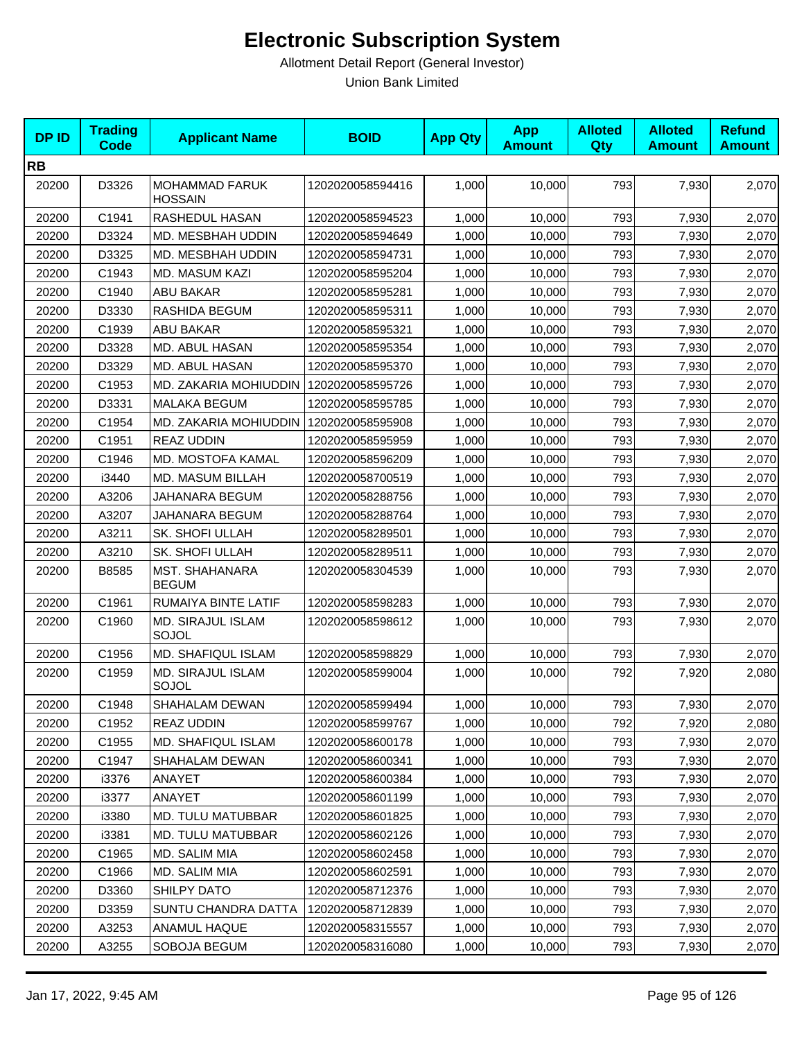# Electronic Subscription System

Allotment Detail Report (General Investor)

Union Bank Limited

| DP ID | Trading Code | Applicant Name | BOID | App Qty | App Amount | Alloted Qty | Alloted Amount | Refund Amount |
|---|---|---|---|---|---|---|---|---|
| **RB** | | | | | | | | |
| 20200 | D3326 | MOHAMMAD FARUK HOSSAIN | 1202020058594416 | 1,000 | 10,000 | 793 | 7,930 | 2,070 |
| 20200 | C1941 | RASHEDUL HASAN | 1202020058594523 | 1,000 | 10,000 | 793 | 7,930 | 2,070 |
| 20200 | D3324 | MD. MESBHAH UDDIN | 1202020058594649 | 1,000 | 10,000 | 793 | 7,930 | 2,070 |
| 20200 | D3325 | MD. MESBHAH UDDIN | 1202020058594731 | 1,000 | 10,000 | 793 | 7,930 | 2,070 |
| 20200 | C1943 | MD. MASUM KAZI | 1202020058595204 | 1,000 | 10,000 | 793 | 7,930 | 2,070 |
| 20200 | C1940 | ABU BAKAR | 1202020058595281 | 1,000 | 10,000 | 793 | 7,930 | 2,070 |
| 20200 | D3330 | RASHIDA BEGUM | 1202020058595311 | 1,000 | 10,000 | 793 | 7,930 | 2,070 |
| 20200 | C1939 | ABU BAKAR | 1202020058595321 | 1,000 | 10,000 | 793 | 7,930 | 2,070 |
| 20200 | D3328 | MD. ABUL HASAN | 1202020058595354 | 1,000 | 10,000 | 793 | 7,930 | 2,070 |
| 20200 | D3329 | MD. ABUL HASAN | 1202020058595370 | 1,000 | 10,000 | 793 | 7,930 | 2,070 |
| 20200 | C1953 | MD. ZAKARIA MOHIUDDIN | 1202020058595726 | 1,000 | 10,000 | 793 | 7,930 | 2,070 |
| 20200 | D3331 | MALAKA BEGUM | 1202020058595785 | 1,000 | 10,000 | 793 | 7,930 | 2,070 |
| 20200 | C1954 | MD. ZAKARIA MOHIUDDIN | 1202020058595908 | 1,000 | 10,000 | 793 | 7,930 | 2,070 |
| 20200 | C1951 | REAZ UDDIN | 1202020058595959 | 1,000 | 10,000 | 793 | 7,930 | 2,070 |
| 20200 | C1946 | MD. MOSTOFA KAMAL | 1202020058596209 | 1,000 | 10,000 | 793 | 7,930 | 2,070 |
| 20200 | i3440 | MD. MASUM BILLAH | 1202020058700519 | 1,000 | 10,000 | 793 | 7,930 | 2,070 |
| 20200 | A3206 | JAHANARA BEGUM | 1202020058288756 | 1,000 | 10,000 | 793 | 7,930 | 2,070 |
| 20200 | A3207 | JAHANARA BEGUM | 1202020058288764 | 1,000 | 10,000 | 793 | 7,930 | 2,070 |
| 20200 | A3211 | SK. SHOFI ULLAH | 1202020058289501 | 1,000 | 10,000 | 793 | 7,930 | 2,070 |
| 20200 | A3210 | SK. SHOFI ULLAH | 1202020058289511 | 1,000 | 10,000 | 793 | 7,930 | 2,070 |
| 20200 | B8585 | MST. SHAHANARA BEGUM | 1202020058304539 | 1,000 | 10,000 | 793 | 7,930 | 2,070 |
| 20200 | C1961 | RUMAIYA BINTE LATIF | 1202020058598283 | 1,000 | 10,000 | 793 | 7,930 | 2,070 |
| 20200 | C1960 | MD. SIRAJUL ISLAM SOJOL | 1202020058598612 | 1,000 | 10,000 | 793 | 7,930 | 2,070 |
| 20200 | C1956 | MD. SHAFIQUL ISLAM | 1202020058598829 | 1,000 | 10,000 | 793 | 7,930 | 2,070 |
| 20200 | C1959 | MD. SIRAJUL ISLAM SOJOL | 1202020058599004 | 1,000 | 10,000 | 792 | 7,920 | 2,080 |
| 20200 | C1948 | SHAHALAM DEWAN | 1202020058599494 | 1,000 | 10,000 | 793 | 7,930 | 2,070 |
| 20200 | C1952 | REAZ UDDIN | 1202020058599767 | 1,000 | 10,000 | 792 | 7,920 | 2,080 |
| 20200 | C1955 | MD. SHAFIQUL ISLAM | 1202020058600178 | 1,000 | 10,000 | 793 | 7,930 | 2,070 |
| 20200 | C1947 | SHAHALAM DEWAN | 1202020058600341 | 1,000 | 10,000 | 793 | 7,930 | 2,070 |
| 20200 | i3376 | ANAYET | 1202020058600384 | 1,000 | 10,000 | 793 | 7,930 | 2,070 |
| 20200 | i3377 | ANAYET | 1202020058601199 | 1,000 | 10,000 | 793 | 7,930 | 2,070 |
| 20200 | i3380 | MD. TULU MATUBBAR | 1202020058601825 | 1,000 | 10,000 | 793 | 7,930 | 2,070 |
| 20200 | i3381 | MD. TULU MATUBBAR | 1202020058602126 | 1,000 | 10,000 | 793 | 7,930 | 2,070 |
| 20200 | C1965 | MD. SALIM MIA | 1202020058602458 | 1,000 | 10,000 | 793 | 7,930 | 2,070 |
| 20200 | C1966 | MD. SALIM MIA | 1202020058602591 | 1,000 | 10,000 | 793 | 7,930 | 2,070 |
| 20200 | D3360 | SHILPY DATO | 1202020058712376 | 1,000 | 10,000 | 793 | 7,930 | 2,070 |
| 20200 | D3359 | SUNTU CHANDRA DATTA | 1202020058712839 | 1,000 | 10,000 | 793 | 7,930 | 2,070 |
| 20200 | A3253 | ANAMUL HAQUE | 1202020058315557 | 1,000 | 10,000 | 793 | 7,930 | 2,070 |
| 20200 | A3255 | SOBOJA BEGUM | 1202020058316080 | 1,000 | 10,000 | 793 | 7,930 | 2,070 |

Jan 17, 2022, 9:45 AM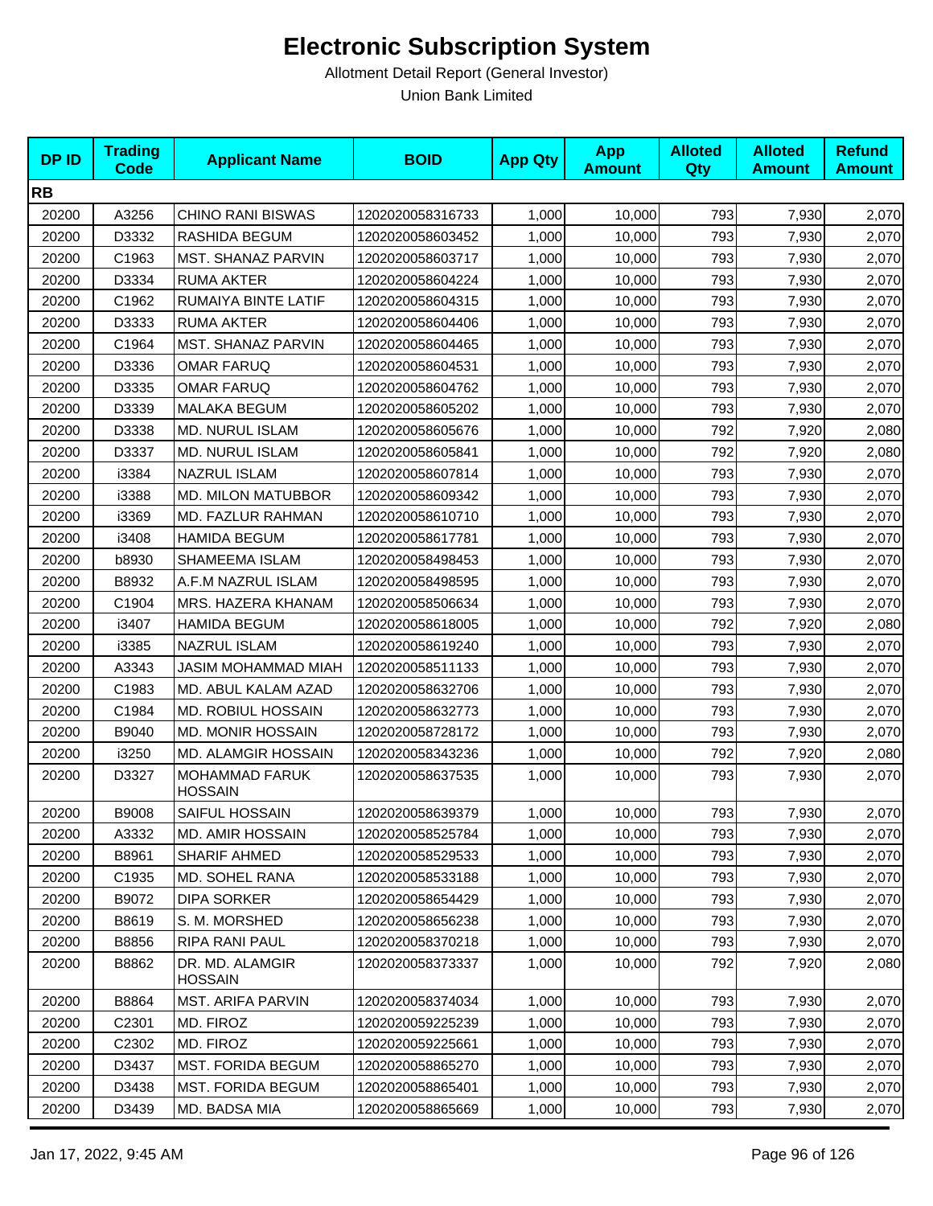# Electronic Subscription System

Allotment Detail Report (General Investor)

Union Bank Limited

| DP ID | Trading Code | Applicant Name | BOID | App Qty | App Amount | Alloted Qty | Alloted Amount | Refund Amount |
|---|---|---|---|---|---|---|---|---|
| **RB** | | | | | | | | |
| 20200 | A3256 | CHINO RANI BISWAS | 1202020058316733 | 1,000 | 10,000 | 793 | 7,930 | 2,070 |
| 20200 | D3332 | RASHIDA BEGUM | 1202020058603452 | 1,000 | 10,000 | 793 | 7,930 | 2,070 |
| 20200 | C1963 | MST. SHANAZ PARVIN | 1202020058603717 | 1,000 | 10,000 | 793 | 7,930 | 2,070 |
| 20200 | D3334 | RUMA AKTER | 1202020058604224 | 1,000 | 10,000 | 793 | 7,930 | 2,070 |
| 20200 | C1962 | RUMAIYA BINTE LATIF | 1202020058604315 | 1,000 | 10,000 | 793 | 7,930 | 2,070 |
| 20200 | D3333 | RUMA AKTER | 1202020058604406 | 1,000 | 10,000 | 793 | 7,930 | 2,070 |
| 20200 | C1964 | MST. SHANAZ PARVIN | 1202020058604465 | 1,000 | 10,000 | 793 | 7,930 | 2,070 |
| 20200 | D3336 | OMAR FARUQ | 1202020058604531 | 1,000 | 10,000 | 793 | 7,930 | 2,070 |
| 20200 | D3335 | OMAR FARUQ | 1202020058604762 | 1,000 | 10,000 | 793 | 7,930 | 2,070 |
| 20200 | D3339 | MALAKA BEGUM | 1202020058605202 | 1,000 | 10,000 | 793 | 7,930 | 2,070 |
| 20200 | D3338 | MD. NURUL ISLAM | 1202020058605676 | 1,000 | 10,000 | 792 | 7,920 | 2,080 |
| 20200 | D3337 | MD. NURUL ISLAM | 1202020058605841 | 1,000 | 10,000 | 792 | 7,920 | 2,080 |
| 20200 | i3384 | NAZRUL ISLAM | 1202020058607814 | 1,000 | 10,000 | 793 | 7,930 | 2,070 |
| 20200 | i3388 | MD. MILON MATUBBOR | 1202020058609342 | 1,000 | 10,000 | 793 | 7,930 | 2,070 |
| 20200 | i3369 | MD. FAZLUR RAHMAN | 1202020058610710 | 1,000 | 10,000 | 793 | 7,930 | 2,070 |
| 20200 | i3408 | HAMIDA BEGUM | 1202020058617781 | 1,000 | 10,000 | 793 | 7,930 | 2,070 |
| 20200 | b8930 | SHAMEEMA ISLAM | 1202020058498453 | 1,000 | 10,000 | 793 | 7,930 | 2,070 |
| 20200 | B8932 | A.F.M NAZRUL ISLAM | 1202020058498595 | 1,000 | 10,000 | 793 | 7,930 | 2,070 |
| 20200 | C1904 | MRS. HAZERA KHANAM | 1202020058506634 | 1,000 | 10,000 | 793 | 7,930 | 2,070 |
| 20200 | i3407 | HAMIDA BEGUM | 1202020058618005 | 1,000 | 10,000 | 792 | 7,920 | 2,080 |
| 20200 | i3385 | NAZRUL ISLAM | 1202020058619240 | 1,000 | 10,000 | 793 | 7,930 | 2,070 |
| 20200 | A3343 | JASIM MOHAMMAD MIAH | 1202020058511133 | 1,000 | 10,000 | 793 | 7,930 | 2,070 |
| 20200 | C1983 | MD. ABUL KALAM AZAD | 1202020058632706 | 1,000 | 10,000 | 793 | 7,930 | 2,070 |
| 20200 | C1984 | MD. ROBIUL HOSSAIN | 1202020058632773 | 1,000 | 10,000 | 793 | 7,930 | 2,070 |
| 20200 | B9040 | MD. MONIR HOSSAIN | 1202020058728172 | 1,000 | 10,000 | 793 | 7,930 | 2,070 |
| 20200 | i3250 | MD. ALAMGIR HOSSAIN | 1202020058343236 | 1,000 | 10,000 | 792 | 7,920 | 2,080 |
| 20200 | D3327 | MOHAMMAD FARUK HOSSAIN | 1202020058637535 | 1,000 | 10,000 | 793 | 7,930 | 2,070 |
| 20200 | B9008 | SAIFUL HOSSAIN | 1202020058639379 | 1,000 | 10,000 | 793 | 7,930 | 2,070 |
| 20200 | A3332 | MD. AMIR HOSSAIN | 1202020058525784 | 1,000 | 10,000 | 793 | 7,930 | 2,070 |
| 20200 | B8961 | SHARIF AHMED | 1202020058529533 | 1,000 | 10,000 | 793 | 7,930 | 2,070 |
| 20200 | C1935 | MD. SOHEL RANA | 1202020058533188 | 1,000 | 10,000 | 793 | 7,930 | 2,070 |
| 20200 | B9072 | DIPA SORKER | 1202020058654429 | 1,000 | 10,000 | 793 | 7,930 | 2,070 |
| 20200 | B8619 | S. M. MORSHED | 1202020058656238 | 1,000 | 10,000 | 793 | 7,930 | 2,070 |
| 20200 | B8856 | RIPA RANI PAUL | 1202020058370218 | 1,000 | 10,000 | 793 | 7,930 | 2,070 |
| 20200 | B8862 | DR. MD. ALAMGIR HOSSAIN | 1202020058373337 | 1,000 | 10,000 | 792 | 7,920 | 2,080 |
| 20200 | B8864 | MST. ARIFA PARVIN | 1202020058374034 | 1,000 | 10,000 | 793 | 7,930 | 2,070 |
| 20200 | C2301 | MD. FIROZ | 1202020059225239 | 1,000 | 10,000 | 793 | 7,930 | 2,070 |
| 20200 | C2302 | MD. FIROZ | 1202020059225661 | 1,000 | 10,000 | 793 | 7,930 | 2,070 |
| 20200 | D3437 | MST. FORIDA BEGUM | 1202020058865270 | 1,000 | 10,000 | 793 | 7,930 | 2,070 |
| 20200 | D3438 | MST. FORIDA BEGUM | 1202020058865401 | 1,000 | 10,000 | 793 | 7,930 | 2,070 |
| 20200 | D3439 | MD. BADSA MIA | 1202020058865669 | 1,000 | 10,000 | 793 | 7,930 | 2,070 |

Jan 17, 2022, 9:45 AM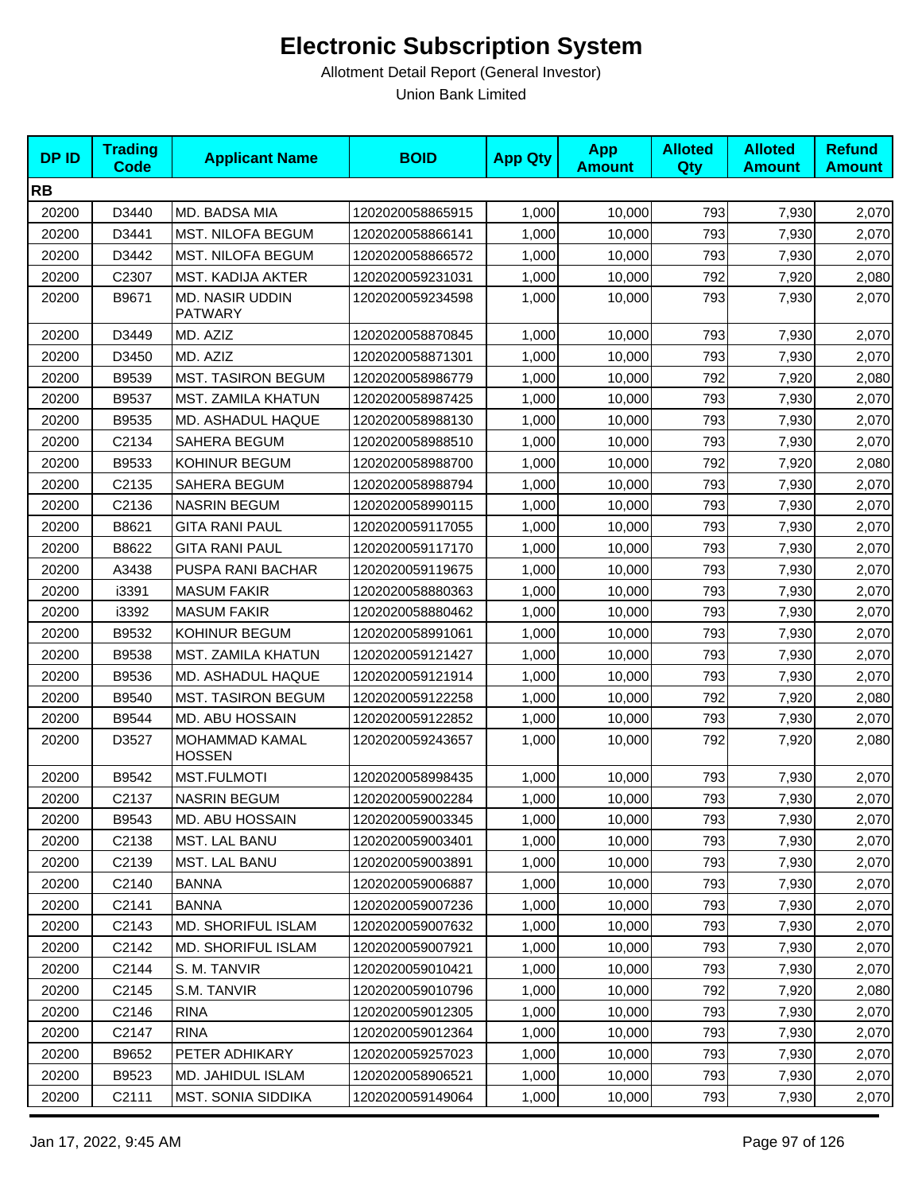# Electronic Subscription System

Allotment Detail Report (General Investor)

Union Bank Limited

| DP ID | Trading Code | Applicant Name | BOID | App Qty | App Amount | Alloted Qty | Alloted Amount | Refund Amount |
|---|---|---|---|---|---|---|---|---|
| **RB** | | | | | | | | |
| 20200 | D3440 | MD. BADSA MIA | 1202020058865915 | 1,000 | 10,000 | 793 | 7,930 | 2,070 |
| 20200 | D3441 | MST. NILOFA BEGUM | 1202020058866141 | 1,000 | 10,000 | 793 | 7,930 | 2,070 |
| 20200 | D3442 | MST. NILOFA BEGUM | 1202020058866572 | 1,000 | 10,000 | 793 | 7,930 | 2,070 |
| 20200 | C2307 | MST. KADIJA AKTER | 1202020059231031 | 1,000 | 10,000 | 792 | 7,920 | 2,080 |
| 20200 | B9671 | MD. NASIR UDDIN PATWARY | 1202020059234598 | 1,000 | 10,000 | 793 | 7,930 | 2,070 |
| 20200 | D3449 | MD. AZIZ | 1202020058870845 | 1,000 | 10,000 | 793 | 7,930 | 2,070 |
| 20200 | D3450 | MD. AZIZ | 1202020058871301 | 1,000 | 10,000 | 793 | 7,930 | 2,070 |
| 20200 | B9539 | MST. TASIRON BEGUM | 1202020058986779 | 1,000 | 10,000 | 792 | 7,920 | 2,080 |
| 20200 | B9537 | MST. ZAMILA KHATUN | 1202020058987425 | 1,000 | 10,000 | 793 | 7,930 | 2,070 |
| 20200 | B9535 | MD. ASHADUL HAQUE | 1202020058988130 | 1,000 | 10,000 | 793 | 7,930 | 2,070 |
| 20200 | C2134 | SAHERA BEGUM | 1202020058988510 | 1,000 | 10,000 | 793 | 7,930 | 2,070 |
| 20200 | B9533 | KOHINUR BEGUM | 1202020058988700 | 1,000 | 10,000 | 792 | 7,920 | 2,080 |
| 20200 | C2135 | SAHERA BEGUM | 1202020058988794 | 1,000 | 10,000 | 793 | 7,930 | 2,070 |
| 20200 | C2136 | NASRIN BEGUM | 1202020058990115 | 1,000 | 10,000 | 793 | 7,930 | 2,070 |
| 20200 | B8621 | GITA RANI PAUL | 1202020059117055 | 1,000 | 10,000 | 793 | 7,930 | 2,070 |
| 20200 | B8622 | GITA RANI PAUL | 1202020059117170 | 1,000 | 10,000 | 793 | 7,930 | 2,070 |
| 20200 | A3438 | PUSPA RANI BACHAR | 1202020059119675 | 1,000 | 10,000 | 793 | 7,930 | 2,070 |
| 20200 | i3391 | MASUM FAKIR | 1202020058880363 | 1,000 | 10,000 | 793 | 7,930 | 2,070 |
| 20200 | i3392 | MASUM FAKIR | 1202020058880462 | 1,000 | 10,000 | 793 | 7,930 | 2,070 |
| 20200 | B9532 | KOHINUR BEGUM | 1202020058991061 | 1,000 | 10,000 | 793 | 7,930 | 2,070 |
| 20200 | B9538 | MST. ZAMILA KHATUN | 1202020059121427 | 1,000 | 10,000 | 793 | 7,930 | 2,070 |
| 20200 | B9536 | MD. ASHADUL HAQUE | 1202020059121914 | 1,000 | 10,000 | 793 | 7,930 | 2,070 |
| 20200 | B9540 | MST. TASIRON BEGUM | 1202020059122258 | 1,000 | 10,000 | 792 | 7,920 | 2,080 |
| 20200 | B9544 | MD. ABU HOSSAIN | 1202020059122852 | 1,000 | 10,000 | 793 | 7,930 | 2,070 |
| 20200 | D3527 | MOHAMMAD KAMAL HOSSEN | 1202020059243657 | 1,000 | 10,000 | 792 | 7,920 | 2,080 |
| 20200 | B9542 | MST.FULMOTI | 1202020058998435 | 1,000 | 10,000 | 793 | 7,930 | 2,070 |
| 20200 | C2137 | NASRIN BEGUM | 1202020059002284 | 1,000 | 10,000 | 793 | 7,930 | 2,070 |
| 20200 | B9543 | MD. ABU HOSSAIN | 1202020059003345 | 1,000 | 10,000 | 793 | 7,930 | 2,070 |
| 20200 | C2138 | MST. LAL BANU | 1202020059003401 | 1,000 | 10,000 | 793 | 7,930 | 2,070 |
| 20200 | C2139 | MST. LAL BANU | 1202020059003891 | 1,000 | 10,000 | 793 | 7,930 | 2,070 |
| 20200 | C2140 | BANNA | 1202020059006887 | 1,000 | 10,000 | 793 | 7,930 | 2,070 |
| 20200 | C2141 | BANNA | 1202020059007236 | 1,000 | 10,000 | 793 | 7,930 | 2,070 |
| 20200 | C2143 | MD. SHORIFUL ISLAM | 1202020059007632 | 1,000 | 10,000 | 793 | 7,930 | 2,070 |
| 20200 | C2142 | MD. SHORIFUL ISLAM | 1202020059007921 | 1,000 | 10,000 | 793 | 7,930 | 2,070 |
| 20200 | C2144 | S. M. TANVIR | 1202020059010421 | 1,000 | 10,000 | 793 | 7,930 | 2,070 |
| 20200 | C2145 | S.M. TANVIR | 1202020059010796 | 1,000 | 10,000 | 792 | 7,920 | 2,080 |
| 20200 | C2146 | RINA | 1202020059012305 | 1,000 | 10,000 | 793 | 7,930 | 2,070 |
| 20200 | C2147 | RINA | 1202020059012364 | 1,000 | 10,000 | 793 | 7,930 | 2,070 |
| 20200 | B9652 | PETER ADHIKARY | 1202020059257023 | 1,000 | 10,000 | 793 | 7,930 | 2,070 |
| 20200 | B9523 | MD. JAHIDUL ISLAM | 1202020058906521 | 1,000 | 10,000 | 793 | 7,930 | 2,070 |
| 20200 | C2111 | MST. SONIA SIDDIKA | 1202020059149064 | 1,000 | 10,000 | 793 | 7,930 | 2,070 |

Jan 17, 2022, 9:45 AM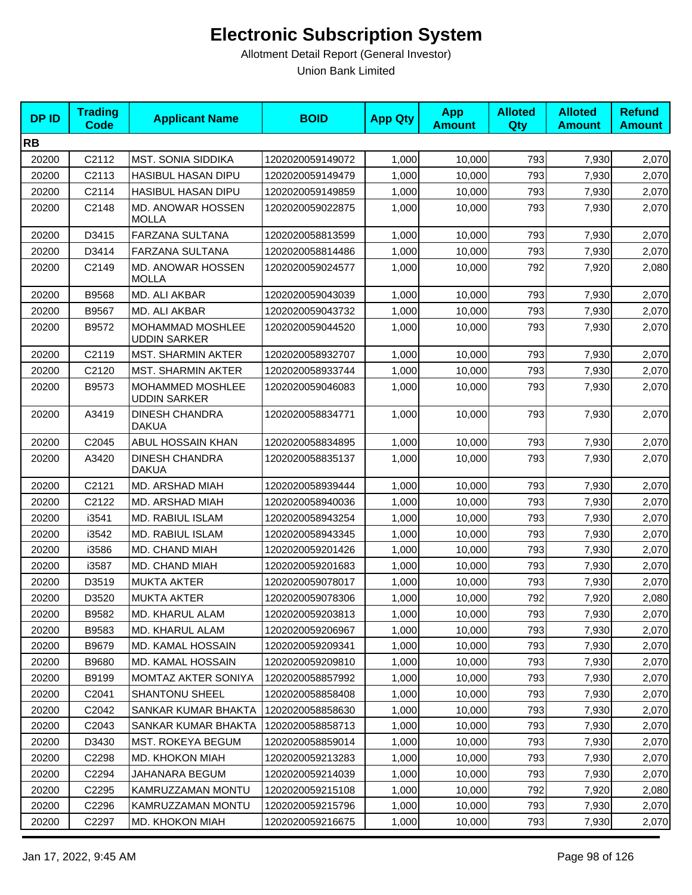# Electronic Subscription System

Allotment Detail Report (General Investor)

Union Bank Limited

| DP ID | Trading Code | Applicant Name | BOID | App Qty | App Amount | Alloted Qty | Alloted Amount | Refund Amount |
|---|---|---|---|---|---|---|---|---|
| **RB** | | | | | | | | |
| 20200 | C2112 | MST. SONIA SIDDIKA | 1202020059149072 | 1,000 | 10,000 | 793 | 7,930 | 2,070 |
| 20200 | C2113 | HASIBUL HASAN DIPU | 1202020059149479 | 1,000 | 10,000 | 793 | 7,930 | 2,070 |
| 20200 | C2114 | HASIBUL HASAN DIPU | 1202020059149859 | 1,000 | 10,000 | 793 | 7,930 | 2,070 |
| 20200 | C2148 | MD. ANOWAR HOSSEN MOLLA | 1202020059022875 | 1,000 | 10,000 | 793 | 7,930 | 2,070 |
| 20200 | D3415 | FARZANA SULTANA | 1202020058813599 | 1,000 | 10,000 | 793 | 7,930 | 2,070 |
| 20200 | D3414 | FARZANA SULTANA | 1202020058814486 | 1,000 | 10,000 | 793 | 7,930 | 2,070 |
| 20200 | C2149 | MD. ANOWAR HOSSEN MOLLA | 1202020059024577 | 1,000 | 10,000 | 792 | 7,920 | 2,080 |
| 20200 | B9568 | MD. ALI AKBAR | 1202020059043039 | 1,000 | 10,000 | 793 | 7,930 | 2,070 |
| 20200 | B9567 | MD. ALI AKBAR | 1202020059043732 | 1,000 | 10,000 | 793 | 7,930 | 2,070 |
| 20200 | B9572 | MOHAMMAD MOSHLEE UDDIN SARKER | 1202020059044520 | 1,000 | 10,000 | 793 | 7,930 | 2,070 |
| 20200 | C2119 | MST. SHARMIN AKTER | 1202020058932707 | 1,000 | 10,000 | 793 | 7,930 | 2,070 |
| 20200 | C2120 | MST. SHARMIN AKTER | 1202020058933744 | 1,000 | 10,000 | 793 | 7,930 | 2,070 |
| 20200 | B9573 | MOHAMMED MOSHLEE UDDIN SARKER | 1202020059046083 | 1,000 | 10,000 | 793 | 7,930 | 2,070 |
| 20200 | A3419 | DINESH CHANDRA DAKUA | 1202020058834771 | 1,000 | 10,000 | 793 | 7,930 | 2,070 |
| 20200 | C2045 | ABUL HOSSAIN KHAN | 1202020058834895 | 1,000 | 10,000 | 793 | 7,930 | 2,070 |
| 20200 | A3420 | DINESH CHANDRA DAKUA | 1202020058835137 | 1,000 | 10,000 | 793 | 7,930 | 2,070 |
| 20200 | C2121 | MD. ARSHAD MIAH | 1202020058939444 | 1,000 | 10,000 | 793 | 7,930 | 2,070 |
| 20200 | C2122 | MD. ARSHAD MIAH | 1202020058940036 | 1,000 | 10,000 | 793 | 7,930 | 2,070 |
| 20200 | i3541 | MD. RABIUL ISLAM | 1202020058943254 | 1,000 | 10,000 | 793 | 7,930 | 2,070 |
| 20200 | i3542 | MD. RABIUL ISLAM | 1202020058943345 | 1,000 | 10,000 | 793 | 7,930 | 2,070 |
| 20200 | i3586 | MD. CHAND MIAH | 1202020059201426 | 1,000 | 10,000 | 793 | 7,930 | 2,070 |
| 20200 | i3587 | MD. CHAND MIAH | 1202020059201683 | 1,000 | 10,000 | 793 | 7,930 | 2,070 |
| 20200 | D3519 | MUKTA AKTER | 1202020059078017 | 1,000 | 10,000 | 793 | 7,930 | 2,070 |
| 20200 | D3520 | MUKTA AKTER | 1202020059078306 | 1,000 | 10,000 | 792 | 7,920 | 2,080 |
| 20200 | B9582 | MD. KHARUL ALAM | 1202020059203813 | 1,000 | 10,000 | 793 | 7,930 | 2,070 |
| 20200 | B9583 | MD. KHARUL ALAM | 1202020059206967 | 1,000 | 10,000 | 793 | 7,930 | 2,070 |
| 20200 | B9679 | MD. KAMAL HOSSAIN | 1202020059209341 | 1,000 | 10,000 | 793 | 7,930 | 2,070 |
| 20200 | B9680 | MD. KAMAL HOSSAIN | 1202020059209810 | 1,000 | 10,000 | 793 | 7,930 | 2,070 |
| 20200 | B9199 | MOMTAZ AKTER SONIYA | 1202020058857992 | 1,000 | 10,000 | 793 | 7,930 | 2,070 |
| 20200 | C2041 | SHANTONU SHEEL | 1202020058858408 | 1,000 | 10,000 | 793 | 7,930 | 2,070 |
| 20200 | C2042 | SANKAR KUMAR BHAKTA | 1202020058858630 | 1,000 | 10,000 | 793 | 7,930 | 2,070 |
| 20200 | C2043 | SANKAR KUMAR BHAKTA | 1202020058858713 | 1,000 | 10,000 | 793 | 7,930 | 2,070 |
| 20200 | D3430 | MST. ROKEYA BEGUM | 1202020058859014 | 1,000 | 10,000 | 793 | 7,930 | 2,070 |
| 20200 | C2298 | MD. KHOKON MIAH | 1202020059213283 | 1,000 | 10,000 | 793 | 7,930 | 2,070 |
| 20200 | C2294 | JAHANARA BEGUM | 1202020059214039 | 1,000 | 10,000 | 793 | 7,930 | 2,070 |
| 20200 | C2295 | KAMRUZZAMAN MONTU | 1202020059215108 | 1,000 | 10,000 | 792 | 7,920 | 2,080 |
| 20200 | C2296 | KAMRUZZAMAN MONTU | 1202020059215796 | 1,000 | 10,000 | 793 | 7,930 | 2,070 |
| 20200 | C2297 | MD. KHOKON MIAH | 1202020059216675 | 1,000 | 10,000 | 793 | 7,930 | 2,070 |

Jan 17, 2022, 9:45 AM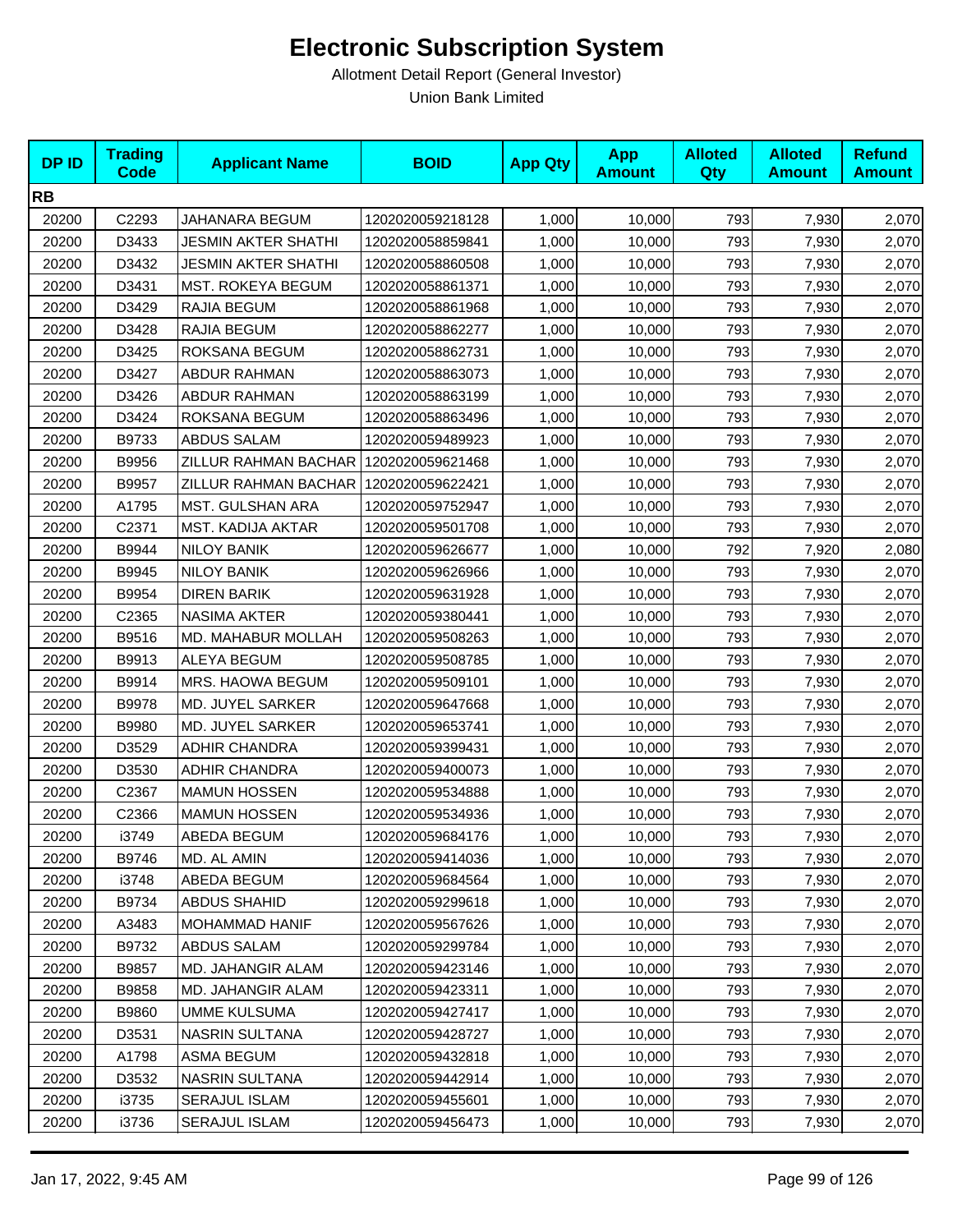# Electronic Subscription System

Allotment Detail Report (General Investor)

Union Bank Limited

| DP ID | Trading Code | Applicant Name | BOID | App Qty | App Amount | Alloted Qty | Alloted Amount | Refund Amount |
|---|---|---|---|---|---|---|---|---|
| **RB** | | | | | | | | |
| 20200 | C2293 | JAHANARA BEGUM | 1202020059218128 | 1,000 | 10,000 | 793 | 7,930 | 2,070 |
| 20200 | D3433 | JESMIN AKTER SHATHI | 1202020058859841 | 1,000 | 10,000 | 793 | 7,930 | 2,070 |
| 20200 | D3432 | JESMIN AKTER SHATHI | 1202020058860508 | 1,000 | 10,000 | 793 | 7,930 | 2,070 |
| 20200 | D3431 | MST. ROKEYA BEGUM | 1202020058861371 | 1,000 | 10,000 | 793 | 7,930 | 2,070 |
| 20200 | D3429 | RAJIA BEGUM | 1202020058861968 | 1,000 | 10,000 | 793 | 7,930 | 2,070 |
| 20200 | D3428 | RAJIA BEGUM | 1202020058862277 | 1,000 | 10,000 | 793 | 7,930 | 2,070 |
| 20200 | D3425 | ROKSANA BEGUM | 1202020058862731 | 1,000 | 10,000 | 793 | 7,930 | 2,070 |
| 20200 | D3427 | ABDUR RAHMAN | 1202020058863073 | 1,000 | 10,000 | 793 | 7,930 | 2,070 |
| 20200 | D3426 | ABDUR RAHMAN | 1202020058863199 | 1,000 | 10,000 | 793 | 7,930 | 2,070 |
| 20200 | D3424 | ROKSANA BEGUM | 1202020058863496 | 1,000 | 10,000 | 793 | 7,930 | 2,070 |
| 20200 | B9733 | ABDUS SALAM | 1202020059489923 | 1,000 | 10,000 | 793 | 7,930 | 2,070 |
| 20200 | B9956 | ZILLUR RAHMAN BACHAR | 1202020059621468 | 1,000 | 10,000 | 793 | 7,930 | 2,070 |
| 20200 | B9957 | ZILLUR RAHMAN BACHAR | 1202020059622421 | 1,000 | 10,000 | 793 | 7,930 | 2,070 |
| 20200 | A1795 | MST. GULSHAN ARA | 1202020059752947 | 1,000 | 10,000 | 793 | 7,930 | 2,070 |
| 20200 | C2371 | MST. KADIJA AKTAR | 1202020059501708 | 1,000 | 10,000 | 793 | 7,930 | 2,070 |
| 20200 | B9944 | NILOY BANIK | 1202020059626677 | 1,000 | 10,000 | 792 | 7,920 | 2,080 |
| 20200 | B9945 | NILOY BANIK | 1202020059626966 | 1,000 | 10,000 | 793 | 7,930 | 2,070 |
| 20200 | B9954 | DIREN BARIK | 1202020059631928 | 1,000 | 10,000 | 793 | 7,930 | 2,070 |
| 20200 | C2365 | NASIMA AKTER | 1202020059380441 | 1,000 | 10,000 | 793 | 7,930 | 2,070 |
| 20200 | B9516 | MD. MAHABUR MOLLAH | 1202020059508263 | 1,000 | 10,000 | 793 | 7,930 | 2,070 |
| 20200 | B9913 | ALEYA BEGUM | 1202020059508785 | 1,000 | 10,000 | 793 | 7,930 | 2,070 |
| 20200 | B9914 | MRS. HAOWA BEGUM | 1202020059509101 | 1,000 | 10,000 | 793 | 7,930 | 2,070 |
| 20200 | B9978 | MD. JUYEL SARKER | 1202020059647668 | 1,000 | 10,000 | 793 | 7,930 | 2,070 |
| 20200 | B9980 | MD. JUYEL SARKER | 1202020059653741 | 1,000 | 10,000 | 793 | 7,930 | 2,070 |
| 20200 | D3529 | ADHIR CHANDRA | 1202020059399431 | 1,000 | 10,000 | 793 | 7,930 | 2,070 |
| 20200 | D3530 | ADHIR CHANDRA | 1202020059400073 | 1,000 | 10,000 | 793 | 7,930 | 2,070 |
| 20200 | C2367 | MAMUN HOSSEN | 1202020059534888 | 1,000 | 10,000 | 793 | 7,930 | 2,070 |
| 20200 | C2366 | MAMUN HOSSEN | 1202020059534936 | 1,000 | 10,000 | 793 | 7,930 | 2,070 |
| 20200 | i3749 | ABEDA BEGUM | 1202020059684176 | 1,000 | 10,000 | 793 | 7,930 | 2,070 |
| 20200 | B9746 | MD. AL AMIN | 1202020059414036 | 1,000 | 10,000 | 793 | 7,930 | 2,070 |
| 20200 | i3748 | ABEDA BEGUM | 1202020059684564 | 1,000 | 10,000 | 793 | 7,930 | 2,070 |
| 20200 | B9734 | ABDUS SHAHID | 1202020059299618 | 1,000 | 10,000 | 793 | 7,930 | 2,070 |
| 20200 | A3483 | MOHAMMAD HANIF | 1202020059567626 | 1,000 | 10,000 | 793 | 7,930 | 2,070 |
| 20200 | B9732 | ABDUS SALAM | 1202020059299784 | 1,000 | 10,000 | 793 | 7,930 | 2,070 |
| 20200 | B9857 | MD. JAHANGIR ALAM | 1202020059423146 | 1,000 | 10,000 | 793 | 7,930 | 2,070 |
| 20200 | B9858 | MD. JAHANGIR ALAM | 1202020059423311 | 1,000 | 10,000 | 793 | 7,930 | 2,070 |
| 20200 | B9860 | UMME KULSUMA | 1202020059427417 | 1,000 | 10,000 | 793 | 7,930 | 2,070 |
| 20200 | D3531 | NASRIN SULTANA | 1202020059428727 | 1,000 | 10,000 | 793 | 7,930 | 2,070 |
| 20200 | A1798 | ASMA BEGUM | 1202020059432818 | 1,000 | 10,000 | 793 | 7,930 | 2,070 |
| 20200 | D3532 | NASRIN SULTANA | 1202020059442914 | 1,000 | 10,000 | 793 | 7,930 | 2,070 |
| 20200 | i3735 | SERAJUL ISLAM | 1202020059455601 | 1,000 | 10,000 | 793 | 7,930 | 2,070 |
| 20200 | i3736 | SERAJUL ISLAM | 1202020059456473 | 1,000 | 10,000 | 793 | 7,930 | 2,070 |

Jan 17, 2022, 9:45 AM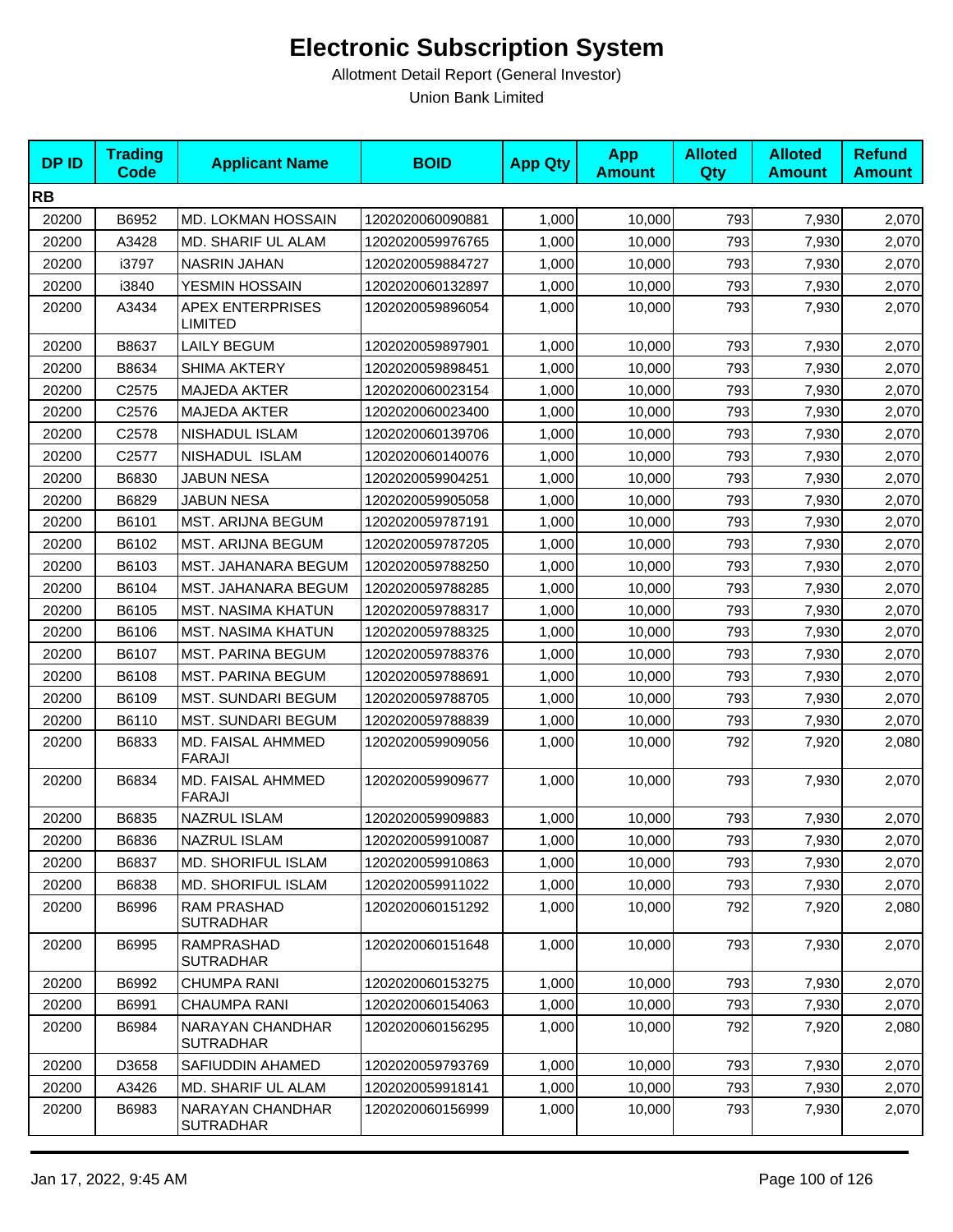# Electronic Subscription System

Allotment Detail Report (General Investor)

Union Bank Limited

| DP ID | Trading Code | Applicant Name | BOID | App Qty | App Amount | Alloted Qty | Alloted Amount | Refund Amount |
|---|---|---|---|---|---|---|---|---|
| **RB** | | | | | | | | |
| 20200 | B6952 | MD. LOKMAN HOSSAIN | 1202020060090881 | 1,000 | 10,000 | 793 | 7,930 | 2,070 |
| 20200 | A3428 | MD. SHARIF UL ALAM | 1202020059976765 | 1,000 | 10,000 | 793 | 7,930 | 2,070 |
| 20200 | i3797 | NASRIN JAHAN | 1202020059884727 | 1,000 | 10,000 | 793 | 7,930 | 2,070 |
| 20200 | i3840 | YESMIN HOSSAIN | 1202020060132897 | 1,000 | 10,000 | 793 | 7,930 | 2,070 |
| 20200 | A3434 | APEX ENTERPRISES LIMITED | 1202020059896054 | 1,000 | 10,000 | 793 | 7,930 | 2,070 |
| 20200 | B8637 | LAILY BEGUM | 1202020059897901 | 1,000 | 10,000 | 793 | 7,930 | 2,070 |
| 20200 | B8634 | SHIMA AKTERY | 1202020059898451 | 1,000 | 10,000 | 793 | 7,930 | 2,070 |
| 20200 | C2575 | MAJEDA AKTER | 1202020060023154 | 1,000 | 10,000 | 793 | 7,930 | 2,070 |
| 20200 | C2576 | MAJEDA AKTER | 1202020060023400 | 1,000 | 10,000 | 793 | 7,930 | 2,070 |
| 20200 | C2578 | NISHADUL ISLAM | 1202020060139706 | 1,000 | 10,000 | 793 | 7,930 | 2,070 |
| 20200 | C2577 | NISHADUL ISLAM | 1202020060140076 | 1,000 | 10,000 | 793 | 7,930 | 2,070 |
| 20200 | B6830 | JABUN NESA | 1202020059904251 | 1,000 | 10,000 | 793 | 7,930 | 2,070 |
| 20200 | B6829 | JABUN NESA | 1202020059905058 | 1,000 | 10,000 | 793 | 7,930 | 2,070 |
| 20200 | B6101 | MST. ARIJNA BEGUM | 1202020059787191 | 1,000 | 10,000 | 793 | 7,930 | 2,070 |
| 20200 | B6102 | MST. ARIJNA BEGUM | 1202020059787205 | 1,000 | 10,000 | 793 | 7,930 | 2,070 |
| 20200 | B6103 | MST. JAHANARA BEGUM | 1202020059788250 | 1,000 | 10,000 | 793 | 7,930 | 2,070 |
| 20200 | B6104 | MST. JAHANARA BEGUM | 1202020059788285 | 1,000 | 10,000 | 793 | 7,930 | 2,070 |
| 20200 | B6105 | MST. NASIMA KHATUN | 1202020059788317 | 1,000 | 10,000 | 793 | 7,930 | 2,070 |
| 20200 | B6106 | MST. NASIMA KHATUN | 1202020059788325 | 1,000 | 10,000 | 793 | 7,930 | 2,070 |
| 20200 | B6107 | MST. PARINA BEGUM | 1202020059788376 | 1,000 | 10,000 | 793 | 7,930 | 2,070 |
| 20200 | B6108 | MST. PARINA BEGUM | 1202020059788691 | 1,000 | 10,000 | 793 | 7,930 | 2,070 |
| 20200 | B6109 | MST. SUNDARI BEGUM | 1202020059788705 | 1,000 | 10,000 | 793 | 7,930 | 2,070 |
| 20200 | B6110 | MST. SUNDARI BEGUM | 1202020059788839 | 1,000 | 10,000 | 793 | 7,930 | 2,070 |
| 20200 | B6833 | MD. FAISAL AHMMED FARAJI | 1202020059909056 | 1,000 | 10,000 | 792 | 7,920 | 2,080 |
| 20200 | B6834 | MD. FAISAL AHMMED FARAJI | 1202020059909677 | 1,000 | 10,000 | 793 | 7,930 | 2,070 |
| 20200 | B6835 | NAZRUL ISLAM | 1202020059909883 | 1,000 | 10,000 | 793 | 7,930 | 2,070 |
| 20200 | B6836 | NAZRUL ISLAM | 1202020059910087 | 1,000 | 10,000 | 793 | 7,930 | 2,070 |
| 20200 | B6837 | MD. SHORIFUL ISLAM | 1202020059910863 | 1,000 | 10,000 | 793 | 7,930 | 2,070 |
| 20200 | B6838 | MD. SHORIFUL ISLAM | 1202020059911022 | 1,000 | 10,000 | 793 | 7,930 | 2,070 |
| 20200 | B6996 | RAM PRASHAD SUTRADHAR | 1202020060151292 | 1,000 | 10,000 | 792 | 7,920 | 2,080 |
| 20200 | B6995 | RAMPRASHAD SUTRADHAR | 1202020060151648 | 1,000 | 10,000 | 793 | 7,930 | 2,070 |
| 20200 | B6992 | CHUMPA RANI | 1202020060153275 | 1,000 | 10,000 | 793 | 7,930 | 2,070 |
| 20200 | B6991 | CHAUMPA RANI | 1202020060154063 | 1,000 | 10,000 | 793 | 7,930 | 2,070 |
| 20200 | B6984 | NARAYAN CHANDHAR SUTRADHAR | 1202020060156295 | 1,000 | 10,000 | 792 | 7,920 | 2,080 |
| 20200 | D3658 | SAFIUDDIN AHAMED | 1202020059793769 | 1,000 | 10,000 | 793 | 7,930 | 2,070 |
| 20200 | A3426 | MD. SHARIF UL ALAM | 1202020059918141 | 1,000 | 10,000 | 793 | 7,930 | 2,070 |
| 20200 | B6983 | NARAYAN CHANDHAR SUTRADHAR | 1202020060156999 | 1,000 | 10,000 | 793 | 7,930 | 2,070 |

Jan 17, 2022, 9:45 AM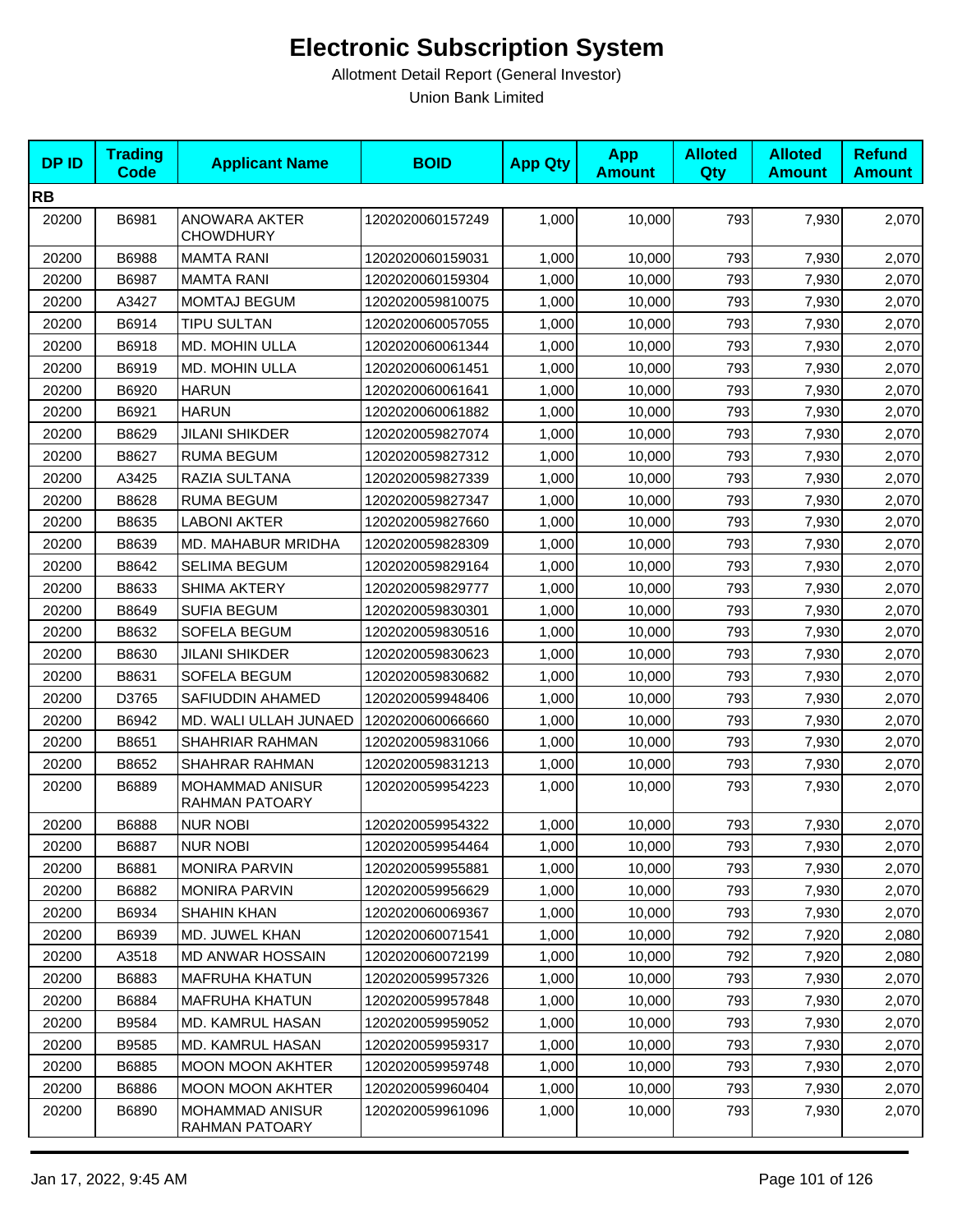# Electronic Subscription System

Allotment Detail Report (General Investor)

Union Bank Limited

| DP ID | Trading Code | Applicant Name | BOID | App Qty | App Amount | Alloted Qty | Alloted Amount | Refund Amount |
|---|---|---|---|---|---|---|---|---|
| **RB** | | | | | | | | |
| 20200 | B6981 | ANOWARA AKTER CHOWDHURY | 1202020060157249 | 1,000 | 10,000 | 793 | 7,930 | 2,070 |
| 20200 | B6988 | MAMTA RANI | 1202020060159031 | 1,000 | 10,000 | 793 | 7,930 | 2,070 |
| 20200 | B6987 | MAMTA RANI | 1202020060159304 | 1,000 | 10,000 | 793 | 7,930 | 2,070 |
| 20200 | A3427 | MOMTAJ BEGUM | 1202020059810075 | 1,000 | 10,000 | 793 | 7,930 | 2,070 |
| 20200 | B6914 | TIPU SULTAN | 1202020060057055 | 1,000 | 10,000 | 793 | 7,930 | 2,070 |
| 20200 | B6918 | MD. MOHIN ULLA | 1202020060061344 | 1,000 | 10,000 | 793 | 7,930 | 2,070 |
| 20200 | B6919 | MD. MOHIN ULLA | 1202020060061451 | 1,000 | 10,000 | 793 | 7,930 | 2,070 |
| 20200 | B6920 | HARUN | 1202020060061641 | 1,000 | 10,000 | 793 | 7,930 | 2,070 |
| 20200 | B6921 | HARUN | 1202020060061882 | 1,000 | 10,000 | 793 | 7,930 | 2,070 |
| 20200 | B8629 | JILANI SHIKDER | 1202020059827074 | 1,000 | 10,000 | 793 | 7,930 | 2,070 |
| 20200 | B8627 | RUMA BEGUM | 1202020059827312 | 1,000 | 10,000 | 793 | 7,930 | 2,070 |
| 20200 | A3425 | RAZIA SULTANA | 1202020059827339 | 1,000 | 10,000 | 793 | 7,930 | 2,070 |
| 20200 | B8628 | RUMA BEGUM | 1202020059827347 | 1,000 | 10,000 | 793 | 7,930 | 2,070 |
| 20200 | B8635 | LABONI AKTER | 1202020059827660 | 1,000 | 10,000 | 793 | 7,930 | 2,070 |
| 20200 | B8639 | MD. MAHABUR MRIDHA | 1202020059828309 | 1,000 | 10,000 | 793 | 7,930 | 2,070 |
| 20200 | B8642 | SELIMA BEGUM | 1202020059829164 | 1,000 | 10,000 | 793 | 7,930 | 2,070 |
| 20200 | B8633 | SHIMA AKTERY | 1202020059829777 | 1,000 | 10,000 | 793 | 7,930 | 2,070 |
| 20200 | B8649 | SUFIA BEGUM | 1202020059830301 | 1,000 | 10,000 | 793 | 7,930 | 2,070 |
| 20200 | B8632 | SOFELA BEGUM | 1202020059830516 | 1,000 | 10,000 | 793 | 7,930 | 2,070 |
| 20200 | B8630 | JILANI SHIKDER | 1202020059830623 | 1,000 | 10,000 | 793 | 7,930 | 2,070 |
| 20200 | B8631 | SOFELA BEGUM | 1202020059830682 | 1,000 | 10,000 | 793 | 7,930 | 2,070 |
| 20200 | D3765 | SAFIUDDIN AHAMED | 1202020059948406 | 1,000 | 10,000 | 793 | 7,930 | 2,070 |
| 20200 | B6942 | MD. WALI ULLAH JUNAED | 1202020060066660 | 1,000 | 10,000 | 793 | 7,930 | 2,070 |
| 20200 | B8651 | SHAHRIAR RAHMAN | 1202020059831066 | 1,000 | 10,000 | 793 | 7,930 | 2,070 |
| 20200 | B8652 | SHAHRAR RAHMAN | 1202020059831213 | 1,000 | 10,000 | 793 | 7,930 | 2,070 |
| 20200 | B6889 | MOHAMMAD ANISUR RAHMAN PATOARY | 1202020059954223 | 1,000 | 10,000 | 793 | 7,930 | 2,070 |
| 20200 | B6888 | NUR NOBI | 1202020059954322 | 1,000 | 10,000 | 793 | 7,930 | 2,070 |
| 20200 | B6887 | NUR NOBI | 1202020059954464 | 1,000 | 10,000 | 793 | 7,930 | 2,070 |
| 20200 | B6881 | MONIRA PARVIN | 1202020059955881 | 1,000 | 10,000 | 793 | 7,930 | 2,070 |
| 20200 | B6882 | MONIRA PARVIN | 1202020059956629 | 1,000 | 10,000 | 793 | 7,930 | 2,070 |
| 20200 | B6934 | SHAHIN KHAN | 1202020060069367 | 1,000 | 10,000 | 793 | 7,930 | 2,070 |
| 20200 | B6939 | MD. JUWEL KHAN | 1202020060071541 | 1,000 | 10,000 | 792 | 7,920 | 2,080 |
| 20200 | A3518 | MD ANWAR HOSSAIN | 1202020060072199 | 1,000 | 10,000 | 792 | 7,920 | 2,080 |
| 20200 | B6883 | MAFRUHA KHATUN | 1202020059957326 | 1,000 | 10,000 | 793 | 7,930 | 2,070 |
| 20200 | B6884 | MAFRUHA KHATUN | 1202020059957848 | 1,000 | 10,000 | 793 | 7,930 | 2,070 |
| 20200 | B9584 | MD. KAMRUL HASAN | 1202020059959052 | 1,000 | 10,000 | 793 | 7,930 | 2,070 |
| 20200 | B9585 | MD. KAMRUL HASAN | 1202020059959317 | 1,000 | 10,000 | 793 | 7,930 | 2,070 |
| 20200 | B6885 | MOON MOON AKHTER | 1202020059959748 | 1,000 | 10,000 | 793 | 7,930 | 2,070 |
| 20200 | B6886 | MOON MOON AKHTER | 1202020059960404 | 1,000 | 10,000 | 793 | 7,930 | 2,070 |
| 20200 | B6890 | MOHAMMAD ANISUR RAHMAN PATOARY | 1202020059961096 | 1,000 | 10,000 | 793 | 7,930 | 2,070 |

Jan 17, 2022, 9:45 AM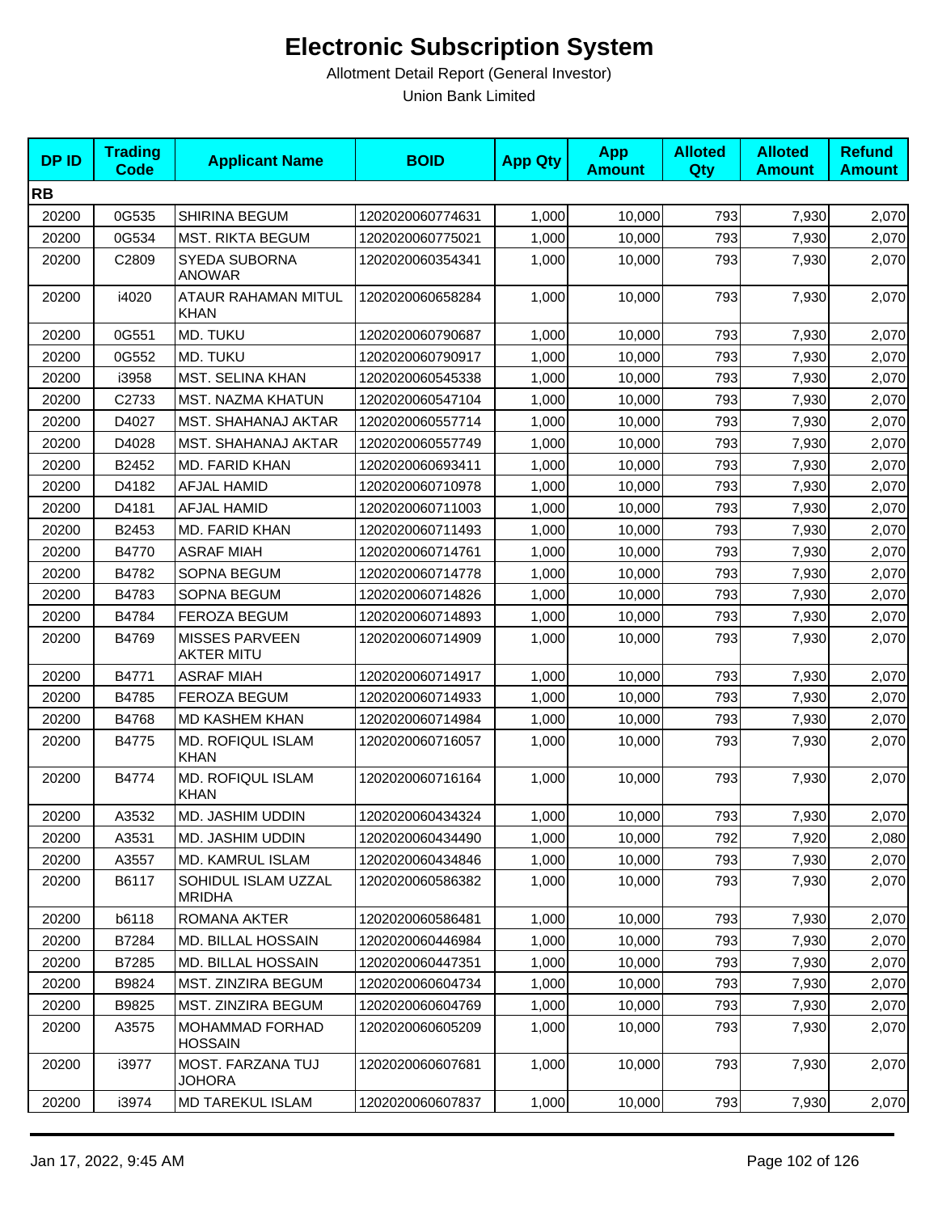# Electronic Subscription System

Allotment Detail Report (General Investor)

Union Bank Limited

| DP ID | Trading Code | Applicant Name | BOID | App Qty | App Amount | Alloted Qty | Alloted Amount | Refund Amount |
|---|---|---|---|---|---|---|---|---|
| **RB** | | | | | | | | |
| 20200 | 0G535 | SHIRINA BEGUM | 1202020060774631 | 1,000 | 10,000 | 793 | 7,930 | 2,070 |
| 20200 | 0G534 | MST. RIKTA BEGUM | 1202020060775021 | 1,000 | 10,000 | 793 | 7,930 | 2,070 |
| 20200 | C2809 | SYEDA SUBORNA ANOWAR | 1202020060354341 | 1,000 | 10,000 | 793 | 7,930 | 2,070 |
| 20200 | i4020 | ATAUR RAHAMAN MITUL KHAN | 1202020060658284 | 1,000 | 10,000 | 793 | 7,930 | 2,070 |
| 20200 | 0G551 | MD. TUKU | 1202020060790687 | 1,000 | 10,000 | 793 | 7,930 | 2,070 |
| 20200 | 0G552 | MD. TUKU | 1202020060790917 | 1,000 | 10,000 | 793 | 7,930 | 2,070 |
| 20200 | i3958 | MST. SELINA KHAN | 1202020060545338 | 1,000 | 10,000 | 793 | 7,930 | 2,070 |
| 20200 | C2733 | MST. NAZMA KHATUN | 1202020060547104 | 1,000 | 10,000 | 793 | 7,930 | 2,070 |
| 20200 | D4027 | MST. SHAHANAJ AKTAR | 1202020060557714 | 1,000 | 10,000 | 793 | 7,930 | 2,070 |
| 20200 | D4028 | MST. SHAHANAJ AKTAR | 1202020060557749 | 1,000 | 10,000 | 793 | 7,930 | 2,070 |
| 20200 | B2452 | MD. FARID KHAN | 1202020060693411 | 1,000 | 10,000 | 793 | 7,930 | 2,070 |
| 20200 | D4182 | AFJAL HAMID | 1202020060710978 | 1,000 | 10,000 | 793 | 7,930 | 2,070 |
| 20200 | D4181 | AFJAL HAMID | 1202020060711003 | 1,000 | 10,000 | 793 | 7,930 | 2,070 |
| 20200 | B2453 | MD. FARID KHAN | 1202020060711493 | 1,000 | 10,000 | 793 | 7,930 | 2,070 |
| 20200 | B4770 | ASRAF MIAH | 1202020060714761 | 1,000 | 10,000 | 793 | 7,930 | 2,070 |
| 20200 | B4782 | SOPNA BEGUM | 1202020060714778 | 1,000 | 10,000 | 793 | 7,930 | 2,070 |
| 20200 | B4783 | SOPNA BEGUM | 1202020060714826 | 1,000 | 10,000 | 793 | 7,930 | 2,070 |
| 20200 | B4784 | FEROZA BEGUM | 1202020060714893 | 1,000 | 10,000 | 793 | 7,930 | 2,070 |
| 20200 | B4769 | MISSES PARVEEN AKTER MITU | 1202020060714909 | 1,000 | 10,000 | 793 | 7,930 | 2,070 |
| 20200 | B4771 | ASRAF MIAH | 1202020060714917 | 1,000 | 10,000 | 793 | 7,930 | 2,070 |
| 20200 | B4785 | FEROZA BEGUM | 1202020060714933 | 1,000 | 10,000 | 793 | 7,930 | 2,070 |
| 20200 | B4768 | MD KASHEM KHAN | 1202020060714984 | 1,000 | 10,000 | 793 | 7,930 | 2,070 |
| 20200 | B4775 | MD. ROFIQUL ISLAM KHAN | 1202020060716057 | 1,000 | 10,000 | 793 | 7,930 | 2,070 |
| 20200 | B4774 | MD. ROFIQUL ISLAM KHAN | 1202020060716164 | 1,000 | 10,000 | 793 | 7,930 | 2,070 |
| 20200 | A3532 | MD. JASHIM UDDIN | 1202020060434324 | 1,000 | 10,000 | 793 | 7,930 | 2,070 |
| 20200 | A3531 | MD. JASHIM UDDIN | 1202020060434490 | 1,000 | 10,000 | 792 | 7,920 | 2,080 |
| 20200 | A3557 | MD. KAMRUL ISLAM | 1202020060434846 | 1,000 | 10,000 | 793 | 7,930 | 2,070 |
| 20200 | B6117 | SOHIDUL ISLAM UZZAL MRIDHA | 1202020060586382 | 1,000 | 10,000 | 793 | 7,930 | 2,070 |
| 20200 | b6118 | ROMANA AKTER | 1202020060586481 | 1,000 | 10,000 | 793 | 7,930 | 2,070 |
| 20200 | B7284 | MD. BILLAL HOSSAIN | 1202020060446984 | 1,000 | 10,000 | 793 | 7,930 | 2,070 |
| 20200 | B7285 | MD. BILLAL HOSSAIN | 1202020060447351 | 1,000 | 10,000 | 793 | 7,930 | 2,070 |
| 20200 | B9824 | MST. ZINZIRA BEGUM | 1202020060604734 | 1,000 | 10,000 | 793 | 7,930 | 2,070 |
| 20200 | B9825 | MST. ZINZIRA BEGUM | 1202020060604769 | 1,000 | 10,000 | 793 | 7,930 | 2,070 |
| 20200 | A3575 | MOHAMMAD FORHAD HOSSAIN | 1202020060605209 | 1,000 | 10,000 | 793 | 7,930 | 2,070 |
| 20200 | i3977 | MOST. FARZANA TUJ JOHORA | 1202020060607681 | 1,000 | 10,000 | 793 | 7,930 | 2,070 |
| 20200 | i3974 | MD TAREKUL ISLAM | 1202020060607837 | 1,000 | 10,000 | 793 | 7,930 | 2,070 |

Jan 17, 2022, 9:45 AM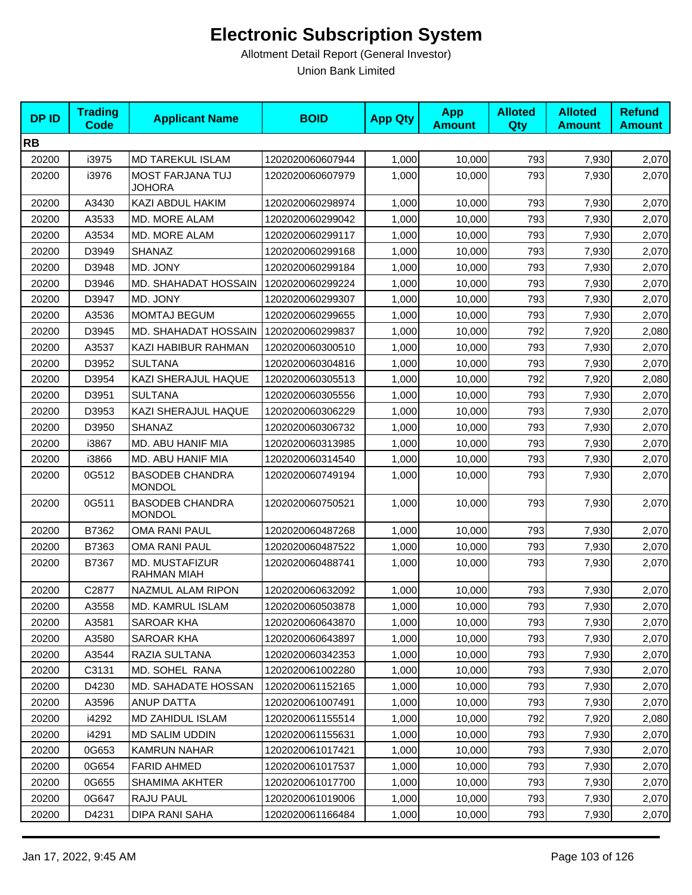# Electronic Subscription System

Allotment Detail Report (General Investor)

Union Bank Limited

| DP ID | Trading Code | Applicant Name | BOID | App Qty | App Amount | Alloted Qty | Alloted Amount | Refund Amount |
|---|---|---|---|---|---|---|---|---|
| **RB** | | | | | | | | |
| 20200 | i3975 | MD TAREKUL ISLAM | 1202020060607944 | 1,000 | 10,000 | 793 | 7,930 | 2,070 |
| 20200 | i3976 | MOST FARJANA TUJ JOHORA | 1202020060607979 | 1,000 | 10,000 | 793 | 7,930 | 2,070 |
| 20200 | A3430 | KAZI ABDUL HAKIM | 1202020060298974 | 1,000 | 10,000 | 793 | 7,930 | 2,070 |
| 20200 | A3533 | MD. MORE ALAM | 1202020060299042 | 1,000 | 10,000 | 793 | 7,930 | 2,070 |
| 20200 | A3534 | MD. MORE ALAM | 1202020060299117 | 1,000 | 10,000 | 793 | 7,930 | 2,070 |
| 20200 | D3949 | SHANAZ | 1202020060299168 | 1,000 | 10,000 | 793 | 7,930 | 2,070 |
| 20200 | D3948 | MD. JONY | 1202020060299184 | 1,000 | 10,000 | 793 | 7,930 | 2,070 |
| 20200 | D3946 | MD. SHAHADAT HOSSAIN | 1202020060299224 | 1,000 | 10,000 | 793 | 7,930 | 2,070 |
| 20200 | D3947 | MD. JONY | 1202020060299307 | 1,000 | 10,000 | 793 | 7,930 | 2,070 |
| 20200 | A3536 | MOMTAJ BEGUM | 1202020060299655 | 1,000 | 10,000 | 793 | 7,930 | 2,070 |
| 20200 | D3945 | MD. SHAHADAT HOSSAIN | 1202020060299837 | 1,000 | 10,000 | 792 | 7,920 | 2,080 |
| 20200 | A3537 | KAZI HABIBUR RAHMAN | 1202020060300510 | 1,000 | 10,000 | 793 | 7,930 | 2,070 |
| 20200 | D3952 | SULTANA | 1202020060304816 | 1,000 | 10,000 | 793 | 7,930 | 2,070 |
| 20200 | D3954 | KAZI SHERAJUL HAQUE | 1202020060305513 | 1,000 | 10,000 | 792 | 7,920 | 2,080 |
| 20200 | D3951 | SULTANA | 1202020060305556 | 1,000 | 10,000 | 793 | 7,930 | 2,070 |
| 20200 | D3953 | KAZI SHERAJUL HAQUE | 1202020060306229 | 1,000 | 10,000 | 793 | 7,930 | 2,070 |
| 20200 | D3950 | SHANAZ | 1202020060306732 | 1,000 | 10,000 | 793 | 7,930 | 2,070 |
| 20200 | i3867 | MD. ABU HANIF MIA | 1202020060313985 | 1,000 | 10,000 | 793 | 7,930 | 2,070 |
| 20200 | i3866 | MD. ABU HANIF MIA | 1202020060314540 | 1,000 | 10,000 | 793 | 7,930 | 2,070 |
| 20200 | 0G512 | BASODEB CHANDRA MONDOL | 1202020060749194 | 1,000 | 10,000 | 793 | 7,930 | 2,070 |
| 20200 | 0G511 | BASODEB CHANDRA MONDOL | 1202020060750521 | 1,000 | 10,000 | 793 | 7,930 | 2,070 |
| 20200 | B7362 | OMA RANI PAUL | 1202020060487268 | 1,000 | 10,000 | 793 | 7,930 | 2,070 |
| 20200 | B7363 | OMA RANI PAUL | 1202020060487522 | 1,000 | 10,000 | 793 | 7,930 | 2,070 |
| 20200 | B7367 | MD. MUSTAFIZUR RAHMAN MIAH | 1202020060488741 | 1,000 | 10,000 | 793 | 7,930 | 2,070 |
| 20200 | C2877 | NAZMUL ALAM RIPON | 1202020060632092 | 1,000 | 10,000 | 793 | 7,930 | 2,070 |
| 20200 | A3558 | MD. KAMRUL ISLAM | 1202020060503878 | 1,000 | 10,000 | 793 | 7,930 | 2,070 |
| 20200 | A3581 | SAROAR KHA | 1202020060643870 | 1,000 | 10,000 | 793 | 7,930 | 2,070 |
| 20200 | A3580 | SAROAR KHA | 1202020060643897 | 1,000 | 10,000 | 793 | 7,930 | 2,070 |
| 20200 | A3544 | RAZIA SULTANA | 1202020060342353 | 1,000 | 10,000 | 793 | 7,930 | 2,070 |
| 20200 | C3131 | MD. SOHEL RANA | 1202020061002280 | 1,000 | 10,000 | 793 | 7,930 | 2,070 |
| 20200 | D4230 | MD. SAHADATE HOSSAN | 1202020061152165 | 1,000 | 10,000 | 793 | 7,930 | 2,070 |
| 20200 | A3596 | ANUP DATTA | 1202020061007491 | 1,000 | 10,000 | 793 | 7,930 | 2,070 |
| 20200 | i4292 | MD ZAHIDUL ISLAM | 1202020061155514 | 1,000 | 10,000 | 792 | 7,920 | 2,080 |
| 20200 | i4291 | MD SALIM UDDIN | 1202020061155631 | 1,000 | 10,000 | 793 | 7,930 | 2,070 |
| 20200 | 0G653 | KAMRUN NAHAR | 1202020061017421 | 1,000 | 10,000 | 793 | 7,930 | 2,070 |
| 20200 | 0G654 | FARID AHMED | 1202020061017537 | 1,000 | 10,000 | 793 | 7,930 | 2,070 |
| 20200 | 0G655 | SHAMIMA AKHTER | 1202020061017700 | 1,000 | 10,000 | 793 | 7,930 | 2,070 |
| 20200 | 0G647 | RAJU PAUL | 1202020061019006 | 1,000 | 10,000 | 793 | 7,930 | 2,070 |
| 20200 | D4231 | DIPA RANI SAHA | 1202020061166484 | 1,000 | 10,000 | 793 | 7,930 | 2,070 |

Jan 17, 2022, 9:45 AM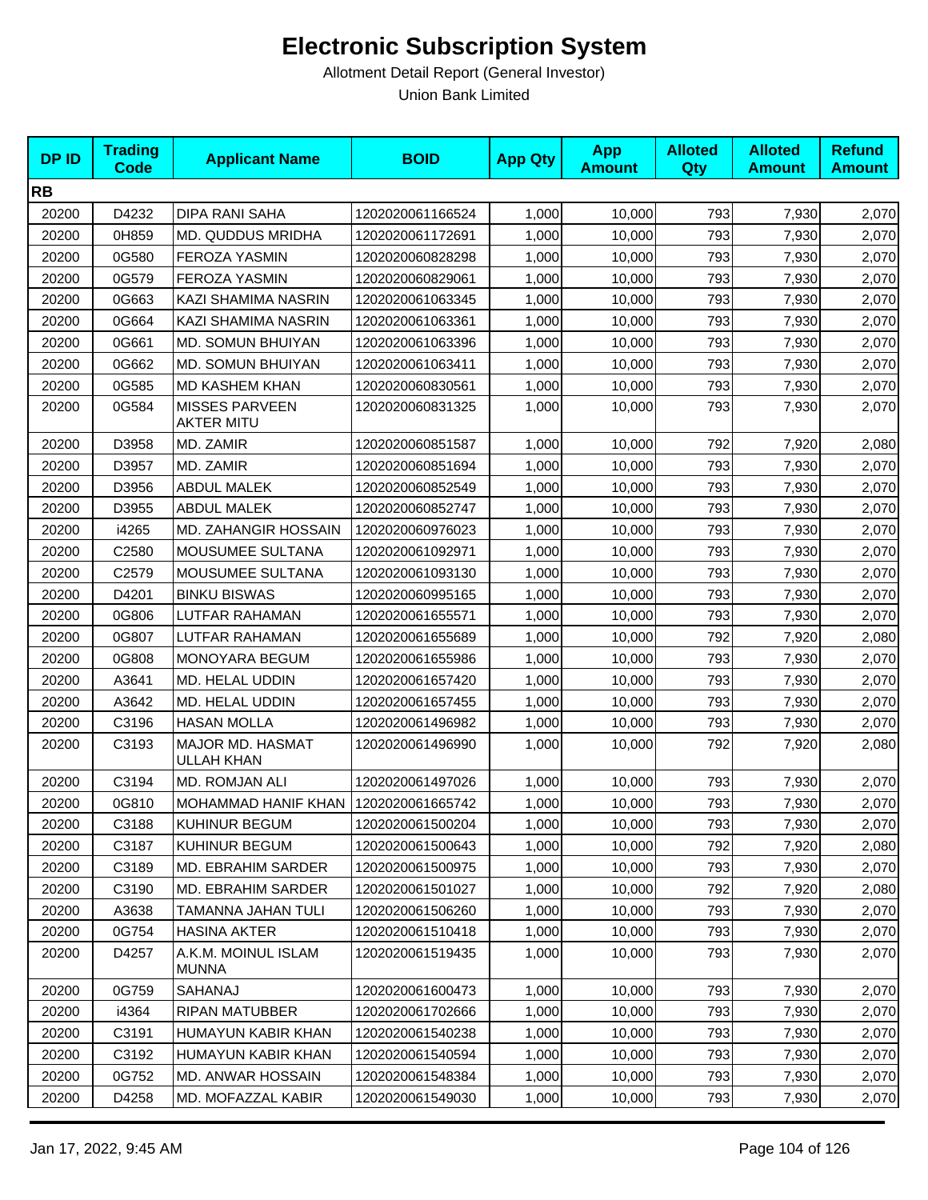# Electronic Subscription System

Allotment Detail Report (General Investor)

Union Bank Limited

| DP ID | Trading Code | Applicant Name | BOID | App Qty | App Amount | Alloted Qty | Alloted Amount | Refund Amount |
|---|---|---|---|---|---|---|---|---|
| **RB** | | | | | | | | |
| 20200 | D4232 | DIPA RANI SAHA | 1202020061166524 | 1,000 | 10,000 | 793 | 7,930 | 2,070 |
| 20200 | 0H859 | MD. QUDDUS MRIDHA | 1202020061172691 | 1,000 | 10,000 | 793 | 7,930 | 2,070 |
| 20200 | 0G580 | FEROZA YASMIN | 1202020060828298 | 1,000 | 10,000 | 793 | 7,930 | 2,070 |
| 20200 | 0G579 | FEROZA YASMIN | 1202020060829061 | 1,000 | 10,000 | 793 | 7,930 | 2,070 |
| 20200 | 0G663 | KAZI SHAMIMA NASRIN | 1202020061063345 | 1,000 | 10,000 | 793 | 7,930 | 2,070 |
| 20200 | 0G664 | KAZI SHAMIMA NASRIN | 1202020061063361 | 1,000 | 10,000 | 793 | 7,930 | 2,070 |
| 20200 | 0G661 | MD. SOMUN BHUIYAN | 1202020061063396 | 1,000 | 10,000 | 793 | 7,930 | 2,070 |
| 20200 | 0G662 | MD. SOMUN BHUIYAN | 1202020061063411 | 1,000 | 10,000 | 793 | 7,930 | 2,070 |
| 20200 | 0G585 | MD KASHEM KHAN | 1202020060830561 | 1,000 | 10,000 | 793 | 7,930 | 2,070 |
| 20200 | 0G584 | MISSES PARVEEN AKTER MITU | 1202020060831325 | 1,000 | 10,000 | 793 | 7,930 | 2,070 |
| 20200 | D3958 | MD. ZAMIR | 1202020060851587 | 1,000 | 10,000 | 792 | 7,920 | 2,080 |
| 20200 | D3957 | MD. ZAMIR | 1202020060851694 | 1,000 | 10,000 | 793 | 7,930 | 2,070 |
| 20200 | D3956 | ABDUL MALEK | 1202020060852549 | 1,000 | 10,000 | 793 | 7,930 | 2,070 |
| 20200 | D3955 | ABDUL MALEK | 1202020060852747 | 1,000 | 10,000 | 793 | 7,930 | 2,070 |
| 20200 | i4265 | MD. ZAHANGIR HOSSAIN | 1202020060976023 | 1,000 | 10,000 | 793 | 7,930 | 2,070 |
| 20200 | C2580 | MOUSUMEE SULTANA | 1202020061092971 | 1,000 | 10,000 | 793 | 7,930 | 2,070 |
| 20200 | C2579 | MOUSUMEE SULTANA | 1202020061093130 | 1,000 | 10,000 | 793 | 7,930 | 2,070 |
| 20200 | D4201 | BINKU BISWAS | 1202020060995165 | 1,000 | 10,000 | 793 | 7,930 | 2,070 |
| 20200 | 0G806 | LUTFAR RAHAMAN | 1202020061655571 | 1,000 | 10,000 | 793 | 7,930 | 2,070 |
| 20200 | 0G807 | LUTFAR RAHAMAN | 1202020061655689 | 1,000 | 10,000 | 792 | 7,920 | 2,080 |
| 20200 | 0G808 | MONOYARA BEGUM | 1202020061655986 | 1,000 | 10,000 | 793 | 7,930 | 2,070 |
| 20200 | A3641 | MD. HELAL UDDIN | 1202020061657420 | 1,000 | 10,000 | 793 | 7,930 | 2,070 |
| 20200 | A3642 | MD. HELAL UDDIN | 1202020061657455 | 1,000 | 10,000 | 793 | 7,930 | 2,070 |
| 20200 | C3196 | HASAN MOLLA | 1202020061496982 | 1,000 | 10,000 | 793 | 7,930 | 2,070 |
| 20200 | C3193 | MAJOR MD. HASMAT ULLAH KHAN | 1202020061496990 | 1,000 | 10,000 | 792 | 7,920 | 2,080 |
| 20200 | C3194 | MD. ROMJAN ALI | 1202020061497026 | 1,000 | 10,000 | 793 | 7,930 | 2,070 |
| 20200 | 0G810 | MOHAMMAD HANIF KHAN | 1202020061665742 | 1,000 | 10,000 | 793 | 7,930 | 2,070 |
| 20200 | C3188 | KUHINUR BEGUM | 1202020061500204 | 1,000 | 10,000 | 793 | 7,930 | 2,070 |
| 20200 | C3187 | KUHINUR BEGUM | 1202020061500643 | 1,000 | 10,000 | 792 | 7,920 | 2,080 |
| 20200 | C3189 | MD. EBRAHIM SARDER | 1202020061500975 | 1,000 | 10,000 | 793 | 7,930 | 2,070 |
| 20200 | C3190 | MD. EBRAHIM SARDER | 1202020061501027 | 1,000 | 10,000 | 792 | 7,920 | 2,080 |
| 20200 | A3638 | TAMANNA JAHAN TULI | 1202020061506260 | 1,000 | 10,000 | 793 | 7,930 | 2,070 |
| 20200 | 0G754 | HASINA AKTER | 1202020061510418 | 1,000 | 10,000 | 793 | 7,930 | 2,070 |
| 20200 | D4257 | A.K.M. MOINUL ISLAM MUNNA | 1202020061519435 | 1,000 | 10,000 | 793 | 7,930 | 2,070 |
| 20200 | 0G759 | SAHANAJ | 1202020061600473 | 1,000 | 10,000 | 793 | 7,930 | 2,070 |
| 20200 | i4364 | RIPAN MATUBBER | 1202020061702666 | 1,000 | 10,000 | 793 | 7,930 | 2,070 |
| 20200 | C3191 | HUMAYUN KABIR KHAN | 1202020061540238 | 1,000 | 10,000 | 793 | 7,930 | 2,070 |
| 20200 | C3192 | HUMAYUN KABIR KHAN | 1202020061540594 | 1,000 | 10,000 | 793 | 7,930 | 2,070 |
| 20200 | 0G752 | MD. ANWAR HOSSAIN | 1202020061548384 | 1,000 | 10,000 | 793 | 7,930 | 2,070 |
| 20200 | D4258 | MD. MOFAZZAL KABIR | 1202020061549030 | 1,000 | 10,000 | 793 | 7,930 | 2,070 |

Jan 17, 2022, 9:45 AM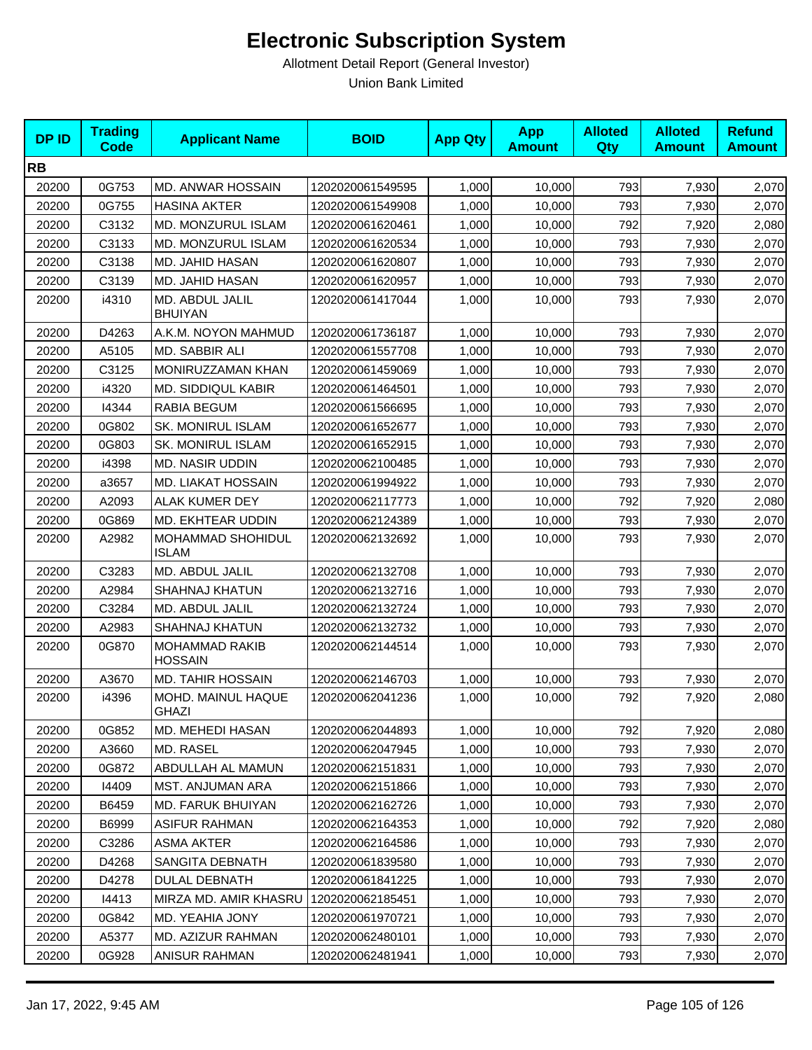# Electronic Subscription System

Allotment Detail Report (General Investor)

Union Bank Limited

| DP ID | Trading Code | Applicant Name | BOID | App Qty | App Amount | Alloted Qty | Alloted Amount | Refund Amount |
|---|---|---|---|---|---|---|---|---|
| **RB** | | | | | | | | |
| 20200 | 0G753 | MD. ANWAR HOSSAIN | 1202020061549595 | 1,000 | 10,000 | 793 | 7,930 | 2,070 |
| 20200 | 0G755 | HASINA AKTER | 1202020061549908 | 1,000 | 10,000 | 793 | 7,930 | 2,070 |
| 20200 | C3132 | MD. MONZURUL ISLAM | 1202020061620461 | 1,000 | 10,000 | 792 | 7,920 | 2,080 |
| 20200 | C3133 | MD. MONZURUL ISLAM | 1202020061620534 | 1,000 | 10,000 | 793 | 7,930 | 2,070 |
| 20200 | C3138 | MD. JAHID HASAN | 1202020061620807 | 1,000 | 10,000 | 793 | 7,930 | 2,070 |
| 20200 | C3139 | MD. JAHID HASAN | 1202020061620957 | 1,000 | 10,000 | 793 | 7,930 | 2,070 |
| 20200 | i4310 | MD. ABDUL JALIL BHUIYAN | 1202020061417044 | 1,000 | 10,000 | 793 | 7,930 | 2,070 |
| 20200 | D4263 | A.K.M. NOYON MAHMUD | 1202020061736187 | 1,000 | 10,000 | 793 | 7,930 | 2,070 |
| 20200 | A5105 | MD. SABBIR ALI | 1202020061557708 | 1,000 | 10,000 | 793 | 7,930 | 2,070 |
| 20200 | C3125 | MONIRUZZAMAN KHAN | 1202020061459069 | 1,000 | 10,000 | 793 | 7,930 | 2,070 |
| 20200 | i4320 | MD. SIDDIQUL KABIR | 1202020061464501 | 1,000 | 10,000 | 793 | 7,930 | 2,070 |
| 20200 | I4344 | RABIA BEGUM | 1202020061566695 | 1,000 | 10,000 | 793 | 7,930 | 2,070 |
| 20200 | 0G802 | SK. MONIRUL ISLAM | 1202020061652677 | 1,000 | 10,000 | 793 | 7,930 | 2,070 |
| 20200 | 0G803 | SK. MONIRUL ISLAM | 1202020061652915 | 1,000 | 10,000 | 793 | 7,930 | 2,070 |
| 20200 | i4398 | MD. NASIR UDDIN | 1202020062100485 | 1,000 | 10,000 | 793 | 7,930 | 2,070 |
| 20200 | a3657 | MD. LIAKAT HOSSAIN | 1202020061994922 | 1,000 | 10,000 | 793 | 7,930 | 2,070 |
| 20200 | A2093 | ALAK KUMER DEY | 1202020062117773 | 1,000 | 10,000 | 792 | 7,920 | 2,080 |
| 20200 | 0G869 | MD. EKHTEAR UDDIN | 1202020062124389 | 1,000 | 10,000 | 793 | 7,930 | 2,070 |
| 20200 | A2982 | MOHAMMAD SHOHIDUL ISLAM | 1202020062132692 | 1,000 | 10,000 | 793 | 7,930 | 2,070 |
| 20200 | C3283 | MD. ABDUL JALIL | 1202020062132708 | 1,000 | 10,000 | 793 | 7,930 | 2,070 |
| 20200 | A2984 | SHAHNAJ KHATUN | 1202020062132716 | 1,000 | 10,000 | 793 | 7,930 | 2,070 |
| 20200 | C3284 | MD. ABDUL JALIL | 1202020062132724 | 1,000 | 10,000 | 793 | 7,930 | 2,070 |
| 20200 | A2983 | SHAHNAJ KHATUN | 1202020062132732 | 1,000 | 10,000 | 793 | 7,930 | 2,070 |
| 20200 | 0G870 | MOHAMMAD RAKIB HOSSAIN | 1202020062144514 | 1,000 | 10,000 | 793 | 7,930 | 2,070 |
| 20200 | A3670 | MD. TAHIR HOSSAIN | 1202020062146703 | 1,000 | 10,000 | 793 | 7,930 | 2,070 |
| 20200 | i4396 | MOHD. MAINUL HAQUE GHAZI | 1202020062041236 | 1,000 | 10,000 | 792 | 7,920 | 2,080 |
| 20200 | 0G852 | MD. MEHEDI HASAN | 1202020062044893 | 1,000 | 10,000 | 792 | 7,920 | 2,080 |
| 20200 | A3660 | MD. RASEL | 1202020062047945 | 1,000 | 10,000 | 793 | 7,930 | 2,070 |
| 20200 | 0G872 | ABDULLAH AL MAMUN | 1202020062151831 | 1,000 | 10,000 | 793 | 7,930 | 2,070 |
| 20200 | I4409 | MST. ANJUMAN ARA | 1202020062151866 | 1,000 | 10,000 | 793 | 7,930 | 2,070 |
| 20200 | B6459 | MD. FARUK BHUIYAN | 1202020062162726 | 1,000 | 10,000 | 793 | 7,930 | 2,070 |
| 20200 | B6999 | ASIFUR RAHMAN | 1202020062164353 | 1,000 | 10,000 | 792 | 7,920 | 2,080 |
| 20200 | C3286 | ASMA AKTER | 1202020062164586 | 1,000 | 10,000 | 793 | 7,930 | 2,070 |
| 20200 | D4268 | SANGITA DEBNATH | 1202020061839580 | 1,000 | 10,000 | 793 | 7,930 | 2,070 |
| 20200 | D4278 | DULAL DEBNATH | 1202020061841225 | 1,000 | 10,000 | 793 | 7,930 | 2,070 |
| 20200 | I4413 | MIRZA MD. AMIR KHASRU | 1202020062185451 | 1,000 | 10,000 | 793 | 7,930 | 2,070 |
| 20200 | 0G842 | MD. YEAHIA JONY | 1202020061970721 | 1,000 | 10,000 | 793 | 7,930 | 2,070 |
| 20200 | A5377 | MD. AZIZUR RAHMAN | 1202020062480101 | 1,000 | 10,000 | 793 | 7,930 | 2,070 |
| 20200 | 0G928 | ANISUR RAHMAN | 1202020062481941 | 1,000 | 10,000 | 793 | 7,930 | 2,070 |

Jan 17, 2022, 9:45 AM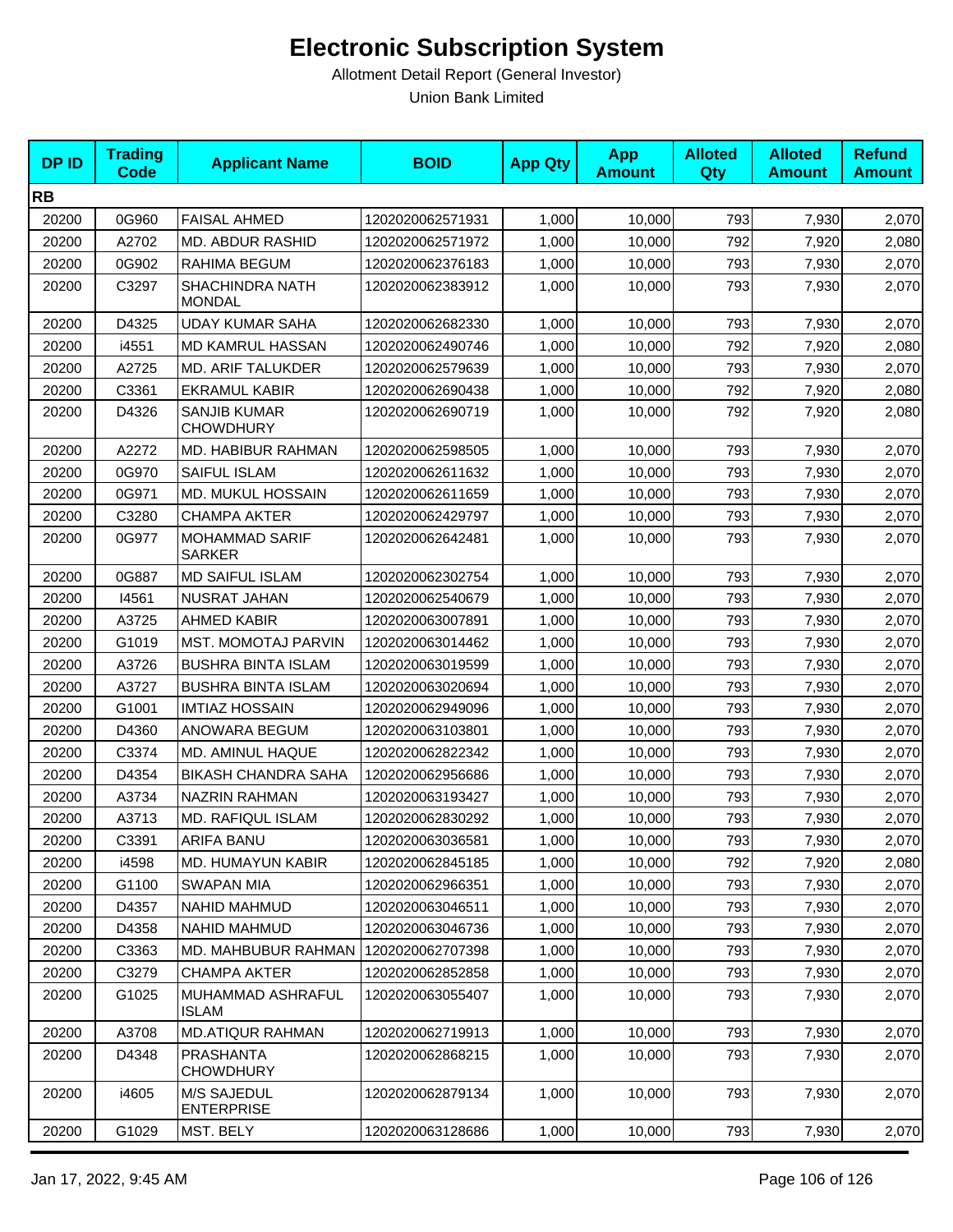# Electronic Subscription System

Allotment Detail Report (General Investor)

Union Bank Limited

| DP ID | Trading Code | Applicant Name | BOID | App Qty | App Amount | Alloted Qty | Alloted Amount | Refund Amount |
|---|---|---|---|---|---|---|---|---|
| **RB** | | | | | | | | |
| 20200 | 0G960 | FAISAL AHMED | 1202020062571931 | 1,000 | 10,000 | 793 | 7,930 | 2,070 |
| 20200 | A2702 | MD. ABDUR RASHID | 1202020062571972 | 1,000 | 10,000 | 792 | 7,920 | 2,080 |
| 20200 | 0G902 | RAHIMA BEGUM | 1202020062376183 | 1,000 | 10,000 | 793 | 7,930 | 2,070 |
| 20200 | C3297 | SHACHINDRA NATH MONDAL | 1202020062383912 | 1,000 | 10,000 | 793 | 7,930 | 2,070 |
| 20200 | D4325 | UDAY KUMAR SAHA | 1202020062682330 | 1,000 | 10,000 | 793 | 7,930 | 2,070 |
| 20200 | i4551 | MD KAMRUL HASSAN | 1202020062490746 | 1,000 | 10,000 | 792 | 7,920 | 2,080 |
| 20200 | A2725 | MD. ARIF TALUKDER | 1202020062579639 | 1,000 | 10,000 | 793 | 7,930 | 2,070 |
| 20200 | C3361 | EKRAMUL KABIR | 1202020062690438 | 1,000 | 10,000 | 792 | 7,920 | 2,080 |
| 20200 | D4326 | SANJIB KUMAR CHOWDHURY | 1202020062690719 | 1,000 | 10,000 | 792 | 7,920 | 2,080 |
| 20200 | A2272 | MD. HABIBUR RAHMAN | 1202020062598505 | 1,000 | 10,000 | 793 | 7,930 | 2,070 |
| 20200 | 0G970 | SAIFUL ISLAM | 1202020062611632 | 1,000 | 10,000 | 793 | 7,930 | 2,070 |
| 20200 | 0G971 | MD. MUKUL HOSSAIN | 1202020062611659 | 1,000 | 10,000 | 793 | 7,930 | 2,070 |
| 20200 | C3280 | CHAMPA AKTER | 1202020062429797 | 1,000 | 10,000 | 793 | 7,930 | 2,070 |
| 20200 | 0G977 | MOHAMMAD SARIF SARKER | 1202020062642481 | 1,000 | 10,000 | 793 | 7,930 | 2,070 |
| 20200 | 0G887 | MD SAIFUL ISLAM | 1202020062302754 | 1,000 | 10,000 | 793 | 7,930 | 2,070 |
| 20200 | I4561 | NUSRAT JAHAN | 1202020062540679 | 1,000 | 10,000 | 793 | 7,930 | 2,070 |
| 20200 | A3725 | AHMED KABIR | 1202020063007891 | 1,000 | 10,000 | 793 | 7,930 | 2,070 |
| 20200 | G1019 | MST. MOMOTAJ PARVIN | 1202020063014462 | 1,000 | 10,000 | 793 | 7,930 | 2,070 |
| 20200 | A3726 | BUSHRA BINTA ISLAM | 1202020063019599 | 1,000 | 10,000 | 793 | 7,930 | 2,070 |
| 20200 | A3727 | BUSHRA BINTA ISLAM | 1202020063020694 | 1,000 | 10,000 | 793 | 7,930 | 2,070 |
| 20200 | G1001 | IMTIAZ HOSSAIN | 1202020062949096 | 1,000 | 10,000 | 793 | 7,930 | 2,070 |
| 20200 | D4360 | ANOWARA BEGUM | 1202020063103801 | 1,000 | 10,000 | 793 | 7,930 | 2,070 |
| 20200 | C3374 | MD. AMINUL HAQUE | 1202020062822342 | 1,000 | 10,000 | 793 | 7,930 | 2,070 |
| 20200 | D4354 | BIKASH CHANDRA SAHA | 1202020062956686 | 1,000 | 10,000 | 793 | 7,930 | 2,070 |
| 20200 | A3734 | NAZRIN RAHMAN | 1202020063193427 | 1,000 | 10,000 | 793 | 7,930 | 2,070 |
| 20200 | A3713 | MD. RAFIQUL ISLAM | 1202020062830292 | 1,000 | 10,000 | 793 | 7,930 | 2,070 |
| 20200 | C3391 | ARIFA BANU | 1202020063036581 | 1,000 | 10,000 | 793 | 7,930 | 2,070 |
| 20200 | i4598 | MD. HUMAYUN KABIR | 1202020062845185 | 1,000 | 10,000 | 792 | 7,920 | 2,080 |
| 20200 | G1100 | SWAPAN MIA | 1202020062966351 | 1,000 | 10,000 | 793 | 7,930 | 2,070 |
| 20200 | D4357 | NAHID MAHMUD | 1202020063046511 | 1,000 | 10,000 | 793 | 7,930 | 2,070 |
| 20200 | D4358 | NAHID MAHMUD | 1202020063046736 | 1,000 | 10,000 | 793 | 7,930 | 2,070 |
| 20200 | C3363 | MD. MAHBUBUR RAHMAN | 1202020062707398 | 1,000 | 10,000 | 793 | 7,930 | 2,070 |
| 20200 | C3279 | CHAMPA AKTER | 1202020062852858 | 1,000 | 10,000 | 793 | 7,930 | 2,070 |
| 20200 | G1025 | MUHAMMAD ASHRAFUL ISLAM | 1202020063055407 | 1,000 | 10,000 | 793 | 7,930 | 2,070 |
| 20200 | A3708 | MD.ATIQUR RAHMAN | 1202020062719913 | 1,000 | 10,000 | 793 | 7,930 | 2,070 |
| 20200 | D4348 | PRASHANTA CHOWDHURY | 1202020062868215 | 1,000 | 10,000 | 793 | 7,930 | 2,070 |
| 20200 | i4605 | M/S SAJEDUL ENTERPRISE | 1202020062879134 | 1,000 | 10,000 | 793 | 7,930 | 2,070 |
| 20200 | G1029 | MST. BELY | 1202020063128686 | 1,000 | 10,000 | 793 | 7,930 | 2,070 |

Jan 17, 2022, 9:45 AM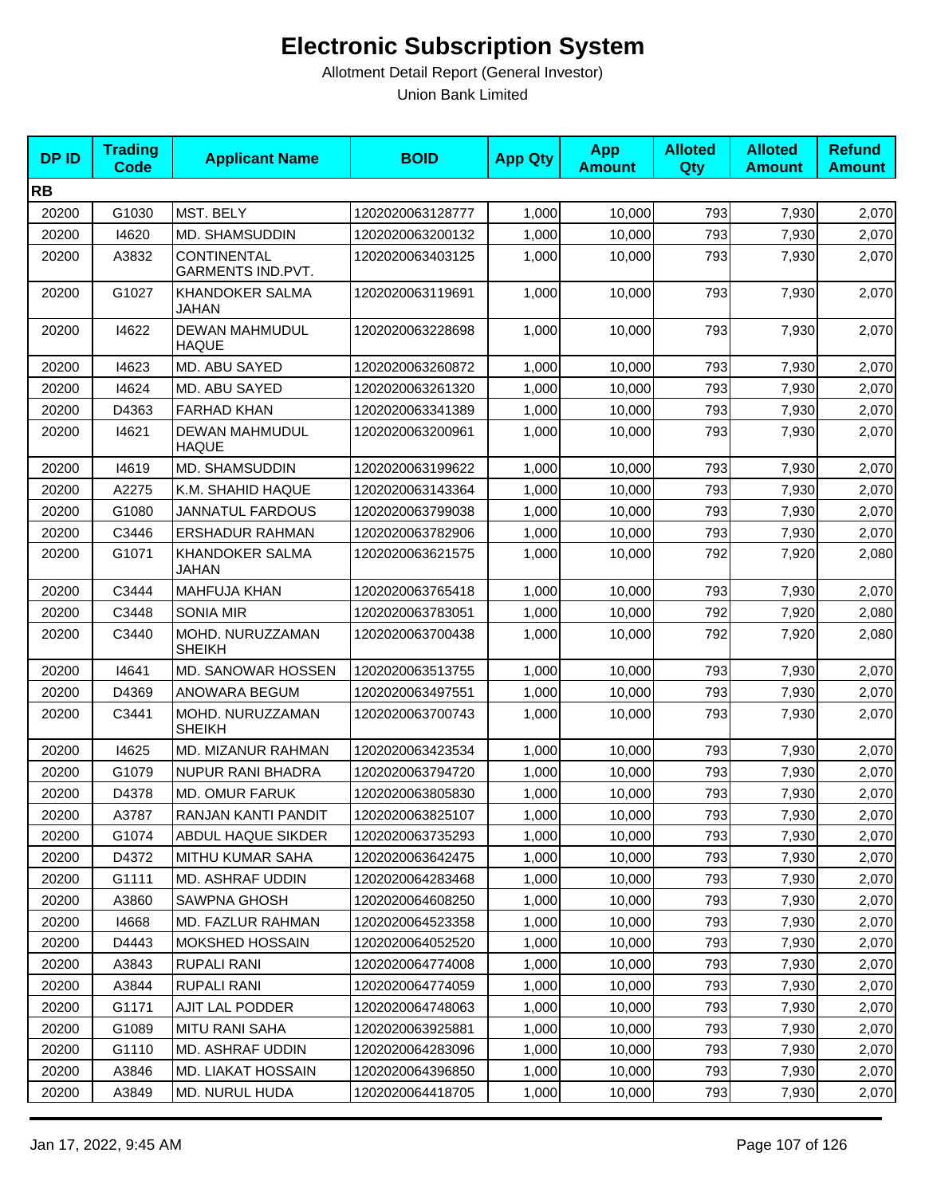# Electronic Subscription System

Allotment Detail Report (General Investor)

Union Bank Limited

| DP ID | Trading Code | Applicant Name | BOID | App Qty | App Amount | Alloted Qty | Alloted Amount | Refund Amount |
|---|---|---|---|---|---|---|---|---|
| **RB** | | | | | | | | |
| 20200 | G1030 | MST. BELY | 1202020063128777 | 1,000 | 10,000 | 793 | 7,930 | 2,070 |
| 20200 | I4620 | MD. SHAMSUDDIN | 1202020063200132 | 1,000 | 10,000 | 793 | 7,930 | 2,070 |
| 20200 | A3832 | CONTINENTAL GARMENTS IND.PVT. | 1202020063403125 | 1,000 | 10,000 | 793 | 7,930 | 2,070 |
| 20200 | G1027 | KHANDOKER SALMA JAHAN | 1202020063119691 | 1,000 | 10,000 | 793 | 7,930 | 2,070 |
| 20200 | I4622 | DEWAN MAHMUDUL HAQUE | 1202020063228698 | 1,000 | 10,000 | 793 | 7,930 | 2,070 |
| 20200 | I4623 | MD. ABU SAYED | 1202020063260872 | 1,000 | 10,000 | 793 | 7,930 | 2,070 |
| 20200 | I4624 | MD. ABU SAYED | 1202020063261320 | 1,000 | 10,000 | 793 | 7,930 | 2,070 |
| 20200 | D4363 | FARHAD KHAN | 1202020063341389 | 1,000 | 10,000 | 793 | 7,930 | 2,070 |
| 20200 | I4621 | DEWAN MAHMUDUL HAQUE | 1202020063200961 | 1,000 | 10,000 | 793 | 7,930 | 2,070 |
| 20200 | I4619 | MD. SHAMSUDDIN | 1202020063199622 | 1,000 | 10,000 | 793 | 7,930 | 2,070 |
| 20200 | A2275 | K.M. SHAHID HAQUE | 1202020063143364 | 1,000 | 10,000 | 793 | 7,930 | 2,070 |
| 20200 | G1080 | JANNATUL FARDOUS | 1202020063799038 | 1,000 | 10,000 | 793 | 7,930 | 2,070 |
| 20200 | C3446 | ERSHADUR RAHMAN | 1202020063782906 | 1,000 | 10,000 | 793 | 7,930 | 2,070 |
| 20200 | G1071 | KHANDOKER SALMA JAHAN | 1202020063621575 | 1,000 | 10,000 | 792 | 7,920 | 2,080 |
| 20200 | C3444 | MAHFUJA KHAN | 1202020063765418 | 1,000 | 10,000 | 793 | 7,930 | 2,070 |
| 20200 | C3448 | SONIA MIR | 1202020063783051 | 1,000 | 10,000 | 792 | 7,920 | 2,080 |
| 20200 | C3440 | MOHD. NURUZZAMAN SHEIKH | 1202020063700438 | 1,000 | 10,000 | 792 | 7,920 | 2,080 |
| 20200 | I4641 | MD. SANOWAR HOSSEN | 1202020063513755 | 1,000 | 10,000 | 793 | 7,930 | 2,070 |
| 20200 | D4369 | ANOWARA BEGUM | 1202020063497551 | 1,000 | 10,000 | 793 | 7,930 | 2,070 |
| 20200 | C3441 | MOHD. NURUZZAMAN SHEIKH | 1202020063700743 | 1,000 | 10,000 | 793 | 7,930 | 2,070 |
| 20200 | I4625 | MD. MIZANUR RAHMAN | 1202020063423534 | 1,000 | 10,000 | 793 | 7,930 | 2,070 |
| 20200 | G1079 | NUPUR RANI BHADRA | 1202020063794720 | 1,000 | 10,000 | 793 | 7,930 | 2,070 |
| 20200 | D4378 | MD. OMUR FARUK | 1202020063805830 | 1,000 | 10,000 | 793 | 7,930 | 2,070 |
| 20200 | A3787 | RANJAN KANTI PANDIT | 1202020063825107 | 1,000 | 10,000 | 793 | 7,930 | 2,070 |
| 20200 | G1074 | ABDUL HAQUE SIKDER | 1202020063735293 | 1,000 | 10,000 | 793 | 7,930 | 2,070 |
| 20200 | D4372 | MITHU KUMAR SAHA | 1202020063642475 | 1,000 | 10,000 | 793 | 7,930 | 2,070 |
| 20200 | G1111 | MD. ASHRAF UDDIN | 1202020064283468 | 1,000 | 10,000 | 793 | 7,930 | 2,070 |
| 20200 | A3860 | SAWPNA GHOSH | 1202020064608250 | 1,000 | 10,000 | 793 | 7,930 | 2,070 |
| 20200 | I4668 | MD. FAZLUR RAHMAN | 1202020064523358 | 1,000 | 10,000 | 793 | 7,930 | 2,070 |
| 20200 | D4443 | MOKSHED HOSSAIN | 1202020064052520 | 1,000 | 10,000 | 793 | 7,930 | 2,070 |
| 20200 | A3843 | RUPALI RANI | 1202020064774008 | 1,000 | 10,000 | 793 | 7,930 | 2,070 |
| 20200 | A3844 | RUPALI RANI | 1202020064774059 | 1,000 | 10,000 | 793 | 7,930 | 2,070 |
| 20200 | G1171 | AJIT LAL PODDER | 1202020064748063 | 1,000 | 10,000 | 793 | 7,930 | 2,070 |
| 20200 | G1089 | MITU RANI SAHA | 1202020063925881 | 1,000 | 10,000 | 793 | 7,930 | 2,070 |
| 20200 | G1110 | MD. ASHRAF UDDIN | 1202020064283096 | 1,000 | 10,000 | 793 | 7,930 | 2,070 |
| 20200 | A3846 | MD. LIAKAT HOSSAIN | 1202020064396850 | 1,000 | 10,000 | 793 | 7,930 | 2,070 |
| 20200 | A3849 | MD. NURUL HUDA | 1202020064418705 | 1,000 | 10,000 | 793 | 7,930 | 2,070 |

Jan 17, 2022, 9:45 AM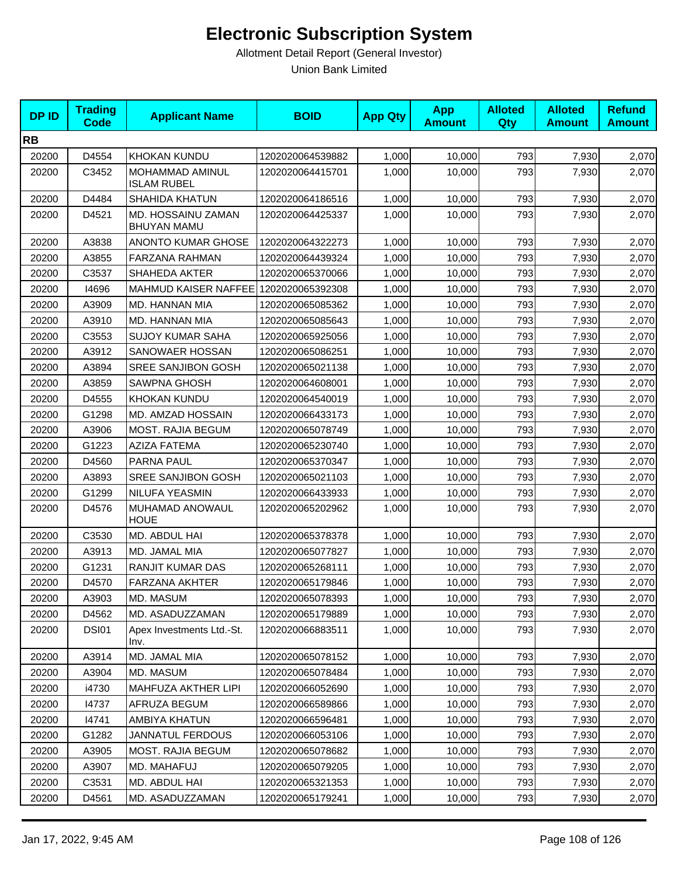# Electronic Subscription System

Allotment Detail Report (General Investor)

Union Bank Limited

| DP ID | Trading Code | Applicant Name | BOID | App Qty | App Amount | Alloted Qty | Alloted Amount | Refund Amount |
|---|---|---|---|---|---|---|---|---|
| **RB** | | | | | | | | |
| 20200 | D4554 | KHOKAN KUNDU | 1202020064539882 | 1,000 | 10,000 | 793 | 7,930 | 2,070 |
| 20200 | C3452 | MOHAMMAD AMINUL ISLAM RUBEL | 1202020064415701 | 1,000 | 10,000 | 793 | 7,930 | 2,070 |
| 20200 | D4484 | SHAHIDA KHATUN | 1202020064186516 | 1,000 | 10,000 | 793 | 7,930 | 2,070 |
| 20200 | D4521 | MD. HOSSAINU ZAMAN BHUYAN MAMU | 1202020064425337 | 1,000 | 10,000 | 793 | 7,930 | 2,070 |
| 20200 | A3838 | ANONTO KUMAR GHOSE | 1202020064322273 | 1,000 | 10,000 | 793 | 7,930 | 2,070 |
| 20200 | A3855 | FARZANA RAHMAN | 1202020064439324 | 1,000 | 10,000 | 793 | 7,930 | 2,070 |
| 20200 | C3537 | SHAHEDA AKTER | 1202020065370066 | 1,000 | 10,000 | 793 | 7,930 | 2,070 |
| 20200 | I4696 | MAHMUD KAISER NAFFEE | 1202020065392308 | 1,000 | 10,000 | 793 | 7,930 | 2,070 |
| 20200 | A3909 | MD. HANNAN MIA | 1202020065085362 | 1,000 | 10,000 | 793 | 7,930 | 2,070 |
| 20200 | A3910 | MD. HANNAN MIA | 1202020065085643 | 1,000 | 10,000 | 793 | 7,930 | 2,070 |
| 20200 | C3553 | SUJOY KUMAR SAHA | 1202020065925056 | 1,000 | 10,000 | 793 | 7,930 | 2,070 |
| 20200 | A3912 | SANOWAER HOSSAN | 1202020065086251 | 1,000 | 10,000 | 793 | 7,930 | 2,070 |
| 20200 | A3894 | SREE SANJIBON GOSH | 1202020065021138 | 1,000 | 10,000 | 793 | 7,930 | 2,070 |
| 20200 | A3859 | SAWPNA GHOSH | 1202020064608001 | 1,000 | 10,000 | 793 | 7,930 | 2,070 |
| 20200 | D4555 | KHOKAN KUNDU | 1202020064540019 | 1,000 | 10,000 | 793 | 7,930 | 2,070 |
| 20200 | G1298 | MD. AMZAD HOSSAIN | 1202020066433173 | 1,000 | 10,000 | 793 | 7,930 | 2,070 |
| 20200 | A3906 | MOST. RAJIA BEGUM | 1202020065078749 | 1,000 | 10,000 | 793 | 7,930 | 2,070 |
| 20200 | G1223 | AZIZA FATEMA | 1202020065230740 | 1,000 | 10,000 | 793 | 7,930 | 2,070 |
| 20200 | D4560 | PARNA PAUL | 1202020065370347 | 1,000 | 10,000 | 793 | 7,930 | 2,070 |
| 20200 | A3893 | SREE SANJIBON GOSH | 1202020065021103 | 1,000 | 10,000 | 793 | 7,930 | 2,070 |
| 20200 | G1299 | NILUFA YEASMIN | 1202020066433933 | 1,000 | 10,000 | 793 | 7,930 | 2,070 |
| 20200 | D4576 | MUHAMAD ANOWAUL HOUE | 1202020065202962 | 1,000 | 10,000 | 793 | 7,930 | 2,070 |
| 20200 | C3530 | MD. ABDUL HAI | 1202020065378378 | 1,000 | 10,000 | 793 | 7,930 | 2,070 |
| 20200 | A3913 | MD. JAMAL MIA | 1202020065077827 | 1,000 | 10,000 | 793 | 7,930 | 2,070 |
| 20200 | G1231 | RANJIT KUMAR DAS | 1202020065268111 | 1,000 | 10,000 | 793 | 7,930 | 2,070 |
| 20200 | D4570 | FARZANA AKHTER | 1202020065179846 | 1,000 | 10,000 | 793 | 7,930 | 2,070 |
| 20200 | A3903 | MD. MASUM | 1202020065078393 | 1,000 | 10,000 | 793 | 7,930 | 2,070 |
| 20200 | D4562 | MD. ASADUZZAMAN | 1202020065179889 | 1,000 | 10,000 | 793 | 7,930 | 2,070 |
| 20200 | DSI01 | Apex Investments Ltd.-St. Inv. | 1202020066883511 | 1,000 | 10,000 | 793 | 7,930 | 2,070 |
| 20200 | A3914 | MD. JAMAL MIA | 1202020065078152 | 1,000 | 10,000 | 793 | 7,930 | 2,070 |
| 20200 | A3904 | MD. MASUM | 1202020065078484 | 1,000 | 10,000 | 793 | 7,930 | 2,070 |
| 20200 | i4730 | MAHFUZA AKTHER LIPI | 1202020066052690 | 1,000 | 10,000 | 793 | 7,930 | 2,070 |
| 20200 | I4737 | AFRUZA BEGUM | 1202020066589866 | 1,000 | 10,000 | 793 | 7,930 | 2,070 |
| 20200 | I4741 | AMBIYA KHATUN | 1202020066596481 | 1,000 | 10,000 | 793 | 7,930 | 2,070 |
| 20200 | G1282 | JANNATUL FERDOUS | 1202020066053106 | 1,000 | 10,000 | 793 | 7,930 | 2,070 |
| 20200 | A3905 | MOST. RAJIA BEGUM | 1202020065078682 | 1,000 | 10,000 | 793 | 7,930 | 2,070 |
| 20200 | A3907 | MD. MAHAFUJ | 1202020065079205 | 1,000 | 10,000 | 793 | 7,930 | 2,070 |
| 20200 | C3531 | MD. ABDUL HAI | 1202020065321353 | 1,000 | 10,000 | 793 | 7,930 | 2,070 |
| 20200 | D4561 | MD. ASADUZZAMAN | 1202020065179241 | 1,000 | 10,000 | 793 | 7,930 | 2,070 |

Jan 17, 2022, 9:45 AM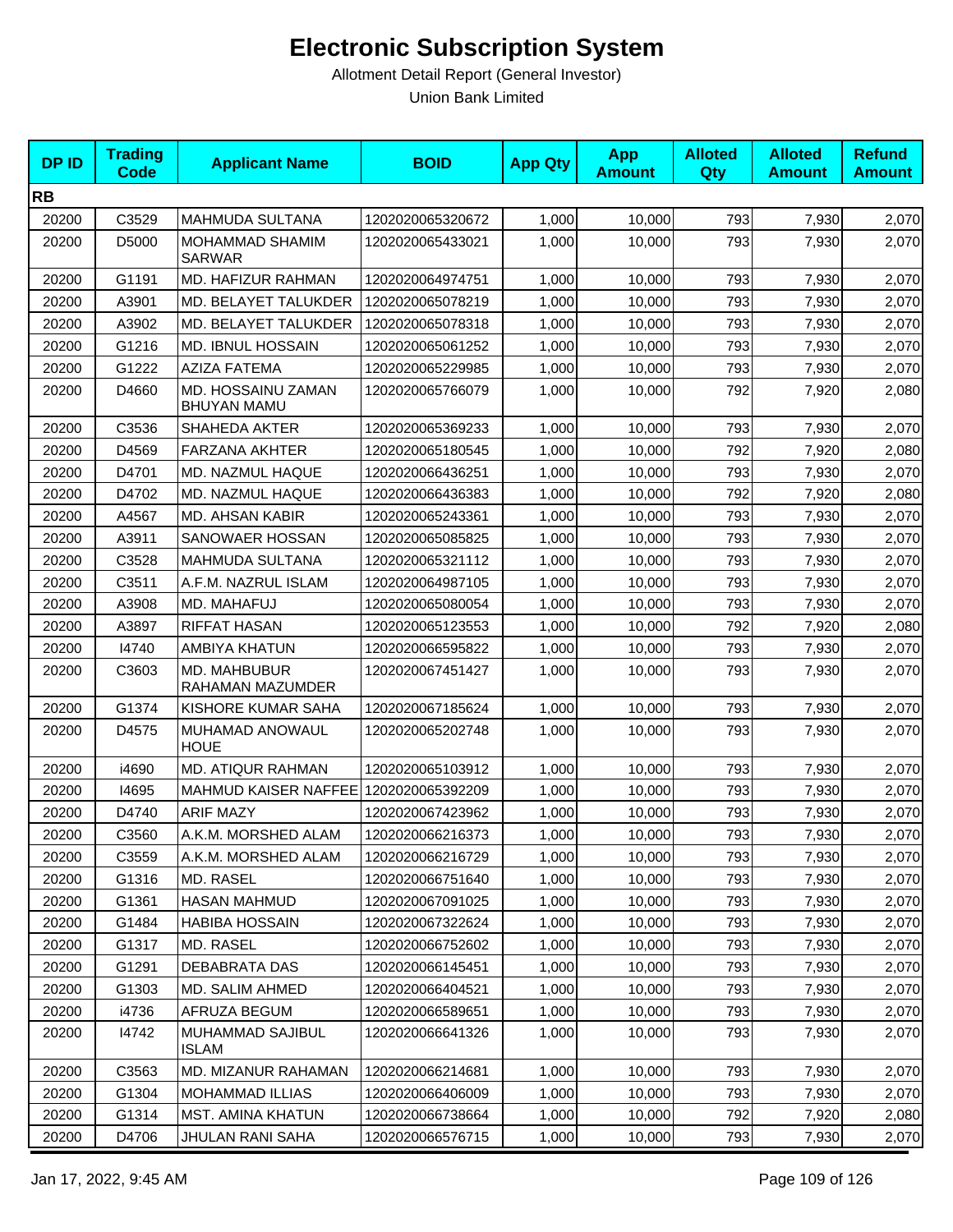# Electronic Subscription System

Allotment Detail Report (General Investor)

Union Bank Limited

| DP ID | Trading Code | Applicant Name | BOID | App Qty | App Amount | Alloted Qty | Alloted Amount | Refund Amount |
|---|---|---|---|---|---|---|---|---|
| **RB** | | | | | | | | |
| 20200 | C3529 | MAHMUDA SULTANA | 1202020065320672 | 1,000 | 10,000 | 793 | 7,930 | 2,070 |
| 20200 | D5000 | MOHAMMAD SHAMIM SARWAR | 1202020065433021 | 1,000 | 10,000 | 793 | 7,930 | 2,070 |
| 20200 | G1191 | MD. HAFIZUR RAHMAN | 1202020064974751 | 1,000 | 10,000 | 793 | 7,930 | 2,070 |
| 20200 | A3901 | MD. BELAYET TALUKDER | 1202020065078219 | 1,000 | 10,000 | 793 | 7,930 | 2,070 |
| 20200 | A3902 | MD. BELAYET TALUKDER | 1202020065078318 | 1,000 | 10,000 | 793 | 7,930 | 2,070 |
| 20200 | G1216 | MD. IBNUL HOSSAIN | 1202020065061252 | 1,000 | 10,000 | 793 | 7,930 | 2,070 |
| 20200 | G1222 | AZIZA FATEMA | 1202020065229985 | 1,000 | 10,000 | 793 | 7,930 | 2,070 |
| 20200 | D4660 | MD. HOSSAINU ZAMAN BHUYAN MAMU | 1202020065766079 | 1,000 | 10,000 | 792 | 7,920 | 2,080 |
| 20200 | C3536 | SHAHEDA AKTER | 1202020065369233 | 1,000 | 10,000 | 793 | 7,930 | 2,070 |
| 20200 | D4569 | FARZANA AKHTER | 1202020065180545 | 1,000 | 10,000 | 792 | 7,920 | 2,080 |
| 20200 | D4701 | MD. NAZMUL HAQUE | 1202020066436251 | 1,000 | 10,000 | 793 | 7,930 | 2,070 |
| 20200 | D4702 | MD. NAZMUL HAQUE | 1202020066436383 | 1,000 | 10,000 | 792 | 7,920 | 2,080 |
| 20200 | A4567 | MD. AHSAN KABIR | 1202020065243361 | 1,000 | 10,000 | 793 | 7,930 | 2,070 |
| 20200 | A3911 | SANOWAER HOSSAN | 1202020065085825 | 1,000 | 10,000 | 793 | 7,930 | 2,070 |
| 20200 | C3528 | MAHMUDA SULTANA | 1202020065321112 | 1,000 | 10,000 | 793 | 7,930 | 2,070 |
| 20200 | C3511 | A.F.M. NAZRUL ISLAM | 1202020064987105 | 1,000 | 10,000 | 793 | 7,930 | 2,070 |
| 20200 | A3908 | MD. MAHAFUJ | 1202020065080054 | 1,000 | 10,000 | 793 | 7,930 | 2,070 |
| 20200 | A3897 | RIFFAT HASAN | 1202020065123553 | 1,000 | 10,000 | 792 | 7,920 | 2,080 |
| 20200 | I4740 | AMBIYA KHATUN | 1202020066595822 | 1,000 | 10,000 | 793 | 7,930 | 2,070 |
| 20200 | C3603 | MD. MAHBUBUR RAHAMAN MAZUMDER | 1202020067451427 | 1,000 | 10,000 | 793 | 7,930 | 2,070 |
| 20200 | G1374 | KISHORE KUMAR SAHA | 1202020067185624 | 1,000 | 10,000 | 793 | 7,930 | 2,070 |
| 20200 | D4575 | MUHAMAD ANOWAUL HOUE | 1202020065202748 | 1,000 | 10,000 | 793 | 7,930 | 2,070 |
| 20200 | i4690 | MD. ATIQUR RAHMAN | 1202020065103912 | 1,000 | 10,000 | 793 | 7,930 | 2,070 |
| 20200 | I4695 | MAHMUD KAISER NAFFEE | 1202020065392209 | 1,000 | 10,000 | 793 | 7,930 | 2,070 |
| 20200 | D4740 | ARIF MAZY | 1202020067423962 | 1,000 | 10,000 | 793 | 7,930 | 2,070 |
| 20200 | C3560 | A.K.M. MORSHED ALAM | 1202020066216373 | 1,000 | 10,000 | 793 | 7,930 | 2,070 |
| 20200 | C3559 | A.K.M. MORSHED ALAM | 1202020066216729 | 1,000 | 10,000 | 793 | 7,930 | 2,070 |
| 20200 | G1316 | MD. RASEL | 1202020066751640 | 1,000 | 10,000 | 793 | 7,930 | 2,070 |
| 20200 | G1361 | HASAN MAHMUD | 1202020067091025 | 1,000 | 10,000 | 793 | 7,930 | 2,070 |
| 20200 | G1484 | HABIBA HOSSAIN | 1202020067322624 | 1,000 | 10,000 | 793 | 7,930 | 2,070 |
| 20200 | G1317 | MD. RASEL | 1202020066752602 | 1,000 | 10,000 | 793 | 7,930 | 2,070 |
| 20200 | G1291 | DEBABRATA DAS | 1202020066145451 | 1,000 | 10,000 | 793 | 7,930 | 2,070 |
| 20200 | G1303 | MD. SALIM AHMED | 1202020066404521 | 1,000 | 10,000 | 793 | 7,930 | 2,070 |
| 20200 | i4736 | AFRUZA BEGUM | 1202020066589651 | 1,000 | 10,000 | 793 | 7,930 | 2,070 |
| 20200 | I4742 | MUHAMMAD SAJIBUL ISLAM | 1202020066641326 | 1,000 | 10,000 | 793 | 7,930 | 2,070 |
| 20200 | C3563 | MD. MIZANUR RAHAMAN | 1202020066214681 | 1,000 | 10,000 | 793 | 7,930 | 2,070 |
| 20200 | G1304 | MOHAMMAD ILLIAS | 1202020066406009 | 1,000 | 10,000 | 793 | 7,930 | 2,070 |
| 20200 | G1314 | MST. AMINA KHATUN | 1202020066738664 | 1,000 | 10,000 | 792 | 7,920 | 2,080 |
| 20200 | D4706 | JHULAN RANI SAHA | 1202020066576715 | 1,000 | 10,000 | 793 | 7,930 | 2,070 |

Jan 17, 2022, 9:45 AM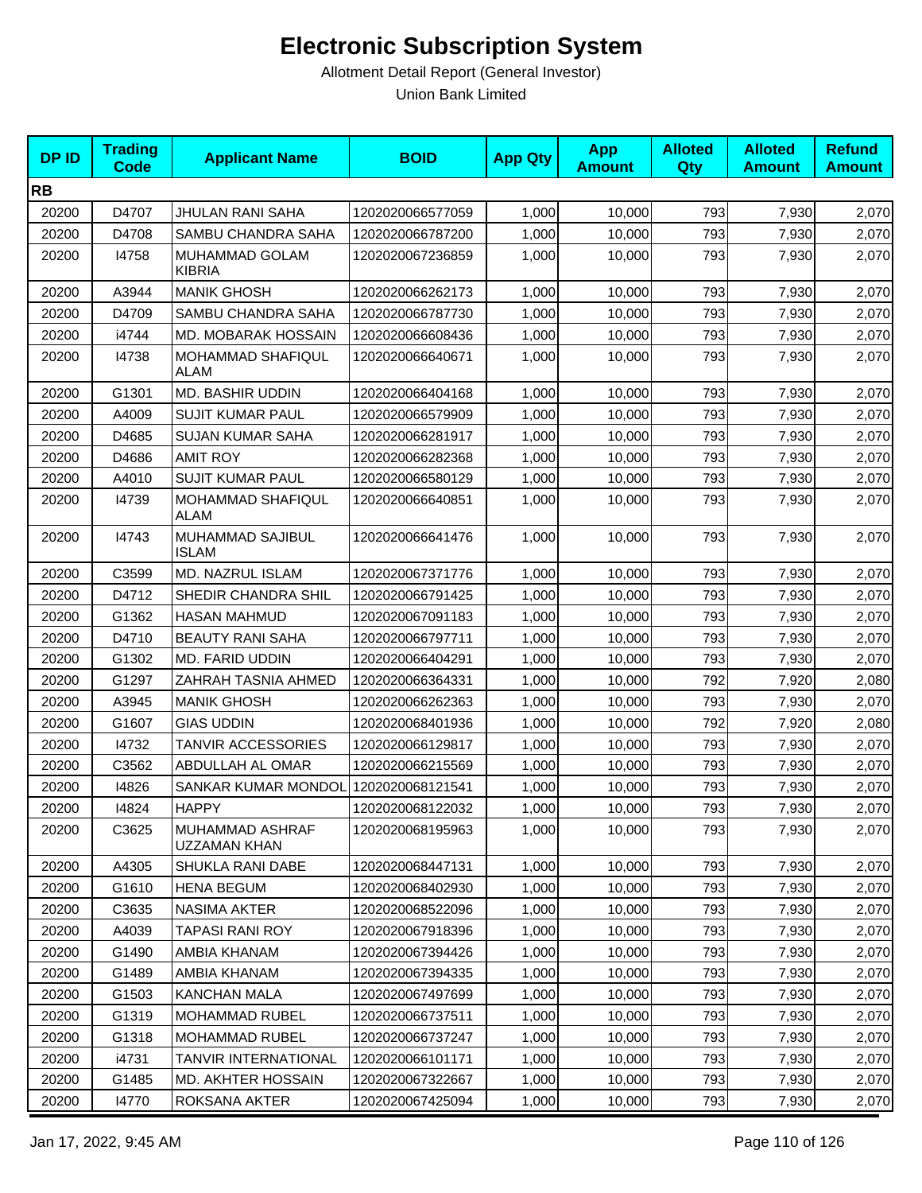# Electronic Subscription System

Allotment Detail Report (General Investor)

Union Bank Limited

| DP ID | Trading Code | Applicant Name | BOID | App Qty | App Amount | Alloted Qty | Alloted Amount | Refund Amount |
|---|---|---|---|---|---|---|---|---|
| **RB** | | | | | | | | |
| 20200 | D4707 | JHULAN RANI SAHA | 1202020066577059 | 1,000 | 10,000 | 793 | 7,930 | 2,070 |
| 20200 | D4708 | SAMBU CHANDRA SAHA | 1202020066787200 | 1,000 | 10,000 | 793 | 7,930 | 2,070 |
| 20200 | I4758 | MUHAMMAD GOLAM KIBRIA | 1202020067236859 | 1,000 | 10,000 | 793 | 7,930 | 2,070 |
| 20200 | A3944 | MANIK GHOSH | 1202020066262173 | 1,000 | 10,000 | 793 | 7,930 | 2,070 |
| 20200 | D4709 | SAMBU CHANDRA SAHA | 1202020066787730 | 1,000 | 10,000 | 793 | 7,930 | 2,070 |
| 20200 | i4744 | MD. MOBARAK HOSSAIN | 1202020066608436 | 1,000 | 10,000 | 793 | 7,930 | 2,070 |
| 20200 | I4738 | MOHAMMAD SHAFIQUL ALAM | 1202020066640671 | 1,000 | 10,000 | 793 | 7,930 | 2,070 |
| 20200 | G1301 | MD. BASHIR UDDIN | 1202020066404168 | 1,000 | 10,000 | 793 | 7,930 | 2,070 |
| 20200 | A4009 | SUJIT KUMAR PAUL | 1202020066579909 | 1,000 | 10,000 | 793 | 7,930 | 2,070 |
| 20200 | D4685 | SUJAN KUMAR SAHA | 1202020066281917 | 1,000 | 10,000 | 793 | 7,930 | 2,070 |
| 20200 | D4686 | AMIT ROY | 1202020066282368 | 1,000 | 10,000 | 793 | 7,930 | 2,070 |
| 20200 | A4010 | SUJIT KUMAR PAUL | 1202020066580129 | 1,000 | 10,000 | 793 | 7,930 | 2,070 |
| 20200 | I4739 | MOHAMMAD SHAFIQUL ALAM | 1202020066640851 | 1,000 | 10,000 | 793 | 7,930 | 2,070 |
| 20200 | I4743 | MUHAMMAD SAJIBUL ISLAM | 1202020066641476 | 1,000 | 10,000 | 793 | 7,930 | 2,070 |
| 20200 | C3599 | MD. NAZRUL ISLAM | 1202020067371776 | 1,000 | 10,000 | 793 | 7,930 | 2,070 |
| 20200 | D4712 | SHEDIR CHANDRA SHIL | 1202020066791425 | 1,000 | 10,000 | 793 | 7,930 | 2,070 |
| 20200 | G1362 | HASAN MAHMUD | 1202020067091183 | 1,000 | 10,000 | 793 | 7,930 | 2,070 |
| 20200 | D4710 | BEAUTY RANI SAHA | 1202020066797711 | 1,000 | 10,000 | 793 | 7,930 | 2,070 |
| 20200 | G1302 | MD. FARID UDDIN | 1202020066404291 | 1,000 | 10,000 | 793 | 7,930 | 2,070 |
| 20200 | G1297 | ZAHRAH TASNIA AHMED | 1202020066364331 | 1,000 | 10,000 | 792 | 7,920 | 2,080 |
| 20200 | A3945 | MANIK GHOSH | 1202020066262363 | 1,000 | 10,000 | 793 | 7,930 | 2,070 |
| 20200 | G1607 | GIAS UDDIN | 1202020068401936 | 1,000 | 10,000 | 792 | 7,920 | 2,080 |
| 20200 | I4732 | TANVIR ACCESSORIES | 1202020066129817 | 1,000 | 10,000 | 793 | 7,930 | 2,070 |
| 20200 | C3562 | ABDULLAH AL OMAR | 1202020066215569 | 1,000 | 10,000 | 793 | 7,930 | 2,070 |
| 20200 | I4826 | SANKAR KUMAR MONDOL | 1202020068121541 | 1,000 | 10,000 | 793 | 7,930 | 2,070 |
| 20200 | I4824 | HAPPY | 1202020068122032 | 1,000 | 10,000 | 793 | 7,930 | 2,070 |
| 20200 | C3625 | MUHAMMAD ASHRAF UZZAMAN KHAN | 1202020068195963 | 1,000 | 10,000 | 793 | 7,930 | 2,070 |
| 20200 | A4305 | SHUKLA RANI DABE | 1202020068447131 | 1,000 | 10,000 | 793 | 7,930 | 2,070 |
| 20200 | G1610 | HENA BEGUM | 1202020068402930 | 1,000 | 10,000 | 793 | 7,930 | 2,070 |
| 20200 | C3635 | NASIMA AKTER | 1202020068522096 | 1,000 | 10,000 | 793 | 7,930 | 2,070 |
| 20200 | A4039 | TAPASI RANI ROY | 1202020067918396 | 1,000 | 10,000 | 793 | 7,930 | 2,070 |
| 20200 | G1490 | AMBIA KHANAM | 1202020067394426 | 1,000 | 10,000 | 793 | 7,930 | 2,070 |
| 20200 | G1489 | AMBIA KHANAM | 1202020067394335 | 1,000 | 10,000 | 793 | 7,930 | 2,070 |
| 20200 | G1503 | KANCHAN MALA | 1202020067497699 | 1,000 | 10,000 | 793 | 7,930 | 2,070 |
| 20200 | G1319 | MOHAMMAD RUBEL | 1202020066737511 | 1,000 | 10,000 | 793 | 7,930 | 2,070 |
| 20200 | G1318 | MOHAMMAD RUBEL | 1202020066737247 | 1,000 | 10,000 | 793 | 7,930 | 2,070 |
| 20200 | i4731 | TANVIR INTERNATIONAL | 1202020066101171 | 1,000 | 10,000 | 793 | 7,930 | 2,070 |
| 20200 | G1485 | MD. AKHTER HOSSAIN | 1202020067322667 | 1,000 | 10,000 | 793 | 7,930 | 2,070 |
| 20200 | I4770 | ROKSANA AKTER | 1202020067425094 | 1,000 | 10,000 | 793 | 7,930 | 2,070 |

Jan 17, 2022, 9:45 AM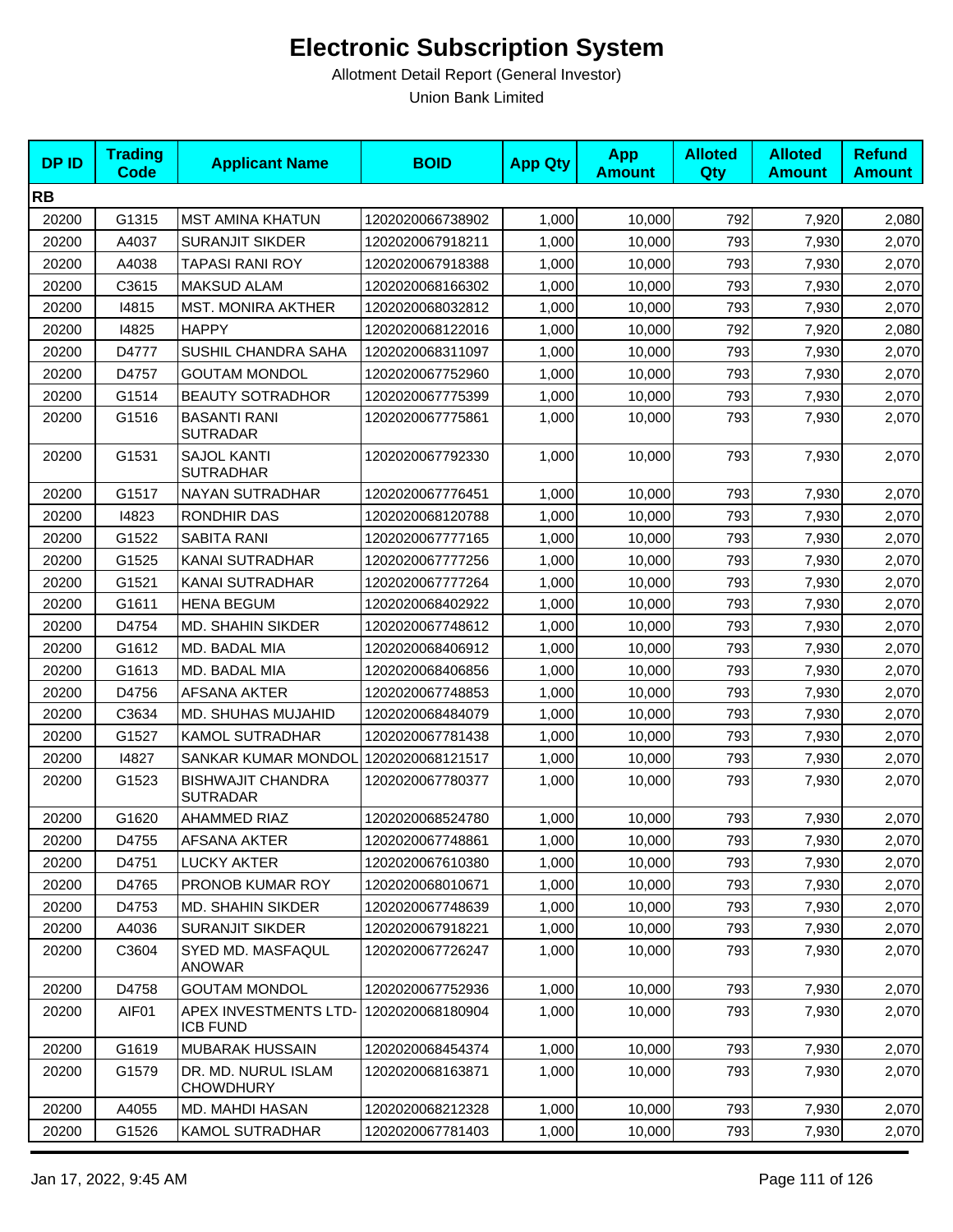# Electronic Subscription System

Allotment Detail Report (General Investor)

Union Bank Limited

| DP ID | Trading Code | Applicant Name | BOID | App Qty | App Amount | Alloted Qty | Alloted Amount | Refund Amount |
|---|---|---|---|---|---|---|---|---|
| **RB** | | | | | | | | |
| 20200 | G1315 | MST AMINA KHATUN | 1202020066738902 | 1,000 | 10,000 | 792 | 7,920 | 2,080 |
| 20200 | A4037 | SURANJIT SIKDER | 1202020067918211 | 1,000 | 10,000 | 793 | 7,930 | 2,070 |
| 20200 | A4038 | TAPASI RANI ROY | 1202020067918388 | 1,000 | 10,000 | 793 | 7,930 | 2,070 |
| 20200 | C3615 | MAKSUD ALAM | 1202020068166302 | 1,000 | 10,000 | 793 | 7,930 | 2,070 |
| 20200 | I4815 | MST. MONIRA AKTHER | 1202020068032812 | 1,000 | 10,000 | 793 | 7,930 | 2,070 |
| 20200 | I4825 | HAPPY | 1202020068122016 | 1,000 | 10,000 | 792 | 7,920 | 2,080 |
| 20200 | D4777 | SUSHIL CHANDRA SAHA | 1202020068311097 | 1,000 | 10,000 | 793 | 7,930 | 2,070 |
| 20200 | D4757 | GOUTAM MONDOL | 1202020067752960 | 1,000 | 10,000 | 793 | 7,930 | 2,070 |
| 20200 | G1514 | BEAUTY SOTRADHOR | 1202020067775399 | 1,000 | 10,000 | 793 | 7,930 | 2,070 |
| 20200 | G1516 | BASANTI RANI SUTRADAR | 1202020067775861 | 1,000 | 10,000 | 793 | 7,930 | 2,070 |
| 20200 | G1531 | SAJOL KANTI SUTRADHAR | 1202020067792330 | 1,000 | 10,000 | 793 | 7,930 | 2,070 |
| 20200 | G1517 | NAYAN SUTRADHAR | 1202020067776451 | 1,000 | 10,000 | 793 | 7,930 | 2,070 |
| 20200 | I4823 | RONDHIR DAS | 1202020068120788 | 1,000 | 10,000 | 793 | 7,930 | 2,070 |
| 20200 | G1522 | SABITA RANI | 1202020067777165 | 1,000 | 10,000 | 793 | 7,930 | 2,070 |
| 20200 | G1525 | KANAI SUTRADHAR | 1202020067777256 | 1,000 | 10,000 | 793 | 7,930 | 2,070 |
| 20200 | G1521 | KANAI SUTRADHAR | 1202020067777264 | 1,000 | 10,000 | 793 | 7,930 | 2,070 |
| 20200 | G1611 | HENA BEGUM | 1202020068402922 | 1,000 | 10,000 | 793 | 7,930 | 2,070 |
| 20200 | D4754 | MD. SHAHIN SIKDER | 1202020067748612 | 1,000 | 10,000 | 793 | 7,930 | 2,070 |
| 20200 | G1612 | MD. BADAL MIA | 1202020068406912 | 1,000 | 10,000 | 793 | 7,930 | 2,070 |
| 20200 | G1613 | MD. BADAL MIA | 1202020068406856 | 1,000 | 10,000 | 793 | 7,930 | 2,070 |
| 20200 | D4756 | AFSANA AKTER | 1202020067748853 | 1,000 | 10,000 | 793 | 7,930 | 2,070 |
| 20200 | C3634 | MD. SHUHAS MUJAHID | 1202020068484079 | 1,000 | 10,000 | 793 | 7,930 | 2,070 |
| 20200 | G1527 | KAMOL SUTRADHAR | 1202020067781438 | 1,000 | 10,000 | 793 | 7,930 | 2,070 |
| 20200 | I4827 | SANKAR KUMAR MONDOL | 1202020068121517 | 1,000 | 10,000 | 793 | 7,930 | 2,070 |
| 20200 | G1523 | BISHWAJIT CHANDRA SUTRADAR | 1202020067780377 | 1,000 | 10,000 | 793 | 7,930 | 2,070 |
| 20200 | G1620 | AHAMMED RIAZ | 1202020068524780 | 1,000 | 10,000 | 793 | 7,930 | 2,070 |
| 20200 | D4755 | AFSANA AKTER | 1202020067748861 | 1,000 | 10,000 | 793 | 7,930 | 2,070 |
| 20200 | D4751 | LUCKY AKTER | 1202020067610380 | 1,000 | 10,000 | 793 | 7,930 | 2,070 |
| 20200 | D4765 | PRONOB KUMAR ROY | 1202020068010671 | 1,000 | 10,000 | 793 | 7,930 | 2,070 |
| 20200 | D4753 | MD. SHAHIN SIKDER | 1202020067748639 | 1,000 | 10,000 | 793 | 7,930 | 2,070 |
| 20200 | A4036 | SURANJIT SIKDER | 1202020067918221 | 1,000 | 10,000 | 793 | 7,930 | 2,070 |
| 20200 | C3604 | SYED MD. MASFAQUL ANOWAR | 1202020067726247 | 1,000 | 10,000 | 793 | 7,930 | 2,070 |
| 20200 | D4758 | GOUTAM MONDOL | 1202020067752936 | 1,000 | 10,000 | 793 | 7,930 | 2,070 |
| 20200 | AIF01 | APEX INVESTMENTS LTD-ICB FUND | 1202020068180904 | 1,000 | 10,000 | 793 | 7,930 | 2,070 |
| 20200 | G1619 | MUBARAK HUSSAIN | 1202020068454374 | 1,000 | 10,000 | 793 | 7,930 | 2,070 |
| 20200 | G1579 | DR. MD. NURUL ISLAM CHOWDHURY | 1202020068163871 | 1,000 | 10,000 | 793 | 7,930 | 2,070 |
| 20200 | A4055 | MD. MAHDI HASAN | 1202020068212328 | 1,000 | 10,000 | 793 | 7,930 | 2,070 |
| 20200 | G1526 | KAMOL SUTRADHAR | 1202020067781403 | 1,000 | 10,000 | 793 | 7,930 | 2,070 |

Jan 17, 2022, 9:45 AM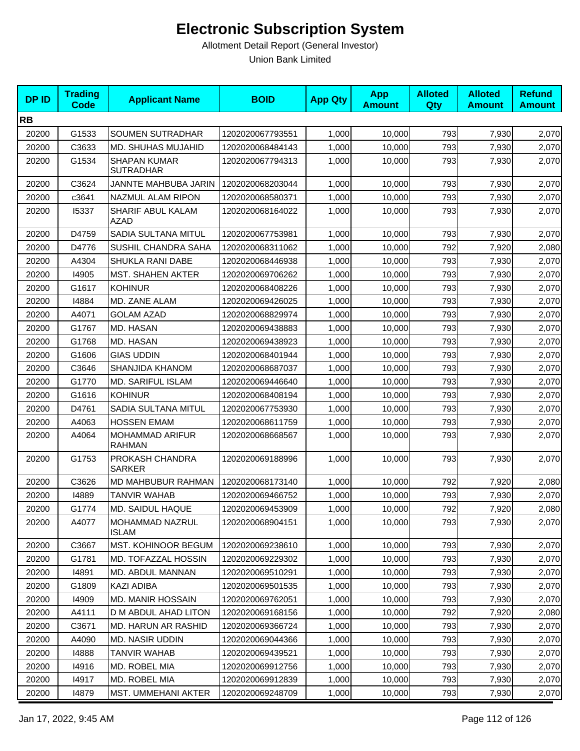# Electronic Subscription System

Allotment Detail Report (General Investor)

Union Bank Limited

| DP ID | Trading Code | Applicant Name | BOID | App Qty | App Amount | Alloted Qty | Alloted Amount | Refund Amount |
|---|---|---|---|---|---|---|---|---|
| **RB** | | | | | | | | |
| 20200 | G1533 | SOUMEN SUTRADHAR | 1202020067793551 | 1,000 | 10,000 | 793 | 7,930 | 2,070 |
| 20200 | C3633 | MD. SHUHAS MUJAHID | 1202020068484143 | 1,000 | 10,000 | 793 | 7,930 | 2,070 |
| 20200 | G1534 | SHAPAN KUMAR SUTRADHAR | 1202020067794313 | 1,000 | 10,000 | 793 | 7,930 | 2,070 |
| 20200 | C3624 | JANNTE MAHBUBA JARIN | 1202020068203044 | 1,000 | 10,000 | 793 | 7,930 | 2,070 |
| 20200 | c3641 | NAZMUL ALAM RIPON | 1202020068580371 | 1,000 | 10,000 | 793 | 7,930 | 2,070 |
| 20200 | I5337 | SHARIF ABUL KALAM AZAD | 1202020068164022 | 1,000 | 10,000 | 793 | 7,930 | 2,070 |
| 20200 | D4759 | SADIA SULTANA MITUL | 1202020067753981 | 1,000 | 10,000 | 793 | 7,930 | 2,070 |
| 20200 | D4776 | SUSHIL CHANDRA SAHA | 1202020068311062 | 1,000 | 10,000 | 792 | 7,920 | 2,080 |
| 20200 | A4304 | SHUKLA RANI DABE | 1202020068446938 | 1,000 | 10,000 | 793 | 7,930 | 2,070 |
| 20200 | I4905 | MST. SHAHEN AKTER | 1202020069706262 | 1,000 | 10,000 | 793 | 7,930 | 2,070 |
| 20200 | G1617 | KOHINUR | 1202020068408226 | 1,000 | 10,000 | 793 | 7,930 | 2,070 |
| 20200 | I4884 | MD. ZANE ALAM | 1202020069426025 | 1,000 | 10,000 | 793 | 7,930 | 2,070 |
| 20200 | A4071 | GOLAM AZAD | 1202020068829974 | 1,000 | 10,000 | 793 | 7,930 | 2,070 |
| 20200 | G1767 | MD. HASAN | 1202020069438883 | 1,000 | 10,000 | 793 | 7,930 | 2,070 |
| 20200 | G1768 | MD. HASAN | 1202020069438923 | 1,000 | 10,000 | 793 | 7,930 | 2,070 |
| 20200 | G1606 | GIAS UDDIN | 1202020068401944 | 1,000 | 10,000 | 793 | 7,930 | 2,070 |
| 20200 | C3646 | SHANJIDA KHANOM | 1202020068687037 | 1,000 | 10,000 | 793 | 7,930 | 2,070 |
| 20200 | G1770 | MD. SARIFUL ISLAM | 1202020069446640 | 1,000 | 10,000 | 793 | 7,930 | 2,070 |
| 20200 | G1616 | KOHINUR | 1202020068408194 | 1,000 | 10,000 | 793 | 7,930 | 2,070 |
| 20200 | D4761 | SADIA SULTANA MITUL | 1202020067753930 | 1,000 | 10,000 | 793 | 7,930 | 2,070 |
| 20200 | A4063 | HOSSEN EMAM | 1202020068611759 | 1,000 | 10,000 | 793 | 7,930 | 2,070 |
| 20200 | A4064 | MOHAMMAD ARIFUR RAHMAN | 1202020068668567 | 1,000 | 10,000 | 793 | 7,930 | 2,070 |
| 20200 | G1753 | PROKASH CHANDRA SARKER | 1202020069188996 | 1,000 | 10,000 | 793 | 7,930 | 2,070 |
| 20200 | C3626 | MD MAHBUBUR RAHMAN | 1202020068173140 | 1,000 | 10,000 | 792 | 7,920 | 2,080 |
| 20200 | I4889 | TANVIR WAHAB | 1202020069466752 | 1,000 | 10,000 | 793 | 7,930 | 2,070 |
| 20200 | G1774 | MD. SAIDUL HAQUE | 1202020069453909 | 1,000 | 10,000 | 792 | 7,920 | 2,080 |
| 20200 | A4077 | MOHAMMAD NAZRUL ISLAM | 1202020068904151 | 1,000 | 10,000 | 793 | 7,930 | 2,070 |
| 20200 | C3667 | MST. KOHINOOR BEGUM | 1202020069238610 | 1,000 | 10,000 | 793 | 7,930 | 2,070 |
| 20200 | G1781 | MD. TOFAZZAL HOSSIN | 1202020069229302 | 1,000 | 10,000 | 793 | 7,930 | 2,070 |
| 20200 | I4891 | MD. ABDUL MANNAN | 1202020069510291 | 1,000 | 10,000 | 793 | 7,930 | 2,070 |
| 20200 | G1809 | KAZI ADIBA | 1202020069501535 | 1,000 | 10,000 | 793 | 7,930 | 2,070 |
| 20200 | I4909 | MD. MANIR HOSSAIN | 1202020069762051 | 1,000 | 10,000 | 793 | 7,930 | 2,070 |
| 20200 | A4111 | D M ABDUL AHAD LITON | 1202020069168156 | 1,000 | 10,000 | 792 | 7,920 | 2,080 |
| 20200 | C3671 | MD. HARUN AR RASHID | 1202020069366724 | 1,000 | 10,000 | 793 | 7,930 | 2,070 |
| 20200 | A4090 | MD. NASIR UDDIN | 1202020069044366 | 1,000 | 10,000 | 793 | 7,930 | 2,070 |
| 20200 | I4888 | TANVIR WAHAB | 1202020069439521 | 1,000 | 10,000 | 793 | 7,930 | 2,070 |
| 20200 | I4916 | MD. ROBEL MIA | 1202020069912756 | 1,000 | 10,000 | 793 | 7,930 | 2,070 |
| 20200 | I4917 | MD. ROBEL MIA | 1202020069912839 | 1,000 | 10,000 | 793 | 7,930 | 2,070 |
| 20200 | I4879 | MST. UMMEHANI AKTER | 1202020069248709 | 1,000 | 10,000 | 793 | 7,930 | 2,070 |

Jan 17, 2022, 9:45 AM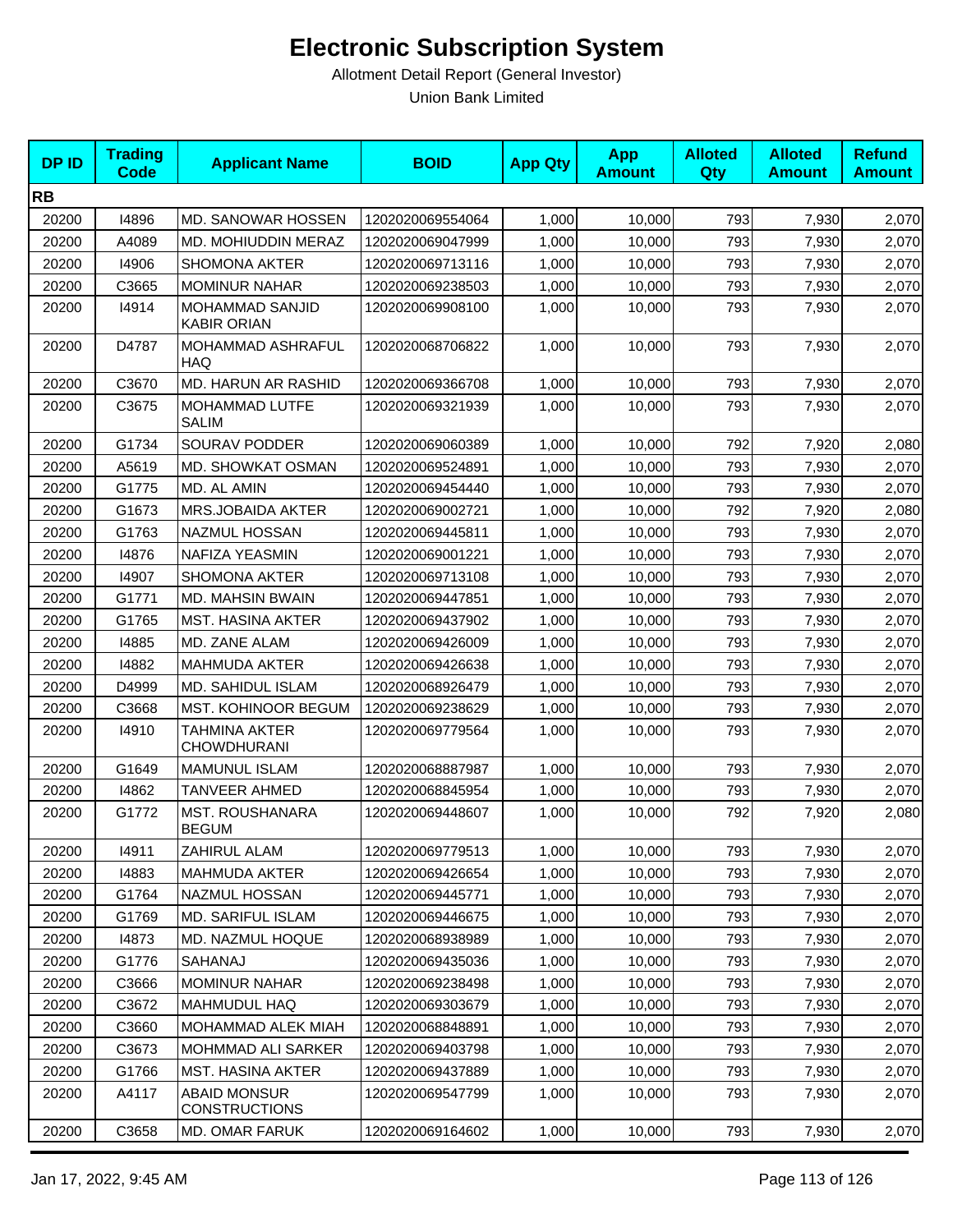# Electronic Subscription System

Allotment Detail Report (General Investor)

Union Bank Limited

| DP ID | Trading Code | Applicant Name | BOID | App Qty | App Amount | Alloted Qty | Alloted Amount | Refund Amount |
|---|---|---|---|---|---|---|---|---|
| **RB** | | | | | | | | |
| 20200 | I4896 | MD. SANOWAR HOSSEN | 1202020069554064 | 1,000 | 10,000 | 793 | 7,930 | 2,070 |
| 20200 | A4089 | MD. MOHIUDDIN MERAZ | 1202020069047999 | 1,000 | 10,000 | 793 | 7,930 | 2,070 |
| 20200 | I4906 | SHOMONA AKTER | 1202020069713116 | 1,000 | 10,000 | 793 | 7,930 | 2,070 |
| 20200 | C3665 | MOMINUR NAHAR | 1202020069238503 | 1,000 | 10,000 | 793 | 7,930 | 2,070 |
| 20200 | I4914 | MOHAMMAD SANJID KABIR ORIAN | 1202020069908100 | 1,000 | 10,000 | 793 | 7,930 | 2,070 |
| 20200 | D4787 | MOHAMMAD ASHRAFUL HAQ | 1202020068706822 | 1,000 | 10,000 | 793 | 7,930 | 2,070 |
| 20200 | C3670 | MD. HARUN AR RASHID | 1202020069366708 | 1,000 | 10,000 | 793 | 7,930 | 2,070 |
| 20200 | C3675 | MOHAMMAD LUTFE SALIM | 1202020069321939 | 1,000 | 10,000 | 793 | 7,930 | 2,070 |
| 20200 | G1734 | SOURAV PODDER | 1202020069060389 | 1,000 | 10,000 | 792 | 7,920 | 2,080 |
| 20200 | A5619 | MD. SHOWKAT OSMAN | 1202020069524891 | 1,000 | 10,000 | 793 | 7,930 | 2,070 |
| 20200 | G1775 | MD. AL AMIN | 1202020069454440 | 1,000 | 10,000 | 793 | 7,930 | 2,070 |
| 20200 | G1673 | MRS.JOBAIDA AKTER | 1202020069002721 | 1,000 | 10,000 | 792 | 7,920 | 2,080 |
| 20200 | G1763 | NAZMUL HOSSAN | 1202020069445811 | 1,000 | 10,000 | 793 | 7,930 | 2,070 |
| 20200 | I4876 | NAFIZA YEASMIN | 1202020069001221 | 1,000 | 10,000 | 793 | 7,930 | 2,070 |
| 20200 | I4907 | SHOMONA AKTER | 1202020069713108 | 1,000 | 10,000 | 793 | 7,930 | 2,070 |
| 20200 | G1771 | MD. MAHSIN BWAIN | 1202020069447851 | 1,000 | 10,000 | 793 | 7,930 | 2,070 |
| 20200 | G1765 | MST. HASINA AKTER | 1202020069437902 | 1,000 | 10,000 | 793 | 7,930 | 2,070 |
| 20200 | I4885 | MD. ZANE ALAM | 1202020069426009 | 1,000 | 10,000 | 793 | 7,930 | 2,070 |
| 20200 | I4882 | MAHMUDA AKTER | 1202020069426638 | 1,000 | 10,000 | 793 | 7,930 | 2,070 |
| 20200 | D4999 | MD. SAHIDUL ISLAM | 1202020068926479 | 1,000 | 10,000 | 793 | 7,930 | 2,070 |
| 20200 | C3668 | MST. KOHINOOR BEGUM | 1202020069238629 | 1,000 | 10,000 | 793 | 7,930 | 2,070 |
| 20200 | I4910 | TAHMINA AKTER CHOWDHURANI | 1202020069779564 | 1,000 | 10,000 | 793 | 7,930 | 2,070 |
| 20200 | G1649 | MAMUNUL ISLAM | 1202020068887987 | 1,000 | 10,000 | 793 | 7,930 | 2,070 |
| 20200 | I4862 | TANVEER AHMED | 1202020068845954 | 1,000 | 10,000 | 793 | 7,930 | 2,070 |
| 20200 | G1772 | MST. ROUSHANARA BEGUM | 1202020069448607 | 1,000 | 10,000 | 792 | 7,920 | 2,080 |
| 20200 | I4911 | ZAHIRUL ALAM | 1202020069779513 | 1,000 | 10,000 | 793 | 7,930 | 2,070 |
| 20200 | I4883 | MAHMUDA AKTER | 1202020069426654 | 1,000 | 10,000 | 793 | 7,930 | 2,070 |
| 20200 | G1764 | NAZMUL HOSSAN | 1202020069445771 | 1,000 | 10,000 | 793 | 7,930 | 2,070 |
| 20200 | G1769 | MD. SARIFUL ISLAM | 1202020069446675 | 1,000 | 10,000 | 793 | 7,930 | 2,070 |
| 20200 | I4873 | MD. NAZMUL HOQUE | 1202020068938989 | 1,000 | 10,000 | 793 | 7,930 | 2,070 |
| 20200 | G1776 | SAHANAJ | 1202020069435036 | 1,000 | 10,000 | 793 | 7,930 | 2,070 |
| 20200 | C3666 | MOMINUR NAHAR | 1202020069238498 | 1,000 | 10,000 | 793 | 7,930 | 2,070 |
| 20200 | C3672 | MAHMUDUL HAQ | 1202020069303679 | 1,000 | 10,000 | 793 | 7,930 | 2,070 |
| 20200 | C3660 | MOHAMMAD ALEK MIAH | 1202020068848891 | 1,000 | 10,000 | 793 | 7,930 | 2,070 |
| 20200 | C3673 | MOHMMAD ALI SARKER | 1202020069403798 | 1,000 | 10,000 | 793 | 7,930 | 2,070 |
| 20200 | G1766 | MST. HASINA AKTER | 1202020069437889 | 1,000 | 10,000 | 793 | 7,930 | 2,070 |
| 20200 | A4117 | ABAID MONSUR CONSTRUCTIONS | 1202020069547799 | 1,000 | 10,000 | 793 | 7,930 | 2,070 |
| 20200 | C3658 | MD. OMAR FARUK | 1202020069164602 | 1,000 | 10,000 | 793 | 7,930 | 2,070 |

Jan 17, 2022, 9:45 AM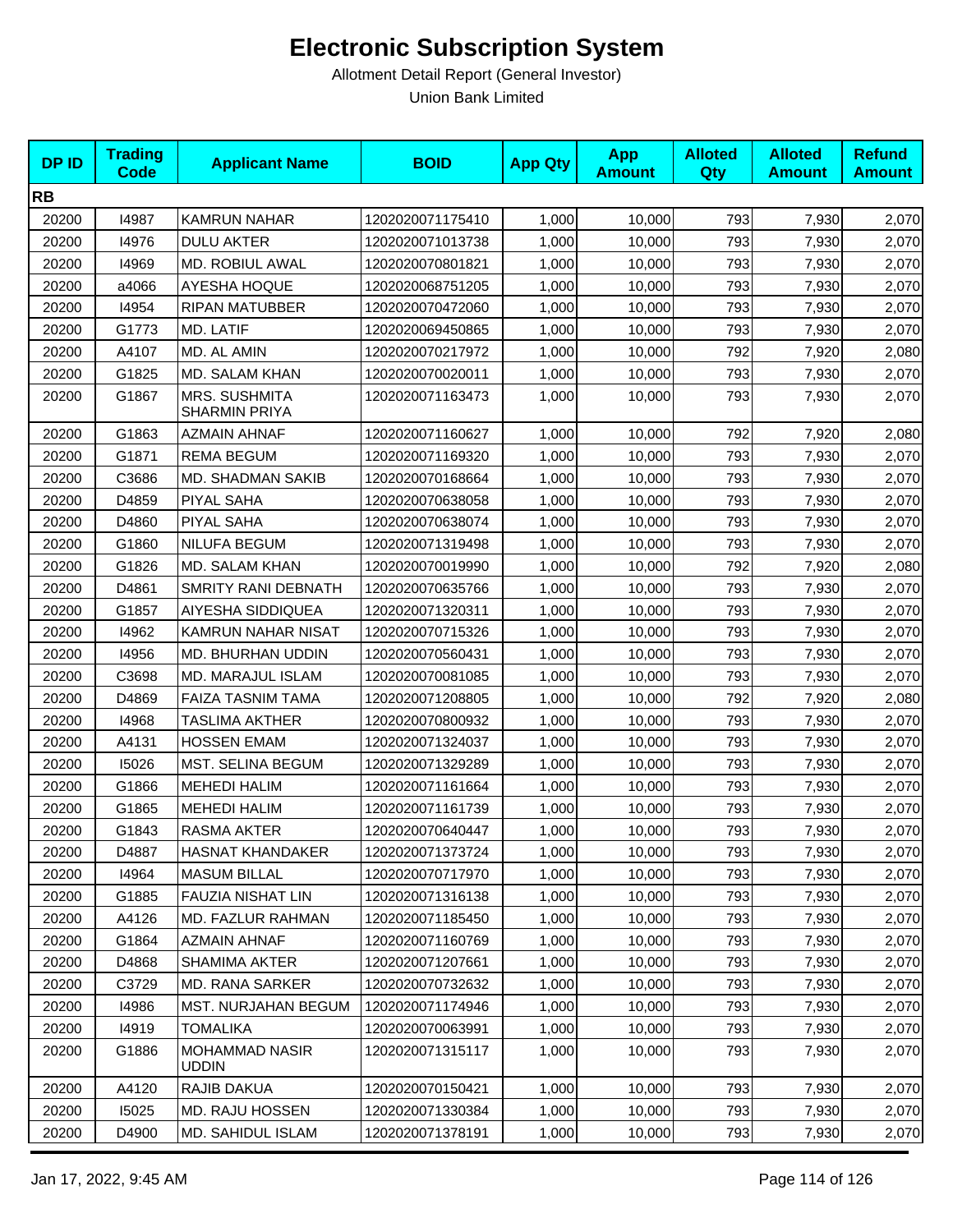# Electronic Subscription System

Allotment Detail Report (General Investor)

Union Bank Limited

| DP ID | Trading Code | Applicant Name | BOID | App Qty | App Amount | Alloted Qty | Alloted Amount | Refund Amount |
|---|---|---|---|---|---|---|---|---|
| **RB** | | | | | | | | |
| 20200 | I4987 | KAMRUN NAHAR | 1202020071175410 | 1,000 | 10,000 | 793 | 7,930 | 2,070 |
| 20200 | I4976 | DULU AKTER | 1202020071013738 | 1,000 | 10,000 | 793 | 7,930 | 2,070 |
| 20200 | I4969 | MD. ROBIUL AWAL | 1202020070801821 | 1,000 | 10,000 | 793 | 7,930 | 2,070 |
| 20200 | a4066 | AYESHA HOQUE | 1202020068751205 | 1,000 | 10,000 | 793 | 7,930 | 2,070 |
| 20200 | I4954 | RIPAN MATUBBER | 1202020070472060 | 1,000 | 10,000 | 793 | 7,930 | 2,070 |
| 20200 | G1773 | MD. LATIF | 1202020069450865 | 1,000 | 10,000 | 793 | 7,930 | 2,070 |
| 20200 | A4107 | MD. AL AMIN | 1202020070217972 | 1,000 | 10,000 | 792 | 7,920 | 2,080 |
| 20200 | G1825 | MD. SALAM KHAN | 1202020070020011 | 1,000 | 10,000 | 793 | 7,930 | 2,070 |
| 20200 | G1867 | MRS. SUSHMITA SHARMIN PRIYA | 1202020071163473 | 1,000 | 10,000 | 793 | 7,930 | 2,070 |
| 20200 | G1863 | AZMAIN AHNAF | 1202020071160627 | 1,000 | 10,000 | 792 | 7,920 | 2,080 |
| 20200 | G1871 | REMA BEGUM | 1202020071169320 | 1,000 | 10,000 | 793 | 7,930 | 2,070 |
| 20200 | C3686 | MD. SHADMAN SAKIB | 1202020070168664 | 1,000 | 10,000 | 793 | 7,930 | 2,070 |
| 20200 | D4859 | PIYAL SAHA | 1202020070638058 | 1,000 | 10,000 | 793 | 7,930 | 2,070 |
| 20200 | D4860 | PIYAL SAHA | 1202020070638074 | 1,000 | 10,000 | 793 | 7,930 | 2,070 |
| 20200 | G1860 | NILUFA BEGUM | 1202020071319498 | 1,000 | 10,000 | 793 | 7,930 | 2,070 |
| 20200 | G1826 | MD. SALAM KHAN | 1202020070019990 | 1,000 | 10,000 | 792 | 7,920 | 2,080 |
| 20200 | D4861 | SMRITY RANI DEBNATH | 1202020070635766 | 1,000 | 10,000 | 793 | 7,930 | 2,070 |
| 20200 | G1857 | AIYESHA SIDDIQUEA | 1202020071320311 | 1,000 | 10,000 | 793 | 7,930 | 2,070 |
| 20200 | I4962 | KAMRUN NAHAR NISAT | 1202020070715326 | 1,000 | 10,000 | 793 | 7,930 | 2,070 |
| 20200 | I4956 | MD. BHURHAN UDDIN | 1202020070560431 | 1,000 | 10,000 | 793 | 7,930 | 2,070 |
| 20200 | C3698 | MD. MARAJUL ISLAM | 1202020070081085 | 1,000 | 10,000 | 793 | 7,930 | 2,070 |
| 20200 | D4869 | FAIZA TASNIM TAMA | 1202020071208805 | 1,000 | 10,000 | 792 | 7,920 | 2,080 |
| 20200 | I4968 | TASLIMA AKTHER | 1202020070800932 | 1,000 | 10,000 | 793 | 7,930 | 2,070 |
| 20200 | A4131 | HOSSEN EMAM | 1202020071324037 | 1,000 | 10,000 | 793 | 7,930 | 2,070 |
| 20200 | I5026 | MST. SELINA BEGUM | 1202020071329289 | 1,000 | 10,000 | 793 | 7,930 | 2,070 |
| 20200 | G1866 | MEHEDI HALIM | 1202020071161664 | 1,000 | 10,000 | 793 | 7,930 | 2,070 |
| 20200 | G1865 | MEHEDI HALIM | 1202020071161739 | 1,000 | 10,000 | 793 | 7,930 | 2,070 |
| 20200 | G1843 | RASMA AKTER | 1202020070640447 | 1,000 | 10,000 | 793 | 7,930 | 2,070 |
| 20200 | D4887 | HASNAT KHANDAKER | 1202020071373724 | 1,000 | 10,000 | 793 | 7,930 | 2,070 |
| 20200 | I4964 | MASUM BILLAL | 1202020070717970 | 1,000 | 10,000 | 793 | 7,930 | 2,070 |
| 20200 | G1885 | FAUZIA NISHAT LIN | 1202020071316138 | 1,000 | 10,000 | 793 | 7,930 | 2,070 |
| 20200 | A4126 | MD. FAZLUR RAHMAN | 1202020071185450 | 1,000 | 10,000 | 793 | 7,930 | 2,070 |
| 20200 | G1864 | AZMAIN AHNAF | 1202020071160769 | 1,000 | 10,000 | 793 | 7,930 | 2,070 |
| 20200 | D4868 | SHAMIMA AKTER | 1202020071207661 | 1,000 | 10,000 | 793 | 7,930 | 2,070 |
| 20200 | C3729 | MD. RANA SARKER | 1202020070732632 | 1,000 | 10,000 | 793 | 7,930 | 2,070 |
| 20200 | I4986 | MST. NURJAHAN BEGUM | 1202020071174946 | 1,000 | 10,000 | 793 | 7,930 | 2,070 |
| 20200 | I4919 | TOMALIKA | 1202020070063991 | 1,000 | 10,000 | 793 | 7,930 | 2,070 |
| 20200 | G1886 | MOHAMMAD NASIR UDDIN | 1202020071315117 | 1,000 | 10,000 | 793 | 7,930 | 2,070 |
| 20200 | A4120 | RAJIB DAKUA | 1202020070150421 | 1,000 | 10,000 | 793 | 7,930 | 2,070 |
| 20200 | I5025 | MD. RAJU HOSSEN | 1202020071330384 | 1,000 | 10,000 | 793 | 7,930 | 2,070 |
| 20200 | D4900 | MD. SAHIDUL ISLAM | 1202020071378191 | 1,000 | 10,000 | 793 | 7,930 | 2,070 |

Jan 17, 2022, 9:45 AM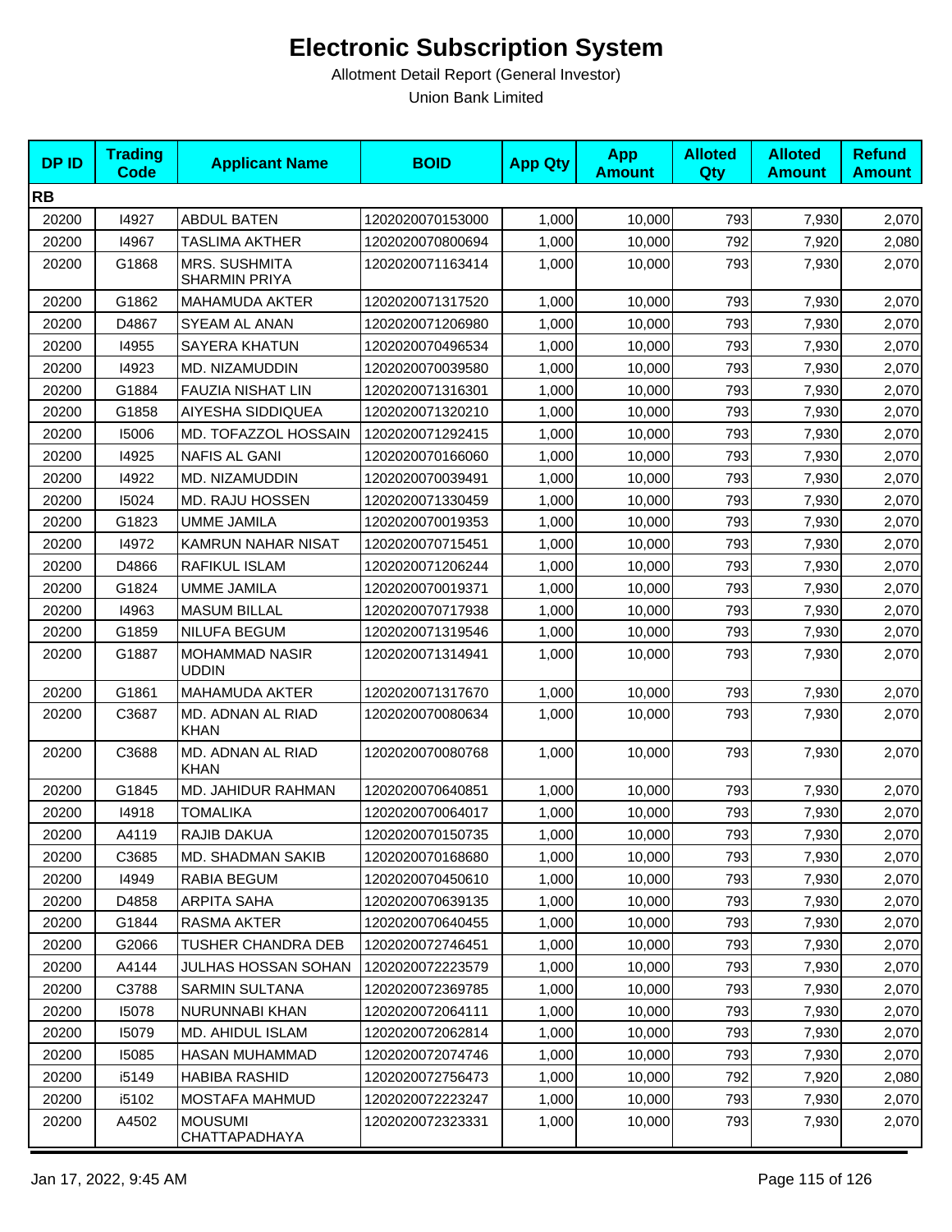# Electronic Subscription System

Allotment Detail Report (General Investor)

Union Bank Limited

| DP ID | Trading Code | Applicant Name | BOID | App Qty | App Amount | Alloted Qty | Alloted Amount | Refund Amount |
|---|---|---|---|---|---|---|---|---|
| **RB** | | | | | | | | |
| 20200 | I4927 | ABDUL BATEN | 1202020070153000 | 1,000 | 10,000 | 793 | 7,930 | 2,070 |
| 20200 | I4967 | TASLIMA AKTHER | 1202020070800694 | 1,000 | 10,000 | 792 | 7,920 | 2,080 |
| 20200 | G1868 | MRS. SUSHMITA SHARMIN PRIYA | 1202020071163414 | 1,000 | 10,000 | 793 | 7,930 | 2,070 |
| 20200 | G1862 | MAHAMUDA AKTER | 1202020071317520 | 1,000 | 10,000 | 793 | 7,930 | 2,070 |
| 20200 | D4867 | SYEAM AL ANAN | 1202020071206980 | 1,000 | 10,000 | 793 | 7,930 | 2,070 |
| 20200 | I4955 | SAYERA KHATUN | 1202020070496534 | 1,000 | 10,000 | 793 | 7,930 | 2,070 |
| 20200 | I4923 | MD. NIZAMUDDIN | 1202020070039580 | 1,000 | 10,000 | 793 | 7,930 | 2,070 |
| 20200 | G1884 | FAUZIA NISHAT LIN | 1202020071316301 | 1,000 | 10,000 | 793 | 7,930 | 2,070 |
| 20200 | G1858 | AIYESHA SIDDIQUEA | 1202020071320210 | 1,000 | 10,000 | 793 | 7,930 | 2,070 |
| 20200 | I5006 | MD. TOFAZZOL HOSSAIN | 1202020071292415 | 1,000 | 10,000 | 793 | 7,930 | 2,070 |
| 20200 | I4925 | NAFIS AL GANI | 1202020070166060 | 1,000 | 10,000 | 793 | 7,930 | 2,070 |
| 20200 | I4922 | MD. NIZAMUDDIN | 1202020070039491 | 1,000 | 10,000 | 793 | 7,930 | 2,070 |
| 20200 | I5024 | MD. RAJU HOSSEN | 1202020071330459 | 1,000 | 10,000 | 793 | 7,930 | 2,070 |
| 20200 | G1823 | UMME JAMILA | 1202020070019353 | 1,000 | 10,000 | 793 | 7,930 | 2,070 |
| 20200 | I4972 | KAMRUN NAHAR NISAT | 1202020070715451 | 1,000 | 10,000 | 793 | 7,930 | 2,070 |
| 20200 | D4866 | RAFIKUL ISLAM | 1202020071206244 | 1,000 | 10,000 | 793 | 7,930 | 2,070 |
| 20200 | G1824 | UMME JAMILA | 1202020070019371 | 1,000 | 10,000 | 793 | 7,930 | 2,070 |
| 20200 | I4963 | MASUM BILLAL | 1202020070717938 | 1,000 | 10,000 | 793 | 7,930 | 2,070 |
| 20200 | G1859 | NILUFA BEGUM | 1202020071319546 | 1,000 | 10,000 | 793 | 7,930 | 2,070 |
| 20200 | G1887 | MOHAMMAD NASIR UDDIN | 1202020071314941 | 1,000 | 10,000 | 793 | 7,930 | 2,070 |
| 20200 | G1861 | MAHAMUDA AKTER | 1202020071317670 | 1,000 | 10,000 | 793 | 7,930 | 2,070 |
| 20200 | C3687 | MD. ADNAN AL RIAD KHAN | 1202020070080634 | 1,000 | 10,000 | 793 | 7,930 | 2,070 |
| 20200 | C3688 | MD. ADNAN AL RIAD KHAN | 1202020070080768 | 1,000 | 10,000 | 793 | 7,930 | 2,070 |
| 20200 | G1845 | MD. JAHIDUR RAHMAN | 1202020070640851 | 1,000 | 10,000 | 793 | 7,930 | 2,070 |
| 20200 | I4918 | TOMALIKA | 1202020070064017 | 1,000 | 10,000 | 793 | 7,930 | 2,070 |
| 20200 | A4119 | RAJIB DAKUA | 1202020070150735 | 1,000 | 10,000 | 793 | 7,930 | 2,070 |
| 20200 | C3685 | MD. SHADMAN SAKIB | 1202020070168680 | 1,000 | 10,000 | 793 | 7,930 | 2,070 |
| 20200 | I4949 | RABIA BEGUM | 1202020070450610 | 1,000 | 10,000 | 793 | 7,930 | 2,070 |
| 20200 | D4858 | ARPITA SAHA | 1202020070639135 | 1,000 | 10,000 | 793 | 7,930 | 2,070 |
| 20200 | G1844 | RASMA AKTER | 1202020070640455 | 1,000 | 10,000 | 793 | 7,930 | 2,070 |
| 20200 | G2066 | TUSHER CHANDRA DEB | 1202020072746451 | 1,000 | 10,000 | 793 | 7,930 | 2,070 |
| 20200 | A4144 | JULHAS HOSSAN SOHAN | 1202020072223579 | 1,000 | 10,000 | 793 | 7,930 | 2,070 |
| 20200 | C3788 | SARMIN SULTANA | 1202020072369785 | 1,000 | 10,000 | 793 | 7,930 | 2,070 |
| 20200 | I5078 | NURUNNABI KHAN | 1202020072064111 | 1,000 | 10,000 | 793 | 7,930 | 2,070 |
| 20200 | I5079 | MD. AHIDUL ISLAM | 1202020072062814 | 1,000 | 10,000 | 793 | 7,930 | 2,070 |
| 20200 | I5085 | HASAN MUHAMMAD | 1202020072074746 | 1,000 | 10,000 | 793 | 7,930 | 2,070 |
| 20200 | i5149 | HABIBA RASHID | 1202020072756473 | 1,000 | 10,000 | 792 | 7,920 | 2,080 |
| 20200 | i5102 | MOSTAFA MAHMUD | 1202020072223247 | 1,000 | 10,000 | 793 | 7,930 | 2,070 |
| 20200 | A4502 | MOUSUMI CHATTAPADHAYA | 1202020072323331 | 1,000 | 10,000 | 793 | 7,930 | 2,070 |

Jan 17, 2022, 9:45 AM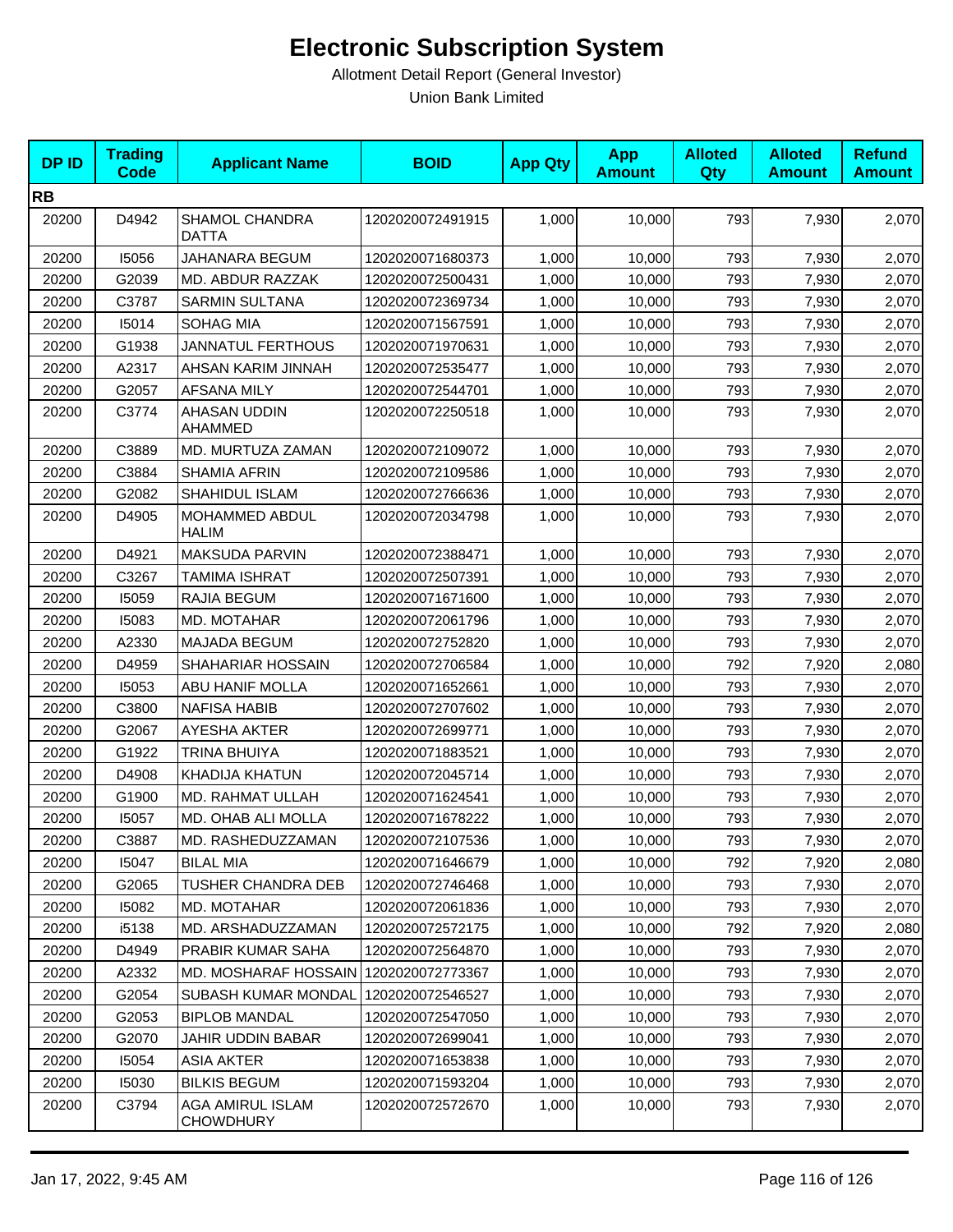# Electronic Subscription System

Allotment Detail Report (General Investor)

Union Bank Limited

| DP ID | Trading Code | Applicant Name | BOID | App Qty | App Amount | Alloted Qty | Alloted Amount | Refund Amount |
|---|---|---|---|---|---|---|---|---|
| **RB** | | | | | | | | |
| 20200 | D4942 | SHAMOL CHANDRA DATTA | 1202020072491915 | 1,000 | 10,000 | 793 | 7,930 | 2,070 |
| 20200 | I5056 | JAHANARA BEGUM | 1202020071680373 | 1,000 | 10,000 | 793 | 7,930 | 2,070 |
| 20200 | G2039 | MD. ABDUR RAZZAK | 1202020072500431 | 1,000 | 10,000 | 793 | 7,930 | 2,070 |
| 20200 | C3787 | SARMIN SULTANA | 1202020072369734 | 1,000 | 10,000 | 793 | 7,930 | 2,070 |
| 20200 | I5014 | SOHAG MIA | 1202020071567591 | 1,000 | 10,000 | 793 | 7,930 | 2,070 |
| 20200 | G1938 | JANNATUL FERTHOUS | 1202020071970631 | 1,000 | 10,000 | 793 | 7,930 | 2,070 |
| 20200 | A2317 | AHSAN KARIM JINNAH | 1202020072535477 | 1,000 | 10,000 | 793 | 7,930 | 2,070 |
| 20200 | G2057 | AFSANA MILY | 1202020072544701 | 1,000 | 10,000 | 793 | 7,930 | 2,070 |
| 20200 | C3774 | AHASAN UDDIN AHAMMED | 1202020072250518 | 1,000 | 10,000 | 793 | 7,930 | 2,070 |
| 20200 | C3889 | MD. MURTUZA ZAMAN | 1202020072109072 | 1,000 | 10,000 | 793 | 7,930 | 2,070 |
| 20200 | C3884 | SHAMIA AFRIN | 1202020072109586 | 1,000 | 10,000 | 793 | 7,930 | 2,070 |
| 20200 | G2082 | SHAHIDUL ISLAM | 1202020072766636 | 1,000 | 10,000 | 793 | 7,930 | 2,070 |
| 20200 | D4905 | MOHAMMED ABDUL HALIM | 1202020072034798 | 1,000 | 10,000 | 793 | 7,930 | 2,070 |
| 20200 | D4921 | MAKSUDA PARVIN | 1202020072388471 | 1,000 | 10,000 | 793 | 7,930 | 2,070 |
| 20200 | C3267 | TAMIMA ISHRAT | 1202020072507391 | 1,000 | 10,000 | 793 | 7,930 | 2,070 |
| 20200 | I5059 | RAJIA BEGUM | 1202020071671600 | 1,000 | 10,000 | 793 | 7,930 | 2,070 |
| 20200 | I5083 | MD. MOTAHAR | 1202020072061796 | 1,000 | 10,000 | 793 | 7,930 | 2,070 |
| 20200 | A2330 | MAJADA BEGUM | 1202020072752820 | 1,000 | 10,000 | 793 | 7,930 | 2,070 |
| 20200 | D4959 | SHAHARIAR HOSSAIN | 1202020072706584 | 1,000 | 10,000 | 792 | 7,920 | 2,080 |
| 20200 | I5053 | ABU HANIF MOLLA | 1202020071652661 | 1,000 | 10,000 | 793 | 7,930 | 2,070 |
| 20200 | C3800 | NAFISA HABIB | 1202020072707602 | 1,000 | 10,000 | 793 | 7,930 | 2,070 |
| 20200 | G2067 | AYESHA AKTER | 1202020072699771 | 1,000 | 10,000 | 793 | 7,930 | 2,070 |
| 20200 | G1922 | TRINA BHUIYA | 1202020071883521 | 1,000 | 10,000 | 793 | 7,930 | 2,070 |
| 20200 | D4908 | KHADIJA KHATUN | 1202020072045714 | 1,000 | 10,000 | 793 | 7,930 | 2,070 |
| 20200 | G1900 | MD. RAHMAT ULLAH | 1202020071624541 | 1,000 | 10,000 | 793 | 7,930 | 2,070 |
| 20200 | I5057 | MD. OHAB ALI MOLLA | 1202020071678222 | 1,000 | 10,000 | 793 | 7,930 | 2,070 |
| 20200 | C3887 | MD. RASHEDUZZAMAN | 1202020072107536 | 1,000 | 10,000 | 793 | 7,930 | 2,070 |
| 20200 | I5047 | BILAL MIA | 1202020071646679 | 1,000 | 10,000 | 792 | 7,920 | 2,080 |
| 20200 | G2065 | TUSHER CHANDRA DEB | 1202020072746468 | 1,000 | 10,000 | 793 | 7,930 | 2,070 |
| 20200 | I5082 | MD. MOTAHAR | 1202020072061836 | 1,000 | 10,000 | 793 | 7,930 | 2,070 |
| 20200 | i5138 | MD. ARSHADUZZAMAN | 1202020072572175 | 1,000 | 10,000 | 792 | 7,920 | 2,080 |
| 20200 | D4949 | PRABIR KUMAR SAHA | 1202020072564870 | 1,000 | 10,000 | 793 | 7,930 | 2,070 |
| 20200 | A2332 | MD. MOSHARAF HOSSAIN | 1202020072773367 | 1,000 | 10,000 | 793 | 7,930 | 2,070 |
| 20200 | G2054 | SUBASH KUMAR MONDAL | 1202020072546527 | 1,000 | 10,000 | 793 | 7,930 | 2,070 |
| 20200 | G2053 | BIPLOB MANDAL | 1202020072547050 | 1,000 | 10,000 | 793 | 7,930 | 2,070 |
| 20200 | G2070 | JAHIR UDDIN BABAR | 1202020072699041 | 1,000 | 10,000 | 793 | 7,930 | 2,070 |
| 20200 | I5054 | ASIA AKTER | 1202020071653838 | 1,000 | 10,000 | 793 | 7,930 | 2,070 |
| 20200 | I5030 | BILKIS BEGUM | 1202020071593204 | 1,000 | 10,000 | 793 | 7,930 | 2,070 |
| 20200 | C3794 | AGA AMIRUL ISLAM CHOWDHURY | 1202020072572670 | 1,000 | 10,000 | 793 | 7,930 | 2,070 |

Jan 17, 2022, 9:45 AM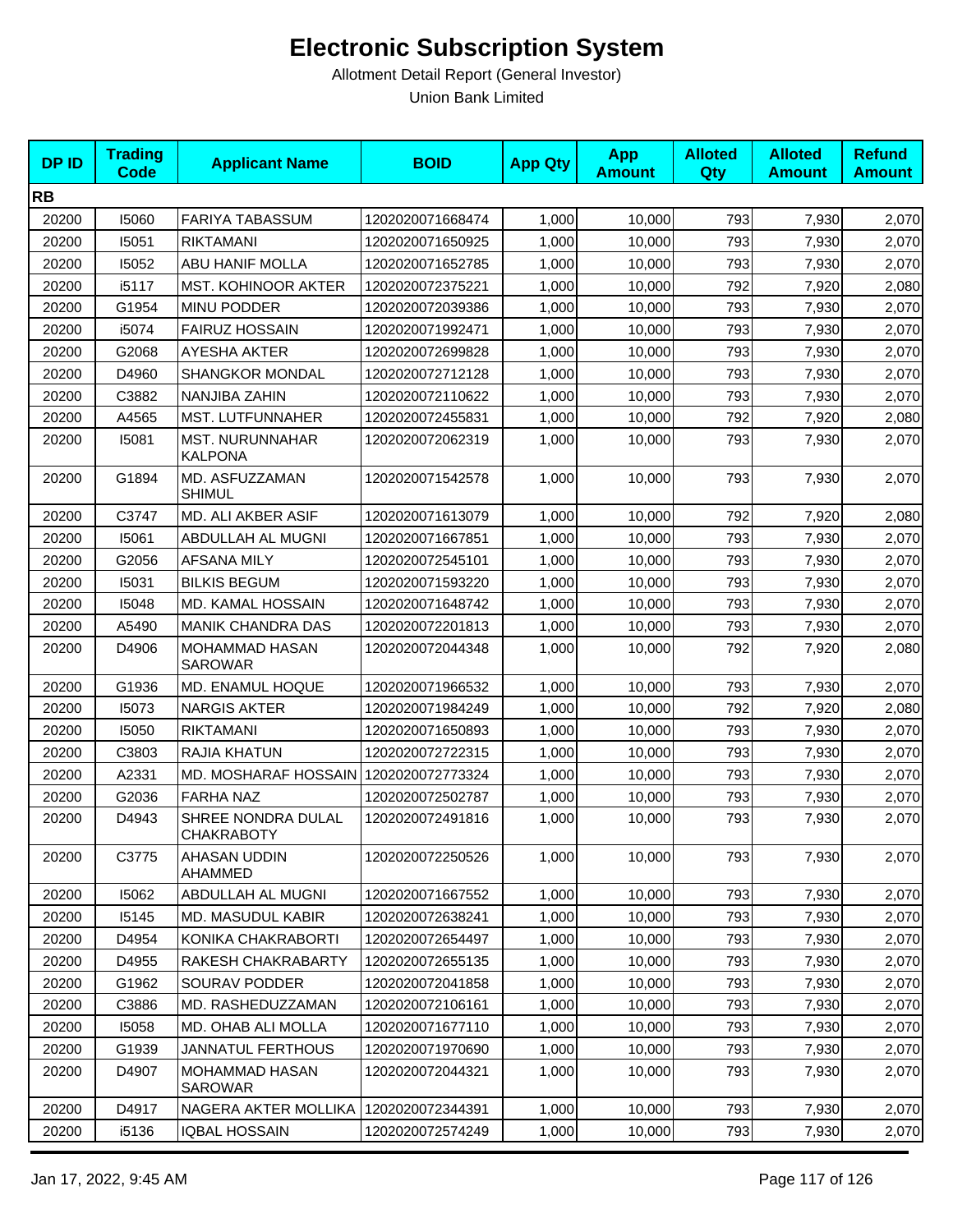# Electronic Subscription System

Allotment Detail Report (General Investor)

Union Bank Limited

| DP ID | Trading Code | Applicant Name | BOID | App Qty | App Amount | Alloted Qty | Alloted Amount | Refund Amount |
|---|---|---|---|---|---|---|---|---|
| **RB** | | | | | | | | |
| 20200 | I5060 | FARIYA TABASSUM | 1202020071668474 | 1,000 | 10,000 | 793 | 7,930 | 2,070 |
| 20200 | I5051 | RIKTAMANI | 1202020071650925 | 1,000 | 10,000 | 793 | 7,930 | 2,070 |
| 20200 | I5052 | ABU HANIF MOLLA | 1202020071652785 | 1,000 | 10,000 | 793 | 7,930 | 2,070 |
| 20200 | i5117 | MST. KOHINOOR AKTER | 1202020072375221 | 1,000 | 10,000 | 792 | 7,920 | 2,080 |
| 20200 | G1954 | MINU PODDER | 1202020072039386 | 1,000 | 10,000 | 793 | 7,930 | 2,070 |
| 20200 | i5074 | FAIRUZ HOSSAIN | 1202020071992471 | 1,000 | 10,000 | 793 | 7,930 | 2,070 |
| 20200 | G2068 | AYESHA AKTER | 1202020072699828 | 1,000 | 10,000 | 793 | 7,930 | 2,070 |
| 20200 | D4960 | SHANGKOR MONDAL | 1202020072712128 | 1,000 | 10,000 | 793 | 7,930 | 2,070 |
| 20200 | C3882 | NANJIBA ZAHIN | 1202020072110622 | 1,000 | 10,000 | 793 | 7,930 | 2,070 |
| 20200 | A4565 | MST. LUTFUNNAHER | 1202020072455831 | 1,000 | 10,000 | 792 | 7,920 | 2,080 |
| 20200 | I5081 | MST. NURUNNAHAR KALPONA | 1202020072062319 | 1,000 | 10,000 | 793 | 7,930 | 2,070 |
| 20200 | G1894 | MD. ASFUZZAMAN SHIMUL | 1202020071542578 | 1,000 | 10,000 | 793 | 7,930 | 2,070 |
| 20200 | C3747 | MD. ALI AKBER ASIF | 1202020071613079 | 1,000 | 10,000 | 792 | 7,920 | 2,080 |
| 20200 | I5061 | ABDULLAH AL MUGNI | 1202020071667851 | 1,000 | 10,000 | 793 | 7,930 | 2,070 |
| 20200 | G2056 | AFSANA MILY | 1202020072545101 | 1,000 | 10,000 | 793 | 7,930 | 2,070 |
| 20200 | I5031 | BILKIS BEGUM | 1202020071593220 | 1,000 | 10,000 | 793 | 7,930 | 2,070 |
| 20200 | I5048 | MD. KAMAL HOSSAIN | 1202020071648742 | 1,000 | 10,000 | 793 | 7,930 | 2,070 |
| 20200 | A5490 | MANIK CHANDRA DAS | 1202020072201813 | 1,000 | 10,000 | 793 | 7,930 | 2,070 |
| 20200 | D4906 | MOHAMMAD HASAN SAROWAR | 1202020072044348 | 1,000 | 10,000 | 792 | 7,920 | 2,080 |
| 20200 | G1936 | MD. ENAMUL HOQUE | 1202020071966532 | 1,000 | 10,000 | 793 | 7,930 | 2,070 |
| 20200 | I5073 | NARGIS AKTER | 1202020071984249 | 1,000 | 10,000 | 792 | 7,920 | 2,080 |
| 20200 | I5050 | RIKTAMANI | 1202020071650893 | 1,000 | 10,000 | 793 | 7,930 | 2,070 |
| 20200 | C3803 | RAJIA KHATUN | 1202020072722315 | 1,000 | 10,000 | 793 | 7,930 | 2,070 |
| 20200 | A2331 | MD. MOSHARAF HOSSAIN | 1202020072773324 | 1,000 | 10,000 | 793 | 7,930 | 2,070 |
| 20200 | G2036 | FARHA NAZ | 1202020072502787 | 1,000 | 10,000 | 793 | 7,930 | 2,070 |
| 20200 | D4943 | SHREE NONDRA DULAL CHAKRABOTY | 1202020072491816 | 1,000 | 10,000 | 793 | 7,930 | 2,070 |
| 20200 | C3775 | AHASAN UDDIN AHAMMED | 1202020072250526 | 1,000 | 10,000 | 793 | 7,930 | 2,070 |
| 20200 | I5062 | ABDULLAH AL MUGNI | 1202020071667552 | 1,000 | 10,000 | 793 | 7,930 | 2,070 |
| 20200 | I5145 | MD. MASUDUL KABIR | 1202020072638241 | 1,000 | 10,000 | 793 | 7,930 | 2,070 |
| 20200 | D4954 | KONIKA CHAKRABORTI | 1202020072654497 | 1,000 | 10,000 | 793 | 7,930 | 2,070 |
| 20200 | D4955 | RAKESH CHAKRABARTY | 1202020072655135 | 1,000 | 10,000 | 793 | 7,930 | 2,070 |
| 20200 | G1962 | SOURAV PODDER | 1202020072041858 | 1,000 | 10,000 | 793 | 7,930 | 2,070 |
| 20200 | C3886 | MD. RASHEDUZZAMAN | 1202020072106161 | 1,000 | 10,000 | 793 | 7,930 | 2,070 |
| 20200 | I5058 | MD. OHAB ALI MOLLA | 1202020071677110 | 1,000 | 10,000 | 793 | 7,930 | 2,070 |
| 20200 | G1939 | JANNATUL FERTHOUS | 1202020071970690 | 1,000 | 10,000 | 793 | 7,930 | 2,070 |
| 20200 | D4907 | MOHAMMAD HASAN SAROWAR | 1202020072044321 | 1,000 | 10,000 | 793 | 7,930 | 2,070 |
| 20200 | D4917 | NAGERA AKTER MOLLIKA | 1202020072344391 | 1,000 | 10,000 | 793 | 7,930 | 2,070 |
| 20200 | i5136 | IQBAL HOSSAIN | 1202020072574249 | 1,000 | 10,000 | 793 | 7,930 | 2,070 |

Jan 17, 2022, 9:45 AM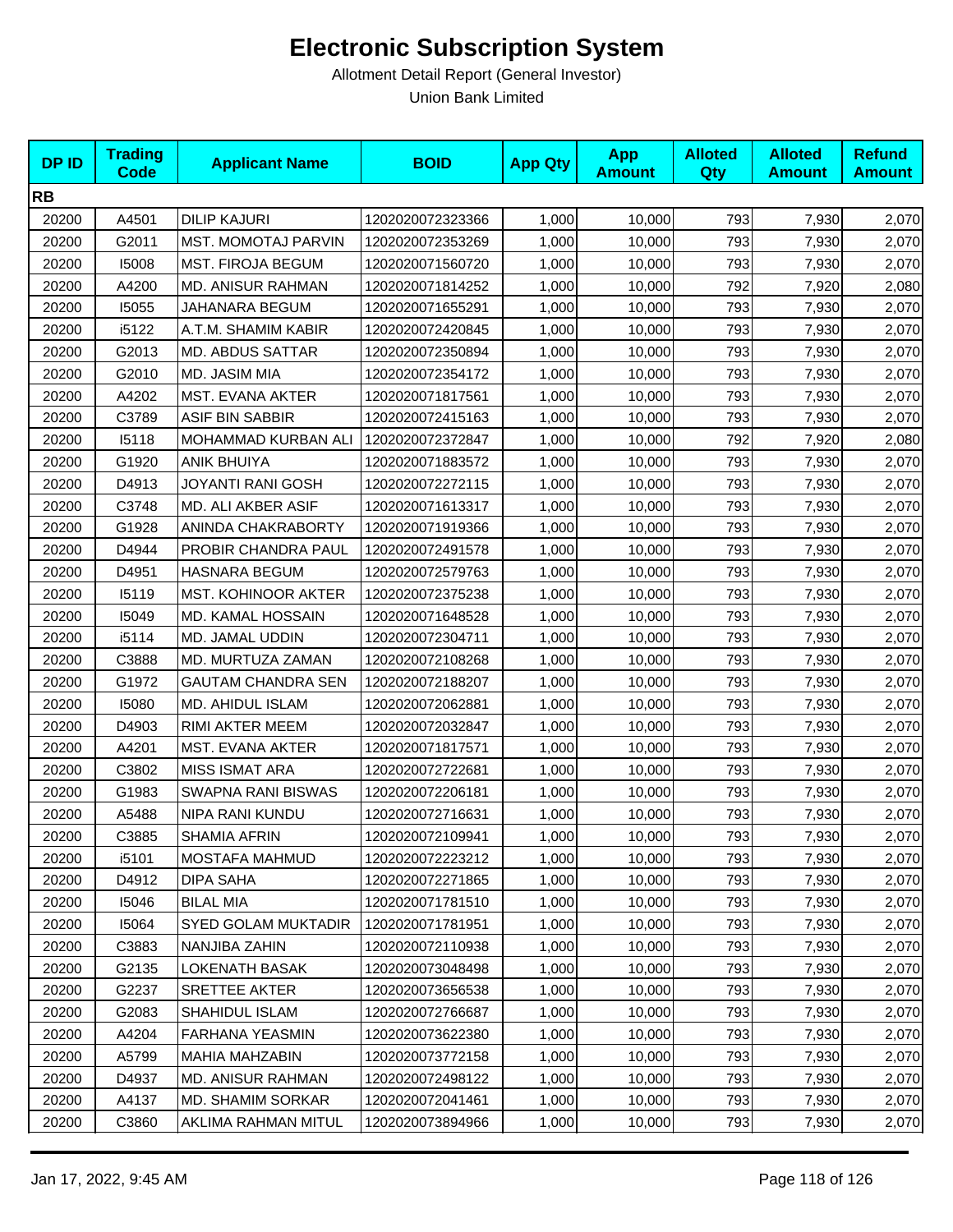# Electronic Subscription System

Allotment Detail Report (General Investor)

Union Bank Limited

| DP ID | Trading Code | Applicant Name | BOID | App Qty | App Amount | Alloted Qty | Alloted Amount | Refund Amount |
|---|---|---|---|---|---|---|---|---|
| **RB** | | | | | | | | |
| 20200 | A4501 | DILIP KAJURI | 1202020072323366 | 1,000 | 10,000 | 793 | 7,930 | 2,070 |
| 20200 | G2011 | MST. MOMOTAJ PARVIN | 1202020072353269 | 1,000 | 10,000 | 793 | 7,930 | 2,070 |
| 20200 | I5008 | MST. FIROJA BEGUM | 1202020071560720 | 1,000 | 10,000 | 793 | 7,930 | 2,070 |
| 20200 | A4200 | MD. ANISUR RAHMAN | 1202020071814252 | 1,000 | 10,000 | 792 | 7,920 | 2,080 |
| 20200 | I5055 | JAHANARA BEGUM | 1202020071655291 | 1,000 | 10,000 | 793 | 7,930 | 2,070 |
| 20200 | i5122 | A.T.M. SHAMIM KABIR | 1202020072420845 | 1,000 | 10,000 | 793 | 7,930 | 2,070 |
| 20200 | G2013 | MD. ABDUS SATTAR | 1202020072350894 | 1,000 | 10,000 | 793 | 7,930 | 2,070 |
| 20200 | G2010 | MD. JASIM MIA | 1202020072354172 | 1,000 | 10,000 | 793 | 7,930 | 2,070 |
| 20200 | A4202 | MST. EVANA AKTER | 1202020071817561 | 1,000 | 10,000 | 793 | 7,930 | 2,070 |
| 20200 | C3789 | ASIF BIN SABBIR | 1202020072415163 | 1,000 | 10,000 | 793 | 7,930 | 2,070 |
| 20200 | I5118 | MOHAMMAD KURBAN ALI | 1202020072372847 | 1,000 | 10,000 | 792 | 7,920 | 2,080 |
| 20200 | G1920 | ANIK BHUIYA | 1202020071883572 | 1,000 | 10,000 | 793 | 7,930 | 2,070 |
| 20200 | D4913 | JOYANTI RANI GOSH | 1202020072272115 | 1,000 | 10,000 | 793 | 7,930 | 2,070 |
| 20200 | C3748 | MD. ALI AKBER ASIF | 1202020071613317 | 1,000 | 10,000 | 793 | 7,930 | 2,070 |
| 20200 | G1928 | ANINDA CHAKRABORTY | 1202020071919366 | 1,000 | 10,000 | 793 | 7,930 | 2,070 |
| 20200 | D4944 | PROBIR CHANDRA PAUL | 1202020072491578 | 1,000 | 10,000 | 793 | 7,930 | 2,070 |
| 20200 | D4951 | HASNARA BEGUM | 1202020072579763 | 1,000 | 10,000 | 793 | 7,930 | 2,070 |
| 20200 | I5119 | MST. KOHINOOR AKTER | 1202020072375238 | 1,000 | 10,000 | 793 | 7,930 | 2,070 |
| 20200 | I5049 | MD. KAMAL HOSSAIN | 1202020071648528 | 1,000 | 10,000 | 793 | 7,930 | 2,070 |
| 20200 | i5114 | MD. JAMAL UDDIN | 1202020072304711 | 1,000 | 10,000 | 793 | 7,930 | 2,070 |
| 20200 | C3888 | MD. MURTUZA ZAMAN | 1202020072108268 | 1,000 | 10,000 | 793 | 7,930 | 2,070 |
| 20200 | G1972 | GAUTAM CHANDRA SEN | 1202020072188207 | 1,000 | 10,000 | 793 | 7,930 | 2,070 |
| 20200 | I5080 | MD. AHIDUL ISLAM | 1202020072062881 | 1,000 | 10,000 | 793 | 7,930 | 2,070 |
| 20200 | D4903 | RIMI AKTER MEEM | 1202020072032847 | 1,000 | 10,000 | 793 | 7,930 | 2,070 |
| 20200 | A4201 | MST. EVANA AKTER | 1202020071817571 | 1,000 | 10,000 | 793 | 7,930 | 2,070 |
| 20200 | C3802 | MISS ISMAT ARA | 1202020072722681 | 1,000 | 10,000 | 793 | 7,930 | 2,070 |
| 20200 | G1983 | SWAPNA RANI BISWAS | 1202020072206181 | 1,000 | 10,000 | 793 | 7,930 | 2,070 |
| 20200 | A5488 | NIPA RANI KUNDU | 1202020072716631 | 1,000 | 10,000 | 793 | 7,930 | 2,070 |
| 20200 | C3885 | SHAMIA AFRIN | 1202020072109941 | 1,000 | 10,000 | 793 | 7,930 | 2,070 |
| 20200 | i5101 | MOSTAFA MAHMUD | 1202020072223212 | 1,000 | 10,000 | 793 | 7,930 | 2,070 |
| 20200 | D4912 | DIPA SAHA | 1202020072271865 | 1,000 | 10,000 | 793 | 7,930 | 2,070 |
| 20200 | I5046 | BILAL MIA | 1202020071781510 | 1,000 | 10,000 | 793 | 7,930 | 2,070 |
| 20200 | I5064 | SYED GOLAM MUKTADIR | 1202020071781951 | 1,000 | 10,000 | 793 | 7,930 | 2,070 |
| 20200 | C3883 | NANJIBA ZAHIN | 1202020072110938 | 1,000 | 10,000 | 793 | 7,930 | 2,070 |
| 20200 | G2135 | LOKENATH BASAK | 1202020073048498 | 1,000 | 10,000 | 793 | 7,930 | 2,070 |
| 20200 | G2237 | SRETTEE AKTER | 1202020073656538 | 1,000 | 10,000 | 793 | 7,930 | 2,070 |
| 20200 | G2083 | SHAHIDUL ISLAM | 1202020072766687 | 1,000 | 10,000 | 793 | 7,930 | 2,070 |
| 20200 | A4204 | FARHANA YEASMIN | 1202020073622380 | 1,000 | 10,000 | 793 | 7,930 | 2,070 |
| 20200 | A5799 | MAHIA MAHZABIN | 1202020073772158 | 1,000 | 10,000 | 793 | 7,930 | 2,070 |
| 20200 | D4937 | MD. ANISUR RAHMAN | 1202020072498122 | 1,000 | 10,000 | 793 | 7,930 | 2,070 |
| 20200 | A4137 | MD. SHAMIM SORKAR | 1202020072041461 | 1,000 | 10,000 | 793 | 7,930 | 2,070 |
| 20200 | C3860 | AKLIMA RAHMAN MITUL | 1202020073894966 | 1,000 | 10,000 | 793 | 7,930 | 2,070 |

Jan 17, 2022, 9:45 AM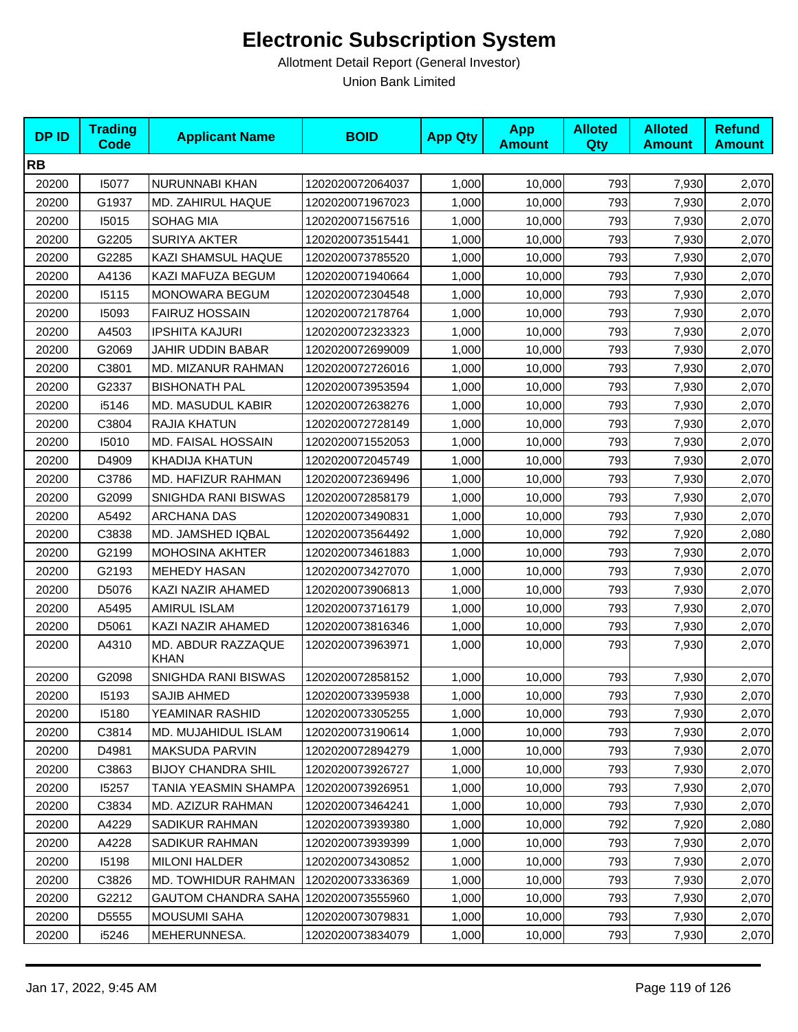# Electronic Subscription System

Allotment Detail Report (General Investor)

Union Bank Limited

| DP ID | Trading Code | Applicant Name | BOID | App Qty | App Amount | Alloted Qty | Alloted Amount | Refund Amount |
|---|---|---|---|---|---|---|---|---|
| **RB** | | | | | | | | |
| 20200 | I5077 | NURUNNABI KHAN | 1202020072064037 | 1,000 | 10,000 | 793 | 7,930 | 2,070 |
| 20200 | G1937 | MD. ZAHIRUL HAQUE | 1202020071967023 | 1,000 | 10,000 | 793 | 7,930 | 2,070 |
| 20200 | I5015 | SOHAG MIA | 1202020071567516 | 1,000 | 10,000 | 793 | 7,930 | 2,070 |
| 20200 | G2205 | SURIYA AKTER | 1202020073515441 | 1,000 | 10,000 | 793 | 7,930 | 2,070 |
| 20200 | G2285 | KAZI SHAMSUL HAQUE | 1202020073785520 | 1,000 | 10,000 | 793 | 7,930 | 2,070 |
| 20200 | A4136 | KAZI MAFUZA BEGUM | 1202020071940664 | 1,000 | 10,000 | 793 | 7,930 | 2,070 |
| 20200 | I5115 | MONOWARA BEGUM | 1202020072304548 | 1,000 | 10,000 | 793 | 7,930 | 2,070 |
| 20200 | I5093 | FAIRUZ HOSSAIN | 1202020072178764 | 1,000 | 10,000 | 793 | 7,930 | 2,070 |
| 20200 | A4503 | IPSHITA KAJURI | 1202020072323323 | 1,000 | 10,000 | 793 | 7,930 | 2,070 |
| 20200 | G2069 | JAHIR UDDIN BABAR | 1202020072699009 | 1,000 | 10,000 | 793 | 7,930 | 2,070 |
| 20200 | C3801 | MD. MIZANUR RAHMAN | 1202020072726016 | 1,000 | 10,000 | 793 | 7,930 | 2,070 |
| 20200 | G2337 | BISHONATH PAL | 1202020073953594 | 1,000 | 10,000 | 793 | 7,930 | 2,070 |
| 20200 | i5146 | MD. MASUDUL KABIR | 1202020072638276 | 1,000 | 10,000 | 793 | 7,930 | 2,070 |
| 20200 | C3804 | RAJIA KHATUN | 1202020072728149 | 1,000 | 10,000 | 793 | 7,930 | 2,070 |
| 20200 | I5010 | MD. FAISAL HOSSAIN | 1202020071552053 | 1,000 | 10,000 | 793 | 7,930 | 2,070 |
| 20200 | D4909 | KHADIJA KHATUN | 1202020072045749 | 1,000 | 10,000 | 793 | 7,930 | 2,070 |
| 20200 | C3786 | MD. HAFIZUR RAHMAN | 1202020072369496 | 1,000 | 10,000 | 793 | 7,930 | 2,070 |
| 20200 | G2099 | SNIGHDA RANI BISWAS | 1202020072858179 | 1,000 | 10,000 | 793 | 7,930 | 2,070 |
| 20200 | A5492 | ARCHANA DAS | 1202020073490831 | 1,000 | 10,000 | 793 | 7,930 | 2,070 |
| 20200 | C3838 | MD. JAMSHED IQBAL | 1202020073564492 | 1,000 | 10,000 | 792 | 7,920 | 2,080 |
| 20200 | G2199 | MOHOSINA AKHTER | 1202020073461883 | 1,000 | 10,000 | 793 | 7,930 | 2,070 |
| 20200 | G2193 | MEHEDY HASAN | 1202020073427070 | 1,000 | 10,000 | 793 | 7,930 | 2,070 |
| 20200 | D5076 | KAZI NAZIR AHAMED | 1202020073906813 | 1,000 | 10,000 | 793 | 7,930 | 2,070 |
| 20200 | A5495 | AMIRUL ISLAM | 1202020073716179 | 1,000 | 10,000 | 793 | 7,930 | 2,070 |
| 20200 | D5061 | KAZI NAZIR AHAMED | 1202020073816346 | 1,000 | 10,000 | 793 | 7,930 | 2,070 |
| 20200 | A4310 | MD. ABDUR RAZZAQUE KHAN | 1202020073963971 | 1,000 | 10,000 | 793 | 7,930 | 2,070 |
| 20200 | G2098 | SNIGHDA RANI BISWAS | 1202020072858152 | 1,000 | 10,000 | 793 | 7,930 | 2,070 |
| 20200 | I5193 | SAJIB AHMED | 1202020073395938 | 1,000 | 10,000 | 793 | 7,930 | 2,070 |
| 20200 | I5180 | YEAMINAR RASHID | 1202020073305255 | 1,000 | 10,000 | 793 | 7,930 | 2,070 |
| 20200 | C3814 | MD. MUJAHIDUL ISLAM | 1202020073190614 | 1,000 | 10,000 | 793 | 7,930 | 2,070 |
| 20200 | D4981 | MAKSUDA PARVIN | 1202020072894279 | 1,000 | 10,000 | 793 | 7,930 | 2,070 |
| 20200 | C3863 | BIJOY CHANDRA SHIL | 1202020073926727 | 1,000 | 10,000 | 793 | 7,930 | 2,070 |
| 20200 | I5257 | TANIA YEASMIN SHAMPA | 1202020073926951 | 1,000 | 10,000 | 793 | 7,930 | 2,070 |
| 20200 | C3834 | MD. AZIZUR RAHMAN | 1202020073464241 | 1,000 | 10,000 | 793 | 7,930 | 2,070 |
| 20200 | A4229 | SADIKUR RAHMAN | 1202020073939380 | 1,000 | 10,000 | 792 | 7,920 | 2,080 |
| 20200 | A4228 | SADIKUR RAHMAN | 1202020073939399 | 1,000 | 10,000 | 793 | 7,930 | 2,070 |
| 20200 | I5198 | MILONI HALDER | 1202020073430852 | 1,000 | 10,000 | 793 | 7,930 | 2,070 |
| 20200 | C3826 | MD. TOWHIDUR RAHMAN | 1202020073336369 | 1,000 | 10,000 | 793 | 7,930 | 2,070 |
| 20200 | G2212 | GAUTOM CHANDRA SAHA | 1202020073555960 | 1,000 | 10,000 | 793 | 7,930 | 2,070 |
| 20200 | D5555 | MOUSUMI SAHA | 1202020073079831 | 1,000 | 10,000 | 793 | 7,930 | 2,070 |
| 20200 | i5246 | MEHERUNNESA. | 1202020073834079 | 1,000 | 10,000 | 793 | 7,930 | 2,070 |

Jan 17, 2022, 9:45 AM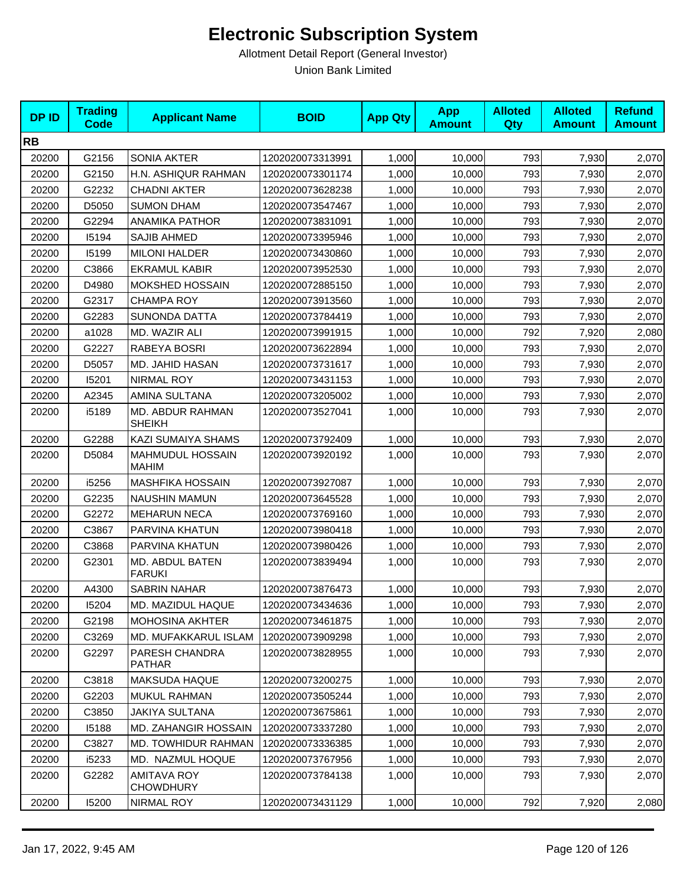# Electronic Subscription System

Allotment Detail Report (General Investor)

Union Bank Limited

| DP ID | Trading Code | Applicant Name | BOID | App Qty | App Amount | Alloted Qty | Alloted Amount | Refund Amount |
|---|---|---|---|---|---|---|---|---|
| **RB** | | | | | | | | |
| 20200 | G2156 | SONIA AKTER | 1202020073313991 | 1,000 | 10,000 | 793 | 7,930 | 2,070 |
| 20200 | G2150 | H.N. ASHIQUR RAHMAN | 1202020073301174 | 1,000 | 10,000 | 793 | 7,930 | 2,070 |
| 20200 | G2232 | CHADNI AKTER | 1202020073628238 | 1,000 | 10,000 | 793 | 7,930 | 2,070 |
| 20200 | D5050 | SUMON DHAM | 1202020073547467 | 1,000 | 10,000 | 793 | 7,930 | 2,070 |
| 20200 | G2294 | ANAMIKA PATHOR | 1202020073831091 | 1,000 | 10,000 | 793 | 7,930 | 2,070 |
| 20200 | I5194 | SAJIB AHMED | 1202020073395946 | 1,000 | 10,000 | 793 | 7,930 | 2,070 |
| 20200 | I5199 | MILONI HALDER | 1202020073430860 | 1,000 | 10,000 | 793 | 7,930 | 2,070 |
| 20200 | C3866 | EKRAMUL KABIR | 1202020073952530 | 1,000 | 10,000 | 793 | 7,930 | 2,070 |
| 20200 | D4980 | MOKSHED HOSSAIN | 1202020072885150 | 1,000 | 10,000 | 793 | 7,930 | 2,070 |
| 20200 | G2317 | CHAMPA ROY | 1202020073913560 | 1,000 | 10,000 | 793 | 7,930 | 2,070 |
| 20200 | G2283 | SUNONDA DATTA | 1202020073784419 | 1,000 | 10,000 | 793 | 7,930 | 2,070 |
| 20200 | a1028 | MD. WAZIR ALI | 1202020073991915 | 1,000 | 10,000 | 792 | 7,920 | 2,080 |
| 20200 | G2227 | RABEYA BOSRI | 1202020073622894 | 1,000 | 10,000 | 793 | 7,930 | 2,070 |
| 20200 | D5057 | MD. JAHID HASAN | 1202020073731617 | 1,000 | 10,000 | 793 | 7,930 | 2,070 |
| 20200 | I5201 | NIRMAL ROY | 1202020073431153 | 1,000 | 10,000 | 793 | 7,930 | 2,070 |
| 20200 | A2345 | AMINA SULTANA | 1202020073205002 | 1,000 | 10,000 | 793 | 7,930 | 2,070 |
| 20200 | i5189 | MD. ABDUR RAHMAN SHEIKH | 1202020073527041 | 1,000 | 10,000 | 793 | 7,930 | 2,070 |
| 20200 | G2288 | KAZI SUMAIYA SHAMS | 1202020073792409 | 1,000 | 10,000 | 793 | 7,930 | 2,070 |
| 20200 | D5084 | MAHMUDUL HOSSAIN MAHIM | 1202020073920192 | 1,000 | 10,000 | 793 | 7,930 | 2,070 |
| 20200 | i5256 | MASHFIKA HOSSAIN | 1202020073927087 | 1,000 | 10,000 | 793 | 7,930 | 2,070 |
| 20200 | G2235 | NAUSHIN MAMUN | 1202020073645528 | 1,000 | 10,000 | 793 | 7,930 | 2,070 |
| 20200 | G2272 | MEHARUN NECA | 1202020073769160 | 1,000 | 10,000 | 793 | 7,930 | 2,070 |
| 20200 | C3867 | PARVINA KHATUN | 1202020073980418 | 1,000 | 10,000 | 793 | 7,930 | 2,070 |
| 20200 | C3868 | PARVINA KHATUN | 1202020073980426 | 1,000 | 10,000 | 793 | 7,930 | 2,070 |
| 20200 | G2301 | MD. ABDUL BATEN FARUKI | 1202020073839494 | 1,000 | 10,000 | 793 | 7,930 | 2,070 |
| 20200 | A4300 | SABRIN NAHAR | 1202020073876473 | 1,000 | 10,000 | 793 | 7,930 | 2,070 |
| 20200 | I5204 | MD. MAZIDUL HAQUE | 1202020073434636 | 1,000 | 10,000 | 793 | 7,930 | 2,070 |
| 20200 | G2198 | MOHOSINA AKHTER | 1202020073461875 | 1,000 | 10,000 | 793 | 7,930 | 2,070 |
| 20200 | C3269 | MD. MUFAKKARUL ISLAM | 1202020073909298 | 1,000 | 10,000 | 793 | 7,930 | 2,070 |
| 20200 | G2297 | PARESH CHANDRA PATHAR | 1202020073828955 | 1,000 | 10,000 | 793 | 7,930 | 2,070 |
| 20200 | C3818 | MAKSUDA HAQUE | 1202020073200275 | 1,000 | 10,000 | 793 | 7,930 | 2,070 |
| 20200 | G2203 | MUKUL RAHMAN | 1202020073505244 | 1,000 | 10,000 | 793 | 7,930 | 2,070 |
| 20200 | C3850 | JAKIYA SULTANA | 1202020073675861 | 1,000 | 10,000 | 793 | 7,930 | 2,070 |
| 20200 | I5188 | MD. ZAHANGIR HOSSAIN | 1202020073337280 | 1,000 | 10,000 | 793 | 7,930 | 2,070 |
| 20200 | C3827 | MD. TOWHIDUR RAHMAN | 1202020073336385 | 1,000 | 10,000 | 793 | 7,930 | 2,070 |
| 20200 | i5233 | MD. NAZMUL HOQUE | 1202020073767956 | 1,000 | 10,000 | 793 | 7,930 | 2,070 |
| 20200 | G2282 | AMITAVA ROY CHOWDHURY | 1202020073784138 | 1,000 | 10,000 | 793 | 7,930 | 2,070 |
| 20200 | I5200 | NIRMAL ROY | 1202020073431129 | 1,000 | 10,000 | 792 | 7,920 | 2,080 |

Jan 17, 2022, 9:45 AM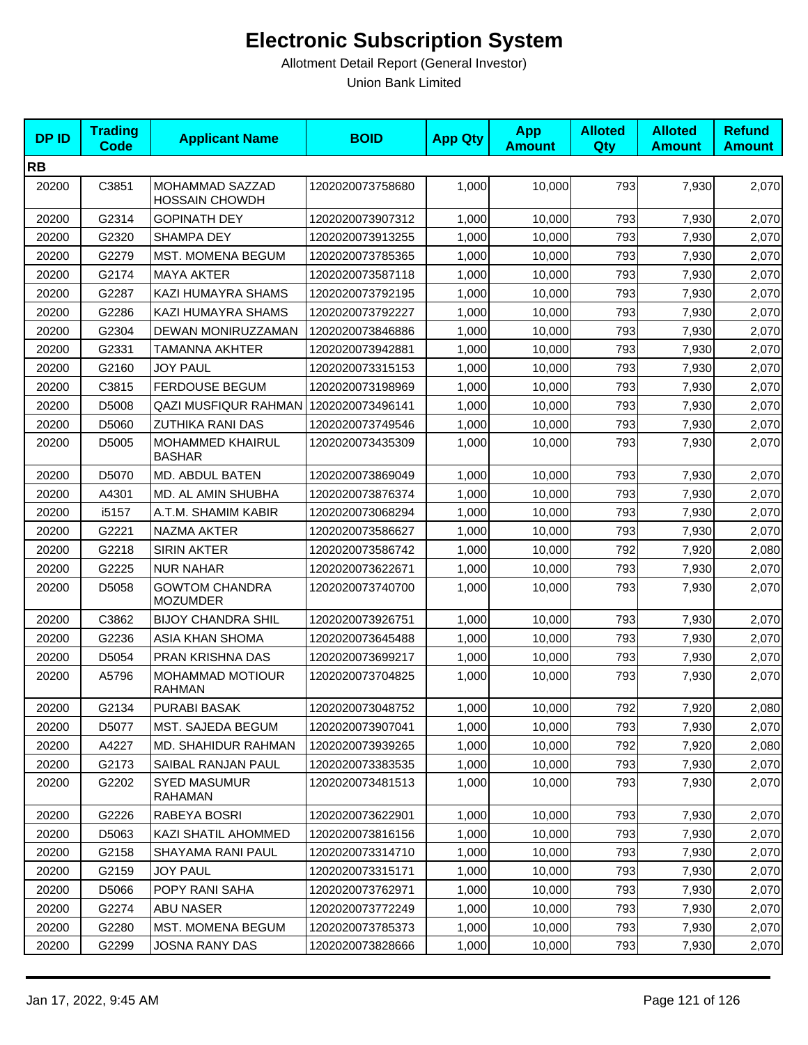# Electronic Subscription System

Allotment Detail Report (General Investor)

Union Bank Limited

| DP ID | Trading Code | Applicant Name | BOID | App Qty | App Amount | Alloted Qty | Alloted Amount | Refund Amount |
|---|---|---|---|---|---|---|---|---|
| **RB** | | | | | | | | |
| 20200 | C3851 | MOHAMMAD SAZZAD HOSSAIN CHOWDH | 1202020073758680 | 1,000 | 10,000 | 793 | 7,930 | 2,070 |
| 20200 | G2314 | GOPINATH DEY | 1202020073907312 | 1,000 | 10,000 | 793 | 7,930 | 2,070 |
| 20200 | G2320 | SHAMPA DEY | 1202020073913255 | 1,000 | 10,000 | 793 | 7,930 | 2,070 |
| 20200 | G2279 | MST. MOMENA BEGUM | 1202020073785365 | 1,000 | 10,000 | 793 | 7,930 | 2,070 |
| 20200 | G2174 | MAYA AKTER | 1202020073587118 | 1,000 | 10,000 | 793 | 7,930 | 2,070 |
| 20200 | G2287 | KAZI HUMAYRA SHAMS | 1202020073792195 | 1,000 | 10,000 | 793 | 7,930 | 2,070 |
| 20200 | G2286 | KAZI HUMAYRA SHAMS | 1202020073792227 | 1,000 | 10,000 | 793 | 7,930 | 2,070 |
| 20200 | G2304 | DEWAN MONIRUZZAMAN | 1202020073846886 | 1,000 | 10,000 | 793 | 7,930 | 2,070 |
| 20200 | G2331 | TAMANNA AKHTER | 1202020073942881 | 1,000 | 10,000 | 793 | 7,930 | 2,070 |
| 20200 | G2160 | JOY PAUL | 1202020073315153 | 1,000 | 10,000 | 793 | 7,930 | 2,070 |
| 20200 | C3815 | FERDOUSE BEGUM | 1202020073198969 | 1,000 | 10,000 | 793 | 7,930 | 2,070 |
| 20200 | D5008 | QAZI MUSFIQUR RAHMAN | 1202020073496141 | 1,000 | 10,000 | 793 | 7,930 | 2,070 |
| 20200 | D5060 | ZUTHIKA RANI DAS | 1202020073749546 | 1,000 | 10,000 | 793 | 7,930 | 2,070 |
| 20200 | D5005 | MOHAMMED KHAIRUL BASHAR | 1202020073435309 | 1,000 | 10,000 | 793 | 7,930 | 2,070 |
| 20200 | D5070 | MD. ABDUL BATEN | 1202020073869049 | 1,000 | 10,000 | 793 | 7,930 | 2,070 |
| 20200 | A4301 | MD. AL AMIN SHUBHA | 1202020073876374 | 1,000 | 10,000 | 793 | 7,930 | 2,070 |
| 20200 | i5157 | A.T.M. SHAMIM KABIR | 1202020073068294 | 1,000 | 10,000 | 793 | 7,930 | 2,070 |
| 20200 | G2221 | NAZMA AKTER | 1202020073586627 | 1,000 | 10,000 | 793 | 7,930 | 2,070 |
| 20200 | G2218 | SIRIN AKTER | 1202020073586742 | 1,000 | 10,000 | 792 | 7,920 | 2,080 |
| 20200 | G2225 | NUR NAHAR | 1202020073622671 | 1,000 | 10,000 | 793 | 7,930 | 2,070 |
| 20200 | D5058 | GOWTOM CHANDRA MOZUMDER | 1202020073740700 | 1,000 | 10,000 | 793 | 7,930 | 2,070 |
| 20200 | C3862 | BIJOY CHANDRA SHIL | 1202020073926751 | 1,000 | 10,000 | 793 | 7,930 | 2,070 |
| 20200 | G2236 | ASIA KHAN SHOMA | 1202020073645488 | 1,000 | 10,000 | 793 | 7,930 | 2,070 |
| 20200 | D5054 | PRAN KRISHNA DAS | 1202020073699217 | 1,000 | 10,000 | 793 | 7,930 | 2,070 |
| 20200 | A5796 | MOHAMMAD MOTIOUR RAHMAN | 1202020073704825 | 1,000 | 10,000 | 793 | 7,930 | 2,070 |
| 20200 | G2134 | PURABI BASAK | 1202020073048752 | 1,000 | 10,000 | 792 | 7,920 | 2,080 |
| 20200 | D5077 | MST. SAJEDA BEGUM | 1202020073907041 | 1,000 | 10,000 | 793 | 7,930 | 2,070 |
| 20200 | A4227 | MD. SHAHIDUR RAHMAN | 1202020073939265 | 1,000 | 10,000 | 792 | 7,920 | 2,080 |
| 20200 | G2173 | SAIBAL RANJAN PAUL | 1202020073383535 | 1,000 | 10,000 | 793 | 7,930 | 2,070 |
| 20200 | G2202 | SYED MASUMUR RAHAMAN | 1202020073481513 | 1,000 | 10,000 | 793 | 7,930 | 2,070 |
| 20200 | G2226 | RABEYA BOSRI | 1202020073622901 | 1,000 | 10,000 | 793 | 7,930 | 2,070 |
| 20200 | D5063 | KAZI SHATIL AHOMMED | 1202020073816156 | 1,000 | 10,000 | 793 | 7,930 | 2,070 |
| 20200 | G2158 | SHAYAMA RANI PAUL | 1202020073314710 | 1,000 | 10,000 | 793 | 7,930 | 2,070 |
| 20200 | G2159 | JOY PAUL | 1202020073315171 | 1,000 | 10,000 | 793 | 7,930 | 2,070 |
| 20200 | D5066 | POPY RANI SAHA | 1202020073762971 | 1,000 | 10,000 | 793 | 7,930 | 2,070 |
| 20200 | G2274 | ABU NASER | 1202020073772249 | 1,000 | 10,000 | 793 | 7,930 | 2,070 |
| 20200 | G2280 | MST. MOMENA BEGUM | 1202020073785373 | 1,000 | 10,000 | 793 | 7,930 | 2,070 |
| 20200 | G2299 | JOSNA RANY DAS | 1202020073828666 | 1,000 | 10,000 | 793 | 7,930 | 2,070 |

Jan 17, 2022, 9:45 AM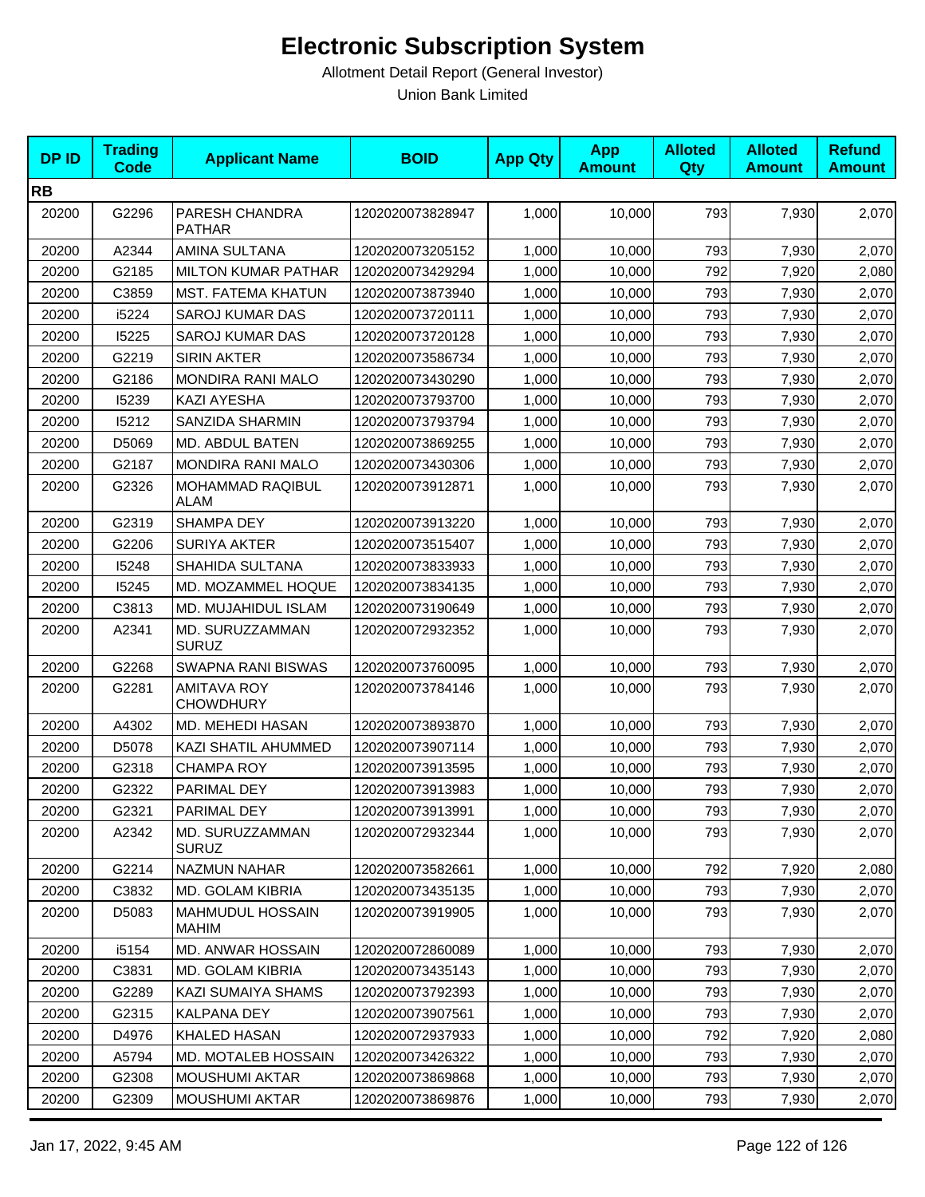# Electronic Subscription System

Allotment Detail Report (General Investor)

Union Bank Limited

| DP ID | Trading Code | Applicant Name | BOID | App Qty | App Amount | Alloted Qty | Alloted Amount | Refund Amount |
|---|---|---|---|---|---|---|---|---|
| **RB** | | | | | | | | |
| 20200 | G2296 | PARESH CHANDRA PATHAR | 1202020073828947 | 1,000 | 10,000 | 793 | 7,930 | 2,070 |
| 20200 | A2344 | AMINA SULTANA | 1202020073205152 | 1,000 | 10,000 | 793 | 7,930 | 2,070 |
| 20200 | G2185 | MILTON KUMAR PATHAR | 1202020073429294 | 1,000 | 10,000 | 792 | 7,920 | 2,080 |
| 20200 | C3859 | MST. FATEMA KHATUN | 1202020073873940 | 1,000 | 10,000 | 793 | 7,930 | 2,070 |
| 20200 | i5224 | SAROJ KUMAR DAS | 1202020073720111 | 1,000 | 10,000 | 793 | 7,930 | 2,070 |
| 20200 | I5225 | SAROJ KUMAR DAS | 1202020073720128 | 1,000 | 10,000 | 793 | 7,930 | 2,070 |
| 20200 | G2219 | SIRIN AKTER | 1202020073586734 | 1,000 | 10,000 | 793 | 7,930 | 2,070 |
| 20200 | G2186 | MONDIRA RANI MALO | 1202020073430290 | 1,000 | 10,000 | 793 | 7,930 | 2,070 |
| 20200 | I5239 | KAZI AYESHA | 1202020073793700 | 1,000 | 10,000 | 793 | 7,930 | 2,070 |
| 20200 | I5212 | SANZIDA SHARMIN | 1202020073793794 | 1,000 | 10,000 | 793 | 7,930 | 2,070 |
| 20200 | D5069 | MD. ABDUL BATEN | 1202020073869255 | 1,000 | 10,000 | 793 | 7,930 | 2,070 |
| 20200 | G2187 | MONDIRA RANI MALO | 1202020073430306 | 1,000 | 10,000 | 793 | 7,930 | 2,070 |
| 20200 | G2326 | MOHAMMAD RAQIBUL ALAM | 1202020073912871 | 1,000 | 10,000 | 793 | 7,930 | 2,070 |
| 20200 | G2319 | SHAMPA DEY | 1202020073913220 | 1,000 | 10,000 | 793 | 7,930 | 2,070 |
| 20200 | G2206 | SURIYA AKTER | 1202020073515407 | 1,000 | 10,000 | 793 | 7,930 | 2,070 |
| 20200 | I5248 | SHAHIDA SULTANA | 1202020073833933 | 1,000 | 10,000 | 793 | 7,930 | 2,070 |
| 20200 | I5245 | MD. MOZAMMEL HOQUE | 1202020073834135 | 1,000 | 10,000 | 793 | 7,930 | 2,070 |
| 20200 | C3813 | MD. MUJAHIDUL ISLAM | 1202020073190649 | 1,000 | 10,000 | 793 | 7,930 | 2,070 |
| 20200 | A2341 | MD. SURUZZAMMAN SURUZ | 1202020072932352 | 1,000 | 10,000 | 793 | 7,930 | 2,070 |
| 20200 | G2268 | SWAPNA RANI BISWAS | 1202020073760095 | 1,000 | 10,000 | 793 | 7,930 | 2,070 |
| 20200 | G2281 | AMITAVA ROY CHOWDHURY | 1202020073784146 | 1,000 | 10,000 | 793 | 7,930 | 2,070 |
| 20200 | A4302 | MD. MEHEDI HASAN | 1202020073893870 | 1,000 | 10,000 | 793 | 7,930 | 2,070 |
| 20200 | D5078 | KAZI SHATIL AHUMMED | 1202020073907114 | 1,000 | 10,000 | 793 | 7,930 | 2,070 |
| 20200 | G2318 | CHAMPA ROY | 1202020073913595 | 1,000 | 10,000 | 793 | 7,930 | 2,070 |
| 20200 | G2322 | PARIMAL DEY | 1202020073913983 | 1,000 | 10,000 | 793 | 7,930 | 2,070 |
| 20200 | G2321 | PARIMAL DEY | 1202020073913991 | 1,000 | 10,000 | 793 | 7,930 | 2,070 |
| 20200 | A2342 | MD. SURUZZAMMAN SURUZ | 1202020072932344 | 1,000 | 10,000 | 793 | 7,930 | 2,070 |
| 20200 | G2214 | NAZMUN NAHAR | 1202020073582661 | 1,000 | 10,000 | 792 | 7,920 | 2,080 |
| 20200 | C3832 | MD. GOLAM KIBRIA | 1202020073435135 | 1,000 | 10,000 | 793 | 7,930 | 2,070 |
| 20200 | D5083 | MAHMUDUL HOSSAIN MAHIM | 1202020073919905 | 1,000 | 10,000 | 793 | 7,930 | 2,070 |
| 20200 | i5154 | MD. ANWAR HOSSAIN | 1202020072860089 | 1,000 | 10,000 | 793 | 7,930 | 2,070 |
| 20200 | C3831 | MD. GOLAM KIBRIA | 1202020073435143 | 1,000 | 10,000 | 793 | 7,930 | 2,070 |
| 20200 | G2289 | KAZI SUMAIYA SHAMS | 1202020073792393 | 1,000 | 10,000 | 793 | 7,930 | 2,070 |
| 20200 | G2315 | KALPANA DEY | 1202020073907561 | 1,000 | 10,000 | 793 | 7,930 | 2,070 |
| 20200 | D4976 | KHALED HASAN | 1202020072937933 | 1,000 | 10,000 | 792 | 7,920 | 2,080 |
| 20200 | A5794 | MD. MOTALEB HOSSAIN | 1202020073426322 | 1,000 | 10,000 | 793 | 7,930 | 2,070 |
| 20200 | G2308 | MOUSHUMI AKTAR | 1202020073869868 | 1,000 | 10,000 | 793 | 7,930 | 2,070 |
| 20200 | G2309 | MOUSHUMI AKTAR | 1202020073869876 | 1,000 | 10,000 | 793 | 7,930 | 2,070 |

Jan 17, 2022, 9:45 AM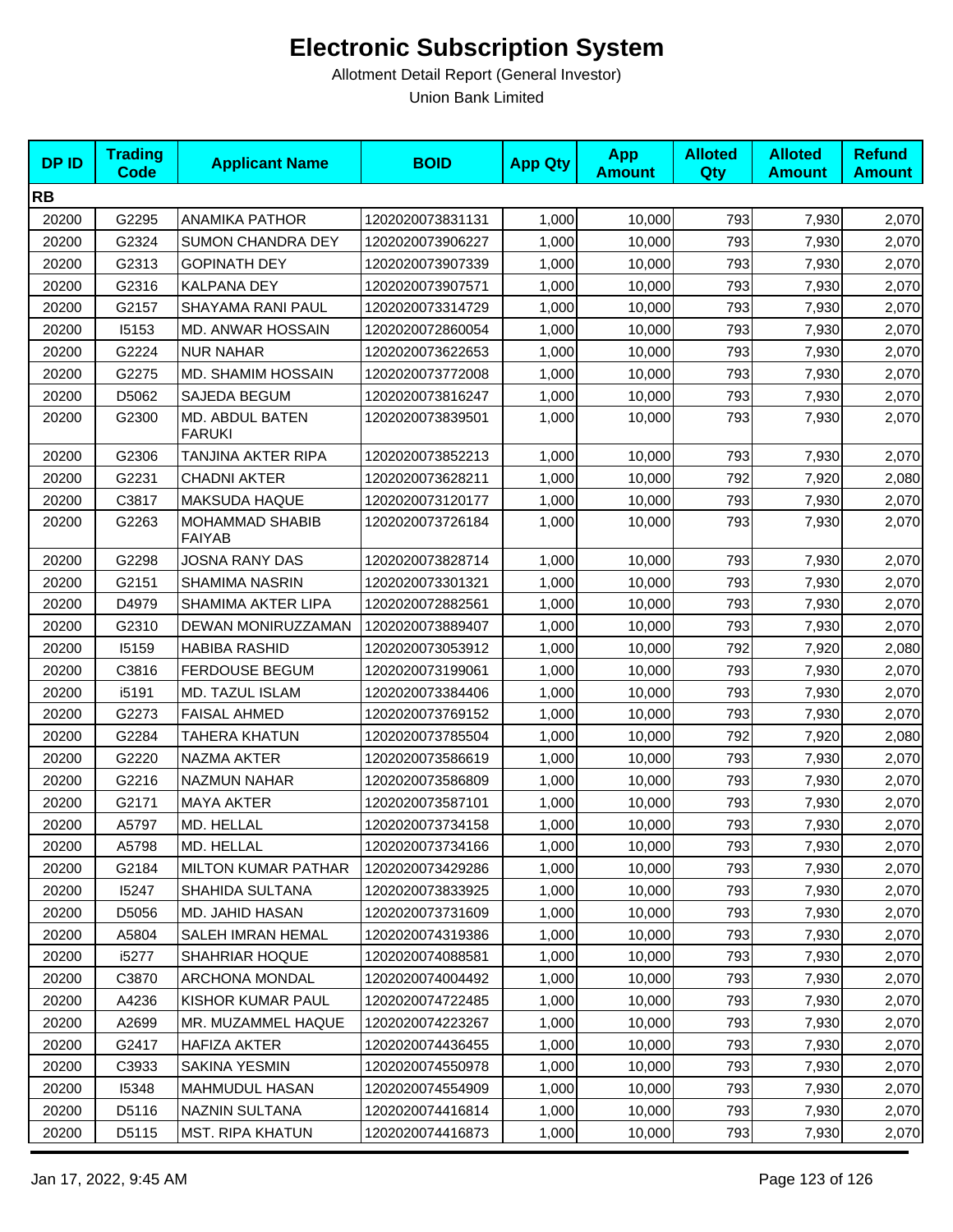# Electronic Subscription System

Allotment Detail Report (General Investor)

Union Bank Limited

| DP ID | Trading Code | Applicant Name | BOID | App Qty | App Amount | Alloted Qty | Alloted Amount | Refund Amount |
|---|---|---|---|---|---|---|---|---|
| **RB** | | | | | | | | |
| 20200 | G2295 | ANAMIKA PATHOR | 1202020073831131 | 1,000 | 10,000 | 793 | 7,930 | 2,070 |
| 20200 | G2324 | SUMON CHANDRA DEY | 1202020073906227 | 1,000 | 10,000 | 793 | 7,930 | 2,070 |
| 20200 | G2313 | GOPINATH DEY | 1202020073907339 | 1,000 | 10,000 | 793 | 7,930 | 2,070 |
| 20200 | G2316 | KALPANA DEY | 1202020073907571 | 1,000 | 10,000 | 793 | 7,930 | 2,070 |
| 20200 | G2157 | SHAYAMA RANI PAUL | 1202020073314729 | 1,000 | 10,000 | 793 | 7,930 | 2,070 |
| 20200 | I5153 | MD. ANWAR HOSSAIN | 1202020072860054 | 1,000 | 10,000 | 793 | 7,930 | 2,070 |
| 20200 | G2224 | NUR NAHAR | 1202020073622653 | 1,000 | 10,000 | 793 | 7,930 | 2,070 |
| 20200 | G2275 | MD. SHAMIM HOSSAIN | 1202020073772008 | 1,000 | 10,000 | 793 | 7,930 | 2,070 |
| 20200 | D5062 | SAJEDA BEGUM | 1202020073816247 | 1,000 | 10,000 | 793 | 7,930 | 2,070 |
| 20200 | G2300 | MD. ABDUL BATEN FARUKI | 1202020073839501 | 1,000 | 10,000 | 793 | 7,930 | 2,070 |
| 20200 | G2306 | TANJINA AKTER RIPA | 1202020073852213 | 1,000 | 10,000 | 793 | 7,930 | 2,070 |
| 20200 | G2231 | CHADNI AKTER | 1202020073628211 | 1,000 | 10,000 | 792 | 7,920 | 2,080 |
| 20200 | C3817 | MAKSUDA HAQUE | 1202020073120177 | 1,000 | 10,000 | 793 | 7,930 | 2,070 |
| 20200 | G2263 | MOHAMMAD SHABIB FAIYAB | 1202020073726184 | 1,000 | 10,000 | 793 | 7,930 | 2,070 |
| 20200 | G2298 | JOSNA RANY DAS | 1202020073828714 | 1,000 | 10,000 | 793 | 7,930 | 2,070 |
| 20200 | G2151 | SHAMIMA NASRIN | 1202020073301321 | 1,000 | 10,000 | 793 | 7,930 | 2,070 |
| 20200 | D4979 | SHAMIMA AKTER LIPA | 1202020072882561 | 1,000 | 10,000 | 793 | 7,930 | 2,070 |
| 20200 | G2310 | DEWAN MONIRUZZAMAN | 1202020073889407 | 1,000 | 10,000 | 793 | 7,930 | 2,070 |
| 20200 | I5159 | HABIBA RASHID | 1202020073053912 | 1,000 | 10,000 | 792 | 7,920 | 2,080 |
| 20200 | C3816 | FERDOUSE BEGUM | 1202020073199061 | 1,000 | 10,000 | 793 | 7,930 | 2,070 |
| 20200 | i5191 | MD. TAZUL ISLAM | 1202020073384406 | 1,000 | 10,000 | 793 | 7,930 | 2,070 |
| 20200 | G2273 | FAISAL AHMED | 1202020073769152 | 1,000 | 10,000 | 793 | 7,930 | 2,070 |
| 20200 | G2284 | TAHERA KHATUN | 1202020073785504 | 1,000 | 10,000 | 792 | 7,920 | 2,080 |
| 20200 | G2220 | NAZMA AKTER | 1202020073586619 | 1,000 | 10,000 | 793 | 7,930 | 2,070 |
| 20200 | G2216 | NAZMUN NAHAR | 1202020073586809 | 1,000 | 10,000 | 793 | 7,930 | 2,070 |
| 20200 | G2171 | MAYA AKTER | 1202020073587101 | 1,000 | 10,000 | 793 | 7,930 | 2,070 |
| 20200 | A5797 | MD. HELLAL | 1202020073734158 | 1,000 | 10,000 | 793 | 7,930 | 2,070 |
| 20200 | A5798 | MD. HELLAL | 1202020073734166 | 1,000 | 10,000 | 793 | 7,930 | 2,070 |
| 20200 | G2184 | MILTON KUMAR PATHAR | 1202020073429286 | 1,000 | 10,000 | 793 | 7,930 | 2,070 |
| 20200 | I5247 | SHAHIDA SULTANA | 1202020073833925 | 1,000 | 10,000 | 793 | 7,930 | 2,070 |
| 20200 | D5056 | MD. JAHID HASAN | 1202020073731609 | 1,000 | 10,000 | 793 | 7,930 | 2,070 |
| 20200 | A5804 | SALEH IMRAN HEMAL | 1202020074319386 | 1,000 | 10,000 | 793 | 7,930 | 2,070 |
| 20200 | i5277 | SHAHRIAR HOQUE | 1202020074088581 | 1,000 | 10,000 | 793 | 7,930 | 2,070 |
| 20200 | C3870 | ARCHONA MONDAL | 1202020074004492 | 1,000 | 10,000 | 793 | 7,930 | 2,070 |
| 20200 | A4236 | KISHOR KUMAR PAUL | 1202020074722485 | 1,000 | 10,000 | 793 | 7,930 | 2,070 |
| 20200 | A2699 | MR. MUZAMMEL HAQUE | 1202020074223267 | 1,000 | 10,000 | 793 | 7,930 | 2,070 |
| 20200 | G2417 | HAFIZA AKTER | 1202020074436455 | 1,000 | 10,000 | 793 | 7,930 | 2,070 |
| 20200 | C3933 | SAKINA YESMIN | 1202020074550978 | 1,000 | 10,000 | 793 | 7,930 | 2,070 |
| 20200 | I5348 | MAHMUDUL HASAN | 1202020074554909 | 1,000 | 10,000 | 793 | 7,930 | 2,070 |
| 20200 | D5116 | NAZNIN SULTANA | 1202020074416814 | 1,000 | 10,000 | 793 | 7,930 | 2,070 |
| 20200 | D5115 | MST. RIPA KHATUN | 1202020074416873 | 1,000 | 10,000 | 793 | 7,930 | 2,070 |

Jan 17, 2022, 9:45 AM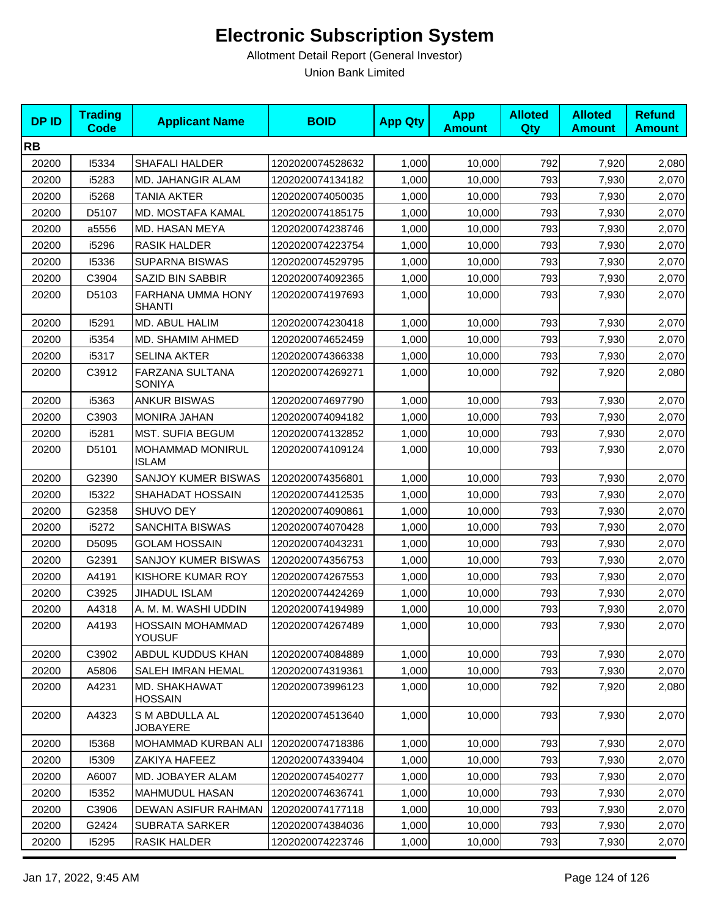# Electronic Subscription System

Allotment Detail Report (General Investor)

Union Bank Limited

| DP ID | Trading Code | Applicant Name | BOID | App Qty | App Amount | Alloted Qty | Alloted Amount | Refund Amount |
|---|---|---|---|---|---|---|---|---|
| **RB** | | | | | | | | |
| 20200 | I5334 | SHAFALI HALDER | 1202020074528632 | 1,000 | 10,000 | 792 | 7,920 | 2,080 |
| 20200 | i5283 | MD. JAHANGIR ALAM | 1202020074134182 | 1,000 | 10,000 | 793 | 7,930 | 2,070 |
| 20200 | i5268 | TANIA AKTER | 1202020074050035 | 1,000 | 10,000 | 793 | 7,930 | 2,070 |
| 20200 | D5107 | MD. MOSTAFA KAMAL | 1202020074185175 | 1,000 | 10,000 | 793 | 7,930 | 2,070 |
| 20200 | a5556 | MD. HASAN MEYA | 1202020074238746 | 1,000 | 10,000 | 793 | 7,930 | 2,070 |
| 20200 | i5296 | RASIK HALDER | 1202020074223754 | 1,000 | 10,000 | 793 | 7,930 | 2,070 |
| 20200 | I5336 | SUPARNA BISWAS | 1202020074529795 | 1,000 | 10,000 | 793 | 7,930 | 2,070 |
| 20200 | C3904 | SAZID BIN SABBIR | 1202020074092365 | 1,000 | 10,000 | 793 | 7,930 | 2,070 |
| 20200 | D5103 | FARHANA UMMA HONY SHANTI | 1202020074197693 | 1,000 | 10,000 | 793 | 7,930 | 2,070 |
| 20200 | I5291 | MD. ABUL HALIM | 1202020074230418 | 1,000 | 10,000 | 793 | 7,930 | 2,070 |
| 20200 | i5354 | MD. SHAMIM AHMED | 1202020074652459 | 1,000 | 10,000 | 793 | 7,930 | 2,070 |
| 20200 | i5317 | SELINA AKTER | 1202020074366338 | 1,000 | 10,000 | 793 | 7,930 | 2,070 |
| 20200 | C3912 | FARZANA SULTANA SONIYA | 1202020074269271 | 1,000 | 10,000 | 792 | 7,920 | 2,080 |
| 20200 | i5363 | ANKUR BISWAS | 1202020074697790 | 1,000 | 10,000 | 793 | 7,930 | 2,070 |
| 20200 | C3903 | MONIRA JAHAN | 1202020074094182 | 1,000 | 10,000 | 793 | 7,930 | 2,070 |
| 20200 | i5281 | MST. SUFIA BEGUM | 1202020074132852 | 1,000 | 10,000 | 793 | 7,930 | 2,070 |
| 20200 | D5101 | MOHAMMAD MONIRUL ISLAM | 1202020074109124 | 1,000 | 10,000 | 793 | 7,930 | 2,070 |
| 20200 | G2390 | SANJOY KUMER BISWAS | 1202020074356801 | 1,000 | 10,000 | 793 | 7,930 | 2,070 |
| 20200 | I5322 | SHAHADAT HOSSAIN | 1202020074412535 | 1,000 | 10,000 | 793 | 7,930 | 2,070 |
| 20200 | G2358 | SHUVO DEY | 1202020074090861 | 1,000 | 10,000 | 793 | 7,930 | 2,070 |
| 20200 | i5272 | SANCHITA BISWAS | 1202020074070428 | 1,000 | 10,000 | 793 | 7,930 | 2,070 |
| 20200 | D5095 | GOLAM HOSSAIN | 1202020074043231 | 1,000 | 10,000 | 793 | 7,930 | 2,070 |
| 20200 | G2391 | SANJOY KUMER BISWAS | 1202020074356753 | 1,000 | 10,000 | 793 | 7,930 | 2,070 |
| 20200 | A4191 | KISHORE KUMAR ROY | 1202020074267553 | 1,000 | 10,000 | 793 | 7,930 | 2,070 |
| 20200 | C3925 | JIHADUL ISLAM | 1202020074424269 | 1,000 | 10,000 | 793 | 7,930 | 2,070 |
| 20200 | A4318 | A. M. M. WASHI UDDIN | 1202020074194989 | 1,000 | 10,000 | 793 | 7,930 | 2,070 |
| 20200 | A4193 | HOSSAIN MOHAMMAD YOUSUF | 1202020074267489 | 1,000 | 10,000 | 793 | 7,930 | 2,070 |
| 20200 | C3902 | ABDUL KUDDUS KHAN | 1202020074084889 | 1,000 | 10,000 | 793 | 7,930 | 2,070 |
| 20200 | A5806 | SALEH IMRAN HEMAL | 1202020074319361 | 1,000 | 10,000 | 793 | 7,930 | 2,070 |
| 20200 | A4231 | MD. SHAKHAWAT HOSSAIN | 1202020073996123 | 1,000 | 10,000 | 792 | 7,920 | 2,080 |
| 20200 | A4323 | S M ABDULLA AL JOBAYERE | 1202020074513640 | 1,000 | 10,000 | 793 | 7,930 | 2,070 |
| 20200 | I5368 | MOHAMMAD KURBAN ALI | 1202020074718386 | 1,000 | 10,000 | 793 | 7,930 | 2,070 |
| 20200 | I5309 | ZAKIYA HAFEEZ | 1202020074339404 | 1,000 | 10,000 | 793 | 7,930 | 2,070 |
| 20200 | A6007 | MD. JOBAYER ALAM | 1202020074540277 | 1,000 | 10,000 | 793 | 7,930 | 2,070 |
| 20200 | I5352 | MAHMUDUL HASAN | 1202020074636741 | 1,000 | 10,000 | 793 | 7,930 | 2,070 |
| 20200 | C3906 | DEWAN ASIFUR RAHMAN | 1202020074177118 | 1,000 | 10,000 | 793 | 7,930 | 2,070 |
| 20200 | G2424 | SUBRATA SARKER | 1202020074384036 | 1,000 | 10,000 | 793 | 7,930 | 2,070 |
| 20200 | I5295 | RASIK HALDER | 1202020074223746 | 1,000 | 10,000 | 793 | 7,930 | 2,070 |

Jan 17, 2022, 9:45 AM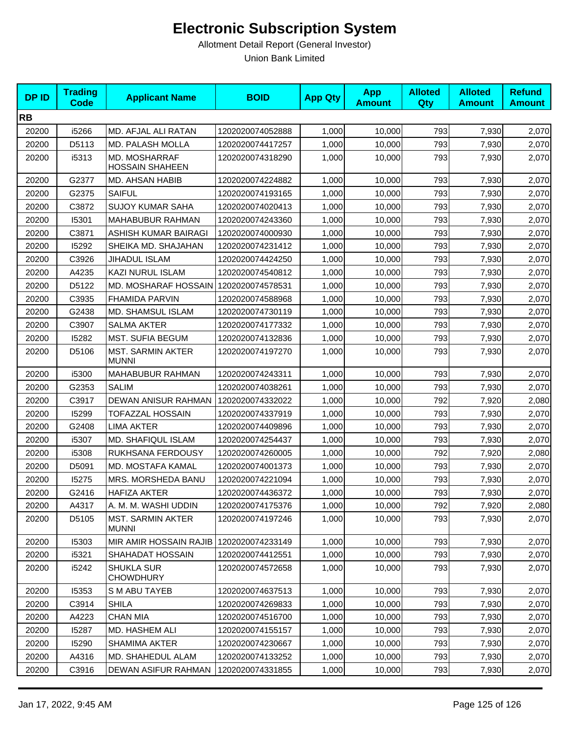# Electronic Subscription System

Allotment Detail Report (General Investor)

Union Bank Limited

| DP ID | Trading Code | Applicant Name | BOID | App Qty | App Amount | Alloted Qty | Alloted Amount | Refund Amount |
|---|---|---|---|---|---|---|---|---|
| **RB** | | | | | | | | |
| 20200 | i5266 | MD. AFJAL ALI RATAN | 1202020074052888 | 1,000 | 10,000 | 793 | 7,930 | 2,070 |
| 20200 | D5113 | MD. PALASH MOLLA | 1202020074417257 | 1,000 | 10,000 | 793 | 7,930 | 2,070 |
| 20200 | i5313 | MD. MOSHARRAF HOSSAIN SHAHEEN | 1202020074318290 | 1,000 | 10,000 | 793 | 7,930 | 2,070 |
| 20200 | G2377 | MD. AHSAN HABIB | 1202020074224882 | 1,000 | 10,000 | 793 | 7,930 | 2,070 |
| 20200 | G2375 | SAIFUL | 1202020074193165 | 1,000 | 10,000 | 793 | 7,930 | 2,070 |
| 20200 | C3872 | SUJOY KUMAR SAHA | 1202020074020413 | 1,000 | 10,000 | 793 | 7,930 | 2,070 |
| 20200 | I5301 | MAHABUBUR RAHMAN | 1202020074243360 | 1,000 | 10,000 | 793 | 7,930 | 2,070 |
| 20200 | C3871 | ASHISH KUMAR BAIRAGI | 1202020074000930 | 1,000 | 10,000 | 793 | 7,930 | 2,070 |
| 20200 | I5292 | SHEIKA MD. SHAJAHAN | 1202020074231412 | 1,000 | 10,000 | 793 | 7,930 | 2,070 |
| 20200 | C3926 | JIHADUL ISLAM | 1202020074424250 | 1,000 | 10,000 | 793 | 7,930 | 2,070 |
| 20200 | A4235 | KAZI NURUL ISLAM | 1202020074540812 | 1,000 | 10,000 | 793 | 7,930 | 2,070 |
| 20200 | D5122 | MD. MOSHARAF HOSSAIN | 1202020074578531 | 1,000 | 10,000 | 793 | 7,930 | 2,070 |
| 20200 | C3935 | FHAMIDA PARVIN | 1202020074588968 | 1,000 | 10,000 | 793 | 7,930 | 2,070 |
| 20200 | G2438 | MD. SHAMSUL ISLAM | 1202020074730119 | 1,000 | 10,000 | 793 | 7,930 | 2,070 |
| 20200 | C3907 | SALMA AKTER | 1202020074177332 | 1,000 | 10,000 | 793 | 7,930 | 2,070 |
| 20200 | I5282 | MST. SUFIA BEGUM | 1202020074132836 | 1,000 | 10,000 | 793 | 7,930 | 2,070 |
| 20200 | D5106 | MST. SARMIN AKTER MUNNI | 1202020074197270 | 1,000 | 10,000 | 793 | 7,930 | 2,070 |
| 20200 | i5300 | MAHABUBUR RAHMAN | 1202020074243311 | 1,000 | 10,000 | 793 | 7,930 | 2,070 |
| 20200 | G2353 | SALIM | 1202020074038261 | 1,000 | 10,000 | 793 | 7,930 | 2,070 |
| 20200 | C3917 | DEWAN ANISUR RAHMAN | 1202020074332022 | 1,000 | 10,000 | 792 | 7,920 | 2,080 |
| 20200 | I5299 | TOFAZZAL HOSSAIN | 1202020074337919 | 1,000 | 10,000 | 793 | 7,930 | 2,070 |
| 20200 | G2408 | LIMA AKTER | 1202020074409896 | 1,000 | 10,000 | 793 | 7,930 | 2,070 |
| 20200 | i5307 | MD. SHAFIQUL ISLAM | 1202020074254437 | 1,000 | 10,000 | 793 | 7,930 | 2,070 |
| 20200 | i5308 | RUKHSANA FERDOUSY | 1202020074260005 | 1,000 | 10,000 | 792 | 7,920 | 2,080 |
| 20200 | D5091 | MD. MOSTAFA KAMAL | 1202020074001373 | 1,000 | 10,000 | 793 | 7,930 | 2,070 |
| 20200 | I5275 | MRS. MORSHEDA BANU | 1202020074221094 | 1,000 | 10,000 | 793 | 7,930 | 2,070 |
| 20200 | G2416 | HAFIZA AKTER | 1202020074436372 | 1,000 | 10,000 | 793 | 7,930 | 2,070 |
| 20200 | A4317 | A. M. M. WASHI UDDIN | 1202020074175376 | 1,000 | 10,000 | 792 | 7,920 | 2,080 |
| 20200 | D5105 | MST. SARMIN AKTER MUNNI | 1202020074197246 | 1,000 | 10,000 | 793 | 7,930 | 2,070 |
| 20200 | I5303 | MIR AMIR HOSSAIN RAJIB | 1202020074233149 | 1,000 | 10,000 | 793 | 7,930 | 2,070 |
| 20200 | i5321 | SHAHADAT HOSSAIN | 1202020074412551 | 1,000 | 10,000 | 793 | 7,930 | 2,070 |
| 20200 | i5242 | SHUKLA SUR CHOWDHURY | 1202020074572658 | 1,000 | 10,000 | 793 | 7,930 | 2,070 |
| 20200 | I5353 | S M ABU TAYEB | 1202020074637513 | 1,000 | 10,000 | 793 | 7,930 | 2,070 |
| 20200 | C3914 | SHILA | 1202020074269833 | 1,000 | 10,000 | 793 | 7,930 | 2,070 |
| 20200 | A4223 | CHAN MIA | 1202020074516700 | 1,000 | 10,000 | 793 | 7,930 | 2,070 |
| 20200 | I5287 | MD. HASHEM ALI | 1202020074155157 | 1,000 | 10,000 | 793 | 7,930 | 2,070 |
| 20200 | I5290 | SHAMIMA AKTER | 1202020074230667 | 1,000 | 10,000 | 793 | 7,930 | 2,070 |
| 20200 | A4316 | MD. SHAHEDUL ALAM | 1202020074133252 | 1,000 | 10,000 | 793 | 7,930 | 2,070 |
| 20200 | C3916 | DEWAN ASIFUR RAHMAN | 1202020074331855 | 1,000 | 10,000 | 793 | 7,930 | 2,070 |

Jan 17, 2022, 9:45 AM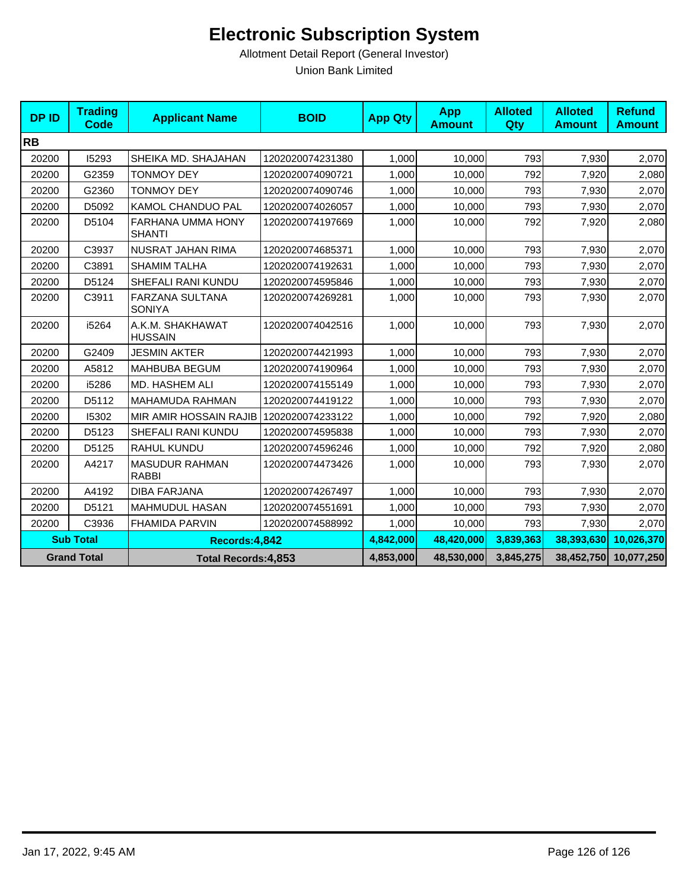# Electronic Subscription System

Allotment Detail Report (General Investor)

Union Bank Limited

| DP ID | Trading Code | Applicant Name | BOID | App Qty | App Amount | Alloted Qty | Alloted Amount | Refund Amount |
|---|---|---|---|---|---|---|---|---|
| **RB** | | | | | | | | |
| 20200 | I5293 | SHEIKA MD. SHAJAHAN | 1202020074231380 | 1,000 | 10,000 | 793 | 7,930 | 2,070 |
| 20200 | G2359 | TONMOY DEY | 1202020074090721 | 1,000 | 10,000 | 792 | 7,920 | 2,080 |
| 20200 | G2360 | TONMOY DEY | 1202020074090746 | 1,000 | 10,000 | 793 | 7,930 | 2,070 |
| 20200 | D5092 | KAMOL CHANDUO PAL | 1202020074026057 | 1,000 | 10,000 | 793 | 7,930 | 2,070 |
| 20200 | D5104 | FARHANA UMMA HONY SHANTI | 1202020074197669 | 1,000 | 10,000 | 792 | 7,920 | 2,080 |
| 20200 | C3937 | NUSRAT JAHAN RIMA | 1202020074685371 | 1,000 | 10,000 | 793 | 7,930 | 2,070 |
| 20200 | C3891 | SHAMIM TALHA | 1202020074192631 | 1,000 | 10,000 | 793 | 7,930 | 2,070 |
| 20200 | D5124 | SHEFALI RANI KUNDU | 1202020074595846 | 1,000 | 10,000 | 793 | 7,930 | 2,070 |
| 20200 | C3911 | FARZANA SULTANA SONIYA | 1202020074269281 | 1,000 | 10,000 | 793 | 7,930 | 2,070 |
| 20200 | i5264 | A.K.M. SHAKHAWAT HUSSAIN | 1202020074042516 | 1,000 | 10,000 | 793 | 7,930 | 2,070 |
| 20200 | G2409 | JESMIN AKTER | 1202020074421993 | 1,000 | 10,000 | 793 | 7,930 | 2,070 |
| 20200 | A5812 | MAHBUBA BEGUM | 1202020074190964 | 1,000 | 10,000 | 793 | 7,930 | 2,070 |
| 20200 | i5286 | MD. HASHEM ALI | 1202020074155149 | 1,000 | 10,000 | 793 | 7,930 | 2,070 |
| 20200 | D5112 | MAHAMUDA RAHMAN | 1202020074419122 | 1,000 | 10,000 | 793 | 7,930 | 2,070 |
| 20200 | I5302 | MIR AMIR HOSSAIN RAJIB | 1202020074233122 | 1,000 | 10,000 | 792 | 7,920 | 2,080 |
| 20200 | D5123 | SHEFALI RANI KUNDU | 1202020074595838 | 1,000 | 10,000 | 793 | 7,930 | 2,070 |
| 20200 | D5125 | RAHUL KUNDU | 1202020074596246 | 1,000 | 10,000 | 792 | 7,920 | 2,080 |
| 20200 | A4217 | MASUDUR RAHMAN RABBI | 1202020074473426 | 1,000 | 10,000 | 793 | 7,930 | 2,070 |
| 20200 | A4192 | DIBA FARJANA | 1202020074267497 | 1,000 | 10,000 | 793 | 7,930 | 2,070 |
| 20200 | D5121 | MAHMUDUL HASAN | 1202020074551691 | 1,000 | 10,000 | 793 | 7,930 | 2,070 |
| 20200 | C3936 | FHAMIDA PARVIN | 1202020074588992 | 1,000 | 10,000 | 793 | 7,930 | 2,070 |
| **Sub Total** | | **Records:4,842** | | **4,842,000** | **48,420,000** | **3,839,363** | **38,393,630** | **10,026,370** |
| **Grand Total** | | **Total Records:4,853** | | **4,853,000** | **48,530,000** | **3,845,275** | **38,452,750** | **10,077,250** |

Jan 17, 2022, 9:45 AM